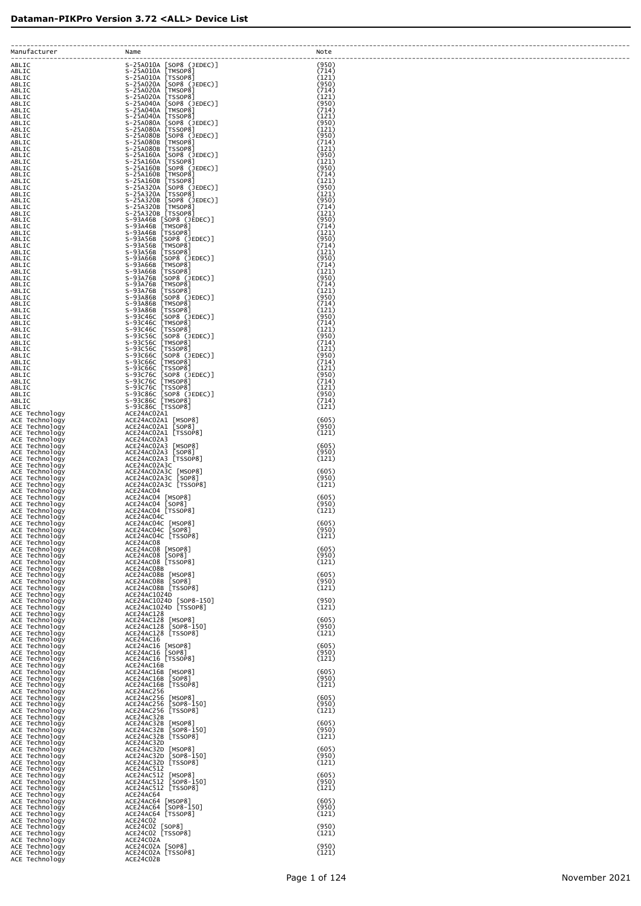# Dataman-PIKPro Version 3.72 <ALL> Device List

| Manufacturer | Name | Note |
|---|---|---|
| ABLIC | S-25A010A [SOP8 (JEDEC)] | (950) |
| ABLIC | S-25A010A [TMSOP8] | (714) |
| ABLIC | S-25A010A [TSSOP8] | (121) |
| ABLIC | S-25A020A [SOP8 (JEDEC)] | (950) |
| ABLIC | S-25A020A [TMSOP8] | (714) |
| ABLIC | S-25A020A [TSSOP8] | (121) |
| ABLIC | S-25A040A [SOP8 (JEDEC)] | (950) |
| ABLIC | S-25A040A [TMSOP8] | (714) |
| ABLIC | S-25A040A [TSSOP8] | (121) |
| ABLIC | S-25A080A [SOP8 (JEDEC)] | (950) |
| ABLIC | S-25A080A [TSSOP8] | (121) |
| ABLIC | S-25A080B [SOP8 (JEDEC)] | (950) |
| ABLIC | S-25A080B [TMSOP8] | (714) |
| ABLIC | S-25A080B [TSSOP8] | (121) |
| ABLIC | S-25A160A [SOP8 (JEDEC)] | (950) |
| ABLIC | S-25A160A [TSSOP8] | (121) |
| ABLIC | S-25A160B [SOP8 (JEDEC)] | (950) |
| ABLIC | S-25A160B [TMSOP8] | (714) |
| ABLIC | S-25A160B [TSSOP8] | (121) |
| ABLIC | S-25A320A [SOP8 (JEDEC)] | (950) |
| ABLIC | S-25A320A [TSSOP8] | (121) |
| ABLIC | S-25A320B [SOP8 (JEDEC)] | (950) |
| ABLIC | S-25A320B [TMSOP8] | (714) |
| ABLIC | S-25A320B [TSSOP8] | (121) |
| ABLIC | S-93A46B [SOP8 (JEDEC)] | (950) |
| ABLIC | S-93A46B [TMSOP8] | (714) |
| ABLIC | S-93A46B [TSSOP8] | (121) |
| ABLIC | S-93A56B [SOP8 (JEDEC)] | (950) |
| ABLIC | S-93A56B [TMSOP8] | (714) |
| ABLIC | S-93A56B [TSSOP8] | (121) |
| ABLIC | S-93A66B [SOP8 (JEDEC)] | (950) |
| ABLIC | S-93A66B [TMSOP8] | (714) |
| ABLIC | S-93A66B [TSSOP8] | (121) |
| ABLIC | S-93A76B [SOP8 (JEDEC)] | (950) |
| ABLIC | S-93A76B [TMSOP8] | (714) |
| ABLIC | S-93A76B [TSSOP8] | (121) |
| ABLIC | S-93A86B [SOP8 (JEDEC)] | (950) |
| ABLIC | S-93A86B [TMSOP8] | (714) |
| ABLIC | S-93A86B [TSSOP8] | (121) |
| ABLIC | S-93C46C [SOP8 (JEDEC)] | (950) |
| ABLIC | S-93C46C [TMSOP8] | (714) |
| ABLIC | S-93C46C [TSSOP8] | (121) |
| ABLIC | S-93C56C [SOP8 (JEDEC)] | (950) |
| ABLIC | S-93C56C [TMSOP8] | (714) |
| ABLIC | S-93C56C [TSSOP8] | (121) |
| ABLIC | S-93C66C [SOP8 (JEDEC)] | (950) |
| ABLIC | S-93C66C [TMSOP8] | (714) |
| ABLIC | S-93C66C [TSSOP8] | (121) |
| ABLIC | S-93C76C [SOP8 (JEDEC)] | (950) |
| ABLIC | S-93C76C [TMSOP8] | (714) |
| ABLIC | S-93C76C [TSSOP8] | (121) |
| ABLIC | S-93C86C [SOP8 (JEDEC)] | (950) |
| ABLIC | S-93C86C [TMSOP8] | (714) |
| ABLIC | S-93C86C [TSSOP8] | (121) |
| ACE Technology | ACE24AC02A1 | |
| ACE Technology | ACE24AC02A1 [MSOP8] | (605) |
| ACE Technology | ACE24AC02A1 [SOP8] | (950) |
| ACE Technology | ACE24AC02A1 [TSSOP8] | (121) |
| ACE Technology | ACE24AC02A3 | |
| ACE Technology | ACE24AC02A3 [MSOP8] | (605) |
| ACE Technology | ACE24AC02A3 [SOP8] | (950) |
| ACE Technology | ACE24AC02A3 [TSSOP8] | (121) |
| ACE Technology | ACE24AC02A3C | |
| ACE Technology | ACE24AC02A3C [MSOP8] | (605) |
| ACE Technology | ACE24AC02A3C [SOP8] | (950) |
| ACE Technology | ACE24AC02A3C [TSSOP8] | (121) |
| ACE Technology | ACE24AC04 | |
| ACE Technology | ACE24AC04 [MSOP8] | (605) |
| ACE Technology | ACE24AC04 [SOP8] | (950) |
| ACE Technology | ACE24AC04 [TSSOP8] | (121) |
| ACE Technology | ACE24AC04C | |
| ACE Technology | ACE24AC04C [MSOP8] | (605) |
| ACE Technology | ACE24AC04C [SOP8] | (950) |
| ACE Technology | ACE24AC04C [TSSOP8] | (121) |
| ACE Technology | ACE24AC08 | |
| ACE Technology | ACE24AC08 [MSOP8] | (605) |
| ACE Technology | ACE24AC08 [SOP8] | (950) |
| ACE Technology | ACE24AC08 [TSSOP8] | (121) |
| ACE Technology | ACE24AC08B | |
| ACE Technology | ACE24AC08B [MSOP8] | (605) |
| ACE Technology | ACE24AC08B [SOP8] | (950) |
| ACE Technology | ACE24AC08B [TSSOP8] | (121) |
| ACE Technology | ACE24AC1024D | |
| ACE Technology | ACE24AC1024D [SOP8-150] | (950) |
| ACE Technology | ACE24AC1024D [TSSOP8] | (121) |
| ACE Technology | ACE24AC128 | |
| ACE Technology | ACE24AC128 [MSOP8] | (605) |
| ACE Technology | ACE24AC128 [SOP8-150] | (950) |
| ACE Technology | ACE24AC128 [TSSOP8] | (121) |
| ACE Technology | ACE24AC16 | |
| ACE Technology | ACE24AC16 [MSOP8] | (605) |
| ACE Technology | ACE24AC16 [SOP8] | (950) |
| ACE Technology | ACE24AC16 [TSSOP8] | (121) |
| ACE Technology | ACE24AC16B | |
| ACE Technology | ACE24AC16B [MSOP8] | (605) |
| ACE Technology | ACE24AC16B [SOP8] | (950) |
| ACE Technology | ACE24AC16B [TSSOP8] | (121) |
| ACE Technology | ACE24AC256 | |
| ACE Technology | ACE24AC256 [MSOP8] | (605) |
| ACE Technology | ACE24AC256 [SOP8-150] | (950) |
| ACE Technology | ACE24AC256 [TSSOP8] | (121) |
| ACE Technology | ACE24AC32B | |
| ACE Technology | ACE24AC32B [MSOP8] | (605) |
| ACE Technology | ACE24AC32B [SOP8-150] | (950) |
| ACE Technology | ACE24AC32B [TSSOP8] | (121) |
| ACE Technology | ACE24AC32D | |
| ACE Technology | ACE24AC32D [MSOP8] | (605) |
| ACE Technology | ACE24AC32D [SOP8-150] | (950) |
| ACE Technology | ACE24AC32D [TSSOP8] | (121) |
| ACE Technology | ACE24AC512 | |
| ACE Technology | ACE24AC512 [MSOP8] | (605) |
| ACE Technology | ACE24AC512 [SOP8-150] | (950) |
| ACE Technology | ACE24AC512 [TSSOP8] | (121) |
| ACE Technology | ACE24AC64 | |
| ACE Technology | ACE24AC64 [MSOP8] | (605) |
| ACE Technology | ACE24AC64 [SOP8-150] | (950) |
| ACE Technology | ACE24AC64 [TSSOP8] | (121) |
| ACE Technology | ACE24C02 | |
| ACE Technology | ACE24C02 [SOP8] | (950) |
| ACE Technology | ACE24C02 [TSSOP8] | (121) |
| ACE Technology | ACE24C02A | |
| ACE Technology | ACE24C02A [SOP8] | (950) |
| ACE Technology | ACE24C02A [TSSOP8] | (121) |
| ACE Technology | ACE24C02B | |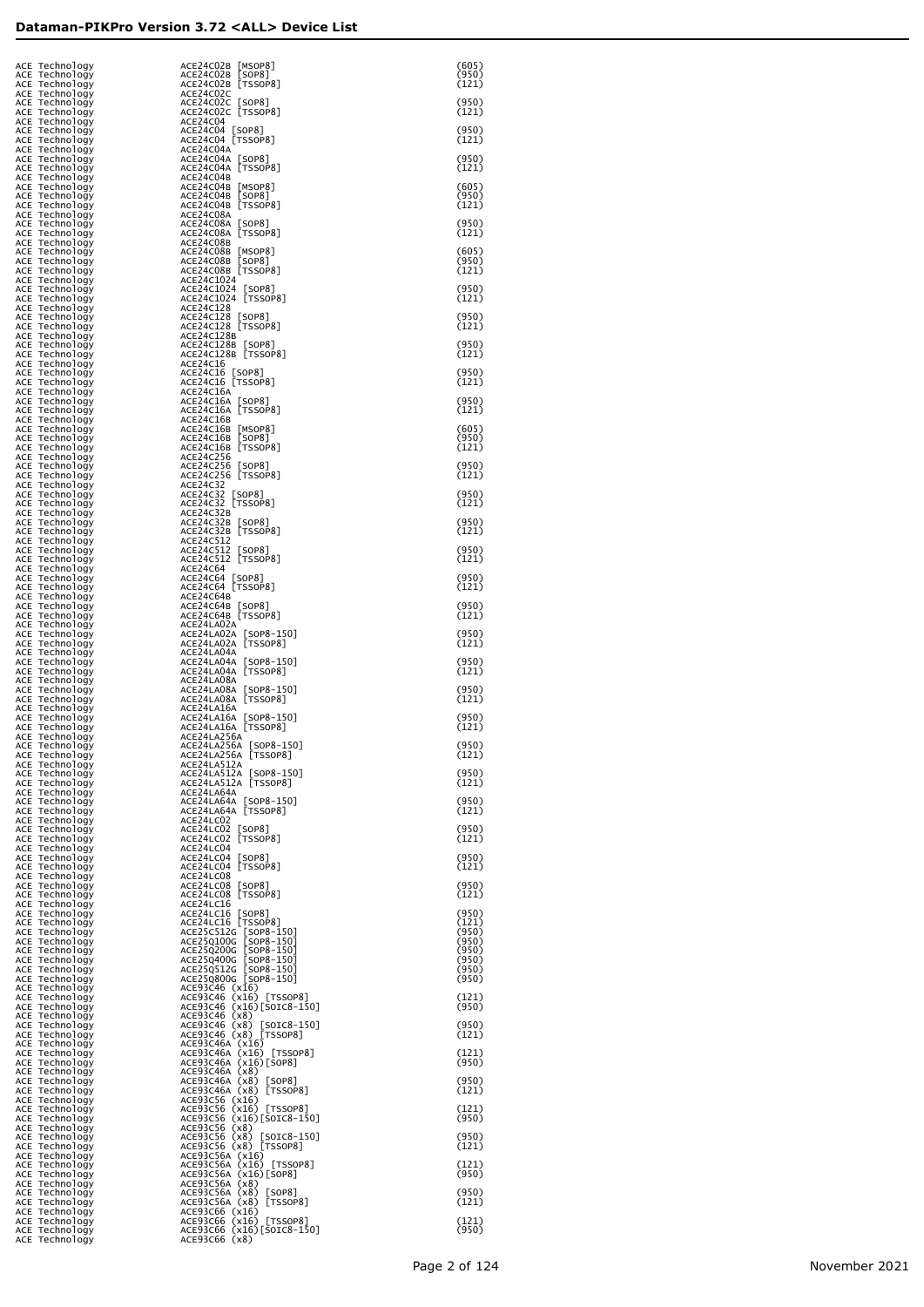## Dataman-PIKPro Version 3.72 <ALL> Device List

| Manufacturer | Device | Adapter |
|---|---|---|
| ACE Technology | ACE24C02B [MSOP8] | (605) |
| ACE Technology | ACE24C02B [SOP8] | (950) |
| ACE Technology | ACE24C02B [TSSOP8] | (121) |
| ACE Technology | ACE24C02C | |
| ACE Technology | ACE24C02C [SOP8] | (950) |
| ACE Technology | ACE24C02C [TSSOP8] | (121) |
| ACE Technology | ACE24C04 | |
| ACE Technology | ACE24C04 [SOP8] | (950) |
| ACE Technology | ACE24C04 [TSSOP8] | (121) |
| ACE Technology | ACE24C04A | |
| ACE Technology | ACE24C04A [SOP8] | (950) |
| ACE Technology | ACE24C04A [TSSOP8] | (121) |
| ACE Technology | ACE24C04B | |
| ACE Technology | ACE24C04B [MSOP8] | (605) |
| ACE Technology | ACE24C04B [SOP8] | (950) |
| ACE Technology | ACE24C04B [TSSOP8] | (121) |
| ACE Technology | ACE24C08A | |
| ACE Technology | ACE24C08A [SOP8] | (950) |
| ACE Technology | ACE24C08A [TSSOP8] | (121) |
| ACE Technology | ACE24C08B | |
| ACE Technology | ACE24C08B [MSOP8] | (605) |
| ACE Technology | ACE24C08B [SOP8] | (950) |
| ACE Technology | ACE24C08B [TSSOP8] | (121) |
| ACE Technology | ACE24C1024 | |
| ACE Technology | ACE24C1024 [SOP8] | (950) |
| ACE Technology | ACE24C1024 [TSSOP8] | (121) |
| ACE Technology | ACE24C128 | |
| ACE Technology | ACE24C128 [SOP8] | (950) |
| ACE Technology | ACE24C128 [TSSOP8] | (121) |
| ACE Technology | ACE24C128B | |
| ACE Technology | ACE24C128B [SOP8] | (950) |
| ACE Technology | ACE24C128B [TSSOP8] | (121) |
| ACE Technology | ACE24C16 | |
| ACE Technology | ACE24C16 [SOP8] | (950) |
| ACE Technology | ACE24C16 [TSSOP8] | (121) |
| ACE Technology | ACE24C16A | |
| ACE Technology | ACE24C16A [SOP8] | (950) |
| ACE Technology | ACE24C16A [TSSOP8] | (121) |
| ACE Technology | ACE24C16B | |
| ACE Technology | ACE24C16B [MSOP8] | (605) |
| ACE Technology | ACE24C16B [SOP8] | (950) |
| ACE Technology | ACE24C16B [TSSOP8] | (121) |
| ACE Technology | ACE24C256 | |
| ACE Technology | ACE24C256 [SOP8] | (950) |
| ACE Technology | ACE24C256 [TSSOP8] | (121) |
| ACE Technology | ACE24C32 | |
| ACE Technology | ACE24C32 [SOP8] | (950) |
| ACE Technology | ACE24C32 [TSSOP8] | (121) |
| ACE Technology | ACE24C32B | |
| ACE Technology | ACE24C32B [SOP8] | (950) |
| ACE Technology | ACE24C32B [TSSOP8] | (121) |
| ACE Technology | ACE24C512 | |
| ACE Technology | ACE24C512 [SOP8] | (950) |
| ACE Technology | ACE24C512 [TSSOP8] | (121) |
| ACE Technology | ACE24C64 | |
| ACE Technology | ACE24C64 [SOP8] | (950) |
| ACE Technology | ACE24C64 [TSSOP8] | (121) |
| ACE Technology | ACE24C64B | |
| ACE Technology | ACE24C64B [SOP8] | (950) |
| ACE Technology | ACE24C64B [TSSOP8] | (121) |
| ACE Technology | ACE24LA02A | |
| ACE Technology | ACE24LA02A [SOP8-150] | (950) |
| ACE Technology | ACE24LA02A [TSSOP8] | (121) |
| ACE Technology | ACE24LA04A | |
| ACE Technology | ACE24LA04A [SOP8-150] | (950) |
| ACE Technology | ACE24LA04A [TSSOP8] | (121) |
| ACE Technology | ACE24LA08A | |
| ACE Technology | ACE24LA08A [SOP8-150] | (950) |
| ACE Technology | ACE24LA08A [TSSOP8] | (121) |
| ACE Technology | ACE24LA16A | |
| ACE Technology | ACE24LA16A [SOP8-150] | (950) |
| ACE Technology | ACE24LA16A [TSSOP8] | (121) |
| ACE Technology | ACE24LA256A | |
| ACE Technology | ACE24LA256A [SOP8-150] | (950) |
| ACE Technology | ACE24LA256A [TSSOP8] | (121) |
| ACE Technology | ACE24LA512A | |
| ACE Technology | ACE24LA512A [SOP8-150] | (950) |
| ACE Technology | ACE24LA512A [TSSOP8] | (121) |
| ACE Technology | ACE24LA64A | |
| ACE Technology | ACE24LA64A [SOP8-150] | (950) |
| ACE Technology | ACE24LA64A [TSSOP8] | (121) |
| ACE Technology | ACE24LC02 | |
| ACE Technology | ACE24LC02 [SOP8] | (950) |
| ACE Technology | ACE24LC02 [TSSOP8] | (121) |
| ACE Technology | ACE24LC04 | |
| ACE Technology | ACE24LC04 [SOP8] | (950) |
| ACE Technology | ACE24LC04 [TSSOP8] | (121) |
| ACE Technology | ACE24LC08 | |
| ACE Technology | ACE24LC08 [SOP8] | (950) |
| ACE Technology | ACE24LC08 [TSSOP8] | (121) |
| ACE Technology | ACE24LC16 | |
| ACE Technology | ACE24LC16 [SOP8] | (950) |
| ACE Technology | ACE24LC16 [TSSOP8] | (121) |
| ACE Technology | ACE25C512G [SOP8-150] | (950) |
| ACE Technology | ACE25Q100G [SOP8-150] | (950) |
| ACE Technology | ACE25Q200G [SOP8-150] | (950) |
| ACE Technology | ACE25Q400G [SOP8-150] | (950) |
| ACE Technology | ACE25Q512G [SOP8-150] | (950) |
| ACE Technology | ACE25Q800G [SOP8-150] | (950) |
| ACE Technology | ACE93C46 (x16) | |
| ACE Technology | ACE93C46 (x16) [TSSOP8] | (121) |
| ACE Technology | ACE93C46 (x16)[SOIC8-150] | (950) |
| ACE Technology | ACE93C46 (x8) | |
| ACE Technology | ACE93C46 (x8) [SOIC8-150] | (950) |
| ACE Technology | ACE93C46 (x8) [TSSOP8] | (121) |
| ACE Technology | ACE93C46A (x16) | |
| ACE Technology | ACE93C46A (x16) [TSSOP8] | (121) |
| ACE Technology | ACE93C46A (x16)[SOP8] | (950) |
| ACE Technology | ACE93C46A (x8) | |
| ACE Technology | ACE93C46A (x8) [SOP8] | (950) |
| ACE Technology | ACE93C46A (x8) [TSSOP8] | (121) |
| ACE Technology | ACE93C56 (x16) | |
| ACE Technology | ACE93C56 (x16) [TSSOP8] | (121) |
| ACE Technology | ACE93C56 (x16)[SOIC8-150] | (950) |
| ACE Technology | ACE93C56 (x8) | |
| ACE Technology | ACE93C56 (x8) [SOIC8-150] | (950) |
| ACE Technology | ACE93C56 (x8) [TSSOP8] | (121) |
| ACE Technology | ACE93C56A (x16) | |
| ACE Technology | ACE93C56A (x16) [TSSOP8] | (121) |
| ACE Technology | ACE93C56A (x16)[SOP8] | (950) |
| ACE Technology | ACE93C56A (x8) | |
| ACE Technology | ACE93C56A (x8) [SOP8] | (950) |
| ACE Technology | ACE93C56A (x8) [TSSOP8] | (121) |
| ACE Technology | ACE93C66 (x16) | |
| ACE Technology | ACE93C66 (x16) [TSSOP8] | (121) |
| ACE Technology | ACE93C66 (x16)[SOIC8-150] | (950) |
| ACE Technology | ACE93C66 (x8) | |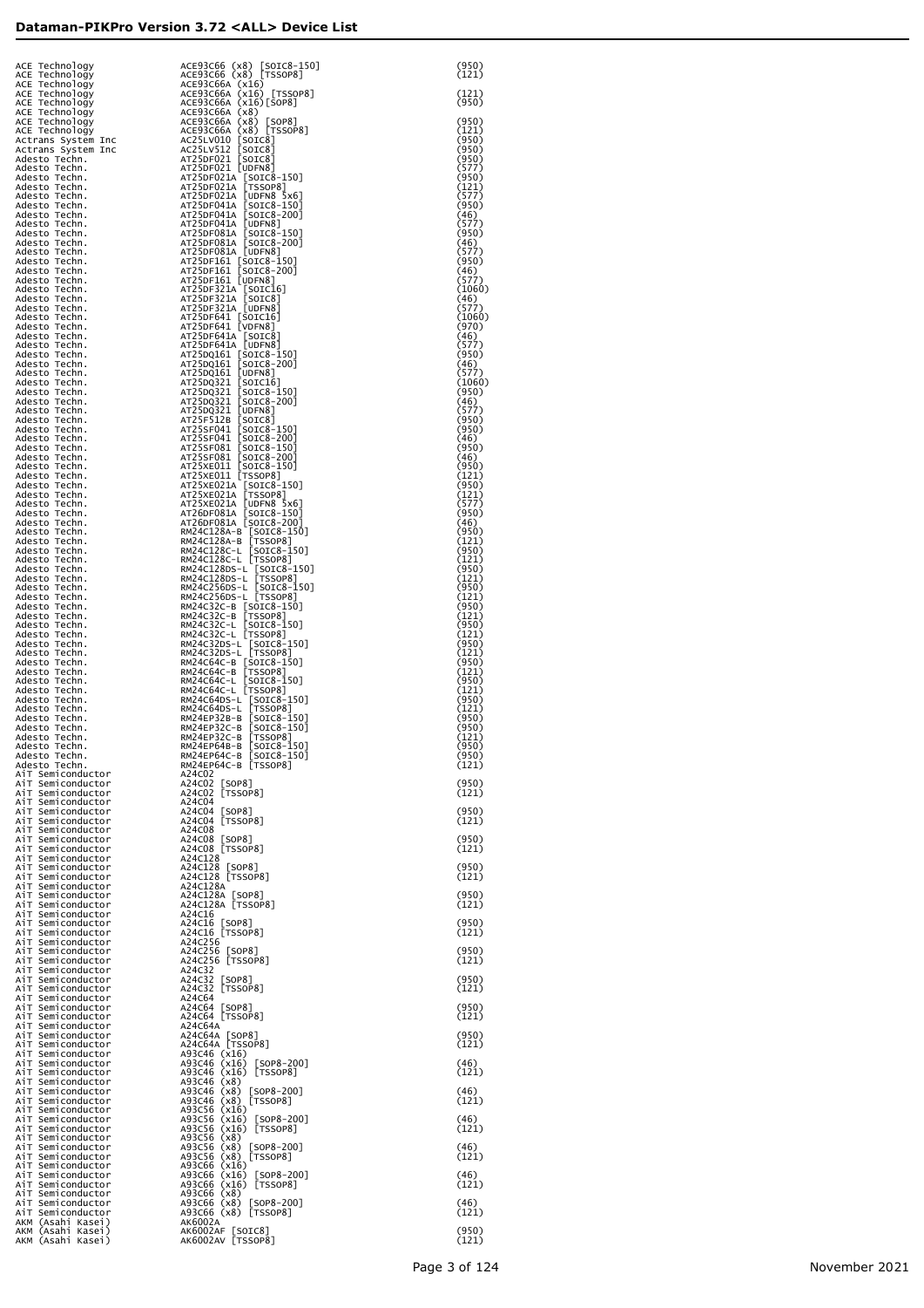## Dataman-PIKPro Version 3.72 <ALL> Device List

| Manufacturer | Device | Code |
|---|---|---|
| ACE Technology | ACE93C66 (x8) [SOIC8-150] | (950) |
| ACE Technology | ACE93C66 (x8) [TSSOP8] | (121) |
| ACE Technology | ACE93C66A (x16) | |
| ACE Technology | ACE93C66A (x16) [TSSOP8] | (121) |
| ACE Technology | ACE93C66A (x16)[SOP8] | (950) |
| ACE Technology | ACE93C66A (x8) | |
| ACE Technology | ACE93C66A (x8) [SOP8] | (950) |
| ACE Technology | ACE93C66A (x8) [TSSOP8] | (121) |
| Actrans System Inc | AC25LV010 [SOIC8] | (950) |
| Actrans System Inc | AC25LV512 [SOIC8] | (950) |
| Adesto Techn. | AT25DF021 [SOIC8] | (950) |
| Adesto Techn. | AT25DF021 [UDFN8] | (577) |
| Adesto Techn. | AT25DF021A [SOIC8-150] | (950) |
| Adesto Techn. | AT25DF021A [TSSOP8] | (121) |
| Adesto Techn. | AT25DF021A [UDFN8 5x6] | (577) |
| Adesto Techn. | AT25DF041A [SOIC8-150] | (950) |
| Adesto Techn. | AT25DF041A [SOIC8-200] | (46) |
| Adesto Techn. | AT25DF041A [UDFN8] | (577) |
| Adesto Techn. | AT25DF081A [SOIC8-150] | (950) |
| Adesto Techn. | AT25DF081A [SOIC8-200] | (46) |
| Adesto Techn. | AT25DF081A [UDFN8] | (577) |
| Adesto Techn. | AT25DF161 [SOIC8-150] | (950) |
| Adesto Techn. | AT25DF161 [SOIC8-200] | (46) |
| Adesto Techn. | AT25DF161 [UDFN8] | (577) |
| Adesto Techn. | AT25DF321A [SOIC16] | (1060) |
| Adesto Techn. | AT25DF321A [SOIC8] | (46) |
| Adesto Techn. | AT25DF321A [UDFN8] | (577) |
| Adesto Techn. | AT25DF641 [SOIC16] | (1060) |
| Adesto Techn. | AT25DF641 [VDFN8] | (970) |
| Adesto Techn. | AT25DF641A [SOIC8] | (46) |
| Adesto Techn. | AT25DF641A [UDFN8] | (577) |
| Adesto Techn. | AT25DQ161 [SOIC8-150] | (950) |
| Adesto Techn. | AT25DQ161 [SOIC8-200] | (46) |
| Adesto Techn. | AT25DQ161 [UDFN8] | (577) |
| Adesto Techn. | AT25DQ321 [SOIC16] | (1060) |
| Adesto Techn. | AT25DQ321 [SOIC8-150] | (950) |
| Adesto Techn. | AT25DQ321 [SOIC8-200] | (46) |
| Adesto Techn. | AT25DQ321 [UDFN8] | (577) |
| Adesto Techn. | AT25F512B [SOIC8] | (950) |
| Adesto Techn. | AT25SF041 [SOIC8-150] | (950) |
| Adesto Techn. | AT25SF041 [SOIC8-200] | (46) |
| Adesto Techn. | AT25SF081 [SOIC8-150] | (950) |
| Adesto Techn. | AT25SF081 [SOIC8-200] | (46) |
| Adesto Techn. | AT25XE011 [SOIC8-150] | (950) |
| Adesto Techn. | AT25XE011 [TSSOP8] | (121) |
| Adesto Techn. | AT25XE021A [SOIC8-150] | (950) |
| Adesto Techn. | AT25XE021A [TSSOP8] | (121) |
| Adesto Techn. | AT25XE021A [UDFN8 5x6] | (577) |
| Adesto Techn. | AT26DF081A [SOIC8-150] | (950) |
| Adesto Techn. | AT26DF081A [SOIC8-200] | (46) |
| Adesto Techn. | RM24C128A-B [SOIC8-150] | (950) |
| Adesto Techn. | RM24C128A-B [TSSOP8] | (121) |
| Adesto Techn. | RM24C128C-L [SOIC8-150] | (950) |
| Adesto Techn. | RM24C128C-L [TSSOP8] | (121) |
| Adesto Techn. | RM24C128DS-L [SOIC8-150] | (950) |
| Adesto Techn. | RM24C128DS-L [TSSOP8] | (121) |
| Adesto Techn. | RM24C256DS-L [SOIC8-150] | (950) |
| Adesto Techn. | RM24C256DS-L [TSSOP8] | (121) |
| Adesto Techn. | RM24C32C-B [SOIC8-150] | (950) |
| Adesto Techn. | RM24C32C-B [TSSOP8] | (121) |
| Adesto Techn. | RM24C32C-L [SOIC8-150] | (950) |
| Adesto Techn. | RM24C32C-L [TSSOP8] | (121) |
| Adesto Techn. | RM24C32DS-L [SOIC8-150] | (950) |
| Adesto Techn. | RM24C32DS-L [TSSOP8] | (121) |
| Adesto Techn. | RM24C64C-B [SOIC8-150] | (950) |
| Adesto Techn. | RM24C64C-B [TSSOP8] | (121) |
| Adesto Techn. | RM24C64C-L [SOIC8-150] | (950) |
| Adesto Techn. | RM24C64C-L [TSSOP8] | (121) |
| Adesto Techn. | RM24C64DS-L [SOIC8-150] | (950) |
| Adesto Techn. | RM24C64DS-L [TSSOP8] | (121) |
| Adesto Techn. | RM24EP32B-B [SOIC8-150] | (950) |
| Adesto Techn. | RM24EP32C-B [SOIC8-150] | (950) |
| Adesto Techn. | RM24EP32C-B [TSSOP8] | (121) |
| Adesto Techn. | RM24EP64B-B [SOIC8-150] | (950) |
| Adesto Techn. | RM24EP64C-B [SOIC8-150] | (950) |
| Adesto Techn. | RM24EP64C-B [TSSOP8] | (121) |
| AiT Semiconductor | A24C02 | |
| AiT Semiconductor | A24C02 [SOP8] | (950) |
| AiT Semiconductor | A24C02 [TSSOP8] | (121) |
| AiT Semiconductor | A24C04 | |
| AiT Semiconductor | A24C04 [SOP8] | (950) |
| AiT Semiconductor | A24C04 [TSSOP8] | (121) |
| AiT Semiconductor | A24C08 | |
| AiT Semiconductor | A24C08 [SOP8] | (950) |
| AiT Semiconductor | A24C08 [TSSOP8] | (121) |
| AiT Semiconductor | A24C128 | |
| AiT Semiconductor | A24C128 [SOP8] | (950) |
| AiT Semiconductor | A24C128 [TSSOP8] | (121) |
| AiT Semiconductor | A24C128A | |
| AiT Semiconductor | A24C128A [SOP8] | (950) |
| AiT Semiconductor | A24C128A [TSSOP8] | (121) |
| AiT Semiconductor | A24C16 | |
| AiT Semiconductor | A24C16 [SOP8] | (950) |
| AiT Semiconductor | A24C16 [TSSOP8] | (121) |
| AiT Semiconductor | A24C256 | |
| AiT Semiconductor | A24C256 [SOP8] | (950) |
| AiT Semiconductor | A24C256 [TSSOP8] | (121) |
| AiT Semiconductor | A24C32 | |
| AiT Semiconductor | A24C32 [SOP8] | (950) |
| AiT Semiconductor | A24C32 [TSSOP8] | (121) |
| AiT Semiconductor | A24C64 | |
| AiT Semiconductor | A24C64 [SOP8] | (950) |
| AiT Semiconductor | A24C64 [TSSOP8] | (121) |
| AiT Semiconductor | A24C64A | |
| AiT Semiconductor | A24C64A [SOP8] | (950) |
| AiT Semiconductor | A24C64A [TSSOP8] | (121) |
| AiT Semiconductor | A93C46 (x16) | |
| AiT Semiconductor | A93C46 (x16) [SOP8-200] | (46) |
| AiT Semiconductor | A93C46 (x16) [TSSOP8] | (121) |
| AiT Semiconductor | A93C46 (x8) | |
| AiT Semiconductor | A93C46 (x8) [SOP8-200] | (46) |
| AiT Semiconductor | A93C46 (x8) [TSSOP8] | (121) |
| AiT Semiconductor | A93C56 (x16) | |
| AiT Semiconductor | A93C56 (x16) [SOP8-200] | (46) |
| AiT Semiconductor | A93C56 (x16) [TSSOP8] | (121) |
| AiT Semiconductor | A93C56 (x8) | |
| AiT Semiconductor | A93C56 (x8) [SOP8-200] | (46) |
| AiT Semiconductor | A93C56 (x8) [TSSOP8] | (121) |
| AiT Semiconductor | A93C66 (x16) | |
| AiT Semiconductor | A93C66 (x16) [SOP8-200] | (46) |
| AiT Semiconductor | A93C66 (x16) [TSSOP8] | (121) |
| AiT Semiconductor | A93C66 (x8) | |
| AiT Semiconductor | A93C66 (x8) [SOP8-200] | (46) |
| AiT Semiconductor | A93C66 (x8) [TSSOP8] | (121) |
| AKM (Asahi Kasei) | AK6002A | |
| AKM (Asahi Kasei) | AK6002AF [SOIC8] | (950) |
| AKM (Asahi Kasei) | AK6002AV [TSSOP8] | (121) |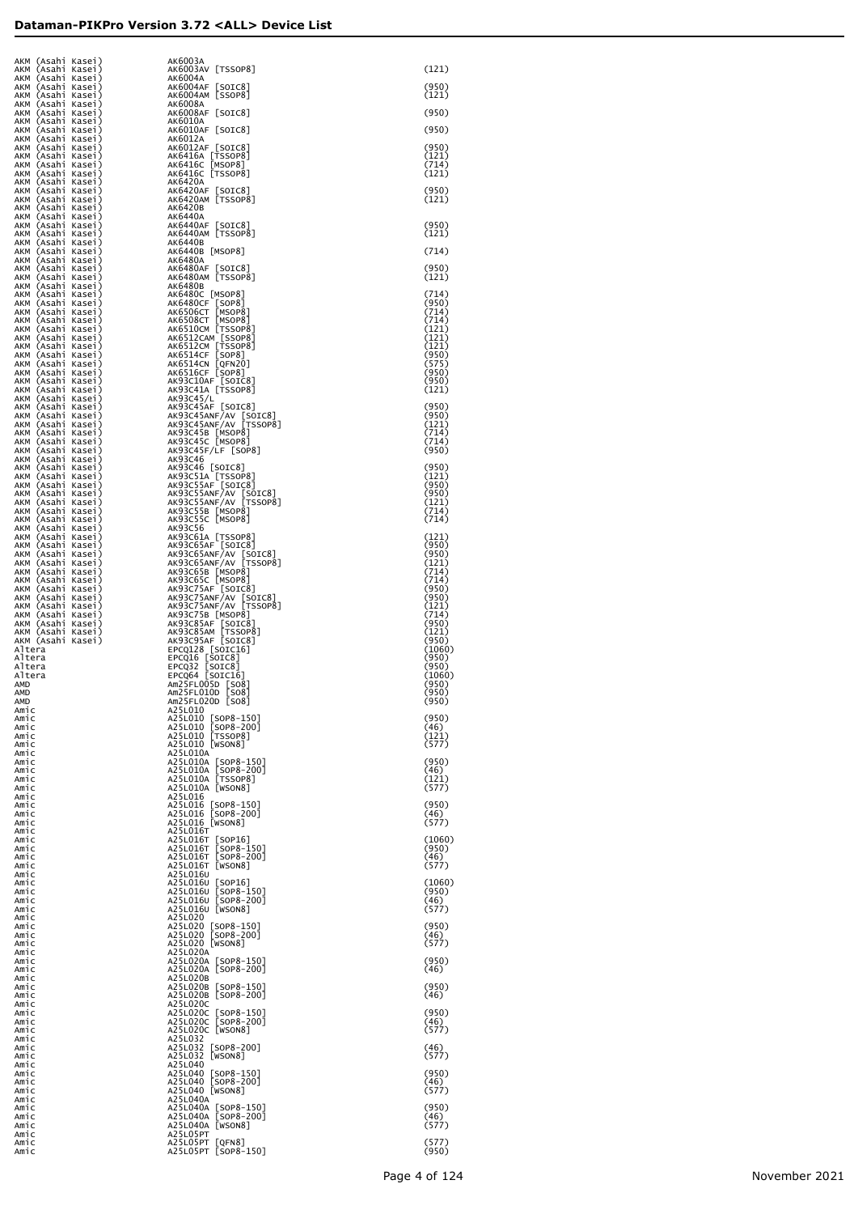| Manufacturer | Device | Adapter |
|---|---|---|
| AKM (Asahi Kasei) | AK6003A | |
| AKM (Asahi Kasei) | AK6003AV [TSSOP8] | (121) |
| AKM (Asahi Kasei) | AK6004A | |
| AKM (Asahi Kasei) | AK6004AF [SOIC8] | (950) |
| AKM (Asahi Kasei) | AK6004AM [SSOP8] | (121) |
| AKM (Asahi Kasei) | AK6008A | |
| AKM (Asahi Kasei) | AK6008AF [SOIC8] | (950) |
| AKM (Asahi Kasei) | AK6010A | |
| AKM (Asahi Kasei) | AK6010AF [SOIC8] | (950) |
| AKM (Asahi Kasei) | AK6012A | |
| AKM (Asahi Kasei) | AK6012AF [SOIC8] | (950) |
| AKM (Asahi Kasei) | AK6416A [TSSOP8] | (121) |
| AKM (Asahi Kasei) | AK6416C [MSOP8] | (714) |
| AKM (Asahi Kasei) | AK6416C [TSSOP8] | (121) |
| AKM (Asahi Kasei) | AK6420A | |
| AKM (Asahi Kasei) | AK6420AF [SOIC8] | (950) |
| AKM (Asahi Kasei) | AK6420AM [TSSOP8] | (121) |
| AKM (Asahi Kasei) | AK6420B | |
| AKM (Asahi Kasei) | AK6440A | |
| AKM (Asahi Kasei) | AK6440AF [SOIC8] | (950) |
| AKM (Asahi Kasei) | AK6440AM [TSSOP8] | (121) |
| AKM (Asahi Kasei) | AK6440B | |
| AKM (Asahi Kasei) | AK6440B [MSOP8] | (714) |
| AKM (Asahi Kasei) | AK6480A | |
| AKM (Asahi Kasei) | AK6480AF [SOIC8] | (950) |
| AKM (Asahi Kasei) | AK6480AM [TSSOP8] | (121) |
| AKM (Asahi Kasei) | AK6480B | |
| AKM (Asahi Kasei) | AK6480C [MSOP8] | (714) |
| AKM (Asahi Kasei) | AK6480CF [SOP8] | (950) |
| AKM (Asahi Kasei) | AK6506CT [MSOP8] | (714) |
| AKM (Asahi Kasei) | AK6508CT [MSOP8] | (714) |
| AKM (Asahi Kasei) | AK6510CM [TSSOP8] | (121) |
| AKM (Asahi Kasei) | AK6512CAM [SSOP8] | (121) |
| AKM (Asahi Kasei) | AK6512CM [TSSOP8] | (121) |
| AKM (Asahi Kasei) | AK6514CF [SOP8] | (950) |
| AKM (Asahi Kasei) | AK6514CN [QFN20] | (575) |
| AKM (Asahi Kasei) | AK6516CF [SOP8] | (950) |
| AKM (Asahi Kasei) | AK93C10AF [SOIC8] | (950) |
| AKM (Asahi Kasei) | AK93C41A [TSSOP8] | (121) |
| AKM (Asahi Kasei) | AK93C45/L | |
| AKM (Asahi Kasei) | AK93C45AF [SOIC8] | (950) |
| AKM (Asahi Kasei) | AK93C45ANF/AV [SOIC8] | (950) |
| AKM (Asahi Kasei) | AK93C45ANF/AV [TSSOP8] | (121) |
| AKM (Asahi Kasei) | AK93C45B [MSOP8] | (714) |
| AKM (Asahi Kasei) | AK93C45C [MSOP8] | (714) |
| AKM (Asahi Kasei) | AK93C45F/LF [SOP8] | (950) |
| AKM (Asahi Kasei) | AK93C46 | |
| AKM (Asahi Kasei) | AK93C46 [SOIC8] | (950) |
| AKM (Asahi Kasei) | AK93C51A [TSSOP8] | (121) |
| AKM (Asahi Kasei) | AK93C55AF [SOIC8] | (950) |
| AKM (Asahi Kasei) | AK93C55ANF/AV [SOIC8] | (950) |
| AKM (Asahi Kasei) | AK93C55ANF/AV [TSSOP8] | (121) |
| AKM (Asahi Kasei) | AK93C55B [MSOP8] | (714) |
| AKM (Asahi Kasei) | AK93C55C [MSOP8] | (714) |
| AKM (Asahi Kasei) | AK93C56 | |
| AKM (Asahi Kasei) | AK93C61A [TSSOP8] | (121) |
| AKM (Asahi Kasei) | AK93C65AF [SOIC8] | (950) |
| AKM (Asahi Kasei) | AK93C65ANF/AV [SOIC8] | (950) |
| AKM (Asahi Kasei) | AK93C65ANF/AV [TSSOP8] | (121) |
| AKM (Asahi Kasei) | AK93C65B [MSOP8] | (714) |
| AKM (Asahi Kasei) | AK93C65C [MSOP8] | (714) |
| AKM (Asahi Kasei) | AK93C75AF [SOIC8] | (950) |
| AKM (Asahi Kasei) | AK93C75ANF/AV [SOIC8] | (950) |
| AKM (Asahi Kasei) | AK93C75ANF/AV [TSSOP8] | (121) |
| AKM (Asahi Kasei) | AK93C75B [MSOP8] | (714) |
| AKM (Asahi Kasei) | AK93C85AF [SOIC8] | (950) |
| AKM (Asahi Kasei) | AK93C85AM [TSSOP8] | (121) |
| AKM (Asahi Kasei) | AK93C95AF [SOIC8] | (950) |
| Altera | EPCQ128 [SOIC16] | (1060) |
| Altera | EPCQ16 [SOIC8] | (950) |
| Altera | EPCQ32 [SOIC8] | (950) |
| Altera | EPCQ64 [SOIC16] | (1060) |
| AMD | Am25FL005D [SO8] | (950) |
| AMD | Am25FL010D [SO8] | (950) |
| AMD | Am25FL020D [SO8] | (950) |
| Amic | A25L010 | |
| Amic | A25L010 [SOP8-150] | (950) |
| Amic | A25L010 [SOP8-200] | (46) |
| Amic | A25L010 [TSSOP8] | (121) |
| Amic | A25L010 [WSON8] | (577) |
| Amic | A25L010A | |
| Amic | A25L010A [SOP8-150] | (950) |
| Amic | A25L010A [SOP8-200] | (46) |
| Amic | A25L010A [TSSOP8] | (121) |
| Amic | A25L010A [WSON8] | (577) |
| Amic | A25L016 | |
| Amic | A25L016 [SOP8-150] | (950) |
| Amic | A25L016 [SOP8-200] | (46) |
| Amic | A25L016 [WSON8] | (577) |
| Amic | A25L016T | |
| Amic | A25L016T [SOP16] | (1060) |
| Amic | A25L016T [SOP8-150] | (950) |
| Amic | A25L016T [SOP8-200] | (46) |
| Amic | A25L016T [WSON8] | (577) |
| Amic | A25L016U | |
| Amic | A25L016U [SOP16] | (1060) |
| Amic | A25L016U [SOP8-150] | (950) |
| Amic | A25L016U [SOP8-200] | (46) |
| Amic | A25L016U [WSON8] | (577) |
| Amic | A25L020 | |
| Amic | A25L020 [SOP8-150] | (950) |
| Amic | A25L020 [SOP8-200] | (46) |
| Amic | A25L020 [WSON8] | (577) |
| Amic | A25L020A | |
| Amic | A25L020A [SOP8-150] | (950) |
| Amic | A25L020A [SOP8-200] | (46) |
| Amic | A25L020B | |
| Amic | A25L020B [SOP8-150] | (950) |
| Amic | A25L020B [SOP8-200] | (46) |
| Amic | A25L020C | |
| Amic | A25L020C [SOP8-150] | (950) |
| Amic | A25L020C [SOP8-200] | (46) |
| Amic | A25L020C [WSON8] | (577) |
| Amic | A25L032 | |
| Amic | A25L032 [SOP8-200] | (46) |
| Amic | A25L032 [WSON8] | (577) |
| Amic | A25L040 | |
| Amic | A25L040 [SOP8-150] | (950) |
| Amic | A25L040 [SOP8-200] | (46) |
| Amic | A25L040 [WSON8] | (577) |
| Amic | A25L040A | |
| Amic | A25L040A [SOP8-150] | (950) |
| Amic | A25L040A [SOP8-200] | (46) |
| Amic | A25L040A [WSON8] | (577) |
| Amic | A25L05PT | |
| Amic | A25L05PT [QFN8] | (577) |
| Amic | A25L05PT [SOP8-150] | (950) |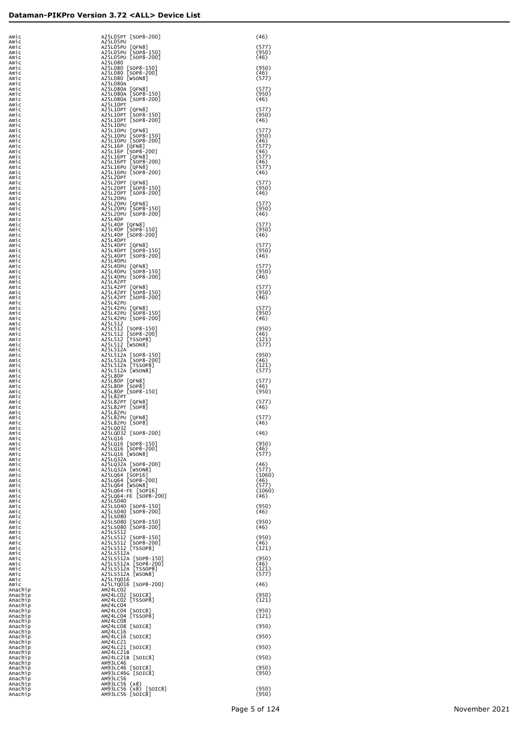## Dataman-PIKPro Version 3.72 <ALL> Device List

| Manufacturer | Device | Adapter |
|---|---|---|
| Amic | A25L05PT [SOP8-200] | (46) |
| Amic | A25L05PU | |
| Amic | A25L05PU [QFN8] | (577) |
| Amic | A25L05PU [SOP8-150] | (950) |
| Amic | A25L05PU [SOP8-200] | (46) |
| Amic | A25L080 | |
| Amic | A25L080 [SOP8-150] | (950) |
| Amic | A25L080 [SOP8-200] | (46) |
| Amic | A25L080 [WSON8] | (577) |
| Amic | A25L080A | |
| Amic | A25L080A [QFN8] | (577) |
| Amic | A25L080A [SOP8-150] | (950) |
| Amic | A25L080A [SOP8-200] | (46) |
| Amic | A25L10PT | |
| Amic | A25L10PT [QFN8] | (577) |
| Amic | A25L10PT [SOP8-150] | (950) |
| Amic | A25L10PT [SOP8-200] | (46) |
| Amic | A25L10PU | |
| Amic | A25L10PU [QFN8] | (577) |
| Amic | A25L10PU [SOP8-150] | (950) |
| Amic | A25L10PU [SOP8-200] | (46) |
| Amic | A25L16P [QFN8] | (577) |
| Amic | A25L16P [SOP8-200] | (46) |
| Amic | A25L16PT [QFN8] | (577) |
| Amic | A25L16PT [SOP8-200] | (46) |
| Amic | A25L16PU [QFN8] | (577) |
| Amic | A25L16PU [SOP8-200] | (46) |
| Amic | A25L20PT | |
| Amic | A25L20PT [QFN8] | (577) |
| Amic | A25L20PT [SOP8-150] | (950) |
| Amic | A25L20PT [SOP8-200] | (46) |
| Amic | A25L20PU | |
| Amic | A25L20PU [QFN8] | (577) |
| Amic | A25L20PU [SOP8-150] | (950) |
| Amic | A25L20PU [SOP8-200] | (46) |
| Amic | A25L40P | |
| Amic | A25L40P [QFN8] | (577) |
| Amic | A25L40P [SOP8-150] | (950) |
| Amic | A25L40P [SOP8-200] | (46) |
| Amic | A25L40PT | |
| Amic | A25L40PT [QFN8] | (577) |
| Amic | A25L40PT [SOP8-150] | (950) |
| Amic | A25L40PT [SOP8-200] | (46) |
| Amic | A25L40PU | |
| Amic | A25L40PU [QFN8] | (577) |
| Amic | A25L40PU [SOP8-150] | (950) |
| Amic | A25L40PU [SOP8-200] | (46) |
| Amic | A25L42PT | |
| Amic | A25L42PT [QFN8] | (577) |
| Amic | A25L42PT [SOP8-150] | (950) |
| Amic | A25L42PT [SOP8-200] | (46) |
| Amic | A25L42PU | |
| Amic | A25L42PU [QFN8] | (577) |
| Amic | A25L42PU [SOP8-150] | (950) |
| Amic | A25L42PU [SOP8-200] | (46) |
| Amic | A25L512 | |
| Amic | A25L512 [SOP8-150] | (950) |
| Amic | A25L512 [SOP8-200] | (46) |
| Amic | A25L512 [TSSOP8] | (121) |
| Amic | A25L512 [WSON8] | (577) |
| Amic | A25L512A | |
| Amic | A25L512A [SOP8-150] | (950) |
| Amic | A25L512A [SOP8-200] | (46) |
| Amic | A25L512A [TSSOP8] | (121) |
| Amic | A25L512A [WSON8] | (577) |
| Amic | A25L80P | |
| Amic | A25L80P [QFN8] | (577) |
| Amic | A25L80P [SOP8] | (46) |
| Amic | A25L80P [SOP8-150] | (950) |
| Amic | A25L82PT | |
| Amic | A25L82PT [QFN8] | (577) |
| Amic | A25L82PT [SOP8] | (46) |
| Amic | A25L82PU | |
| Amic | A25L82PU [QFN8] | (577) |
| Amic | A25L82PU [SOP8] | (46) |
| Amic | A25LQ032 | |
| Amic | A25LQ032 [SOP8-200] | (46) |
| Amic | A25LQ16 | |
| Amic | A25LQ16 [SOP8-150] | (950) |
| Amic | A25LQ16 [SOP8-200] | (46) |
| Amic | A25LQ16 [WSON8] | (577) |
| Amic | A25LQ32A | |
| Amic | A25LQ32A [SOP8-200] | (46) |
| Amic | A25LQ32A [WSON8] | (577) |
| Amic | A25LQ64 [SOP16] | (1060) |
| Amic | A25LQ64 [SOP8-200] | (46) |
| Amic | A25LQ64 [WSON8] | (577) |
| Amic | A25LQ64-FE [SOP16] | (1060) |
| Amic | A25LQ64-FE [SOP8-200] | (46) |
| Amic | A25LS040 | |
| Amic | A25LS040 [SOP8-150] | (950) |
| Amic | A25LS040 [SOP8-200] | (46) |
| Amic | A25LS080 | |
| Amic | A25LS080 [SOP8-150] | (950) |
| Amic | A25LS080 [SOP8-200] | (46) |
| Amic | A25LS512 | |
| Amic | A25LS512 [SOP8-150] | (950) |
| Amic | A25LS512 [SOP8-200] | (46) |
| Amic | A25LS512 [TSSOP8] | (121) |
| Amic | A25LS512A | |
| Amic | A25LS512A [SOP8-150] | (950) |
| Amic | A25LS512A [SOP8-200] | (46) |
| Amic | A25LS512A [TSSOP8] | (121) |
| Amic | A25LS512A [WSON8] | (577) |
| Amic | A25LTQ016 | |
| Amic | A25LTQ016 [SOP8-200] | (46) |
| Anachip | AM24LC02 | |
| Anachip | AM24LC02 [SOIC8] | (950) |
| Anachip | AM24LC02 [TSSOP8] | (121) |
| Anachip | AM24LC04 | |
| Anachip | AM24LC04 [SOIC8] | (950) |
| Anachip | AM24LC04 [TSSOP8] | (121) |
| Anachip | AM24LC08 | |
| Anachip | AM24LC08 [SOIC8] | (950) |
| Anachip | AM24LC16 | |
| Anachip | AM24LC16 [SOIC8] | (950) |
| Anachip | AM24LC21 | |
| Anachip | AM24LC21 [SOIC8] | (950) |
| Anachip | AM24LC21B | |
| Anachip | AM24LC21B [SOIC8] | (950) |
| Anachip | AM93LC46 | |
| Anachip | AM93LC46 [SOIC8] | (950) |
| Anachip | AM93LC46G [SOIC8] | (950) |
| Anachip | AM93LC56 | |
| Anachip | AM93LC56 (x8) | |
| Anachip | AM93LC56 (x8) [SOIC8] | (950) |
| Anachip | AM93LC56 [SOIC8] | (950) |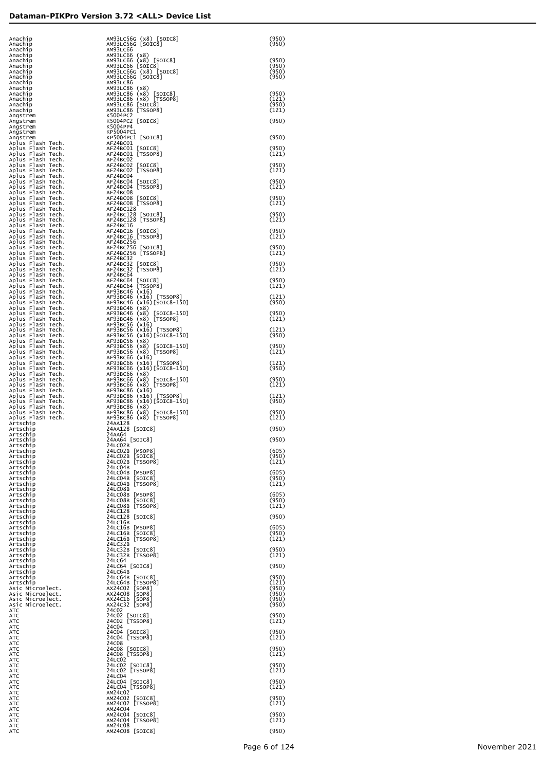## Dataman-PIKPro Version 3.72 <ALL> Device List

| Manufacturer | Device | Adapter |
|---|---|---|
| Anachip | AM93LC56G (x8) [SOIC8] | (950) |
| Anachip | AM93LC56G [SOIC8] | (950) |
| Anachip | AM93LC66 | |
| Anachip | AM93LC66 (x8) | |
| Anachip | AM93LC66 (x8) [SOIC8] | (950) |
| Anachip | AM93LC66 [SOIC8] | (950) |
| Anachip | AM93LC66G (x8) [SOIC8] | (950) |
| Anachip | AM93LC66G [SOIC8] | (950) |
| Anachip | AM93LC86 | |
| Anachip | AM93LC86 (x8) | |
| Anachip | AM93LC86 (x8) [SOIC8] | (950) |
| Anachip | AM93LC86 (x8) [TSSOP8] | (121) |
| Anachip | AM93LC86 [SOIC8] | (950) |
| Anachip | AM93LC86 [TSSOP8] | (121) |
| Angstrem | K5004PC2 | |
| Angstrem | K5004PC2 [SOIC8] | (950) |
| Angstrem | K5004PP4 | |
| Angstrem | KP5004PC1 | |
| Angstrem | KP5004PC1 [SOIC8] | (950) |
| Aplus Flash Tech. | AF24BC01 | |
| Aplus Flash Tech. | AF24BC01 [SOIC8] | (950) |
| Aplus Flash Tech. | AF24BC01 [TSSOP8] | (121) |
| Aplus Flash Tech. | AF24BC02 | |
| Aplus Flash Tech. | AF24BC02 [SOIC8] | (950) |
| Aplus Flash Tech. | AF24BC02 [TSSOP8] | (121) |
| Aplus Flash Tech. | AF24BC04 | |
| Aplus Flash Tech. | AF24BC04 [SOIC8] | (950) |
| Aplus Flash Tech. | AF24BC04 [TSSOP8] | (121) |
| Aplus Flash Tech. | AF24BC08 | |
| Aplus Flash Tech. | AF24BC08 [SOIC8] | (950) |
| Aplus Flash Tech. | AF24BC08 [TSSOP8] | (121) |
| Aplus Flash Tech. | AF24BC128 | |
| Aplus Flash Tech. | AF24BC128 [SOIC8] | (950) |
| Aplus Flash Tech. | AF24BC128 [TSSOP8] | (121) |
| Aplus Flash Tech. | AF24BC16 | |
| Aplus Flash Tech. | AF24BC16 [SOIC8] | (950) |
| Aplus Flash Tech. | AF24BC16 [TSSOP8] | (121) |
| Aplus Flash Tech. | AF24BC256 | |
| Aplus Flash Tech. | AF24BC256 [SOIC8] | (950) |
| Aplus Flash Tech. | AF24BC256 [TSSOP8] | (121) |
| Aplus Flash Tech. | AF24BC32 | |
| Aplus Flash Tech. | AF24BC32 [SOIC8] | (950) |
| Aplus Flash Tech. | AF24BC32 [TSSOP8] | (121) |
| Aplus Flash Tech. | AF24BC64 | |
| Aplus Flash Tech. | AF24BC64 [SOIC8] | (950) |
| Aplus Flash Tech. | AF24BC64 [TSSOP8] | (121) |
| Aplus Flash Tech. | AF93BC46 (x16) | |
| Aplus Flash Tech. | AF93BC46 (x16) [TSSOP8] | (121) |
| Aplus Flash Tech. | AF93BC46 (x16)[SOIC8-150] | (950) |
| Aplus Flash Tech. | AF93BC46 (x8) | |
| Aplus Flash Tech. | AF93BC46 (x8) [SOIC8-150] | (950) |
| Aplus Flash Tech. | AF93BC46 (x8) [TSSOP8] | (121) |
| Aplus Flash Tech. | AF93BC56 (x16) | |
| Aplus Flash Tech. | AF93BC56 (x16) [TSSOP8] | (121) |
| Aplus Flash Tech. | AF93BC56 (x16)[SOIC8-150] | (950) |
| Aplus Flash Tech. | AF93BC56 (x8) | |
| Aplus Flash Tech. | AF93BC56 (x8) [SOIC8-150] | (950) |
| Aplus Flash Tech. | AF93BC56 (x8) [TSSOP8] | (121) |
| Aplus Flash Tech. | AF93BC66 (x16) | |
| Aplus Flash Tech. | AF93BC66 (x16) [TSSOP8] | (121) |
| Aplus Flash Tech. | AF93BC66 (x16)[SOIC8-150] | (950) |
| Aplus Flash Tech. | AF93BC66 (x8) | |
| Aplus Flash Tech. | AF93BC66 (x8) [SOIC8-150] | (950) |
| Aplus Flash Tech. | AF93BC66 (x8) [TSSOP8] | (121) |
| Aplus Flash Tech. | AF93BC86 (x16) | |
| Aplus Flash Tech. | AF93BC86 (x16) [TSSOP8] | (121) |
| Aplus Flash Tech. | AF93BC86 (x16)[SOIC8-150] | (950) |
| Aplus Flash Tech. | AF93BC86 (x8) | |
| Aplus Flash Tech. | AF93BC86 (x8) [SOIC8-150] | (950) |
| Aplus Flash Tech. | AF93BC86 (x8) [TSSOP8] | (121) |
| Artschip | 24AA128 | |
| Artschip | 24AA128 [SOIC8] | (950) |
| Artschip | 24AA64 | |
| Artschip | 24AA64 [SOIC8] | (950) |
| Artschip | 24LC02B | |
| Artschip | 24LC02B [MSOP8] | (605) |
| Artschip | 24LC02B [SOIC8] | (950) |
| Artschip | 24LC02B [TSSOP8] | (121) |
| Artschip | 24LC04B | |
| Artschip | 24LC04B [MSOP8] | (605) |
| Artschip | 24LC04B [SOIC8] | (950) |
| Artschip | 24LC04B [TSSOP8] | (121) |
| Artschip | 24LC08B | |
| Artschip | 24LC08B [MSOP8] | (605) |
| Artschip | 24LC08B [SOIC8] | (950) |
| Artschip | 24LC08B [TSSOP8] | (121) |
| Artschip | 24LC128 | |
| Artschip | 24LC128 [SOIC8] | (950) |
| Artschip | 24LC16B | |
| Artschip | 24LC16B [MSOP8] | (605) |
| Artschip | 24LC16B [SOIC8] | (950) |
| Artschip | 24LC16B [TSSOP8] | (121) |
| Artschip | 24LC32B | |
| Artschip | 24LC32B [SOIC8] | (950) |
| Artschip | 24LC32B [TSSOP8] | (121) |
| Artschip | 24LC64 | |
| Artschip | 24LC64 [SOIC8] | (950) |
| Artschip | 24LC64B | |
| Artschip | 24LC64B [SOIC8] | (950) |
| Artschip | 24LC64B [TSSOP8] | (121) |
| Asic Microelect. | AX24C02 [SOP8] | (950) |
| Asic Microelect. | AX24C08 [SOP8] | (950) |
| Asic Microelect. | AX24C16 [SOP8] | (950) |
| Asic Microelect. | AX24C32 [SOP8] | (950) |
| ATC | 24C02 | |
| ATC | 24C02 [SOIC8] | (950) |
| ATC | 24C02 [TSSOP8] | (121) |
| ATC | 24C04 | |
| ATC | 24C04 [SOIC8] | (950) |
| ATC | 24C04 [TSSOP8] | (121) |
| ATC | 24C08 | |
| ATC | 24C08 [SOIC8] | (950) |
| ATC | 24C08 [TSSOP8] | (121) |
| ATC | 24LC02 | |
| ATC | 24LC02 [SOIC8] | (950) |
| ATC | 24LC02 [TSSOP8] | (121) |
| ATC | 24LC04 | |
| ATC | 24LC04 [SOIC8] | (950) |
| ATC | 24LC04 [TSSOP8] | (121) |
| ATC | AM24C02 | |
| ATC | AM24C02 [SOIC8] | (950) |
| ATC | AM24C02 [TSSOP8] | (121) |
| ATC | AM24C04 | |
| ATC | AM24C04 [SOIC8] | (950) |
| ATC | AM24C04 [TSSOP8] | (121) |
| ATC | AM24C08 | |
| ATC | AM24C08 [SOIC8] | (950) |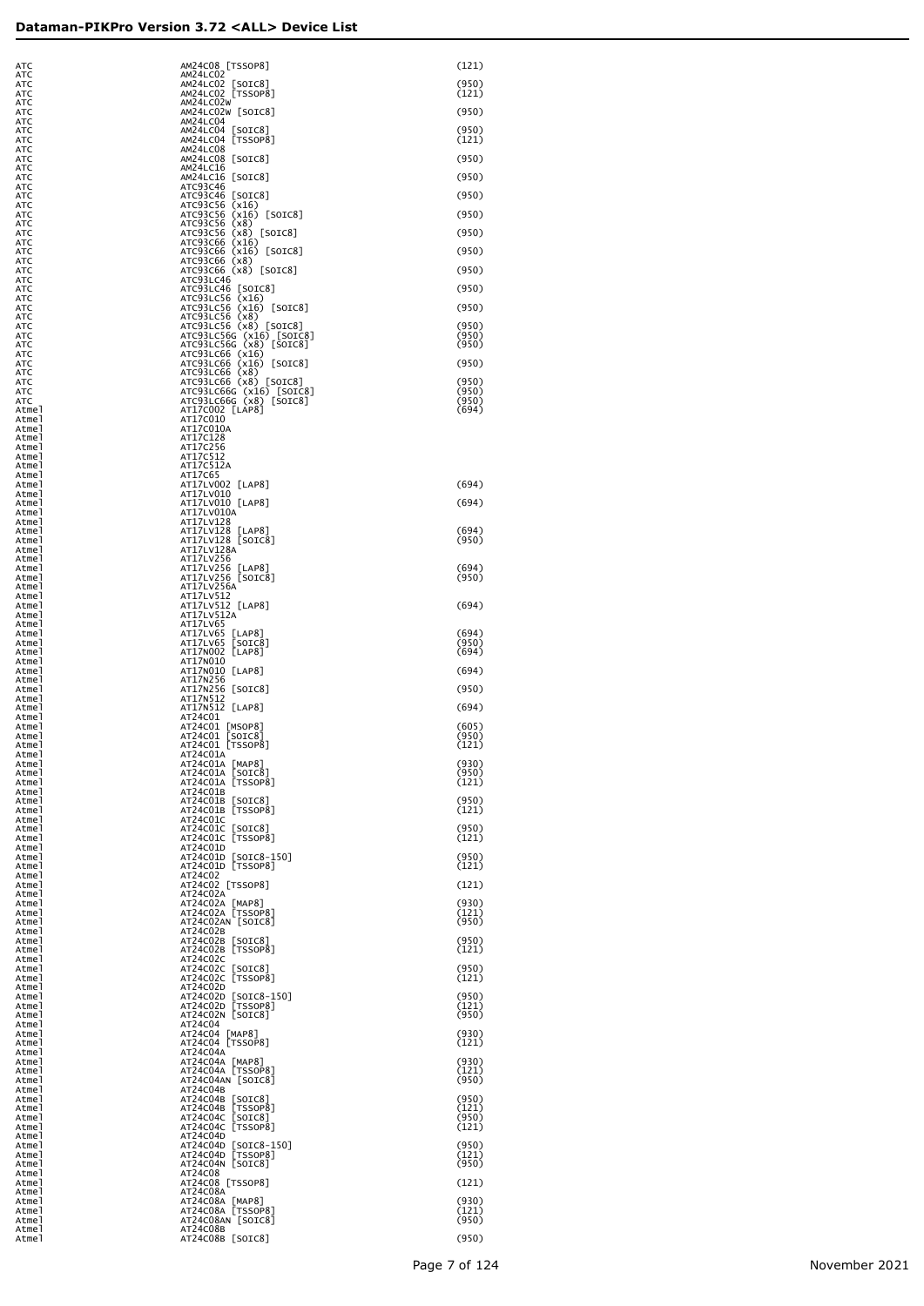| | | |
|---|---|---|
| ATC | AM24C08 [TSSOP8] | (121) |
| ATC | AM24LC02 | |
| ATC | AM24LC02 [SOIC8] | (950) |
| ATC | AM24LC02 [TSSOP8] | (121) |
| ATC | AM24LC02W | |
| ATC | AM24LC02W [SOIC8] | (950) |
| ATC | AM24LC04 | |
| ATC | AM24LC04 [SOIC8] | (950) |
| ATC | AM24LC04 [TSSOP8] | (121) |
| ATC | AM24LC08 | |
| ATC | AM24LC08 [SOIC8] | (950) |
| ATC | AM24LC16 | |
| ATC | AM24LC16 [SOIC8] | (950) |
| ATC | ATC93C46 | |
| ATC | ATC93C46 [SOIC8] | (950) |
| ATC | ATC93C56 (x16) | |
| ATC | ATC93C56 (x16) [SOIC8] | (950) |
| ATC | ATC93C56 (x8) | |
| ATC | ATC93C56 (x8) [SOIC8] | (950) |
| ATC | ATC93C66 (x16) | |
| ATC | ATC93C66 (x16) [SOIC8] | (950) |
| ATC | ATC93C66 (x8) | |
| ATC | ATC93C66 (x8) [SOIC8] | (950) |
| ATC | ATC93LC46 | |
| ATC | ATC93LC46 [SOIC8] | (950) |
| ATC | ATC93LC56 (x16) | |
| ATC | ATC93LC56 (x16) [SOIC8] | (950) |
| ATC | ATC93LC56 (x8) | |
| ATC | ATC93LC56 (x8) [SOIC8] | (950) |
| ATC | ATC93LC56G (x16) [SOIC8] | (950) |
| ATC | ATC93LC56G (x8) [SOIC8] | (950) |
| ATC | ATC93LC66 (x16) | |
| ATC | ATC93LC66 (x16) [SOIC8] | (950) |
| ATC | ATC93LC66 (x8) | |
| ATC | ATC93LC66 (x8) [SOIC8] | (950) |
| ATC | ATC93LC66G (x16) [SOIC8] | (950) |
| ATC | ATC93LC66G (x8) [SOIC8] | (950) |
| Atmel | AT17C002 [LAP8] | (694) |
| Atmel | AT17C010 | |
| Atmel | AT17C010A | |
| Atmel | AT17C128 | |
| Atmel | AT17C256 | |
| Atmel | AT17C512 | |
| Atmel | AT17C512A | |
| Atmel | AT17C65 | |
| Atmel | AT17LV002 [LAP8] | (694) |
| Atmel | AT17LV010 | |
| Atmel | AT17LV010 [LAP8] | (694) |
| Atmel | AT17LV010A | |
| Atmel | AT17LV128 | |
| Atmel | AT17LV128 [LAP8] | (694) |
| Atmel | AT17LV128 [SOIC8] | (950) |
| Atmel | AT17LV128A | |
| Atmel | AT17LV256 | |
| Atmel | AT17LV256 [LAP8] | (694) |
| Atmel | AT17LV256 [SOIC8] | (950) |
| Atmel | AT17LV256A | |
| Atmel | AT17LV512 | |
| Atmel | AT17LV512 [LAP8] | (694) |
| Atmel | AT17LV512A | |
| Atmel | AT17LV65 | |
| Atmel | AT17LV65 [LAP8] | (694) |
| Atmel | AT17LV65 [SOIC8] | (950) |
| Atmel | AT17N002 [LAP8] | (694) |
| Atmel | AT17N010 | |
| Atmel | AT17N010 [LAP8] | (694) |
| Atmel | AT17N256 | |
| Atmel | AT17N256 [SOIC8] | (950) |
| Atmel | AT17N512 | |
| Atmel | AT17N512 [LAP8] | (694) |
| Atmel | AT24C01 | |
| Atmel | AT24C01 [MSOP8] | (605) |
| Atmel | AT24C01 [SOIC8] | (950) |
| Atmel | AT24C01 [TSSOP8] | (121) |
| Atmel | AT24C01A | |
| Atmel | AT24C01A [MAP8] | (930) |
| Atmel | AT24C01A [SOIC8] | (950) |
| Atmel | AT24C01A [TSSOP8] | (121) |
| Atmel | AT24C01B | |
| Atmel | AT24C01B [SOIC8] | (950) |
| Atmel | AT24C01B [TSSOP8] | (121) |
| Atmel | AT24C01C | |
| Atmel | AT24C01C [SOIC8] | (950) |
| Atmel | AT24C01C [TSSOP8] | (121) |
| Atmel | AT24C01D | |
| Atmel | AT24C01D [SOIC8-150] | (950) |
| Atmel | AT24C01D [TSSOP8] | (121) |
| Atmel | AT24C02 | |
| Atmel | AT24C02 [TSSOP8] | (121) |
| Atmel | AT24C02A | |
| Atmel | AT24C02A [MAP8] | (930) |
| Atmel | AT24C02A [TSSOP8] | (121) |
| Atmel | AT24C02AN [SOIC8] | (950) |
| Atmel | AT24C02B | |
| Atmel | AT24C02B [SOIC8] | (950) |
| Atmel | AT24C02B [TSSOP8] | (121) |
| Atmel | AT24C02C | |
| Atmel | AT24C02C [SOIC8] | (950) |
| Atmel | AT24C02C [TSSOP8] | (121) |
| Atmel | AT24C02D | |
| Atmel | AT24C02D [SOIC8-150] | (950) |
| Atmel | AT24C02D [TSSOP8] | (121) |
| Atmel | AT24C02N [SOIC8] | (950) |
| Atmel | AT24C04 | |
| Atmel | AT24C04 [MAP8] | (930) |
| Atmel | AT24C04 [TSSOP8] | (121) |
| Atmel | AT24C04A | |
| Atmel | AT24C04A [MAP8] | (930) |
| Atmel | AT24C04A [TSSOP8] | (121) |
| Atmel | AT24C04AN [SOIC8] | (950) |
| Atmel | AT24C04B | |
| Atmel | AT24C04B [SOIC8] | (950) |
| Atmel | AT24C04B [TSSOP8] | (121) |
| Atmel | AT24C04C [SOIC8] | (950) |
| Atmel | AT24C04C [TSSOP8] | (121) |
| Atmel | AT24C04D | |
| Atmel | AT24C04D [SOIC8-150] | (950) |
| Atmel | AT24C04D [TSSOP8] | (121) |
| Atmel | AT24C04N [SOIC8] | (950) |
| Atmel | AT24C08 | |
| Atmel | AT24C08 [TSSOP8] | (121) |
| Atmel | AT24C08A | |
| Atmel | AT24C08A [MAP8] | (930) |
| Atmel | AT24C08A [TSSOP8] | (121) |
| Atmel | AT24C08AN [SOIC8] | (950) |
| Atmel | AT24C08B | |
| Atmel | AT24C08B [SOIC8] | (950) |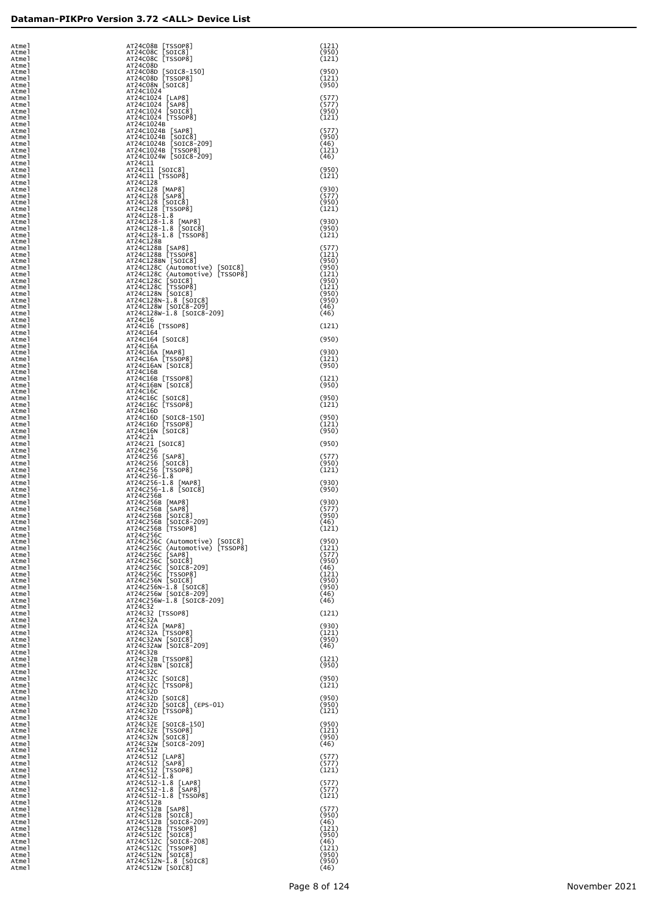| | | |
|---|---|---|
| Atmel | AT24C08B [TSSOP8] | (121) |
| Atmel | AT24C08C [SOIC8] | (950) |
| Atmel | AT24C08C [TSSOP8] | (121) |
| Atmel | AT24C08D | |
| Atmel | AT24C08D [SOIC8-150] | (950) |
| Atmel | AT24C08D [TSSOP8] | (121) |
| Atmel | AT24C08N [SOIC8] | (950) |
| Atmel | AT24C1024 | |
| Atmel | AT24C1024 [LAP8] | (577) |
| Atmel | AT24C1024 [SAP8] | (577) |
| Atmel | AT24C1024 [SOIC8] | (950) |
| Atmel | AT24C1024 [TSSOP8] | (121) |
| Atmel | AT24C1024B | |
| Atmel | AT24C1024B [SAP8] | (577) |
| Atmel | AT24C1024B [SOIC8] | (950) |
| Atmel | AT24C1024B [SOIC8-209] | (46) |
| Atmel | AT24C1024B [TSSOP8] | (121) |
| Atmel | AT24C1024W [SOIC8-209] | (46) |
| Atmel | AT24C11 | |
| Atmel | AT24C11 [SOIC8] | (950) |
| Atmel | AT24C11 [TSSOP8] | (121) |
| Atmel | AT24C128 | |
| Atmel | AT24C128 [MAP8] | (930) |
| Atmel | AT24C128 [SAP8] | (577) |
| Atmel | AT24C128 [SOIC8] | (950) |
| Atmel | AT24C128 [TSSOP8] | (121) |
| Atmel | AT24C128-1.8 | |
| Atmel | AT24C128-1.8 [MAP8] | (930) |
| Atmel | AT24C128-1.8 [SOIC8] | (950) |
| Atmel | AT24C128-1.8 [TSSOP8] | (121) |
| Atmel | AT24C128B | |
| Atmel | AT24C128B [SAP8] | (577) |
| Atmel | AT24C128B [TSSOP8] | (121) |
| Atmel | AT24C128BN [SOIC8] | (950) |
| Atmel | AT24C128C (Automotive) [SOIC8] | (950) |
| Atmel | AT24C128C (Automotive) [TSSOP8] | (121) |
| Atmel | AT24C128C [SOIC8] | (950) |
| Atmel | AT24C128C [TSSOP8] | (121) |
| Atmel | AT24C128N [SOIC8] | (950) |
| Atmel | AT24C128N-1.8 [SOIC8] | (950) |
| Atmel | AT24C128W [SOIC8-209] | (46) |
| Atmel | AT24C128W-1.8 [SOIC8-209] | (46) |
| Atmel | AT24C16 | |
| Atmel | AT24C16 [TSSOP8] | (121) |
| Atmel | AT24C164 | |
| Atmel | AT24C164 [SOIC8] | (950) |
| Atmel | AT24C16A | |
| Atmel | AT24C16A [MAP8] | (930) |
| Atmel | AT24C16A [TSSOP8] | (121) |
| Atmel | AT24C16AN [SOIC8] | (950) |
| Atmel | AT24C16B | |
| Atmel | AT24C16B [TSSOP8] | (121) |
| Atmel | AT24C16BN [SOIC8] | (950) |
| Atmel | AT24C16C | |
| Atmel | AT24C16C [SOIC8] | (950) |
| Atmel | AT24C16C [TSSOP8] | (121) |
| Atmel | AT24C16D | |
| Atmel | AT24C16D [SOIC8-150] | (950) |
| Atmel | AT24C16D [TSSOP8] | (121) |
| Atmel | AT24C16N [SOIC8] | (950) |
| Atmel | AT24C21 | |
| Atmel | AT24C21 [SOIC8] | (950) |
| Atmel | AT24C256 | |
| Atmel | AT24C256 [SAP8] | (577) |
| Atmel | AT24C256 [SOIC8] | (950) |
| Atmel | AT24C256 [TSSOP8] | (121) |
| Atmel | AT24C256-1.8 | |
| Atmel | AT24C256-1.8 [MAP8] | (930) |
| Atmel | AT24C256-1.8 [SOIC8] | (950) |
| Atmel | AT24C256B | |
| Atmel | AT24C256B [MAP8] | (930) |
| Atmel | AT24C256B [SAP8] | (577) |
| Atmel | AT24C256B [SOIC8] | (950) |
| Atmel | AT24C256B [SOIC8-209] | (46) |
| Atmel | AT24C256B [TSSOP8] | (121) |
| Atmel | AT24C256C | |
| Atmel | AT24C256C (Automotive) [SOIC8] | (950) |
| Atmel | AT24C256C (Automotive) [TSSOP8] | (121) |
| Atmel | AT24C256C [SAP8] | (577) |
| Atmel | AT24C256C [SOIC8] | (950) |
| Atmel | AT24C256C [SOIC8-209] | (46) |
| Atmel | AT24C256C [TSSOP8] | (121) |
| Atmel | AT24C256N [SOIC8] | (950) |
| Atmel | AT24C256N-1.8 [SOIC8] | (950) |
| Atmel | AT24C256W [SOIC8-209] | (46) |
| Atmel | AT24C256W-1.8 [SOIC8-209] | (46) |
| Atmel | AT24C32 | |
| Atmel | AT24C32 [TSSOP8] | (121) |
| Atmel | AT24C32A | |
| Atmel | AT24C32A [MAP8] | (930) |
| Atmel | AT24C32A [TSSOP8] | (121) |
| Atmel | AT24C32AN [SOIC8] | (950) |
| Atmel | AT24C32AW [SOIC8-209] | (46) |
| Atmel | AT24C32B | |
| Atmel | AT24C32B [TSSOP8] | (121) |
| Atmel | AT24C32BN [SOIC8] | (950) |
| Atmel | AT24C32C | |
| Atmel | AT24C32C [SOIC8] | (950) |
| Atmel | AT24C32C [TSSOP8] | (121) |
| Atmel | AT24C32D | |
| Atmel | AT24C32D [SOIC8] | (950) |
| Atmel | AT24C32D [SOIC8] (EPS-01) | (950) |
| Atmel | AT24C32D [TSSOP8] | (121) |
| Atmel | AT24C32E | |
| Atmel | AT24C32E [SOIC8-150] | (950) |
| Atmel | AT24C32E [TSSOP8] | (121) |
| Atmel | AT24C32N [SOIC8] | (950) |
| Atmel | AT24C32W [SOIC8-209] | (46) |
| Atmel | AT24C512 | |
| Atmel | AT24C512 [LAP8] | (577) |
| Atmel | AT24C512 [SAP8] | (577) |
| Atmel | AT24C512 [TSSOP8] | (121) |
| Atmel | AT24C512-1.8 | |
| Atmel | AT24C512-1.8 [LAP8] | (577) |
| Atmel | AT24C512-1.8 [SAP8] | (577) |
| Atmel | AT24C512-1.8 [TSSOP8] | (121) |
| Atmel | AT24C512B | |
| Atmel | AT24C512B [SAP8] | (577) |
| Atmel | AT24C512B [SOIC8] | (950) |
| Atmel | AT24C512B [SOIC8-209] | (46) |
| Atmel | AT24C512B [TSSOP8] | (121) |
| Atmel | AT24C512C [SOIC8] | (950) |
| Atmel | AT24C512C [SOIC8-208] | (46) |
| Atmel | AT24C512C [TSSOP8] | (121) |
| Atmel | AT24C512N [SOIC8] | (950) |
| Atmel | AT24C512N-1.8 [SOIC8] | (950) |
| Atmel | AT24C512W [SOIC8] | (46) |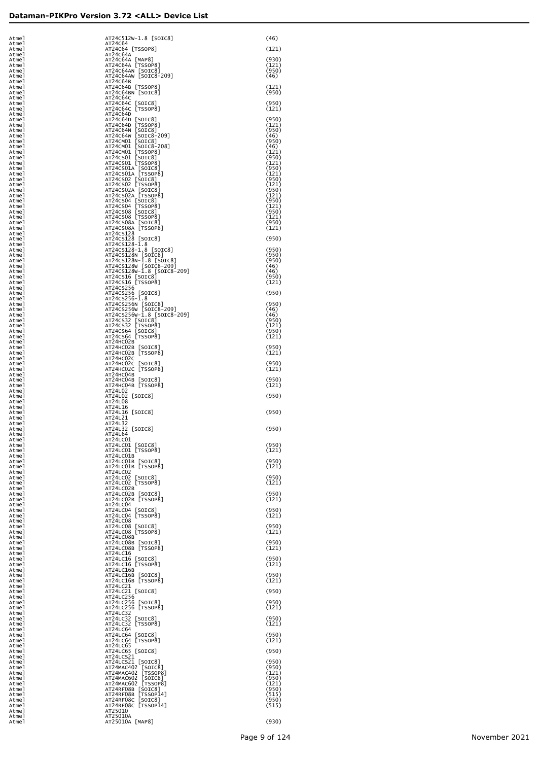## Dataman-PIKPro Version 3.72 <ALL> Device List

| | | |
|---|---|---|
| Atmel | AT24C512W-1.8 [SOIC8] | (46) |
| Atmel | AT24C64 | |
| Atmel | AT24C64 [TSSOP8] | (121) |
| Atmel | AT24C64A | |
| Atmel | AT24C64A [MAP8] | (930) |
| Atmel | AT24C64A [TSSOP8] | (121) |
| Atmel | AT24C64AN [SOIC8] | (950) |
| Atmel | AT24C64AW [SOIC8-209] | (46) |
| Atmel | AT24C64B | |
| Atmel | AT24C64B [TSSOP8] | (121) |
| Atmel | AT24C64BN [SOIC8] | (950) |
| Atmel | AT24C64C | |
| Atmel | AT24C64C [SOIC8] | (950) |
| Atmel | AT24C64C [TSSOP8] | (121) |
| Atmel | AT24C64D | |
| Atmel | AT24C64D [SOIC8] | (950) |
| Atmel | AT24C64D [TSSOP8] | (121) |
| Atmel | AT24C64N [SOIC8] | (950) |
| Atmel | AT24C64W [SOIC8-209] | (46) |
| Atmel | AT24CM01 [SOIC8] | (950) |
| Atmel | AT24CM01 [SOIC8-208] | (46) |
| Atmel | AT24CM01 [TSSOP8] | (121) |
| Atmel | AT24CS01 [SOIC8] | (950) |
| Atmel | AT24CS01 [TSSOP8] | (121) |
| Atmel | AT24CS01A [SOIC8] | (950) |
| Atmel | AT24CS01A [TSSOP8] | (121) |
| Atmel | AT24CS02 [SOIC8] | (950) |
| Atmel | AT24CS02 [TSSOP8] | (121) |
| Atmel | AT24CS02A [SOIC8] | (950) |
| Atmel | AT24CS02A [TSSOP8] | (121) |
| Atmel | AT24CS04 [SOIC8] | (950) |
| Atmel | AT24CS04 [TSSOP8] | (121) |
| Atmel | AT24CS08 [SOIC8] | (950) |
| Atmel | AT24CS08 [TSSOP8] | (121) |
| Atmel | AT24CS08A [SOIC8] | (950) |
| Atmel | AT24CS08A [TSSOP8] | (121) |
| Atmel | AT24CS128 | |
| Atmel | AT24CS128 [SOIC8] | (950) |
| Atmel | AT24CS128-1.8 | |
| Atmel | AT24CS128-1.8 [SOIC8] | (950) |
| Atmel | AT24CS128N [SOIC8] | (950) |
| Atmel | AT24CS128N-1.8 [SOIC8] | (950) |
| Atmel | AT24CS128W [SOIC8-209] | (46) |
| Atmel | AT24CS128W-1.8 [SOIC8-209] | (46) |
| Atmel | AT24CS16 [SOIC8] | (950) |
| Atmel | AT24CS16 [TSSOP8] | (121) |
| Atmel | AT24CS256 | |
| Atmel | AT24CS256 [SOIC8] | (950) |
| Atmel | AT24CS256-1.8 | |
| Atmel | AT24CS256N [SOIC8] | (950) |
| Atmel | AT24CS256W [SOIC8-209] | (46) |
| Atmel | AT24CS256W-1.8 [SOIC8-209] | (46) |
| Atmel | AT24CS32 [SOIC8] | (950) |
| Atmel | AT24CS32 [TSSOP8] | (121) |
| Atmel | AT24CS64 [SOIC8] | (950) |
| Atmel | AT24CS64 [TSSOP8] | (121) |
| Atmel | AT24HC02B | |
| Atmel | AT24HC02B [SOIC8] | (950) |
| Atmel | AT24HC02B [TSSOP8] | (121) |
| Atmel | AT24HC02C | |
| Atmel | AT24HC02C [SOIC8] | (950) |
| Atmel | AT24HC02C [TSSOP8] | (121) |
| Atmel | AT24HC04B | |
| Atmel | AT24HC04B [SOIC8] | (950) |
| Atmel | AT24HC04B [TSSOP8] | (121) |
| Atmel | AT24L02 | |
| Atmel | AT24L02 [SOIC8] | (950) |
| Atmel | AT24L08 | |
| Atmel | AT24L16 | |
| Atmel | AT24L16 [SOIC8] | (950) |
| Atmel | AT24L21 | |
| Atmel | AT24L32 | |
| Atmel | AT24L32 [SOIC8] | (950) |
| Atmel | AT24L64 | |
| Atmel | AT24LC01 | |
| Atmel | AT24LC01 [SOIC8] | (950) |
| Atmel | AT24LC01 [TSSOP8] | (121) |
| Atmel | AT24LC01B | |
| Atmel | AT24LC01B [SOIC8] | (950) |
| Atmel | AT24LC01B [TSSOP8] | (121) |
| Atmel | AT24LC02 | |
| Atmel | AT24LC02 [SOIC8] | (950) |
| Atmel | AT24LC02 [TSSOP8] | (121) |
| Atmel | AT24LC02B | |
| Atmel | AT24LC02B [SOIC8] | (950) |
| Atmel | AT24LC02B [TSSOP8] | (121) |
| Atmel | AT24LC04 | |
| Atmel | AT24LC04 [SOIC8] | (950) |
| Atmel | AT24LC04 [TSSOP8] | (121) |
| Atmel | AT24LC08 | |
| Atmel | AT24LC08 [SOIC8] | (950) |
| Atmel | AT24LC08 [TSSOP8] | (121) |
| Atmel | AT24LC08B | |
| Atmel | AT24LC08B [SOIC8] | (950) |
| Atmel | AT24LC08B [TSSOP8] | (121) |
| Atmel | AT24LC16 | |
| Atmel | AT24LC16 [SOIC8] | (950) |
| Atmel | AT24LC16 [TSSOP8] | (121) |
| Atmel | AT24LC16B | |
| Atmel | AT24LC16B [SOIC8] | (950) |
| Atmel | AT24LC16B [TSSOP8] | (121) |
| Atmel | AT24LC21 | |
| Atmel | AT24LC21 [SOIC8] | (950) |
| Atmel | AT24LC256 | |
| Atmel | AT24LC256 [SOIC8] | (950) |
| Atmel | AT24LC256 [TSSOP8] | (121) |
| Atmel | AT24LC32 | |
| Atmel | AT24LC32 [SOIC8] | (950) |
| Atmel | AT24LC32 [TSSOP8] | (121) |
| Atmel | AT24LC64 | |
| Atmel | AT24LC64 [SOIC8] | (950) |
| Atmel | AT24LC64 [TSSOP8] | (121) |
| Atmel | AT24LC65 | |
| Atmel | AT24LC65 [SOIC8] | (950) |
| Atmel | AT24LCS21 | |
| Atmel | AT24LCS21 [SOIC8] | (950) |
| Atmel | AT24MAC402 [SOIC8] | (950) |
| Atmel | AT24MAC402 [TSSOP8] | (121) |
| Atmel | AT24MAC602 [SOIC8] | (950) |
| Atmel | AT24MAC602 [TSSOP8] | (121) |
| Atmel | AT24RF08B [SOIC8] | (950) |
| Atmel | AT24RF08B [TSSOP14] | (515) |
| Atmel | AT24RF08C [SOIC8] | (950) |
| Atmel | AT24RF08C [TSSOP14] | (515) |
| Atmel | AT25010 | |
| Atmel | AT25010A | |
| Atmel | AT25010A [MAP8] | (930) |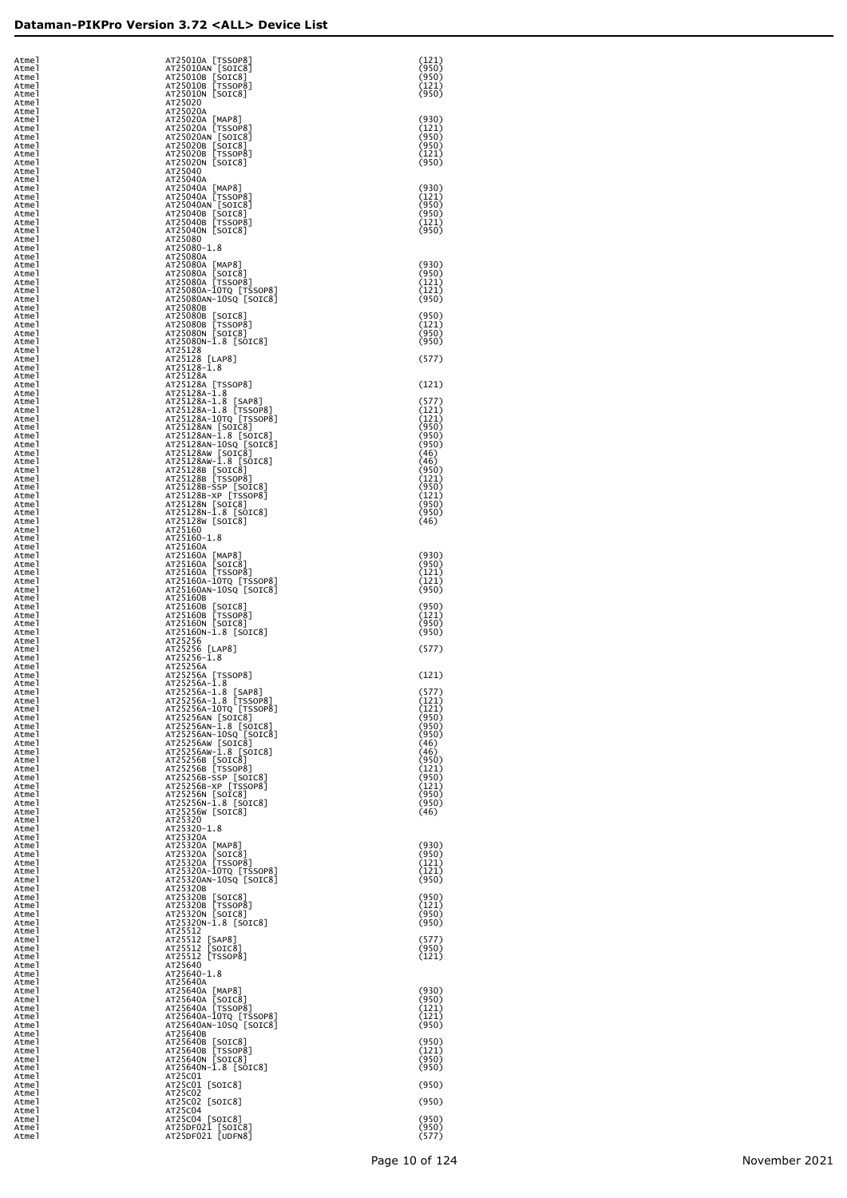| | | |
|---|---|---|
| Atmel | AT25010A [TSSOP8] | (121) |
| Atmel | AT25010AN [SOIC8] | (950) |
| Atmel | AT25010B [SOIC8] | (950) |
| Atmel | AT25010B [TSSOP8] | (121) |
| Atmel | AT25010N [SOIC8] | (950) |
| Atmel | AT25020 | |
| Atmel | AT25020A | |
| Atmel | AT25020A [MAP8] | (930) |
| Atmel | AT25020A [TSSOP8] | (121) |
| Atmel | AT25020AN [SOIC8] | (950) |
| Atmel | AT25020B [SOIC8] | (950) |
| Atmel | AT25020B [TSSOP8] | (121) |
| Atmel | AT25020N [SOIC8] | (950) |
| Atmel | AT25040 | |
| Atmel | AT25040A | |
| Atmel | AT25040A [MAP8] | (930) |
| Atmel | AT25040A [TSSOP8] | (121) |
| Atmel | AT25040AN [SOIC8] | (950) |
| Atmel | AT25040B [SOIC8] | (950) |
| Atmel | AT25040B [TSSOP8] | (121) |
| Atmel | AT25040N [SOIC8] | (950) |
| Atmel | AT25080 | |
| Atmel | AT25080-1.8 | |
| Atmel | AT25080A | |
| Atmel | AT25080A [MAP8] | (930) |
| Atmel | AT25080A [SOIC8] | (950) |
| Atmel | AT25080A [TSSOP8] | (121) |
| Atmel | AT25080A-10TQ [TSSOP8] | (121) |
| Atmel | AT25080AN-10SQ [SOIC8] | (950) |
| Atmel | AT25080B | |
| Atmel | AT25080B [SOIC8] | (950) |
| Atmel | AT25080B [TSSOP8] | (121) |
| Atmel | AT25080N [SOIC8] | (950) |
| Atmel | AT25080N-1.8 [SOIC8] | (950) |
| Atmel | AT25128 | |
| Atmel | AT25128 [LAP8] | (577) |
| Atmel | AT25128-1.8 | |
| Atmel | AT25128A | |
| Atmel | AT25128A [TSSOP8] | (121) |
| Atmel | AT25128A-1.8 | |
| Atmel | AT25128A-1.8 [SAP8] | (577) |
| Atmel | AT25128A-1.8 [TSSOP8] | (121) |
| Atmel | AT25128A-10TQ [TSSOP8] | (121) |
| Atmel | AT25128AN [SOIC8] | (950) |
| Atmel | AT25128AN-1.8 [SOIC8] | (950) |
| Atmel | AT25128AN-10SQ [SOIC8] | (950) |
| Atmel | AT25128AW [SOIC8] | (46) |
| Atmel | AT25128AW-1.8 [SOIC8] | (46) |
| Atmel | AT25128B [SOIC8] | (950) |
| Atmel | AT25128B [TSSOP8] | (121) |
| Atmel | AT25128B-SSP [SOIC8] | (950) |
| Atmel | AT25128B-XP [TSSOP8] | (121) |
| Atmel | AT25128N [SOIC8] | (950) |
| Atmel | AT25128N-1.8 [SOIC8] | (950) |
| Atmel | AT25128W [SOIC8] | (46) |
| Atmel | AT25160 | |
| Atmel | AT25160-1.8 | |
| Atmel | AT25160A | |
| Atmel | AT25160A [MAP8] | (930) |
| Atmel | AT25160A [SOIC8] | (950) |
| Atmel | AT25160A [TSSOP8] | (121) |
| Atmel | AT25160A-10TQ [TSSOP8] | (121) |
| Atmel | AT25160AN-10SQ [SOIC8] | (950) |
| Atmel | AT25160B | |
| Atmel | AT25160B [SOIC8] | (950) |
| Atmel | AT25160B [TSSOP8] | (121) |
| Atmel | AT25160N [SOIC8] | (950) |
| Atmel | AT25160N-1.8 [SOIC8] | (950) |
| Atmel | AT25256 | |
| Atmel | AT25256 [LAP8] | (577) |
| Atmel | AT25256-1.8 | |
| Atmel | AT25256A | |
| Atmel | AT25256A [TSSOP8] | (121) |
| Atmel | AT25256A-1.8 | |
| Atmel | AT25256A-1.8 [SAP8] | (577) |
| Atmel | AT25256A-1.8 [TSSOP8] | (121) |
| Atmel | AT25256A-10TQ [TSSOP8] | (121) |
| Atmel | AT25256AN [SOIC8] | (950) |
| Atmel | AT25256AN-1.8 [SOIC8] | (950) |
| Atmel | AT25256AN-10SQ [SOIC8] | (950) |
| Atmel | AT25256AW [SOIC8] | (46) |
| Atmel | AT25256AW-1.8 [SOIC8] | (46) |
| Atmel | AT25256B [SOIC8] | (950) |
| Atmel | AT25256B [TSSOP8] | (121) |
| Atmel | AT25256B-SSP [SOIC8] | (950) |
| Atmel | AT25256B-XP [TSSOP8] | (121) |
| Atmel | AT25256N [SOIC8] | (950) |
| Atmel | AT25256N-1.8 [SOIC8] | (950) |
| Atmel | AT25256W [SOIC8] | (46) |
| Atmel | AT25320 | |
| Atmel | AT25320-1.8 | |
| Atmel | AT25320A | |
| Atmel | AT25320A [MAP8] | (930) |
| Atmel | AT25320A [SOIC8] | (950) |
| Atmel | AT25320A [TSSOP8] | (121) |
| Atmel | AT25320A-10TQ [TSSOP8] | (121) |
| Atmel | AT25320AN-10SQ [SOIC8] | (950) |
| Atmel | AT25320B | |
| Atmel | AT25320B [SOIC8] | (950) |
| Atmel | AT25320B [TSSOP8] | (121) |
| Atmel | AT25320N [SOIC8] | (950) |
| Atmel | AT25320N-1.8 [SOIC8] | (950) |
| Atmel | AT25512 | |
| Atmel | AT25512 [SAP8] | (577) |
| Atmel | AT25512 [SOIC8] | (950) |
| Atmel | AT25512 [TSSOP8] | (121) |
| Atmel | AT25640 | |
| Atmel | AT25640-1.8 | |
| Atmel | AT25640A | |
| Atmel | AT25640A [MAP8] | (930) |
| Atmel | AT25640A [SOIC8] | (950) |
| Atmel | AT25640A [TSSOP8] | (121) |
| Atmel | AT25640A-10TQ [TSSOP8] | (121) |
| Atmel | AT25640AN-10SQ [SOIC8] | (950) |
| Atmel | AT25640B | |
| Atmel | AT25640B [SOIC8] | (950) |
| Atmel | AT25640B [TSSOP8] | (121) |
| Atmel | AT25640N [SOIC8] | (950) |
| Atmel | AT25640N-1.8 [SOIC8] | (950) |
| Atmel | AT25C01 | |
| Atmel | AT25C01 [SOIC8] | (950) |
| Atmel | AT25C02 | |
| Atmel | AT25C02 [SOIC8] | (950) |
| Atmel | AT25C04 | |
| Atmel | AT25C04 [SOIC8] | (950) |
| Atmel | AT25DF021 [SOIC8] | (950) |
| Atmel | AT25DF021 [UDFN8] | (577) |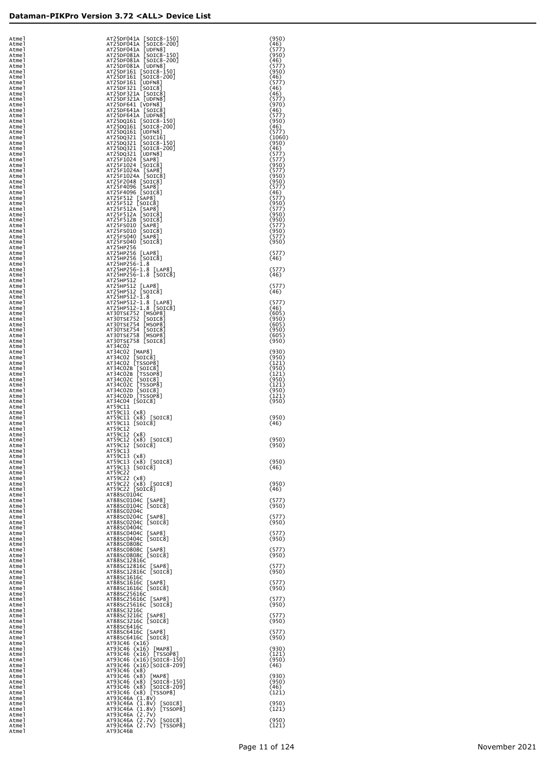| Atmel | AT25DF041A [SOIC8-150] | (950) |
|---|---|---|
| Atmel | AT25DF041A [SOIC8-200] | (46) |
| Atmel | AT25DF041A [UDFN8] | (577) |
| Atmel | AT25DF081A [SOIC8-150] | (950) |
| Atmel | AT25DF081A [SOIC8-200] | (46) |
| Atmel | AT25DF081A [UDFN8] | (577) |
| Atmel | AT25DF161 [SOIC8-150] | (950) |
| Atmel | AT25DF161 [SOIC8-200] | (46) |
| Atmel | AT25DF161 [UDFN8] | (577) |
| Atmel | AT25DF321 [SOIC8] | (46) |
| Atmel | AT25DF321A [SOIC8] | (46) |
| Atmel | AT25DF321A [UDFN8] | (577) |
| Atmel | AT25DF641 [VDFN8] | (970) |
| Atmel | AT25DF641A [SOIC8] | (46) |
| Atmel | AT25DF641A [UDFN8] | (577) |
| Atmel | AT25DQ161 [SOIC8-150] | (950) |
| Atmel | AT25DQ161 [SOIC8-200] | (46) |
| Atmel | AT25DQ161 [UDFN8] | (577) |
| Atmel | AT25DQ321 [SOIC16] | (1060) |
| Atmel | AT25DQ321 [SOIC8-150] | (950) |
| Atmel | AT25DQ321 [SOIC8-200] | (46) |
| Atmel | AT25DQ321 [UDFN8] | (577) |
| Atmel | AT25F1024 [SAP8] | (577) |
| Atmel | AT25F1024 [SOIC8] | (950) |
| Atmel | AT25F1024A [SAP8] | (577) |
| Atmel | AT25F1024A [SOIC8] | (950) |
| Atmel | AT25F2048 [SOIC8] | (950) |
| Atmel | AT25F4096 [SAP8] | (577) |
| Atmel | AT25F4096 [SOIC8] | (46) |
| Atmel | AT25F512 [SAP8] | (577) |
| Atmel | AT25F512 [SOIC8] | (950) |
| Atmel | AT25F512A [SAP8] | (577) |
| Atmel | AT25F512A [SOIC8] | (950) |
| Atmel | AT25F512B [SOIC8] | (950) |
| Atmel | AT25FS010 [SAP8] | (577) |
| Atmel | AT25FS010 [SOIC8] | (950) |
| Atmel | AT25FS040 [SAP8] | (577) |
| Atmel | AT25FS040 [SOIC8] | (950) |
| Atmel | AT25HP256 | |
| Atmel | AT25HP256 [LAP8] | (577) |
| Atmel | AT25HP256 [SOIC8] | (46) |
| Atmel | AT25HP256-1.8 | |
| Atmel | AT25HP256-1.8 [LAP8] | (577) |
| Atmel | AT25HP256-1.8 [SOIC8] | (46) |
| Atmel | AT25HP512 | |
| Atmel | AT25HP512 [LAP8] | (577) |
| Atmel | AT25HP512 [SOIC8] | (46) |
| Atmel | AT25HP512-1.8 | |
| Atmel | AT25HP512-1.8 [LAP8] | (577) |
| Atmel | AT25HP512-1.8 [SOIC8] | (46) |
| Atmel | AT30TSE752 [MSOP8] | (605) |
| Atmel | AT30TSE752 [SOIC8] | (950) |
| Atmel | AT30TSE754 [MSOP8] | (605) |
| Atmel | AT30TSE754 [SOIC8] | (950) |
| Atmel | AT30TSE758 [MSOP8] | (605) |
| Atmel | AT30TSE758 [SOIC8] | (950) |
| Atmel | AT34C02 | |
| Atmel | AT34C02 [MAP8] | (930) |
| Atmel | AT34C02 [SOIC8] | (950) |
| Atmel | AT34C02 [TSSOP8] | (121) |
| Atmel | AT34C02B [SOIC8] | (950) |
| Atmel | AT34C02B [TSSOP8] | (121) |
| Atmel | AT34C02C [SOIC8] | (950) |
| Atmel | AT34C02C [TSSOP8] | (121) |
| Atmel | AT34C02D [SOIC8] | (950) |
| Atmel | AT34C02D [TSSOP8] | (121) |
| Atmel | AT34C04 [SOIC8] | (950) |
| Atmel | AT59C11 | |
| Atmel | AT59C11 (x8) | |
| Atmel | AT59C11 (x8) [SOIC8] | (950) |
| Atmel | AT59C11 [SOIC8] | (46) |
| Atmel | AT59C12 | |
| Atmel | AT59C12 (x8) | |
| Atmel | AT59C12 (x8) [SOIC8] | (950) |
| Atmel | AT59C12 [SOIC8] | (950) |
| Atmel | AT59C13 | |
| Atmel | AT59C13 (x8) | |
| Atmel | AT59C13 (x8) [SOIC8] | (950) |
| Atmel | AT59C13 [SOIC8] | (46) |
| Atmel | AT59C22 | |
| Atmel | AT59C22 (x8) | |
| Atmel | AT59C22 (x8) [SOIC8] | (950) |
| Atmel | AT59C22 [SOIC8] | (46) |
| Atmel | AT88SC0104C | |
| Atmel | AT88SC0104C [SAP8] | (577) |
| Atmel | AT88SC0104C [SOIC8] | (950) |
| Atmel | AT88SC0204C | |
| Atmel | AT88SC0204C [SAP8] | (577) |
| Atmel | AT88SC0204C [SOIC8] | (950) |
| Atmel | AT88SC0404C | |
| Atmel | AT88SC0404C [SAP8] | (577) |
| Atmel | AT88SC0404C [SOIC8] | (950) |
| Atmel | AT88SC0808C | |
| Atmel | AT88SC0808C [SAP8] | (577) |
| Atmel | AT88SC0808C [SOIC8] | (950) |
| Atmel | AT88SC12816C | |
| Atmel | AT88SC12816C [SAP8] | (577) |
| Atmel | AT88SC12816C [SOIC8] | (950) |
| Atmel | AT88SC1616C | |
| Atmel | AT88SC1616C [SAP8] | (577) |
| Atmel | AT88SC1616C [SOIC8] | (950) |
| Atmel | AT88SC25616C | |
| Atmel | AT88SC25616C [SAP8] | (577) |
| Atmel | AT88SC25616C [SOIC8] | (950) |
| Atmel | AT88SC3216C | |
| Atmel | AT88SC3216C [SAP8] | (577) |
| Atmel | AT88SC3216C [SOIC8] | (950) |
| Atmel | AT88SC6416C | |
| Atmel | AT88SC6416C [SAP8] | (577) |
| Atmel | AT88SC6416C [SOIC8] | (950) |
| Atmel | AT93C46 (x16) | |
| Atmel | AT93C46 (x16) [MAP8] | (930) |
| Atmel | AT93C46 (x16) [TSSOP8] | (121) |
| Atmel | AT93C46 (x16)[SOIC8-150] | (950) |
| Atmel | AT93C46 (x16)[SOIC8-209] | (46) |
| Atmel | AT93C46 (x8) | |
| Atmel | AT93C46 (x8) [MAP8] | (930) |
| Atmel | AT93C46 (x8) [SOIC8-150] | (950) |
| Atmel | AT93C46 (x8) [SOIC8-209] | (46) |
| Atmel | AT93C46 (x8) [TSSOP8] | (121) |
| Atmel | AT93C46A (1.8V) | |
| Atmel | AT93C46A (1.8V) [SOIC8] | (950) |
| Atmel | AT93C46A (1.8V) [TSSOP8] | (121) |
| Atmel | AT93C46A (2.7V) | |
| Atmel | AT93C46A (2.7V) [SOIC8] | (950) |
| Atmel | AT93C46A (2.7V) [TSSOP8] | (121) |
| Atmel | AT93C46B | |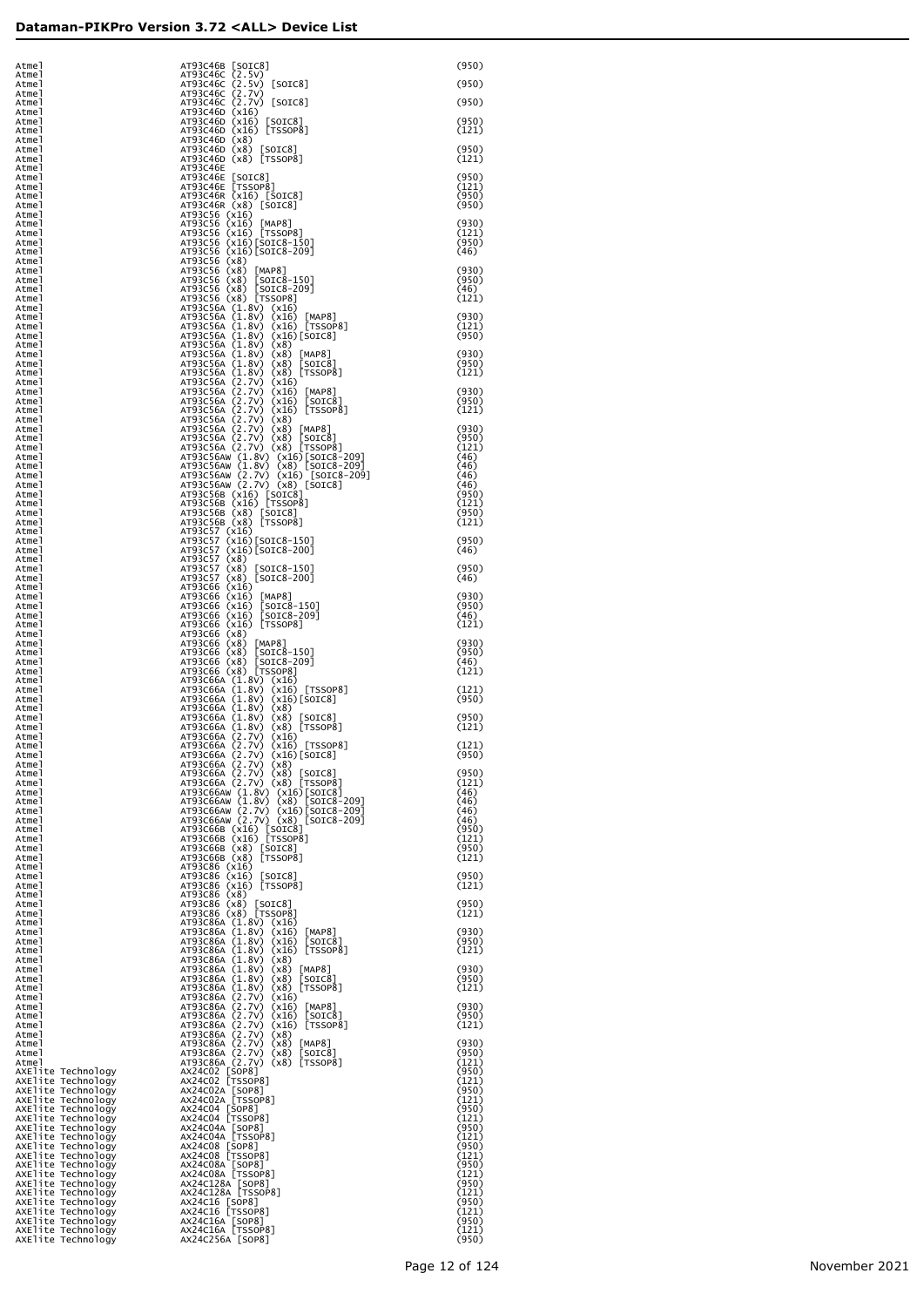| Manufacturer | Device | Adapter |
|---|---|---|
| Atmel | AT93C46B [SOIC8] | (950) |
| Atmel | AT93C46C (2.5V) | |
| Atmel | AT93C46C (2.5V) [SOIC8] | (950) |
| Atmel | AT93C46C (2.7V) | |
| Atmel | AT93C46C (2.7V) [SOIC8] | (950) |
| Atmel | AT93C46D (x16) | |
| Atmel | AT93C46D (x16) [SOIC8] | (950) |
| Atmel | AT93C46D (x16) [TSSOP8] | (121) |
| Atmel | AT93C46D (x8) | |
| Atmel | AT93C46D (x8) [SOIC8] | (950) |
| Atmel | AT93C46D (x8) [TSSOP8] | (121) |
| Atmel | AT93C46E | |
| Atmel | AT93C46E [SOIC8] | (950) |
| Atmel | AT93C46E [TSSOP8] | (121) |
| Atmel | AT93C46R (x16) [SOIC8] | (950) |
| Atmel | AT93C46R (x8) [SOIC8] | (950) |
| Atmel | AT93C56 (x16) | |
| Atmel | AT93C56 (x16) [MAP8] | (930) |
| Atmel | AT93C56 (x16) [TSSOP8] | (121) |
| Atmel | AT93C56 (x16)[SOIC8-150] | (950) |
| Atmel | AT93C56 (x16)[SOIC8-209] | (46) |
| Atmel | AT93C56 (x8) | |
| Atmel | AT93C56 (x8) [MAP8] | (930) |
| Atmel | AT93C56 (x8) [SOIC8-150] | (950) |
| Atmel | AT93C56 (x8) [SOIC8-209] | (46) |
| Atmel | AT93C56 (x8) [TSSOP8] | (121) |
| Atmel | AT93C56A (1.8V) (x16) | |
| Atmel | AT93C56A (1.8V) (x16) [MAP8] | (930) |
| Atmel | AT93C56A (1.8V) (x16) [TSSOP8] | (121) |
| Atmel | AT93C56A (1.8V) (x16)[SOIC8] | (950) |
| Atmel | AT93C56A (1.8V) (x8) | |
| Atmel | AT93C56A (1.8V) (x8) [MAP8] | (930) |
| Atmel | AT93C56A (1.8V) (x8) [SOIC8] | (950) |
| Atmel | AT93C56A (1.8V) (x8) [TSSOP8] | (121) |
| Atmel | AT93C56A (2.7V) (x16) | |
| Atmel | AT93C56A (2.7V) (x16) [MAP8] | (930) |
| Atmel | AT93C56A (2.7V) (x16) [SOIC8] | (950) |
| Atmel | AT93C56A (2.7V) (x16) [TSSOP8] | (121) |
| Atmel | AT93C56A (2.7V) (x8) | |
| Atmel | AT93C56A (2.7V) (x8) [MAP8] | (930) |
| Atmel | AT93C56A (2.7V) (x8) [SOIC8] | (950) |
| Atmel | AT93C56A (2.7V) (x8) [TSSOP8] | (121) |
| Atmel | AT93C56AW (1.8V) (x16)[SOIC8-209] | (46) |
| Atmel | AT93C56AW (1.8V) (x8) [SOIC8-209] | (46) |
| Atmel | AT93C56AW (2.7V) (x16) [SOIC8-209] | (46) |
| Atmel | AT93C56AW (2.7V) (x8) [SOIC8] | (46) |
| Atmel | AT93C56B (x16) [SOIC8] | (950) |
| Atmel | AT93C56B (x16) [TSSOP8] | (121) |
| Atmel | AT93C56B (x8) [SOIC8] | (950) |
| Atmel | AT93C56B (x8) [TSSOP8] | (121) |
| Atmel | AT93C57 (x16) | |
| Atmel | AT93C57 (x16)[SOIC8-150] | (950) |
| Atmel | AT93C57 (x16)[SOIC8-200] | (46) |
| Atmel | AT93C57 (x8) | |
| Atmel | AT93C57 (x8) [SOIC8-150] | (950) |
| Atmel | AT93C57 (x8) [SOIC8-200] | (46) |
| Atmel | AT93C66 (x16) | |
| Atmel | AT93C66 (x16) [MAP8] | (930) |
| Atmel | AT93C66 (x16) [SOIC8-150] | (950) |
| Atmel | AT93C66 (x16) [SOIC8-209] | (46) |
| Atmel | AT93C66 (x16) [TSSOP8] | (121) |
| Atmel | AT93C66 (x8) | |
| Atmel | AT93C66 (x8) [MAP8] | (930) |
| Atmel | AT93C66 (x8) [SOIC8-150] | (950) |
| Atmel | AT93C66 (x8) [SOIC8-209] | (46) |
| Atmel | AT93C66 (x8) [TSSOP8] | (121) |
| Atmel | AT93C66A (1.8V) (x16) | |
| Atmel | AT93C66A (1.8V) (x16) [TSSOP8] | (121) |
| Atmel | AT93C66A (1.8V) (x16)[SOIC8] | (950) |
| Atmel | AT93C66A (1.8V) (x8) | |
| Atmel | AT93C66A (1.8V) (x8) [SOIC8] | (950) |
| Atmel | AT93C66A (1.8V) (x8) [TSSOP8] | (121) |
| Atmel | AT93C66A (2.7V) (x16) | |
| Atmel | AT93C66A (2.7V) (x16) [TSSOP8] | (121) |
| Atmel | AT93C66A (2.7V) (x16)[SOIC8] | (950) |
| Atmel | AT93C66A (2.7V) (x8) | |
| Atmel | AT93C66A (2.7V) (x8) [SOIC8] | (950) |
| Atmel | AT93C66A (2.7V) (x8) [TSSOP8] | (121) |
| Atmel | AT93C66AW (1.8V) (x16)[SOIC8] | (46) |
| Atmel | AT93C66AW (1.8V) (x8) [SOIC8-209] | (46) |
| Atmel | AT93C66AW (2.7V) (x16)[SOIC8-209] | (46) |
| Atmel | AT93C66AW (2.7V) (x8) [SOIC8-209] | (46) |
| Atmel | AT93C66B (x16) [SOIC8] | (950) |
| Atmel | AT93C66B (x16) [TSSOP8] | (121) |
| Atmel | AT93C66B (x8) [SOIC8] | (950) |
| Atmel | AT93C66B (x8) [TSSOP8] | (121) |
| Atmel | AT93C86 (x16) | |
| Atmel | AT93C86 (x16) [SOIC8] | (950) |
| Atmel | AT93C86 (x16) [TSSOP8] | (121) |
| Atmel | AT93C86 (x8) | |
| Atmel | AT93C86 (x8) [SOIC8] | (950) |
| Atmel | AT93C86 (x8) [TSSOP8] | (121) |
| Atmel | AT93C86A (1.8V) (x16) | |
| Atmel | AT93C86A (1.8V) (x16) [MAP8] | (930) |
| Atmel | AT93C86A (1.8V) (x16) [SOIC8] | (950) |
| Atmel | AT93C86A (1.8V) (x16) [TSSOP8] | (121) |
| Atmel | AT93C86A (1.8V) (x8) | |
| Atmel | AT93C86A (1.8V) (x8) [MAP8] | (930) |
| Atmel | AT93C86A (1.8V) (x8) [SOIC8] | (950) |
| Atmel | AT93C86A (1.8V) (x8) [TSSOP8] | (121) |
| Atmel | AT93C86A (2.7V) (x16) | |
| Atmel | AT93C86A (2.7V) (x16) [MAP8] | (930) |
| Atmel | AT93C86A (2.7V) (x16) [SOIC8] | (950) |
| Atmel | AT93C86A (2.7V) (x16) [TSSOP8] | (121) |
| Atmel | AT93C86A (2.7V) (x8) | |
| Atmel | AT93C86A (2.7V) (x8) [MAP8] | (930) |
| Atmel | AT93C86A (2.7V) (x8) [SOIC8] | (950) |
| Atmel | AT93C86A (2.7V) (x8) [TSSOP8] | (121) |
| AXElite Technology | AX24C02 [SOP8] | (950) |
| AXElite Technology | AX24C02 [TSSOP8] | (121) |
| AXElite Technology | AX24C02A [SOP8] | (950) |
| AXElite Technology | AX24C02A [TSSOP8] | (121) |
| AXElite Technology | AX24C04 [SOP8] | (950) |
| AXElite Technology | AX24C04 [TSSOP8] | (121) |
| AXElite Technology | AX24C04A [SOP8] | (950) |
| AXElite Technology | AX24C04A [TSSOP8] | (121) |
| AXElite Technology | AX24C08 [SOP8] | (950) |
| AXElite Technology | AX24C08 [TSSOP8] | (121) |
| AXElite Technology | AX24C08A [SOP8] | (950) |
| AXElite Technology | AX24C08A [TSSOP8] | (121) |
| AXElite Technology | AX24C128A [SOP8] | (950) |
| AXElite Technology | AX24C128A [TSSOP8] | (121) |
| AXElite Technology | AX24C16 [SOP8] | (950) |
| AXElite Technology | AX24C16 [TSSOP8] | (121) |
| AXElite Technology | AX24C16A [SOP8] | (950) |
| AXElite Technology | AX24C16A [TSSOP8] | (121) |
| AXElite Technology | AX24C256A [SOP8] | (950) |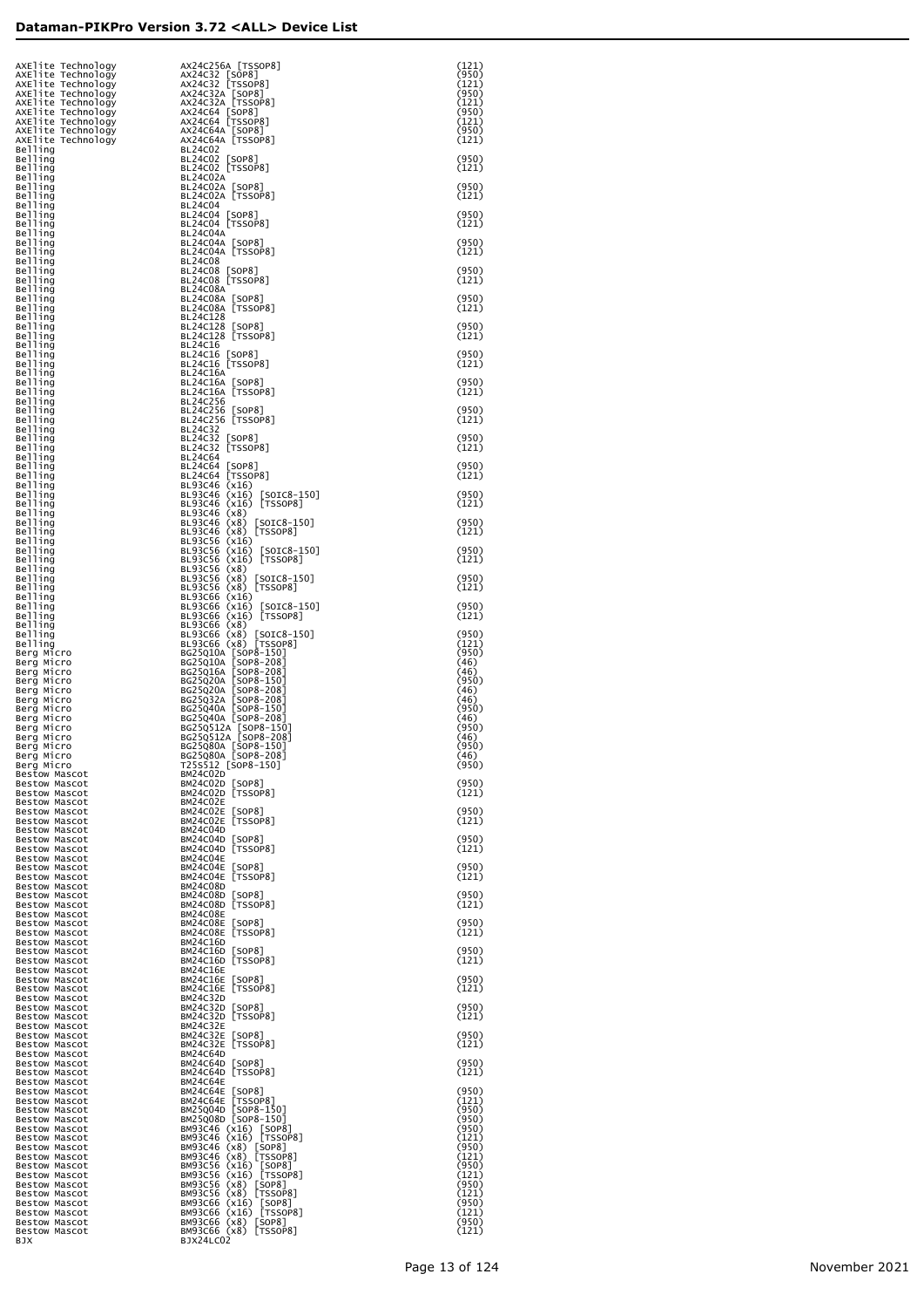| | | |
|---|---|---|
| AXElite Technology | AX24C256A [TSSOP8] | (121) |
| AXElite Technology | AX24C32 [SOP8] | (950) |
| AXElite Technology | AX24C32 [TSSOP8] | (121) |
| AXElite Technology | AX24C32A [SOP8] | (950) |
| AXElite Technology | AX24C32A [TSSOP8] | (121) |
| AXElite Technology | AX24C64 [SOP8] | (950) |
| AXElite Technology | AX24C64 [TSSOP8] | (121) |
| AXElite Technology | AX24C64A [SOP8] | (950) |
| AXElite Technology | AX24C64A [TSSOP8] | (121) |
| Belling | BL24C02 | |
| Belling | BL24C02 [SOP8] | (950) |
| Belling | BL24C02 [TSSOP8] | (121) |
| Belling | BL24C02A | |
| Belling | BL24C02A [SOP8] | (950) |
| Belling | BL24C02A [TSSOP8] | (121) |
| Belling | BL24C04 | |
| Belling | BL24C04 [SOP8] | (950) |
| Belling | BL24C04 [TSSOP8] | (121) |
| Belling | BL24C04A | |
| Belling | BL24C04A [SOP8] | (950) |
| Belling | BL24C04A [TSSOP8] | (121) |
| Belling | BL24C08 | |
| Belling | BL24C08 [SOP8] | (950) |
| Belling | BL24C08 [TSSOP8] | (121) |
| Belling | BL24C08A | |
| Belling | BL24C08A [SOP8] | (950) |
| Belling | BL24C08A [TSSOP8] | (121) |
| Belling | BL24C128 | |
| Belling | BL24C128 [SOP8] | (950) |
| Belling | BL24C128 [TSSOP8] | (121) |
| Belling | BL24C16 | |
| Belling | BL24C16 [SOP8] | (950) |
| Belling | BL24C16 [TSSOP8] | (121) |
| Belling | BL24C16A | |
| Belling | BL24C16A [SOP8] | (950) |
| Belling | BL24C16A [TSSOP8] | (121) |
| Belling | BL24C256 | |
| Belling | BL24C256 [SOP8] | (950) |
| Belling | BL24C256 [TSSOP8] | (121) |
| Belling | BL24C32 | |
| Belling | BL24C32 [SOP8] | (950) |
| Belling | BL24C32 [TSSOP8] | (121) |
| Belling | BL24C64 | |
| Belling | BL24C64 [SOP8] | (950) |
| Belling | BL24C64 [TSSOP8] | (121) |
| Belling | BL93C46 (x16) | |
| Belling | BL93C46 (x16) [SOIC8-150] | (950) |
| Belling | BL93C46 (x16) [TSSOP8] | (121) |
| Belling | BL93C46 (x8) | |
| Belling | BL93C46 (x8) [SOIC8-150] | (950) |
| Belling | BL93C46 (x8) [TSSOP8] | (121) |
| Belling | BL93C56 (x16) | |
| Belling | BL93C56 (x16) [SOIC8-150] | (950) |
| Belling | BL93C56 (x16) [TSSOP8] | (121) |
| Belling | BL93C56 (x8) | |
| Belling | BL93C56 (x8) [SOIC8-150] | (950) |
| Belling | BL93C56 (x8) [TSSOP8] | (121) |
| Belling | BL93C66 (x16) | |
| Belling | BL93C66 (x16) [SOIC8-150] | (950) |
| Belling | BL93C66 (x16) [TSSOP8] | (121) |
| Belling | BL93C66 (x8) | |
| Belling | BL93C66 (x8) [SOIC8-150] | (950) |
| Belling | BL93C66 (x8) [TSSOP8] | (121) |
| Berg Micro | BG25Q10A [SOP8-150] | (950) |
| Berg Micro | BG25Q10A [SOP8-208] | (46) |
| Berg Micro | BG25Q16A [SOP8-208] | (46) |
| Berg Micro | BG25Q20A [SOP8-150] | (950) |
| Berg Micro | BG25Q20A [SOP8-208] | (46) |
| Berg Micro | BG25Q32A [SOP8-208] | (46) |
| Berg Micro | BG25Q40A [SOP8-150] | (950) |
| Berg Micro | BG25Q40A [SOP8-208] | (46) |
| Berg Micro | BG25Q512A [SOP8-150] | (950) |
| Berg Micro | BG25Q512A [SOP8-208] | (46) |
| Berg Micro | BG25Q80A [SOP8-150] | (950) |
| Berg Micro | BG25Q80A [SOP8-208] | (46) |
| Berg Micro | T25S512 [SOP8-150] | (950) |
| Bestow Mascot | BM24C02D | |
| Bestow Mascot | BM24C02D [SOP8] | (950) |
| Bestow Mascot | BM24C02D [TSSOP8] | (121) |
| Bestow Mascot | BM24C02E | |
| Bestow Mascot | BM24C02E [SOP8] | (950) |
| Bestow Mascot | BM24C02E [TSSOP8] | (121) |
| Bestow Mascot | BM24C04D | |
| Bestow Mascot | BM24C04D [SOP8] | (950) |
| Bestow Mascot | BM24C04D [TSSOP8] | (121) |
| Bestow Mascot | BM24C04E | |
| Bestow Mascot | BM24C04E [SOP8] | (950) |
| Bestow Mascot | BM24C04E [TSSOP8] | (121) |
| Bestow Mascot | BM24C08D | |
| Bestow Mascot | BM24C08D [SOP8] | (950) |
| Bestow Mascot | BM24C08D [TSSOP8] | (121) |
| Bestow Mascot | BM24C08E | |
| Bestow Mascot | BM24C08E [SOP8] | (950) |
| Bestow Mascot | BM24C08E [TSSOP8] | (121) |
| Bestow Mascot | BM24C16D | |
| Bestow Mascot | BM24C16D [SOP8] | (950) |
| Bestow Mascot | BM24C16D [TSSOP8] | (121) |
| Bestow Mascot | BM24C16E | |
| Bestow Mascot | BM24C16E [SOP8] | (950) |
| Bestow Mascot | BM24C16E [TSSOP8] | (121) |
| Bestow Mascot | BM24C32D | |
| Bestow Mascot | BM24C32D [SOP8] | (950) |
| Bestow Mascot | BM24C32D [TSSOP8] | (121) |
| Bestow Mascot | BM24C32E | |
| Bestow Mascot | BM24C32E [SOP8] | (950) |
| Bestow Mascot | BM24C32E [TSSOP8] | (121) |
| Bestow Mascot | BM24C64D | |
| Bestow Mascot | BM24C64D [SOP8] | (950) |
| Bestow Mascot | BM24C64D [TSSOP8] | (121) |
| Bestow Mascot | BM24C64E | |
| Bestow Mascot | BM24C64E [SOP8] | (950) |
| Bestow Mascot | BM24C64E [TSSOP8] | (121) |
| Bestow Mascot | BM25Q04D [SOP8-150] | (950) |
| Bestow Mascot | BM25Q08D [SOP8-150] | (950) |
| Bestow Mascot | BM93C46 (x16) [SOP8] | (950) |
| Bestow Mascot | BM93C46 (x16) [TSSOP8] | (121) |
| Bestow Mascot | BM93C46 (x8) [SOP8] | (950) |
| Bestow Mascot | BM93C46 (x8) [TSSOP8] | (121) |
| Bestow Mascot | BM93C56 (x16) [SOP8] | (950) |
| Bestow Mascot | BM93C56 (x16) [TSSOP8] | (121) |
| Bestow Mascot | BM93C56 (x8) [SOP8] | (950) |
| Bestow Mascot | BM93C56 (x8) [TSSOP8] | (121) |
| Bestow Mascot | BM93C66 (x16) [SOP8] | (950) |
| Bestow Mascot | BM93C66 (x16) [TSSOP8] | (121) |
| Bestow Mascot | BM93C66 (x8) [SOP8] | (950) |
| Bestow Mascot | BM93C66 (x8) [TSSOP8] | (121) |
| BJX | BJX24LC02 | |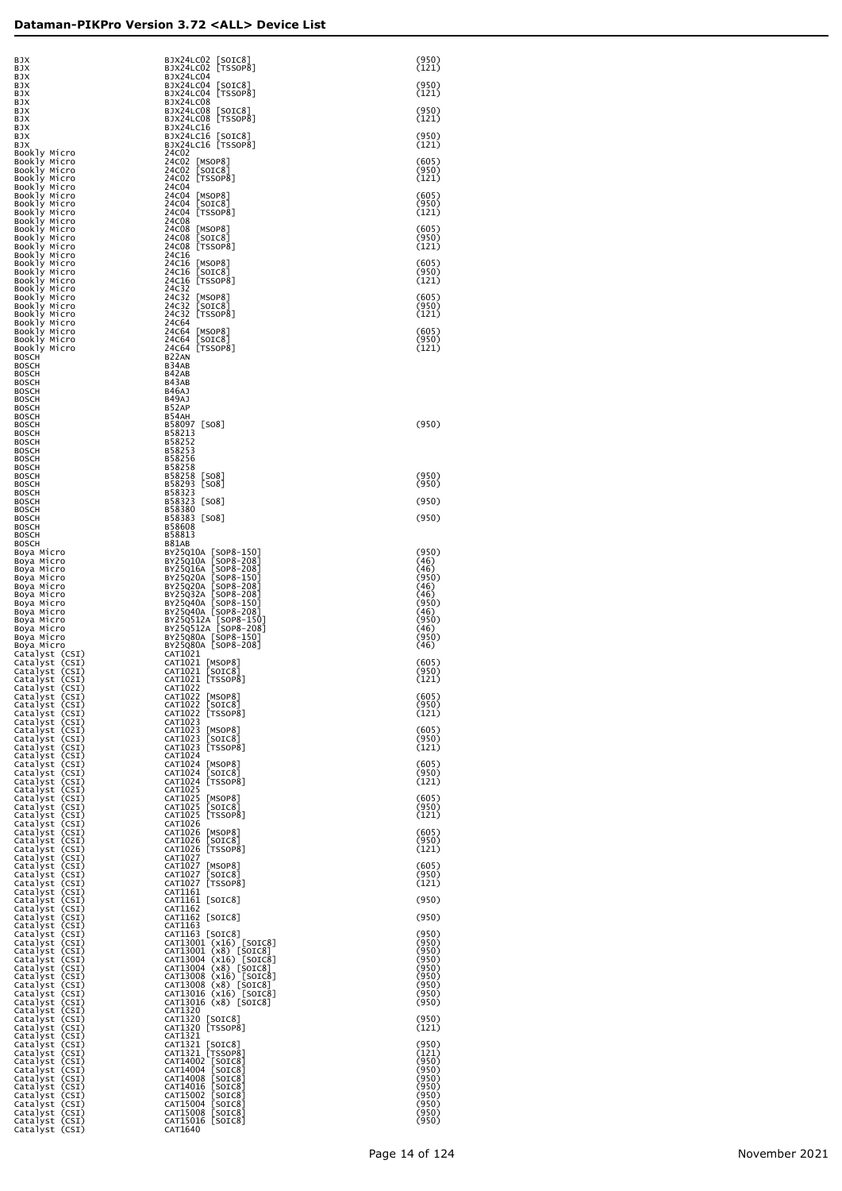| Manufacturer | Device | Adapter |
|---|---|---|
| BJX | BJX24LC02 [SOIC8] | (950) |
| BJX | BJX24LC02 [TSSOP8] | (121) |
| BJX | BJX24LC04 | |
| BJX | BJX24LC04 [SOIC8] | (950) |
| BJX | BJX24LC04 [TSSOP8] | (121) |
| BJX | BJX24LC08 | |
| BJX | BJX24LC08 [SOIC8] | (950) |
| BJX | BJX24LC08 [TSSOP8] | (121) |
| BJX | BJX24LC16 | |
| BJX | BJX24LC16 [SOIC8] | (950) |
| BJX | BJX24LC16 [TSSOP8] | (121) |
| Bookly Micro | 24C02 | |
| Bookly Micro | 24C02 [MSOP8] | (605) |
| Bookly Micro | 24C02 [SOIC8] | (950) |
| Bookly Micro | 24C02 [TSSOP8] | (121) |
| Bookly Micro | 24C04 | |
| Bookly Micro | 24C04 [MSOP8] | (605) |
| Bookly Micro | 24C04 [SOIC8] | (950) |
| Bookly Micro | 24C04 [TSSOP8] | (121) |
| Bookly Micro | 24C08 | |
| Bookly Micro | 24C08 [MSOP8] | (605) |
| Bookly Micro | 24C08 [SOIC8] | (950) |
| Bookly Micro | 24C08 [TSSOP8] | (121) |
| Bookly Micro | 24C16 | |
| Bookly Micro | 24C16 [MSOP8] | (605) |
| Bookly Micro | 24C16 [SOIC8] | (950) |
| Bookly Micro | 24C16 [TSSOP8] | (121) |
| Bookly Micro | 24C32 | |
| Bookly Micro | 24C32 [MSOP8] | (605) |
| Bookly Micro | 24C32 [SOIC8] | (950) |
| Bookly Micro | 24C32 [TSSOP8] | (121) |
| Bookly Micro | 24C64 | |
| Bookly Micro | 24C64 [MSOP8] | (605) |
| Bookly Micro | 24C64 [SOIC8] | (950) |
| Bookly Micro | 24C64 [TSSOP8] | (121) |
| BOSCH | B22AN | |
| BOSCH | B34AB | |
| BOSCH | B42AB | |
| BOSCH | B43AB | |
| BOSCH | B46AJ | |
| BOSCH | B49AJ | |
| BOSCH | B52AP | |
| BOSCH | B54AH | |
| BOSCH | B58097 [SO8] | (950) |
| BOSCH | B58213 | |
| BOSCH | B58252 | |
| BOSCH | B58253 | |
| BOSCH | B58256 | |
| BOSCH | B58258 | |
| BOSCH | B58258 [SO8] | (950) |
| BOSCH | B58293 [SO8] | (950) |
| BOSCH | B58323 | |
| BOSCH | B58323 [SO8] | (950) |
| BOSCH | B58380 | |
| BOSCH | B58383 [SO8] | (950) |
| BOSCH | B58608 | |
| BOSCH | B58813 | |
| BOSCH | B81AB | |
| Boya Micro | BY25Q10A [SOP8-150] | (950) |
| Boya Micro | BY25Q10A [SOP8-208] | (46) |
| Boya Micro | BY25Q16A [SOP8-208] | (46) |
| Boya Micro | BY25Q20A [SOP8-150] | (950) |
| Boya Micro | BY25Q20A [SOP8-208] | (46) |
| Boya Micro | BY25Q32A [SOP8-208] | (46) |
| Boya Micro | BY25Q40A [SOP8-150] | (950) |
| Boya Micro | BY25Q40A [SOP8-208] | (46) |
| Boya Micro | BY25Q512A [SOP8-150] | (950) |
| Boya Micro | BY25Q512A [SOP8-208] | (46) |
| Boya Micro | BY25Q80A [SOP8-150] | (950) |
| Boya Micro | BY25Q80A [SOP8-208] | (46) |
| Catalyst (CSI) | CAT1021 | |
| Catalyst (CSI) | CAT1021 [MSOP8] | (605) |
| Catalyst (CSI) | CAT1021 [SOIC8] | (950) |
| Catalyst (CSI) | CAT1021 [TSSOP8] | (121) |
| Catalyst (CSI) | CAT1022 | |
| Catalyst (CSI) | CAT1022 [MSOP8] | (605) |
| Catalyst (CSI) | CAT1022 [SOIC8] | (950) |
| Catalyst (CSI) | CAT1022 [TSSOP8] | (121) |
| Catalyst (CSI) | CAT1023 | |
| Catalyst (CSI) | CAT1023 [MSOP8] | (605) |
| Catalyst (CSI) | CAT1023 [SOIC8] | (950) |
| Catalyst (CSI) | CAT1023 [TSSOP8] | (121) |
| Catalyst (CSI) | CAT1024 | |
| Catalyst (CSI) | CAT1024 [MSOP8] | (605) |
| Catalyst (CSI) | CAT1024 [SOIC8] | (950) |
| Catalyst (CSI) | CAT1024 [TSSOP8] | (121) |
| Catalyst (CSI) | CAT1025 | |
| Catalyst (CSI) | CAT1025 [MSOP8] | (605) |
| Catalyst (CSI) | CAT1025 [SOIC8] | (950) |
| Catalyst (CSI) | CAT1025 [TSSOP8] | (121) |
| Catalyst (CSI) | CAT1026 | |
| Catalyst (CSI) | CAT1026 [MSOP8] | (605) |
| Catalyst (CSI) | CAT1026 [SOIC8] | (950) |
| Catalyst (CSI) | CAT1026 [TSSOP8] | (121) |
| Catalyst (CSI) | CAT1027 | |
| Catalyst (CSI) | CAT1027 [MSOP8] | (605) |
| Catalyst (CSI) | CAT1027 [SOIC8] | (950) |
| Catalyst (CSI) | CAT1027 [TSSOP8] | (121) |
| Catalyst (CSI) | CAT1161 | |
| Catalyst (CSI) | CAT1161 [SOIC8] | (950) |
| Catalyst (CSI) | CAT1162 | |
| Catalyst (CSI) | CAT1162 [SOIC8] | (950) |
| Catalyst (CSI) | CAT1163 | |
| Catalyst (CSI) | CAT1163 [SOIC8] | (950) |
| Catalyst (CSI) | CAT13001 (x16) [SOIC8] | (950) |
| Catalyst (CSI) | CAT13001 (x8) [SOIC8] | (950) |
| Catalyst (CSI) | CAT13004 (x16) [SOIC8] | (950) |
| Catalyst (CSI) | CAT13004 (x8) [SOIC8] | (950) |
| Catalyst (CSI) | CAT13008 (x16) [SOIC8] | (950) |
| Catalyst (CSI) | CAT13008 (x8) [SOIC8] | (950) |
| Catalyst (CSI) | CAT13016 (x16) [SOIC8] | (950) |
| Catalyst (CSI) | CAT13016 (x8) [SOIC8] | (950) |
| Catalyst (CSI) | CAT1320 | |
| Catalyst (CSI) | CAT1320 [SOIC8] | (950) |
| Catalyst (CSI) | CAT1320 [TSSOP8] | (121) |
| Catalyst (CSI) | CAT1321 | |
| Catalyst (CSI) | CAT1321 [SOIC8] | (950) |
| Catalyst (CSI) | CAT1321 [TSSOP8] | (121) |
| Catalyst (CSI) | CAT14002 [SOIC8] | (950) |
| Catalyst (CSI) | CAT14004 [SOIC8] | (950) |
| Catalyst (CSI) | CAT14008 [SOIC8] | (950) |
| Catalyst (CSI) | CAT14016 [SOIC8] | (950) |
| Catalyst (CSI) | CAT15002 [SOIC8] | (950) |
| Catalyst (CSI) | CAT15004 [SOIC8] | (950) |
| Catalyst (CSI) | CAT15008 [SOIC8] | (950) |
| Catalyst (CSI) | CAT15016 [SOIC8] | (950) |
| Catalyst (CSI) | CAT1640 | |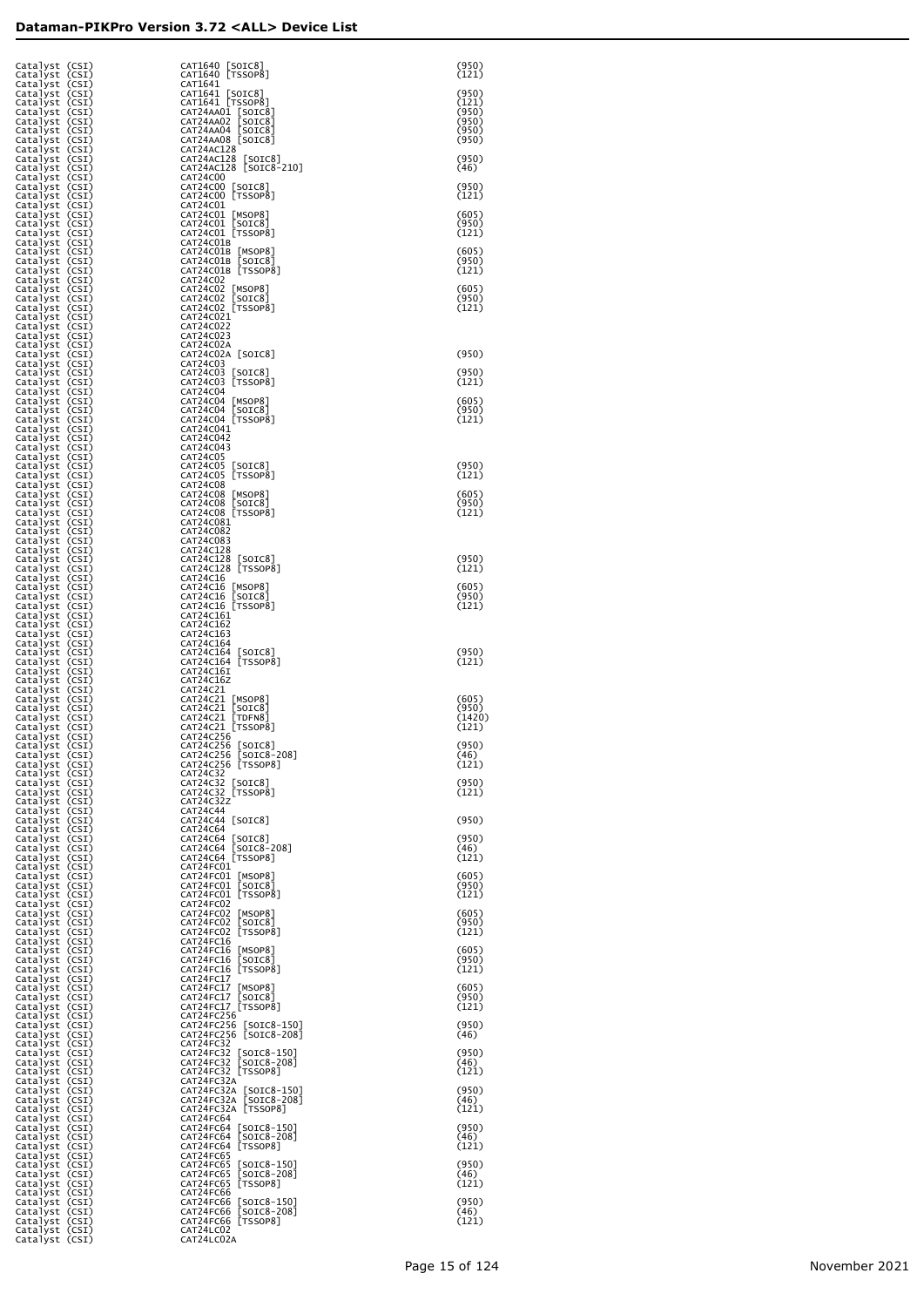# Dataman-PIKPro Version 3.72 <ALL> Device List

| | | |
|---|---|---|
| Catalyst (CSI) | CAT1640 [SOIC8] | (950) |
| Catalyst (CSI) | CAT1640 [TSSOP8] | (121) |
| Catalyst (CSI) | CAT1641 | |
| Catalyst (CSI) | CAT1641 [SOIC8] | (950) |
| Catalyst (CSI) | CAT1641 [TSSOP8] | (121) |
| Catalyst (CSI) | CAT24AA01 [SOIC8] | (950) |
| Catalyst (CSI) | CAT24AA02 [SOIC8] | (950) |
| Catalyst (CSI) | CAT24AA04 [SOIC8] | (950) |
| Catalyst (CSI) | CAT24AA08 [SOIC8] | (950) |
| Catalyst (CSI) | CAT24AC128 | |
| Catalyst (CSI) | CAT24AC128 [SOIC8] | (950) |
| Catalyst (CSI) | CAT24AC128 [SOIC8-210] | (46) |
| Catalyst (CSI) | CAT24C00 | |
| Catalyst (CSI) | CAT24C00 [SOIC8] | (950) |
| Catalyst (CSI) | CAT24C00 [TSSOP8] | (121) |
| Catalyst (CSI) | CAT24C01 | |
| Catalyst (CSI) | CAT24C01 [MSOP8] | (605) |
| Catalyst (CSI) | CAT24C01 [SOIC8] | (950) |
| Catalyst (CSI) | CAT24C01 [TSSOP8] | (121) |
| Catalyst (CSI) | CAT24C01B | |
| Catalyst (CSI) | CAT24C01B [MSOP8] | (605) |
| Catalyst (CSI) | CAT24C01B [SOIC8] | (950) |
| Catalyst (CSI) | CAT24C01B [TSSOP8] | (121) |
| Catalyst (CSI) | CAT24C02 | |
| Catalyst (CSI) | CAT24C02 [MSOP8] | (605) |
| Catalyst (CSI) | CAT24C02 [SOIC8] | (950) |
| Catalyst (CSI) | CAT24C02 [TSSOP8] | (121) |
| Catalyst (CSI) | CAT24C021 | |
| Catalyst (CSI) | CAT24C022 | |
| Catalyst (CSI) | CAT24C023 | |
| Catalyst (CSI) | CAT24C02A | |
| Catalyst (CSI) | CAT24C02A [SOIC8] | (950) |
| Catalyst (CSI) | CAT24C03 | |
| Catalyst (CSI) | CAT24C03 [SOIC8] | (950) |
| Catalyst (CSI) | CAT24C03 [TSSOP8] | (121) |
| Catalyst (CSI) | CAT24C04 | |
| Catalyst (CSI) | CAT24C04 [MSOP8] | (605) |
| Catalyst (CSI) | CAT24C04 [SOIC8] | (950) |
| Catalyst (CSI) | CAT24C04 [TSSOP8] | (121) |
| Catalyst (CSI) | CAT24C041 | |
| Catalyst (CSI) | CAT24C042 | |
| Catalyst (CSI) | CAT24C043 | |
| Catalyst (CSI) | CAT24C05 | |
| Catalyst (CSI) | CAT24C05 [SOIC8] | (950) |
| Catalyst (CSI) | CAT24C05 [TSSOP8] | (121) |
| Catalyst (CSI) | CAT24C08 | |
| Catalyst (CSI) | CAT24C08 [MSOP8] | (605) |
| Catalyst (CSI) | CAT24C08 [SOIC8] | (950) |
| Catalyst (CSI) | CAT24C08 [TSSOP8] | (121) |
| Catalyst (CSI) | CAT24C081 | |
| Catalyst (CSI) | CAT24C082 | |
| Catalyst (CSI) | CAT24C083 | |
| Catalyst (CSI) | CAT24C128 | |
| Catalyst (CSI) | CAT24C128 [SOIC8] | (950) |
| Catalyst (CSI) | CAT24C128 [TSSOP8] | (121) |
| Catalyst (CSI) | CAT24C16 | |
| Catalyst (CSI) | CAT24C16 [MSOP8] | (605) |
| Catalyst (CSI) | CAT24C16 [SOIC8] | (950) |
| Catalyst (CSI) | CAT24C16 [TSSOP8] | (121) |
| Catalyst (CSI) | CAT24C161 | |
| Catalyst (CSI) | CAT24C162 | |
| Catalyst (CSI) | CAT24C163 | |
| Catalyst (CSI) | CAT24C164 | |
| Catalyst (CSI) | CAT24C164 [SOIC8] | (950) |
| Catalyst (CSI) | CAT24C164 [TSSOP8] | (121) |
| Catalyst (CSI) | CAT24C16I | |
| Catalyst (CSI) | CAT24C16Z | |
| Catalyst (CSI) | CAT24C21 | |
| Catalyst (CSI) | CAT24C21 [MSOP8] | (605) |
| Catalyst (CSI) | CAT24C21 [SOIC8] | (950) |
| Catalyst (CSI) | CAT24C21 [TDFN8] | (1420) |
| Catalyst (CSI) | CAT24C21 [TSSOP8] | (121) |
| Catalyst (CSI) | CAT24C256 | |
| Catalyst (CSI) | CAT24C256 [SOIC8] | (950) |
| Catalyst (CSI) | CAT24C256 [SOIC8-208] | (46) |
| Catalyst (CSI) | CAT24C256 [TSSOP8] | (121) |
| Catalyst (CSI) | CAT24C32 | |
| Catalyst (CSI) | CAT24C32 [SOIC8] | (950) |
| Catalyst (CSI) | CAT24C32 [TSSOP8] | (121) |
| Catalyst (CSI) | CAT24C32Z | |
| Catalyst (CSI) | CAT24C44 | |
| Catalyst (CSI) | CAT24C44 [SOIC8] | (950) |
| Catalyst (CSI) | CAT24C64 | |
| Catalyst (CSI) | CAT24C64 [SOIC8] | (950) |
| Catalyst (CSI) | CAT24C64 [SOIC8-208] | (46) |
| Catalyst (CSI) | CAT24C64 [TSSOP8] | (121) |
| Catalyst (CSI) | CAT24FC01 | |
| Catalyst (CSI) | CAT24FC01 [MSOP8] | (605) |
| Catalyst (CSI) | CAT24FC01 [SOIC8] | (950) |
| Catalyst (CSI) | CAT24FC01 [TSSOP8] | (121) |
| Catalyst (CSI) | CAT24FC02 | |
| Catalyst (CSI) | CAT24FC02 [MSOP8] | (605) |
| Catalyst (CSI) | CAT24FC02 [SOIC8] | (950) |
| Catalyst (CSI) | CAT24FC02 [TSSOP8] | (121) |
| Catalyst (CSI) | CAT24FC16 | |
| Catalyst (CSI) | CAT24FC16 [MSOP8] | (605) |
| Catalyst (CSI) | CAT24FC16 [SOIC8] | (950) |
| Catalyst (CSI) | CAT24FC16 [TSSOP8] | (121) |
| Catalyst (CSI) | CAT24FC17 | |
| Catalyst (CSI) | CAT24FC17 [MSOP8] | (605) |
| Catalyst (CSI) | CAT24FC17 [SOIC8] | (950) |
| Catalyst (CSI) | CAT24FC17 [TSSOP8] | (121) |
| Catalyst (CSI) | CAT24FC256 | |
| Catalyst (CSI) | CAT24FC256 [SOIC8-150] | (950) |
| Catalyst (CSI) | CAT24FC256 [SOIC8-208] | (46) |
| Catalyst (CSI) | CAT24FC32 | |
| Catalyst (CSI) | CAT24FC32 [SOIC8-150] | (950) |
| Catalyst (CSI) | CAT24FC32 [SOIC8-208] | (46) |
| Catalyst (CSI) | CAT24FC32 [TSSOP8] | (121) |
| Catalyst (CSI) | CAT24FC32A | |
| Catalyst (CSI) | CAT24FC32A [SOIC8-150] | (950) |
| Catalyst (CSI) | CAT24FC32A [SOIC8-208] | (46) |
| Catalyst (CSI) | CAT24FC32A [TSSOP8] | (121) |
| Catalyst (CSI) | CAT24FC64 | |
| Catalyst (CSI) | CAT24FC64 [SOIC8-150] | (950) |
| Catalyst (CSI) | CAT24FC64 [SOIC8-208] | (46) |
| Catalyst (CSI) | CAT24FC64 [TSSOP8] | (121) |
| Catalyst (CSI) | CAT24FC65 | |
| Catalyst (CSI) | CAT24FC65 [SOIC8-150] | (950) |
| Catalyst (CSI) | CAT24FC65 [SOIC8-208] | (46) |
| Catalyst (CSI) | CAT24FC65 [TSSOP8] | (121) |
| Catalyst (CSI) | CAT24FC66 | |
| Catalyst (CSI) | CAT24FC66 [SOIC8-150] | (950) |
| Catalyst (CSI) | CAT24FC66 [SOIC8-208] | (46) |
| Catalyst (CSI) | CAT24FC66 [TSSOP8] | (121) |
| Catalyst (CSI) | CAT24LC02 | |
| Catalyst (CSI) | CAT24LC02A | |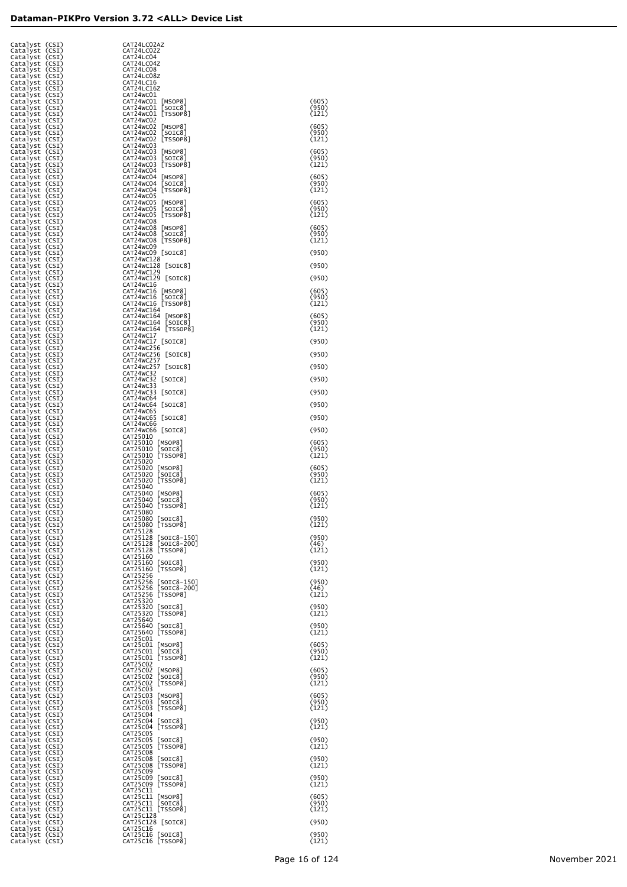# Dataman-PIKPro Version 3.72 <ALL> Device List

| | | |
|---|---|---|
| Catalyst (CSI) | CAT24LC02AZ | |
| Catalyst (CSI) | CAT24LC02Z | |
| Catalyst (CSI) | CAT24LC04 | |
| Catalyst (CSI) | CAT24LC04Z | |
| Catalyst (CSI) | CAT24LC08 | |
| Catalyst (CSI) | CAT24LC08Z | |
| Catalyst (CSI) | CAT24LC16 | |
| Catalyst (CSI) | CAT24LC16Z | |
| Catalyst (CSI) | CAT24WC01 | |
| Catalyst (CSI) | CAT24WC01 [MSOP8] | (605) |
| Catalyst (CSI) | CAT24WC01 [SOIC8] | (950) |
| Catalyst (CSI) | CAT24WC01 [TSSOP8] | (121) |
| Catalyst (CSI) | CAT24WC02 | |
| Catalyst (CSI) | CAT24WC02 [MSOP8] | (605) |
| Catalyst (CSI) | CAT24WC02 [SOIC8] | (950) |
| Catalyst (CSI) | CAT24WC02 [TSSOP8] | (121) |
| Catalyst (CSI) | CAT24WC03 | |
| Catalyst (CSI) | CAT24WC03 [MSOP8] | (605) |
| Catalyst (CSI) | CAT24WC03 [SOIC8] | (950) |
| Catalyst (CSI) | CAT24WC03 [TSSOP8] | (121) |
| Catalyst (CSI) | CAT24WC04 | |
| Catalyst (CSI) | CAT24WC04 [MSOP8] | (605) |
| Catalyst (CSI) | CAT24WC04 [SOIC8] | (950) |
| Catalyst (CSI) | CAT24WC04 [TSSOP8] | (121) |
| Catalyst (CSI) | CAT24WC05 | |
| Catalyst (CSI) | CAT24WC05 [MSOP8] | (605) |
| Catalyst (CSI) | CAT24WC05 [SOIC8] | (950) |
| Catalyst (CSI) | CAT24WC05 [TSSOP8] | (121) |
| Catalyst (CSI) | CAT24WC08 | |
| Catalyst (CSI) | CAT24WC08 [MSOP8] | (605) |
| Catalyst (CSI) | CAT24WC08 [SOIC8] | (950) |
| Catalyst (CSI) | CAT24WC08 [TSSOP8] | (121) |
| Catalyst (CSI) | CAT24WC09 | |
| Catalyst (CSI) | CAT24WC09 [SOIC8] | (950) |
| Catalyst (CSI) | CAT24WC128 | |
| Catalyst (CSI) | CAT24WC128 [SOIC8] | (950) |
| Catalyst (CSI) | CAT24WC129 | |
| Catalyst (CSI) | CAT24WC129 [SOIC8] | (950) |
| Catalyst (CSI) | CAT24WC16 | |
| Catalyst (CSI) | CAT24WC16 [MSOP8] | (605) |
| Catalyst (CSI) | CAT24WC16 [SOIC8] | (950) |
| Catalyst (CSI) | CAT24WC16 [TSSOP8] | (121) |
| Catalyst (CSI) | CAT24WC164 | |
| Catalyst (CSI) | CAT24WC164 [MSOP8] | (605) |
| Catalyst (CSI) | CAT24WC164 [SOIC8] | (950) |
| Catalyst (CSI) | CAT24WC164 [TSSOP8] | (121) |
| Catalyst (CSI) | CAT24WC17 | |
| Catalyst (CSI) | CAT24WC17 [SOIC8] | (950) |
| Catalyst (CSI) | CAT24WC256 | |
| Catalyst (CSI) | CAT24WC256 [SOIC8] | (950) |
| Catalyst (CSI) | CAT24WC257 | |
| Catalyst (CSI) | CAT24WC257 [SOIC8] | (950) |
| Catalyst (CSI) | CAT24WC32 | |
| Catalyst (CSI) | CAT24WC32 [SOIC8] | (950) |
| Catalyst (CSI) | CAT24WC33 | |
| Catalyst (CSI) | CAT24WC33 [SOIC8] | (950) |
| Catalyst (CSI) | CAT24WC64 | |
| Catalyst (CSI) | CAT24WC64 [SOIC8] | (950) |
| Catalyst (CSI) | CAT24WC65 | |
| Catalyst (CSI) | CAT24WC65 [SOIC8] | (950) |
| Catalyst (CSI) | CAT24WC66 | |
| Catalyst (CSI) | CAT24WC66 [SOIC8] | (950) |
| Catalyst (CSI) | CAT25010 | |
| Catalyst (CSI) | CAT25010 [MSOP8] | (605) |
| Catalyst (CSI) | CAT25010 [SOIC8] | (950) |
| Catalyst (CSI) | CAT25010 [TSSOP8] | (121) |
| Catalyst (CSI) | CAT25020 | |
| Catalyst (CSI) | CAT25020 [MSOP8] | (605) |
| Catalyst (CSI) | CAT25020 [SOIC8] | (950) |
| Catalyst (CSI) | CAT25020 [TSSOP8] | (121) |
| Catalyst (CSI) | CAT25040 | |
| Catalyst (CSI) | CAT25040 [MSOP8] | (605) |
| Catalyst (CSI) | CAT25040 [SOIC8] | (950) |
| Catalyst (CSI) | CAT25040 [TSSOP8] | (121) |
| Catalyst (CSI) | CAT25080 | |
| Catalyst (CSI) | CAT25080 [SOIC8] | (950) |
| Catalyst (CSI) | CAT25080 [TSSOP8] | (121) |
| Catalyst (CSI) | CAT25128 | |
| Catalyst (CSI) | CAT25128 [SOIC8-150] | (950) |
| Catalyst (CSI) | CAT25128 [SOIC8-200] | (46) |
| Catalyst (CSI) | CAT25128 [TSSOP8] | (121) |
| Catalyst (CSI) | CAT25160 | |
| Catalyst (CSI) | CAT25160 [SOIC8] | (950) |
| Catalyst (CSI) | CAT25160 [TSSOP8] | (121) |
| Catalyst (CSI) | CAT25256 | |
| Catalyst (CSI) | CAT25256 [SOIC8-150] | (950) |
| Catalyst (CSI) | CAT25256 [SOIC8-200] | (46) |
| Catalyst (CSI) | CAT25256 [TSSOP8] | (121) |
| Catalyst (CSI) | CAT25320 | |
| Catalyst (CSI) | CAT25320 [SOIC8] | (950) |
| Catalyst (CSI) | CAT25320 [TSSOP8] | (121) |
| Catalyst (CSI) | CAT25640 | |
| Catalyst (CSI) | CAT25640 [SOIC8] | (950) |
| Catalyst (CSI) | CAT25640 [TSSOP8] | (121) |
| Catalyst (CSI) | CAT25C01 | |
| Catalyst (CSI) | CAT25C01 [MSOP8] | (605) |
| Catalyst (CSI) | CAT25C01 [SOIC8] | (950) |
| Catalyst (CSI) | CAT25C01 [TSSOP8] | (121) |
| Catalyst (CSI) | CAT25C02 | |
| Catalyst (CSI) | CAT25C02 [MSOP8] | (605) |
| Catalyst (CSI) | CAT25C02 [SOIC8] | (950) |
| Catalyst (CSI) | CAT25C02 [TSSOP8] | (121) |
| Catalyst (CSI) | CAT25C03 | |
| Catalyst (CSI) | CAT25C03 [MSOP8] | (605) |
| Catalyst (CSI) | CAT25C03 [SOIC8] | (950) |
| Catalyst (CSI) | CAT25C03 [TSSOP8] | (121) |
| Catalyst (CSI) | CAT25C04 | |
| Catalyst (CSI) | CAT25C04 [SOIC8] | (950) |
| Catalyst (CSI) | CAT25C04 [TSSOP8] | (121) |
| Catalyst (CSI) | CAT25C05 | |
| Catalyst (CSI) | CAT25C05 [SOIC8] | (950) |
| Catalyst (CSI) | CAT25C05 [TSSOP8] | (121) |
| Catalyst (CSI) | CAT25C08 | |
| Catalyst (CSI) | CAT25C08 [SOIC8] | (950) |
| Catalyst (CSI) | CAT25C08 [TSSOP8] | (121) |
| Catalyst (CSI) | CAT25C09 | |
| Catalyst (CSI) | CAT25C09 [SOIC8] | (950) |
| Catalyst (CSI) | CAT25C09 [TSSOP8] | (121) |
| Catalyst (CSI) | CAT25C11 | |
| Catalyst (CSI) | CAT25C11 [MSOP8] | (605) |
| Catalyst (CSI) | CAT25C11 [SOIC8] | (950) |
| Catalyst (CSI) | CAT25C11 [TSSOP8] | (121) |
| Catalyst (CSI) | CAT25C128 | |
| Catalyst (CSI) | CAT25C128 [SOIC8] | (950) |
| Catalyst (CSI) | CAT25C16 | |
| Catalyst (CSI) | CAT25C16 [SOIC8] | (950) |
| Catalyst (CSI) | CAT25C16 [TSSOP8] | (121) |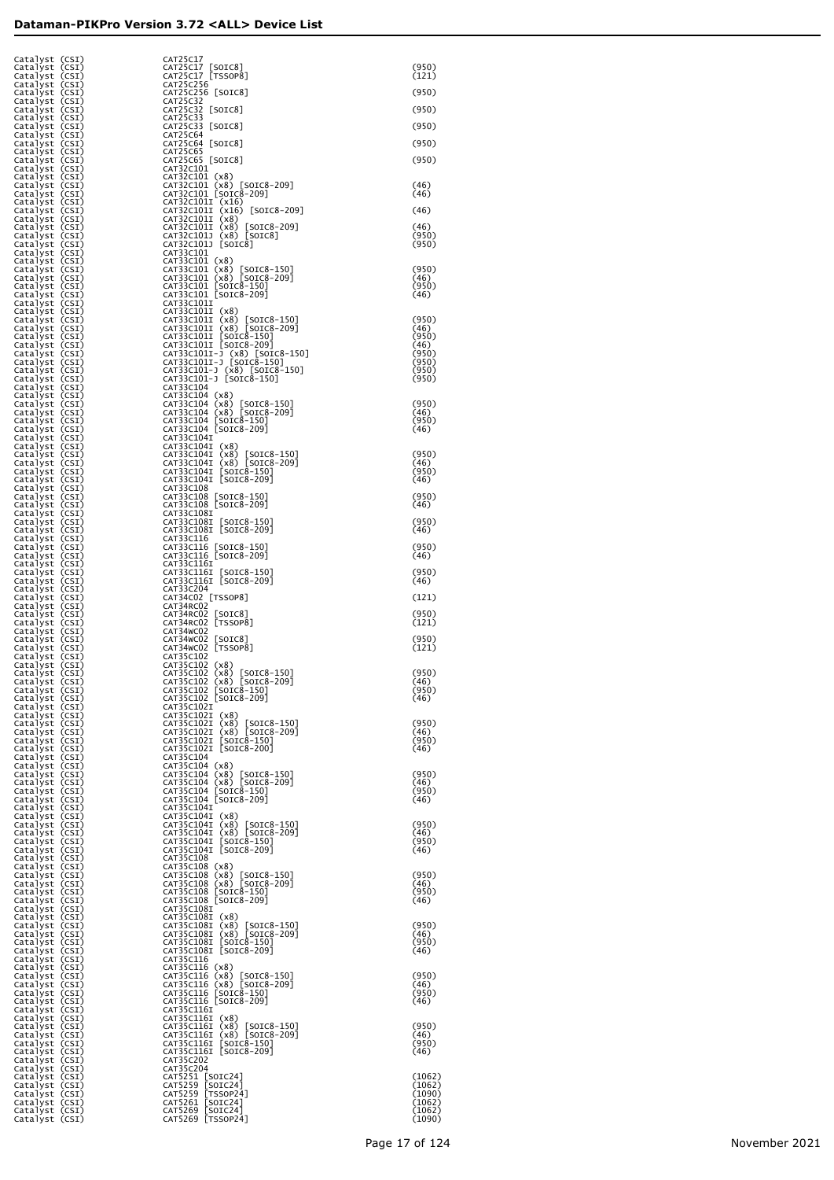| | | |
|---|---|---|
| Catalyst (CSI) | CAT25C17 | |
| Catalyst (CSI) | CAT25C17 [SOIC8] | (950) |
| Catalyst (CSI) | CAT25C17 [TSSOP8] | (121) |
| Catalyst (CSI) | CAT25C256 | |
| Catalyst (CSI) | CAT25C256 [SOIC8] | (950) |
| Catalyst (CSI) | CAT25C32 | |
| Catalyst (CSI) | CAT25C32 [SOIC8] | (950) |
| Catalyst (CSI) | CAT25C33 | |
| Catalyst (CSI) | CAT25C33 [SOIC8] | (950) |
| Catalyst (CSI) | CAT25C64 | |
| Catalyst (CSI) | CAT25C64 [SOIC8] | (950) |
| Catalyst (CSI) | CAT25C65 | |
| Catalyst (CSI) | CAT25C65 [SOIC8] | (950) |
| Catalyst (CSI) | CAT32C101 | |
| Catalyst (CSI) | CAT32C101 (x8) | |
| Catalyst (CSI) | CAT32C101 (x8) [SOIC8-209] | (46) |
| Catalyst (CSI) | CAT32C101 [SOIC8-209] | (46) |
| Catalyst (CSI) | CAT32C101I (x16) | |
| Catalyst (CSI) | CAT32C101I (x16) [SOIC8-209] | (46) |
| Catalyst (CSI) | CAT32C101I (x8) | |
| Catalyst (CSI) | CAT32C101I (x8) [SOIC8-209] | (46) |
| Catalyst (CSI) | CAT32C101J (x8) [SOIC8] | (950) |
| Catalyst (CSI) | CAT32C101J [SOIC8] | (950) |
| Catalyst (CSI) | CAT33C101 | |
| Catalyst (CSI) | CAT33C101 (x8) | |
| Catalyst (CSI) | CAT33C101 (x8) [SOIC8-150] | (950) |
| Catalyst (CSI) | CAT33C101 (x8) [SOIC8-209] | (46) |
| Catalyst (CSI) | CAT33C101 [SOIC8-150] | (950) |
| Catalyst (CSI) | CAT33C101 [SOIC8-209] | (46) |
| Catalyst (CSI) | CAT33C101I | |
| Catalyst (CSI) | CAT33C101I (x8) | |
| Catalyst (CSI) | CAT33C101I (x8) [SOIC8-150] | (950) |
| Catalyst (CSI) | CAT33C101I (x8) [SOIC8-209] | (46) |
| Catalyst (CSI) | CAT33C101I [SOIC8-150] | (950) |
| Catalyst (CSI) | CAT33C101I [SOIC8-209] | (46) |
| Catalyst (CSI) | CAT33C101I-J (x8) [SOIC8-150] | (950) |
| Catalyst (CSI) | CAT33C101I-J [SOIC8-150] | (950) |
| Catalyst (CSI) | CAT33C101-J (x8) [SOIC8-150] | (950) |
| Catalyst (CSI) | CAT33C101-J [SOIC8-150] | (950) |
| Catalyst (CSI) | CAT33C104 | |
| Catalyst (CSI) | CAT33C104 (x8) | |
| Catalyst (CSI) | CAT33C104 (x8) [SOIC8-150] | (950) |
| Catalyst (CSI) | CAT33C104 (x8) [SOIC8-209] | (46) |
| Catalyst (CSI) | CAT33C104 [SOIC8-150] | (950) |
| Catalyst (CSI) | CAT33C104 [SOIC8-209] | (46) |
| Catalyst (CSI) | CAT33C104I | |
| Catalyst (CSI) | CAT33C104I (x8) | |
| Catalyst (CSI) | CAT33C104I (x8) [SOIC8-150] | (950) |
| Catalyst (CSI) | CAT33C104I (x8) [SOIC8-209] | (46) |
| Catalyst (CSI) | CAT33C104I [SOIC8-150] | (950) |
| Catalyst (CSI) | CAT33C104I [SOIC8-209] | (46) |
| Catalyst (CSI) | CAT33C108 | |
| Catalyst (CSI) | CAT33C108 [SOIC8-150] | (950) |
| Catalyst (CSI) | CAT33C108 [SOIC8-209] | (46) |
| Catalyst (CSI) | CAT33C108I | |
| Catalyst (CSI) | CAT33C108I [SOIC8-150] | (950) |
| Catalyst (CSI) | CAT33C108I [SOIC8-209] | (46) |
| Catalyst (CSI) | CAT33C116 | |
| Catalyst (CSI) | CAT33C116 [SOIC8-150] | (950) |
| Catalyst (CSI) | CAT33C116 [SOIC8-209] | (46) |
| Catalyst (CSI) | CAT33C116I | |
| Catalyst (CSI) | CAT33C116I [SOIC8-150] | (950) |
| Catalyst (CSI) | CAT33C116I [SOIC8-209] | (46) |
| Catalyst (CSI) | CAT33C204 | |
| Catalyst (CSI) | CAT34C02 [TSSOP8] | (121) |
| Catalyst (CSI) | CAT34RC02 | |
| Catalyst (CSI) | CAT34RC02 [SOIC8] | (950) |
| Catalyst (CSI) | CAT34RC02 [TSSOP8] | (121) |
| Catalyst (CSI) | CAT34WC02 | |
| Catalyst (CSI) | CAT34WC02 [SOIC8] | (950) |
| Catalyst (CSI) | CAT34WC02 [TSSOP8] | (121) |
| Catalyst (CSI) | CAT35C102 | |
| Catalyst (CSI) | CAT35C102 (x8) | |
| Catalyst (CSI) | CAT35C102 (x8) [SOIC8-150] | (950) |
| Catalyst (CSI) | CAT35C102 (x8) [SOIC8-209] | (46) |
| Catalyst (CSI) | CAT35C102 [SOIC8-150] | (950) |
| Catalyst (CSI) | CAT35C102 [SOIC8-209] | (46) |
| Catalyst (CSI) | CAT35C102I | |
| Catalyst (CSI) | CAT35C102I (x8) | |
| Catalyst (CSI) | CAT35C102I (x8) [SOIC8-150] | (950) |
| Catalyst (CSI) | CAT35C102I (x8) [SOIC8-209] | (46) |
| Catalyst (CSI) | CAT35C102I [SOIC8-150] | (950) |
| Catalyst (CSI) | CAT35C102I [SOIC8-200] | (46) |
| Catalyst (CSI) | CAT35C104 | |
| Catalyst (CSI) | CAT35C104 (x8) | |
| Catalyst (CSI) | CAT35C104 (x8) [SOIC8-150] | (950) |
| Catalyst (CSI) | CAT35C104 (x8) [SOIC8-209] | (46) |
| Catalyst (CSI) | CAT35C104 [SOIC8-150] | (950) |
| Catalyst (CSI) | CAT35C104 [SOIC8-209] | (46) |
| Catalyst (CSI) | CAT35C104I | |
| Catalyst (CSI) | CAT35C104I (x8) | |
| Catalyst (CSI) | CAT35C104I (x8) [SOIC8-150] | (950) |
| Catalyst (CSI) | CAT35C104I (x8) [SOIC8-209] | (46) |
| Catalyst (CSI) | CAT35C104I [SOIC8-150] | (950) |
| Catalyst (CSI) | CAT35C104I [SOIC8-209] | (46) |
| Catalyst (CSI) | CAT35C108 | |
| Catalyst (CSI) | CAT35C108 (x8) | |
| Catalyst (CSI) | CAT35C108 (x8) [SOIC8-150] | (950) |
| Catalyst (CSI) | CAT35C108 (x8) [SOIC8-209] | (46) |
| Catalyst (CSI) | CAT35C108 [SOIC8-150] | (950) |
| Catalyst (CSI) | CAT35C108 [SOIC8-209] | (46) |
| Catalyst (CSI) | CAT35C108I | |
| Catalyst (CSI) | CAT35C108I (x8) | |
| Catalyst (CSI) | CAT35C108I (x8) [SOIC8-150] | (950) |
| Catalyst (CSI) | CAT35C108I (x8) [SOIC8-209] | (46) |
| Catalyst (CSI) | CAT35C108I [SOIC8-150] | (950) |
| Catalyst (CSI) | CAT35C108I [SOIC8-209] | (46) |
| Catalyst (CSI) | CAT35C116 | |
| Catalyst (CSI) | CAT35C116 (x8) | |
| Catalyst (CSI) | CAT35C116 (x8) [SOIC8-150] | (950) |
| Catalyst (CSI) | CAT35C116 (x8) [SOIC8-209] | (46) |
| Catalyst (CSI) | CAT35C116 [SOIC8-150] | (950) |
| Catalyst (CSI) | CAT35C116 [SOIC8-209] | (46) |
| Catalyst (CSI) | CAT35C116I | |
| Catalyst (CSI) | CAT35C116I (x8) | |
| Catalyst (CSI) | CAT35C116I (x8) [SOIC8-150] | (950) |
| Catalyst (CSI) | CAT35C116I (x8) [SOIC8-209] | (46) |
| Catalyst (CSI) | CAT35C116I [SOIC8-150] | (950) |
| Catalyst (CSI) | CAT35C116I [SOIC8-209] | (46) |
| Catalyst (CSI) | CAT35C202 | |
| Catalyst (CSI) | CAT35C204 | |
| Catalyst (CSI) | CAT5251 [SOIC24] | (1062) |
| Catalyst (CSI) | CAT5259 [SOIC24] | (1062) |
| Catalyst (CSI) | CAT5259 [TSSOP24] | (1090) |
| Catalyst (CSI) | CAT5261 [SOIC24] | (1062) |
| Catalyst (CSI) | CAT5269 [SOIC24] | (1062) |
| Catalyst (CSI) | CAT5269 [TSSOP24] | (1090) |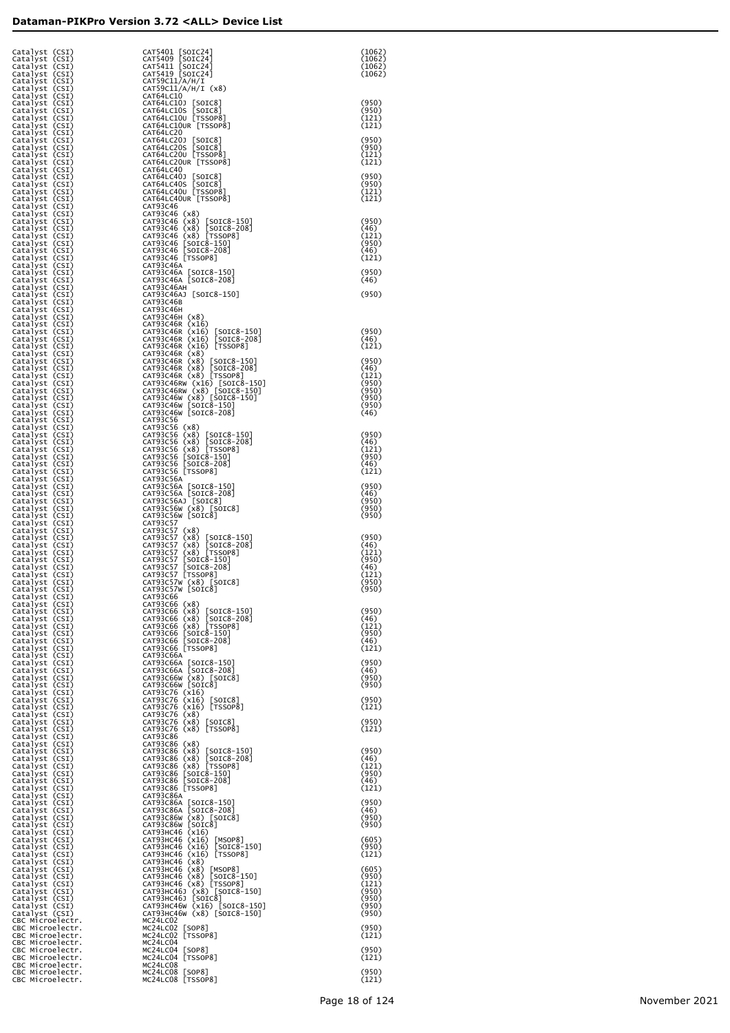| | | |
|---|---|---|
| Catalyst (CSI) | CAT5401 [SOIC24] | (1062) |
| Catalyst (CSI) | CAT5409 [SOIC24] | (1062) |
| Catalyst (CSI) | CAT5411 [SOIC24] | (1062) |
| Catalyst (CSI) | CAT5419 [SOIC24] | (1062) |
| Catalyst (CSI) | CAT59C11/A/H/I | |
| Catalyst (CSI) | CAT59C11/A/H/I (x8) | |
| Catalyst (CSI) | CAT64LC10 | |
| Catalyst (CSI) | CAT64LC10J [SOIC8] | (950) |
| Catalyst (CSI) | CAT64LC10S [SOIC8] | (950) |
| Catalyst (CSI) | CAT64LC10U [TSSOP8] | (121) |
| Catalyst (CSI) | CAT64LC10UR [TSSOP8] | (121) |
| Catalyst (CSI) | CAT64LC20 | |
| Catalyst (CSI) | CAT64LC20J [SOIC8] | (950) |
| Catalyst (CSI) | CAT64LC20S [SOIC8] | (950) |
| Catalyst (CSI) | CAT64LC20U [TSSOP8] | (121) |
| Catalyst (CSI) | CAT64LC20UR [TSSOP8] | (121) |
| Catalyst (CSI) | CAT64LC40 | |
| Catalyst (CSI) | CAT64LC40J [SOIC8] | (950) |
| Catalyst (CSI) | CAT64LC40S [SOIC8] | (950) |
| Catalyst (CSI) | CAT64LC40U [TSSOP8] | (121) |
| Catalyst (CSI) | CAT64LC40UR [TSSOP8] | (121) |
| Catalyst (CSI) | CAT93C46 | |
| Catalyst (CSI) | CAT93C46 (x8) | |
| Catalyst (CSI) | CAT93C46 (x8) [SOIC8-150] | (950) |
| Catalyst (CSI) | CAT93C46 (x8) [SOIC8-208] | (46) |
| Catalyst (CSI) | CAT93C46 (x8) [TSSOP8] | (121) |
| Catalyst (CSI) | CAT93C46 [SOIC8-150] | (950) |
| Catalyst (CSI) | CAT93C46 [SOIC8-208] | (46) |
| Catalyst (CSI) | CAT93C46 [TSSOP8] | (121) |
| Catalyst (CSI) | CAT93C46A | |
| Catalyst (CSI) | CAT93C46A [SOIC8-150] | (950) |
| Catalyst (CSI) | CAT93C46A [SOIC8-208] | (46) |
| Catalyst (CSI) | CAT93C46AH | |
| Catalyst (CSI) | CAT93C46AJ [SOIC8-150] | (950) |
| Catalyst (CSI) | CAT93C46B | |
| Catalyst (CSI) | CAT93C46H | |
| Catalyst (CSI) | CAT93C46H (x8) | |
| Catalyst (CSI) | CAT93C46R (x16) | |
| Catalyst (CSI) | CAT93C46R (x16) [SOIC8-150] | (950) |
| Catalyst (CSI) | CAT93C46R (x16) [SOIC8-208] | (46) |
| Catalyst (CSI) | CAT93C46R (x16) [TSSOP8] | (121) |
| Catalyst (CSI) | CAT93C46R (x8) | |
| Catalyst (CSI) | CAT93C46R (x8) [SOIC8-150] | (950) |
| Catalyst (CSI) | CAT93C46R (x8) [SOIC8-208] | (46) |
| Catalyst (CSI) | CAT93C46R (x8) [TSSOP8] | (121) |
| Catalyst (CSI) | CAT93C46RW (x16) [SOIC8-150] | (950) |
| Catalyst (CSI) | CAT93C46RW (x8) [SOIC8-150] | (950) |
| Catalyst (CSI) | CAT93C46W (x8) [SOIC8-150] | (950) |
| Catalyst (CSI) | CAT93C46W [SOIC8-150] | (950) |
| Catalyst (CSI) | CAT93C46W [SOIC8-208] | (46) |
| Catalyst (CSI) | CAT93C56 | |
| Catalyst (CSI) | CAT93C56 (x8) | |
| Catalyst (CSI) | CAT93C56 (x8) [SOIC8-150] | (950) |
| Catalyst (CSI) | CAT93C56 (x8) [SOIC8-208] | (46) |
| Catalyst (CSI) | CAT93C56 (x8) [TSSOP8] | (121) |
| Catalyst (CSI) | CAT93C56 [SOIC8-150] | (950) |
| Catalyst (CSI) | CAT93C56 [SOIC8-208] | (46) |
| Catalyst (CSI) | CAT93C56 [TSSOP8] | (121) |
| Catalyst (CSI) | CAT93C56A | |
| Catalyst (CSI) | CAT93C56A [SOIC8-150] | (950) |
| Catalyst (CSI) | CAT93C56A [SOIC8-208] | (46) |
| Catalyst (CSI) | CAT93C56AJ [SOIC8] | (950) |
| Catalyst (CSI) | CAT93C56W (x8) [SOIC8] | (950) |
| Catalyst (CSI) | CAT93C56W [SOIC8] | (950) |
| Catalyst (CSI) | CAT93C57 | |
| Catalyst (CSI) | CAT93C57 (x8) | |
| Catalyst (CSI) | CAT93C57 (x8) [SOIC8-150] | (950) |
| Catalyst (CSI) | CAT93C57 (x8) [SOIC8-208] | (46) |
| Catalyst (CSI) | CAT93C57 (x8) [TSSOP8] | (121) |
| Catalyst (CSI) | CAT93C57 [SOIC8-150] | (950) |
| Catalyst (CSI) | CAT93C57 [SOIC8-208] | (46) |
| Catalyst (CSI) | CAT93C57 [TSSOP8] | (121) |
| Catalyst (CSI) | CAT93C57W (x8) [SOIC8] | (950) |
| Catalyst (CSI) | CAT93C57W [SOIC8] | (950) |
| Catalyst (CSI) | CAT93C66 | |
| Catalyst (CSI) | CAT93C66 (x8) | |
| Catalyst (CSI) | CAT93C66 (x8) [SOIC8-150] | (950) |
| Catalyst (CSI) | CAT93C66 (x8) [SOIC8-208] | (46) |
| Catalyst (CSI) | CAT93C66 (x8) [TSSOP8] | (121) |
| Catalyst (CSI) | CAT93C66 [SOIC8-150] | (950) |
| Catalyst (CSI) | CAT93C66 [SOIC8-208] | (46) |
| Catalyst (CSI) | CAT93C66 [TSSOP8] | (121) |
| Catalyst (CSI) | CAT93C66A | |
| Catalyst (CSI) | CAT93C66A [SOIC8-150] | (950) |
| Catalyst (CSI) | CAT93C66A [SOIC8-208] | (46) |
| Catalyst (CSI) | CAT93C66W (x8) [SOIC8] | (950) |
| Catalyst (CSI) | CAT93C66W [SOIC8] | (950) |
| Catalyst (CSI) | CAT93C76 (x16) | |
| Catalyst (CSI) | CAT93C76 (x16) [SOIC8] | (950) |
| Catalyst (CSI) | CAT93C76 (x16) [TSSOP8] | (121) |
| Catalyst (CSI) | CAT93C76 (x8) | |
| Catalyst (CSI) | CAT93C76 (x8) [SOIC8] | (950) |
| Catalyst (CSI) | CAT93C76 (x8) [TSSOP8] | (121) |
| Catalyst (CSI) | CAT93C86 | |
| Catalyst (CSI) | CAT93C86 (x8) | |
| Catalyst (CSI) | CAT93C86 (x8) [SOIC8-150] | (950) |
| Catalyst (CSI) | CAT93C86 (x8) [SOIC8-208] | (46) |
| Catalyst (CSI) | CAT93C86 (x8) [TSSOP8] | (121) |
| Catalyst (CSI) | CAT93C86 [SOIC8-150] | (950) |
| Catalyst (CSI) | CAT93C86 [SOIC8-208] | (46) |
| Catalyst (CSI) | CAT93C86 [TSSOP8] | (121) |
| Catalyst (CSI) | CAT93C86A | |
| Catalyst (CSI) | CAT93C86A [SOIC8-150] | (950) |
| Catalyst (CSI) | CAT93C86A [SOIC8-208] | (46) |
| Catalyst (CSI) | CAT93C86W (x8) [SOIC8] | (950) |
| Catalyst (CSI) | CAT93C86W [SOIC8] | (950) |
| Catalyst (CSI) | CAT93HC46 (x16) | |
| Catalyst (CSI) | CAT93HC46 (x16) [MSOP8] | (605) |
| Catalyst (CSI) | CAT93HC46 (x16) [SOIC8-150] | (950) |
| Catalyst (CSI) | CAT93HC46 (x16) [TSSOP8] | (121) |
| Catalyst (CSI) | CAT93HC46 (x8) | |
| Catalyst (CSI) | CAT93HC46 (x8) [MSOP8] | (605) |
| Catalyst (CSI) | CAT93HC46 (x8) [SOIC8-150] | (950) |
| Catalyst (CSI) | CAT93HC46 (x8) [TSSOP8] | (121) |
| Catalyst (CSI) | CAT93HC46J (x8) [SOIC8-150] | (950) |
| Catalyst (CSI) | CAT93HC46J [SOIC8] | (950) |
| Catalyst (CSI) | CAT93HC46W (x16) [SOIC8-150] | (950) |
| Catalyst (CSI) | CAT93HC46W (x8) [SOIC8-150] | (950) |
| CBC Microelectr. | MC24LC02 | |
| CBC Microelectr. | MC24LC02 [SOP8] | (950) |
| CBC Microelectr. | MC24LC02 [TSSOP8] | (121) |
| CBC Microelectr. | MC24LC04 | |
| CBC Microelectr. | MC24LC04 [SOP8] | (950) |
| CBC Microelectr. | MC24LC04 [TSSOP8] | (121) |
| CBC Microelectr. | MC24LC08 | |
| CBC Microelectr. | MC24LC08 [SOP8] | (950) |
| CBC Microelectr. | MC24LC08 [TSSOP8] | (121) |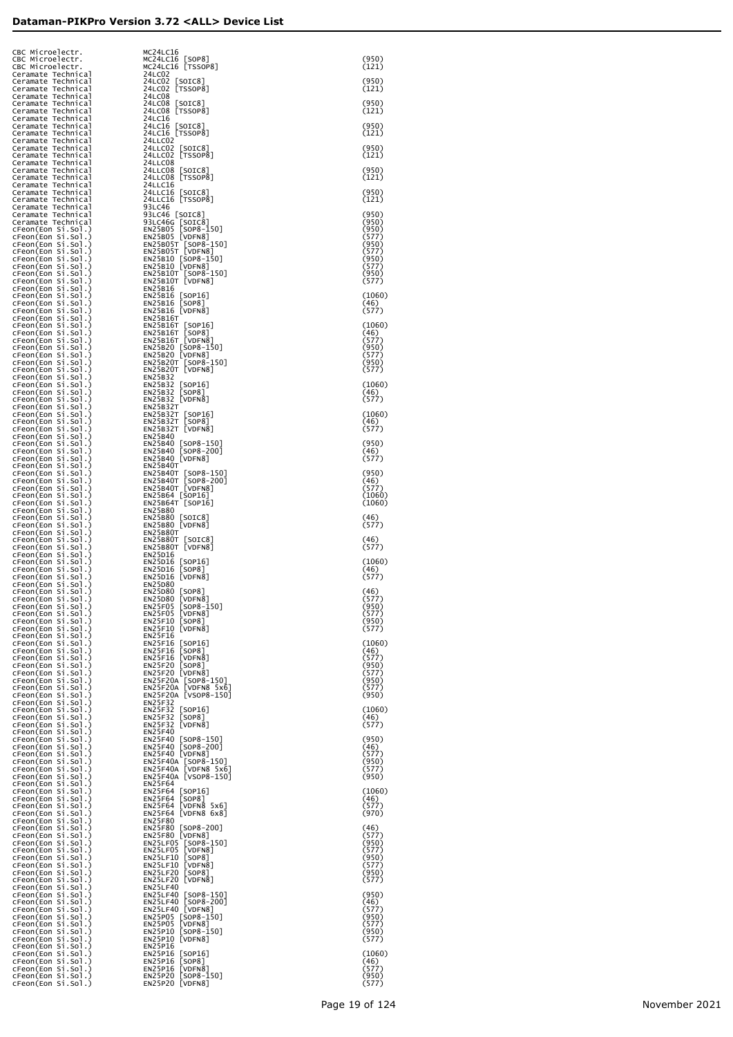| Manufacturer | Device | Adapter |
|---|---|---|
| CBC Microelectr. | MC24LC16 | |
| CBC Microelectr. | MC24LC16 [SOP8] | (950) |
| CBC Microelectr. | MC24LC16 [TSSOP8] | (121) |
| Ceramate Technical | 24LC02 | |
| Ceramate Technical | 24LC02 [SOIC8] | (950) |
| Ceramate Technical | 24LC02 [TSSOP8] | (121) |
| Ceramate Technical | 24LC08 | |
| Ceramate Technical | 24LC08 [SOIC8] | (950) |
| Ceramate Technical | 24LC08 [TSSOP8] | (121) |
| Ceramate Technical | 24LC16 | |
| Ceramate Technical | 24LC16 [SOIC8] | (950) |
| Ceramate Technical | 24LC16 [TSSOP8] | (121) |
| Ceramate Technical | 24LLC02 | |
| Ceramate Technical | 24LLC02 [SOIC8] | (950) |
| Ceramate Technical | 24LLC02 [TSSOP8] | (121) |
| Ceramate Technical | 24LLC08 | |
| Ceramate Technical | 24LLC08 [SOIC8] | (950) |
| Ceramate Technical | 24LLC08 [TSSOP8] | (121) |
| Ceramate Technical | 24LLC16 | |
| Ceramate Technical | 24LLC16 [SOIC8] | (950) |
| Ceramate Technical | 24LLC16 [TSSOP8] | (121) |
| Ceramate Technical | 93LC46 | |
| Ceramate Technical | 93LC46 [SOIC8] | (950) |
| Ceramate Technical | 93LC46G [SOIC8] | (950) |
| cFeon(Eon Si.Sol.) | EN25B05 [SOP8-150] | (950) |
| cFeon(Eon Si.Sol.) | EN25B05 [VDFN8] | (577) |
| cFeon(Eon Si.Sol.) | EN25B05T [SOP8-150] | (950) |
| cFeon(Eon Si.Sol.) | EN25B05T [VDFN8] | (577) |
| cFeon(Eon Si.Sol.) | EN25B10 [SOP8-150] | (950) |
| cFeon(Eon Si.Sol.) | EN25B10 [VDFN8] | (577) |
| cFeon(Eon Si.Sol.) | EN25B10T [SOP8-150] | (950) |
| cFeon(Eon Si.Sol.) | EN25B10T [VDFN8] | (577) |
| cFeon(Eon Si.Sol.) | EN25B16 | |
| cFeon(Eon Si.Sol.) | EN25B16 [SOP16] | (1060) |
| cFeon(Eon Si.Sol.) | EN25B16 [SOP8] | (46) |
| cFeon(Eon Si.Sol.) | EN25B16 [VDFN8] | (577) |
| cFeon(Eon Si.Sol.) | EN25B16T | |
| cFeon(Eon Si.Sol.) | EN25B16T [SOP16] | (1060) |
| cFeon(Eon Si.Sol.) | EN25B16T [SOP8] | (46) |
| cFeon(Eon Si.Sol.) | EN25B16T [VDFN8] | (577) |
| cFeon(Eon Si.Sol.) | EN25B20 [SOP8-150] | (950) |
| cFeon(Eon Si.Sol.) | EN25B20 [VDFN8] | (577) |
| cFeon(Eon Si.Sol.) | EN25B20T [SOP8-150] | (950) |
| cFeon(Eon Si.Sol.) | EN25B20T [VDFN8] | (577) |
| cFeon(Eon Si.Sol.) | EN25B32 | |
| cFeon(Eon Si.Sol.) | EN25B32 [SOP16] | (1060) |
| cFeon(Eon Si.Sol.) | EN25B32 [SOP8] | (46) |
| cFeon(Eon Si.Sol.) | EN25B32 [VDFN8] | (577) |
| cFeon(Eon Si.Sol.) | EN25B32T | |
| cFeon(Eon Si.Sol.) | EN25B32T [SOP16] | (1060) |
| cFeon(Eon Si.Sol.) | EN25B32T [SOP8] | (46) |
| cFeon(Eon Si.Sol.) | EN25B32T [VDFN8] | (577) |
| cFeon(Eon Si.Sol.) | EN25B40 | |
| cFeon(Eon Si.Sol.) | EN25B40 [SOP8-150] | (950) |
| cFeon(Eon Si.Sol.) | EN25B40 [SOP8-200] | (46) |
| cFeon(Eon Si.Sol.) | EN25B40 [VDFN8] | (577) |
| cFeon(Eon Si.Sol.) | EN25B40T | |
| cFeon(Eon Si.Sol.) | EN25B40T [SOP8-150] | (950) |
| cFeon(Eon Si.Sol.) | EN25B40T [SOP8-200] | (46) |
| cFeon(Eon Si.Sol.) | EN25B40T [VDFN8] | (577) |
| cFeon(Eon Si.Sol.) | EN25B64 [SOP16] | (1060) |
| cFeon(Eon Si.Sol.) | EN25B64T [SOP16] | (1060) |
| cFeon(Eon Si.Sol.) | EN25B80 | |
| cFeon(Eon Si.Sol.) | EN25B80 [SOIC8] | (46) |
| cFeon(Eon Si.Sol.) | EN25B80 [VDFN8] | (577) |
| cFeon(Eon Si.Sol.) | EN25B80T | |
| cFeon(Eon Si.Sol.) | EN25B80T [SOIC8] | (46) |
| cFeon(Eon Si.Sol.) | EN25B80T [VDFN8] | (577) |
| cFeon(Eon Si.Sol.) | EN25D16 | |
| cFeon(Eon Si.Sol.) | EN25D16 [SOP16] | (1060) |
| cFeon(Eon Si.Sol.) | EN25D16 [SOP8] | (46) |
| cFeon(Eon Si.Sol.) | EN25D16 [VDFN8] | (577) |
| cFeon(Eon Si.Sol.) | EN25D80 | |
| cFeon(Eon Si.Sol.) | EN25D80 [SOP8] | (46) |
| cFeon(Eon Si.Sol.) | EN25D80 [VDFN8] | (577) |
| cFeon(Eon Si.Sol.) | EN25F05 [SOP8-150] | (950) |
| cFeon(Eon Si.Sol.) | EN25F05 [VDFN8] | (577) |
| cFeon(Eon Si.Sol.) | EN25F10 [SOP8] | (950) |
| cFeon(Eon Si.Sol.) | EN25F10 [VDFN8] | (577) |
| cFeon(Eon Si.Sol.) | EN25F16 | |
| cFeon(Eon Si.Sol.) | EN25F16 [SOP16] | (1060) |
| cFeon(Eon Si.Sol.) | EN25F16 [SOP8] | (46) |
| cFeon(Eon Si.Sol.) | EN25F16 [VDFN8] | (577) |
| cFeon(Eon Si.Sol.) | EN25F20 [SOP8] | (950) |
| cFeon(Eon Si.Sol.) | EN25F20 [VDFN8] | (577) |
| cFeon(Eon Si.Sol.) | EN25F20A [SOP8-150] | (950) |
| cFeon(Eon Si.Sol.) | EN25F20A [VDFN8 5x6] | (577) |
| cFeon(Eon Si.Sol.) | EN25F20A [VSOP8-150] | (950) |
| cFeon(Eon Si.Sol.) | EN25F32 | |
| cFeon(Eon Si.Sol.) | EN25F32 [SOP16] | (1060) |
| cFeon(Eon Si.Sol.) | EN25F32 [SOP8] | (46) |
| cFeon(Eon Si.Sol.) | EN25F32 [VDFN8] | (577) |
| cFeon(Eon Si.Sol.) | EN25F40 | |
| cFeon(Eon Si.Sol.) | EN25F40 [SOP8-150] | (950) |
| cFeon(Eon Si.Sol.) | EN25F40 [SOP8-200] | (46) |
| cFeon(Eon Si.Sol.) | EN25F40 [VDFN8] | (577) |
| cFeon(Eon Si.Sol.) | EN25F40A [SOP8-150] | (950) |
| cFeon(Eon Si.Sol.) | EN25F40A [VDFN8 5x6] | (577) |
| cFeon(Eon Si.Sol.) | EN25F40A [VSOP8-150] | (950) |
| cFeon(Eon Si.Sol.) | EN25F64 | |
| cFeon(Eon Si.Sol.) | EN25F64 [SOP16] | (1060) |
| cFeon(Eon Si.Sol.) | EN25F64 [SOP8] | (46) |
| cFeon(Eon Si.Sol.) | EN25F64 [VDFN8 5x6] | (577) |
| cFeon(Eon Si.Sol.) | EN25F64 [VDFN8 6x8] | (970) |
| cFeon(Eon Si.Sol.) | EN25F80 | |
| cFeon(Eon Si.Sol.) | EN25F80 [SOP8-200] | (46) |
| cFeon(Eon Si.Sol.) | EN25F80 [VDFN8] | (577) |
| cFeon(Eon Si.Sol.) | EN25LF05 [SOP8-150] | (950) |
| cFeon(Eon Si.Sol.) | EN25LF05 [VDFN8] | (577) |
| cFeon(Eon Si.Sol.) | EN25LF10 [SOP8] | (950) |
| cFeon(Eon Si.Sol.) | EN25LF10 [VDFN8] | (577) |
| cFeon(Eon Si.Sol.) | EN25LF20 [SOP8] | (950) |
| cFeon(Eon Si.Sol.) | EN25LF20 [VDFN8] | (577) |
| cFeon(Eon Si.Sol.) | EN25LF40 | |
| cFeon(Eon Si.Sol.) | EN25LF40 [SOP8-150] | (950) |
| cFeon(Eon Si.Sol.) | EN25LF40 [SOP8-200] | (46) |
| cFeon(Eon Si.Sol.) | EN25LF40 [VDFN8] | (577) |
| cFeon(Eon Si.Sol.) | EN25P05 [SOP8-150] | (950) |
| cFeon(Eon Si.Sol.) | EN25P05 [VDFN8] | (577) |
| cFeon(Eon Si.Sol.) | EN25P10 [SOP8-150] | (950) |
| cFeon(Eon Si.Sol.) | EN25P10 [VDFN8] | (577) |
| cFeon(Eon Si.Sol.) | EN25P16 | |
| cFeon(Eon Si.Sol.) | EN25P16 [SOP16] | (1060) |
| cFeon(Eon Si.Sol.) | EN25P16 [SOP8] | (46) |
| cFeon(Eon Si.Sol.) | EN25P16 [VDFN8] | (577) |
| cFeon(Eon Si.Sol.) | EN25P20 [SOP8-150] | (950) |
| cFeon(Eon Si.Sol.) | EN25P20 [VDFN8] | (577) |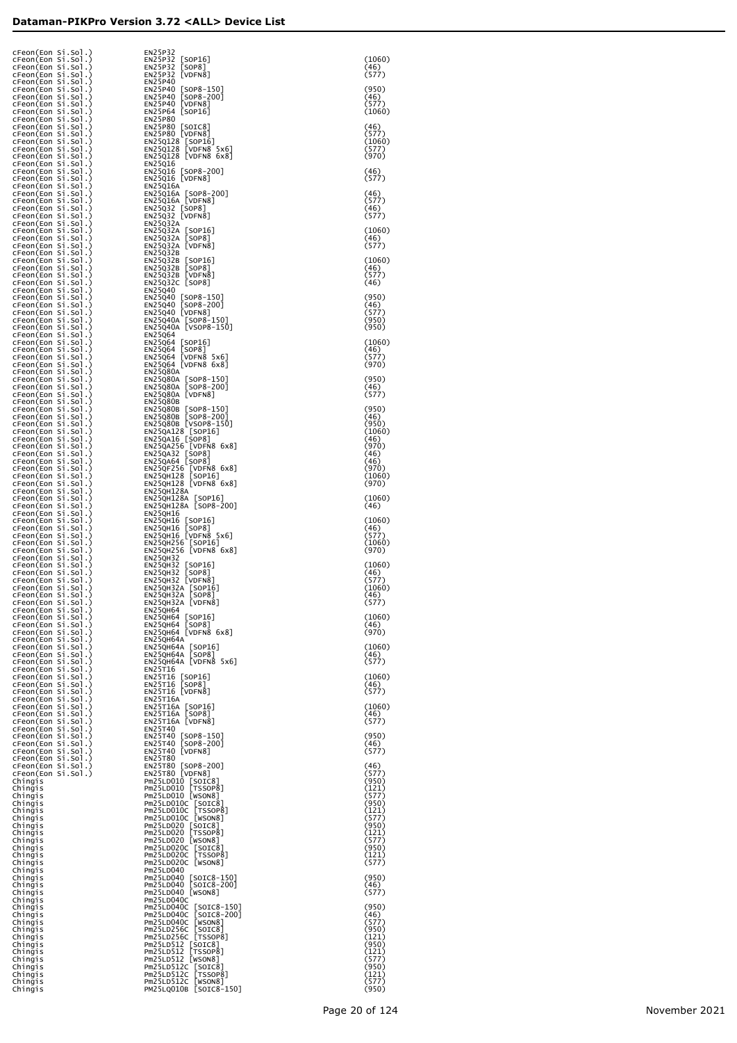| | | |
|---|---|---|
| cFeon(Eon Si.Sol.) | EN25P32 | |
| cFeon(Eon Si.Sol.) | EN25P32 [SOP16] | (1060) |
| cFeon(Eon Si.Sol.) | EN25P32 [SOP8] | (46) |
| cFeon(Eon Si.Sol.) | EN25P32 [VDFN8] | (577) |
| cFeon(Eon Si.Sol.) | EN25P40 | |
| cFeon(Eon Si.Sol.) | EN25P40 [SOP8-150] | (950) |
| cFeon(Eon Si.Sol.) | EN25P40 [SOP8-200] | (46) |
| cFeon(Eon Si.Sol.) | EN25P40 [VDFN8] | (577) |
| cFeon(Eon Si.Sol.) | EN25P64 [SOP16] | (1060) |
| cFeon(Eon Si.Sol.) | EN25P80 | |
| cFeon(Eon Si.Sol.) | EN25P80 [SOIC8] | (46) |
| cFeon(Eon Si.Sol.) | EN25P80 [VDFN8] | (577) |
| cFeon(Eon Si.Sol.) | EN25Q128 [SOP16] | (1060) |
| cFeon(Eon Si.Sol.) | EN25Q128 [VDFN8 5x6] | (577) |
| cFeon(Eon Si.Sol.) | EN25Q128 [VDFN8 6x8] | (970) |
| cFeon(Eon Si.Sol.) | EN25Q16 | |
| cFeon(Eon Si.Sol.) | EN25Q16 [SOP8-200] | (46) |
| cFeon(Eon Si.Sol.) | EN25Q16 [VDFN8] | (577) |
| cFeon(Eon Si.Sol.) | EN25Q16A | |
| cFeon(Eon Si.Sol.) | EN25Q16A [SOP8-200] | (46) |
| cFeon(Eon Si.Sol.) | EN25Q16A [VDFN8] | (577) |
| cFeon(Eon Si.Sol.) | EN25Q32 [SOP8] | (46) |
| cFeon(Eon Si.Sol.) | EN25Q32 [VDFN8] | (577) |
| cFeon(Eon Si.Sol.) | EN25Q32A | |
| cFeon(Eon Si.Sol.) | EN25Q32A [SOP16] | (1060) |
| cFeon(Eon Si.Sol.) | EN25Q32A [SOP8] | (46) |
| cFeon(Eon Si.Sol.) | EN25Q32A [VDFN8] | (577) |
| cFeon(Eon Si.Sol.) | EN25Q32B | |
| cFeon(Eon Si.Sol.) | EN25Q32B [SOP16] | (1060) |
| cFeon(Eon Si.Sol.) | EN25Q32B [SOP8] | (46) |
| cFeon(Eon Si.Sol.) | EN25Q32B [VDFN8] | (577) |
| cFeon(Eon Si.Sol.) | EN25Q32C [SOP8] | (46) |
| cFeon(Eon Si.Sol.) | EN25Q40 | |
| cFeon(Eon Si.Sol.) | EN25Q40 [SOP8-150] | (950) |
| cFeon(Eon Si.Sol.) | EN25Q40 [SOP8-200] | (46) |
| cFeon(Eon Si.Sol.) | EN25Q40 [VDFN8] | (577) |
| cFeon(Eon Si.Sol.) | EN25Q40A [SOP8-150] | (950) |
| cFeon(Eon Si.Sol.) | EN25Q40A [VSOP8-150] | (950) |
| cFeon(Eon Si.Sol.) | EN25Q64 | |
| cFeon(Eon Si.Sol.) | EN25Q64 [SOP16] | (1060) |
| cFeon(Eon Si.Sol.) | EN25Q64 [SOP8] | (46) |
| cFeon(Eon Si.Sol.) | EN25Q64 [VDFN8 5x6] | (577) |
| cFeon(Eon Si.Sol.) | EN25Q64 [VDFN8 6x8] | (970) |
| cFeon(Eon Si.Sol.) | EN25Q80A | |
| cFeon(Eon Si.Sol.) | EN25Q80A [SOP8-150] | (950) |
| cFeon(Eon Si.Sol.) | EN25Q80A [SOP8-200] | (46) |
| cFeon(Eon Si.Sol.) | EN25Q80A [VDFN8] | (577) |
| cFeon(Eon Si.Sol.) | EN25Q80B | |
| cFeon(Eon Si.Sol.) | EN25Q80B [SOP8-150] | (950) |
| cFeon(Eon Si.Sol.) | EN25Q80B [SOP8-200] | (46) |
| cFeon(Eon Si.Sol.) | EN25Q80B [VSOP8-150] | (950) |
| cFeon(Eon Si.Sol.) | EN25QA128 [SOP16] | (1060) |
| cFeon(Eon Si.Sol.) | EN25QA16 [SOP8] | (46) |
| cFeon(Eon Si.Sol.) | EN25QA256 [VDFN8 6x8] | (970) |
| cFeon(Eon Si.Sol.) | EN25QA32 [SOP8] | (46) |
| cFeon(Eon Si.Sol.) | EN25QA64 [SOP8] | (46) |
| cFeon(Eon Si.Sol.) | EN25QF256 [VDFN8 6x8] | (970) |
| cFeon(Eon Si.Sol.) | EN25QH128 [SOP16] | (1060) |
| cFeon(Eon Si.Sol.) | EN25QH128 [VDFN8 6x8] | (970) |
| cFeon(Eon Si.Sol.) | EN25QH128A | |
| cFeon(Eon Si.Sol.) | EN25QH128A [SOP16] | (1060) |
| cFeon(Eon Si.Sol.) | EN25QH128A [SOP8-200] | (46) |
| cFeon(Eon Si.Sol.) | EN25QH16 | |
| cFeon(Eon Si.Sol.) | EN25QH16 [SOP16] | (1060) |
| cFeon(Eon Si.Sol.) | EN25QH16 [SOP8] | (46) |
| cFeon(Eon Si.Sol.) | EN25QH16 [VDFN8 5x6] | (577) |
| cFeon(Eon Si.Sol.) | EN25QH256 [SOP16] | (1060) |
| cFeon(Eon Si.Sol.) | EN25QH256 [VDFN8 6x8] | (970) |
| cFeon(Eon Si.Sol.) | EN25QH32 | |
| cFeon(Eon Si.Sol.) | EN25QH32 [SOP16] | (1060) |
| cFeon(Eon Si.Sol.) | EN25QH32 [SOP8] | (46) |
| cFeon(Eon Si.Sol.) | EN25QH32 [VDFN8] | (577) |
| cFeon(Eon Si.Sol.) | EN25QH32A [SOP16] | (1060) |
| cFeon(Eon Si.Sol.) | EN25QH32A [SOP8] | (46) |
| cFeon(Eon Si.Sol.) | EN25QH32A [VDFN8] | (577) |
| cFeon(Eon Si.Sol.) | EN25QH64 | |
| cFeon(Eon Si.Sol.) | EN25QH64 [SOP16] | (1060) |
| cFeon(Eon Si.Sol.) | EN25QH64 [SOP8] | (46) |
| cFeon(Eon Si.Sol.) | EN25QH64 [VDFN8 6x8] | (970) |
| cFeon(Eon Si.Sol.) | EN25QH64A | |
| cFeon(Eon Si.Sol.) | EN25QH64A [SOP16] | (1060) |
| cFeon(Eon Si.Sol.) | EN25QH64A [SOP8] | (46) |
| cFeon(Eon Si.Sol.) | EN25QH64A [VDFN8 5x6] | (577) |
| cFeon(Eon Si.Sol.) | EN25T16 | |
| cFeon(Eon Si.Sol.) | EN25T16 [SOP16] | (1060) |
| cFeon(Eon Si.Sol.) | EN25T16 [SOP8] | (46) |
| cFeon(Eon Si.Sol.) | EN25T16 [VDFN8] | (577) |
| cFeon(Eon Si.Sol.) | EN25T16A | |
| cFeon(Eon Si.Sol.) | EN25T16A [SOP16] | (1060) |
| cFeon(Eon Si.Sol.) | EN25T16A [SOP8] | (46) |
| cFeon(Eon Si.Sol.) | EN25T16A [VDFN8] | (577) |
| cFeon(Eon Si.Sol.) | EN25T40 | |
| cFeon(Eon Si.Sol.) | EN25T40 [SOP8-150] | (950) |
| cFeon(Eon Si.Sol.) | EN25T40 [SOP8-200] | (46) |
| cFeon(Eon Si.Sol.) | EN25T40 [VDFN8] | (577) |
| cFeon(Eon Si.Sol.) | EN25T80 | |
| cFeon(Eon Si.Sol.) | EN25T80 [SOP8-200] | (46) |
| cFeon(Eon Si.Sol.) | EN25T80 [VDFN8] | (577) |
| Chingis | Pm25LD010 [SOIC8] | (950) |
| Chingis | Pm25LD010 [TSSOP8] | (121) |
| Chingis | Pm25LD010 [WSON8] | (577) |
| Chingis | Pm25LD010C [SOIC8] | (950) |
| Chingis | Pm25LD010C [TSSOP8] | (121) |
| Chingis | Pm25LD010C [WSON8] | (577) |
| Chingis | Pm25LD020 [SOIC8] | (950) |
| Chingis | Pm25LD020 [TSSOP8] | (121) |
| Chingis | Pm25LD020 [WSON8] | (577) |
| Chingis | Pm25LD020C [SOIC8] | (950) |
| Chingis | Pm25LD020C [TSSOP8] | (121) |
| Chingis | Pm25LD020C [WSON8] | (577) |
| Chingis | Pm25LD040 | |
| Chingis | Pm25LD040 [SOIC8-150] | (950) |
| Chingis | Pm25LD040 [SOIC8-200] | (46) |
| Chingis | Pm25LD040 [WSON8] | (577) |
| Chingis | Pm25LD040C | |
| Chingis | Pm25LD040C [SOIC8-150] | (950) |
| Chingis | Pm25LD040C [SOIC8-200] | (46) |
| Chingis | Pm25LD040C [WSON8] | (577) |
| Chingis | Pm25LD256C [SOIC8] | (950) |
| Chingis | Pm25LD256C [TSSOP8] | (121) |
| Chingis | Pm25LD512 [SOIC8] | (950) |
| Chingis | Pm25LD512 [TSSOP8] | (121) |
| Chingis | Pm25LD512 [WSON8] | (577) |
| Chingis | Pm25LD512C [SOIC8] | (950) |
| Chingis | Pm25LD512C [TSSOP8] | (121) |
| Chingis | Pm25LD512C [WSON8] | (577) |
| Chingis | PM25LQ010B [SOIC8-150] | (950) |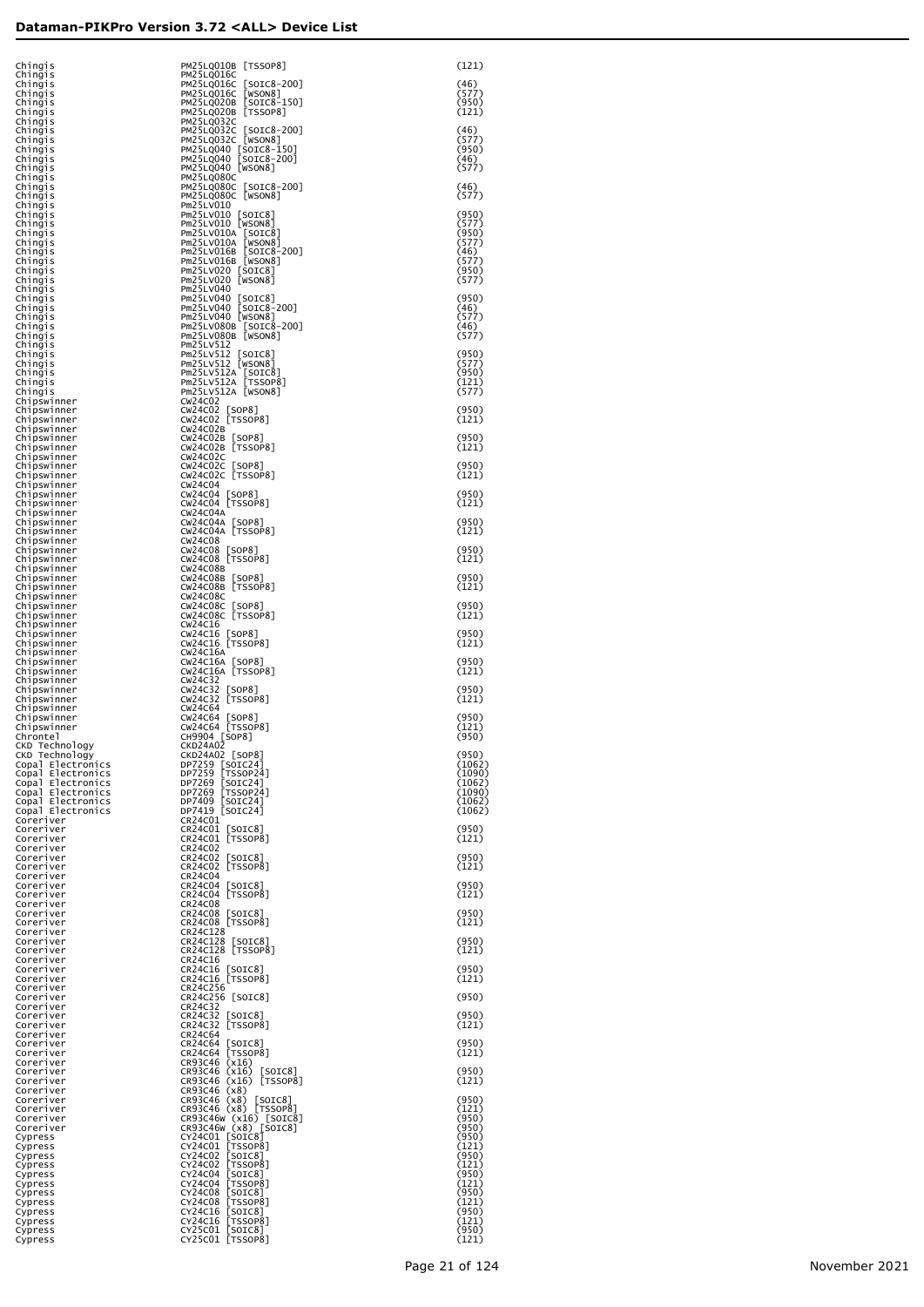| Manufacturer | Device | Adapter |
|---|---|---|
| Chingis | PM25LQ010B [TSSOP8] | (121) |
| Chingis | PM25LQ016C | |
| Chingis | PM25LQ016C [SOIC8-200] | (46) |
| Chingis | PM25LQ016C [WSON8] | (577) |
| Chingis | PM25LQ020B [SOIC8-150] | (950) |
| Chingis | PM25LQ020B [TSSOP8] | (121) |
| Chingis | PM25LQ032C | |
| Chingis | PM25LQ032C [SOIC8-200] | (46) |
| Chingis | PM25LQ032C [WSON8] | (577) |
| Chingis | PM25LQ040 [SOIC8-150] | (950) |
| Chingis | PM25LQ040 [SOIC8-200] | (46) |
| Chingis | PM25LQ040 [WSON8] | (577) |
| Chingis | PM25LQ080C | |
| Chingis | PM25LQ080C [SOIC8-200] | (46) |
| Chingis | PM25LQ080C [WSON8] | (577) |
| Chingis | Pm25LV010 | |
| Chingis | Pm25LV010 [SOIC8] | (950) |
| Chingis | Pm25LV010 [WSON8] | (577) |
| Chingis | Pm25LV010A [SOIC8] | (950) |
| Chingis | Pm25LV010A [WSON8] | (577) |
| Chingis | Pm25LV016B [SOIC8-200] | (46) |
| Chingis | Pm25LV016B [WSON8] | (577) |
| Chingis | Pm25LV020 [SOIC8] | (950) |
| Chingis | Pm25LV020 [WSON8] | (577) |
| Chingis | Pm25LV040 | |
| Chingis | Pm25LV040 [SOIC8] | (950) |
| Chingis | Pm25LV040 [SOIC8-200] | (46) |
| Chingis | Pm25LV040 [WSON8] | (577) |
| Chingis | Pm25LV080B [SOIC8-200] | (46) |
| Chingis | Pm25LV080B [WSON8] | (577) |
| Chingis | Pm25LV512 | |
| Chingis | Pm25LV512 [SOIC8] | (950) |
| Chingis | Pm25LV512 [WSON8] | (577) |
| Chingis | Pm25LV512A [SOIC8] | (950) |
| Chingis | Pm25LV512A [TSSOP8] | (121) |
| Chingis | Pm25LV512A [WSON8] | (577) |
| Chipswinner | CW24C02 | |
| Chipswinner | CW24C02 [SOP8] | (950) |
| Chipswinner | CW24C02 [TSSOP8] | (121) |
| Chipswinner | CW24C02B | |
| Chipswinner | CW24C02B [SOP8] | (950) |
| Chipswinner | CW24C02B [TSSOP8] | (121) |
| Chipswinner | CW24C02C | |
| Chipswinner | CW24C02C [SOP8] | (950) |
| Chipswinner | CW24C02C [TSSOP8] | (121) |
| Chipswinner | CW24C04 | |
| Chipswinner | CW24C04 [SOP8] | (950) |
| Chipswinner | CW24C04 [TSSOP8] | (121) |
| Chipswinner | CW24C04A | |
| Chipswinner | CW24C04A [SOP8] | (950) |
| Chipswinner | CW24C04A [TSSOP8] | (121) |
| Chipswinner | CW24C08 | |
| Chipswinner | CW24C08 [SOP8] | (950) |
| Chipswinner | CW24C08 [TSSOP8] | (121) |
| Chipswinner | CW24C08B | |
| Chipswinner | CW24C08B [SOP8] | (950) |
| Chipswinner | CW24C08B [TSSOP8] | (121) |
| Chipswinner | CW24C08C | |
| Chipswinner | CW24C08C [SOP8] | (950) |
| Chipswinner | CW24C08C [TSSOP8] | (121) |
| Chipswinner | CW24C16 | |
| Chipswinner | CW24C16 [SOP8] | (950) |
| Chipswinner | CW24C16 [TSSOP8] | (121) |
| Chipswinner | CW24C16A | |
| Chipswinner | CW24C16A [SOP8] | (950) |
| Chipswinner | CW24C16A [TSSOP8] | (121) |
| Chipswinner | CW24C32 | |
| Chipswinner | CW24C32 [SOP8] | (950) |
| Chipswinner | CW24C32 [TSSOP8] | (121) |
| Chipswinner | CW24C64 | |
| Chipswinner | CW24C64 [SOP8] | (950) |
| Chipswinner | CW24C64 [TSSOP8] | (121) |
| Chrontel | CH9904 [SOP8] | (950) |
| CKD Technology | CKD24A02 | |
| CKD Technology | CKD24A02 [SOP8] | (950) |
| Copal Electronics | DP7259 [SOIC24] | (1062) |
| Copal Electronics | DP7259 [TSSOP24] | (1090) |
| Copal Electronics | DP7269 [SOIC24] | (1062) |
| Copal Electronics | DP7269 [TSSOP24] | (1090) |
| Copal Electronics | DP7409 [SOIC24] | (1062) |
| Copal Electronics | DP7419 [SOIC24] | (1062) |
| Coreriver | CR24C01 | |
| Coreriver | CR24C01 [SOIC8] | (950) |
| Coreriver | CR24C01 [TSSOP8] | (121) |
| Coreriver | CR24C02 | |
| Coreriver | CR24C02 [SOIC8] | (950) |
| Coreriver | CR24C02 [TSSOP8] | (121) |
| Coreriver | CR24C04 | |
| Coreriver | CR24C04 [SOIC8] | (950) |
| Coreriver | CR24C04 [TSSOP8] | (121) |
| Coreriver | CR24C08 | |
| Coreriver | CR24C08 [SOIC8] | (950) |
| Coreriver | CR24C08 [TSSOP8] | (121) |
| Coreriver | CR24C128 | |
| Coreriver | CR24C128 [SOIC8] | (950) |
| Coreriver | CR24C128 [TSSOP8] | (121) |
| Coreriver | CR24C16 | |
| Coreriver | CR24C16 [SOIC8] | (950) |
| Coreriver | CR24C16 [TSSOP8] | (121) |
| Coreriver | CR24C256 | |
| Coreriver | CR24C256 [SOIC8] | (950) |
| Coreriver | CR24C32 | |
| Coreriver | CR24C32 [SOIC8] | (950) |
| Coreriver | CR24C32 [TSSOP8] | (121) |
| Coreriver | CR24C64 | |
| Coreriver | CR24C64 [SOIC8] | (950) |
| Coreriver | CR24C64 [TSSOP8] | (121) |
| Coreriver | CR93C46 (x16) | |
| Coreriver | CR93C46 (x16) [SOIC8] | (950) |
| Coreriver | CR93C46 (x16) [TSSOP8] | (121) |
| Coreriver | CR93C46 (x8) | |
| Coreriver | CR93C46 (x8) [SOIC8] | (950) |
| Coreriver | CR93C46 (x8) [TSSOP8] | (121) |
| Coreriver | CR93C46W (x16) [SOIC8] | (950) |
| Coreriver | CR93C46W (x8) [SOIC8] | (950) |
| Cypress | CY24C01 [SOIC8] | (950) |
| Cypress | CY24C01 [TSSOP8] | (121) |
| Cypress | CY24C02 [SOIC8] | (950) |
| Cypress | CY24C02 [TSSOP8] | (121) |
| Cypress | CY24C04 [SOIC8] | (950) |
| Cypress | CY24C04 [TSSOP8] | (121) |
| Cypress | CY24C08 [SOIC8] | (950) |
| Cypress | CY24C08 [TSSOP8] | (121) |
| Cypress | CY24C16 [SOIC8] | (950) |
| Cypress | CY24C16 [TSSOP8] | (121) |
| Cypress | CY25C01 [SOIC8] | (950) |
| Cypress | CY25C01 [TSSOP8] | (121) |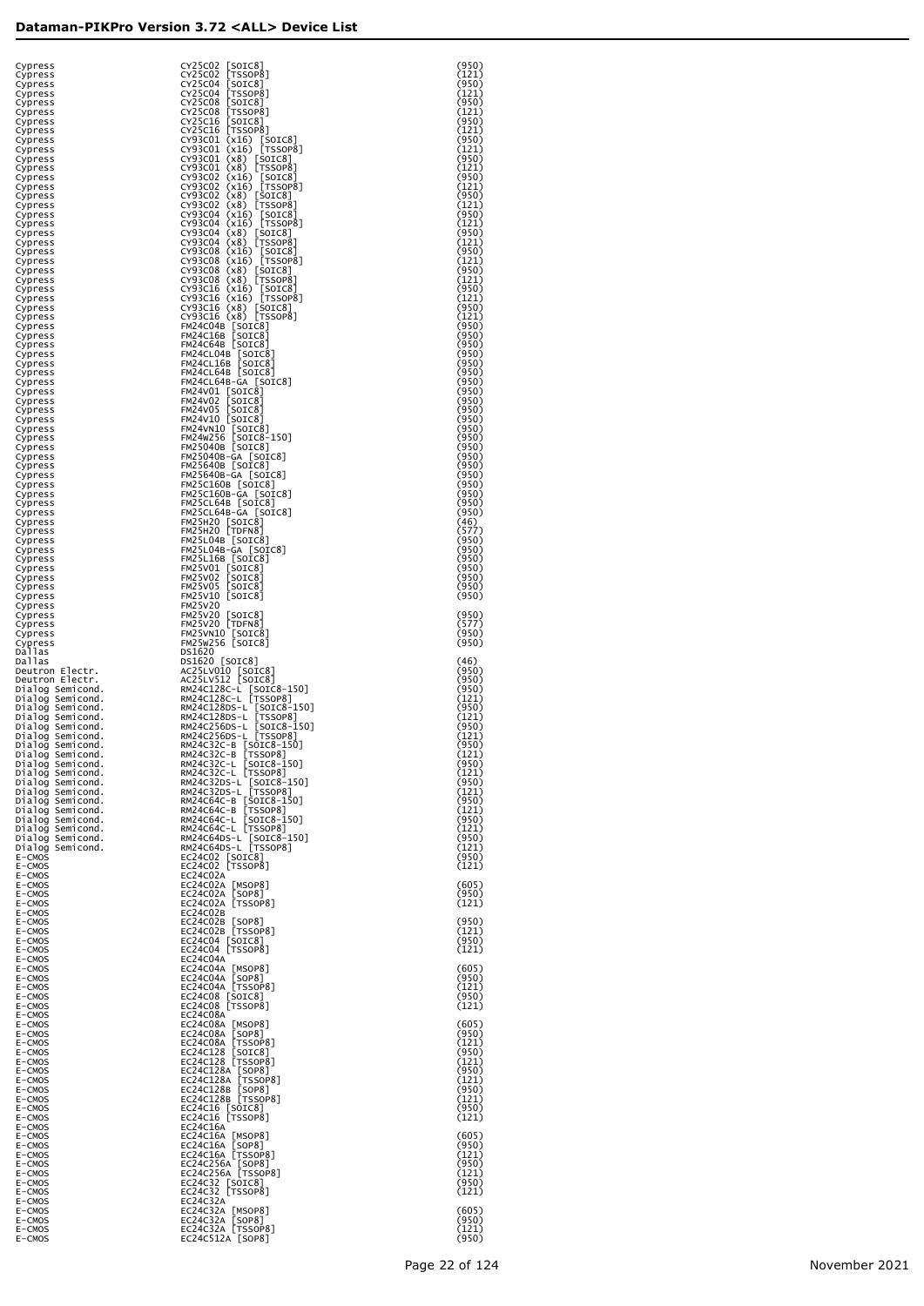## Dataman-PIKPro Version 3.72 <ALL> Device List

| | | |
|---|---|---|
| Cypress | CY25C02 [SOIC8] | (950) |
| Cypress | CY25C02 [TSSOP8] | (121) |
| Cypress | CY25C04 [SOIC8] | (950) |
| Cypress | CY25C04 [TSSOP8] | (121) |
| Cypress | CY25C08 [SOIC8] | (950) |
| Cypress | CY25C08 [TSSOP8] | (121) |
| Cypress | CY25C16 [SOIC8] | (950) |
| Cypress | CY25C16 [TSSOP8] | (121) |
| Cypress | CY93C01 (x16) [SOIC8] | (950) |
| Cypress | CY93C01 (x16) [TSSOP8] | (121) |
| Cypress | CY93C01 (x8) [SOIC8] | (950) |
| Cypress | CY93C01 (x8) [TSSOP8] | (121) |
| Cypress | CY93C02 (x16) [SOIC8] | (950) |
| Cypress | CY93C02 (x16) [TSSOP8] | (121) |
| Cypress | CY93C02 (x8) [SOIC8] | (950) |
| Cypress | CY93C02 (x8) [TSSOP8] | (121) |
| Cypress | CY93C04 (x16) [SOIC8] | (950) |
| Cypress | CY93C04 (x16) [TSSOP8] | (121) |
| Cypress | CY93C04 (x8) [SOIC8] | (950) |
| Cypress | CY93C04 (x8) [TSSOP8] | (121) |
| Cypress | CY93C08 (x16) [SOIC8] | (950) |
| Cypress | CY93C08 (x16) [TSSOP8] | (121) |
| Cypress | CY93C08 (x8) [SOIC8] | (950) |
| Cypress | CY93C08 (x8) [TSSOP8] | (121) |
| Cypress | CY93C16 (x16) [SOIC8] | (950) |
| Cypress | CY93C16 (x16) [TSSOP8] | (121) |
| Cypress | CY93C16 (x8) [SOIC8] | (950) |
| Cypress | CY93C16 (x8) [TSSOP8] | (121) |
| Cypress | FM24C04B [SOIC8] | (950) |
| Cypress | FM24C16B [SOIC8] | (950) |
| Cypress | FM24C64B [SOIC8] | (950) |
| Cypress | FM24CL04B [SOIC8] | (950) |
| Cypress | FM24CL16B [SOIC8] | (950) |
| Cypress | FM24CL64B [SOIC8] | (950) |
| Cypress | FM24CL64B-GA [SOIC8] | (950) |
| Cypress | FM24V01 [SOIC8] | (950) |
| Cypress | FM24V02 [SOIC8] | (950) |
| Cypress | FM24V05 [SOIC8] | (950) |
| Cypress | FM24V10 [SOIC8] | (950) |
| Cypress | FM24VN10 [SOIC8] | (950) |
| Cypress | FM24W256 [SOIC8-150] | (950) |
| Cypress | FM25040B [SOIC8] | (950) |
| Cypress | FM25040B-GA [SOIC8] | (950) |
| Cypress | FM25640B [SOIC8] | (950) |
| Cypress | FM25640B-GA [SOIC8] | (950) |
| Cypress | FM25C160B [SOIC8] | (950) |
| Cypress | FM25C160B-GA [SOIC8] | (950) |
| Cypress | FM25CL64B [SOIC8] | (950) |
| Cypress | FM25CL64B-GA [SOIC8] | (950) |
| Cypress | FM25H20 [SOIC8] | (46) |
| Cypress | FM25H20 [TDFN8] | (577) |
| Cypress | FM25L04B [SOIC8] | (950) |
| Cypress | FM25L04B-GA [SOIC8] | (950) |
| Cypress | FM25L16B [SOIC8] | (950) |
| Cypress | FM25V01 [SOIC8] | (950) |
| Cypress | FM25V02 [SOIC8] | (950) |
| Cypress | FM25V05 [SOIC8] | (950) |
| Cypress | FM25V10 [SOIC8] | (950) |
| Cypress | FM25V20 | |
| Cypress | FM25V20 [SOIC8] | (950) |
| Cypress | FM25V20 [TDFN8] | (577) |
| Cypress | FM25VN10 [SOIC8] | (950) |
| Cypress | FM25W256 [SOIC8] | (950) |
| Dallas | DS1620 | |
| Dallas | DS1620 [SOIC8] | (46) |
| Deutron Electr. | AC25LV010 [SOIC8] | (950) |
| Deutron Electr. | AC25LV512 [SOIC8] | (950) |
| Dialog Semicond. | RM24C128C-L [SOIC8-150] | (950) |
| Dialog Semicond. | RM24C128C-L [TSSOP8] | (121) |
| Dialog Semicond. | RM24C128DS-L [SOIC8-150] | (950) |
| Dialog Semicond. | RM24C128DS-L [TSSOP8] | (121) |
| Dialog Semicond. | RM24C256DS-L [SOIC8-150] | (950) |
| Dialog Semicond. | RM24C256DS-L [TSSOP8] | (121) |
| Dialog Semicond. | RM24C32C-B [SOIC8-150] | (950) |
| Dialog Semicond. | RM24C32C-B [TSSOP8] | (121) |
| Dialog Semicond. | RM24C32C-L [SOIC8-150] | (950) |
| Dialog Semicond. | RM24C32C-L [TSSOP8] | (121) |
| Dialog Semicond. | RM24C32DS-L [SOIC8-150] | (950) |
| Dialog Semicond. | RM24C32DS-L [TSSOP8] | (121) |
| Dialog Semicond. | RM24C64C-B [SOIC8-150] | (950) |
| Dialog Semicond. | RM24C64C-B [TSSOP8] | (121) |
| Dialog Semicond. | RM24C64C-L [SOIC8-150] | (950) |
| Dialog Semicond. | RM24C64C-L [TSSOP8] | (121) |
| Dialog Semicond. | RM24C64DS-L [SOIC8-150] | (950) |
| Dialog Semicond. | RM24C64DS-L [TSSOP8] | (121) |
| E-CMOS | EC24C02 [SOIC8] | (950) |
| E-CMOS | EC24C02 [TSSOP8] | (121) |
| E-CMOS | EC24C02A | |
| E-CMOS | EC24C02A [MSOP8] | (605) |
| E-CMOS | EC24C02A [SOP8] | (950) |
| E-CMOS | EC24C02A [TSSOP8] | (121) |
| E-CMOS | EC24C02B | |
| E-CMOS | EC24C02B [SOP8] | (950) |
| E-CMOS | EC24C02B [TSSOP8] | (121) |
| E-CMOS | EC24C04 [SOIC8] | (950) |
| E-CMOS | EC24C04 [TSSOP8] | (121) |
| E-CMOS | EC24C04A | |
| E-CMOS | EC24C04A [MSOP8] | (605) |
| E-CMOS | EC24C04A [SOP8] | (950) |
| E-CMOS | EC24C04A [TSSOP8] | (121) |
| E-CMOS | EC24C08 [SOIC8] | (950) |
| E-CMOS | EC24C08 [TSSOP8] | (121) |
| E-CMOS | EC24C08A | |
| E-CMOS | EC24C08A [MSOP8] | (605) |
| E-CMOS | EC24C08A [SOP8] | (950) |
| E-CMOS | EC24C08A [TSSOP8] | (121) |
| E-CMOS | EC24C128 [SOIC8] | (950) |
| E-CMOS | EC24C128 [TSSOP8] | (121) |
| E-CMOS | EC24C128A [SOP8] | (950) |
| E-CMOS | EC24C128A [TSSOP8] | (121) |
| E-CMOS | EC24C128B [SOP8] | (950) |
| E-CMOS | EC24C128B [TSSOP8] | (121) |
| E-CMOS | EC24C16 [SOIC8] | (950) |
| E-CMOS | EC24C16 [TSSOP8] | (121) |
| E-CMOS | EC24C16A | |
| E-CMOS | EC24C16A [MSOP8] | (605) |
| E-CMOS | EC24C16A [SOP8] | (950) |
| E-CMOS | EC24C16A [TSSOP8] | (121) |
| E-CMOS | EC24C256A [SOP8] | (950) |
| E-CMOS | EC24C256A [TSSOP8] | (121) |
| E-CMOS | EC24C32 [SOIC8] | (950) |
| E-CMOS | EC24C32 [TSSOP8] | (121) |
| E-CMOS | EC24C32A | |
| E-CMOS | EC24C32A [MSOP8] | (605) |
| E-CMOS | EC24C32A [SOP8] | (950) |
| E-CMOS | EC24C32A [TSSOP8] | (121) |
| E-CMOS | EC24C512A [SOP8] | (950) |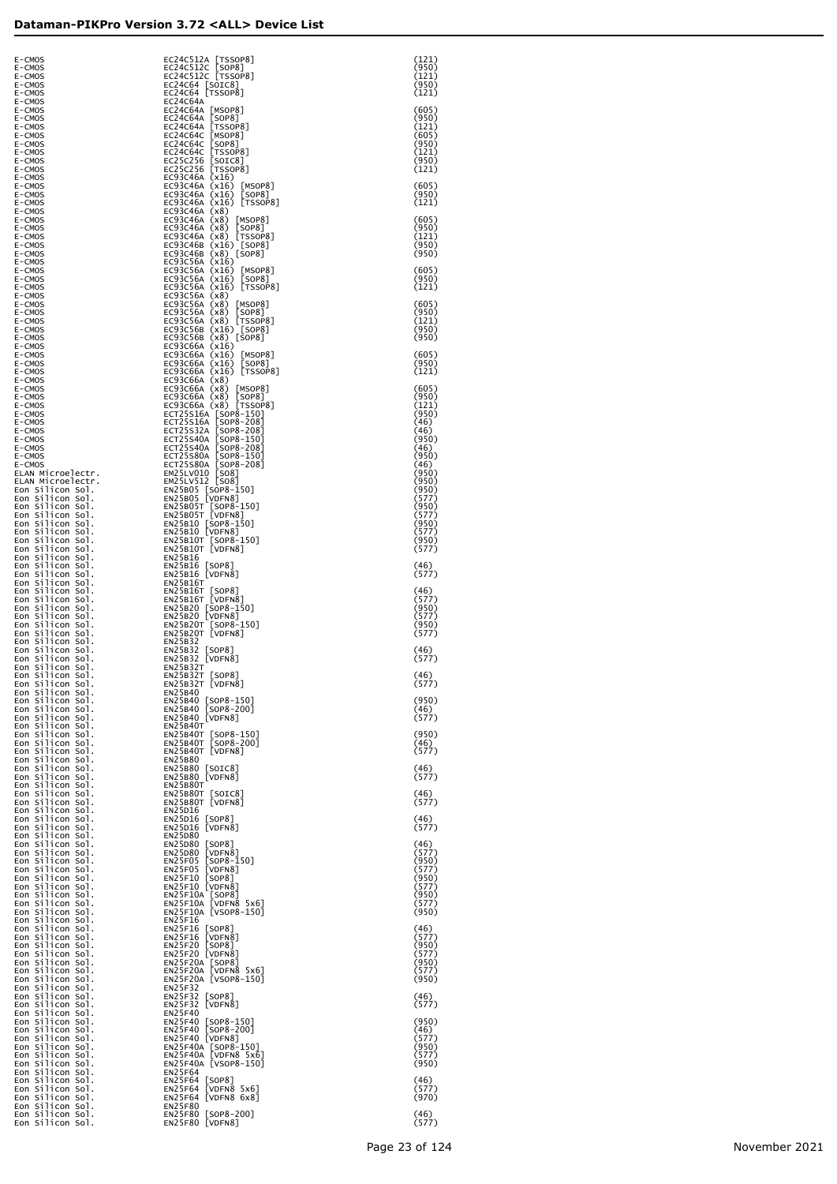| | | |
|---|---|---|
| E-CMOS | EC24C512A [TSSOP8] | (121) |
| E-CMOS | EC24C512C [SOP8] | (950) |
| E-CMOS | EC24C512C [TSSOP8] | (121) |
| E-CMOS | EC24C64 [SOIC8] | (950) |
| E-CMOS | EC24C64 [TSSOP8] | (121) |
| E-CMOS | EC24C64A | |
| E-CMOS | EC24C64A [MSOP8] | (605) |
| E-CMOS | EC24C64A [SOP8] | (950) |
| E-CMOS | EC24C64A [TSSOP8] | (121) |
| E-CMOS | EC24C64C [MSOP8] | (605) |
| E-CMOS | EC24C64C [SOP8] | (950) |
| E-CMOS | EC24C64C [TSSOP8] | (121) |
| E-CMOS | EC25C256 [SOIC8] | (950) |
| E-CMOS | EC25C256 [TSSOP8] | (121) |
| E-CMOS | EC93C46A (x16) | |
| E-CMOS | EC93C46A (x16) [MSOP8] | (605) |
| E-CMOS | EC93C46A (x16) [SOP8] | (950) |
| E-CMOS | EC93C46A (x16) [TSSOP8] | (121) |
| E-CMOS | EC93C46A (x8) | |
| E-CMOS | EC93C46A (x8) [MSOP8] | (605) |
| E-CMOS | EC93C46A (x8) [SOP8] | (950) |
| E-CMOS | EC93C46A (x8) [TSSOP8] | (121) |
| E-CMOS | EC93C46B (x16) [SOP8] | (950) |
| E-CMOS | EC93C46B (x8) [SOP8] | (950) |
| E-CMOS | EC93C56A (x16) | |
| E-CMOS | EC93C56A (x16) [MSOP8] | (605) |
| E-CMOS | EC93C56A (x16) [SOP8] | (950) |
| E-CMOS | EC93C56A (x16) [TSSOP8] | (121) |
| E-CMOS | EC93C56A (x8) | |
| E-CMOS | EC93C56A (x8) [MSOP8] | (605) |
| E-CMOS | EC93C56A (x8) [SOP8] | (950) |
| E-CMOS | EC93C56A (x8) [TSSOP8] | (121) |
| E-CMOS | EC93C56B (x16) [SOP8] | (950) |
| E-CMOS | EC93C56B (x8) [SOP8] | (950) |
| E-CMOS | EC93C66A (x16) | |
| E-CMOS | EC93C66A (x16) [MSOP8] | (605) |
| E-CMOS | EC93C66A (x16) [SOP8] | (950) |
| E-CMOS | EC93C66A (x16) [TSSOP8] | (121) |
| E-CMOS | EC93C66A (x8) | |
| E-CMOS | EC93C66A (x8) [MSOP8] | (605) |
| E-CMOS | EC93C66A (x8) [SOP8] | (950) |
| E-CMOS | EC93C66A (x8) [TSSOP8] | (121) |
| E-CMOS | ECT25S16A [SOP8-150] | (950) |
| E-CMOS | ECT25S16A [SOP8-208] | (46) |
| E-CMOS | ECT25S32A [SOP8-208] | (46) |
| E-CMOS | ECT25S40A [SOP8-150] | (950) |
| E-CMOS | ECT25S40A [SOP8-208] | (46) |
| E-CMOS | ECT25S80A [SOP8-150] | (950) |
| E-CMOS | ECT25S80A [SOP8-208] | (46) |
| ELAN Microelectr. | EM25LV010 [SO8] | (950) |
| ELAN Microelectr. | EM25LV512 [SO8] | (950) |
| Eon Silicon Sol. | EN25B05 [SOP8-150] | (950) |
| Eon Silicon Sol. | EN25B05 [VDFN8] | (577) |
| Eon Silicon Sol. | EN25B05T [SOP8-150] | (950) |
| Eon Silicon Sol. | EN25B05T [VDFN8] | (577) |
| Eon Silicon Sol. | EN25B10 [SOP8-150] | (950) |
| Eon Silicon Sol. | EN25B10 [VDFN8] | (577) |
| Eon Silicon Sol. | EN25B10T [SOP8-150] | (950) |
| Eon Silicon Sol. | EN25B10T [VDFN8] | (577) |
| Eon Silicon Sol. | EN25B16 | |
| Eon Silicon Sol. | EN25B16 [SOP8] | (46) |
| Eon Silicon Sol. | EN25B16 [VDFN8] | (577) |
| Eon Silicon Sol. | EN25B16T | |
| Eon Silicon Sol. | EN25B16T [SOP8] | (46) |
| Eon Silicon Sol. | EN25B16T [VDFN8] | (577) |
| Eon Silicon Sol. | EN25B20 [SOP8-150] | (950) |
| Eon Silicon Sol. | EN25B20 [VDFN8] | (577) |
| Eon Silicon Sol. | EN25B20T [SOP8-150] | (950) |
| Eon Silicon Sol. | EN25B20T [VDFN8] | (577) |
| Eon Silicon Sol. | EN25B32 | |
| Eon Silicon Sol. | EN25B32 [SOP8] | (46) |
| Eon Silicon Sol. | EN25B32 [VDFN8] | (577) |
| Eon Silicon Sol. | EN25B32T | |
| Eon Silicon Sol. | EN25B32T [SOP8] | (46) |
| Eon Silicon Sol. | EN25B32T [VDFN8] | (577) |
| Eon Silicon Sol. | EN25B40 | |
| Eon Silicon Sol. | EN25B40 [SOP8-150] | (950) |
| Eon Silicon Sol. | EN25B40 [SOP8-200] | (46) |
| Eon Silicon Sol. | EN25B40 [VDFN8] | (577) |
| Eon Silicon Sol. | EN25B40T | |
| Eon Silicon Sol. | EN25B40T [SOP8-150] | (950) |
| Eon Silicon Sol. | EN25B40T [SOP8-200] | (46) |
| Eon Silicon Sol. | EN25B40T [VDFN8] | (577) |
| Eon Silicon Sol. | EN25B80 | |
| Eon Silicon Sol. | EN25B80 [SOIC8] | (46) |
| Eon Silicon Sol. | EN25B80 [VDFN8] | (577) |
| Eon Silicon Sol. | EN25B80T | |
| Eon Silicon Sol. | EN25B80T [SOIC8] | (46) |
| Eon Silicon Sol. | EN25B80T [VDFN8] | (577) |
| Eon Silicon Sol. | EN25D16 | |
| Eon Silicon Sol. | EN25D16 [SOP8] | (46) |
| Eon Silicon Sol. | EN25D16 [VDFN8] | (577) |
| Eon Silicon Sol. | EN25D80 | |
| Eon Silicon Sol. | EN25D80 [SOP8] | (46) |
| Eon Silicon Sol. | EN25D80 [VDFN8] | (577) |
| Eon Silicon Sol. | EN25F05 [SOP8-150] | (950) |
| Eon Silicon Sol. | EN25F05 [VDFN8] | (577) |
| Eon Silicon Sol. | EN25F10 [SOP8] | (950) |
| Eon Silicon Sol. | EN25F10 [VDFN8] | (577) |
| Eon Silicon Sol. | EN25F10A [SOP8] | (950) |
| Eon Silicon Sol. | EN25F10A [VDFN8 5x6] | (577) |
| Eon Silicon Sol. | EN25F10A [VSOP8-150] | (950) |
| Eon Silicon Sol. | EN25F16 | |
| Eon Silicon Sol. | EN25F16 [SOP8] | (46) |
| Eon Silicon Sol. | EN25F16 [VDFN8] | (577) |
| Eon Silicon Sol. | EN25F20 [SOP8] | (950) |
| Eon Silicon Sol. | EN25F20 [VDFN8] | (577) |
| Eon Silicon Sol. | EN25F20A [SOP8] | (950) |
| Eon Silicon Sol. | EN25F20A [VDFN8 5x6] | (577) |
| Eon Silicon Sol. | EN25F20A [VSOP8-150] | (950) |
| Eon Silicon Sol. | EN25F32 | |
| Eon Silicon Sol. | EN25F32 [SOP8] | (46) |
| Eon Silicon Sol. | EN25F32 [VDFN8] | (577) |
| Eon Silicon Sol. | EN25F40 | |
| Eon Silicon Sol. | EN25F40 [SOP8-150] | (950) |
| Eon Silicon Sol. | EN25F40 [SOP8-200] | (46) |
| Eon Silicon Sol. | EN25F40 [VDFN8] | (577) |
| Eon Silicon Sol. | EN25F40A [SOP8-150] | (950) |
| Eon Silicon Sol. | EN25F40A [VDFN8 5x6] | (577) |
| Eon Silicon Sol. | EN25F40A [VSOP8-150] | (950) |
| Eon Silicon Sol. | EN25F64 | |
| Eon Silicon Sol. | EN25F64 [SOP8] | (46) |
| Eon Silicon Sol. | EN25F64 [VDFN8 5x6] | (577) |
| Eon Silicon Sol. | EN25F64 [VDFN8 6x8] | (970) |
| Eon Silicon Sol. | EN25F80 | |
| Eon Silicon Sol. | EN25F80 [SOP8-200] | (46) |
| Eon Silicon Sol. | EN25F80 [VDFN8] | (577) |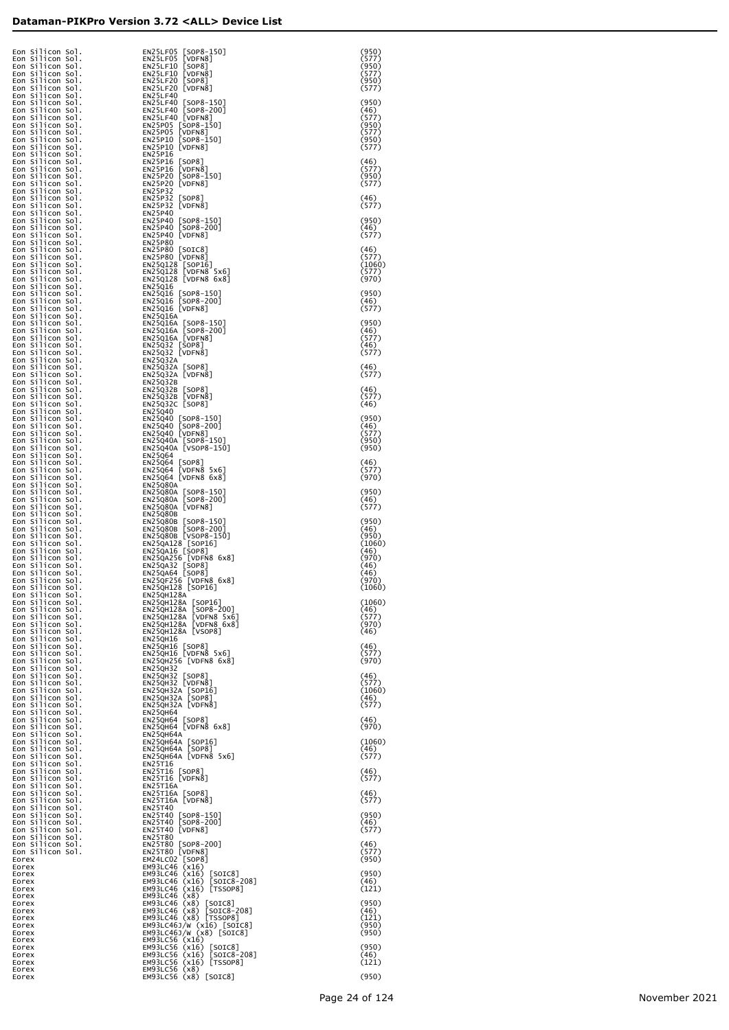| Manufacturer | Device | Code |
|---|---|---|
| Eon Silicon Sol. | EN25LF05 [SOP8-150] | (950) |
| Eon Silicon Sol. | EN25LF05 [VDFN8] | (577) |
| Eon Silicon Sol. | EN25LF10 [SOP8] | (950) |
| Eon Silicon Sol. | EN25LF10 [VDFN8] | (577) |
| Eon Silicon Sol. | EN25LF20 [SOP8] | (950) |
| Eon Silicon Sol. | EN25LF20 [VDFN8] | (577) |
| Eon Silicon Sol. | EN25LF40 | |
| Eon Silicon Sol. | EN25LF40 [SOP8-150] | (950) |
| Eon Silicon Sol. | EN25LF40 [SOP8-200] | (46) |
| Eon Silicon Sol. | EN25LF40 [VDFN8] | (577) |
| Eon Silicon Sol. | EN25P05 [SOP8-150] | (950) |
| Eon Silicon Sol. | EN25P05 [VDFN8] | (577) |
| Eon Silicon Sol. | EN25P10 [SOP8-150] | (950) |
| Eon Silicon Sol. | EN25P10 [VDFN8] | (577) |
| Eon Silicon Sol. | EN25P16 | |
| Eon Silicon Sol. | EN25P16 [SOP8] | (46) |
| Eon Silicon Sol. | EN25P16 [VDFN8] | (577) |
| Eon Silicon Sol. | EN25P20 [SOP8-150] | (950) |
| Eon Silicon Sol. | EN25P20 [VDFN8] | (577) |
| Eon Silicon Sol. | EN25P32 | |
| Eon Silicon Sol. | EN25P32 [SOP8] | (46) |
| Eon Silicon Sol. | EN25P32 [VDFN8] | (577) |
| Eon Silicon Sol. | EN25P40 | |
| Eon Silicon Sol. | EN25P40 [SOP8-150] | (950) |
| Eon Silicon Sol. | EN25P40 [SOP8-200] | (46) |
| Eon Silicon Sol. | EN25P40 [VDFN8] | (577) |
| Eon Silicon Sol. | EN25P80 | |
| Eon Silicon Sol. | EN25P80 [SOIC8] | (46) |
| Eon Silicon Sol. | EN25P80 [VDFN8] | (577) |
| Eon Silicon Sol. | EN25Q128 [SOP16] | (1060) |
| Eon Silicon Sol. | EN25Q128 [VDFN8 5x6] | (577) |
| Eon Silicon Sol. | EN25Q128 [VDFN8 6x8] | (970) |
| Eon Silicon Sol. | EN25Q16 | |
| Eon Silicon Sol. | EN25Q16 [SOP8-150] | (950) |
| Eon Silicon Sol. | EN25Q16 [SOP8-200] | (46) |
| Eon Silicon Sol. | EN25Q16 [VDFN8] | (577) |
| Eon Silicon Sol. | EN25Q16A | |
| Eon Silicon Sol. | EN25Q16A [SOP8-150] | (950) |
| Eon Silicon Sol. | EN25Q16A [SOP8-200] | (46) |
| Eon Silicon Sol. | EN25Q16A [VDFN8] | (577) |
| Eon Silicon Sol. | EN25Q32 [SOP8] | (46) |
| Eon Silicon Sol. | EN25Q32 [VDFN8] | (577) |
| Eon Silicon Sol. | EN25Q32A | |
| Eon Silicon Sol. | EN25Q32A [SOP8] | (46) |
| Eon Silicon Sol. | EN25Q32A [VDFN8] | (577) |
| Eon Silicon Sol. | EN25Q32B | |
| Eon Silicon Sol. | EN25Q32B [SOP8] | (46) |
| Eon Silicon Sol. | EN25Q32B [VDFN8] | (577) |
| Eon Silicon Sol. | EN25Q32C [SOP8] | (46) |
| Eon Silicon Sol. | EN25Q40 | |
| Eon Silicon Sol. | EN25Q40 [SOP8-150] | (950) |
| Eon Silicon Sol. | EN25Q40 [SOP8-200] | (46) |
| Eon Silicon Sol. | EN25Q40 [VDFN8] | (577) |
| Eon Silicon Sol. | EN25Q40A [SOP8-150] | (950) |
| Eon Silicon Sol. | EN25Q40A [VSOP8-150] | (950) |
| Eon Silicon Sol. | EN25Q64 | |
| Eon Silicon Sol. | EN25Q64 [SOP8] | (46) |
| Eon Silicon Sol. | EN25Q64 [VDFN8 5x6] | (577) |
| Eon Silicon Sol. | EN25Q64 [VDFN8 6x8] | (970) |
| Eon Silicon Sol. | EN25Q80A | |
| Eon Silicon Sol. | EN25Q80A [SOP8-150] | (950) |
| Eon Silicon Sol. | EN25Q80A [SOP8-200] | (46) |
| Eon Silicon Sol. | EN25Q80A [VDFN8] | (577) |
| Eon Silicon Sol. | EN25Q80B | |
| Eon Silicon Sol. | EN25Q80B [SOP8-150] | (950) |
| Eon Silicon Sol. | EN25Q80B [SOP8-200] | (46) |
| Eon Silicon Sol. | EN25Q80B [VSOP8-150] | (950) |
| Eon Silicon Sol. | EN25QA128 [SOP16] | (1060) |
| Eon Silicon Sol. | EN25QA16 [SOP8] | (46) |
| Eon Silicon Sol. | EN25QA256 [VDFN8 6x8] | (970) |
| Eon Silicon Sol. | EN25QA32 [SOP8] | (46) |
| Eon Silicon Sol. | EN25QA64 [SOP8] | (46) |
| Eon Silicon Sol. | EN25QF256 [VDFN8 6x8] | (970) |
| Eon Silicon Sol. | EN25QH128 [SOP16] | (1060) |
| Eon Silicon Sol. | EN25QH128A | |
| Eon Silicon Sol. | EN25QH128A [SOP16] | (1060) |
| Eon Silicon Sol. | EN25QH128A [SOP8-200] | (46) |
| Eon Silicon Sol. | EN25QH128A [VDFN8 5x6] | (577) |
| Eon Silicon Sol. | EN25QH128A [VDFN8 6x8] | (970) |
| Eon Silicon Sol. | EN25QH128A [VSOP8] | (46) |
| Eon Silicon Sol. | EN25QH16 | |
| Eon Silicon Sol. | EN25QH16 [SOP8] | (46) |
| Eon Silicon Sol. | EN25QH16 [VDFN8 5x6] | (577) |
| Eon Silicon Sol. | EN25QH256 [VDFN8 6x8] | (970) |
| Eon Silicon Sol. | EN25QH32 | |
| Eon Silicon Sol. | EN25QH32 [SOP8] | (46) |
| Eon Silicon Sol. | EN25QH32 [VDFN8] | (577) |
| Eon Silicon Sol. | EN25QH32A [SOP16] | (1060) |
| Eon Silicon Sol. | EN25QH32A [SOP8] | (46) |
| Eon Silicon Sol. | EN25QH32A [VDFN8] | (577) |
| Eon Silicon Sol. | EN25QH64 | |
| Eon Silicon Sol. | EN25QH64 [SOP8] | (46) |
| Eon Silicon Sol. | EN25QH64 [VDFN8 6x8] | (970) |
| Eon Silicon Sol. | EN25QH64A | |
| Eon Silicon Sol. | EN25QH64A [SOP16] | (1060) |
| Eon Silicon Sol. | EN25QH64A [SOP8] | (46) |
| Eon Silicon Sol. | EN25QH64A [VDFN8 5x6] | (577) |
| Eon Silicon Sol. | EN25T16 | |
| Eon Silicon Sol. | EN25T16 [SOP8] | (46) |
| Eon Silicon Sol. | EN25T16 [VDFN8] | (577) |
| Eon Silicon Sol. | EN25T16A | |
| Eon Silicon Sol. | EN25T16A [SOP8] | (46) |
| Eon Silicon Sol. | EN25T16A [VDFN8] | (577) |
| Eon Silicon Sol. | EN25T40 | |
| Eon Silicon Sol. | EN25T40 [SOP8-150] | (950) |
| Eon Silicon Sol. | EN25T40 [SOP8-200] | (46) |
| Eon Silicon Sol. | EN25T40 [VDFN8] | (577) |
| Eon Silicon Sol. | EN25T80 | |
| Eon Silicon Sol. | EN25T80 [SOP8-200] | (46) |
| Eon Silicon Sol. | EN25T80 [VDFN8] | (577) |
| Eorex | EM24LC02 [SOP8] | (950) |
| Eorex | EM93LC46 (x16) | |
| Eorex | EM93LC46 (x16) [SOIC8] | (950) |
| Eorex | EM93LC46 (x16) [SOIC8-208] | (46) |
| Eorex | EM93LC46 (x16) [TSSOP8] | (121) |
| Eorex | EM93LC46 (x8) | |
| Eorex | EM93LC46 (x8) [SOIC8] | (950) |
| Eorex | EM93LC46 (x8) [SOIC8-208] | (46) |
| Eorex | EM93LC46 (x8) [TSSOP8] | (121) |
| Eorex | EM93LC46J/W (x16) [SOIC8] | (950) |
| Eorex | EM93LC46J/W (x8) [SOIC8] | (950) |
| Eorex | EM93LC56 (x16) | |
| Eorex | EM93LC56 (x16) [SOIC8] | (950) |
| Eorex | EM93LC56 (x16) [SOIC8-208] | (46) |
| Eorex | EM93LC56 (x16) [TSSOP8] | (121) |
| Eorex | EM93LC56 (x8) | |
| Eorex | EM93LC56 (x8) [SOIC8] | (950) |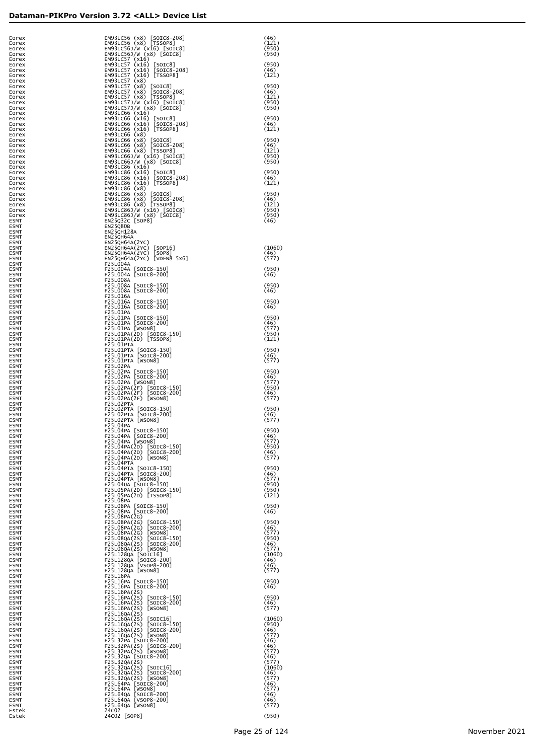# Dataman-PIKPro Version 3.72 <ALL> Device List

| | | |
|---|---|---|
| Eorex | EM93LC56 (x8) [SOIC8-208] | (46) |
| Eorex | EM93LC56 (x8) [TSSOP8] | (121) |
| Eorex | EM93LC56J/W (x16) [SOIC8] | (950) |
| Eorex | EM93LC56J/W (x8) [SOIC8] | (950) |
| Eorex | EM93LC57 (x16) | |
| Eorex | EM93LC57 (x16) [SOIC8] | (950) |
| Eorex | EM93LC57 (x16) [SOIC8-208] | (46) |
| Eorex | EM93LC57 (x16) [TSSOP8] | (121) |
| Eorex | EM93LC57 (x8) | |
| Eorex | EM93LC57 (x8) [SOIC8] | (950) |
| Eorex | EM93LC57 (x8) [SOIC8-208] | (46) |
| Eorex | EM93LC57 (x8) [TSSOP8] | (121) |
| Eorex | EM93LC57J/W (x16) [SOIC8] | (950) |
| Eorex | EM93LC57J/W (x8) [SOIC8] | (950) |
| Eorex | EM93LC66 (x16) | |
| Eorex | EM93LC66 (x16) [SOIC8] | (950) |
| Eorex | EM93LC66 (x16) [SOIC8-208] | (46) |
| Eorex | EM93LC66 (x16) [TSSOP8] | (121) |
| Eorex | EM93LC66 (x8) | |
| Eorex | EM93LC66 (x8) [SOIC8] | (950) |
| Eorex | EM93LC66 (x8) [SOIC8-208] | (46) |
| Eorex | EM93LC66 (x8) [TSSOP8] | (121) |
| Eorex | EM93LC66J/W (x16) [SOIC8] | (950) |
| Eorex | EM93LC66J/W (x8) [SOIC8] | (950) |
| Eorex | EM93LC86 (x16) | |
| Eorex | EM93LC86 (x16) [SOIC8] | (950) |
| Eorex | EM93LC86 (x16) [SOIC8-208] | (46) |
| Eorex | EM93LC86 (x16) [TSSOP8] | (121) |
| Eorex | EM93LC86 (x8) | |
| Eorex | EM93LC86 (x8) [SOIC8] | (950) |
| Eorex | EM93LC86 (x8) [SOIC8-208] | (46) |
| Eorex | EM93LC86 (x8) [TSSOP8] | (121) |
| Eorex | EM93LC86J/W (x16) [SOIC8] | (950) |
| Eorex | EM93LC86J/W (x8) [SOIC8] | (950) |
| ESMT | EN25Q32C [SOP8] | (46) |
| ESMT | EN25Q80B | |
| ESMT | EN25QH128A | |
| ESMT | EN25QH64A | |
| ESMT | EN25QH64A(2YC) | |
| ESMT | EN25QH64A(2YC) [SOP16] | (1060) |
| ESMT | EN25QH64A(2YC) [SOP8] | (46) |
| ESMT | EN25QH64A(2YC) [VDFN8 5x6] | (577) |
| ESMT | F25L004A | |
| ESMT | F25L004A [SOIC8-150] | (950) |
| ESMT | F25L004A [SOIC8-200] | (46) |
| ESMT | F25L008A | |
| ESMT | F25L008A [SOIC8-150] | (950) |
| ESMT | F25L008A [SOIC8-200] | (46) |
| ESMT | F25L016A | |
| ESMT | F25L016A [SOIC8-150] | (950) |
| ESMT | F25L016A [SOIC8-200] | (46) |
| ESMT | F25L01PA | |
| ESMT | F25L01PA [SOIC8-150] | (950) |
| ESMT | F25L01PA [SOIC8-200] | (46) |
| ESMT | F25L01PA [WSON8] | (577) |
| ESMT | F25L01PA(2D) [SOIC8-150] | (950) |
| ESMT | F25L01PA(2D) [TSSOP8] | (121) |
| ESMT | F25L01PTA | |
| ESMT | F25L01PTA [SOIC8-150] | (950) |
| ESMT | F25L01PTA [SOIC8-200] | (46) |
| ESMT | F25L01PTA [WSON8] | (577) |
| ESMT | F25L02PA | |
| ESMT | F25L02PA [SOIC8-150] | (950) |
| ESMT | F25L02PA [SOIC8-200] | (46) |
| ESMT | F25L02PA [WSON8] | (577) |
| ESMT | F25L02PA(2F) [SOIC8-150] | (950) |
| ESMT | F25L02PA(2F) [SOIC8-200] | (46) |
| ESMT | F25L02PA(2F) [WSON8] | (577) |
| ESMT | F25L02PTA | |
| ESMT | F25L02PTA [SOIC8-150] | (950) |
| ESMT | F25L02PTA [SOIC8-200] | (46) |
| ESMT | F25L02PTA [WSON8] | (577) |
| ESMT | F25L04PA | |
| ESMT | F25L04PA [SOIC8-150] | (950) |
| ESMT | F25L04PA [SOIC8-200] | (46) |
| ESMT | F25L04PA [WSON8] | (577) |
| ESMT | F25L04PA(2D) [SOIC8-150] | (950) |
| ESMT | F25L04PA(2D) [SOIC8-200] | (46) |
| ESMT | F25L04PA(2D) [WSON8] | (577) |
| ESMT | F25L04PTA | |
| ESMT | F25L04PTA [SOIC8-150] | (950) |
| ESMT | F25L04PTA [SOIC8-200] | (46) |
| ESMT | F25L04PTA [WSON8] | (577) |
| ESMT | F25L04UA [SOIC8-150] | (950) |
| ESMT | F25L05PA(2D) [SOIC8-150] | (950) |
| ESMT | F25L05PA(2D) [TSSOP8] | (121) |
| ESMT | F25L08PA | |
| ESMT | F25L08PA [SOIC8-150] | (950) |
| ESMT | F25L08PA [SOIC8-200] | (46) |
| ESMT | F25L08PA(2G) | |
| ESMT | F25L08PA(2G) [SOIC8-150] | (950) |
| ESMT | F25L08PA(2G) [SOIC8-200] | (46) |
| ESMT | F25L08PA(2G) [WSON8] | (577) |
| ESMT | F25L08QA(2S) [SOIC8-150] | (950) |
| ESMT | F25L08QA(2S) [SOIC8-200] | (46) |
| ESMT | F25L08QA(2S) [WSON8] | (577) |
| ESMT | F25L128QA [SOIC16] | (1060) |
| ESMT | F25L128QA [SOIC8-200] | (46) |
| ESMT | F25L128QA [VSOP8-200] | (46) |
| ESMT | F25L128QA [WSON8] | (577) |
| ESMT | F25L16PA | |
| ESMT | F25L16PA [SOIC8-150] | (950) |
| ESMT | F25L16PA [SOIC8-200] | (46) |
| ESMT | F25L16PA(2S) | |
| ESMT | F25L16PA(2S) [SOIC8-150] | (950) |
| ESMT | F25L16PA(2S) [SOIC8-200] | (46) |
| ESMT | F25L16PA(2S) [WSON8] | (577) |
| ESMT | F25L16QA(2S) | |
| ESMT | F25L16QA(2S) [SOIC16] | (1060) |
| ESMT | F25L16QA(2S) [SOIC8-150] | (950) |
| ESMT | F25L16QA(2S) [SOIC8-200] | (46) |
| ESMT | F25L16QA(2S) [WSON8] | (577) |
| ESMT | F25L32PA [SOIC8-200] | (46) |
| ESMT | F25L32PA(2S) [SOIC8-200] | (46) |
| ESMT | F25L32PA(2S) [WSON8] | (577) |
| ESMT | F25L32QA [SOIC8-200] | (46) |
| ESMT | F25L32QA(2S) | (577) |
| ESMT | F25L32QA(2S) [SOIC16] | (1060) |
| ESMT | F25L32QA(2S) [SOIC8-200] | (46) |
| ESMT | F25L32QA(2S) [WSON8] | (577) |
| ESMT | F25L64PA [SOIC8-200] | (46) |
| ESMT | F25L64PA [WSON8] | (577) |
| ESMT | F25L64QA [SOIC8-200] | (46) |
| ESMT | F25L64QA [VSOP8-200] | (46) |
| ESMT | F25L64QA [WSON8] | (577) |
| Estek | 24C02 | |
| Estek | 24C02 [SOP8] | (950) |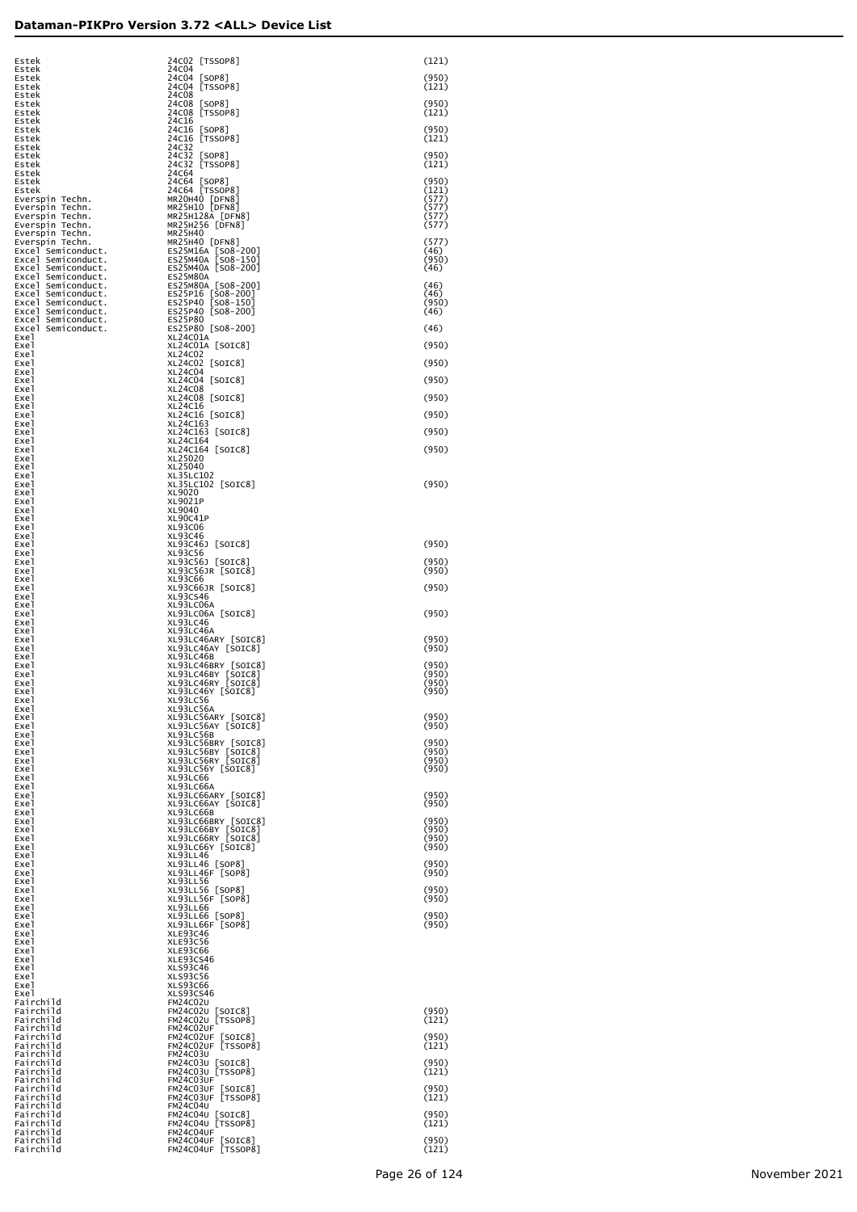| Manufacturer | Device | Adapter |
|---|---|---|
| Estek | 24C02 [TSSOP8] | (121) |
| Estek | 24C04 | |
| Estek | 24C04 [SOP8] | (950) |
| Estek | 24C04 [TSSOP8] | (121) |
| Estek | 24C08 | |
| Estek | 24C08 [SOP8] | (950) |
| Estek | 24C08 [TSSOP8] | (121) |
| Estek | 24C16 | |
| Estek | 24C16 [SOP8] | (950) |
| Estek | 24C16 [TSSOP8] | (121) |
| Estek | 24C32 | |
| Estek | 24C32 [SOP8] | (950) |
| Estek | 24C32 [TSSOP8] | (121) |
| Estek | 24C64 | |
| Estek | 24C64 [SOP8] | (950) |
| Estek | 24C64 [TSSOP8] | (121) |
| Everspin Techn. | MR20H40 [DFN8] | (577) |
| Everspin Techn. | MR25H10 [DFN8] | (577) |
| Everspin Techn. | MR25H128A [DFN8] | (577) |
| Everspin Techn. | MR25H256 [DFN8] | (577) |
| Everspin Techn. | MR25H40 | |
| Everspin Techn. | MR25H40 [DFN8] | (577) |
| Excel Semiconduct. | ES25M16A [SO8-200] | (46) |
| Excel Semiconduct. | ES25M40A [SO8-150] | (950) |
| Excel Semiconduct. | ES25M40A [SO8-200] | (46) |
| Excel Semiconduct. | ES25M80A | |
| Excel Semiconduct. | ES25M80A [SO8-200] | (46) |
| Excel Semiconduct. | ES25P16 [SO8-200] | (46) |
| Excel Semiconduct. | ES25P40 [SO8-150] | (950) |
| Excel Semiconduct. | ES25P40 [SO8-200] | (46) |
| Excel Semiconduct. | ES25P80 | |
| Excel Semiconduct. | ES25P80 [SO8-200] | (46) |
| Exel | XL24C01A | |
| Exel | XL24C01A [SOIC8] | (950) |
| Exel | XL24C02 | |
| Exel | XL24C02 [SOIC8] | (950) |
| Exel | XL24C04 | |
| Exel | XL24C04 [SOIC8] | (950) |
| Exel | XL24C08 | |
| Exel | XL24C08 [SOIC8] | (950) |
| Exel | XL24C16 | |
| Exel | XL24C16 [SOIC8] | (950) |
| Exel | XL24C163 | |
| Exel | XL24C163 [SOIC8] | (950) |
| Exel | XL24C164 | |
| Exel | XL24C164 [SOIC8] | (950) |
| Exel | XL25020 | |
| Exel | XL25040 | |
| Exel | XL35LC102 | |
| Exel | XL35LC102 [SOIC8] | (950) |
| Exel | XL9020 | |
| Exel | XL9021P | |
| Exel | XL9040 | |
| Exel | XL90C41P | |
| Exel | XL93C06 | |
| Exel | XL93C46 | |
| Exel | XL93C46J [SOIC8] | (950) |
| Exel | XL93C56 | |
| Exel | XL93C56J [SOIC8] | (950) |
| Exel | XL93C56JR [SOIC8] | (950) |
| Exel | XL93C66 | |
| Exel | XL93C66JR [SOIC8] | (950) |
| Exel | XL93CS46 | |
| Exel | XL93LC06A | |
| Exel | XL93LC06A [SOIC8] | (950) |
| Exel | XL93LC46 | |
| Exel | XL93LC46A | |
| Exel | XL93LC46ARY [SOIC8] | (950) |
| Exel | XL93LC46AY [SOIC8] | (950) |
| Exel | XL93LC46B | |
| Exel | XL93LC46BRY [SOIC8] | (950) |
| Exel | XL93LC46BY [SOIC8] | (950) |
| Exel | XL93LC46RY [SOIC8] | (950) |
| Exel | XL93LC46Y [SOIC8] | (950) |
| Exel | XL93LC56 | |
| Exel | XL93LC56A | |
| Exel | XL93LC56ARY [SOIC8] | (950) |
| Exel | XL93LC56AY [SOIC8] | (950) |
| Exel | XL93LC56B | |
| Exel | XL93LC56BRY [SOIC8] | (950) |
| Exel | XL93LC56BY [SOIC8] | (950) |
| Exel | XL93LC56RY [SOIC8] | (950) |
| Exel | XL93LC56Y [SOIC8] | (950) |
| Exel | XL93LC66 | |
| Exel | XL93LC66A | |
| Exel | XL93LC66ARY [SOIC8] | (950) |
| Exel | XL93LC66AY [SOIC8] | (950) |
| Exel | XL93LC66B | |
| Exel | XL93LC66BRY [SOIC8] | (950) |
| Exel | XL93LC66BY [SOIC8] | (950) |
| Exel | XL93LC66RY [SOIC8] | (950) |
| Exel | XL93LC66Y [SOIC8] | (950) |
| Exel | XL93LL46 | |
| Exel | XL93LL46 [SOP8] | (950) |
| Exel | XL93LL46F [SOP8] | (950) |
| Exel | XL93LL56 | |
| Exel | XL93LL56 [SOP8] | (950) |
| Exel | XL93LL56F [SOP8] | (950) |
| Exel | XL93LL66 | |
| Exel | XL93LL66 [SOP8] | (950) |
| Exel | XL93LL66F [SOP8] | (950) |
| Exel | XLE93C46 | |
| Exel | XLE93C56 | |
| Exel | XLE93C66 | |
| Exel | XLE93CS46 | |
| Exel | XLS93C46 | |
| Exel | XLS93C56 | |
| Exel | XLS93C66 | |
| Exel | XLS93CS46 | |
| Fairchild | FM24C02U | |
| Fairchild | FM24C02U [SOIC8] | (950) |
| Fairchild | FM24C02U [TSSOP8] | (121) |
| Fairchild | FM24C02UF | |
| Fairchild | FM24C02UF [SOIC8] | (950) |
| Fairchild | FM24C02UF [TSSOP8] | (121) |
| Fairchild | FM24C03U | |
| Fairchild | FM24C03U [SOIC8] | (950) |
| Fairchild | FM24C03U [TSSOP8] | (121) |
| Fairchild | FM24C03UF | |
| Fairchild | FM24C03UF [SOIC8] | (950) |
| Fairchild | FM24C03UF [TSSOP8] | (121) |
| Fairchild | FM24C04U | |
| Fairchild | FM24C04U [SOIC8] | (950) |
| Fairchild | FM24C04U [TSSOP8] | (121) |
| Fairchild | FM24C04UF | |
| Fairchild | FM24C04UF [SOIC8] | (950) |
| Fairchild | FM24C04UF [TSSOP8] | (121) |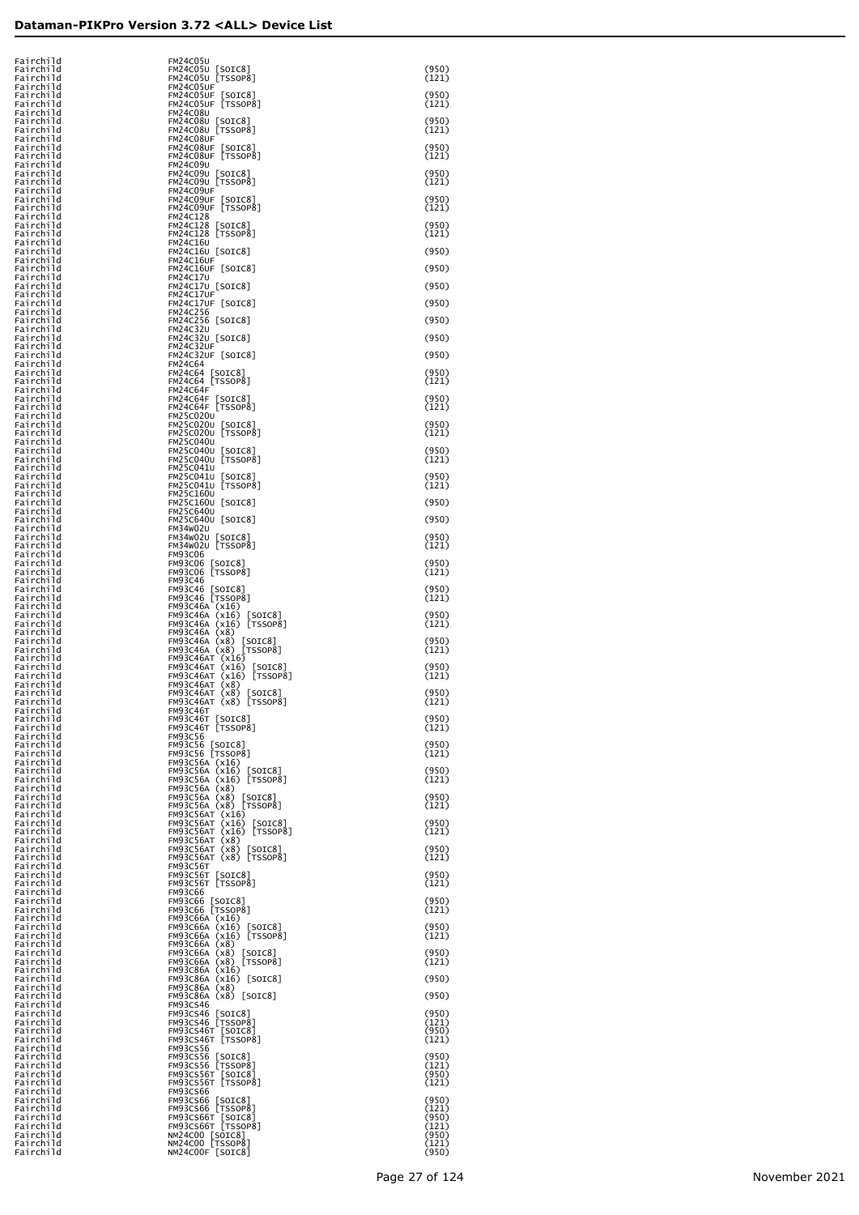## Dataman-PIKPro Version 3.72 <ALL> Device List

| | | |
|---|---|---|
| Fairchild | FM24C05U | |
| Fairchild | FM24C05U [SOIC8] | (950) |
| Fairchild | FM24C05U [TSSOP8] | (121) |
| Fairchild | FM24C05UF | |
| Fairchild | FM24C05UF [SOIC8] | (950) |
| Fairchild | FM24C05UF [TSSOP8] | (121) |
| Fairchild | FM24C08U | |
| Fairchild | FM24C08U [SOIC8] | (950) |
| Fairchild | FM24C08U [TSSOP8] | (121) |
| Fairchild | FM24C08UF | |
| Fairchild | FM24C08UF [SOIC8] | (950) |
| Fairchild | FM24C08UF [TSSOP8] | (121) |
| Fairchild | FM24C09U | |
| Fairchild | FM24C09U [SOIC8] | (950) |
| Fairchild | FM24C09U [TSSOP8] | (121) |
| Fairchild | FM24C09UF | |
| Fairchild | FM24C09UF [SOIC8] | (950) |
| Fairchild | FM24C09UF [TSSOP8] | (121) |
| Fairchild | FM24C128 | |
| Fairchild | FM24C128 [SOIC8] | (950) |
| Fairchild | FM24C128 [TSSOP8] | (121) |
| Fairchild | FM24C16U | |
| Fairchild | FM24C16U [SOIC8] | (950) |
| Fairchild | FM24C16UF | |
| Fairchild | FM24C16UF [SOIC8] | (950) |
| Fairchild | FM24C17U | |
| Fairchild | FM24C17U [SOIC8] | (950) |
| Fairchild | FM24C17UF | |
| Fairchild | FM24C17UF [SOIC8] | (950) |
| Fairchild | FM24C256 | |
| Fairchild | FM24C256 [SOIC8] | (950) |
| Fairchild | FM24C32U | |
| Fairchild | FM24C32U [SOIC8] | (950) |
| Fairchild | FM24C32UF | |
| Fairchild | FM24C32UF [SOIC8] | (950) |
| Fairchild | FM24C64 | |
| Fairchild | FM24C64 [SOIC8] | (950) |
| Fairchild | FM24C64 [TSSOP8] | (121) |
| Fairchild | FM24C64F | |
| Fairchild | FM24C64F [SOIC8] | (950) |
| Fairchild | FM24C64F [TSSOP8] | (121) |
| Fairchild | FM25C020U | |
| Fairchild | FM25C020U [SOIC8] | (950) |
| Fairchild | FM25C020U [TSSOP8] | (121) |
| Fairchild | FM25C040U | |
| Fairchild | FM25C040U [SOIC8] | (950) |
| Fairchild | FM25C040U [TSSOP8] | (121) |
| Fairchild | FM25C041U | |
| Fairchild | FM25C041U [SOIC8] | (950) |
| Fairchild | FM25C041U [TSSOP8] | (121) |
| Fairchild | FM25C160U | |
| Fairchild | FM25C160U [SOIC8] | (950) |
| Fairchild | FM25C640U | |
| Fairchild | FM25C640U [SOIC8] | (950) |
| Fairchild | FM34W02U | |
| Fairchild | FM34W02U [SOIC8] | (950) |
| Fairchild | FM34W02U [TSSOP8] | (121) |
| Fairchild | FM93C06 | |
| Fairchild | FM93C06 [SOIC8] | (950) |
| Fairchild | FM93C06 [TSSOP8] | (121) |
| Fairchild | FM93C46 | |
| Fairchild | FM93C46 [SOIC8] | (950) |
| Fairchild | FM93C46 [TSSOP8] | (121) |
| Fairchild | FM93C46A (x16) | |
| Fairchild | FM93C46A (x16) [SOIC8] | (950) |
| Fairchild | FM93C46A (x16) [TSSOP8] | (121) |
| Fairchild | FM93C46A (x8) | |
| Fairchild | FM93C46A (x8) [SOIC8] | (950) |
| Fairchild | FM93C46A (x8) [TSSOP8] | (121) |
| Fairchild | FM93C46AT (x16) | |
| Fairchild | FM93C46AT (x16) [SOIC8] | (950) |
| Fairchild | FM93C46AT (x16) [TSSOP8] | (121) |
| Fairchild | FM93C46AT (x8) | |
| Fairchild | FM93C46AT (x8) [SOIC8] | (950) |
| Fairchild | FM93C46AT (x8) [TSSOP8] | (121) |
| Fairchild | FM93C46T | |
| Fairchild | FM93C46T [SOIC8] | (950) |
| Fairchild | FM93C46T [TSSOP8] | (121) |
| Fairchild | FM93C56 | |
| Fairchild | FM93C56 [SOIC8] | (950) |
| Fairchild | FM93C56 [TSSOP8] | (121) |
| Fairchild | FM93C56A (x16) | |
| Fairchild | FM93C56A (x16) [SOIC8] | (950) |
| Fairchild | FM93C56A (x16) [TSSOP8] | (121) |
| Fairchild | FM93C56A (x8) | |
| Fairchild | FM93C56A (x8) [SOIC8] | (950) |
| Fairchild | FM93C56A (x8) [TSSOP8] | (121) |
| Fairchild | FM93C56AT (x16) | |
| Fairchild | FM93C56AT (x16) [SOIC8] | (950) |
| Fairchild | FM93C56AT (x16) [TSSOP8] | (121) |
| Fairchild | FM93C56AT (x8) | |
| Fairchild | FM93C56AT (x8) [SOIC8] | (950) |
| Fairchild | FM93C56AT (x8) [TSSOP8] | (121) |
| Fairchild | FM93C56T | |
| Fairchild | FM93C56T [SOIC8] | (950) |
| Fairchild | FM93C56T [TSSOP8] | (121) |
| Fairchild | FM93C66 | |
| Fairchild | FM93C66 [SOIC8] | (950) |
| Fairchild | FM93C66 [TSSOP8] | (121) |
| Fairchild | FM93C66A (x16) | |
| Fairchild | FM93C66A (x16) [SOIC8] | (950) |
| Fairchild | FM93C66A (x16) [TSSOP8] | (121) |
| Fairchild | FM93C66A (x8) | |
| Fairchild | FM93C66A (x8) [SOIC8] | (950) |
| Fairchild | FM93C66A (x8) [TSSOP8] | (121) |
| Fairchild | FM93C86A (x16) | |
| Fairchild | FM93C86A (x16) [SOIC8] | (950) |
| Fairchild | FM93C86A (x8) | |
| Fairchild | FM93C86A (x8) [SOIC8] | (950) |
| Fairchild | FM93CS46 | |
| Fairchild | FM93CS46 [SOIC8] | (950) |
| Fairchild | FM93CS46 [TSSOP8] | (121) |
| Fairchild | FM93CS46T [SOIC8] | (950) |
| Fairchild | FM93CS46T [TSSOP8] | (121) |
| Fairchild | FM93CS56 | |
| Fairchild | FM93CS56 [SOIC8] | (950) |
| Fairchild | FM93CS56 [TSSOP8] | (121) |
| Fairchild | FM93CS56T [SOIC8] | (950) |
| Fairchild | FM93CS56T [TSSOP8] | (121) |
| Fairchild | FM93CS66 | |
| Fairchild | FM93CS66 [SOIC8] | (950) |
| Fairchild | FM93CS66 [TSSOP8] | (121) |
| Fairchild | FM93CS66T [SOIC8] | (950) |
| Fairchild | FM93CS66T [TSSOP8] | (121) |
| Fairchild | NM24C00 [SOIC8] | (950) |
| Fairchild | NM24C00 [TSSOP8] | (121) |
| Fairchild | NM24C00F [SOIC8] | (950) |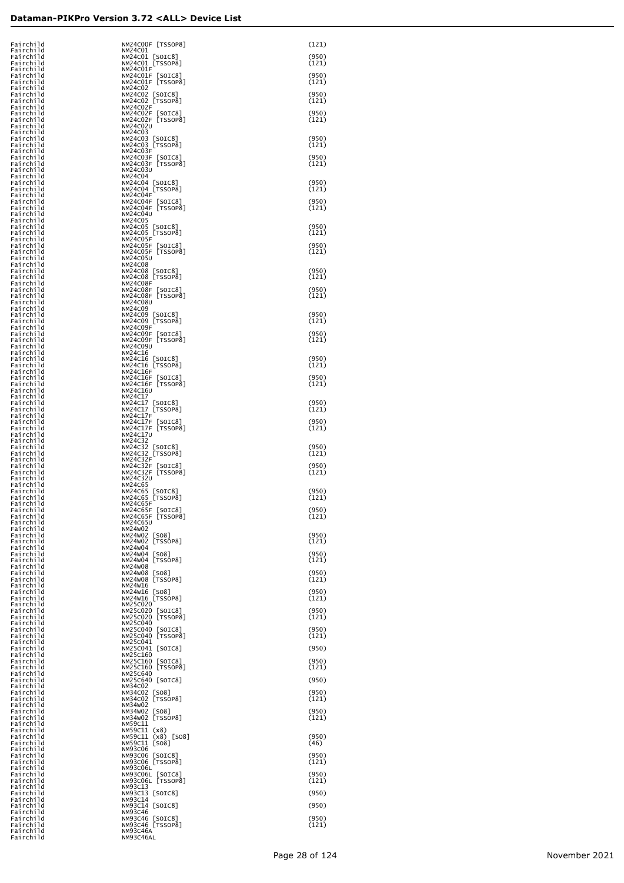| | | |
|---|---|---|
| Fairchild | NM24C00F [TSSOP8] | (121) |
| Fairchild | NM24C01 | |
| Fairchild | NM24C01 [SOIC8] | (950) |
| Fairchild | NM24C01 [TSSOP8] | (121) |
| Fairchild | NM24C01F | |
| Fairchild | NM24C01F [SOIC8] | (950) |
| Fairchild | NM24C01F [TSSOP8] | (121) |
| Fairchild | NM24C02 | |
| Fairchild | NM24C02 [SOIC8] | (950) |
| Fairchild | NM24C02 [TSSOP8] | (121) |
| Fairchild | NM24C02F | |
| Fairchild | NM24C02F [SOIC8] | (950) |
| Fairchild | NM24C02F [TSSOP8] | (121) |
| Fairchild | NM24C02U | |
| Fairchild | NM24C03 | |
| Fairchild | NM24C03 [SOIC8] | (950) |
| Fairchild | NM24C03 [TSSOP8] | (121) |
| Fairchild | NM24C03F | |
| Fairchild | NM24C03F [SOIC8] | (950) |
| Fairchild | NM24C03F [TSSOP8] | (121) |
| Fairchild | NM24C03U | |
| Fairchild | NM24C04 | |
| Fairchild | NM24C04 [SOIC8] | (950) |
| Fairchild | NM24C04 [TSSOP8] | (121) |
| Fairchild | NM24C04F | |
| Fairchild | NM24C04F [SOIC8] | (950) |
| Fairchild | NM24C04F [TSSOP8] | (121) |
| Fairchild | NM24C04U | |
| Fairchild | NM24C05 | |
| Fairchild | NM24C05 [SOIC8] | (950) |
| Fairchild | NM24C05 [TSSOP8] | (121) |
| Fairchild | NM24C05F | |
| Fairchild | NM24C05F [SOIC8] | (950) |
| Fairchild | NM24C05F [TSSOP8] | (121) |
| Fairchild | NM24C05U | |
| Fairchild | NM24C08 | |
| Fairchild | NM24C08 [SOIC8] | (950) |
| Fairchild | NM24C08 [TSSOP8] | (121) |
| Fairchild | NM24C08F | |
| Fairchild | NM24C08F [SOIC8] | (950) |
| Fairchild | NM24C08F [TSSOP8] | (121) |
| Fairchild | NM24C08U | |
| Fairchild | NM24C09 | |
| Fairchild | NM24C09 [SOIC8] | (950) |
| Fairchild | NM24C09 [TSSOP8] | (121) |
| Fairchild | NM24C09F | |
| Fairchild | NM24C09F [SOIC8] | (950) |
| Fairchild | NM24C09F [TSSOP8] | (121) |
| Fairchild | NM24C09U | |
| Fairchild | NM24C16 | |
| Fairchild | NM24C16 [SOIC8] | (950) |
| Fairchild | NM24C16 [TSSOP8] | (121) |
| Fairchild | NM24C16F | |
| Fairchild | NM24C16F [SOIC8] | (950) |
| Fairchild | NM24C16F [TSSOP8] | (121) |
| Fairchild | NM24C16U | |
| Fairchild | NM24C17 | |
| Fairchild | NM24C17 [SOIC8] | (950) |
| Fairchild | NM24C17 [TSSOP8] | (121) |
| Fairchild | NM24C17F | |
| Fairchild | NM24C17F [SOIC8] | (950) |
| Fairchild | NM24C17F [TSSOP8] | (121) |
| Fairchild | NM24C17U | |
| Fairchild | NM24C32 | |
| Fairchild | NM24C32 [SOIC8] | (950) |
| Fairchild | NM24C32 [TSSOP8] | (121) |
| Fairchild | NM24C32F | |
| Fairchild | NM24C32F [SOIC8] | (950) |
| Fairchild | NM24C32F [TSSOP8] | (121) |
| Fairchild | NM24C32U | |
| Fairchild | NM24C65 | |
| Fairchild | NM24C65 [SOIC8] | (950) |
| Fairchild | NM24C65 [TSSOP8] | (121) |
| Fairchild | NM24C65F | |
| Fairchild | NM24C65F [SOIC8] | (950) |
| Fairchild | NM24C65F [TSSOP8] | (121) |
| Fairchild | NM24C65U | |
| Fairchild | NM24W02 | |
| Fairchild | NM24W02 [SO8] | (950) |
| Fairchild | NM24W02 [TSSOP8] | (121) |
| Fairchild | NM24W04 | |
| Fairchild | NM24W04 [SO8] | (950) |
| Fairchild | NM24W04 [TSSOP8] | (121) |
| Fairchild | NM24W08 | |
| Fairchild | NM24W08 [SO8] | (950) |
| Fairchild | NM24W08 [TSSOP8] | (121) |
| Fairchild | NM24W16 | |
| Fairchild | NM24W16 [SO8] | (950) |
| Fairchild | NM24W16 [TSSOP8] | (121) |
| Fairchild | NM25C020 | |
| Fairchild | NM25C020 [SOIC8] | (950) |
| Fairchild | NM25C020 [TSSOP8] | (121) |
| Fairchild | NM25C040 | |
| Fairchild | NM25C040 [SOIC8] | (950) |
| Fairchild | NM25C040 [TSSOP8] | (121) |
| Fairchild | NM25C041 | |
| Fairchild | NM25C041 [SOIC8] | (950) |
| Fairchild | NM25C160 | |
| Fairchild | NM25C160 [SOIC8] | (950) |
| Fairchild | NM25C160 [TSSOP8] | (121) |
| Fairchild | NM25C640 | |
| Fairchild | NM25C640 [SOIC8] | (950) |
| Fairchild | NM34C02 | |
| Fairchild | NM34C02 [SO8] | (950) |
| Fairchild | NM34C02 [TSSOP8] | (121) |
| Fairchild | NM34W02 | |
| Fairchild | NM34W02 [SO8] | (950) |
| Fairchild | NM34W02 [TSSOP8] | (121) |
| Fairchild | NM59C11 | |
| Fairchild | NM59C11 (x8) | |
| Fairchild | NM59C11 (x8) [SO8] | (950) |
| Fairchild | NM59C11 [SO8] | (46) |
| Fairchild | NM93C06 | |
| Fairchild | NM93C06 [SOIC8] | (950) |
| Fairchild | NM93C06 [TSSOP8] | (121) |
| Fairchild | NM93C06L | |
| Fairchild | NM93C06L [SOIC8] | (950) |
| Fairchild | NM93C06L [TSSOP8] | (121) |
| Fairchild | NM93C13 | |
| Fairchild | NM93C13 [SOIC8] | (950) |
| Fairchild | NM93C14 | |
| Fairchild | NM93C14 [SOIC8] | (950) |
| Fairchild | NM93C46 | |
| Fairchild | NM93C46 [SOIC8] | (950) |
| Fairchild | NM93C46 [TSSOP8] | (121) |
| Fairchild | NM93C46A | |
| Fairchild | NM93C46AL | |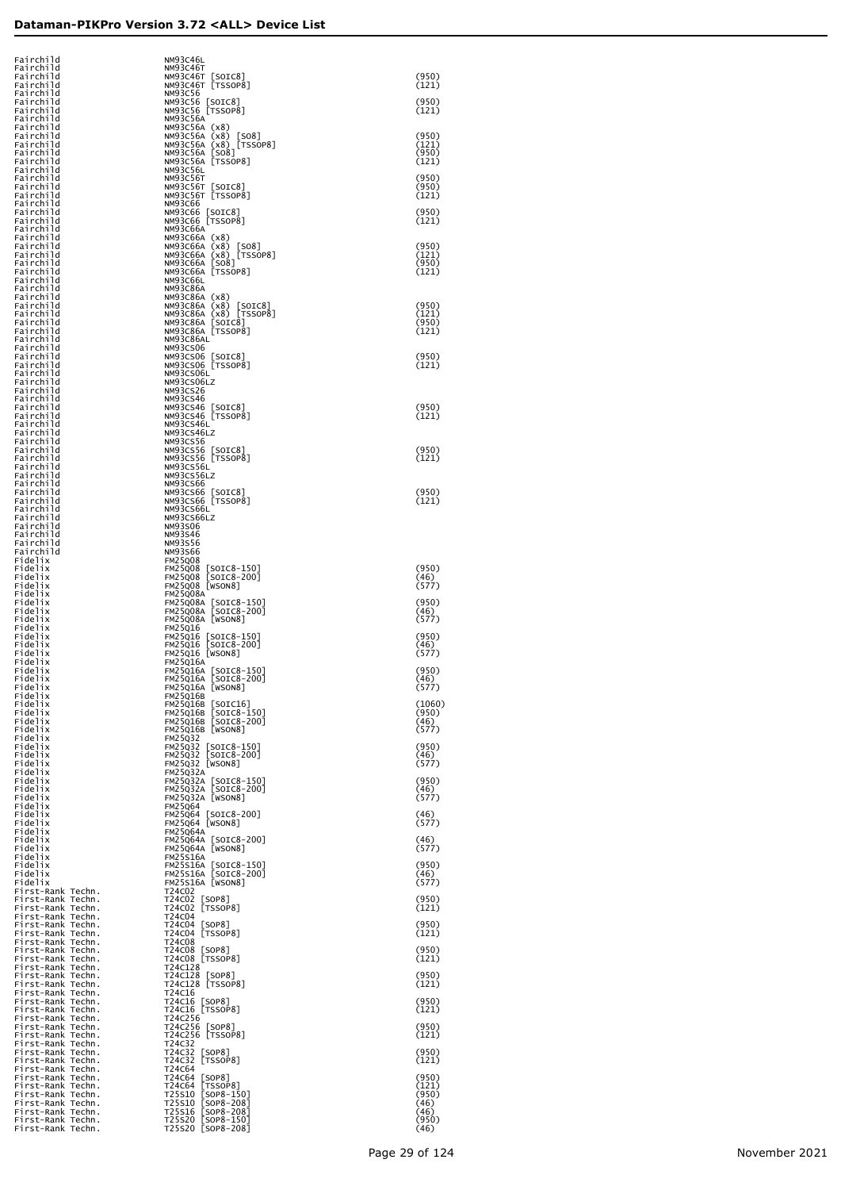# Dataman-PIKPro Version 3.72 <ALL> Device List

| Manufacturer | Device | Adapter |
|---|---|---|
| Fairchild | NM93C46L | |
| Fairchild | NM93C46T | |
| Fairchild | NM93C46T [SOIC8] | (950) |
| Fairchild | NM93C46T [TSSOP8] | (121) |
| Fairchild | NM93C56 | |
| Fairchild | NM93C56 [SOIC8] | (950) |
| Fairchild | NM93C56 [TSSOP8] | (121) |
| Fairchild | NM93C56A | |
| Fairchild | NM93C56A (x8) | |
| Fairchild | NM93C56A (x8) [SO8] | (950) |
| Fairchild | NM93C56A (x8) [TSSOP8] | (121) |
| Fairchild | NM93C56A [SO8] | (950) |
| Fairchild | NM93C56A [TSSOP8] | (121) |
| Fairchild | NM93C56L | |
| Fairchild | NM93C56T | (950) |
| Fairchild | NM93C56T [SOIC8] | (950) |
| Fairchild | NM93C56T [TSSOP8] | (121) |
| Fairchild | NM93C66 | |
| Fairchild | NM93C66 [SOIC8] | (950) |
| Fairchild | NM93C66 [TSSOP8] | (121) |
| Fairchild | NM93C66A | |
| Fairchild | NM93C66A (x8) | |
| Fairchild | NM93C66A (x8) [SO8] | (950) |
| Fairchild | NM93C66A (x8) [TSSOP8] | (121) |
| Fairchild | NM93C66A [SO8] | (950) |
| Fairchild | NM93C66A [TSSOP8] | (121) |
| Fairchild | NM93C66L | |
| Fairchild | NM93C86A | |
| Fairchild | NM93C86A (x8) | |
| Fairchild | NM93C86A (x8) [SOIC8] | (950) |
| Fairchild | NM93C86A (x8) [TSSOP8] | (121) |
| Fairchild | NM93C86A [SOIC8] | (950) |
| Fairchild | NM93C86A [TSSOP8] | (121) |
| Fairchild | NM93C86AL | |
| Fairchild | NM93CS06 | |
| Fairchild | NM93CS06 [SOIC8] | (950) |
| Fairchild | NM93CS06 [TSSOP8] | (121) |
| Fairchild | NM93CS06L | |
| Fairchild | NM93CS06LZ | |
| Fairchild | NM93CS26 | |
| Fairchild | NM93CS46 | |
| Fairchild | NM93CS46 [SOIC8] | (950) |
| Fairchild | NM93CS46 [TSSOP8] | (121) |
| Fairchild | NM93CS46L | |
| Fairchild | NM93CS46LZ | |
| Fairchild | NM93CS56 | |
| Fairchild | NM93CS56 [SOIC8] | (950) |
| Fairchild | NM93CS56 [TSSOP8] | (121) |
| Fairchild | NM93CS56L | |
| Fairchild | NM93CS56LZ | |
| Fairchild | NM93CS66 | |
| Fairchild | NM93CS66 [SOIC8] | (950) |
| Fairchild | NM93CS66 [TSSOP8] | (121) |
| Fairchild | NM93CS66L | |
| Fairchild | NM93CS66LZ | |
| Fairchild | NM93S06 | |
| Fairchild | NM93S46 | |
| Fairchild | NM93S56 | |
| Fairchild | NM93S66 | |
| Fidelix | FM25Q08 | |
| Fidelix | FM25Q08 [SOIC8-150] | (950) |
| Fidelix | FM25Q08 [SOIC8-200] | (46) |
| Fidelix | FM25Q08 [WSON8] | (577) |
| Fidelix | FM25Q08A | |
| Fidelix | FM25Q08A [SOIC8-150] | (950) |
| Fidelix | FM25Q08A [SOIC8-200] | (46) |
| Fidelix | FM25Q08A [WSON8] | (577) |
| Fidelix | FM25Q16 | |
| Fidelix | FM25Q16 [SOIC8-150] | (950) |
| Fidelix | FM25Q16 [SOIC8-200] | (46) |
| Fidelix | FM25Q16 [WSON8] | (577) |
| Fidelix | FM25Q16A | |
| Fidelix | FM25Q16A [SOIC8-150] | (950) |
| Fidelix | FM25Q16A [SOIC8-200] | (46) |
| Fidelix | FM25Q16A [WSON8] | (577) |
| Fidelix | FM25Q16B | |
| Fidelix | FM25Q16B [SOIC16] | (1060) |
| Fidelix | FM25Q16B [SOIC8-150] | (950) |
| Fidelix | FM25Q16B [SOIC8-200] | (46) |
| Fidelix | FM25Q16B [WSON8] | (577) |
| Fidelix | FM25Q32 | |
| Fidelix | FM25Q32 [SOIC8-150] | (950) |
| Fidelix | FM25Q32 [SOIC8-200] | (46) |
| Fidelix | FM25Q32 [WSON8] | (577) |
| Fidelix | FM25Q32A | |
| Fidelix | FM25Q32A [SOIC8-150] | (950) |
| Fidelix | FM25Q32A [SOIC8-200] | (46) |
| Fidelix | FM25Q32A [WSON8] | (577) |
| Fidelix | FM25Q64 | |
| Fidelix | FM25Q64 [SOIC8-200] | (46) |
| Fidelix | FM25Q64 [WSON8] | (577) |
| Fidelix | FM25Q64A | |
| Fidelix | FM25Q64A [SOIC8-200] | (46) |
| Fidelix | FM25Q64A [WSON8] | (577) |
| Fidelix | FM25S16A | |
| Fidelix | FM25S16A [SOIC8-150] | (950) |
| Fidelix | FM25S16A [SOIC8-200] | (46) |
| Fidelix | FM25S16A [WSON8] | (577) |
| First-Rank Techn. | T24C02 | |
| First-Rank Techn. | T24C02 [SOP8] | (950) |
| First-Rank Techn. | T24C02 [TSSOP8] | (121) |
| First-Rank Techn. | T24C04 | |
| First-Rank Techn. | T24C04 [SOP8] | (950) |
| First-Rank Techn. | T24C04 [TSSOP8] | (121) |
| First-Rank Techn. | T24C08 | |
| First-Rank Techn. | T24C08 [SOP8] | (950) |
| First-Rank Techn. | T24C08 [TSSOP8] | (121) |
| First-Rank Techn. | T24C128 | |
| First-Rank Techn. | T24C128 [SOP8] | (950) |
| First-Rank Techn. | T24C128 [TSSOP8] | (121) |
| First-Rank Techn. | T24C16 | |
| First-Rank Techn. | T24C16 [SOP8] | (950) |
| First-Rank Techn. | T24C16 [TSSOP8] | (121) |
| First-Rank Techn. | T24C256 | |
| First-Rank Techn. | T24C256 [SOP8] | (950) |
| First-Rank Techn. | T24C256 [TSSOP8] | (121) |
| First-Rank Techn. | T24C32 | |
| First-Rank Techn. | T24C32 [SOP8] | (950) |
| First-Rank Techn. | T24C32 [TSSOP8] | (121) |
| First-Rank Techn. | T24C64 | |
| First-Rank Techn. | T24C64 [SOP8] | (950) |
| First-Rank Techn. | T24C64 [TSSOP8] | (121) |
| First-Rank Techn. | T25S10 [SOP8-150] | (950) |
| First-Rank Techn. | T25S10 [SOP8-208] | (46) |
| First-Rank Techn. | T25S16 [SOP8-208] | (46) |
| First-Rank Techn. | T25S20 [SOP8-150] | (950) |
| First-Rank Techn. | T25S20 [SOP8-208] | (46) |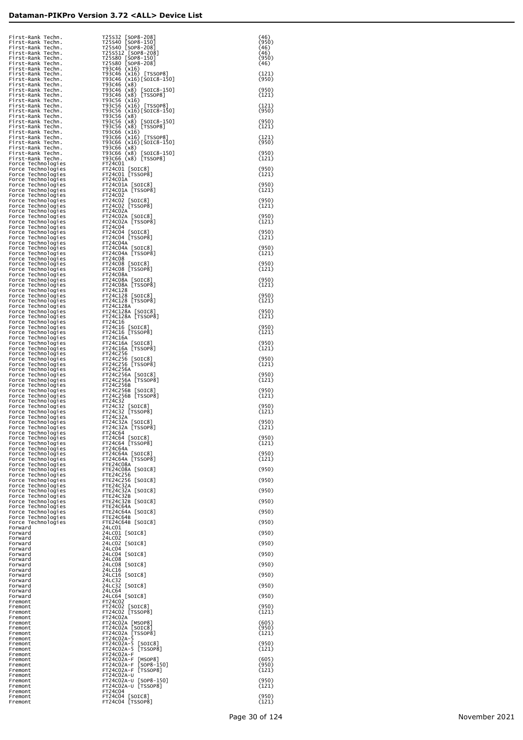| | | |
|---|---|---|
| First-Rank Techn. | T25S32 [SOP8-208] | (46) |
| First-Rank Techn. | T25S40 [SOP8-150] | (950) |
| First-Rank Techn. | T25S40 [SOP8-208] | (46) |
| First-Rank Techn. | T25S512 [SOP8-208] | (46) |
| First-Rank Techn. | T25S80 [SOP8-150] | (950) |
| First-Rank Techn. | T25S80 [SOP8-208] | (46) |
| First-Rank Techn. | T93C46 (x16) | |
| First-Rank Techn. | T93C46 (x16) [TSSOP8] | (121) |
| First-Rank Techn. | T93C46 (x16)[SOIC8-150] | (950) |
| First-Rank Techn. | T93C46 (x8) | |
| First-Rank Techn. | T93C46 (x8) [SOIC8-150] | (950) |
| First-Rank Techn. | T93C46 (x8) [TSSOP8] | (121) |
| First-Rank Techn. | T93C56 (x16) | |
| First-Rank Techn. | T93C56 (x16) [TSSOP8] | (121) |
| First-Rank Techn. | T93C56 (x16)[SOIC8-150] | (950) |
| First-Rank Techn. | T93C56 (x8) | |
| First-Rank Techn. | T93C56 (x8) [SOIC8-150] | (950) |
| First-Rank Techn. | T93C56 (x8) [TSSOP8] | (121) |
| First-Rank Techn. | T93C66 (x16) | |
| First-Rank Techn. | T93C66 (x16) [TSSOP8] | (121) |
| First-Rank Techn. | T93C66 (x16)[SOIC8-150] | (950) |
| First-Rank Techn. | T93C66 (x8) | |
| First-Rank Techn. | T93C66 (x8) [SOIC8-150] | (950) |
| First-Rank Techn. | T93C66 (x8) [TSSOP8] | (121) |
| Force Technologies | FT24C01 | |
| Force Technologies | FT24C01 [SOIC8] | (950) |
| Force Technologies | FT24C01 [TSSOP8] | (121) |
| Force Technologies | FT24C01A | |
| Force Technologies | FT24C01A [SOIC8] | (950) |
| Force Technologies | FT24C01A [TSSOP8] | (121) |
| Force Technologies | FT24C02 | |
| Force Technologies | FT24C02 [SOIC8] | (950) |
| Force Technologies | FT24C02 [TSSOP8] | (121) |
| Force Technologies | FT24C02A | |
| Force Technologies | FT24C02A [SOIC8] | (950) |
| Force Technologies | FT24C02A [TSSOP8] | (121) |
| Force Technologies | FT24C04 | |
| Force Technologies | FT24C04 [SOIC8] | (950) |
| Force Technologies | FT24C04 [TSSOP8] | (121) |
| Force Technologies | FT24C04A | |
| Force Technologies | FT24C04A [SOIC8] | (950) |
| Force Technologies | FT24C04A [TSSOP8] | (121) |
| Force Technologies | FT24C08 | |
| Force Technologies | FT24C08 [SOIC8] | (950) |
| Force Technologies | FT24C08 [TSSOP8] | (121) |
| Force Technologies | FT24C08A | |
| Force Technologies | FT24C08A [SOIC8] | (950) |
| Force Technologies | FT24C08A [TSSOP8] | (121) |
| Force Technologies | FT24C128 | |
| Force Technologies | FT24C128 [SOIC8] | (950) |
| Force Technologies | FT24C128 [TSSOP8] | (121) |
| Force Technologies | FT24C128A | |
| Force Technologies | FT24C128A [SOIC8] | (950) |
| Force Technologies | FT24C128A [TSSOP8] | (121) |
| Force Technologies | FT24C16 | |
| Force Technologies | FT24C16 [SOIC8] | (950) |
| Force Technologies | FT24C16 [TSSOP8] | (121) |
| Force Technologies | FT24C16A | |
| Force Technologies | FT24C16A [SOIC8] | (950) |
| Force Technologies | FT24C16A [TSSOP8] | (121) |
| Force Technologies | FT24C256 | |
| Force Technologies | FT24C256 [SOIC8] | (950) |
| Force Technologies | FT24C256 [TSSOP8] | (121) |
| Force Technologies | FT24C256A | |
| Force Technologies | FT24C256A [SOIC8] | (950) |
| Force Technologies | FT24C256A [TSSOP8] | (121) |
| Force Technologies | FT24C256B | |
| Force Technologies | FT24C256B [SOIC8] | (950) |
| Force Technologies | FT24C256B [TSSOP8] | (121) |
| Force Technologies | FT24C32 | |
| Force Technologies | FT24C32 [SOIC8] | (950) |
| Force Technologies | FT24C32 [TSSOP8] | (121) |
| Force Technologies | FT24C32A | |
| Force Technologies | FT24C32A [SOIC8] | (950) |
| Force Technologies | FT24C32A [TSSOP8] | (121) |
| Force Technologies | FT24C64 | |
| Force Technologies | FT24C64 [SOIC8] | (950) |
| Force Technologies | FT24C64 [TSSOP8] | (121) |
| Force Technologies | FT24C64A | |
| Force Technologies | FT24C64A [SOIC8] | (950) |
| Force Technologies | FT24C64A [TSSOP8] | (121) |
| Force Technologies | FTE24C08A | |
| Force Technologies | FTE24C08A [SOIC8] | (950) |
| Force Technologies | FTE24C256 | |
| Force Technologies | FTE24C256 [SOIC8] | (950) |
| Force Technologies | FTE24C32A | |
| Force Technologies | FTE24C32A [SOIC8] | (950) |
| Force Technologies | FTE24C32B | |
| Force Technologies | FTE24C32B [SOIC8] | (950) |
| Force Technologies | FTE24C64A | |
| Force Technologies | FTE24C64A [SOIC8] | (950) |
| Force Technologies | FTE24C64B | |
| Force Technologies | FTE24C64B [SOIC8] | (950) |
| Forward | 24LC01 | |
| Forward | 24LC01 [SOIC8] | (950) |
| Forward | 24LC02 | |
| Forward | 24LC02 [SOIC8] | (950) |
| Forward | 24LC04 | |
| Forward | 24LC04 [SOIC8] | (950) |
| Forward | 24LC08 | |
| Forward | 24LC08 [SOIC8] | (950) |
| Forward | 24LC16 | |
| Forward | 24LC16 [SOIC8] | (950) |
| Forward | 24LC32 | |
| Forward | 24LC32 [SOIC8] | (950) |
| Forward | 24LC64 | |
| Forward | 24LC64 [SOIC8] | (950) |
| Fremont | FT24C02 | |
| Fremont | FT24C02 [SOIC8] | (950) |
| Fremont | FT24C02 [TSSOP8] | (121) |
| Fremont | FT24C02A | |
| Fremont | FT24C02A [MSOP8] | (605) |
| Fremont | FT24C02A [SOIC8] | (950) |
| Fremont | FT24C02A [TSSOP8] | (121) |
| Fremont | FT24C02A-5 | |
| Fremont | FT24C02A-5 [SOIC8] | (950) |
| Fremont | FT24C02A-5 [TSSOP8] | (121) |
| Fremont | FT24C02A-F | |
| Fremont | FT24C02A-F [MSOP8] | (605) |
| Fremont | FT24C02A-F [SOP8-150] | (950) |
| Fremont | FT24C02A-F [TSSOP8] | (121) |
| Fremont | FT24C02A-U | |
| Fremont | FT24C02A-U [SOP8-150] | (950) |
| Fremont | FT24C02A-U [TSSOP8] | (121) |
| Fremont | FT24C04 | |
| Fremont | FT24C04 [SOIC8] | (950) |
| Fremont | FT24C04 [TSSOP8] | (121) |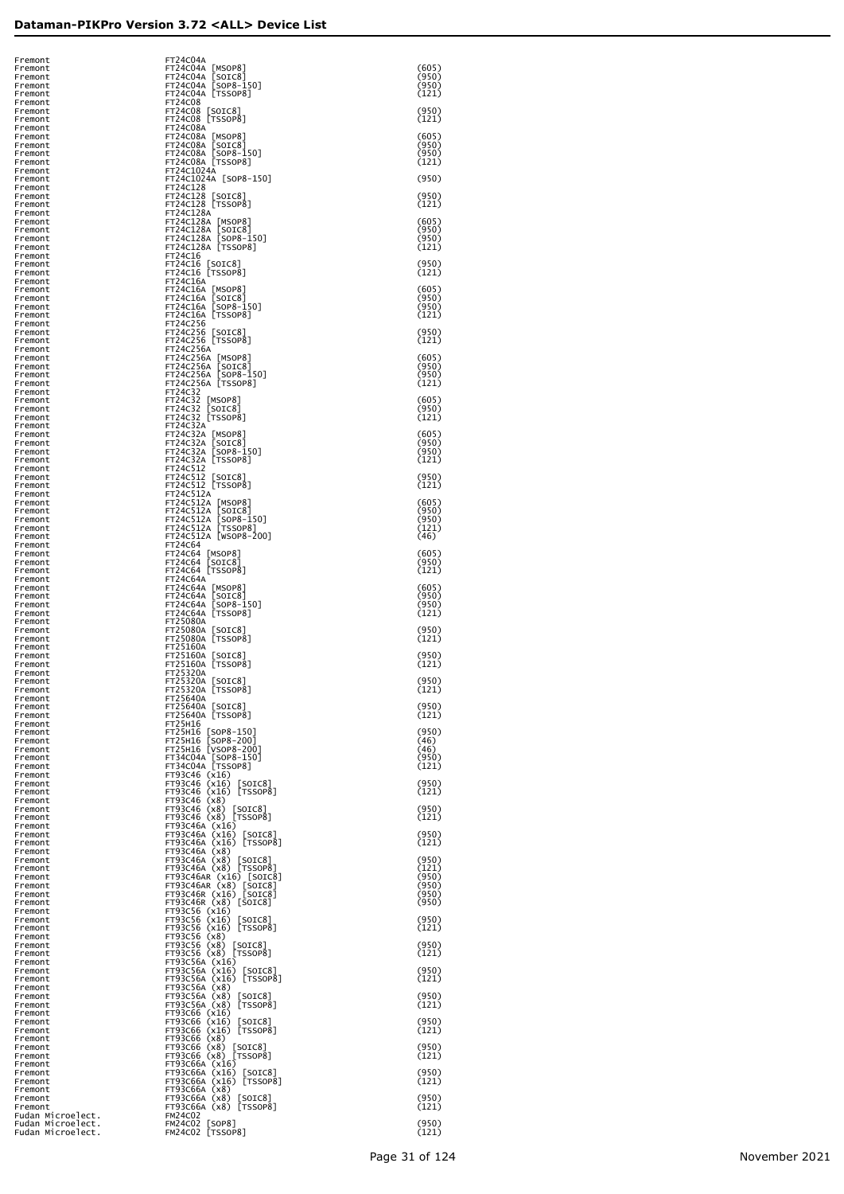| | | |
|---|---|---|
| Fremont | FT24C04A | |
| Fremont | FT24C04A [MSOP8] | (605) |
| Fremont | FT24C04A [SOIC8] | (950) |
| Fremont | FT24C04A [SOP8-150] | (950) |
| Fremont | FT24C04A [TSSOP8] | (121) |
| Fremont | FT24C08 | |
| Fremont | FT24C08 [SOIC8] | (950) |
| Fremont | FT24C08 [TSSOP8] | (121) |
| Fremont | FT24C08A | |
| Fremont | FT24C08A [MSOP8] | (605) |
| Fremont | FT24C08A [SOIC8] | (950) |
| Fremont | FT24C08A [SOP8-150] | (950) |
| Fremont | FT24C08A [TSSOP8] | (121) |
| Fremont | FT24C1024A | |
| Fremont | FT24C1024A [SOP8-150] | (950) |
| Fremont | FT24C128 | |
| Fremont | FT24C128 [SOIC8] | (950) |
| Fremont | FT24C128 [TSSOP8] | (121) |
| Fremont | FT24C128A | |
| Fremont | FT24C128A [MSOP8] | (605) |
| Fremont | FT24C128A [SOIC8] | (950) |
| Fremont | FT24C128A [SOP8-150] | (950) |
| Fremont | FT24C128A [TSSOP8] | (121) |
| Fremont | FT24C16 | |
| Fremont | FT24C16 [SOIC8] | (950) |
| Fremont | FT24C16 [TSSOP8] | (121) |
| Fremont | FT24C16A | |
| Fremont | FT24C16A [MSOP8] | (605) |
| Fremont | FT24C16A [SOIC8] | (950) |
| Fremont | FT24C16A [SOP8-150] | (950) |
| Fremont | FT24C16A [TSSOP8] | (121) |
| Fremont | FT24C256 | |
| Fremont | FT24C256 [SOIC8] | (950) |
| Fremont | FT24C256 [TSSOP8] | (121) |
| Fremont | FT24C256A | |
| Fremont | FT24C256A [MSOP8] | (605) |
| Fremont | FT24C256A [SOIC8] | (950) |
| Fremont | FT24C256A [SOP8-150] | (950) |
| Fremont | FT24C256A [TSSOP8] | (121) |
| Fremont | FT24C32 | |
| Fremont | FT24C32 [MSOP8] | (605) |
| Fremont | FT24C32 [SOIC8] | (950) |
| Fremont | FT24C32 [TSSOP8] | (121) |
| Fremont | FT24C32A | |
| Fremont | FT24C32A [MSOP8] | (605) |
| Fremont | FT24C32A [SOIC8] | (950) |
| Fremont | FT24C32A [SOP8-150] | (950) |
| Fremont | FT24C32A [TSSOP8] | (121) |
| Fremont | FT24C512 | |
| Fremont | FT24C512 [SOIC8] | (950) |
| Fremont | FT24C512 [TSSOP8] | (121) |
| Fremont | FT24C512A | |
| Fremont | FT24C512A [MSOP8] | (605) |
| Fremont | FT24C512A [SOIC8] | (950) |
| Fremont | FT24C512A [SOP8-150] | (950) |
| Fremont | FT24C512A [TSSOP8] | (121) |
| Fremont | FT24C512A [WSOP8-200] | (46) |
| Fremont | FT24C64 | |
| Fremont | FT24C64 [MSOP8] | (605) |
| Fremont | FT24C64 [SOIC8] | (950) |
| Fremont | FT24C64 [TSSOP8] | (121) |
| Fremont | FT24C64A | |
| Fremont | FT24C64A [MSOP8] | (605) |
| Fremont | FT24C64A [SOIC8] | (950) |
| Fremont | FT24C64A [SOP8-150] | (950) |
| Fremont | FT24C64A [TSSOP8] | (121) |
| Fremont | FT25080A | |
| Fremont | FT25080A [SOIC8] | (950) |
| Fremont | FT25080A [TSSOP8] | (121) |
| Fremont | FT25160A | |
| Fremont | FT25160A [SOIC8] | (950) |
| Fremont | FT25160A [TSSOP8] | (121) |
| Fremont | FT25320A | |
| Fremont | FT25320A [SOIC8] | (950) |
| Fremont | FT25320A [TSSOP8] | (121) |
| Fremont | FT25640A | |
| Fremont | FT25640A [SOIC8] | (950) |
| Fremont | FT25640A [TSSOP8] | (121) |
| Fremont | FT25H16 | |
| Fremont | FT25H16 [SOP8-150] | (950) |
| Fremont | FT25H16 [SOP8-200] | (46) |
| Fremont | FT25H16 [VSOP8-200] | (46) |
| Fremont | FT34C04A [SOP8-150] | (950) |
| Fremont | FT34C04A [TSSOP8] | (121) |
| Fremont | FT93C46 (x16) | |
| Fremont | FT93C46 (x16) [SOIC8] | (950) |
| Fremont | FT93C46 (x16) [TSSOP8] | (121) |
| Fremont | FT93C46 (x8) | |
| Fremont | FT93C46 (x8) [SOIC8] | (950) |
| Fremont | FT93C46 (x8) [TSSOP8] | (121) |
| Fremont | FT93C46A (x16) | |
| Fremont | FT93C46A (x16) [SOIC8] | (950) |
| Fremont | FT93C46A (x16) [TSSOP8] | (121) |
| Fremont | FT93C46A (x8) | |
| Fremont | FT93C46A (x8) [SOIC8] | (950) |
| Fremont | FT93C46A (x8) [TSSOP8] | (121) |
| Fremont | FT93C46AR (x16) [SOIC8] | (950) |
| Fremont | FT93C46AR (x8) [SOIC8] | (950) |
| Fremont | FT93C46R (x16) [SOIC8] | (950) |
| Fremont | FT93C46R (x8) [SOIC8] | (950) |
| Fremont | FT93C56 (x16) | |
| Fremont | FT93C56 (x16) [SOIC8] | (950) |
| Fremont | FT93C56 (x16) [TSSOP8] | (121) |
| Fremont | FT93C56 (x8) | |
| Fremont | FT93C56 (x8) [SOIC8] | (950) |
| Fremont | FT93C56 (x8) [TSSOP8] | (121) |
| Fremont | FT93C56A (x16) | |
| Fremont | FT93C56A (x16) [SOIC8] | (950) |
| Fremont | FT93C56A (x16) [TSSOP8] | (121) |
| Fremont | FT93C56A (x8) | |
| Fremont | FT93C56A (x8) [SOIC8] | (950) |
| Fremont | FT93C56A (x8) [TSSOP8] | (121) |
| Fremont | FT93C66 (x16) | |
| Fremont | FT93C66 (x16) [SOIC8] | (950) |
| Fremont | FT93C66 (x16) [TSSOP8] | (121) |
| Fremont | FT93C66 (x8) | |
| Fremont | FT93C66 (x8) [SOIC8] | (950) |
| Fremont | FT93C66 (x8) [TSSOP8] | (121) |
| Fremont | FT93C66A (x16) | |
| Fremont | FT93C66A (x16) [SOIC8] | (950) |
| Fremont | FT93C66A (x16) [TSSOP8] | (121) |
| Fremont | FT93C66A (x8) | |
| Fremont | FT93C66A (x8) [SOIC8] | (950) |
| Fremont | FT93C66A (x8) [TSSOP8] | (121) |
| Fudan Microelect. | FM24C02 | |
| Fudan Microelect. | FM24C02 [SOP8] | (950) |
| Fudan Microelect. | FM24C02 [TSSOP8] | (121) |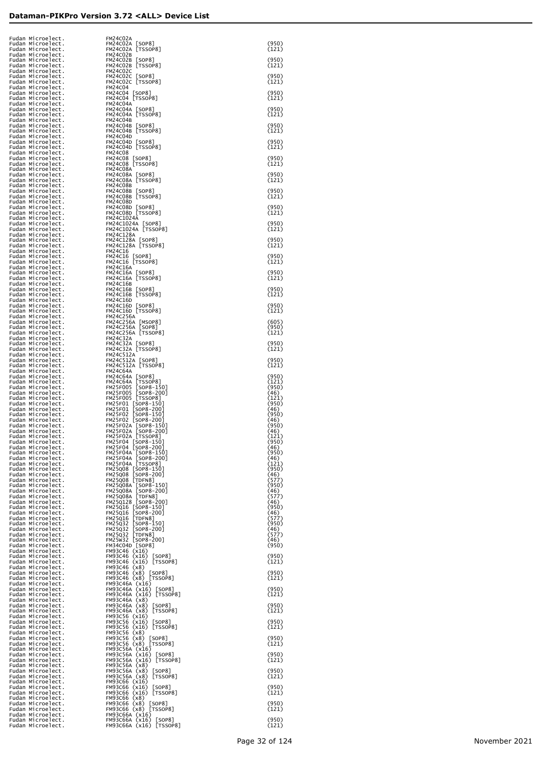| | | |
|---|---|---|
| Fudan Microelect. | FM24C02A | |
| Fudan Microelect. | FM24C02A [SOP8] | (950) |
| Fudan Microelect. | FM24C02A [TSSOP8] | (121) |
| Fudan Microelect. | FM24C02B | |
| Fudan Microelect. | FM24C02B [SOP8] | (950) |
| Fudan Microelect. | FM24C02B [TSSOP8] | (121) |
| Fudan Microelect. | FM24C02C | |
| Fudan Microelect. | FM24C02C [SOP8] | (950) |
| Fudan Microelect. | FM24C02C [TSSOP8] | (121) |
| Fudan Microelect. | FM24C04 | |
| Fudan Microelect. | FM24C04 [SOP8] | (950) |
| Fudan Microelect. | FM24C04 [TSSOP8] | (121) |
| Fudan Microelect. | FM24C04A | |
| Fudan Microelect. | FM24C04A [SOP8] | (950) |
| Fudan Microelect. | FM24C04A [TSSOP8] | (121) |
| Fudan Microelect. | FM24C04B | |
| Fudan Microelect. | FM24C04B [SOP8] | (950) |
| Fudan Microelect. | FM24C04B [TSSOP8] | (121) |
| Fudan Microelect. | FM24C04D | |
| Fudan Microelect. | FM24C04D [SOP8] | (950) |
| Fudan Microelect. | FM24C04D [TSSOP8] | (121) |
| Fudan Microelect. | FM24C08 | |
| Fudan Microelect. | FM24C08 [SOP8] | (950) |
| Fudan Microelect. | FM24C08 [TSSOP8] | (121) |
| Fudan Microelect. | FM24C08A | |
| Fudan Microelect. | FM24C08A [SOP8] | (950) |
| Fudan Microelect. | FM24C08A [TSSOP8] | (121) |
| Fudan Microelect. | FM24C08B | |
| Fudan Microelect. | FM24C08B [SOP8] | (950) |
| Fudan Microelect. | FM24C08B [TSSOP8] | (121) |
| Fudan Microelect. | FM24C08D | |
| Fudan Microelect. | FM24C08D [SOP8] | (950) |
| Fudan Microelect. | FM24C08D [TSSOP8] | (121) |
| Fudan Microelect. | FM24C1024A | |
| Fudan Microelect. | FM24C1024A [SOP8] | (950) |
| Fudan Microelect. | FM24C1024A [TSSOP8] | (121) |
| Fudan Microelect. | FM24C128A | |
| Fudan Microelect. | FM24C128A [SOP8] | (950) |
| Fudan Microelect. | FM24C128A [TSSOP8] | (121) |
| Fudan Microelect. | FM24C16 | |
| Fudan Microelect. | FM24C16 [SOP8] | (950) |
| Fudan Microelect. | FM24C16 [TSSOP8] | (121) |
| Fudan Microelect. | FM24C16A | |
| Fudan Microelect. | FM24C16A [SOP8] | (950) |
| Fudan Microelect. | FM24C16A [TSSOP8] | (121) |
| Fudan Microelect. | FM24C16B | |
| Fudan Microelect. | FM24C16B [SOP8] | (950) |
| Fudan Microelect. | FM24C16B [TSSOP8] | (121) |
| Fudan Microelect. | FM24C16D | |
| Fudan Microelect. | FM24C16D [SOP8] | (950) |
| Fudan Microelect. | FM24C16D [TSSOP8] | (121) |
| Fudan Microelect. | FM24C256A | |
| Fudan Microelect. | FM24C256A [MSOP8] | (605) |
| Fudan Microelect. | FM24C256A [SOP8] | (950) |
| Fudan Microelect. | FM24C256A [TSSOP8] | (121) |
| Fudan Microelect. | FM24C32A | |
| Fudan Microelect. | FM24C32A [SOP8] | (950) |
| Fudan Microelect. | FM24C32A [TSSOP8] | (121) |
| Fudan Microelect. | FM24C512A | |
| Fudan Microelect. | FM24C512A [SOP8] | (950) |
| Fudan Microelect. | FM24C512A [TSSOP8] | (121) |
| Fudan Microelect. | FM24C64A | |
| Fudan Microelect. | FM24C64A [SOP8] | (950) |
| Fudan Microelect. | FM24C64A [TSSOP8] | (121) |
| Fudan Microelect. | FM25F005 [SOP8-150] | (950) |
| Fudan Microelect. | FM25F005 [SOP8-200] | (46) |
| Fudan Microelect. | FM25F005 [TSSOP8] | (121) |
| Fudan Microelect. | FM25F01 [SOP8-150] | (950) |
| Fudan Microelect. | FM25F01 [SOP8-200] | (46) |
| Fudan Microelect. | FM25F02 [SOP8-150] | (950) |
| Fudan Microelect. | FM25F02 [SOP8-200] | (46) |
| Fudan Microelect. | FM25F02A [SOP8-150] | (950) |
| Fudan Microelect. | FM25F02A [SOP8-200] | (46) |
| Fudan Microelect. | FM25F02A [TSSOP8] | (121) |
| Fudan Microelect. | FM25F04 [SOP8-150] | (950) |
| Fudan Microelect. | FM25F04 [SOP8-200] | (46) |
| Fudan Microelect. | FM25F04A [SOP8-150] | (950) |
| Fudan Microelect. | FM25F04A [SOP8-200] | (46) |
| Fudan Microelect. | FM25F04A [TSSOP8] | (121) |
| Fudan Microelect. | FM25Q08 [SOP8-150] | (950) |
| Fudan Microelect. | FM25Q08 [SOP8-200] | (46) |
| Fudan Microelect. | FM25Q08 [TDFN8] | (577) |
| Fudan Microelect. | FM25Q08A [SOP8-150] | (950) |
| Fudan Microelect. | FM25Q08A [SOP8-200] | (46) |
| Fudan Microelect. | FM25Q08A [TDFN8] | (577) |
| Fudan Microelect. | FM25Q128 [SOP8-200] | (46) |
| Fudan Microelect. | FM25Q16 [SOP8-150] | (950) |
| Fudan Microelect. | FM25Q16 [SOP8-200] | (46) |
| Fudan Microelect. | FM25Q16 [TDFN8] | (577) |
| Fudan Microelect. | FM25Q32 [SOP8-150] | (950) |
| Fudan Microelect. | FM25Q32 [SOP8-200] | (46) |
| Fudan Microelect. | FM25Q32 [TDFN8] | (577) |
| Fudan Microelect. | FM25W32 [SOP8-200] | (46) |
| Fudan Microelect. | FM34C04D [SOP8] | (950) |
| Fudan Microelect. | FM93C46 (x16) | |
| Fudan Microelect. | FM93C46 (x16) [SOP8] | (950) |
| Fudan Microelect. | FM93C46 (x16) [TSSOP8] | (121) |
| Fudan Microelect. | FM93C46 (x8) | |
| Fudan Microelect. | FM93C46 (x8) [SOP8] | (950) |
| Fudan Microelect. | FM93C46 (x8) [TSSOP8] | (121) |
| Fudan Microelect. | FM93C46A (x16) | |
| Fudan Microelect. | FM93C46A (x16) [SOP8] | (950) |
| Fudan Microelect. | FM93C46A (x16) [TSSOP8] | (121) |
| Fudan Microelect. | FM93C46A (x8) | |
| Fudan Microelect. | FM93C46A (x8) [SOP8] | (950) |
| Fudan Microelect. | FM93C46A (x8) [TSSOP8] | (121) |
| Fudan Microelect. | FM93C56 (x16) | |
| Fudan Microelect. | FM93C56 (x16) [SOP8] | (950) |
| Fudan Microelect. | FM93C56 (x16) [TSSOP8] | (121) |
| Fudan Microelect. | FM93C56 (x8) | |
| Fudan Microelect. | FM93C56 (x8) [SOP8] | (950) |
| Fudan Microelect. | FM93C56 (x8) [TSSOP8] | (121) |
| Fudan Microelect. | FM93C56A (x16) | |
| Fudan Microelect. | FM93C56A (x16) [SOP8] | (950) |
| Fudan Microelect. | FM93C56A (x16) [TSSOP8] | (121) |
| Fudan Microelect. | FM93C56A (x8) | |
| Fudan Microelect. | FM93C56A (x8) [SOP8] | (950) |
| Fudan Microelect. | FM93C56A (x8) [TSSOP8] | (121) |
| Fudan Microelect. | FM93C66 (x16) | |
| Fudan Microelect. | FM93C66 (x16) [SOP8] | (950) |
| Fudan Microelect. | FM93C66 (x16) [TSSOP8] | (121) |
| Fudan Microelect. | FM93C66 (x8) | |
| Fudan Microelect. | FM93C66 (x8) [SOP8] | (950) |
| Fudan Microelect. | FM93C66 (x8) [TSSOP8] | (121) |
| Fudan Microelect. | FM93C66A (x16) | |
| Fudan Microelect. | FM93C66A (x16) [SOP8] | (950) |
| Fudan Microelect. | FM93C66A (x16) [TSSOP8] | (121) |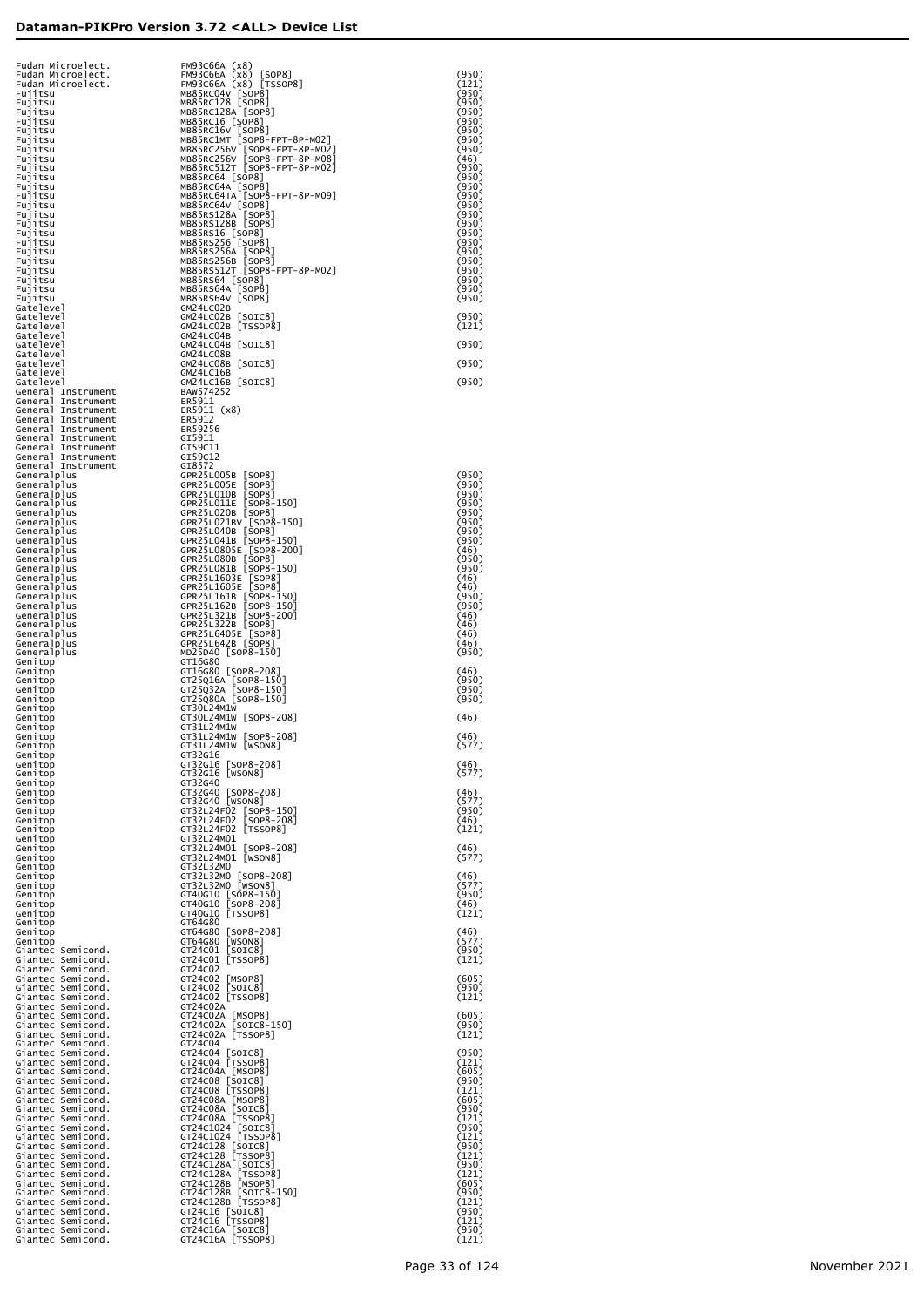| Manufacturer | Device | Adapter |
|---|---|---|
| Fudan Microelect. | FM93C66A (x8) | |
| Fudan Microelect. | FM93C66A (x8) [SOP8] | (950) |
| Fudan Microelect. | FM93C66A (x8) [TSSOP8] | (121) |
| Fujitsu | MB85RC04V [SOP8] | (950) |
| Fujitsu | MB85RC128 [SOP8] | (950) |
| Fujitsu | MB85RC128A [SOP8] | (950) |
| Fujitsu | MB85RC16 [SOP8] | (950) |
| Fujitsu | MB85RC16V [SOP8] | (950) |
| Fujitsu | MB85RC1MT [SOP8-FPT-8P-M02] | (950) |
| Fujitsu | MB85RC256V [SOP8-FPT-8P-M02] | (950) |
| Fujitsu | MB85RC256V [SOP8-FPT-8P-M08] | (46) |
| Fujitsu | MB85RC512T [SOP8-FPT-8P-M02] | (950) |
| Fujitsu | MB85RC64 [SOP8] | (950) |
| Fujitsu | MB85RC64A [SOP8] | (950) |
| Fujitsu | MB85RC64TA [SOP8-FPT-8P-M09] | (950) |
| Fujitsu | MB85RC64V [SOP8] | (950) |
| Fujitsu | MB85RS128A [SOP8] | (950) |
| Fujitsu | MB85RS128B [SOP8] | (950) |
| Fujitsu | MB85RS16 [SOP8] | (950) |
| Fujitsu | MB85RS256 [SOP8] | (950) |
| Fujitsu | MB85RS256A [SOP8] | (950) |
| Fujitsu | MB85RS256B [SOP8] | (950) |
| Fujitsu | MB85RS512T [SOP8-FPT-8P-M02] | (950) |
| Fujitsu | MB85RS64 [SOP8] | (950) |
| Fujitsu | MB85RS64A [SOP8] | (950) |
| Fujitsu | MB85RS64V [SOP8] | (950) |
| Gatelevel | GM24LC02B | |
| Gatelevel | GM24LC02B [SOIC8] | (950) |
| Gatelevel | GM24LC02B [TSSOP8] | (121) |
| Gatelevel | GM24LC04B | |
| Gatelevel | GM24LC04B [SOIC8] | (950) |
| Gatelevel | GM24LC08B | |
| Gatelevel | GM24LC08B [SOIC8] | (950) |
| Gatelevel | GM24LC16B | |
| Gatelevel | GM24LC16B [SOIC8] | (950) |
| General Instrument | BAW574252 | |
| General Instrument | ER5911 | |
| General Instrument | ER5911 (x8) | |
| General Instrument | ER5912 | |
| General Instrument | ER59256 | |
| General Instrument | GI5911 | |
| General Instrument | GI59C11 | |
| General Instrument | GI59C12 | |
| General Instrument | GI8572 | |
| Generalplus | GPR25L005B [SOP8] | (950) |
| Generalplus | GPR25L005E [SOP8] | (950) |
| Generalplus | GPR25L010B [SOP8] | (950) |
| Generalplus | GPR25L011E [SOP8-150] | (950) |
| Generalplus | GPR25L020B [SOP8] | (950) |
| Generalplus | GPR25L021BV [SOP8-150] | (950) |
| Generalplus | GPR25L040B [SOP8] | (950) |
| Generalplus | GPR25L041B [SOP8-150] | (950) |
| Generalplus | GPR25L0805E [SOP8-200] | (46) |
| Generalplus | GPR25L080B [SOP8] | (950) |
| Generalplus | GPR25L081B [SOP8-150] | (950) |
| Generalplus | GPR25L1603E [SOP8] | (46) |
| Generalplus | GPR25L1605E [SOP8] | (46) |
| Generalplus | GPR25L161B [SOP8-150] | (950) |
| Generalplus | GPR25L162B [SOP8-150] | (950) |
| Generalplus | GPR25L321B [SOP8-200] | (46) |
| Generalplus | GPR25L322B [SOP8] | (46) |
| Generalplus | GPR25L6405E [SOP8] | (46) |
| Generalplus | GPR25L642B [SOP8] | (46) |
| Generalplus | MD25D40 [SOP8-150] | (950) |
| Genitop | GT16G80 | |
| Genitop | GT16G80 [SOP8-208] | (46) |
| Genitop | GT25Q16A [SOP8-150] | (950) |
| Genitop | GT25Q32A [SOP8-150] | (950) |
| Genitop | GT25Q80A [SOP8-150] | (950) |
| Genitop | GT30L24M1W | |
| Genitop | GT30L24M1W [SOP8-208] | (46) |
| Genitop | GT31L24M1W | |
| Genitop | GT31L24M1W [SOP8-208] | (46) |
| Genitop | GT31L24M1W [WSON8] | (577) |
| Genitop | GT32G16 | |
| Genitop | GT32G16 [SOP8-208] | (46) |
| Genitop | GT32G16 [WSON8] | (577) |
| Genitop | GT32G40 | |
| Genitop | GT32G40 [SOP8-208] | (46) |
| Genitop | GT32G40 [WSON8] | (577) |
| Genitop | GT32L24F02 [SOP8-150] | (950) |
| Genitop | GT32L24F02 [SOP8-208] | (46) |
| Genitop | GT32L24F02 [TSSOP8] | (121) |
| Genitop | GT32L24M01 | |
| Genitop | GT32L24M01 [SOP8-208] | (46) |
| Genitop | GT32L24M01 [WSON8] | (577) |
| Genitop | GT32L32M0 | |
| Genitop | GT32L32M0 [SOP8-208] | (46) |
| Genitop | GT32L32M0 [WSON8] | (577) |
| Genitop | GT40G10 [SOP8-150] | (950) |
| Genitop | GT40G10 [SOP8-208] | (46) |
| Genitop | GT40G10 [TSSOP8] | (121) |
| Genitop | GT64G80 | |
| Genitop | GT64G80 [SOP8-208] | (46) |
| Genitop | GT64G80 [WSON8] | (577) |
| Giantec Semicond. | GT24C01 [SOIC8] | (950) |
| Giantec Semicond. | GT24C01 [TSSOP8] | (121) |
| Giantec Semicond. | GT24C02 | |
| Giantec Semicond. | GT24C02 [MSOP8] | (605) |
| Giantec Semicond. | GT24C02 [SOIC8] | (950) |
| Giantec Semicond. | GT24C02 [TSSOP8] | (121) |
| Giantec Semicond. | GT24C02A | |
| Giantec Semicond. | GT24C02A [MSOP8] | (605) |
| Giantec Semicond. | GT24C02A [SOIC8-150] | (950) |
| Giantec Semicond. | GT24C02A [TSSOP8] | (121) |
| Giantec Semicond. | GT24C04 | |
| Giantec Semicond. | GT24C04 [SOIC8] | (950) |
| Giantec Semicond. | GT24C04 [TSSOP8] | (121) |
| Giantec Semicond. | GT24C04A [MSOP8] | (605) |
| Giantec Semicond. | GT24C08 [SOIC8] | (950) |
| Giantec Semicond. | GT24C08 [TSSOP8] | (121) |
| Giantec Semicond. | GT24C08A [MSOP8] | (605) |
| Giantec Semicond. | GT24C08A [SOIC8] | (950) |
| Giantec Semicond. | GT24C08A [TSSOP8] | (121) |
| Giantec Semicond. | GT24C1024 [SOIC8] | (950) |
| Giantec Semicond. | GT24C1024 [TSSOP8] | (121) |
| Giantec Semicond. | GT24C128 [SOIC8] | (950) |
| Giantec Semicond. | GT24C128 [TSSOP8] | (121) |
| Giantec Semicond. | GT24C128A [SOIC8] | (950) |
| Giantec Semicond. | GT24C128A [TSSOP8] | (121) |
| Giantec Semicond. | GT24C128B [MSOP8] | (605) |
| Giantec Semicond. | GT24C128B [SOIC8-150] | (950) |
| Giantec Semicond. | GT24C128B [TSSOP8] | (121) |
| Giantec Semicond. | GT24C16 [SOIC8] | (950) |
| Giantec Semicond. | GT24C16 [TSSOP8] | (121) |
| Giantec Semicond. | GT24C16A [SOIC8] | (950) |
| Giantec Semicond. | GT24C16A [TSSOP8] | (121) |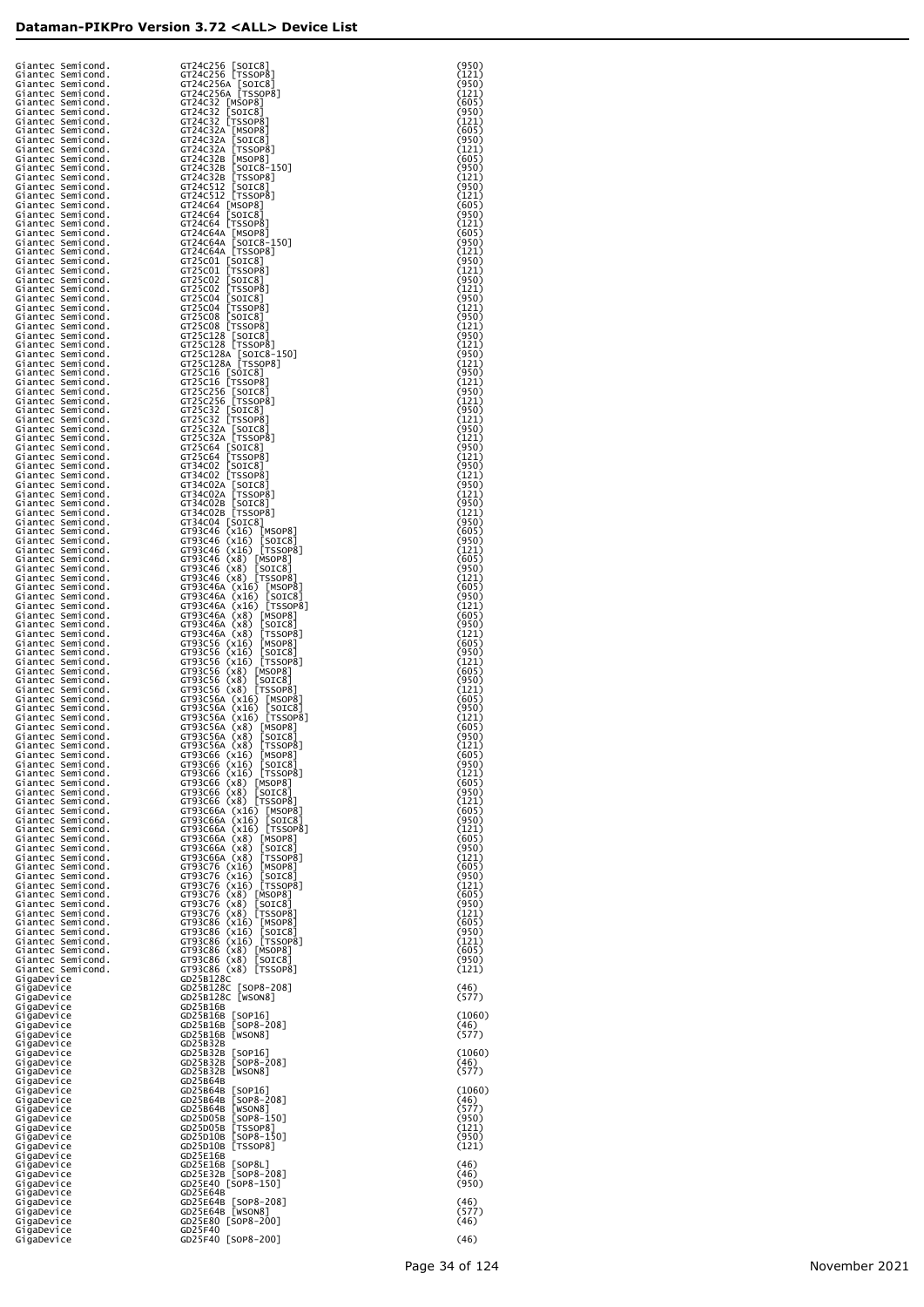| | | |
|---|---|---|
| Giantec Semicond. | GT24C256 [SOIC8] | (950) |
| Giantec Semicond. | GT24C256 [TSSOP8] | (121) |
| Giantec Semicond. | GT24C256A [SOIC8] | (950) |
| Giantec Semicond. | GT24C256A [TSSOP8] | (121) |
| Giantec Semicond. | GT24C32 [MSOP8] | (605) |
| Giantec Semicond. | GT24C32 [SOIC8] | (950) |
| Giantec Semicond. | GT24C32 [TSSOP8] | (121) |
| Giantec Semicond. | GT24C32A [MSOP8] | (605) |
| Giantec Semicond. | GT24C32A [SOIC8] | (950) |
| Giantec Semicond. | GT24C32A [TSSOP8] | (121) |
| Giantec Semicond. | GT24C32B [MSOP8] | (605) |
| Giantec Semicond. | GT24C32B [SOIC8-150] | (950) |
| Giantec Semicond. | GT24C32B [TSSOP8] | (121) |
| Giantec Semicond. | GT24C512 [SOIC8] | (950) |
| Giantec Semicond. | GT24C512 [TSSOP8] | (121) |
| Giantec Semicond. | GT24C64 [MSOP8] | (605) |
| Giantec Semicond. | GT24C64 [SOIC8] | (950) |
| Giantec Semicond. | GT24C64 [TSSOP8] | (121) |
| Giantec Semicond. | GT24C64A [MSOP8] | (605) |
| Giantec Semicond. | GT24C64A [SOIC8-150] | (950) |
| Giantec Semicond. | GT24C64A [TSSOP8] | (121) |
| Giantec Semicond. | GT25C01 [SOIC8] | (950) |
| Giantec Semicond. | GT25C01 [TSSOP8] | (121) |
| Giantec Semicond. | GT25C02 [SOIC8] | (950) |
| Giantec Semicond. | GT25C02 [TSSOP8] | (121) |
| Giantec Semicond. | GT25C04 [SOIC8] | (950) |
| Giantec Semicond. | GT25C04 [TSSOP8] | (121) |
| Giantec Semicond. | GT25C08 [SOIC8] | (950) |
| Giantec Semicond. | GT25C08 [TSSOP8] | (121) |
| Giantec Semicond. | GT25C128 [SOIC8] | (950) |
| Giantec Semicond. | GT25C128 [TSSOP8] | (121) |
| Giantec Semicond. | GT25C128A [SOIC8-150] | (950) |
| Giantec Semicond. | GT25C128A [TSSOP8] | (121) |
| Giantec Semicond. | GT25C16 [SOIC8] | (950) |
| Giantec Semicond. | GT25C16 [TSSOP8] | (121) |
| Giantec Semicond. | GT25C256 [SOIC8] | (950) |
| Giantec Semicond. | GT25C256 [TSSOP8] | (121) |
| Giantec Semicond. | GT25C32 [SOIC8] | (950) |
| Giantec Semicond. | GT25C32 [TSSOP8] | (121) |
| Giantec Semicond. | GT25C32A [SOIC8] | (950) |
| Giantec Semicond. | GT25C32A [TSSOP8] | (121) |
| Giantec Semicond. | GT25C64 [SOIC8] | (950) |
| Giantec Semicond. | GT25C64 [TSSOP8] | (121) |
| Giantec Semicond. | GT34C02 [SOIC8] | (950) |
| Giantec Semicond. | GT34C02 [TSSOP8] | (121) |
| Giantec Semicond. | GT34C02A [SOIC8] | (950) |
| Giantec Semicond. | GT34C02A [TSSOP8] | (121) |
| Giantec Semicond. | GT34C02B [SOIC8] | (950) |
| Giantec Semicond. | GT34C02B [TSSOP8] | (121) |
| Giantec Semicond. | GT34C04 [SOIC8] | (950) |
| Giantec Semicond. | GT93C46 (x16) [MSOP8] | (605) |
| Giantec Semicond. | GT93C46 (x16) [SOIC8] | (950) |
| Giantec Semicond. | GT93C46 (x16) [TSSOP8] | (121) |
| Giantec Semicond. | GT93C46 (x8) [MSOP8] | (605) |
| Giantec Semicond. | GT93C46 (x8) [SOIC8] | (950) |
| Giantec Semicond. | GT93C46 (x8) [TSSOP8] | (121) |
| Giantec Semicond. | GT93C46A (x16) [MSOP8] | (605) |
| Giantec Semicond. | GT93C46A (x16) [SOIC8] | (950) |
| Giantec Semicond. | GT93C46A (x16) [TSSOP8] | (121) |
| Giantec Semicond. | GT93C46A (x8) [MSOP8] | (605) |
| Giantec Semicond. | GT93C46A (x8) [SOIC8] | (950) |
| Giantec Semicond. | GT93C46A (x8) [TSSOP8] | (121) |
| Giantec Semicond. | GT93C56 (x16) [MSOP8] | (605) |
| Giantec Semicond. | GT93C56 (x16) [SOIC8] | (950) |
| Giantec Semicond. | GT93C56 (x16) [TSSOP8] | (121) |
| Giantec Semicond. | GT93C56 (x8) [MSOP8] | (605) |
| Giantec Semicond. | GT93C56 (x8) [SOIC8] | (950) |
| Giantec Semicond. | GT93C56 (x8) [TSSOP8] | (121) |
| Giantec Semicond. | GT93C56A (x16) [MSOP8] | (605) |
| Giantec Semicond. | GT93C56A (x16) [SOIC8] | (950) |
| Giantec Semicond. | GT93C56A (x16) [TSSOP8] | (121) |
| Giantec Semicond. | GT93C56A (x8) [MSOP8] | (605) |
| Giantec Semicond. | GT93C56A (x8) [SOIC8] | (950) |
| Giantec Semicond. | GT93C56A (x8) [TSSOP8] | (121) |
| Giantec Semicond. | GT93C66 (x16) [MSOP8] | (605) |
| Giantec Semicond. | GT93C66 (x16) [SOIC8] | (950) |
| Giantec Semicond. | GT93C66 (x16) [TSSOP8] | (121) |
| Giantec Semicond. | GT93C66 (x8) [MSOP8] | (605) |
| Giantec Semicond. | GT93C66 (x8) [SOIC8] | (950) |
| Giantec Semicond. | GT93C66 (x8) [TSSOP8] | (121) |
| Giantec Semicond. | GT93C66A (x16) [MSOP8] | (605) |
| Giantec Semicond. | GT93C66A (x16) [SOIC8] | (950) |
| Giantec Semicond. | GT93C66A (x16) [TSSOP8] | (121) |
| Giantec Semicond. | GT93C66A (x8) [MSOP8] | (605) |
| Giantec Semicond. | GT93C66A (x8) [SOIC8] | (950) |
| Giantec Semicond. | GT93C66A (x8) [TSSOP8] | (121) |
| Giantec Semicond. | GT93C76 (x16) [MSOP8] | (605) |
| Giantec Semicond. | GT93C76 (x16) [SOIC8] | (950) |
| Giantec Semicond. | GT93C76 (x16) [TSSOP8] | (121) |
| Giantec Semicond. | GT93C76 (x8) [MSOP8] | (605) |
| Giantec Semicond. | GT93C76 (x8) [SOIC8] | (950) |
| Giantec Semicond. | GT93C76 (x8) [TSSOP8] | (121) |
| Giantec Semicond. | GT93C86 (x16) [MSOP8] | (605) |
| Giantec Semicond. | GT93C86 (x16) [SOIC8] | (950) |
| Giantec Semicond. | GT93C86 (x16) [TSSOP8] | (121) |
| Giantec Semicond. | GT93C86 (x8) [MSOP8] | (605) |
| Giantec Semicond. | GT93C86 (x8) [SOIC8] | (950) |
| Giantec Semicond. | GT93C86 (x8) [TSSOP8] | (121) |
| GigaDevice | GD25B128C | |
| GigaDevice | GD25B128C [SOP8-208] | (46) |
| GigaDevice | GD25B128C [WSON8] | (577) |
| GigaDevice | GD25B16B | |
| GigaDevice | GD25B16B [SOP16] | (1060) |
| GigaDevice | GD25B16B [SOP8-208] | (46) |
| GigaDevice | GD25B16B [WSON8] | (577) |
| GigaDevice | GD25B32B | |
| GigaDevice | GD25B32B [SOP16] | (1060) |
| GigaDevice | GD25B32B [SOP8-208] | (46) |
| GigaDevice | GD25B32B [WSON8] | (577) |
| GigaDevice | GD25B64B | |
| GigaDevice | GD25B64B [SOP16] | (1060) |
| GigaDevice | GD25B64B [SOP8-208] | (46) |
| GigaDevice | GD25B64B [WSON8] | (577) |
| GigaDevice | GD25D05B [SOP8-150] | (950) |
| GigaDevice | GD25D05B [TSSOP8] | (121) |
| GigaDevice | GD25D10B [SOP8-150] | (950) |
| GigaDevice | GD25D10B [TSSOP8] | (121) |
| GigaDevice | GD25E16B | |
| GigaDevice | GD25E16B [SOP8L] | (46) |
| GigaDevice | GD25E32B [SOP8-208] | (46) |
| GigaDevice | GD25E40 [SOP8-150] | (950) |
| GigaDevice | GD25E64B | |
| GigaDevice | GD25E64B [SOP8-208] | (46) |
| GigaDevice | GD25E64B [WSON8] | (577) |
| GigaDevice | GD25E80 [SOP8-200] | (46) |
| GigaDevice | GD25F40 | |
| GigaDevice | GD25F40 [SOP8-200] | (46) |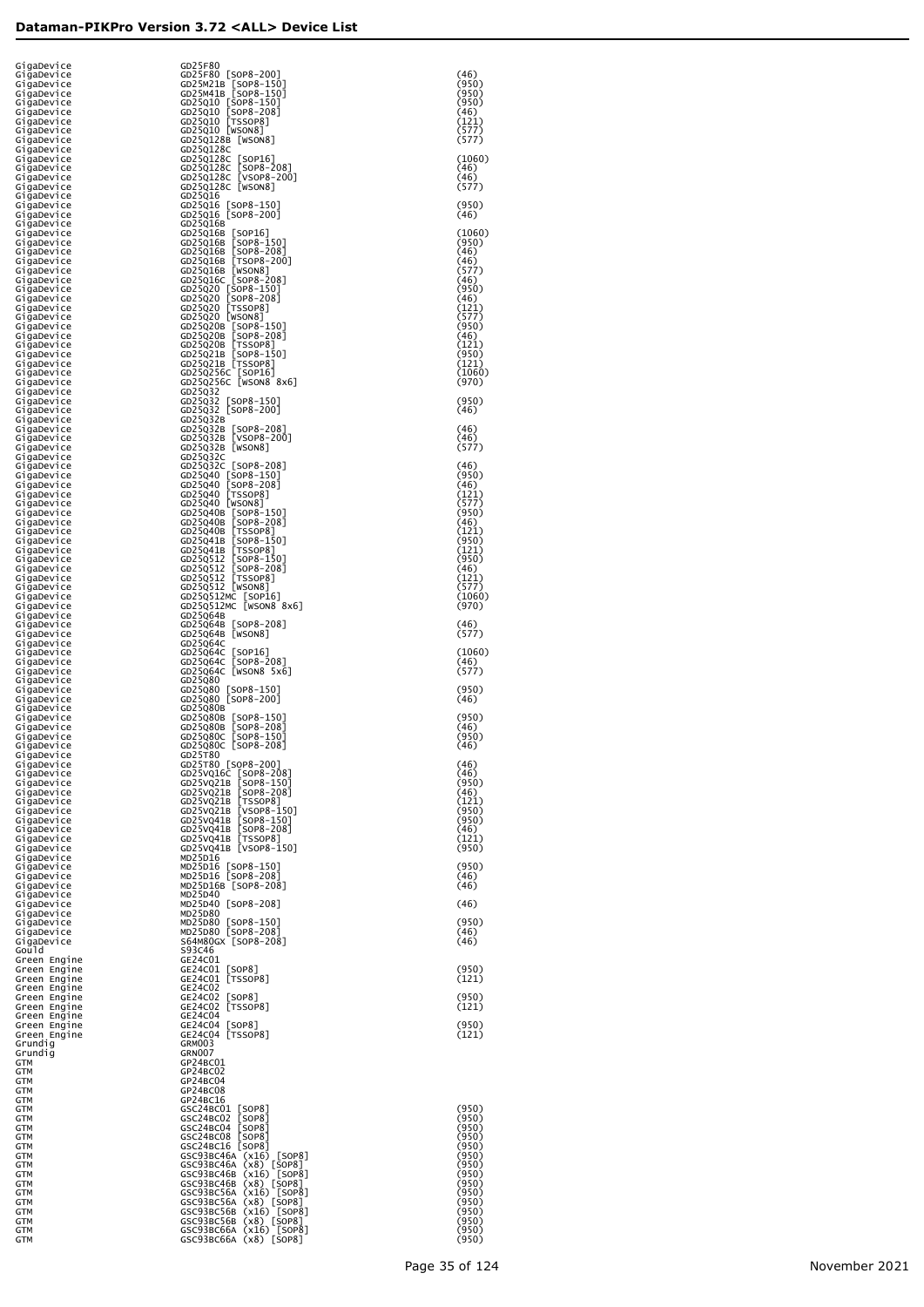| Manufacturer | Device | Adapter |
|---|---|---|
| GigaDevice | GD25F80 | |
| GigaDevice | GD25F80 [SOP8-200] | (46) |
| GigaDevice | GD25M21B [SOP8-150] | (950) |
| GigaDevice | GD25M41B [SOP8-150] | (950) |
| GigaDevice | GD25Q10 [SOP8-150] | (950) |
| GigaDevice | GD25Q10 [SOP8-208] | (46) |
| GigaDevice | GD25Q10 [TSSOP8] | (121) |
| GigaDevice | GD25Q10 [WSON8] | (577) |
| GigaDevice | GD25Q128B [WSON8] | (577) |
| GigaDevice | GD25Q128C | |
| GigaDevice | GD25Q128C [SOP16] | (1060) |
| GigaDevice | GD25Q128C [SOP8-208] | (46) |
| GigaDevice | GD25Q128C [VSOP8-200] | (46) |
| GigaDevice | GD25Q128C [WSON8] | (577) |
| GigaDevice | GD25Q16 | |
| GigaDevice | GD25Q16 [SOP8-150] | (950) |
| GigaDevice | GD25Q16 [SOP8-200] | (46) |
| GigaDevice | GD25Q16B | |
| GigaDevice | GD25Q16B [SOP16] | (1060) |
| GigaDevice | GD25Q16B [SOP8-150] | (950) |
| GigaDevice | GD25Q16B [SOP8-208] | (46) |
| GigaDevice | GD25Q16B [TSOP8-200] | (46) |
| GigaDevice | GD25Q16B [WSON8] | (577) |
| GigaDevice | GD25Q16C [SOP8-208] | (46) |
| GigaDevice | GD25Q20 [SOP8-150] | (950) |
| GigaDevice | GD25Q20 [SOP8-208] | (46) |
| GigaDevice | GD25Q20 [TSSOP8] | (121) |
| GigaDevice | GD25Q20 [WSON8] | (577) |
| GigaDevice | GD25Q20B [SOP8-150] | (950) |
| GigaDevice | GD25Q20B [SOP8-208] | (46) |
| GigaDevice | GD25Q20B [TSSOP8] | (121) |
| GigaDevice | GD25Q21B [SOP8-150] | (950) |
| GigaDevice | GD25Q21B [TSSOP8] | (121) |
| GigaDevice | GD25Q256C [SOP16] | (1060) |
| GigaDevice | GD25Q256C [WSON8 8x6] | (970) |
| GigaDevice | GD25Q32 | |
| GigaDevice | GD25Q32 [SOP8-150] | (950) |
| GigaDevice | GD25Q32 [SOP8-200] | (46) |
| GigaDevice | GD25Q32B | |
| GigaDevice | GD25Q32B [SOP8-208] | (46) |
| GigaDevice | GD25Q32B [VSOP8-200] | (46) |
| GigaDevice | GD25Q32B [WSON8] | (577) |
| GigaDevice | GD25Q32C | |
| GigaDevice | GD25Q32C [SOP8-208] | (46) |
| GigaDevice | GD25Q40 [SOP8-150] | (950) |
| GigaDevice | GD25Q40 [SOP8-208] | (46) |
| GigaDevice | GD25Q40 [TSSOP8] | (121) |
| GigaDevice | GD25Q40 [WSON8] | (577) |
| GigaDevice | GD25Q40B [SOP8-150] | (950) |
| GigaDevice | GD25Q40B [SOP8-208] | (46) |
| GigaDevice | GD25Q40B [TSSOP8] | (121) |
| GigaDevice | GD25Q41B [SOP8-150] | (950) |
| GigaDevice | GD25Q41B [TSSOP8] | (121) |
| GigaDevice | GD25Q512 [SOP8-150] | (950) |
| GigaDevice | GD25Q512 [SOP8-208] | (46) |
| GigaDevice | GD25Q512 [TSSOP8] | (121) |
| GigaDevice | GD25Q512 [WSON8] | (577) |
| GigaDevice | GD25Q512MC [SOP16] | (1060) |
| GigaDevice | GD25Q512MC [WSON8 8x6] | (970) |
| GigaDevice | GD25Q64B | |
| GigaDevice | GD25Q64B [SOP8-208] | (46) |
| GigaDevice | GD25Q64B [WSON8] | (577) |
| GigaDevice | GD25Q64C | |
| GigaDevice | GD25Q64C [SOP16] | (1060) |
| GigaDevice | GD25Q64C [SOP8-208] | (46) |
| GigaDevice | GD25Q64C [WSON8 5x6] | (577) |
| GigaDevice | GD25Q80 | |
| GigaDevice | GD25Q80 [SOP8-150] | (950) |
| GigaDevice | GD25Q80 [SOP8-200] | (46) |
| GigaDevice | GD25Q80B | |
| GigaDevice | GD25Q80B [SOP8-150] | (950) |
| GigaDevice | GD25Q80B [SOP8-208] | (46) |
| GigaDevice | GD25Q80C [SOP8-150] | (950) |
| GigaDevice | GD25Q80C [SOP8-208] | (46) |
| GigaDevice | GD25T80 | |
| GigaDevice | GD25T80 [SOP8-200] | (46) |
| GigaDevice | GD25VQ16C [SOP8-208] | (46) |
| GigaDevice | GD25VQ21B [SOP8-150] | (950) |
| GigaDevice | GD25VQ21B [SOP8-208] | (46) |
| GigaDevice | GD25VQ21B [TSSOP8] | (121) |
| GigaDevice | GD25VQ21B [VSOP8-150] | (950) |
| GigaDevice | GD25VQ41B [SOP8-150] | (950) |
| GigaDevice | GD25VQ41B [SOP8-208] | (46) |
| GigaDevice | GD25VQ41B [TSSOP8] | (121) |
| GigaDevice | GD25VQ41B [VSOP8-150] | (950) |
| GigaDevice | MD25D16 | |
| GigaDevice | MD25D16 [SOP8-150] | (950) |
| GigaDevice | MD25D16 [SOP8-208] | (46) |
| GigaDevice | MD25D16B [SOP8-208] | (46) |
| GigaDevice | MD25D40 | |
| GigaDevice | MD25D40 [SOP8-208] | (46) |
| GigaDevice | MD25D80 | |
| GigaDevice | MD25D80 [SOP8-150] | (950) |
| GigaDevice | MD25D80 [SOP8-208] | (46) |
| GigaDevice | S64M80GX [SOP8-208] | (46) |
| Gould | S93C46 | |
| Green Engine | GE24C01 | |
| Green Engine | GE24C01 [SOP8] | (950) |
| Green Engine | GE24C01 [TSSOP8] | (121) |
| Green Engine | GE24C02 | |
| Green Engine | GE24C02 [SOP8] | (950) |
| Green Engine | GE24C02 [TSSOP8] | (121) |
| Green Engine | GE24C04 | |
| Green Engine | GE24C04 [SOP8] | (950) |
| Green Engine | GE24C04 [TSSOP8] | (121) |
| Grundig | GRM003 | |
| Grundig | GRN007 | |
| GTM | GP24BC01 | |
| GTM | GP24BC02 | |
| GTM | GP24BC04 | |
| GTM | GP24BC08 | |
| GTM | GP24BC16 | |
| GTM | GSC24BC01 [SOP8] | (950) |
| GTM | GSC24BC02 [SOP8] | (950) |
| GTM | GSC24BC04 [SOP8] | (950) |
| GTM | GSC24BC08 [SOP8] | (950) |
| GTM | GSC24BC16 [SOP8] | (950) |
| GTM | GSC93BC46A (x16) [SOP8] | (950) |
| GTM | GSC93BC46A (x8) [SOP8] | (950) |
| GTM | GSC93BC46B (x16) [SOP8] | (950) |
| GTM | GSC93BC46B (x8) [SOP8] | (950) |
| GTM | GSC93BC56A (x16) [SOP8] | (950) |
| GTM | GSC93BC56A (x8) [SOP8] | (950) |
| GTM | GSC93BC56B (x16) [SOP8] | (950) |
| GTM | GSC93BC56B (x8) [SOP8] | (950) |
| GTM | GSC93BC66A (x16) [SOP8] | (950) |
| GTM | GSC93BC66A (x8) [SOP8] | (950) |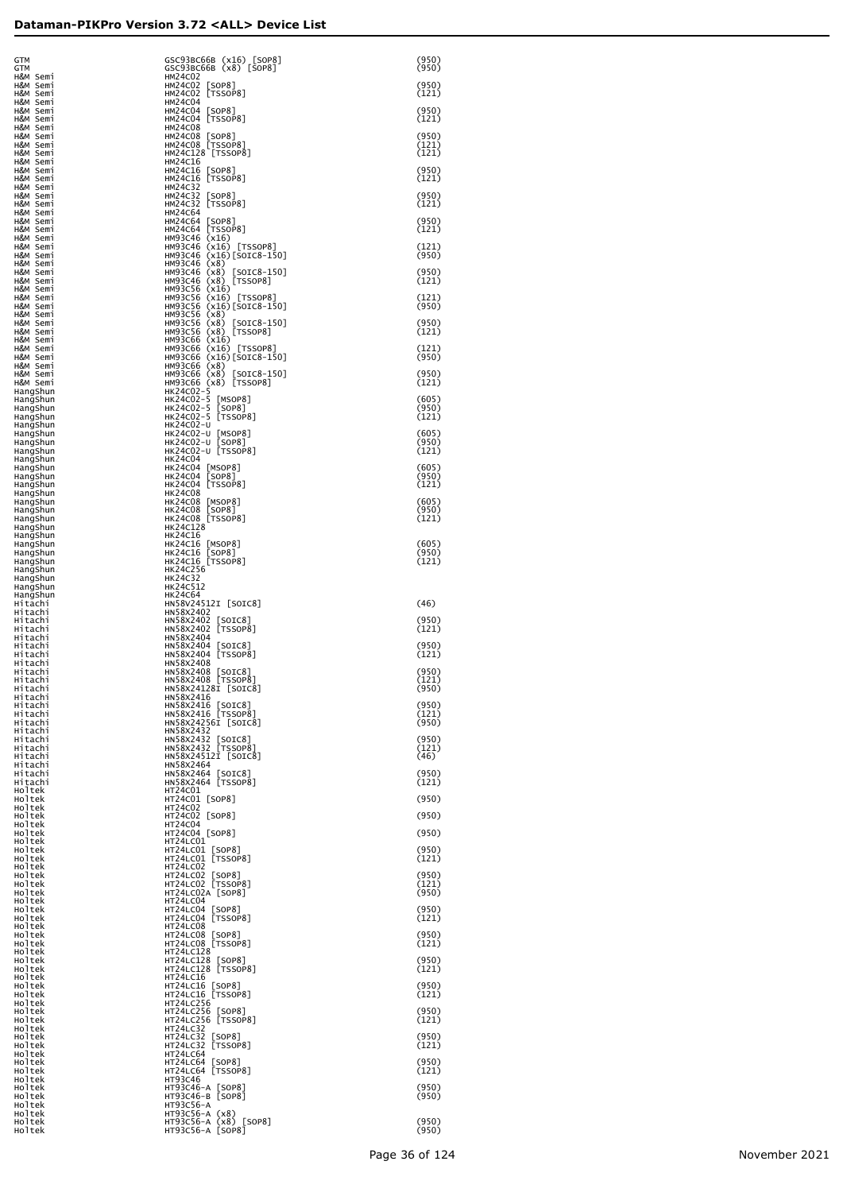| | | |
|---|---|---|
| GTM | GSC93BC66B (x16) [SOP8] | (950) |
| GTM | GSC93BC66B (x8) [SOP8] | (950) |
| H&M Semi | HM24C02 | |
| H&M Semi | HM24C02 [SOP8] | (950) |
| H&M Semi | HM24C02 [TSSOP8] | (121) |
| H&M Semi | HM24C04 | |
| H&M Semi | HM24C04 [SOP8] | (950) |
| H&M Semi | HM24C04 [TSSOP8] | (121) |
| H&M Semi | HM24C08 | |
| H&M Semi | HM24C08 [SOP8] | (950) |
| H&M Semi | HM24C08 [TSSOP8] | (121) |
| H&M Semi | HM24C128 [TSSOP8] | (121) |
| H&M Semi | HM24C16 | |
| H&M Semi | HM24C16 [SOP8] | (950) |
| H&M Semi | HM24C16 [TSSOP8] | (121) |
| H&M Semi | HM24C32 | |
| H&M Semi | HM24C32 [SOP8] | (950) |
| H&M Semi | HM24C32 [TSSOP8] | (121) |
| H&M Semi | HM24C64 | |
| H&M Semi | HM24C64 [SOP8] | (950) |
| H&M Semi | HM24C64 [TSSOP8] | (121) |
| H&M Semi | HM93C46 (x16) | |
| H&M Semi | HM93C46 (x16) [TSSOP8] | (121) |
| H&M Semi | HM93C46 (x16)[SOIC8-150] | (950) |
| H&M Semi | HM93C46 (x8) | |
| H&M Semi | HM93C46 (x8) [SOIC8-150] | (950) |
| H&M Semi | HM93C46 (x8) [TSSOP8] | (121) |
| H&M Semi | HM93C56 (x16) | |
| H&M Semi | HM93C56 (x16) [TSSOP8] | (121) |
| H&M Semi | HM93C56 (x16)[SOIC8-150] | (950) |
| H&M Semi | HM93C56 (x8) | |
| H&M Semi | HM93C56 (x8) [SOIC8-150] | (950) |
| H&M Semi | HM93C56 (x8) [TSSOP8] | (121) |
| H&M Semi | HM93C66 (x16) | |
| H&M Semi | HM93C66 (x16) [TSSOP8] | (121) |
| H&M Semi | HM93C66 (x16)[SOIC8-150] | (950) |
| H&M Semi | HM93C66 (x8) | |
| H&M Semi | HM93C66 (x8) [SOIC8-150] | (950) |
| H&M Semi | HM93C66 (x8) [TSSOP8] | (121) |
| HangShun | HK24C02-5 | |
| HangShun | HK24C02-5 [MSOP8] | (605) |
| HangShun | HK24C02-5 [SOP8] | (950) |
| HangShun | HK24C02-5 [TSSOP8] | (121) |
| HangShun | HK24C02-U | |
| HangShun | HK24C02-U [MSOP8] | (605) |
| HangShun | HK24C02-U [SOP8] | (950) |
| HangShun | HK24C02-U [TSSOP8] | (121) |
| HangShun | HK24C04 | |
| HangShun | HK24C04 [MSOP8] | (605) |
| HangShun | HK24C04 [SOP8] | (950) |
| HangShun | HK24C04 [TSSOP8] | (121) |
| HangShun | HK24C08 | |
| HangShun | HK24C08 [MSOP8] | (605) |
| HangShun | HK24C08 [SOP8] | (950) |
| HangShun | HK24C08 [TSSOP8] | (121) |
| HangShun | HK24C128 | |
| HangShun | HK24C16 | |
| HangShun | HK24C16 [MSOP8] | (605) |
| HangShun | HK24C16 [SOP8] | (950) |
| HangShun | HK24C16 [TSSOP8] | (121) |
| HangShun | HK24C256 | |
| HangShun | HK24C32 | |
| HangShun | HK24C512 | |
| HangShun | HK24C64 | |
| Hitachi | HN58V24512I [SOIC8] | (46) |
| Hitachi | HN58X2402 | |
| Hitachi | HN58X2402 [SOIC8] | (950) |
| Hitachi | HN58X2402 [TSSOP8] | (121) |
| Hitachi | HN58X2404 | |
| Hitachi | HN58X2404 [SOIC8] | (950) |
| Hitachi | HN58X2404 [TSSOP8] | (121) |
| Hitachi | HN58X2408 | |
| Hitachi | HN58X2408 [SOIC8] | (950) |
| Hitachi | HN58X2408 [TSSOP8] | (121) |
| Hitachi | HN58X24128I [SOIC8] | (950) |
| Hitachi | HN58X2416 | |
| Hitachi | HN58X2416 [SOIC8] | (950) |
| Hitachi | HN58X2416 [TSSOP8] | (121) |
| Hitachi | HN58X24256I [SOIC8] | (950) |
| Hitachi | HN58X2432 | |
| Hitachi | HN58X2432 [SOIC8] | (950) |
| Hitachi | HN58X2432 [TSSOP8] | (121) |
| Hitachi | HN58X24512I [SOIC8] | (46) |
| Hitachi | HN58X2464 | |
| Hitachi | HN58X2464 [SOIC8] | (950) |
| Hitachi | HN58X2464 [TSSOP8] | (121) |
| Holtek | HT24C01 | |
| Holtek | HT24C01 [SOP8] | (950) |
| Holtek | HT24C02 | |
| Holtek | HT24C02 [SOP8] | (950) |
| Holtek | HT24C04 | |
| Holtek | HT24C04 [SOP8] | (950) |
| Holtek | HT24LC01 | |
| Holtek | HT24LC01 [SOP8] | (950) |
| Holtek | HT24LC01 [TSSOP8] | (121) |
| Holtek | HT24LC02 | |
| Holtek | HT24LC02 [SOP8] | (950) |
| Holtek | HT24LC02 [TSSOP8] | (121) |
| Holtek | HT24LC02A [SOP8] | (950) |
| Holtek | HT24LC04 | |
| Holtek | HT24LC04 [SOP8] | (950) |
| Holtek | HT24LC04 [TSSOP8] | (121) |
| Holtek | HT24LC08 | |
| Holtek | HT24LC08 [SOP8] | (950) |
| Holtek | HT24LC08 [TSSOP8] | (121) |
| Holtek | HT24LC128 | |
| Holtek | HT24LC128 [SOP8] | (950) |
| Holtek | HT24LC128 [TSSOP8] | (121) |
| Holtek | HT24LC16 | |
| Holtek | HT24LC16 [SOP8] | (950) |
| Holtek | HT24LC16 [TSSOP8] | (121) |
| Holtek | HT24LC256 | |
| Holtek | HT24LC256 [SOP8] | (950) |
| Holtek | HT24LC256 [TSSOP8] | (121) |
| Holtek | HT24LC32 | |
| Holtek | HT24LC32 [SOP8] | (950) |
| Holtek | HT24LC32 [TSSOP8] | (121) |
| Holtek | HT24LC64 | |
| Holtek | HT24LC64 [SOP8] | (950) |
| Holtek | HT24LC64 [TSSOP8] | (121) |
| Holtek | HT93C46 | |
| Holtek | HT93C46-A [SOP8] | (950) |
| Holtek | HT93C46-B [SOP8] | (950) |
| Holtek | HT93C56-A | |
| Holtek | HT93C56-A (x8) | |
| Holtek | HT93C56-A (x8) [SOP8] | (950) |
| Holtek | HT93C56-A [SOP8] | (950) |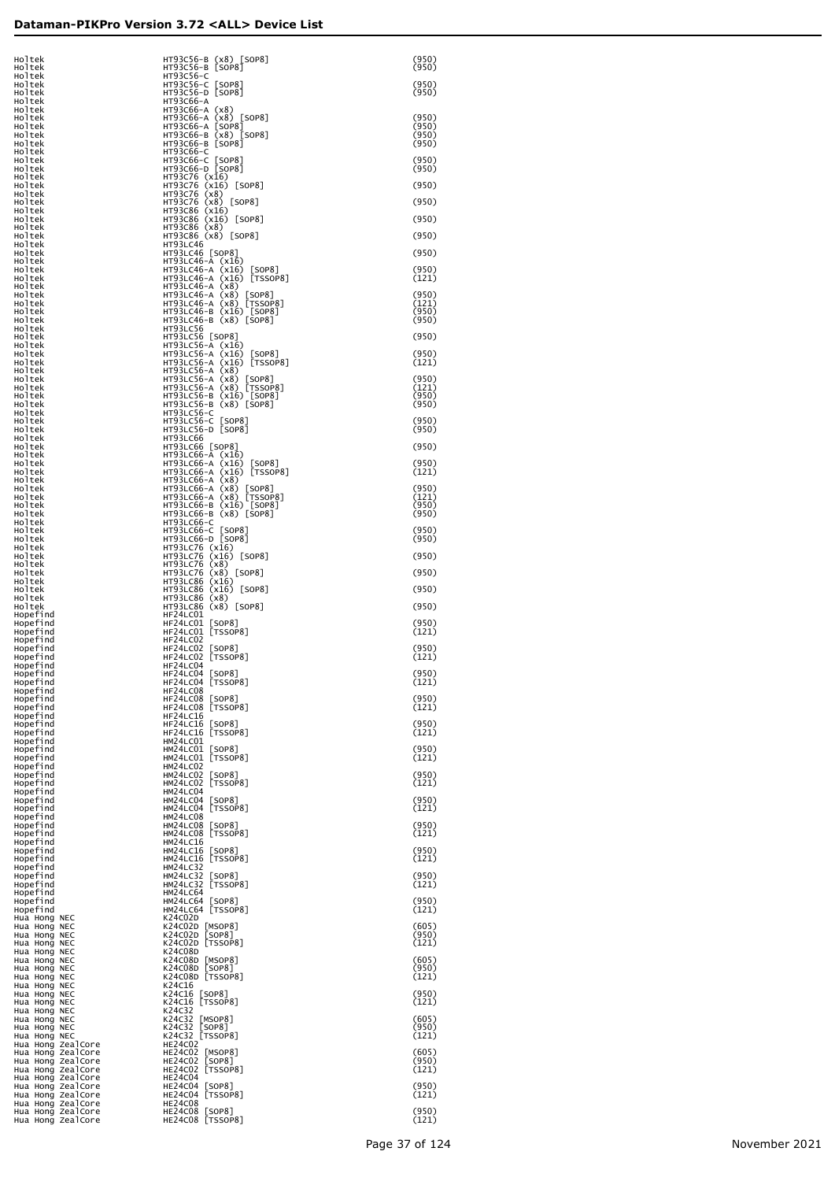| Manufacturer | Device | Adapter |
|---|---|---|
| Holtek | HT93C56-B (x8) [SOP8] | (950) |
| Holtek | HT93C56-B [SOP8] | (950) |
| Holtek | HT93C56-C | |
| Holtek | HT93C56-C [SOP8] | (950) |
| Holtek | HT93C56-D [SOP8] | (950) |
| Holtek | HT93C66-A | |
| Holtek | HT93C66-A (x8) | |
| Holtek | HT93C66-A (x8) [SOP8] | (950) |
| Holtek | HT93C66-A [SOP8] | (950) |
| Holtek | HT93C66-B (x8) [SOP8] | (950) |
| Holtek | HT93C66-B [SOP8] | (950) |
| Holtek | HT93C66-C | |
| Holtek | HT93C66-C [SOP8] | (950) |
| Holtek | HT93C66-D [SOP8] | (950) |
| Holtek | HT93C76 (x16) | |
| Holtek | HT93C76 (x16) [SOP8] | (950) |
| Holtek | HT93C76 (x8) | |
| Holtek | HT93C76 (x8) [SOP8] | (950) |
| Holtek | HT93C86 (x16) | |
| Holtek | HT93C86 (x16) [SOP8] | (950) |
| Holtek | HT93C86 (x8) | |
| Holtek | HT93C86 (x8) [SOP8] | (950) |
| Holtek | HT93LC46 | |
| Holtek | HT93LC46 [SOP8] | (950) |
| Holtek | HT93LC46-A (x16) | |
| Holtek | HT93LC46-A (x16) [SOP8] | (950) |
| Holtek | HT93LC46-A (x16) [TSSOP8] | (121) |
| Holtek | HT93LC46-A (x8) | |
| Holtek | HT93LC46-A (x8) [SOP8] | (950) |
| Holtek | HT93LC46-A (x8) [TSSOP8] | (121) |
| Holtek | HT93LC46-B (x16) [SOP8] | (950) |
| Holtek | HT93LC46-B (x8) [SOP8] | (950) |
| Holtek | HT93LC56 | |
| Holtek | HT93LC56 [SOP8] | (950) |
| Holtek | HT93LC56-A (x16) | |
| Holtek | HT93LC56-A (x16) [SOP8] | (950) |
| Holtek | HT93LC56-A (x16) [TSSOP8] | (121) |
| Holtek | HT93LC56-A (x8) | |
| Holtek | HT93LC56-A (x8) [SOP8] | (950) |
| Holtek | HT93LC56-A (x8) [TSSOP8] | (121) |
| Holtek | HT93LC56-B (x16) [SOP8] | (950) |
| Holtek | HT93LC56-B (x8) [SOP8] | (950) |
| Holtek | HT93LC56-C | |
| Holtek | HT93LC56-C [SOP8] | (950) |
| Holtek | HT93LC56-D [SOP8] | (950) |
| Holtek | HT93LC66 | |
| Holtek | HT93LC66 [SOP8] | (950) |
| Holtek | HT93LC66-A (x16) | |
| Holtek | HT93LC66-A (x16) [SOP8] | (950) |
| Holtek | HT93LC66-A (x16) [TSSOP8] | (121) |
| Holtek | HT93LC66-A (x8) | |
| Holtek | HT93LC66-A (x8) [SOP8] | (950) |
| Holtek | HT93LC66-A (x8) [TSSOP8] | (121) |
| Holtek | HT93LC66-B (x16) [SOP8] | (950) |
| Holtek | HT93LC66-B (x8) [SOP8] | (950) |
| Holtek | HT93LC66-C | |
| Holtek | HT93LC66-C [SOP8] | (950) |
| Holtek | HT93LC66-D [SOP8] | (950) |
| Holtek | HT93LC76 (x16) | |
| Holtek | HT93LC76 (x16) [SOP8] | (950) |
| Holtek | HT93LC76 (x8) | |
| Holtek | HT93LC76 (x8) [SOP8] | (950) |
| Holtek | HT93LC86 (x16) | |
| Holtek | HT93LC86 (x16) [SOP8] | (950) |
| Holtek | HT93LC86 (x8) | |
| Holtek | HT93LC86 (x8) [SOP8] | (950) |
| Hopefind | HF24LC01 | |
| Hopefind | HF24LC01 [SOP8] | (950) |
| Hopefind | HF24LC01 [TSSOP8] | (121) |
| Hopefind | HF24LC02 | |
| Hopefind | HF24LC02 [SOP8] | (950) |
| Hopefind | HF24LC02 [TSSOP8] | (121) |
| Hopefind | HF24LC04 | |
| Hopefind | HF24LC04 [SOP8] | (950) |
| Hopefind | HF24LC04 [TSSOP8] | (121) |
| Hopefind | HF24LC08 | |
| Hopefind | HF24LC08 [SOP8] | (950) |
| Hopefind | HF24LC08 [TSSOP8] | (121) |
| Hopefind | HF24LC16 | |
| Hopefind | HF24LC16 [SOP8] | (950) |
| Hopefind | HF24LC16 [TSSOP8] | (121) |
| Hopefind | HM24LC01 | |
| Hopefind | HM24LC01 [SOP8] | (950) |
| Hopefind | HM24LC01 [TSSOP8] | (121) |
| Hopefind | HM24LC02 | |
| Hopefind | HM24LC02 [SOP8] | (950) |
| Hopefind | HM24LC02 [TSSOP8] | (121) |
| Hopefind | HM24LC04 | |
| Hopefind | HM24LC04 [SOP8] | (950) |
| Hopefind | HM24LC04 [TSSOP8] | (121) |
| Hopefind | HM24LC08 | |
| Hopefind | HM24LC08 [SOP8] | (950) |
| Hopefind | HM24LC08 [TSSOP8] | (121) |
| Hopefind | HM24LC16 | |
| Hopefind | HM24LC16 [SOP8] | (950) |
| Hopefind | HM24LC16 [TSSOP8] | (121) |
| Hopefind | HM24LC32 | |
| Hopefind | HM24LC32 [SOP8] | (950) |
| Hopefind | HM24LC32 [TSSOP8] | (121) |
| Hopefind | HM24LC64 | |
| Hopefind | HM24LC64 [SOP8] | (950) |
| Hopefind | HM24LC64 [TSSOP8] | (121) |
| Hua Hong NEC | K24C02D | |
| Hua Hong NEC | K24C02D [MSOP8] | (605) |
| Hua Hong NEC | K24C02D [SOP8] | (950) |
| Hua Hong NEC | K24C02D [TSSOP8] | (121) |
| Hua Hong NEC | K24C08D | |
| Hua Hong NEC | K24C08D [MSOP8] | (605) |
| Hua Hong NEC | K24C08D [SOP8] | (950) |
| Hua Hong NEC | K24C08D [TSSOP8] | (121) |
| Hua Hong NEC | K24C16 | |
| Hua Hong NEC | K24C16 [SOP8] | (950) |
| Hua Hong NEC | K24C16 [TSSOP8] | (121) |
| Hua Hong NEC | K24C32 | |
| Hua Hong NEC | K24C32 [MSOP8] | (605) |
| Hua Hong NEC | K24C32 [SOP8] | (950) |
| Hua Hong NEC | K24C32 [TSSOP8] | (121) |
| Hua Hong ZealCore | HE24C02 | |
| Hua Hong ZealCore | HE24C02 [MSOP8] | (605) |
| Hua Hong ZealCore | HE24C02 [SOP8] | (950) |
| Hua Hong ZealCore | HE24C02 [TSSOP8] | (121) |
| Hua Hong ZealCore | HE24C04 | |
| Hua Hong ZealCore | HE24C04 [SOP8] | (950) |
| Hua Hong ZealCore | HE24C04 [TSSOP8] | (121) |
| Hua Hong ZealCore | HE24C08 | |
| Hua Hong ZealCore | HE24C08 [SOP8] | (950) |
| Hua Hong ZealCore | HE24C08 [TSSOP8] | (121) |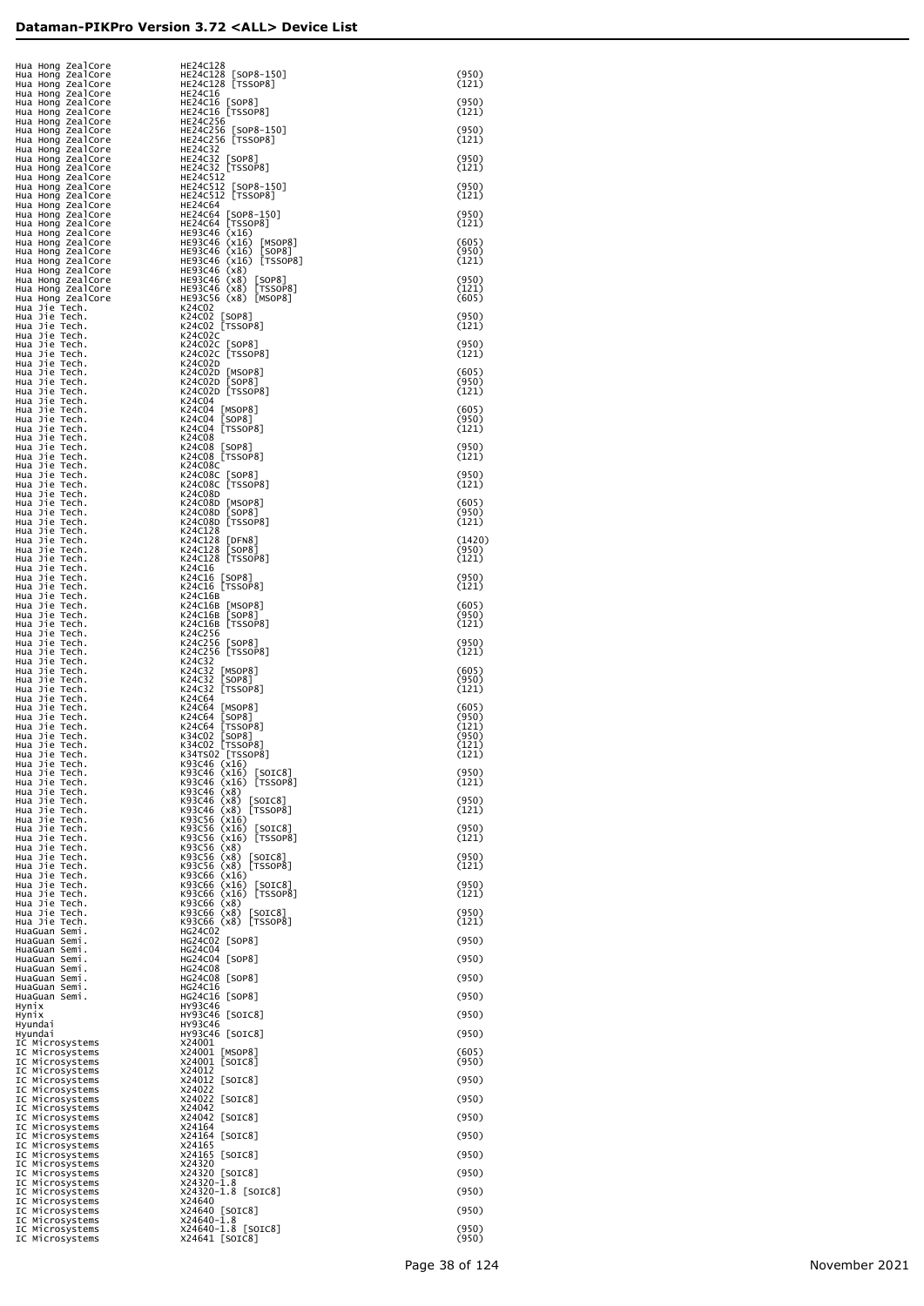## Dataman-PIKPro Version 3.72 <ALL> Device List

| Manufacturer | Device | Code |
|---|---|---|
| Hua Hong ZealCore | HE24C128 | |
| Hua Hong ZealCore | HE24C128 [SOP8-150] | (950) |
| Hua Hong ZealCore | HE24C128 [TSSOP8] | (121) |
| Hua Hong ZealCore | HE24C16 | |
| Hua Hong ZealCore | HE24C16 [SOP8] | (950) |
| Hua Hong ZealCore | HE24C16 [TSSOP8] | (121) |
| Hua Hong ZealCore | HE24C256 | |
| Hua Hong ZealCore | HE24C256 [SOP8-150] | (950) |
| Hua Hong ZealCore | HE24C256 [TSSOP8] | (121) |
| Hua Hong ZealCore | HE24C32 | |
| Hua Hong ZealCore | HE24C32 [SOP8] | (950) |
| Hua Hong ZealCore | HE24C32 [TSSOP8] | (121) |
| Hua Hong ZealCore | HE24C512 | |
| Hua Hong ZealCore | HE24C512 [SOP8-150] | (950) |
| Hua Hong ZealCore | HE24C512 [TSSOP8] | (121) |
| Hua Hong ZealCore | HE24C64 | |
| Hua Hong ZealCore | HE24C64 [SOP8-150] | (950) |
| Hua Hong ZealCore | HE24C64 [TSSOP8] | (121) |
| Hua Hong ZealCore | HE93C46 (x16) | |
| Hua Hong ZealCore | HE93C46 (x16) [MSOP8] | (605) |
| Hua Hong ZealCore | HE93C46 (x16) [SOP8] | (950) |
| Hua Hong ZealCore | HE93C46 (x16) [TSSOP8] | (121) |
| Hua Hong ZealCore | HE93C46 (x8) | |
| Hua Hong ZealCore | HE93C46 (x8) [SOP8] | (950) |
| Hua Hong ZealCore | HE93C46 (x8) [TSSOP8] | (121) |
| Hua Hong ZealCore | HE93C56 (x8) [MSOP8] | (605) |
| Hua Jie Tech. | K24C02 | |
| Hua Jie Tech. | K24C02 [SOP8] | (950) |
| Hua Jie Tech. | K24C02 [TSSOP8] | (121) |
| Hua Jie Tech. | K24C02C | |
| Hua Jie Tech. | K24C02C [SOP8] | (950) |
| Hua Jie Tech. | K24C02C [TSSOP8] | (121) |
| Hua Jie Tech. | K24C02D | |
| Hua Jie Tech. | K24C02D [MSOP8] | (605) |
| Hua Jie Tech. | K24C02D [SOP8] | (950) |
| Hua Jie Tech. | K24C02D [TSSOP8] | (121) |
| Hua Jie Tech. | K24C04 | |
| Hua Jie Tech. | K24C04 [MSOP8] | (605) |
| Hua Jie Tech. | K24C04 [SOP8] | (950) |
| Hua Jie Tech. | K24C04 [TSSOP8] | (121) |
| Hua Jie Tech. | K24C08 | |
| Hua Jie Tech. | K24C08 [SOP8] | (950) |
| Hua Jie Tech. | K24C08 [TSSOP8] | (121) |
| Hua Jie Tech. | K24C08C | |
| Hua Jie Tech. | K24C08C [SOP8] | (950) |
| Hua Jie Tech. | K24C08C [TSSOP8] | (121) |
| Hua Jie Tech. | K24C08D | |
| Hua Jie Tech. | K24C08D [MSOP8] | (605) |
| Hua Jie Tech. | K24C08D [SOP8] | (950) |
| Hua Jie Tech. | K24C08D [TSSOP8] | (121) |
| Hua Jie Tech. | K24C128 | |
| Hua Jie Tech. | K24C128 [DFN8] | (1420) |
| Hua Jie Tech. | K24C128 [SOP8] | (950) |
| Hua Jie Tech. | K24C128 [TSSOP8] | (121) |
| Hua Jie Tech. | K24C16 | |
| Hua Jie Tech. | K24C16 [SOP8] | (950) |
| Hua Jie Tech. | K24C16 [TSSOP8] | (121) |
| Hua Jie Tech. | K24C16B | |
| Hua Jie Tech. | K24C16B [MSOP8] | (605) |
| Hua Jie Tech. | K24C16B [SOP8] | (950) |
| Hua Jie Tech. | K24C16B [TSSOP8] | (121) |
| Hua Jie Tech. | K24C256 | |
| Hua Jie Tech. | K24C256 [SOP8] | (950) |
| Hua Jie Tech. | K24C256 [TSSOP8] | (121) |
| Hua Jie Tech. | K24C32 | |
| Hua Jie Tech. | K24C32 [MSOP8] | (605) |
| Hua Jie Tech. | K24C32 [SOP8] | (950) |
| Hua Jie Tech. | K24C32 [TSSOP8] | (121) |
| Hua Jie Tech. | K24C64 | |
| Hua Jie Tech. | K24C64 [MSOP8] | (605) |
| Hua Jie Tech. | K24C64 [SOP8] | (950) |
| Hua Jie Tech. | K24C64 [TSSOP8] | (121) |
| Hua Jie Tech. | K34C02 [SOP8] | (950) |
| Hua Jie Tech. | K34C02 [TSSOP8] | (121) |
| Hua Jie Tech. | K34TS02 [TSSOP8] | (121) |
| Hua Jie Tech. | K93C46 (x16) | |
| Hua Jie Tech. | K93C46 (x16) [SOIC8] | (950) |
| Hua Jie Tech. | K93C46 (x16) [TSSOP8] | (121) |
| Hua Jie Tech. | K93C46 (x8) | |
| Hua Jie Tech. | K93C46 (x8) [SOIC8] | (950) |
| Hua Jie Tech. | K93C46 (x8) [TSSOP8] | (121) |
| Hua Jie Tech. | K93C56 (x16) | |
| Hua Jie Tech. | K93C56 (x16) [SOIC8] | (950) |
| Hua Jie Tech. | K93C56 (x16) [TSSOP8] | (121) |
| Hua Jie Tech. | K93C56 (x8) | |
| Hua Jie Tech. | K93C56 (x8) [SOIC8] | (950) |
| Hua Jie Tech. | K93C56 (x8) [TSSOP8] | (121) |
| Hua Jie Tech. | K93C66 (x16) | |
| Hua Jie Tech. | K93C66 (x16) [SOIC8] | (950) |
| Hua Jie Tech. | K93C66 (x16) [TSSOP8] | (121) |
| Hua Jie Tech. | K93C66 (x8) | |
| Hua Jie Tech. | K93C66 (x8) [SOIC8] | (950) |
| Hua Jie Tech. | K93C66 (x8) [TSSOP8] | (121) |
| HuaGuan Semi. | HG24C02 | |
| HuaGuan Semi. | HG24C02 [SOP8] | (950) |
| HuaGuan Semi. | HG24C04 | |
| HuaGuan Semi. | HG24C04 [SOP8] | (950) |
| HuaGuan Semi. | HG24C08 | |
| HuaGuan Semi. | HG24C08 [SOP8] | (950) |
| HuaGuan Semi. | HG24C16 | |
| HuaGuan Semi. | HG24C16 [SOP8] | (950) |
| Hynix | HY93C46 | |
| Hynix | HY93C46 [SOIC8] | (950) |
| Hyundai | HY93C46 | |
| Hyundai | HY93C46 [SOIC8] | (950) |
| IC Microsystems | X24001 | |
| IC Microsystems | X24001 [MSOP8] | (605) |
| IC Microsystems | X24001 [SOIC8] | (950) |
| IC Microsystems | X24012 | |
| IC Microsystems | X24012 [SOIC8] | (950) |
| IC Microsystems | X24022 | |
| IC Microsystems | X24022 [SOIC8] | (950) |
| IC Microsystems | X24042 | |
| IC Microsystems | X24042 [SOIC8] | (950) |
| IC Microsystems | X24164 | |
| IC Microsystems | X24164 [SOIC8] | (950) |
| IC Microsystems | X24165 | |
| IC Microsystems | X24165 [SOIC8] | (950) |
| IC Microsystems | X24320 | |
| IC Microsystems | X24320 [SOIC8] | (950) |
| IC Microsystems | X24320-1.8 | |
| IC Microsystems | X24320-1.8 [SOIC8] | (950) |
| IC Microsystems | X24640 | |
| IC Microsystems | X24640 [SOIC8] | (950) |
| IC Microsystems | X24640-1.8 | |
| IC Microsystems | X24640-1.8 [SOIC8] | (950) |
| IC Microsystems | X24641 [SOIC8] | (950) |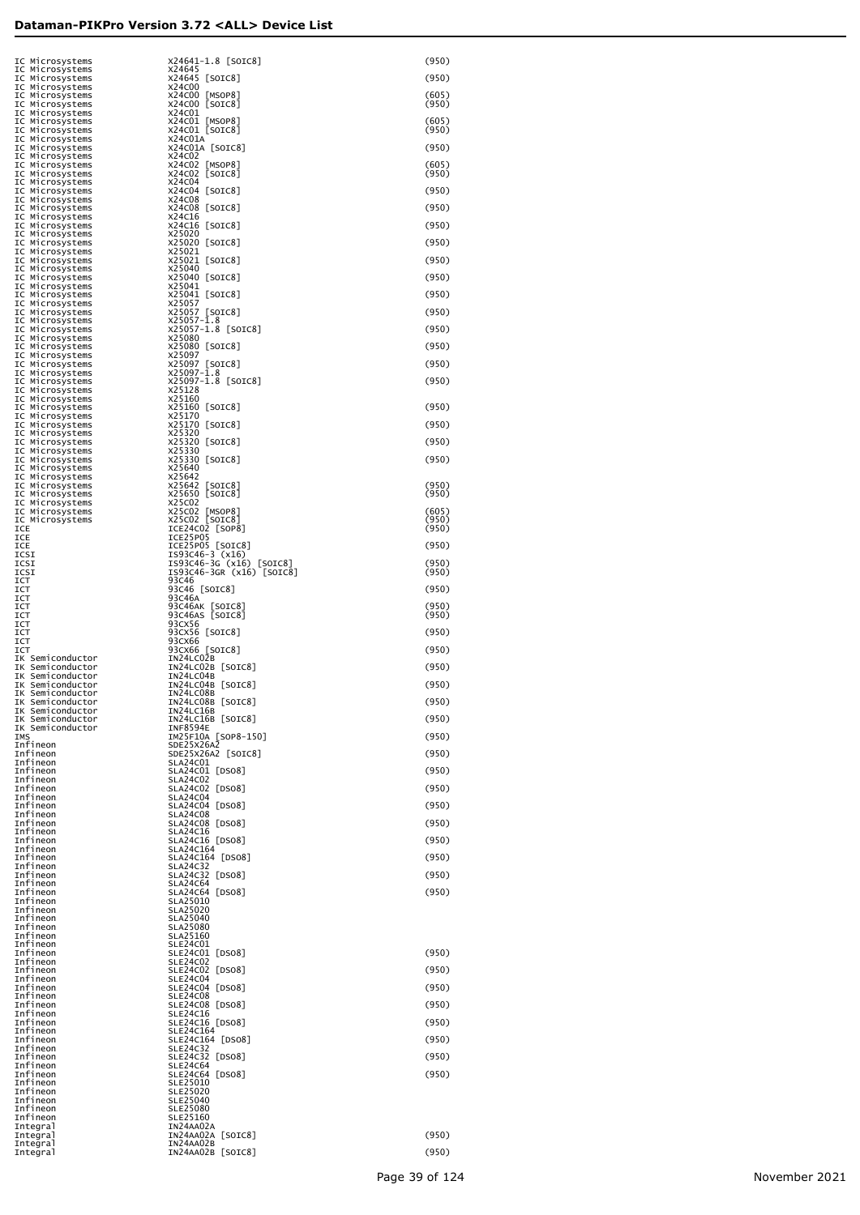| Manufacturer | Device | Code |
|---|---|---|
| IC Microsystems | X24641-1.8 [SOIC8] | (950) |
| IC Microsystems | X24645 | |
| IC Microsystems | X24645 [SOIC8] | (950) |
| IC Microsystems | X24C00 | |
| IC Microsystems | X24C00 [MSOP8] | (605) |
| IC Microsystems | X24C00 [SOIC8] | (950) |
| IC Microsystems | X24C01 | |
| IC Microsystems | X24C01 [MSOP8] | (605) |
| IC Microsystems | X24C01 [SOIC8] | (950) |
| IC Microsystems | X24C01A | |
| IC Microsystems | X24C01A [SOIC8] | (950) |
| IC Microsystems | X24C02 | |
| IC Microsystems | X24C02 [MSOP8] | (605) |
| IC Microsystems | X24C02 [SOIC8] | (950) |
| IC Microsystems | X24C04 | |
| IC Microsystems | X24C04 [SOIC8] | (950) |
| IC Microsystems | X24C08 | |
| IC Microsystems | X24C08 [SOIC8] | (950) |
| IC Microsystems | X24C16 | |
| IC Microsystems | X24C16 [SOIC8] | (950) |
| IC Microsystems | X25020 | |
| IC Microsystems | X25020 [SOIC8] | (950) |
| IC Microsystems | X25021 | |
| IC Microsystems | X25021 [SOIC8] | (950) |
| IC Microsystems | X25040 | |
| IC Microsystems | X25040 [SOIC8] | (950) |
| IC Microsystems | X25041 | |
| IC Microsystems | X25041 [SOIC8] | (950) |
| IC Microsystems | X25057 | |
| IC Microsystems | X25057 [SOIC8] | (950) |
| IC Microsystems | X25057-1.8 | |
| IC Microsystems | X25057-1.8 [SOIC8] | (950) |
| IC Microsystems | X25080 | |
| IC Microsystems | X25080 [SOIC8] | (950) |
| IC Microsystems | X25097 | |
| IC Microsystems | X25097 [SOIC8] | (950) |
| IC Microsystems | X25097-1.8 | |
| IC Microsystems | X25097-1.8 [SOIC8] | (950) |
| IC Microsystems | X25128 | |
| IC Microsystems | X25160 | |
| IC Microsystems | X25160 [SOIC8] | (950) |
| IC Microsystems | X25170 | |
| IC Microsystems | X25170 [SOIC8] | (950) |
| IC Microsystems | X25320 | |
| IC Microsystems | X25320 [SOIC8] | (950) |
| IC Microsystems | X25330 | |
| IC Microsystems | X25330 [SOIC8] | (950) |
| IC Microsystems | X25640 | |
| IC Microsystems | X25642 | |
| IC Microsystems | X25642 [SOIC8] | (950) |
| IC Microsystems | X25650 [SOIC8] | (950) |
| IC Microsystems | X25C02 | |
| IC Microsystems | X25C02 [MSOP8] | (605) |
| IC Microsystems | X25C02 [SOIC8] | (950) |
| ICE | ICE24C02 [SOP8] | (950) |
| ICE | ICE25P05 | |
| ICE | ICE25P05 [SOIC8] | (950) |
| ICSI | IS93C46-3 (x16) | |
| ICSI | IS93C46-3G (x16) [SOIC8] | (950) |
| ICSI | IS93C46-3GR (x16) [SOIC8] | (950) |
| ICT | 93C46 | |
| ICT | 93C46 [SOIC8] | (950) |
| ICT | 93C46A | |
| ICT | 93C46AK [SOIC8] | (950) |
| ICT | 93C46AS [SOIC8] | (950) |
| ICT | 93CX56 | |
| ICT | 93CX56 [SOIC8] | (950) |
| ICT | 93CX66 | |
| ICT | 93CX66 [SOIC8] | (950) |
| IK Semiconductor | IN24LC02B | |
| IK Semiconductor | IN24LC02B [SOIC8] | (950) |
| IK Semiconductor | IN24LC04B | |
| IK Semiconductor | IN24LC04B [SOIC8] | (950) |
| IK Semiconductor | IN24LC08B | |
| IK Semiconductor | IN24LC08B [SOIC8] | (950) |
| IK Semiconductor | IN24LC16B | |
| IK Semiconductor | IN24LC16B [SOIC8] | (950) |
| IK Semiconductor | INF8594E | |
| IMS | IM25F10A [SOP8-150] | (950) |
| Infineon | SDE25X26A2 | |
| Infineon | SDE25X26A2 [SOIC8] | (950) |
| Infineon | SLA24C01 | |
| Infineon | SLA24C01 [DSO8] | (950) |
| Infineon | SLA24C02 | |
| Infineon | SLA24C02 [DSO8] | (950) |
| Infineon | SLA24C04 | |
| Infineon | SLA24C04 [DSO8] | (950) |
| Infineon | SLA24C08 | |
| Infineon | SLA24C08 [DSO8] | (950) |
| Infineon | SLA24C16 | |
| Infineon | SLA24C16 [DSO8] | (950) |
| Infineon | SLA24C164 | |
| Infineon | SLA24C164 [DSO8] | (950) |
| Infineon | SLA24C32 | |
| Infineon | SLA24C32 [DSO8] | (950) |
| Infineon | SLA24C64 | |
| Infineon | SLA24C64 [DSO8] | (950) |
| Infineon | SLA25010 | |
| Infineon | SLA25020 | |
| Infineon | SLA25040 | |
| Infineon | SLA25080 | |
| Infineon | SLA25160 | |
| Infineon | SLE24C01 | |
| Infineon | SLE24C01 [DSO8] | (950) |
| Infineon | SLE24C02 | |
| Infineon | SLE24C02 [DSO8] | (950) |
| Infineon | SLE24C04 | |
| Infineon | SLE24C04 [DSO8] | (950) |
| Infineon | SLE24C08 | |
| Infineon | SLE24C08 [DSO8] | (950) |
| Infineon | SLE24C16 | |
| Infineon | SLE24C16 [DSO8] | (950) |
| Infineon | SLE24C164 | |
| Infineon | SLE24C164 [DSO8] | (950) |
| Infineon | SLE24C32 | |
| Infineon | SLE24C32 [DSO8] | (950) |
| Infineon | SLE24C64 | |
| Infineon | SLE24C64 [DSO8] | (950) |
| Infineon | SLE25010 | |
| Infineon | SLE25020 | |
| Infineon | SLE25040 | |
| Infineon | SLE25080 | |
| Infineon | SLE25160 | |
| Integral | IN24AA02A | |
| Integral | IN24AA02A [SOIC8] | (950) |
| Integral | IN24AA02B | |
| Integral | IN24AA02B [SOIC8] | (950) |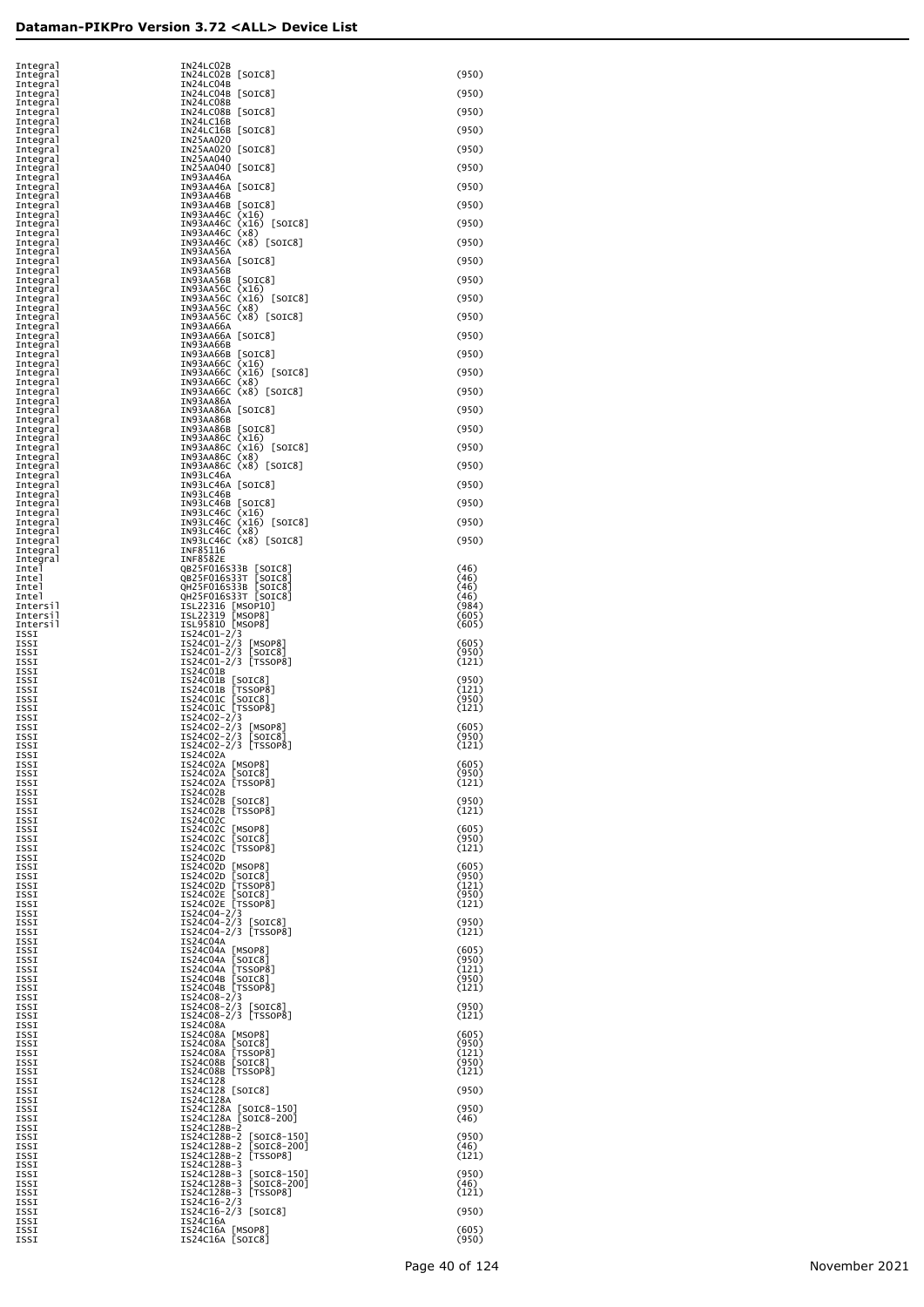## Dataman-PIKPro Version 3.72 <ALL> Device List

| Manufacturer | Device | Adapter |
|---|---|---|
| Integral | IN24LC02B | |
| Integral | IN24LC02B [SOIC8] | (950) |
| Integral | IN24LC04B | |
| Integral | IN24LC04B [SOIC8] | (950) |
| Integral | IN24LC08B | |
| Integral | IN24LC08B [SOIC8] | (950) |
| Integral | IN24LC16B | |
| Integral | IN24LC16B [SOIC8] | (950) |
| Integral | IN25AA020 | |
| Integral | IN25AA020 [SOIC8] | (950) |
| Integral | IN25AA040 | |
| Integral | IN25AA040 [SOIC8] | (950) |
| Integral | IN93AA46A | |
| Integral | IN93AA46A [SOIC8] | (950) |
| Integral | IN93AA46B | |
| Integral | IN93AA46B [SOIC8] | (950) |
| Integral | IN93AA46C (x16) | |
| Integral | IN93AA46C (x16) [SOIC8] | (950) |
| Integral | IN93AA46C (x8) | |
| Integral | IN93AA46C (x8) [SOIC8] | (950) |
| Integral | IN93AA56A | |
| Integral | IN93AA56A [SOIC8] | (950) |
| Integral | IN93AA56B | |
| Integral | IN93AA56B [SOIC8] | (950) |
| Integral | IN93AA56C (x16) | |
| Integral | IN93AA56C (x16) [SOIC8] | (950) |
| Integral | IN93AA56C (x8) | |
| Integral | IN93AA56C (x8) [SOIC8] | (950) |
| Integral | IN93AA66A | |
| Integral | IN93AA66A [SOIC8] | (950) |
| Integral | IN93AA66B | |
| Integral | IN93AA66B [SOIC8] | (950) |
| Integral | IN93AA66C (x16) | |
| Integral | IN93AA66C (x16) [SOIC8] | (950) |
| Integral | IN93AA66C (x8) | |
| Integral | IN93AA66C (x8) [SOIC8] | (950) |
| Integral | IN93AA86A | |
| Integral | IN93AA86A [SOIC8] | (950) |
| Integral | IN93AA86B | |
| Integral | IN93AA86B [SOIC8] | (950) |
| Integral | IN93AA86C (x16) | |
| Integral | IN93AA86C (x16) [SOIC8] | (950) |
| Integral | IN93AA86C (x8) | |
| Integral | IN93AA86C (x8) [SOIC8] | (950) |
| Integral | IN93LC46A | |
| Integral | IN93LC46A [SOIC8] | (950) |
| Integral | IN93LC46B | |
| Integral | IN93LC46B [SOIC8] | (950) |
| Integral | IN93LC46C (x16) | |
| Integral | IN93LC46C (x16) [SOIC8] | (950) |
| Integral | IN93LC46C (x8) | |
| Integral | IN93LC46C (x8) [SOIC8] | (950) |
| Integral | INF85116 | |
| Integral | INF8582E | |
| Intel | QB25F016S33B [SOIC8] | (46) |
| Intel | QB25F016S33T [SOIC8] | (46) |
| Intel | QH25F016S33B [SOIC8] | (46) |
| Intel | QH25F016S33T [SOIC8] | (46) |
| Intersil | ISL22316 [MSOP10] | (984) |
| Intersil | ISL22319 [MSOP8] | (605) |
| Intersil | ISL95810 [MSOP8] | (605) |
| ISSI | IS24C01-2/3 | |
| ISSI | IS24C01-2/3 [MSOP8] | (605) |
| ISSI | IS24C01-2/3 [SOIC8] | (950) |
| ISSI | IS24C01-2/3 [TSSOP8] | (121) |
| ISSI | IS24C01B | |
| ISSI | IS24C01B [SOIC8] | (950) |
| ISSI | IS24C01B [TSSOP8] | (121) |
| ISSI | IS24C01C [SOIC8] | (950) |
| ISSI | IS24C01C [TSSOP8] | (121) |
| ISSI | IS24C02-2/3 | |
| ISSI | IS24C02-2/3 [MSOP8] | (605) |
| ISSI | IS24C02-2/3 [SOIC8] | (950) |
| ISSI | IS24C02-2/3 [TSSOP8] | (121) |
| ISSI | IS24C02A | |
| ISSI | IS24C02A [MSOP8] | (605) |
| ISSI | IS24C02A [SOIC8] | (950) |
| ISSI | IS24C02A [TSSOP8] | (121) |
| ISSI | IS24C02B | |
| ISSI | IS24C02B [SOIC8] | (950) |
| ISSI | IS24C02B [TSSOP8] | (121) |
| ISSI | IS24C02C | |
| ISSI | IS24C02C [MSOP8] | (605) |
| ISSI | IS24C02C [SOIC8] | (950) |
| ISSI | IS24C02C [TSSOP8] | (121) |
| ISSI | IS24C02D | |
| ISSI | IS24C02D [MSOP8] | (605) |
| ISSI | IS24C02D [SOIC8] | (950) |
| ISSI | IS24C02D [TSSOP8] | (121) |
| ISSI | IS24C02E [SOIC8] | (950) |
| ISSI | IS24C02E [TSSOP8] | (121) |
| ISSI | IS24C04-2/3 | |
| ISSI | IS24C04-2/3 [SOIC8] | (950) |
| ISSI | IS24C04-2/3 [TSSOP8] | (121) |
| ISSI | IS24C04A | |
| ISSI | IS24C04A [MSOP8] | (605) |
| ISSI | IS24C04A [SOIC8] | (950) |
| ISSI | IS24C04A [TSSOP8] | (121) |
| ISSI | IS24C04B [SOIC8] | (950) |
| ISSI | IS24C04B [TSSOP8] | (121) |
| ISSI | IS24C08-2/3 | |
| ISSI | IS24C08-2/3 [SOIC8] | (950) |
| ISSI | IS24C08-2/3 [TSSOP8] | (121) |
| ISSI | IS24C08A | |
| ISSI | IS24C08A [MSOP8] | (605) |
| ISSI | IS24C08A [SOIC8] | (950) |
| ISSI | IS24C08A [TSSOP8] | (121) |
| ISSI | IS24C08B [SOIC8] | (950) |
| ISSI | IS24C08B [TSSOP8] | (121) |
| ISSI | IS24C128 | |
| ISSI | IS24C128 [SOIC8] | (950) |
| ISSI | IS24C128A | |
| ISSI | IS24C128A [SOIC8-150] | (950) |
| ISSI | IS24C128A [SOIC8-200] | (46) |
| ISSI | IS24C128B-2 | |
| ISSI | IS24C128B-2 [SOIC8-150] | (950) |
| ISSI | IS24C128B-2 [SOIC8-200] | (46) |
| ISSI | IS24C128B-2 [TSSOP8] | (121) |
| ISSI | IS24C128B-3 | |
| ISSI | IS24C128B-3 [SOIC8-150] | (950) |
| ISSI | IS24C128B-3 [SOIC8-200] | (46) |
| ISSI | IS24C128B-3 [TSSOP8] | (121) |
| ISSI | IS24C16-2/3 | |
| ISSI | IS24C16-2/3 [SOIC8] | (950) |
| ISSI | IS24C16A | |
| ISSI | IS24C16A [MSOP8] | (605) |
| ISSI | IS24C16A [SOIC8] | (950) |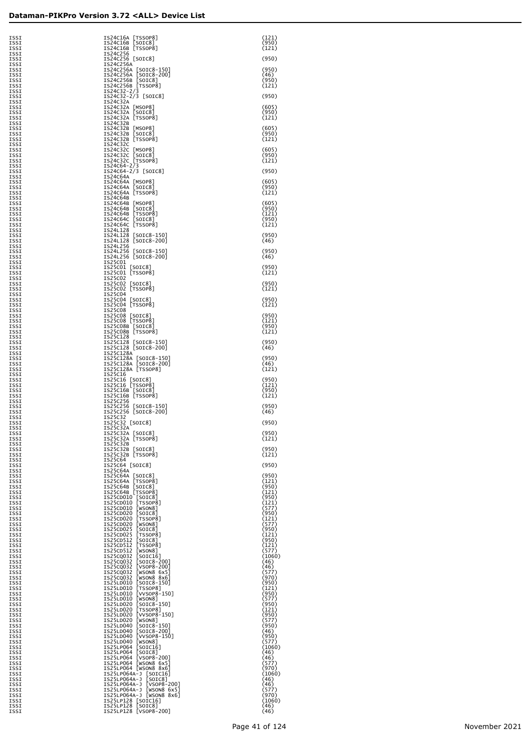| | | |
|---|---|---|
| ISSI | IS24C16A [TSSOP8] | (121) |
| ISSI | IS24C16B [SOIC8] | (950) |
| ISSI | IS24C16B [TSSOP8] | (121) |
| ISSI | IS24C256 | |
| ISSI | IS24C256 [SOIC8] | (950) |
| ISSI | IS24C256A | |
| ISSI | IS24C256A [SOIC8-150] | (950) |
| ISSI | IS24C256A [SOIC8-200] | (46) |
| ISSI | IS24C256B [SOIC8] | (950) |
| ISSI | IS24C256B [TSSOP8] | (121) |
| ISSI | IS24C32-2/3 | |
| ISSI | IS24C32-2/3 [SOIC8] | (950) |
| ISSI | IS24C32A | |
| ISSI | IS24C32A [MSOP8] | (605) |
| ISSI | IS24C32A [SOIC8] | (950) |
| ISSI | IS24C32A [TSSOP8] | (121) |
| ISSI | IS24C32B | |
| ISSI | IS24C32B [MSOP8] | (605) |
| ISSI | IS24C32B [SOIC8] | (950) |
| ISSI | IS24C32B [TSSOP8] | (121) |
| ISSI | IS24C32C | |
| ISSI | IS24C32C [MSOP8] | (605) |
| ISSI | IS24C32C [SOIC8] | (950) |
| ISSI | IS24C32C [TSSOP8] | (121) |
| ISSI | IS24C64-2/3 | |
| ISSI | IS24C64-2/3 [SOIC8] | (950) |
| ISSI | IS24C64A | |
| ISSI | IS24C64A [MSOP8] | (605) |
| ISSI | IS24C64A [SOIC8] | (950) |
| ISSI | IS24C64A [TSSOP8] | (121) |
| ISSI | IS24C64B | |
| ISSI | IS24C64B [MSOP8] | (605) |
| ISSI | IS24C64B [SOIC8] | (950) |
| ISSI | IS24C64B [TSSOP8] | (121) |
| ISSI | IS24C64C [SOIC8] | (950) |
| ISSI | IS24C64C [TSSOP8] | (121) |
| ISSI | IS24L128 | |
| ISSI | IS24L128 [SOIC8-150] | (950) |
| ISSI | IS24L128 [SOIC8-200] | (46) |
| ISSI | IS24L256 | |
| ISSI | IS24L256 [SOIC8-150] | (950) |
| ISSI | IS24L256 [SOIC8-200] | (46) |
| ISSI | IS25C01 | |
| ISSI | IS25C01 [SOIC8] | (950) |
| ISSI | IS25C01 [TSSOP8] | (121) |
| ISSI | IS25C02 | |
| ISSI | IS25C02 [SOIC8] | (950) |
| ISSI | IS25C02 [TSSOP8] | (121) |
| ISSI | IS25C04 | |
| ISSI | IS25C04 [SOIC8] | (950) |
| ISSI | IS25C04 [TSSOP8] | (121) |
| ISSI | IS25C08 | |
| ISSI | IS25C08 [SOIC8] | (950) |
| ISSI | IS25C08 [TSSOP8] | (121) |
| ISSI | IS25C08B [SOIC8] | (950) |
| ISSI | IS25C08B [TSSOP8] | (121) |
| ISSI | IS25C128 | |
| ISSI | IS25C128 [SOIC8-150] | (950) |
| ISSI | IS25C128 [SOIC8-200] | (46) |
| ISSI | IS25C128A | |
| ISSI | IS25C128A [SOIC8-150] | (950) |
| ISSI | IS25C128A [SOIC8-200] | (46) |
| ISSI | IS25C128A [TSSOP8] | (121) |
| ISSI | IS25C16 | |
| ISSI | IS25C16 [SOIC8] | (950) |
| ISSI | IS25C16 [TSSOP8] | (121) |
| ISSI | IS25C16B [SOIC8] | (950) |
| ISSI | IS25C16B [TSSOP8] | (121) |
| ISSI | IS25C256 | |
| ISSI | IS25C256 [SOIC8-150] | (950) |
| ISSI | IS25C256 [SOIC8-200] | (46) |
| ISSI | IS25C32 | |
| ISSI | IS25C32 [SOIC8] | (950) |
| ISSI | IS25C32A | |
| ISSI | IS25C32A [SOIC8] | (950) |
| ISSI | IS25C32A [TSSOP8] | (121) |
| ISSI | IS25C32B | |
| ISSI | IS25C32B [SOIC8] | (950) |
| ISSI | IS25C32B [TSSOP8] | (121) |
| ISSI | IS25C64 | |
| ISSI | IS25C64 [SOIC8] | (950) |
| ISSI | IS25C64A | |
| ISSI | IS25C64A [SOIC8] | (950) |
| ISSI | IS25C64A [TSSOP8] | (121) |
| ISSI | IS25C64B [SOIC8] | (950) |
| ISSI | IS25C64B [TSSOP8] | (121) |
| ISSI | IS25CD010 [SOIC8] | (950) |
| ISSI | IS25CD010 [TSSOP8] | (121) |
| ISSI | IS25CD010 [WSON8] | (577) |
| ISSI | IS25CD020 [SOIC8] | (950) |
| ISSI | IS25CD020 [TSSOP8] | (121) |
| ISSI | IS25CD020 [WSON8] | (577) |
| ISSI | IS25CD025 [SOIC8] | (950) |
| ISSI | IS25CD025 [TSSOP8] | (121) |
| ISSI | IS25CD512 [SOIC8] | (950) |
| ISSI | IS25CD512 [TSSOP8] | (121) |
| ISSI | IS25CD512 [WSON8] | (577) |
| ISSI | IS25CQ032 [SOIC16] | (1060) |
| ISSI | IS25CQ032 [SOIC8-200] | (46) |
| ISSI | IS25CQ032 [VSOP8-200] | (46) |
| ISSI | IS25CQ032 [WSON8 6x5] | (577) |
| ISSI | IS25CQ032 [WSON8 8x6] | (970) |
| ISSI | IS25LD010 [SOIC8-150] | (950) |
| ISSI | IS25LD010 [TSSOP8] | (121) |
| ISSI | IS25LD010 [VVSOP8-150] | (950) |
| ISSI | IS25LD010 [WSON8] | (577) |
| ISSI | IS25LD020 [SOIC8-150] | (950) |
| ISSI | IS25LD020 [TSSOP8] | (121) |
| ISSI | IS25LD020 [VVSOP8-150] | (950) |
| ISSI | IS25LD020 [WSON8] | (577) |
| ISSI | IS25LD040 [SOIC8-150] | (950) |
| ISSI | IS25LD040 [SOIC8-200] | (46) |
| ISSI | IS25LD040 [VVSOP8-150] | (950) |
| ISSI | IS25LD040 [WSON8] | (577) |
| ISSI | IS25LP064 [SOIC16] | (1060) |
| ISSI | IS25LP064 [SOIC8] | (46) |
| ISSI | IS25LP064 [VSOP8-200] | (46) |
| ISSI | IS25LP064 [WSON8 6x5] | (577) |
| ISSI | IS25LP064 [WSON8 8x6] | (970) |
| ISSI | IS25LP064A-J [SOIC16] | (1060) |
| ISSI | IS25LP064A-J [SOIC8] | (46) |
| ISSI | IS25LP064A-J [VSOP8-200] | (46) |
| ISSI | IS25LP064A-J [WSON8 6x5] | (577) |
| ISSI | IS25LP064A-J [WSON8 8x6] | (970) |
| ISSI | IS25LP128 [SOIC16] | (1060) |
| ISSI | IS25LP128 [SOIC8] | (46) |
| ISSI | IS25LP128 [VSOP8-200] | (46) |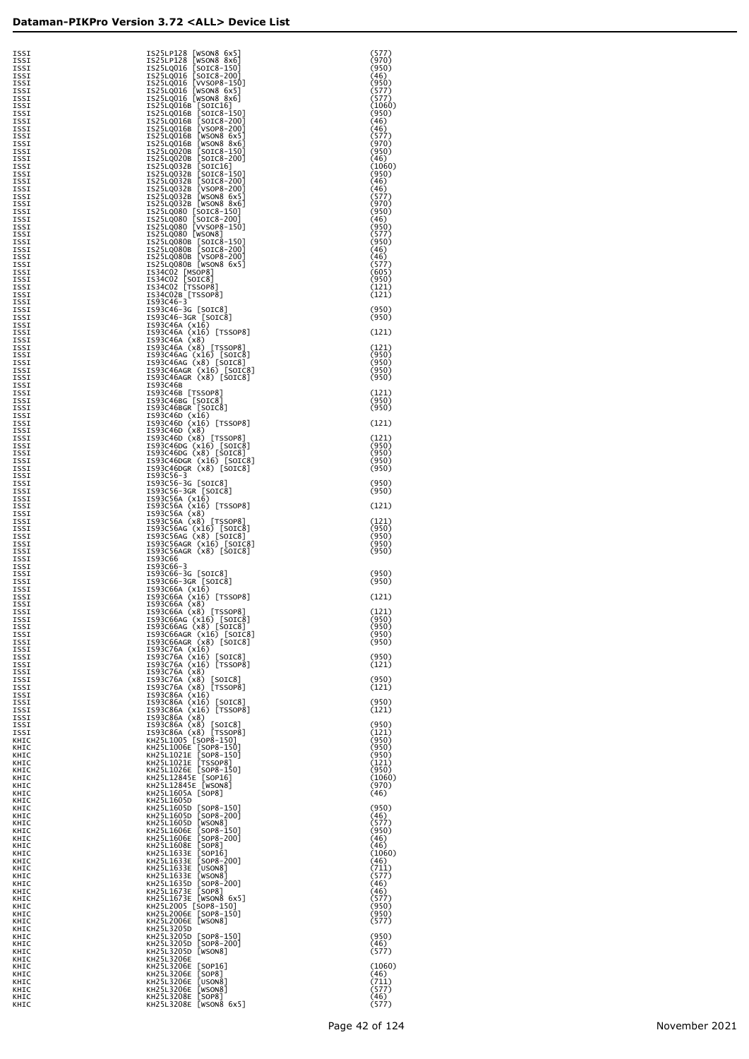# Dataman-PIKPro Version 3.72 <ALL> Device List

| | | |
|---|---|---|
| ISSI | IS25LP128 [WSON8 6x5] | (577) |
| ISSI | IS25LP128 [WSON8 8x6] | (970) |
| ISSI | IS25LQ016 [SOIC8-150] | (950) |
| ISSI | IS25LQ016 [SOIC8-200] | (46) |
| ISSI | IS25LQ016 [VVSOP8-150] | (950) |
| ISSI | IS25LQ016 [WSON8 6x5] | (577) |
| ISSI | IS25LQ016 [WSON8 8x6] | (577) |
| ISSI | IS25LQ016B [SOIC16] | (1060) |
| ISSI | IS25LQ016B [SOIC8-150] | (950) |
| ISSI | IS25LQ016B [SOIC8-200] | (46) |
| ISSI | IS25LQ016B [VSOP8-200] | (46) |
| ISSI | IS25LQ016B [WSON8 6x5] | (577) |
| ISSI | IS25LQ016B [WSON8 8x6] | (970) |
| ISSI | IS25LQ020B [SOIC8-150] | (950) |
| ISSI | IS25LQ020B [SOIC8-200] | (46) |
| ISSI | IS25LQ032B [SOIC16] | (1060) |
| ISSI | IS25LQ032B [SOIC8-150] | (950) |
| ISSI | IS25LQ032B [SOIC8-200] | (46) |
| ISSI | IS25LQ032B [VSOP8-200] | (46) |
| ISSI | IS25LQ032B [WSON8 6x5] | (577) |
| ISSI | IS25LQ032B [WSON8 8x6] | (970) |
| ISSI | IS25LQ080 [SOIC8-150] | (950) |
| ISSI | IS25LQ080 [SOIC8-200] | (46) |
| ISSI | IS25LQ080 [VVSOP8-150] | (950) |
| ISSI | IS25LQ080 [WSON8] | (577) |
| ISSI | IS25LQ080B [SOIC8-150] | (950) |
| ISSI | IS25LQ080B [SOIC8-200] | (46) |
| ISSI | IS25LQ080B [VSOP8-200] | (46) |
| ISSI | IS25LQ080B [WSON8 6x5] | (577) |
| ISSI | IS34C02 [MSOP8] | (605) |
| ISSI | IS34C02 [SOIC8] | (950) |
| ISSI | IS34C02 [TSSOP8] | (121) |
| ISSI | IS34C02B [TSSOP8] | (121) |
| ISSI | IS93C46-3 | |
| ISSI | IS93C46-3G [SOIC8] | (950) |
| ISSI | IS93C46-3GR [SOIC8] | (950) |
| ISSI | IS93C46A (x16) | |
| ISSI | IS93C46A (x16) [TSSOP8] | (121) |
| ISSI | IS93C46A (x8) | |
| ISSI | IS93C46A (x8) [TSSOP8] | (121) |
| ISSI | IS93C46AG (x16) [SOIC8] | (950) |
| ISSI | IS93C46AG (x8) [SOIC8] | (950) |
| ISSI | IS93C46AGR (x16) [SOIC8] | (950) |
| ISSI | IS93C46AGR (x8) [SOIC8] | (950) |
| ISSI | IS93C46B | |
| ISSI | IS93C46B [TSSOP8] | (121) |
| ISSI | IS93C46BG [SOIC8] | (950) |
| ISSI | IS93C46BGR [SOIC8] | (950) |
| ISSI | IS93C46D (x16) | |
| ISSI | IS93C46D (x16) [TSSOP8] | (121) |
| ISSI | IS93C46D (x8) | |
| ISSI | IS93C46D (x8) [TSSOP8] | (121) |
| ISSI | IS93C46DG (x16) [SOIC8] | (950) |
| ISSI | IS93C46DG (x8) [SOIC8] | (950) |
| ISSI | IS93C46DGR (x16) [SOIC8] | (950) |
| ISSI | IS93C46DGR (x8) [SOIC8] | (950) |
| ISSI | IS93C56-3 | |
| ISSI | IS93C56-3G [SOIC8] | (950) |
| ISSI | IS93C56-3GR [SOIC8] | (950) |
| ISSI | IS93C56A (x16) | |
| ISSI | IS93C56A (x16) [TSSOP8] | (121) |
| ISSI | IS93C56A (x8) | |
| ISSI | IS93C56A (x8) [TSSOP8] | (121) |
| ISSI | IS93C56AG (x16) [SOIC8] | (950) |
| ISSI | IS93C56AG (x8) [SOIC8] | (950) |
| ISSI | IS93C56AGR (x16) [SOIC8] | (950) |
| ISSI | IS93C56AGR (x8) [SOIC8] | (950) |
| ISSI | IS93C66 | |
| ISSI | IS93C66-3 | |
| ISSI | IS93C66-3G [SOIC8] | (950) |
| ISSI | IS93C66-3GR [SOIC8] | (950) |
| ISSI | IS93C66A (x16) | |
| ISSI | IS93C66A (x16) [TSSOP8] | (121) |
| ISSI | IS93C66A (x8) | |
| ISSI | IS93C66A (x8) [TSSOP8] | (121) |
| ISSI | IS93C66AG (x16) [SOIC8] | (950) |
| ISSI | IS93C66AG (x8) [SOIC8] | (950) |
| ISSI | IS93C66AGR (x16) [SOIC8] | (950) |
| ISSI | IS93C66AGR (x8) [SOIC8] | (950) |
| ISSI | IS93C76A (x16) | |
| ISSI | IS93C76A (x16) [SOIC8] | (950) |
| ISSI | IS93C76A (x16) [TSSOP8] | (121) |
| ISSI | IS93C76A (x8) | |
| ISSI | IS93C76A (x8) [SOIC8] | (950) |
| ISSI | IS93C76A (x8) [TSSOP8] | (121) |
| ISSI | IS93C86A (x16) | |
| ISSI | IS93C86A (x16) [SOIC8] | (950) |
| ISSI | IS93C86A (x16) [TSSOP8] | (121) |
| ISSI | IS93C86A (x8) | |
| ISSI | IS93C86A (x8) [SOIC8] | (950) |
| ISSI | IS93C86A (x8) [TSSOP8] | (121) |
| KHIC | KH25L1005 [SOP8-150] | (950) |
| KHIC | KH25L1006E [SOP8-150] | (950) |
| KHIC | KH25L1021E [SOP8-150] | (950) |
| KHIC | KH25L1021E [TSSOP8] | (121) |
| KHIC | KH25L1026E [SOP8-150] | (950) |
| KHIC | KH25L12845E [SOP16] | (1060) |
| KHIC | KH25L12845E [WSON8] | (970) |
| KHIC | KH25L1605A [SOP8] | (46) |
| KHIC | KH25L1605D | |
| KHIC | KH25L1605D [SOP8-150] | (950) |
| KHIC | KH25L1605D [SOP8-200] | (46) |
| KHIC | KH25L1605D [WSON8] | (577) |
| KHIC | KH25L1606E [SOP8-150] | (950) |
| KHIC | KH25L1606E [SOP8-200] | (46) |
| KHIC | KH25L1608E [SOP8] | (46) |
| KHIC | KH25L1633E [SOP16] | (1060) |
| KHIC | KH25L1633E [SOP8-200] | (46) |
| KHIC | KH25L1633E [USON8] | (711) |
| KHIC | KH25L1633E [WSON8] | (577) |
| KHIC | KH25L1635D [SOP8-200] | (46) |
| KHIC | KH25L1673E [SOP8] | (46) |
| KHIC | KH25L1673E [WSON8 6x5] | (577) |
| KHIC | KH25L2005 [SOP8-150] | (950) |
| KHIC | KH25L2006E [SOP8-150] | (950) |
| KHIC | KH25L2006E [WSON8] | (577) |
| KHIC | KH25L3205D | |
| KHIC | KH25L3205D [SOP8-150] | (950) |
| KHIC | KH25L3205D [SOP8-200] | (46) |
| KHIC | KH25L3205D [WSON8] | (577) |
| KHIC | KH25L3206E | |
| KHIC | KH25L3206E [SOP16] | (1060) |
| KHIC | KH25L3206E [SOP8] | (46) |
| KHIC | KH25L3206E [USON8] | (711) |
| KHIC | KH25L3206E [WSON8] | (577) |
| KHIC | KH25L3208E [SOP8] | (46) |
| KHIC | KH25L3208E [WSON8 6x5] | (577) |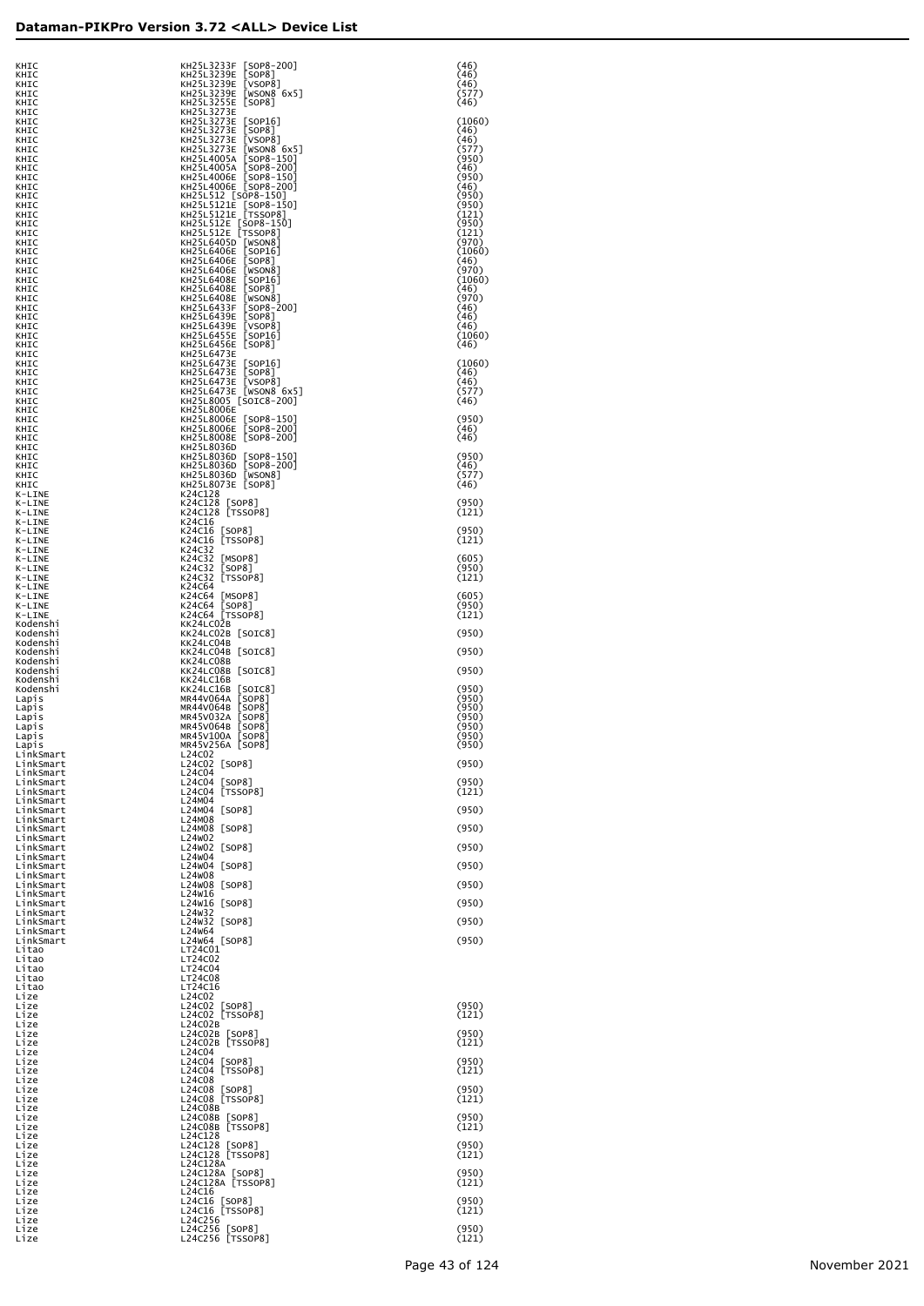| | | |
|---|---|---|
| KHIC | KH25L3233F [SOP8-200] | (46) |
| KHIC | KH25L3239E [SOP8] | (46) |
| KHIC | KH25L3239E [VSOP8] | (46) |
| KHIC | KH25L3239E [WSON8 6x5] | (577) |
| KHIC | KH25L3255E [SOP8] | (46) |
| KHIC | KH25L3273E | |
| KHIC | KH25L3273E [SOP16] | (1060) |
| KHIC | KH25L3273E [SOP8] | (46) |
| KHIC | KH25L3273E [VSOP8] | (46) |
| KHIC | KH25L3273E [WSON8 6x5] | (577) |
| KHIC | KH25L4005A [SOP8-150] | (950) |
| KHIC | KH25L4005A [SOP8-200] | (46) |
| KHIC | KH25L4006E [SOP8-150] | (950) |
| KHIC | KH25L4006E [SOP8-200] | (46) |
| KHIC | KH25L512 [SOP8-150] | (950) |
| KHIC | KH25L5121E [SOP8-150] | (950) |
| KHIC | KH25L5121E [TSSOP8] | (121) |
| KHIC | KH25L512E [SOP8-150] | (950) |
| KHIC | KH25L512E [TSSOP8] | (121) |
| KHIC | KH25L6405D [WSON8] | (970) |
| KHIC | KH25L6406E [SOP16] | (1060) |
| KHIC | KH25L6406E [SOP8] | (46) |
| KHIC | KH25L6406E [WSON8] | (970) |
| KHIC | KH25L6408E [SOP16] | (1060) |
| KHIC | KH25L6408E [SOP8] | (46) |
| KHIC | KH25L6408E [WSON8] | (970) |
| KHIC | KH25L6433F [SOP8-200] | (46) |
| KHIC | KH25L6439E [SOP8] | (46) |
| KHIC | KH25L6439E [VSOP8] | (46) |
| KHIC | KH25L6455E [SOP16] | (1060) |
| KHIC | KH25L6456E [SOP8] | (46) |
| KHIC | KH25L6473E | |
| KHIC | KH25L6473E [SOP16] | (1060) |
| KHIC | KH25L6473E [SOP8] | (46) |
| KHIC | KH25L6473E [VSOP8] | (46) |
| KHIC | KH25L6473E [WSON8 6x5] | (577) |
| KHIC | KH25L8005 [SOIC8-200] | (46) |
| KHIC | KH25L8006E | |
| KHIC | KH25L8006E [SOP8-150] | (950) |
| KHIC | KH25L8006E [SOP8-200] | (46) |
| KHIC | KH25L8008E [SOP8-200] | (46) |
| KHIC | KH25L8036D | |
| KHIC | KH25L8036D [SOP8-150] | (950) |
| KHIC | KH25L8036D [SOP8-200] | (46) |
| KHIC | KH25L8036D [WSON8] | (577) |
| KHIC | KH25L8073E [SOP8] | (46) |
| K-LINE | K24C128 | |
| K-LINE | K24C128 [SOP8] | (950) |
| K-LINE | K24C128 [TSSOP8] | (121) |
| K-LINE | K24C16 | |
| K-LINE | K24C16 [SOP8] | (950) |
| K-LINE | K24C16 [TSSOP8] | (121) |
| K-LINE | K24C32 | |
| K-LINE | K24C32 [MSOP8] | (605) |
| K-LINE | K24C32 [SOP8] | (950) |
| K-LINE | K24C32 [TSSOP8] | (121) |
| K-LINE | K24C64 | |
| K-LINE | K24C64 [MSOP8] | (605) |
| K-LINE | K24C64 [SOP8] | (950) |
| K-LINE | K24C64 [TSSOP8] | (121) |
| Kodenshi | KK24LC02B | |
| Kodenshi | KK24LC02B [SOIC8] | (950) |
| Kodenshi | KK24LC04B | |
| Kodenshi | KK24LC04B [SOIC8] | (950) |
| Kodenshi | KK24LC08B | |
| Kodenshi | KK24LC08B [SOIC8] | (950) |
| Kodenshi | KK24LC16B | |
| Kodenshi | KK24LC16B [SOIC8] | (950) |
| Lapis | MR44V064A [SOP8] | (950) |
| Lapis | MR44V064B [SOP8] | (950) |
| Lapis | MR45V032A [SOP8] | (950) |
| Lapis | MR45V064B [SOP8] | (950) |
| Lapis | MR45V100A [SOP8] | (950) |
| Lapis | MR45V256A [SOP8] | (950) |
| LinkSmart | L24C02 | |
| LinkSmart | L24C02 [SOP8] | (950) |
| LinkSmart | L24C04 | |
| LinkSmart | L24C04 [SOP8] | (950) |
| LinkSmart | L24C04 [TSSOP8] | (121) |
| LinkSmart | L24M04 | |
| LinkSmart | L24M04 [SOP8] | (950) |
| LinkSmart | L24M08 | |
| LinkSmart | L24M08 [SOP8] | (950) |
| LinkSmart | L24W02 | |
| LinkSmart | L24W02 [SOP8] | (950) |
| LinkSmart | L24W04 | |
| LinkSmart | L24W04 [SOP8] | (950) |
| LinkSmart | L24W08 | |
| LinkSmart | L24W08 [SOP8] | (950) |
| LinkSmart | L24W16 | |
| LinkSmart | L24W16 [SOP8] | (950) |
| LinkSmart | L24W32 | |
| LinkSmart | L24W32 [SOP8] | (950) |
| LinkSmart | L24W64 | |
| LinkSmart | L24W64 [SOP8] | (950) |
| Litao | LT24C01 | |
| Litao | LT24C02 | |
| Litao | LT24C04 | |
| Litao | LT24C08 | |
| Litao | LT24C16 | |
| Lize | L24C02 | |
| Lize | L24C02 [SOP8] | (950) |
| Lize | L24C02 [TSSOP8] | (121) |
| Lize | L24C02B | |
| Lize | L24C02B [SOP8] | (950) |
| Lize | L24C02B [TSSOP8] | (121) |
| Lize | L24C04 | |
| Lize | L24C04 [SOP8] | (950) |
| Lize | L24C04 [TSSOP8] | (121) |
| Lize | L24C08 | |
| Lize | L24C08 [SOP8] | (950) |
| Lize | L24C08 [TSSOP8] | (121) |
| Lize | L24C08B | |
| Lize | L24C08B [SOP8] | (950) |
| Lize | L24C08B [TSSOP8] | (121) |
| Lize | L24C128 | |
| Lize | L24C128 [SOP8] | (950) |
| Lize | L24C128 [TSSOP8] | (121) |
| Lize | L24C128A | |
| Lize | L24C128A [SOP8] | (950) |
| Lize | L24C128A [TSSOP8] | (121) |
| Lize | L24C16 | |
| Lize | L24C16 [SOP8] | (950) |
| Lize | L24C16 [TSSOP8] | (121) |
| Lize | L24C256 | |
| Lize | L24C256 [SOP8] | (950) |
| Lize | L24C256 [TSSOP8] | (121) |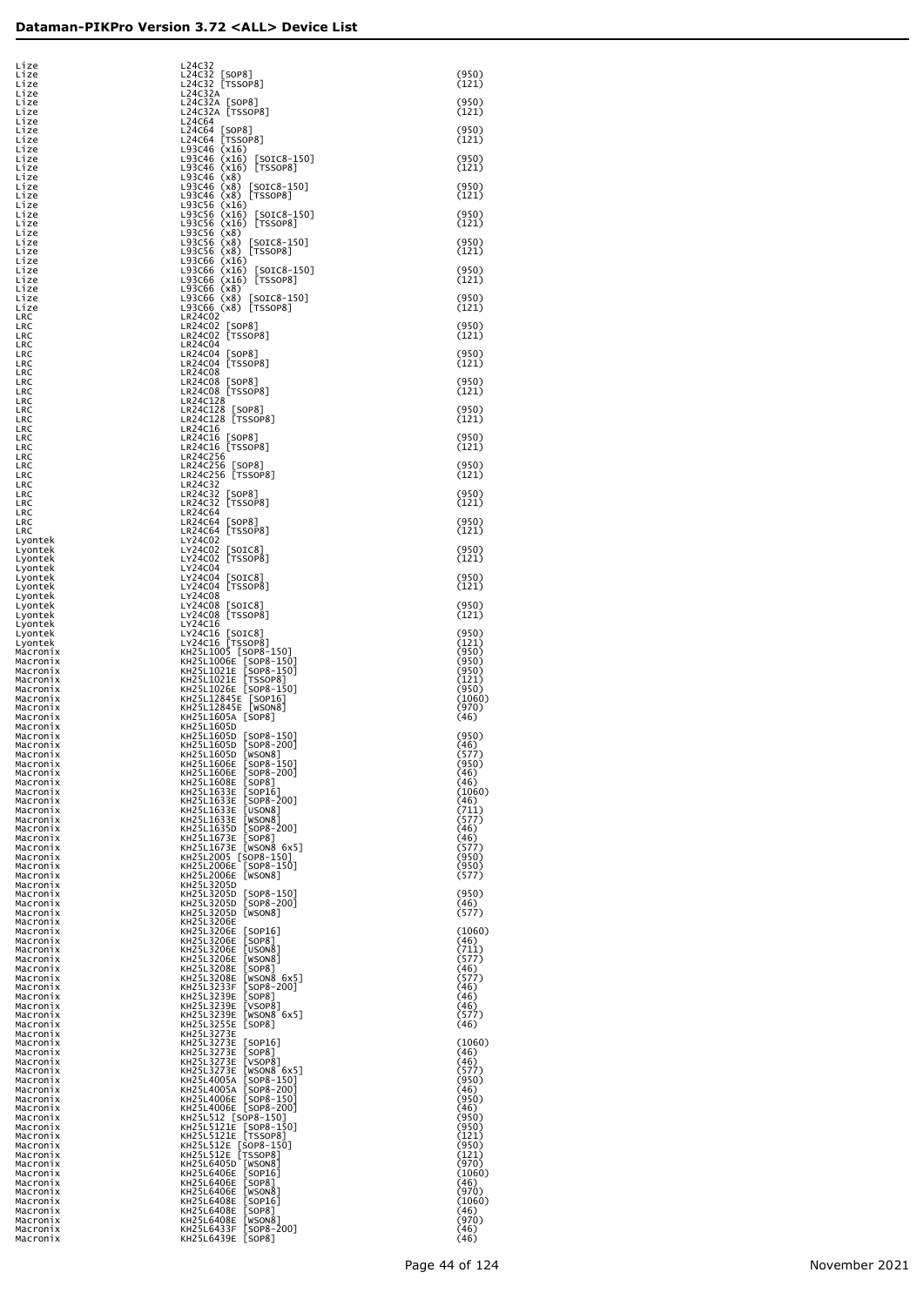| | | |
|---|---|---|
| Lize | L24C32 | |
| Lize | L24C32 [SOP8] | (950) |
| Lize | L24C32 [TSSOP8] | (121) |
| Lize | L24C32A | |
| Lize | L24C32A [SOP8] | (950) |
| Lize | L24C32A [TSSOP8] | (121) |
| Lize | L24C64 | |
| Lize | L24C64 [SOP8] | (950) |
| Lize | L24C64 [TSSOP8] | (121) |
| Lize | L93C46 (x16) | |
| Lize | L93C46 (x16) [SOIC8-150] | (950) |
| Lize | L93C46 (x16) [TSSOP8] | (121) |
| Lize | L93C46 (x8) | |
| Lize | L93C46 (x8) [SOIC8-150] | (950) |
| Lize | L93C46 (x8) [TSSOP8] | (121) |
| Lize | L93C56 (x16) | |
| Lize | L93C56 (x16) [SOIC8-150] | (950) |
| Lize | L93C56 (x16) [TSSOP8] | (121) |
| Lize | L93C56 (x8) | |
| Lize | L93C56 (x8) [SOIC8-150] | (950) |
| Lize | L93C56 (x8) [TSSOP8] | (121) |
| Lize | L93C66 (x16) | |
| Lize | L93C66 (x16) [SOIC8-150] | (950) |
| Lize | L93C66 (x16) [TSSOP8] | (121) |
| Lize | L93C66 (x8) | |
| Lize | L93C66 (x8) [SOIC8-150] | (950) |
| Lize | L93C66 (x8) [TSSOP8] | (121) |
| LRC | LR24C02 | |
| LRC | LR24C02 [SOP8] | (950) |
| LRC | LR24C02 [TSSOP8] | (121) |
| LRC | LR24C04 | |
| LRC | LR24C04 [SOP8] | (950) |
| LRC | LR24C04 [TSSOP8] | (121) |
| LRC | LR24C08 | |
| LRC | LR24C08 [SOP8] | (950) |
| LRC | LR24C08 [TSSOP8] | (121) |
| LRC | LR24C128 | |
| LRC | LR24C128 [SOP8] | (950) |
| LRC | LR24C128 [TSSOP8] | (121) |
| LRC | LR24C16 | |
| LRC | LR24C16 [SOP8] | (950) |
| LRC | LR24C16 [TSSOP8] | (121) |
| LRC | LR24C256 | |
| LRC | LR24C256 [SOP8] | (950) |
| LRC | LR24C256 [TSSOP8] | (121) |
| LRC | LR24C32 | |
| LRC | LR24C32 [SOP8] | (950) |
| LRC | LR24C32 [TSSOP8] | (121) |
| LRC | LR24C64 | |
| LRC | LR24C64 [SOP8] | (950) |
| LRC | LR24C64 [TSSOP8] | (121) |
| Lyontek | LY24C02 | |
| Lyontek | LY24C02 [SOIC8] | (950) |
| Lyontek | LY24C02 [TSSOP8] | (121) |
| Lyontek | LY24C04 | |
| Lyontek | LY24C04 [SOIC8] | (950) |
| Lyontek | LY24C04 [TSSOP8] | (121) |
| Lyontek | LY24C08 | |
| Lyontek | LY24C08 [SOIC8] | (950) |
| Lyontek | LY24C08 [TSSOP8] | (121) |
| Lyontek | LY24C16 | |
| Lyontek | LY24C16 [SOIC8] | (950) |
| Lyontek | LY24C16 [TSSOP8] | (121) |
| Macronix | KH25L1005 [SOP8-150] | (950) |
| Macronix | KH25L1006E [SOP8-150] | (950) |
| Macronix | KH25L1021E [SOP8-150] | (950) |
| Macronix | KH25L1021E [TSSOP8] | (121) |
| Macronix | KH25L1026E [SOP8-150] | (950) |
| Macronix | KH25L12845E [SOP16] | (1060) |
| Macronix | KH25L12845E [WSON8] | (970) |
| Macronix | KH25L1605A [SOP8] | (46) |
| Macronix | KH25L1605D | |
| Macronix | KH25L1605D [SOP8-150] | (950) |
| Macronix | KH25L1605D [SOP8-200] | (46) |
| Macronix | KH25L1605D [WSON8] | (577) |
| Macronix | KH25L1606E [SOP8-150] | (950) |
| Macronix | KH25L1606E [SOP8-200] | (46) |
| Macronix | KH25L1608E [SOP8] | (46) |
| Macronix | KH25L1633E [SOP16] | (1060) |
| Macronix | KH25L1633E [SOP8-200] | (46) |
| Macronix | KH25L1633E [USON8] | (711) |
| Macronix | KH25L1633E [WSON8] | (577) |
| Macronix | KH25L1635D [SOP8-200] | (46) |
| Macronix | KH25L1673E [SOP8] | (46) |
| Macronix | KH25L1673E [WSON8 6x5] | (577) |
| Macronix | KH25L2005 [SOP8-150] | (950) |
| Macronix | KH25L2006E [SOP8-150] | (950) |
| Macronix | KH25L2006E [WSON8] | (577) |
| Macronix | KH25L3205D | |
| Macronix | KH25L3205D [SOP8-150] | (950) |
| Macronix | KH25L3205D [SOP8-200] | (46) |
| Macronix | KH25L3205D [WSON8] | (577) |
| Macronix | KH25L3206E | |
| Macronix | KH25L3206E [SOP16] | (1060) |
| Macronix | KH25L3206E [SOP8] | (46) |
| Macronix | KH25L3206E [USON8] | (711) |
| Macronix | KH25L3206E [WSON8] | (577) |
| Macronix | KH25L3208E [SOP8] | (46) |
| Macronix | KH25L3208E [WSON8 6x5] | (577) |
| Macronix | KH25L3233F [SOP8-200] | (46) |
| Macronix | KH25L3239E [SOP8] | (46) |
| Macronix | KH25L3239E [VSOP8] | (46) |
| Macronix | KH25L3239E [WSON8 6x5] | (577) |
| Macronix | KH25L3255E [SOP8] | (46) |
| Macronix | KH25L3273E | |
| Macronix | KH25L3273E [SOP16] | (1060) |
| Macronix | KH25L3273E [SOP8] | (46) |
| Macronix | KH25L3273E [VSOP8] | (46) |
| Macronix | KH25L3273E [WSON8 6x5] | (577) |
| Macronix | KH25L4005A [SOP8-150] | (950) |
| Macronix | KH25L4005A [SOP8-200] | (46) |
| Macronix | KH25L4006E [SOP8-150] | (950) |
| Macronix | KH25L4006E [SOP8-200] | (46) |
| Macronix | KH25L512 [SOP8-150] | (950) |
| Macronix | KH25L5121E [SOP8-150] | (950) |
| Macronix | KH25L5121E [TSSOP8] | (121) |
| Macronix | KH25L512E [SOP8-150] | (950) |
| Macronix | KH25L512E [TSSOP8] | (121) |
| Macronix | KH25L6405D [WSON8] | (970) |
| Macronix | KH25L6406E [SOP16] | (1060) |
| Macronix | KH25L6406E [SOP8] | (46) |
| Macronix | KH25L6406E [WSON8] | (970) |
| Macronix | KH25L6408E [SOP16] | (1060) |
| Macronix | KH25L6408E [SOP8] | (46) |
| Macronix | KH25L6408E [WSON8] | (970) |
| Macronix | KH25L6433F [SOP8-200] | (46) |
| Macronix | KH25L6439E [SOP8] | (46) |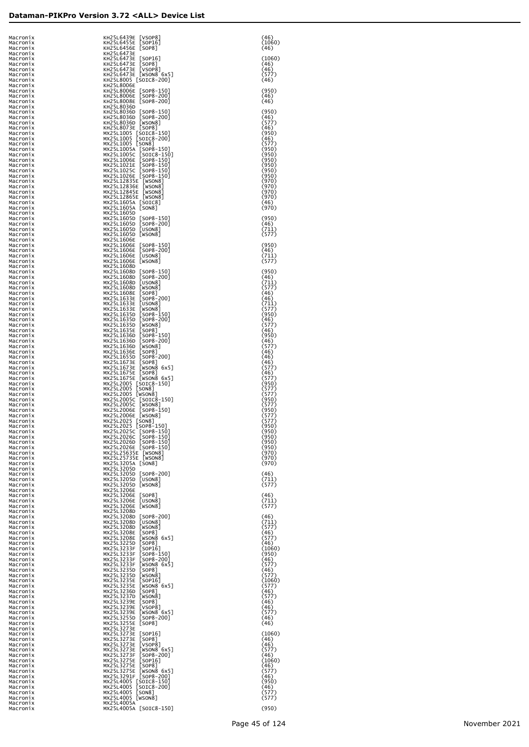## Dataman-PIKPro Version 3.72 <ALL> Device List

| | | |
|---|---|---|
| Macronix | KH25L6439E [VSOP8] | (46) |
| Macronix | KH25L6455E [SOP16] | (1060) |
| Macronix | KH25L6456E [SOP8] | (46) |
| Macronix | KH25L6473E | |
| Macronix | KH25L6473E [SOP16] | (1060) |
| Macronix | KH25L6473E [SOP8] | (46) |
| Macronix | KH25L6473E [VSOP8] | (46) |
| Macronix | KH25L6473E [WSON8 6x5] | (577) |
| Macronix | KH25L8005 [SOIC8-200] | (46) |
| Macronix | KH25L8006E | |
| Macronix | KH25L8006E [SOP8-150] | (950) |
| Macronix | KH25L8006E [SOP8-200] | (46) |
| Macronix | KH25L8008E [SOP8-200] | (46) |
| Macronix | KH25L8036D | |
| Macronix | KH25L8036D [SOP8-150] | (950) |
| Macronix | KH25L8036D [SOP8-200] | (46) |
| Macronix | KH25L8036D [WSON8] | (577) |
| Macronix | KH25L8073E [SOP8] | (46) |
| Macronix | MX25L1005 [SOIC8-150] | (950) |
| Macronix | MX25L1005 [SOIC8-200] | (46) |
| Macronix | MX25L1005 [SON8] | (577) |
| Macronix | MX25L1005A [SOP8-150] | (950) |
| Macronix | MX25L1005C [SOIC8-150] | (950) |
| Macronix | MX25L1006E [SOP8-150] | (950) |
| Macronix | MX25L1021E [SOP8-150] | (950) |
| Macronix | MX25L1025C [SOP8-150] | (950) |
| Macronix | MX25L1026E [SOP8-150] | (950) |
| Macronix | MX25L12835E [WSON8] | (970) |
| Macronix | MX25L12836E [WSON8] | (970) |
| Macronix | MX25L12845E [WSON8] | (970) |
| Macronix | MX25L12865E [WSON8] | (970) |
| Macronix | MX25L1605A [SOIC8] | (46) |
| Macronix | MX25L1605A [SON8] | (970) |
| Macronix | MX25L1605D | |
| Macronix | MX25L1605D [SOP8-150] | (950) |
| Macronix | MX25L1605D [SOP8-200] | (46) |
| Macronix | MX25L1605D [USON8] | (711) |
| Macronix | MX25L1605D [WSON8] | (577) |
| Macronix | MX25L1606E | |
| Macronix | MX25L1606E [SOP8-150] | (950) |
| Macronix | MX25L1606E [SOP8-200] | (46) |
| Macronix | MX25L1606E [USON8] | (711) |
| Macronix | MX25L1606E [WSON8] | (577) |
| Macronix | MX25L1608D | |
| Macronix | MX25L1608D [SOP8-150] | (950) |
| Macronix | MX25L1608D [SOP8-200] | (46) |
| Macronix | MX25L1608D [USON8] | (711) |
| Macronix | MX25L1608D [WSON8] | (577) |
| Macronix | MX25L1608E [SOP8] | (46) |
| Macronix | MX25L1633E [SOP8-200] | (46) |
| Macronix | MX25L1633E [USON8] | (711) |
| Macronix | MX25L1633E [WSON8] | (577) |
| Macronix | MX25L1635D [SOP8-150] | (950) |
| Macronix | MX25L1635D [SOP8-200] | (46) |
| Macronix | MX25L1635D [WSON8] | (577) |
| Macronix | MX25L1635E [SOP8] | (46) |
| Macronix | MX25L1636D [SOP8-150] | (950) |
| Macronix | MX25L1636D [SOP8-200] | (46) |
| Macronix | MX25L1636D [WSON8] | (577) |
| Macronix | MX25L1636E [SOP8] | (46) |
| Macronix | MX25L1655D [SOP8-200] | (46) |
| Macronix | MX25L1673E [SOP8] | (46) |
| Macronix | MX25L1673E [WSON8 6x5] | (577) |
| Macronix | MX25L1675E [SOP8] | (46) |
| Macronix | MX25L1675E [WSON8 6x5] | (577) |
| Macronix | MX25L2005 [SOIC8-150] | (950) |
| Macronix | MX25L2005 [SON8] | (577) |
| Macronix | MX25L2005 [WSON8] | (577) |
| Macronix | MX25L2005C [SOIC8-150] | (950) |
| Macronix | MX25L2005C [WSON8] | (577) |
| Macronix | MX25L2006E [SOP8-150] | (950) |
| Macronix | MX25L2006E [WSON8] | (577) |
| Macronix | MX25L2025 [SON8] | (577) |
| Macronix | MX25L2025 [SOP8-150] | (950) |
| Macronix | MX25L2025C [SOP8-150] | (950) |
| Macronix | MX25L2026C [SOP8-150] | (950) |
| Macronix | MX25L2026D [SOP8-150] | (950) |
| Macronix | MX25L2026E [SOP8-150] | (950) |
| Macronix | MX25L25635E [WSON8] | (970) |
| Macronix | MX25L25735E [WSON8] | (970) |
| Macronix | MX25L3205A [SON8] | (970) |
| Macronix | MX25L3205D | |
| Macronix | MX25L3205D [SOP8-200] | (46) |
| Macronix | MX25L3205D [USON8] | (711) |
| Macronix | MX25L3205D [WSON8] | (577) |
| Macronix | MX25L3206E | |
| Macronix | MX25L3206E [SOP8] | (46) |
| Macronix | MX25L3206E [USON8] | (711) |
| Macronix | MX25L3206E [WSON8] | (577) |
| Macronix | MX25L3208D | |
| Macronix | MX25L3208D [SOP8-200] | (46) |
| Macronix | MX25L3208D [USON8] | (711) |
| Macronix | MX25L3208D [WSON8] | (577) |
| Macronix | MX25L3208E [SOP8] | (46) |
| Macronix | MX25L3208E [WSON8 6x5] | (577) |
| Macronix | MX25L3225D [SOP8] | (46) |
| Macronix | MX25L3233F [SOP16] | (1060) |
| Macronix | MX25L3233F [SOP8-150] | (950) |
| Macronix | MX25L3233F [SOP8-200] | (46) |
| Macronix | MX25L3233F [WSON8 6x5] | (577) |
| Macronix | MX25L3235D [SOP8] | (46) |
| Macronix | MX25L3235D [WSON8] | (577) |
| Macronix | MX25L3235E [SOP16] | (1060) |
| Macronix | MX25L3235E [WSON8 6x5] | (577) |
| Macronix | MX25L3236D [SOP8] | (46) |
| Macronix | MX25L3237D [WSON8] | (577) |
| Macronix | MX25L3239E [SOP8] | (46) |
| Macronix | MX25L3239E [VSOP8] | (46) |
| Macronix | MX25L3239E [WSON8 6x5] | (577) |
| Macronix | MX25L3255D [SOP8-200] | (46) |
| Macronix | MX25L3255E [SOP8] | (46) |
| Macronix | MX25L3273E | |
| Macronix | MX25L3273E [SOP16] | (1060) |
| Macronix | MX25L3273E [SOP8] | (46) |
| Macronix | MX25L3273E [VSOP8] | (46) |
| Macronix | MX25L3273E [WSON8 6x5] | (577) |
| Macronix | MX25L3273F [SOP8-200] | (46) |
| Macronix | MX25L3275E [SOP16] | (1060) |
| Macronix | MX25L3275E [SOP8] | (46) |
| Macronix | MX25L3275E [WSON8 6x5] | (577) |
| Macronix | MX25L3291F [SOP8-200] | (46) |
| Macronix | MX25L4005 [SOIC8-150] | (950) |
| Macronix | MX25L4005 [SOIC8-200] | (46) |
| Macronix | MX25L4005 [SON8] | (577) |
| Macronix | MX25L4005 [WSON8] | (577) |
| Macronix | MX25L4005A | |
| Macronix | MX25L4005A [SOIC8-150] | (950) |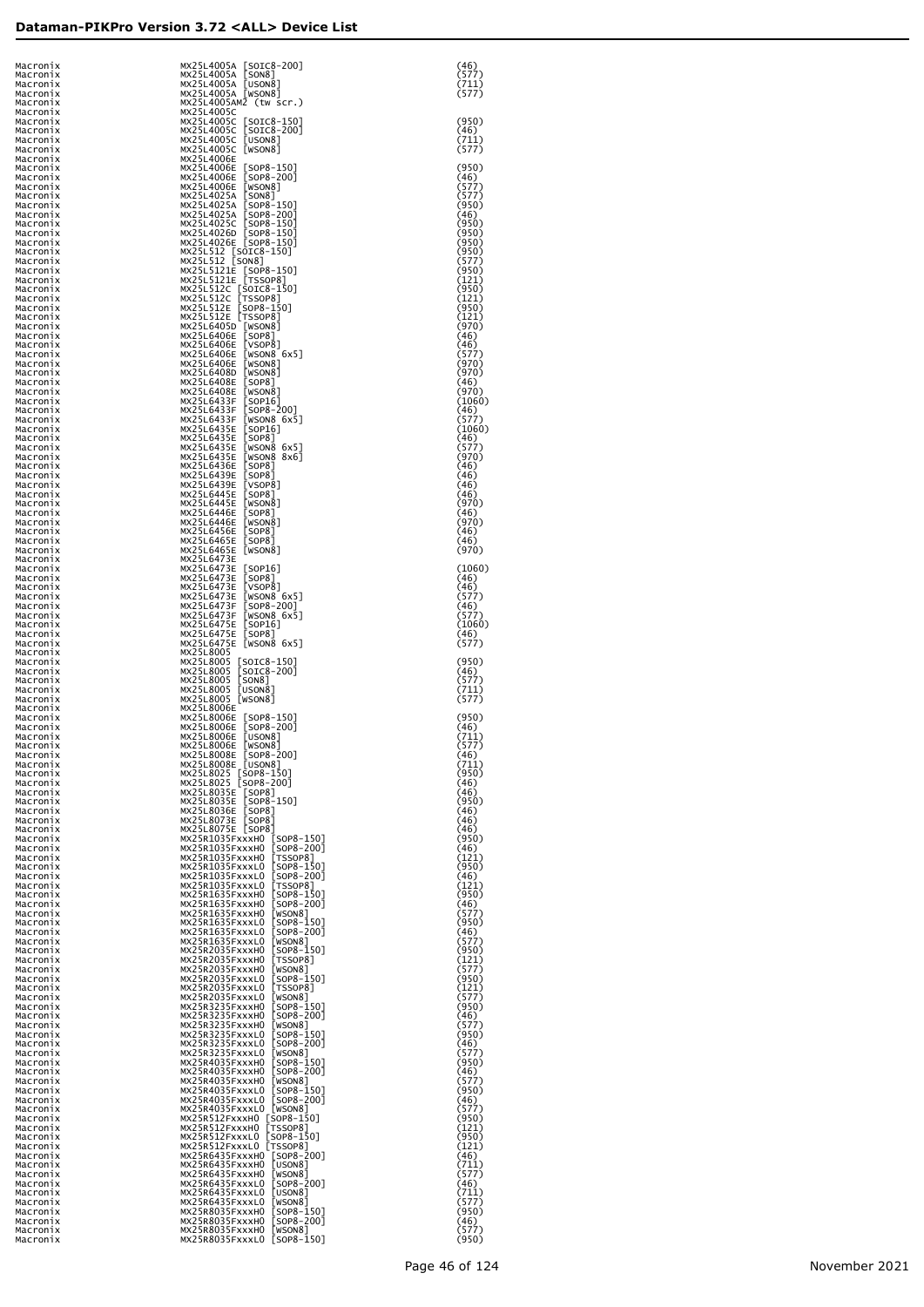| | | |
|---|---|---|
| Macronix | MX25L4005A [SOIC8-200] | (46) |
| Macronix | MX25L4005A [SON8] | (577) |
| Macronix | MX25L4005A [USON8] | (711) |
| Macronix | MX25L4005A [WSON8] | (577) |
| Macronix | MX25L4005AM2 (tw scr.) | |
| Macronix | MX25L4005C | |
| Macronix | MX25L4005C [SOIC8-150] | (950) |
| Macronix | MX25L4005C [SOIC8-200] | (46) |
| Macronix | MX25L4005C [USON8] | (711) |
| Macronix | MX25L4005C [WSON8] | (577) |
| Macronix | MX25L4006E | |
| Macronix | MX25L4006E [SOP8-150] | (950) |
| Macronix | MX25L4006E [SOP8-200] | (46) |
| Macronix | MX25L4006E [WSON8] | (577) |
| Macronix | MX25L4025A [SON8] | (577) |
| Macronix | MX25L4025A [SOP8-150] | (950) |
| Macronix | MX25L4025A [SOP8-200] | (46) |
| Macronix | MX25L4025C [SOP8-150] | (950) |
| Macronix | MX25L4026D [SOP8-150] | (950) |
| Macronix | MX25L4026E [SOP8-150] | (950) |
| Macronix | MX25L512 [SOIC8-150] | (950) |
| Macronix | MX25L512 [SON8] | (577) |
| Macronix | MX25L5121E [SOP8-150] | (950) |
| Macronix | MX25L5121E [TSSOP8] | (121) |
| Macronix | MX25L512C [SOIC8-150] | (950) |
| Macronix | MX25L512C [TSSOP8] | (121) |
| Macronix | MX25L512E [SOP8-150] | (950) |
| Macronix | MX25L512E [TSSOP8] | (121) |
| Macronix | MX25L6405D [WSON8] | (970) |
| Macronix | MX25L6406E [SOP8] | (46) |
| Macronix | MX25L6406E [VSOP8] | (46) |
| Macronix | MX25L6406E [WSON8 6x5] | (577) |
| Macronix | MX25L6406E [WSON8] | (970) |
| Macronix | MX25L6408D [WSON8] | (970) |
| Macronix | MX25L6408E [SOP8] | (46) |
| Macronix | MX25L6408E [WSON8] | (970) |
| Macronix | MX25L6433F [SOP16] | (1060) |
| Macronix | MX25L6433F [SOP8-200] | (46) |
| Macronix | MX25L6433F [WSON8 6x5] | (577) |
| Macronix | MX25L6435E [SOP16] | (1060) |
| Macronix | MX25L6435E [SOP8] | (46) |
| Macronix | MX25L6435E [WSON8 6x5] | (577) |
| Macronix | MX25L6435E [WSON8 8x6] | (970) |
| Macronix | MX25L6436E [SOP8] | (46) |
| Macronix | MX25L6439E [SOP8] | (46) |
| Macronix | MX25L6439E [VSOP8] | (46) |
| Macronix | MX25L6445E [SOP8] | (46) |
| Macronix | MX25L6445E [WSON8] | (970) |
| Macronix | MX25L6446E [SOP8] | (46) |
| Macronix | MX25L6446E [WSON8] | (970) |
| Macronix | MX25L6456E [SOP8] | (46) |
| Macronix | MX25L6465E [SOP8] | (46) |
| Macronix | MX25L6465E [WSON8] | (970) |
| Macronix | MX25L6473E | |
| Macronix | MX25L6473E [SOP16] | (1060) |
| Macronix | MX25L6473E [SOP8] | (46) |
| Macronix | MX25L6473E [VSOP8] | (46) |
| Macronix | MX25L6473E [WSON8 6x5] | (577) |
| Macronix | MX25L6473F [SOP8-200] | (46) |
| Macronix | MX25L6473F [WSON8 6x5] | (577) |
| Macronix | MX25L6475E [SOP16] | (1060) |
| Macronix | MX25L6475E [SOP8] | (46) |
| Macronix | MX25L6475E [WSON8 6x5] | (577) |
| Macronix | MX25L8005 | |
| Macronix | MX25L8005 [SOIC8-150] | (950) |
| Macronix | MX25L8005 [SOIC8-200] | (46) |
| Macronix | MX25L8005 [SON8] | (577) |
| Macronix | MX25L8005 [USON8] | (711) |
| Macronix | MX25L8005 [WSON8] | (577) |
| Macronix | MX25L8006E | |
| Macronix | MX25L8006E [SOP8-150] | (950) |
| Macronix | MX25L8006E [SOP8-200] | (46) |
| Macronix | MX25L8006E [USON8] | (711) |
| Macronix | MX25L8006E [WSON8] | (577) |
| Macronix | MX25L8008E [SOP8-200] | (46) |
| Macronix | MX25L8008E [USON8] | (711) |
| Macronix | MX25L8025 [SOP8-150] | (950) |
| Macronix | MX25L8025 [SOP8-200] | (46) |
| Macronix | MX25L8035E [SOP8] | (46) |
| Macronix | MX25L8035E [SOP8-150] | (950) |
| Macronix | MX25L8036E [SOP8] | (46) |
| Macronix | MX25L8073E [SOP8] | (46) |
| Macronix | MX25L8075E [SOP8] | (46) |
| Macronix | MX25R1035FxxxH0 [SOP8-150] | (950) |
| Macronix | MX25R1035FxxxH0 [SOP8-200] | (46) |
| Macronix | MX25R1035FxxxH0 [TSSOP8] | (121) |
| Macronix | MX25R1035FxxxL0 [SOP8-150] | (950) |
| Macronix | MX25R1035FxxxL0 [SOP8-200] | (46) |
| Macronix | MX25R1035FxxxL0 [TSSOP8] | (121) |
| Macronix | MX25R1635FxxxH0 [SOP8-150] | (950) |
| Macronix | MX25R1635FxxxH0 [SOP8-200] | (46) |
| Macronix | MX25R1635FxxxH0 [WSON8] | (577) |
| Macronix | MX25R1635FxxxL0 [SOP8-150] | (950) |
| Macronix | MX25R1635FxxxL0 [SOP8-200] | (46) |
| Macronix | MX25R1635FxxxL0 [WSON8] | (577) |
| Macronix | MX25R2035FxxxH0 [SOP8-150] | (950) |
| Macronix | MX25R2035FxxxH0 [TSSOP8] | (121) |
| Macronix | MX25R2035FxxxH0 [WSON8] | (577) |
| Macronix | MX25R2035FxxxL0 [SOP8-150] | (950) |
| Macronix | MX25R2035FxxxL0 [TSSOP8] | (121) |
| Macronix | MX25R2035FxxxL0 [WSON8] | (577) |
| Macronix | MX25R3235FxxxH0 [SOP8-150] | (950) |
| Macronix | MX25R3235FxxxH0 [SOP8-200] | (46) |
| Macronix | MX25R3235FxxxH0 [WSON8] | (577) |
| Macronix | MX25R3235FxxxL0 [SOP8-150] | (950) |
| Macronix | MX25R3235FxxxL0 [SOP8-200] | (46) |
| Macronix | MX25R3235FxxxL0 [WSON8] | (577) |
| Macronix | MX25R4035FxxxH0 [SOP8-150] | (950) |
| Macronix | MX25R4035FxxxH0 [SOP8-200] | (46) |
| Macronix | MX25R4035FxxxH0 [WSON8] | (577) |
| Macronix | MX25R4035FxxxL0 [SOP8-150] | (950) |
| Macronix | MX25R4035FxxxL0 [SOP8-200] | (46) |
| Macronix | MX25R4035FxxxL0 [WSON8] | (577) |
| Macronix | MX25R512FxxxH0 [SOP8-150] | (950) |
| Macronix | MX25R512FxxxH0 [TSSOP8] | (121) |
| Macronix | MX25R512FxxxL0 [SOP8-150] | (950) |
| Macronix | MX25R512FxxxL0 [TSSOP8] | (121) |
| Macronix | MX25R6435FxxxH0 [SOP8-200] | (46) |
| Macronix | MX25R6435FxxxH0 [USON8] | (711) |
| Macronix | MX25R6435FxxxH0 [WSON8] | (577) |
| Macronix | MX25R6435FxxxL0 [SOP8-200] | (46) |
| Macronix | MX25R6435FxxxL0 [USON8] | (711) |
| Macronix | MX25R6435FxxxL0 [WSON8] | (577) |
| Macronix | MX25R8035FxxxH0 [SOP8-150] | (950) |
| Macronix | MX25R8035FxxxH0 [SOP8-200] | (46) |
| Macronix | MX25R8035FxxxH0 [WSON8] | (577) |
| Macronix | MX25R8035FxxxL0 [SOP8-150] | (950) |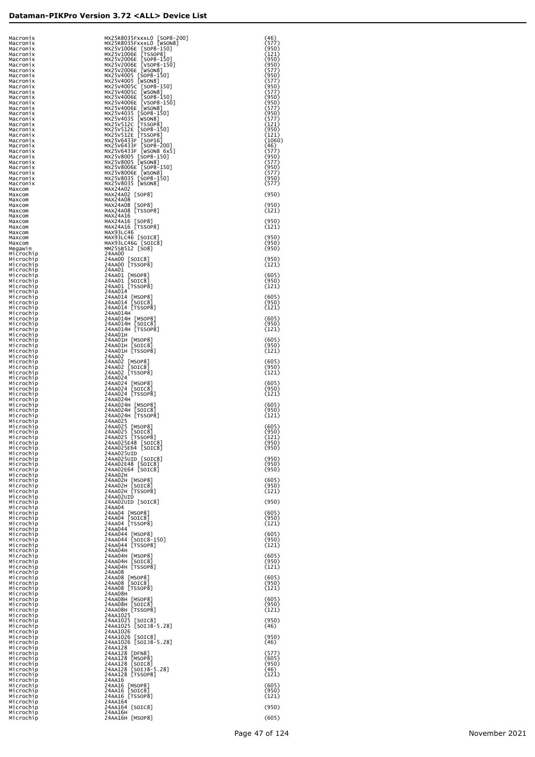| | | |
|---|---|---|
| Macronix | MX25R8035FxxxL0 [SOP8-200] | (46) |
| Macronix | MX25R8035FxxxL0 [WSON8] | (577) |
| Macronix | MX25V1006E [SOP8-150] | (950) |
| Macronix | MX25V1006E [TSSOP8] | (121) |
| Macronix | MX25V2006E [SOP8-150] | (950) |
| Macronix | MX25V2006E [VSOP8-150] | (950) |
| Macronix | MX25V2006E [WSON8] | (577) |
| Macronix | MX25V4005 [SOP8-150] | (950) |
| Macronix | MX25V4005 [WSON8] | (577) |
| Macronix | MX25V4005C [SOP8-150] | (950) |
| Macronix | MX25V4005C [WSON8] | (577) |
| Macronix | MX25V4006E [SOP8-150] | (950) |
| Macronix | MX25V4006E [VSOP8-150] | (950) |
| Macronix | MX25V4006E [WSON8] | (577) |
| Macronix | MX25V4035 [SOP8-150] | (950) |
| Macronix | MX25V4035 [WSON8] | (577) |
| Macronix | MX25V512C [TSSOP8] | (121) |
| Macronix | MX25V512E [SOP8-150] | (950) |
| Macronix | MX25V512E [TSSOP8] | (121) |
| Macronix | MX25V6433F [SOP16] | (1060) |
| Macronix | MX25V6433F [SOP8-200] | (46) |
| Macronix | MX25V6433F [WSON8 6x5] | (577) |
| Macronix | MX25V8005 [SOP8-150] | (950) |
| Macronix | MX25V8005 [WSON8] | (577) |
| Macronix | MX25V8006E [SOP8-150] | (950) |
| Macronix | MX25V8006E [WSON8] | (577) |
| Macronix | MX25V8035 [SOP8-150] | (950) |
| Macronix | MX25V8035 [WSON8] | (577) |
| Maxcom | MAX24A02 | |
| Maxcom | MAX24A02 [SOP8] | (950) |
| Maxcom | MAX24A08 | |
| Maxcom | MAX24A08 [SOP8] | (950) |
| Maxcom | MAX24A08 [TSSOP8] | (121) |
| Maxcom | MAX24A16 | |
| Maxcom | MAX24A16 [SOP8] | (950) |
| Maxcom | MAX24A16 [TSSOP8] | (121) |
| Maxcom | MAX93LC46 | |
| Maxcom | MAX93LC46 [SOIC8] | (950) |
| Maxcom | MAX93LC46G [SOIC8] | (950) |
| Megawin | MM25SB512 [SO8] | (950) |
| Microchip | 24AA00 | |
| Microchip | 24AA00 [SOIC8] | (950) |
| Microchip | 24AA00 [TSSOP8] | (121) |
| Microchip | 24AA01 | |
| Microchip | 24AA01 [MSOP8] | (605) |
| Microchip | 24AA01 [SOIC8] | (950) |
| Microchip | 24AA01 [TSSOP8] | (121) |
| Microchip | 24AA014 | |
| Microchip | 24AA014 [MSOP8] | (605) |
| Microchip | 24AA014 [SOIC8] | (950) |
| Microchip | 24AA014 [TSSOP8] | (121) |
| Microchip | 24AA014H | |
| Microchip | 24AA014H [MSOP8] | (605) |
| Microchip | 24AA014H [SOIC8] | (950) |
| Microchip | 24AA014H [TSSOP8] | (121) |
| Microchip | 24AA01H | |
| Microchip | 24AA01H [MSOP8] | (605) |
| Microchip | 24AA01H [SOIC8] | (950) |
| Microchip | 24AA01H [TSSOP8] | (121) |
| Microchip | 24AA02 | |
| Microchip | 24AA02 [MSOP8] | (605) |
| Microchip | 24AA02 [SOIC8] | (950) |
| Microchip | 24AA02 [TSSOP8] | (121) |
| Microchip | 24AA024 | |
| Microchip | 24AA024 [MSOP8] | (605) |
| Microchip | 24AA024 [SOIC8] | (950) |
| Microchip | 24AA024 [TSSOP8] | (121) |
| Microchip | 24AA024H | |
| Microchip | 24AA024H [MSOP8] | (605) |
| Microchip | 24AA024H [SOIC8] | (950) |
| Microchip | 24AA024H [TSSOP8] | (121) |
| Microchip | 24AA025 | |
| Microchip | 24AA025 [MSOP8] | (605) |
| Microchip | 24AA025 [SOIC8] | (950) |
| Microchip | 24AA025 [TSSOP8] | (121) |
| Microchip | 24AA025E48 [SOIC8] | (950) |
| Microchip | 24AA025E64 [SOIC8] | (950) |
| Microchip | 24AA025UID | |
| Microchip | 24AA025UID [SOIC8] | (950) |
| Microchip | 24AA02E48 [SOIC8] | (950) |
| Microchip | 24AA02E64 [SOIC8] | (950) |
| Microchip | 24AA02H | |
| Microchip | 24AA02H [MSOP8] | (605) |
| Microchip | 24AA02H [SOIC8] | (950) |
| Microchip | 24AA02H [TSSOP8] | (121) |
| Microchip | 24AA02UID | |
| Microchip | 24AA02UID [SOIC8] | (950) |
| Microchip | 24AA04 | |
| Microchip | 24AA04 [MSOP8] | (605) |
| Microchip | 24AA04 [SOIC8] | (950) |
| Microchip | 24AA04 [TSSOP8] | (121) |
| Microchip | 24AA044 | |
| Microchip | 24AA044 [MSOP8] | (605) |
| Microchip | 24AA044 [SOIC8-150] | (950) |
| Microchip | 24AA044 [TSSOP8] | (121) |
| Microchip | 24AA04H | |
| Microchip | 24AA04H [MSOP8] | (605) |
| Microchip | 24AA04H [SOIC8] | (950) |
| Microchip | 24AA04H [TSSOP8] | (121) |
| Microchip | 24AA08 | |
| Microchip | 24AA08 [MSOP8] | (605) |
| Microchip | 24AA08 [SOIC8] | (950) |
| Microchip | 24AA08 [TSSOP8] | (121) |
| Microchip | 24AA08H | |
| Microchip | 24AA08H [MSOP8] | (605) |
| Microchip | 24AA08H [SOIC8] | (950) |
| Microchip | 24AA08H [TSSOP8] | (121) |
| Microchip | 24AA1025 | |
| Microchip | 24AA1025 [SOIC8] | (950) |
| Microchip | 24AA1025 [SOIJ8-5.28] | (46) |
| Microchip | 24AA1026 | |
| Microchip | 24AA1026 [SOIC8] | (950) |
| Microchip | 24AA1026 [SOIJ8-5.28] | (46) |
| Microchip | 24AA128 | |
| Microchip | 24AA128 [DFN8] | (577) |
| Microchip | 24AA128 [MSOP8] | (605) |
| Microchip | 24AA128 [SOIC8] | (950) |
| Microchip | 24AA128 [SOIJ8-5.28] | (46) |
| Microchip | 24AA128 [TSSOP8] | (121) |
| Microchip | 24AA16 | |
| Microchip | 24AA16 [MSOP8] | (605) |
| Microchip | 24AA16 [SOIC8] | (950) |
| Microchip | 24AA16 [TSSOP8] | (121) |
| Microchip | 24AA164 | |
| Microchip | 24AA164 [SOIC8] | (950) |
| Microchip | 24AA16H | |
| Microchip | 24AA16H [MSOP8] | (605) |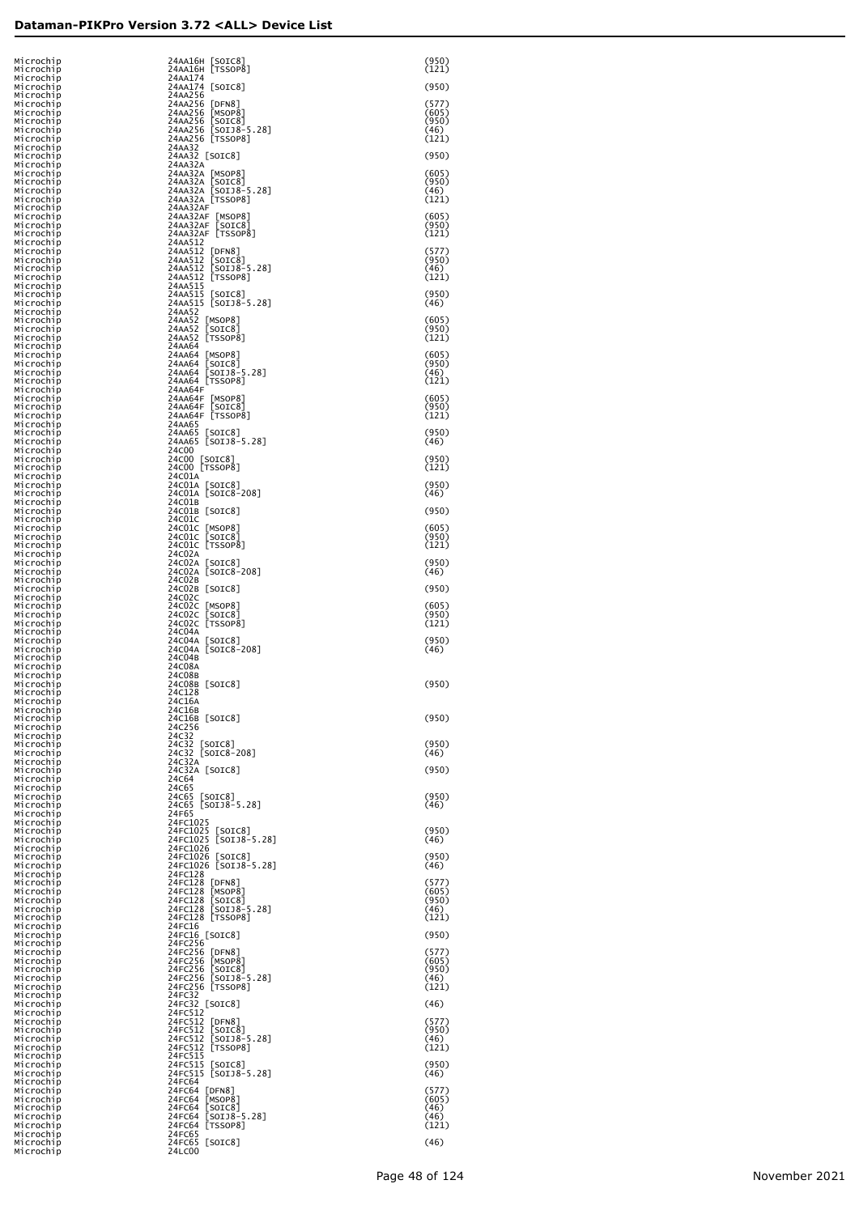| | | |
|---|---|---|
| Microchip | 24AA16H [SOIC8] | (950) |
| Microchip | 24AA16H [TSSOP8] | (121) |
| Microchip | 24AA174 | |
| Microchip | 24AA174 [SOIC8] | (950) |
| Microchip | 24AA256 | |
| Microchip | 24AA256 [DFN8] | (577) |
| Microchip | 24AA256 [MSOP8] | (605) |
| Microchip | 24AA256 [SOIC8] | (950) |
| Microchip | 24AA256 [SOIJ8-5.28] | (46) |
| Microchip | 24AA256 [TSSOP8] | (121) |
| Microchip | 24AA32 | |
| Microchip | 24AA32 [SOIC8] | (950) |
| Microchip | 24AA32A | |
| Microchip | 24AA32A [MSOP8] | (605) |
| Microchip | 24AA32A [SOIC8] | (950) |
| Microchip | 24AA32A [SOIJ8-5.28] | (46) |
| Microchip | 24AA32A [TSSOP8] | (121) |
| Microchip | 24AA32AF | |
| Microchip | 24AA32AF [MSOP8] | (605) |
| Microchip | 24AA32AF [SOIC8] | (950) |
| Microchip | 24AA32AF [TSSOP8] | (121) |
| Microchip | 24AA512 | |
| Microchip | 24AA512 [DFN8] | (577) |
| Microchip | 24AA512 [SOIC8] | (950) |
| Microchip | 24AA512 [SOIJ8-5.28] | (46) |
| Microchip | 24AA512 [TSSOP8] | (121) |
| Microchip | 24AA515 | |
| Microchip | 24AA515 [SOIC8] | (950) |
| Microchip | 24AA515 [SOIJ8-5.28] | (46) |
| Microchip | 24AA52 | |
| Microchip | 24AA52 [MSOP8] | (605) |
| Microchip | 24AA52 [SOIC8] | (950) |
| Microchip | 24AA52 [TSSOP8] | (121) |
| Microchip | 24AA64 | |
| Microchip | 24AA64 [MSOP8] | (605) |
| Microchip | 24AA64 [SOIC8] | (950) |
| Microchip | 24AA64 [SOIJ8-5.28] | (46) |
| Microchip | 24AA64 [TSSOP8] | (121) |
| Microchip | 24AA64F | |
| Microchip | 24AA64F [MSOP8] | (605) |
| Microchip | 24AA64F [SOIC8] | (950) |
| Microchip | 24AA64F [TSSOP8] | (121) |
| Microchip | 24AA65 | |
| Microchip | 24AA65 [SOIC8] | (950) |
| Microchip | 24AA65 [SOIJ8-5.28] | (46) |
| Microchip | 24C00 | |
| Microchip | 24C00 [SOIC8] | (950) |
| Microchip | 24C00 [TSSOP8] | (121) |
| Microchip | 24C01A | |
| Microchip | 24C01A [SOIC8] | (950) |
| Microchip | 24C01A [SOIC8-208] | (46) |
| Microchip | 24C01B | |
| Microchip | 24C01B [SOIC8] | (950) |
| Microchip | 24C01C | |
| Microchip | 24C01C [MSOP8] | (605) |
| Microchip | 24C01C [SOIC8] | (950) |
| Microchip | 24C01C [TSSOP8] | (121) |
| Microchip | 24C02A | |
| Microchip | 24C02A [SOIC8] | (950) |
| Microchip | 24C02A [SOIC8-208] | (46) |
| Microchip | 24C02B | |
| Microchip | 24C02B [SOIC8] | (950) |
| Microchip | 24C02C | |
| Microchip | 24C02C [MSOP8] | (605) |
| Microchip | 24C02C [SOIC8] | (950) |
| Microchip | 24C02C [TSSOP8] | (121) |
| Microchip | 24C04A | |
| Microchip | 24C04A [SOIC8] | (950) |
| Microchip | 24C04A [SOIC8-208] | (46) |
| Microchip | 24C04B | |
| Microchip | 24C08A | |
| Microchip | 24C08B | |
| Microchip | 24C08B [SOIC8] | (950) |
| Microchip | 24C128 | |
| Microchip | 24C16A | |
| Microchip | 24C16B | |
| Microchip | 24C16B [SOIC8] | (950) |
| Microchip | 24C256 | |
| Microchip | 24C32 | |
| Microchip | 24C32 [SOIC8] | (950) |
| Microchip | 24C32 [SOIC8-208] | (46) |
| Microchip | 24C32A | |
| Microchip | 24C32A [SOIC8] | (950) |
| Microchip | 24C64 | |
| Microchip | 24C65 | |
| Microchip | 24C65 [SOIC8] | (950) |
| Microchip | 24C65 [SOIJ8-5.28] | (46) |
| Microchip | 24F65 | |
| Microchip | 24FC1025 | |
| Microchip | 24FC1025 [SOIC8] | (950) |
| Microchip | 24FC1025 [SOIJ8-5.28] | (46) |
| Microchip | 24FC1026 | |
| Microchip | 24FC1026 [SOIC8] | (950) |
| Microchip | 24FC1026 [SOIJ8-5.28] | (46) |
| Microchip | 24FC128 | |
| Microchip | 24FC128 [DFN8] | (577) |
| Microchip | 24FC128 [MSOP8] | (605) |
| Microchip | 24FC128 [SOIC8] | (950) |
| Microchip | 24FC128 [SOIJ8-5.28] | (46) |
| Microchip | 24FC128 [TSSOP8] | (121) |
| Microchip | 24FC16 | |
| Microchip | 24FC16 [SOIC8] | (950) |
| Microchip | 24FC256 | |
| Microchip | 24FC256 [DFN8] | (577) |
| Microchip | 24FC256 [MSOP8] | (605) |
| Microchip | 24FC256 [SOIC8] | (950) |
| Microchip | 24FC256 [SOIJ8-5.28] | (46) |
| Microchip | 24FC256 [TSSOP8] | (121) |
| Microchip | 24FC32 | |
| Microchip | 24FC32 [SOIC8] | (46) |
| Microchip | 24FC512 | |
| Microchip | 24FC512 [DFN8] | (577) |
| Microchip | 24FC512 [SOIC8] | (950) |
| Microchip | 24FC512 [SOIJ8-5.28] | (46) |
| Microchip | 24FC512 [TSSOP8] | (121) |
| Microchip | 24FC515 | |
| Microchip | 24FC515 [SOIC8] | (950) |
| Microchip | 24FC515 [SOIJ8-5.28] | (46) |
| Microchip | 24FC64 | |
| Microchip | 24FC64 [DFN8] | (577) |
| Microchip | 24FC64 [MSOP8] | (605) |
| Microchip | 24FC64 [SOIC8] | (46) |
| Microchip | 24FC64 [SOIJ8-5.28] | (46) |
| Microchip | 24FC64 [TSSOP8] | (121) |
| Microchip | 24FC65 | |
| Microchip | 24FC65 [SOIC8] | (46) |
| Microchip | 24LC00 | |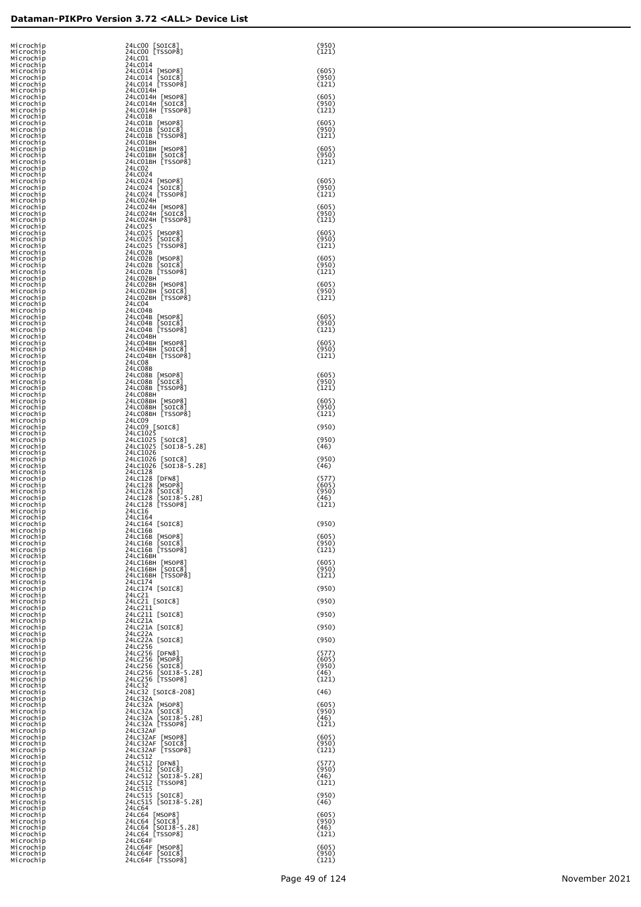| | | |
|---|---|---|
| Microchip | 24LC00 [SOIC8] | (950) |
| Microchip | 24LC00 [TSSOP8] | (121) |
| Microchip | 24LC01 | |
| Microchip | 24LC014 | |
| Microchip | 24LC014 [MSOP8] | (605) |
| Microchip | 24LC014 [SOIC8] | (950) |
| Microchip | 24LC014 [TSSOP8] | (121) |
| Microchip | 24LC014H | |
| Microchip | 24LC014H [MSOP8] | (605) |
| Microchip | 24LC014H [SOIC8] | (950) |
| Microchip | 24LC014H [TSSOP8] | (121) |
| Microchip | 24LC01B | |
| Microchip | 24LC01B [MSOP8] | (605) |
| Microchip | 24LC01B [SOIC8] | (950) |
| Microchip | 24LC01B [TSSOP8] | (121) |
| Microchip | 24LC01BH | |
| Microchip | 24LC01BH [MSOP8] | (605) |
| Microchip | 24LC01BH [SOIC8] | (950) |
| Microchip | 24LC01BH [TSSOP8] | (121) |
| Microchip | 24LC02 | |
| Microchip | 24LC024 | |
| Microchip | 24LC024 [MSOP8] | (605) |
| Microchip | 24LC024 [SOIC8] | (950) |
| Microchip | 24LC024 [TSSOP8] | (121) |
| Microchip | 24LC024H | |
| Microchip | 24LC024H [MSOP8] | (605) |
| Microchip | 24LC024H [SOIC8] | (950) |
| Microchip | 24LC024H [TSSOP8] | (121) |
| Microchip | 24LC025 | |
| Microchip | 24LC025 [MSOP8] | (605) |
| Microchip | 24LC025 [SOIC8] | (950) |
| Microchip | 24LC025 [TSSOP8] | (121) |
| Microchip | 24LC02B | |
| Microchip | 24LC02B [MSOP8] | (605) |
| Microchip | 24LC02B [SOIC8] | (950) |
| Microchip | 24LC02B [TSSOP8] | (121) |
| Microchip | 24LC02BH | |
| Microchip | 24LC02BH [MSOP8] | (605) |
| Microchip | 24LC02BH [SOIC8] | (950) |
| Microchip | 24LC02BH [TSSOP8] | (121) |
| Microchip | 24LC04 | |
| Microchip | 24LC04B | |
| Microchip | 24LC04B [MSOP8] | (605) |
| Microchip | 24LC04B [SOIC8] | (950) |
| Microchip | 24LC04B [TSSOP8] | (121) |
| Microchip | 24LC04BH | |
| Microchip | 24LC04BH [MSOP8] | (605) |
| Microchip | 24LC04BH [SOIC8] | (950) |
| Microchip | 24LC04BH [TSSOP8] | (121) |
| Microchip | 24LC08 | |
| Microchip | 24LC08B | |
| Microchip | 24LC08B [MSOP8] | (605) |
| Microchip | 24LC08B [SOIC8] | (950) |
| Microchip | 24LC08B [TSSOP8] | (121) |
| Microchip | 24LC08BH | |
| Microchip | 24LC08BH [MSOP8] | (605) |
| Microchip | 24LC08BH [SOIC8] | (950) |
| Microchip | 24LC08BH [TSSOP8] | (121) |
| Microchip | 24LC09 | |
| Microchip | 24LC09 [SOIC8] | (950) |
| Microchip | 24LC1025 | |
| Microchip | 24LC1025 [SOIC8] | (950) |
| Microchip | 24LC1025 [SOIJ8-5.28] | (46) |
| Microchip | 24LC1026 | |
| Microchip | 24LC1026 [SOIC8] | (950) |
| Microchip | 24LC1026 [SOIJ8-5.28] | (46) |
| Microchip | 24LC128 | |
| Microchip | 24LC128 [DFN8] | (577) |
| Microchip | 24LC128 [MSOP8] | (605) |
| Microchip | 24LC128 [SOIC8] | (950) |
| Microchip | 24LC128 [SOIJ8-5.28] | (46) |
| Microchip | 24LC128 [TSSOP8] | (121) |
| Microchip | 24LC16 | |
| Microchip | 24LC164 | |
| Microchip | 24LC164 [SOIC8] | (950) |
| Microchip | 24LC16B | |
| Microchip | 24LC16B [MSOP8] | (605) |
| Microchip | 24LC16B [SOIC8] | (950) |
| Microchip | 24LC16B [TSSOP8] | (121) |
| Microchip | 24LC16BH | |
| Microchip | 24LC16BH [MSOP8] | (605) |
| Microchip | 24LC16BH [SOIC8] | (950) |
| Microchip | 24LC16BH [TSSOP8] | (121) |
| Microchip | 24LC174 | |
| Microchip | 24LC174 [SOIC8] | (950) |
| Microchip | 24LC21 | |
| Microchip | 24LC21 [SOIC8] | (950) |
| Microchip | 24LC211 | |
| Microchip | 24LC211 [SOIC8] | (950) |
| Microchip | 24LC21A | |
| Microchip | 24LC21A [SOIC8] | (950) |
| Microchip | 24LC22A | |
| Microchip | 24LC22A [SOIC8] | (950) |
| Microchip | 24LC256 | |
| Microchip | 24LC256 [DFN8] | (577) |
| Microchip | 24LC256 [MSOP8] | (605) |
| Microchip | 24LC256 [SOIC8] | (950) |
| Microchip | 24LC256 [SOIJ8-5.28] | (46) |
| Microchip | 24LC256 [TSSOP8] | (121) |
| Microchip | 24LC32 | |
| Microchip | 24LC32 [SOIC8-208] | (46) |
| Microchip | 24LC32A | |
| Microchip | 24LC32A [MSOP8] | (605) |
| Microchip | 24LC32A [SOIC8] | (950) |
| Microchip | 24LC32A [SOIJ8-5.28] | (46) |
| Microchip | 24LC32A [TSSOP8] | (121) |
| Microchip | 24LC32AF | |
| Microchip | 24LC32AF [MSOP8] | (605) |
| Microchip | 24LC32AF [SOIC8] | (950) |
| Microchip | 24LC32AF [TSSOP8] | (121) |
| Microchip | 24LC512 | |
| Microchip | 24LC512 [DFN8] | (577) |
| Microchip | 24LC512 [SOIC8] | (950) |
| Microchip | 24LC512 [SOIJ8-5.28] | (46) |
| Microchip | 24LC512 [TSSOP8] | (121) |
| Microchip | 24LC515 | |
| Microchip | 24LC515 [SOIC8] | (950) |
| Microchip | 24LC515 [SOIJ8-5.28] | (46) |
| Microchip | 24LC64 | |
| Microchip | 24LC64 [MSOP8] | (605) |
| Microchip | 24LC64 [SOIC8] | (950) |
| Microchip | 24LC64 [SOIJ8-5.28] | (46) |
| Microchip | 24LC64 [TSSOP8] | (121) |
| Microchip | 24LC64F | |
| Microchip | 24LC64F [MSOP8] | (605) |
| Microchip | 24LC64F [SOIC8] | (950) |
| Microchip | 24LC64F [TSSOP8] | (121) |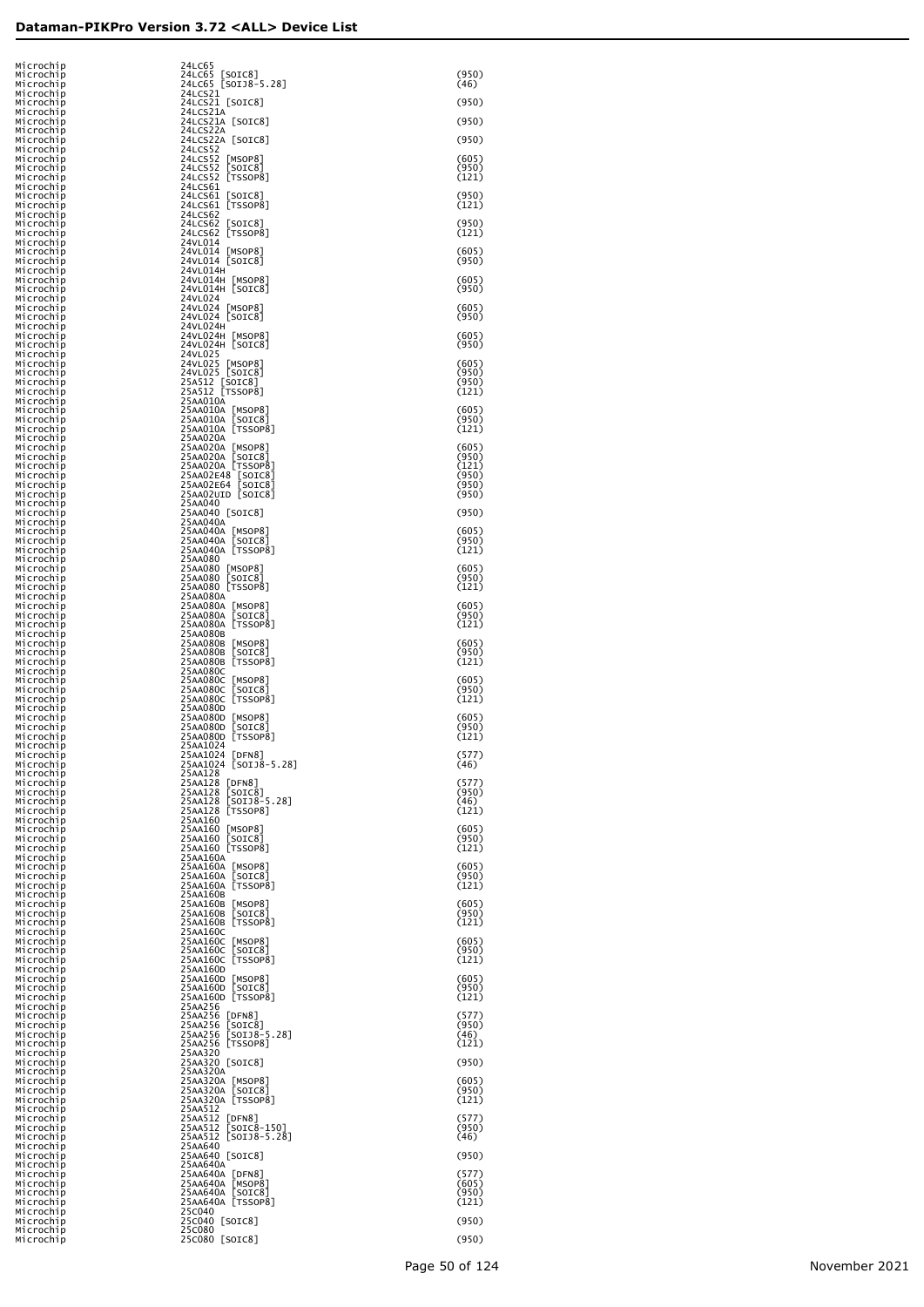# Dataman-PIKPro Version 3.72 <ALL> Device List

| | | |
|---|---|---|
| Microchip | 24LC65 | |
| Microchip | 24LC65 [SOIC8] | (950) |
| Microchip | 24LC65 [SOIJ8-5.28] | (46) |
| Microchip | 24LCS21 | |
| Microchip | 24LCS21 [SOIC8] | (950) |
| Microchip | 24LCS21A | |
| Microchip | 24LCS21A [SOIC8] | (950) |
| Microchip | 24LCS22A | |
| Microchip | 24LCS22A [SOIC8] | (950) |
| Microchip | 24LCS52 | |
| Microchip | 24LCS52 [MSOP8] | (605) |
| Microchip | 24LCS52 [SOIC8] | (950) |
| Microchip | 24LCS52 [TSSOP8] | (121) |
| Microchip | 24LCS61 | |
| Microchip | 24LCS61 [SOIC8] | (950) |
| Microchip | 24LCS61 [TSSOP8] | (121) |
| Microchip | 24LCS62 | |
| Microchip | 24LCS62 [SOIC8] | (950) |
| Microchip | 24LCS62 [TSSOP8] | (121) |
| Microchip | 24VL014 | |
| Microchip | 24VL014 [MSOP8] | (605) |
| Microchip | 24VL014 [SOIC8] | (950) |
| Microchip | 24VL014H | |
| Microchip | 24VL014H [MSOP8] | (605) |
| Microchip | 24VL014H [SOIC8] | (950) |
| Microchip | 24VL024 | |
| Microchip | 24VL024 [MSOP8] | (605) |
| Microchip | 24VL024 [SOIC8] | (950) |
| Microchip | 24VL024H | |
| Microchip | 24VL024H [MSOP8] | (605) |
| Microchip | 24VL024H [SOIC8] | (950) |
| Microchip | 24VL025 | |
| Microchip | 24VL025 [MSOP8] | (605) |
| Microchip | 24VL025 [SOIC8] | (950) |
| Microchip | 25A512 [SOIC8] | (950) |
| Microchip | 25A512 [TSSOP8] | (121) |
| Microchip | 25AA010A | |
| Microchip | 25AA010A [MSOP8] | (605) |
| Microchip | 25AA010A [SOIC8] | (950) |
| Microchip | 25AA010A [TSSOP8] | (121) |
| Microchip | 25AA020A | |
| Microchip | 25AA020A [MSOP8] | (605) |
| Microchip | 25AA020A [SOIC8] | (950) |
| Microchip | 25AA020A [TSSOP8] | (121) |
| Microchip | 25AA02E48 [SOIC8] | (950) |
| Microchip | 25AA02E64 [SOIC8] | (950) |
| Microchip | 25AA02UID [SOIC8] | (950) |
| Microchip | 25AA040 | |
| Microchip | 25AA040 [SOIC8] | (950) |
| Microchip | 25AA040A | |
| Microchip | 25AA040A [MSOP8] | (605) |
| Microchip | 25AA040A [SOIC8] | (950) |
| Microchip | 25AA040A [TSSOP8] | (121) |
| Microchip | 25AA080 | |
| Microchip | 25AA080 [MSOP8] | (605) |
| Microchip | 25AA080 [SOIC8] | (950) |
| Microchip | 25AA080 [TSSOP8] | (121) |
| Microchip | 25AA080A | |
| Microchip | 25AA080A [MSOP8] | (605) |
| Microchip | 25AA080A [SOIC8] | (950) |
| Microchip | 25AA080A [TSSOP8] | (121) |
| Microchip | 25AA080B | |
| Microchip | 25AA080B [MSOP8] | (605) |
| Microchip | 25AA080B [SOIC8] | (950) |
| Microchip | 25AA080B [TSSOP8] | (121) |
| Microchip | 25AA080C | |
| Microchip | 25AA080C [MSOP8] | (605) |
| Microchip | 25AA080C [SOIC8] | (950) |
| Microchip | 25AA080C [TSSOP8] | (121) |
| Microchip | 25AA080D | |
| Microchip | 25AA080D [MSOP8] | (605) |
| Microchip | 25AA080D [SOIC8] | (950) |
| Microchip | 25AA080D [TSSOP8] | (121) |
| Microchip | 25AA1024 | |
| Microchip | 25AA1024 [DFN8] | (577) |
| Microchip | 25AA1024 [SOIJ8-5.28] | (46) |
| Microchip | 25AA128 | |
| Microchip | 25AA128 [DFN8] | (577) |
| Microchip | 25AA128 [SOIC8] | (950) |
| Microchip | 25AA128 [SOIJ8-5.28] | (46) |
| Microchip | 25AA128 [TSSOP8] | (121) |
| Microchip | 25AA160 | |
| Microchip | 25AA160 [MSOP8] | (605) |
| Microchip | 25AA160 [SOIC8] | (950) |
| Microchip | 25AA160 [TSSOP8] | (121) |
| Microchip | 25AA160A | |
| Microchip | 25AA160A [MSOP8] | (605) |
| Microchip | 25AA160A [SOIC8] | (950) |
| Microchip | 25AA160A [TSSOP8] | (121) |
| Microchip | 25AA160B | |
| Microchip | 25AA160B [MSOP8] | (605) |
| Microchip | 25AA160B [SOIC8] | (950) |
| Microchip | 25AA160B [TSSOP8] | (121) |
| Microchip | 25AA160C | |
| Microchip | 25AA160C [MSOP8] | (605) |
| Microchip | 25AA160C [SOIC8] | (950) |
| Microchip | 25AA160C [TSSOP8] | (121) |
| Microchip | 25AA160D | |
| Microchip | 25AA160D [MSOP8] | (605) |
| Microchip | 25AA160D [SOIC8] | (950) |
| Microchip | 25AA160D [TSSOP8] | (121) |
| Microchip | 25AA256 | |
| Microchip | 25AA256 [DFN8] | (577) |
| Microchip | 25AA256 [SOIC8] | (950) |
| Microchip | 25AA256 [SOIJ8-5.28] | (46) |
| Microchip | 25AA256 [TSSOP8] | (121) |
| Microchip | 25AA320 | |
| Microchip | 25AA320 [SOIC8] | (950) |
| Microchip | 25AA320A | |
| Microchip | 25AA320A [MSOP8] | (605) |
| Microchip | 25AA320A [SOIC8] | (950) |
| Microchip | 25AA320A [TSSOP8] | (121) |
| Microchip | 25AA512 | |
| Microchip | 25AA512 [DFN8] | (577) |
| Microchip | 25AA512 [SOIC8-150] | (950) |
| Microchip | 25AA512 [SOIJ8-5.28] | (46) |
| Microchip | 25AA640 | |
| Microchip | 25AA640 [SOIC8] | (950) |
| Microchip | 25AA640A | |
| Microchip | 25AA640A [DFN8] | (577) |
| Microchip | 25AA640A [MSOP8] | (605) |
| Microchip | 25AA640A [SOIC8] | (950) |
| Microchip | 25AA640A [TSSOP8] | (121) |
| Microchip | 25C040 | |
| Microchip | 25C040 [SOIC8] | (950) |
| Microchip | 25C080 | |
| Microchip | 25C080 [SOIC8] | (950) |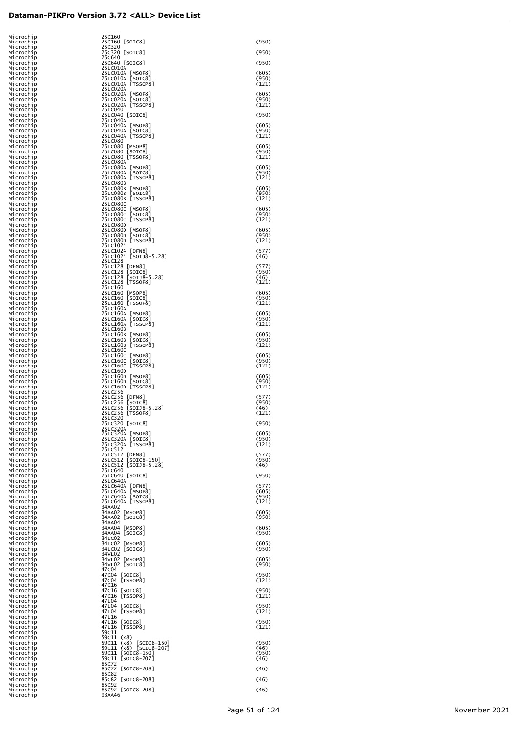| | | |
|---|---|---|
| Microchip | 25C160 | |
| Microchip | 25C160 [SOIC8] | (950) |
| Microchip | 25C320 | |
| Microchip | 25C320 [SOIC8] | (950) |
| Microchip | 25C640 | |
| Microchip | 25C640 [SOIC8] | (950) |
| Microchip | 25LC010A | |
| Microchip | 25LC010A [MSOP8] | (605) |
| Microchip | 25LC010A [SOIC8] | (950) |
| Microchip | 25LC010A [TSSOP8] | (121) |
| Microchip | 25LC020A | |
| Microchip | 25LC020A [MSOP8] | (605) |
| Microchip | 25LC020A [SOIC8] | (950) |
| Microchip | 25LC020A [TSSOP8] | (121) |
| Microchip | 25LC040 | |
| Microchip | 25LC040 [SOIC8] | (950) |
| Microchip | 25LC040A | |
| Microchip | 25LC040A [MSOP8] | (605) |
| Microchip | 25LC040A [SOIC8] | (950) |
| Microchip | 25LC040A [TSSOP8] | (121) |
| Microchip | 25LC080 | |
| Microchip | 25LC080 [MSOP8] | (605) |
| Microchip | 25LC080 [SOIC8] | (950) |
| Microchip | 25LC080 [TSSOP8] | (121) |
| Microchip | 25LC080A | |
| Microchip | 25LC080A [MSOP8] | (605) |
| Microchip | 25LC080A [SOIC8] | (950) |
| Microchip | 25LC080A [TSSOP8] | (121) |
| Microchip | 25LC080B | |
| Microchip | 25LC080B [MSOP8] | (605) |
| Microchip | 25LC080B [SOIC8] | (950) |
| Microchip | 25LC080B [TSSOP8] | (121) |
| Microchip | 25LC080C | |
| Microchip | 25LC080C [MSOP8] | (605) |
| Microchip | 25LC080C [SOIC8] | (950) |
| Microchip | 25LC080C [TSSOP8] | (121) |
| Microchip | 25LC080D | |
| Microchip | 25LC080D [MSOP8] | (605) |
| Microchip | 25LC080D [SOIC8] | (950) |
| Microchip | 25LC080D [TSSOP8] | (121) |
| Microchip | 25LC1024 | |
| Microchip | 25LC1024 [DFN8] | (577) |
| Microchip | 25LC1024 [SOIJ8-5.28] | (46) |
| Microchip | 25LC128 | |
| Microchip | 25LC128 [DFN8] | (577) |
| Microchip | 25LC128 [SOIC8] | (950) |
| Microchip | 25LC128 [SOIJ8-5.28] | (46) |
| Microchip | 25LC128 [TSSOP8] | (121) |
| Microchip | 25LC160 | |
| Microchip | 25LC160 [MSOP8] | (605) |
| Microchip | 25LC160 [SOIC8] | (950) |
| Microchip | 25LC160 [TSSOP8] | (121) |
| Microchip | 25LC160A | |
| Microchip | 25LC160A [MSOP8] | (605) |
| Microchip | 25LC160A [SOIC8] | (950) |
| Microchip | 25LC160A [TSSOP8] | (121) |
| Microchip | 25LC160B | |
| Microchip | 25LC160B [MSOP8] | (605) |
| Microchip | 25LC160B [SOIC8] | (950) |
| Microchip | 25LC160B [TSSOP8] | (121) |
| Microchip | 25LC160C | |
| Microchip | 25LC160C [MSOP8] | (605) |
| Microchip | 25LC160C [SOIC8] | (950) |
| Microchip | 25LC160C [TSSOP8] | (121) |
| Microchip | 25LC160D | |
| Microchip | 25LC160D [MSOP8] | (605) |
| Microchip | 25LC160D [SOIC8] | (950) |
| Microchip | 25LC160D [TSSOP8] | (121) |
| Microchip | 25LC256 | |
| Microchip | 25LC256 [DFN8] | (577) |
| Microchip | 25LC256 [SOIC8] | (950) |
| Microchip | 25LC256 [SOIJ8-5.28] | (46) |
| Microchip | 25LC256 [TSSOP8] | (121) |
| Microchip | 25LC320 | |
| Microchip | 25LC320 [SOIC8] | (950) |
| Microchip | 25LC320A | |
| Microchip | 25LC320A [MSOP8] | (605) |
| Microchip | 25LC320A [SOIC8] | (950) |
| Microchip | 25LC320A [TSSOP8] | (121) |
| Microchip | 25LC512 | |
| Microchip | 25LC512 [DFN8] | (577) |
| Microchip | 25LC512 [SOIC8-150] | (950) |
| Microchip | 25LC512 [SOIJ8-5.28] | (46) |
| Microchip | 25LC640 | |
| Microchip | 25LC640 [SOIC8] | (950) |
| Microchip | 25LC640A | |
| Microchip | 25LC640A [DFN8] | (577) |
| Microchip | 25LC640A [MSOP8] | (605) |
| Microchip | 25LC640A [SOIC8] | (950) |
| Microchip | 25LC640A [TSSOP8] | (121) |
| Microchip | 34AA02 | |
| Microchip | 34AA02 [MSOP8] | (605) |
| Microchip | 34AA02 [SOIC8] | (950) |
| Microchip | 34AA04 | |
| Microchip | 34AA04 [MSOP8] | (605) |
| Microchip | 34AA04 [SOIC8] | (950) |
| Microchip | 34LC02 | |
| Microchip | 34LC02 [MSOP8] | (605) |
| Microchip | 34LC02 [SOIC8] | (950) |
| Microchip | 34VL02 | |
| Microchip | 34VL02 [MSOP8] | (605) |
| Microchip | 34VL02 [SOIC8] | (950) |
| Microchip | 47C04 | |
| Microchip | 47C04 [SOIC8] | (950) |
| Microchip | 47C04 [TSSOP8] | (121) |
| Microchip | 47C16 | |
| Microchip | 47C16 [SOIC8] | (950) |
| Microchip | 47C16 [TSSOP8] | (121) |
| Microchip | 47L04 | |
| Microchip | 47L04 [SOIC8] | (950) |
| Microchip | 47L04 [TSSOP8] | (121) |
| Microchip | 47L16 | |
| Microchip | 47L16 [SOIC8] | (950) |
| Microchip | 47L16 [TSSOP8] | (121) |
| Microchip | 59C11 | |
| Microchip | 59C11 (x8) | |
| Microchip | 59C11 (x8) [SOIC8-150] | (950) |
| Microchip | 59C11 (x8) [SOIC8-207] | (46) |
| Microchip | 59C11 [SOIC8-150] | (950) |
| Microchip | 59C11 [SOIC8-207] | (46) |
| Microchip | 85C72 | |
| Microchip | 85C72 [SOIC8-208] | (46) |
| Microchip | 85C82 | |
| Microchip | 85C82 [SOIC8-208] | (46) |
| Microchip | 85C92 | |
| Microchip | 85C92 [SOIC8-208] | (46) |
| Microchip | 93AA46 | |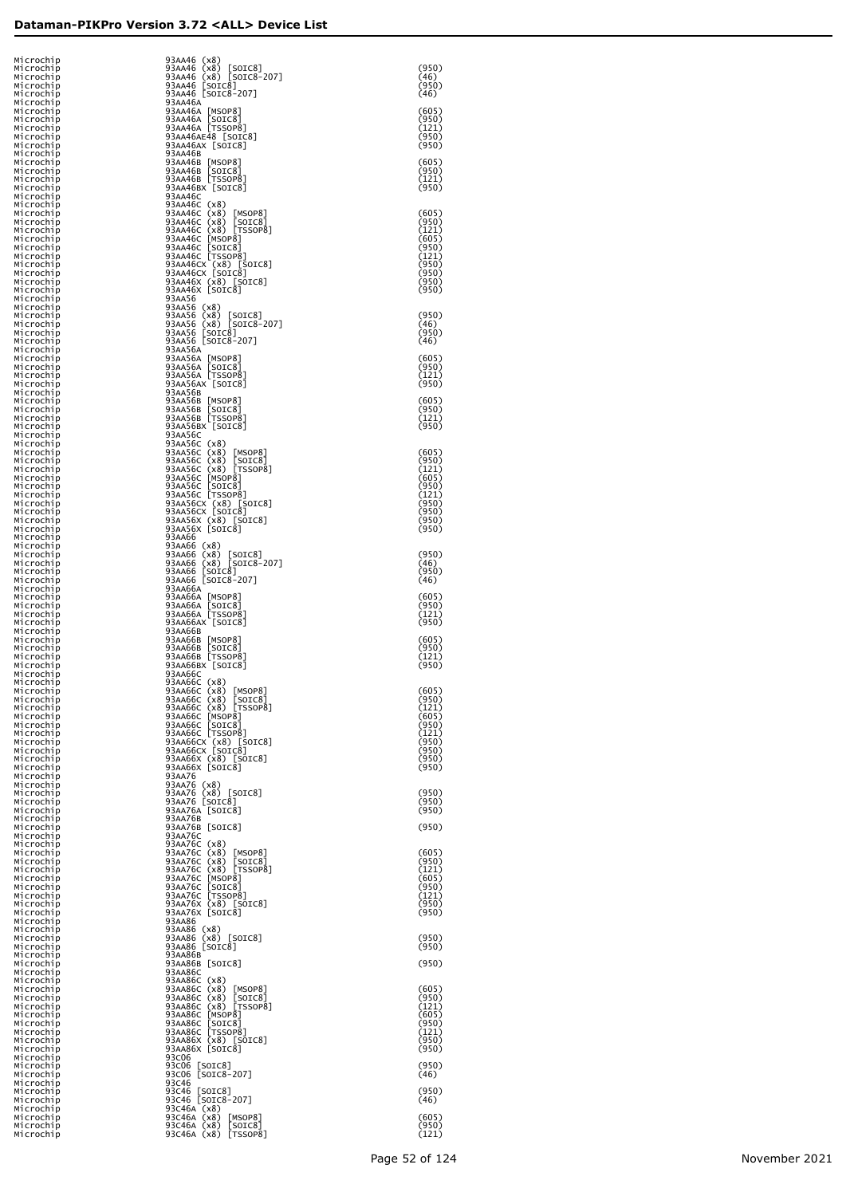| | | |
|---|---|---|
| Microchip | 93AA46 (x8) | |
| Microchip | 93AA46 (x8) [SOIC8] | (950) |
| Microchip | 93AA46 (x8) [SOIC8-207] | (46) |
| Microchip | 93AA46 [SOIC8] | (950) |
| Microchip | 93AA46 [SOIC8-207] | (46) |
| Microchip | 93AA46A | |
| Microchip | 93AA46A [MSOP8] | (605) |
| Microchip | 93AA46A [SOIC8] | (950) |
| Microchip | 93AA46A [TSSOP8] | (121) |
| Microchip | 93AA46AE48 [SOIC8] | (950) |
| Microchip | 93AA46AX [SOIC8] | (950) |
| Microchip | 93AA46B | |
| Microchip | 93AA46B [MSOP8] | (605) |
| Microchip | 93AA46B [SOIC8] | (950) |
| Microchip | 93AA46B [TSSOP8] | (121) |
| Microchip | 93AA46BX [SOIC8] | (950) |
| Microchip | 93AA46C | |
| Microchip | 93AA46C (x8) | |
| Microchip | 93AA46C (x8) [MSOP8] | (605) |
| Microchip | 93AA46C (x8) [SOIC8] | (950) |
| Microchip | 93AA46C (x8) [TSSOP8] | (121) |
| Microchip | 93AA46C [MSOP8] | (605) |
| Microchip | 93AA46C [SOIC8] | (950) |
| Microchip | 93AA46C [TSSOP8] | (121) |
| Microchip | 93AA46CX (x8) [SOIC8] | (950) |
| Microchip | 93AA46CX [SOIC8] | (950) |
| Microchip | 93AA46X (x8) [SOIC8] | (950) |
| Microchip | 93AA46X [SOIC8] | (950) |
| Microchip | 93AA56 | |
| Microchip | 93AA56 (x8) | |
| Microchip | 93AA56 (x8) [SOIC8] | (950) |
| Microchip | 93AA56 (x8) [SOIC8-207] | (46) |
| Microchip | 93AA56 [SOIC8] | (950) |
| Microchip | 93AA56 [SOIC8-207] | (46) |
| Microchip | 93AA56A | |
| Microchip | 93AA56A [MSOP8] | (605) |
| Microchip | 93AA56A [SOIC8] | (950) |
| Microchip | 93AA56A [TSSOP8] | (121) |
| Microchip | 93AA56AX [SOIC8] | (950) |
| Microchip | 93AA56B | |
| Microchip | 93AA56B [MSOP8] | (605) |
| Microchip | 93AA56B [SOIC8] | (950) |
| Microchip | 93AA56B [TSSOP8] | (121) |
| Microchip | 93AA56BX [SOIC8] | (950) |
| Microchip | 93AA56C | |
| Microchip | 93AA56C (x8) | |
| Microchip | 93AA56C (x8) [MSOP8] | (605) |
| Microchip | 93AA56C (x8) [SOIC8] | (950) |
| Microchip | 93AA56C (x8) [TSSOP8] | (121) |
| Microchip | 93AA56C [MSOP8] | (605) |
| Microchip | 93AA56C [SOIC8] | (950) |
| Microchip | 93AA56C [TSSOP8] | (121) |
| Microchip | 93AA56CX (x8) [SOIC8] | (950) |
| Microchip | 93AA56CX [SOIC8] | (950) |
| Microchip | 93AA56X (x8) [SOIC8] | (950) |
| Microchip | 93AA56X [SOIC8] | (950) |
| Microchip | 93AA66 | |
| Microchip | 93AA66 (x8) | |
| Microchip | 93AA66 (x8) [SOIC8] | (950) |
| Microchip | 93AA66 (x8) [SOIC8-207] | (46) |
| Microchip | 93AA66 [SOIC8] | (950) |
| Microchip | 93AA66 [SOIC8-207] | (46) |
| Microchip | 93AA66A | |
| Microchip | 93AA66A [MSOP8] | (605) |
| Microchip | 93AA66A [SOIC8] | (950) |
| Microchip | 93AA66A [TSSOP8] | (121) |
| Microchip | 93AA66AX [SOIC8] | (950) |
| Microchip | 93AA66B | |
| Microchip | 93AA66B [MSOP8] | (605) |
| Microchip | 93AA66B [SOIC8] | (950) |
| Microchip | 93AA66B [TSSOP8] | (121) |
| Microchip | 93AA66BX [SOIC8] | (950) |
| Microchip | 93AA66C | |
| Microchip | 93AA66C (x8) | |
| Microchip | 93AA66C (x8) [MSOP8] | (605) |
| Microchip | 93AA66C (x8) [SOIC8] | (950) |
| Microchip | 93AA66C (x8) [TSSOP8] | (121) |
| Microchip | 93AA66C [MSOP8] | (605) |
| Microchip | 93AA66C [SOIC8] | (950) |
| Microchip | 93AA66C [TSSOP8] | (121) |
| Microchip | 93AA66CX (x8) [SOIC8] | (950) |
| Microchip | 93AA66CX [SOIC8] | (950) |
| Microchip | 93AA66X (x8) [SOIC8] | (950) |
| Microchip | 93AA66X [SOIC8] | (950) |
| Microchip | 93AA76 | |
| Microchip | 93AA76 (x8) | |
| Microchip | 93AA76 (x8) [SOIC8] | (950) |
| Microchip | 93AA76 [SOIC8] | (950) |
| Microchip | 93AA76A [SOIC8] | (950) |
| Microchip | 93AA76B | |
| Microchip | 93AA76B [SOIC8] | (950) |
| Microchip | 93AA76C | |
| Microchip | 93AA76C (x8) | |
| Microchip | 93AA76C (x8) [MSOP8] | (605) |
| Microchip | 93AA76C (x8) [SOIC8] | (950) |
| Microchip | 93AA76C (x8) [TSSOP8] | (121) |
| Microchip | 93AA76C [MSOP8] | (605) |
| Microchip | 93AA76C [SOIC8] | (950) |
| Microchip | 93AA76C [TSSOP8] | (121) |
| Microchip | 93AA76X (x8) [SOIC8] | (950) |
| Microchip | 93AA76X [SOIC8] | (950) |
| Microchip | 93AA86 | |
| Microchip | 93AA86 (x8) | |
| Microchip | 93AA86 (x8) [SOIC8] | (950) |
| Microchip | 93AA86 [SOIC8] | (950) |
| Microchip | 93AA86B | |
| Microchip | 93AA86B [SOIC8] | (950) |
| Microchip | 93AA86C | |
| Microchip | 93AA86C (x8) | |
| Microchip | 93AA86C (x8) [MSOP8] | (605) |
| Microchip | 93AA86C (x8) [SOIC8] | (950) |
| Microchip | 93AA86C (x8) [TSSOP8] | (121) |
| Microchip | 93AA86C [MSOP8] | (605) |
| Microchip | 93AA86C [SOIC8] | (950) |
| Microchip | 93AA86C [TSSOP8] | (121) |
| Microchip | 93AA86X (x8) [SOIC8] | (950) |
| Microchip | 93AA86X [SOIC8] | (950) |
| Microchip | 93C06 | |
| Microchip | 93C06 [SOIC8] | (950) |
| Microchip | 93C06 [SOIC8-207] | (46) |
| Microchip | 93C46 | |
| Microchip | 93C46 [SOIC8] | (950) |
| Microchip | 93C46 [SOIC8-207] | (46) |
| Microchip | 93C46A (x8) | |
| Microchip | 93C46A (x8) [MSOP8] | (605) |
| Microchip | 93C46A (x8) [SOIC8] | (950) |
| Microchip | 93C46A (x8) [TSSOP8] | (121) |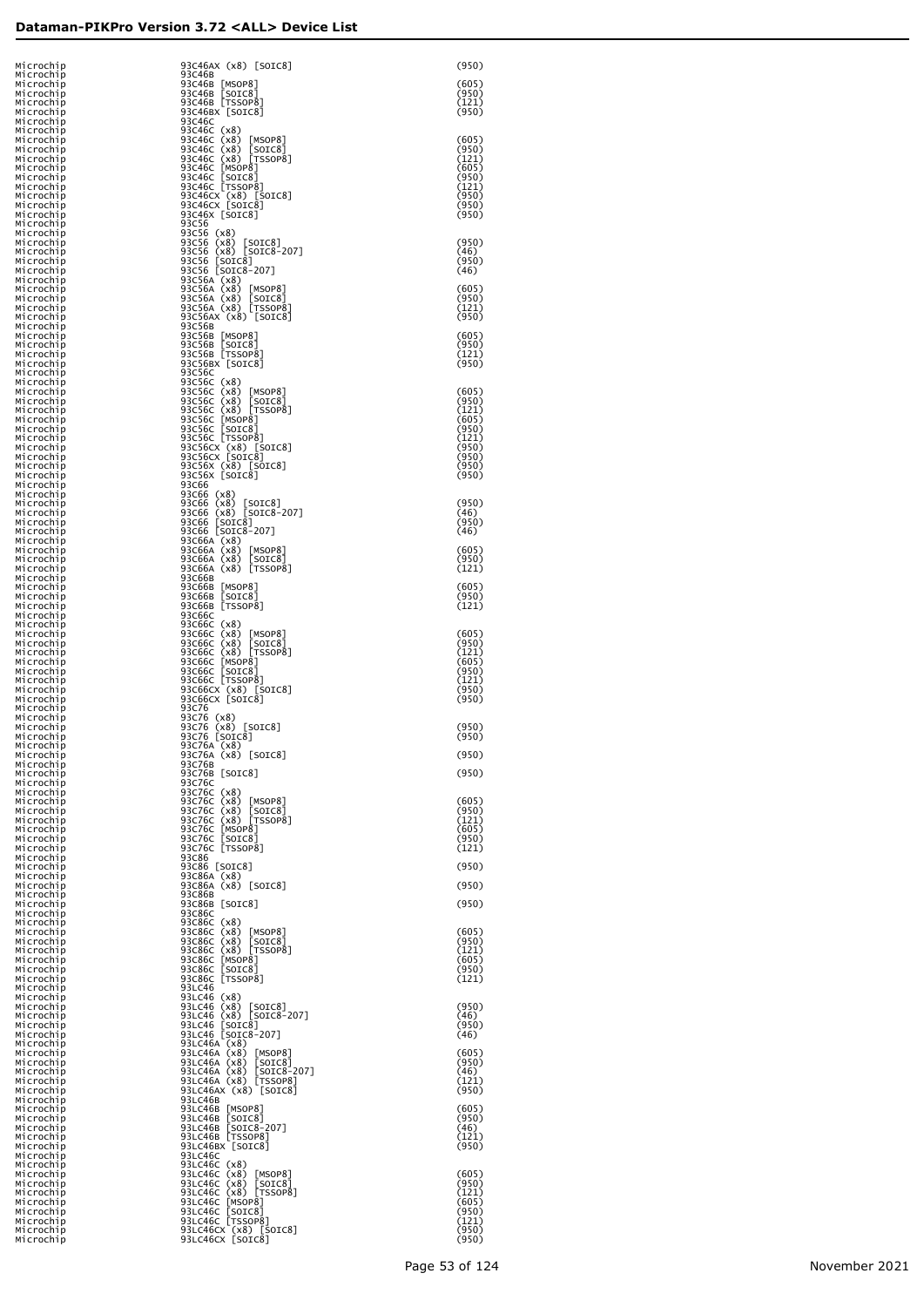| | | |
|---|---|---|
| Microchip | 93C46AX (x8) [SOIC8] | (950) |
| Microchip | 93C46B | |
| Microchip | 93C46B [MSOP8] | (605) |
| Microchip | 93C46B [SOIC8] | (950) |
| Microchip | 93C46B [TSSOP8] | (121) |
| Microchip | 93C46BX [SOIC8] | (950) |
| Microchip | 93C46C | |
| Microchip | 93C46C (x8) | |
| Microchip | 93C46C (x8) [MSOP8] | (605) |
| Microchip | 93C46C (x8) [SOIC8] | (950) |
| Microchip | 93C46C (x8) [TSSOP8] | (121) |
| Microchip | 93C46C [MSOP8] | (605) |
| Microchip | 93C46C [SOIC8] | (950) |
| Microchip | 93C46C [TSSOP8] | (121) |
| Microchip | 93C46CX (x8) [SOIC8] | (950) |
| Microchip | 93C46CX [SOIC8] | (950) |
| Microchip | 93C46X [SOIC8] | (950) |
| Microchip | 93C56 | |
| Microchip | 93C56 (x8) | |
| Microchip | 93C56 (x8) [SOIC8] | (950) |
| Microchip | 93C56 (x8) [SOIC8-207] | (46) |
| Microchip | 93C56 [SOIC8] | (950) |
| Microchip | 93C56 [SOIC8-207] | (46) |
| Microchip | 93C56A (x8) | |
| Microchip | 93C56A (x8) [MSOP8] | (605) |
| Microchip | 93C56A (x8) [SOIC8] | (950) |
| Microchip | 93C56A (x8) [TSSOP8] | (121) |
| Microchip | 93C56AX (x8) [SOIC8] | (950) |
| Microchip | 93C56B | |
| Microchip | 93C56B [MSOP8] | (605) |
| Microchip | 93C56B [SOIC8] | (950) |
| Microchip | 93C56B [TSSOP8] | (121) |
| Microchip | 93C56BX [SOIC8] | (950) |
| Microchip | 93C56C | |
| Microchip | 93C56C (x8) | |
| Microchip | 93C56C (x8) [MSOP8] | (605) |
| Microchip | 93C56C (x8) [SOIC8] | (950) |
| Microchip | 93C56C (x8) [TSSOP8] | (121) |
| Microchip | 93C56C [MSOP8] | (605) |
| Microchip | 93C56C [SOIC8] | (950) |
| Microchip | 93C56C [TSSOP8] | (121) |
| Microchip | 93C56CX (x8) [SOIC8] | (950) |
| Microchip | 93C56CX [SOIC8] | (950) |
| Microchip | 93C56X (x8) [SOIC8] | (950) |
| Microchip | 93C56X [SOIC8] | (950) |
| Microchip | 93C66 | |
| Microchip | 93C66 (x8) | |
| Microchip | 93C66 (x8) [SOIC8] | (950) |
| Microchip | 93C66 (x8) [SOIC8-207] | (46) |
| Microchip | 93C66 [SOIC8] | (950) |
| Microchip | 93C66 [SOIC8-207] | (46) |
| Microchip | 93C66A (x8) | |
| Microchip | 93C66A (x8) [MSOP8] | (605) |
| Microchip | 93C66A (x8) [SOIC8] | (950) |
| Microchip | 93C66A (x8) [TSSOP8] | (121) |
| Microchip | 93C66B | |
| Microchip | 93C66B [MSOP8] | (605) |
| Microchip | 93C66B [SOIC8] | (950) |
| Microchip | 93C66B [TSSOP8] | (121) |
| Microchip | 93C66C | |
| Microchip | 93C66C (x8) | |
| Microchip | 93C66C (x8) [MSOP8] | (605) |
| Microchip | 93C66C (x8) [SOIC8] | (950) |
| Microchip | 93C66C (x8) [TSSOP8] | (121) |
| Microchip | 93C66C [MSOP8] | (605) |
| Microchip | 93C66C [SOIC8] | (950) |
| Microchip | 93C66C [TSSOP8] | (121) |
| Microchip | 93C66CX (x8) [SOIC8] | (950) |
| Microchip | 93C66CX [SOIC8] | (950) |
| Microchip | 93C76 | |
| Microchip | 93C76 (x8) | |
| Microchip | 93C76 (x8) [SOIC8] | (950) |
| Microchip | 93C76 [SOIC8] | (950) |
| Microchip | 93C76A (x8) | |
| Microchip | 93C76A (x8) [SOIC8] | (950) |
| Microchip | 93C76B | |
| Microchip | 93C76B [SOIC8] | (950) |
| Microchip | 93C76C | |
| Microchip | 93C76C (x8) | |
| Microchip | 93C76C (x8) [MSOP8] | (605) |
| Microchip | 93C76C (x8) [SOIC8] | (950) |
| Microchip | 93C76C (x8) [TSSOP8] | (121) |
| Microchip | 93C76C [MSOP8] | (605) |
| Microchip | 93C76C [SOIC8] | (950) |
| Microchip | 93C76C [TSSOP8] | (121) |
| Microchip | 93C86 | |
| Microchip | 93C86 [SOIC8] | (950) |
| Microchip | 93C86A (x8) | |
| Microchip | 93C86A (x8) [SOIC8] | (950) |
| Microchip | 93C86B | |
| Microchip | 93C86B [SOIC8] | (950) |
| Microchip | 93C86C | |
| Microchip | 93C86C (x8) | |
| Microchip | 93C86C (x8) [MSOP8] | (605) |
| Microchip | 93C86C (x8) [SOIC8] | (950) |
| Microchip | 93C86C (x8) [TSSOP8] | (121) |
| Microchip | 93C86C [MSOP8] | (605) |
| Microchip | 93C86C [SOIC8] | (950) |
| Microchip | 93C86C [TSSOP8] | (121) |
| Microchip | 93LC46 | |
| Microchip | 93LC46 (x8) | |
| Microchip | 93LC46 (x8) [SOIC8] | (950) |
| Microchip | 93LC46 (x8) [SOIC8-207] | (46) |
| Microchip | 93LC46 [SOIC8] | (950) |
| Microchip | 93LC46 [SOIC8-207] | (46) |
| Microchip | 93LC46A (x8) | |
| Microchip | 93LC46A (x8) [MSOP8] | (605) |
| Microchip | 93LC46A (x8) [SOIC8] | (950) |
| Microchip | 93LC46A (x8) [SOIC8-207] | (46) |
| Microchip | 93LC46A (x8) [TSSOP8] | (121) |
| Microchip | 93LC46AX (x8) [SOIC8] | (950) |
| Microchip | 93LC46B | |
| Microchip | 93LC46B [MSOP8] | (605) |
| Microchip | 93LC46B [SOIC8] | (950) |
| Microchip | 93LC46B [SOIC8-207] | (46) |
| Microchip | 93LC46B [TSSOP8] | (121) |
| Microchip | 93LC46BX [SOIC8] | (950) |
| Microchip | 93LC46C | |
| Microchip | 93LC46C (x8) | |
| Microchip | 93LC46C (x8) [MSOP8] | (605) |
| Microchip | 93LC46C (x8) [SOIC8] | (950) |
| Microchip | 93LC46C (x8) [TSSOP8] | (121) |
| Microchip | 93LC46C [MSOP8] | (605) |
| Microchip | 93LC46C [SOIC8] | (950) |
| Microchip | 93LC46C [TSSOP8] | (121) |
| Microchip | 93LC46CX (x8) [SOIC8] | (950) |
| Microchip | 93LC46CX [SOIC8] | (950) |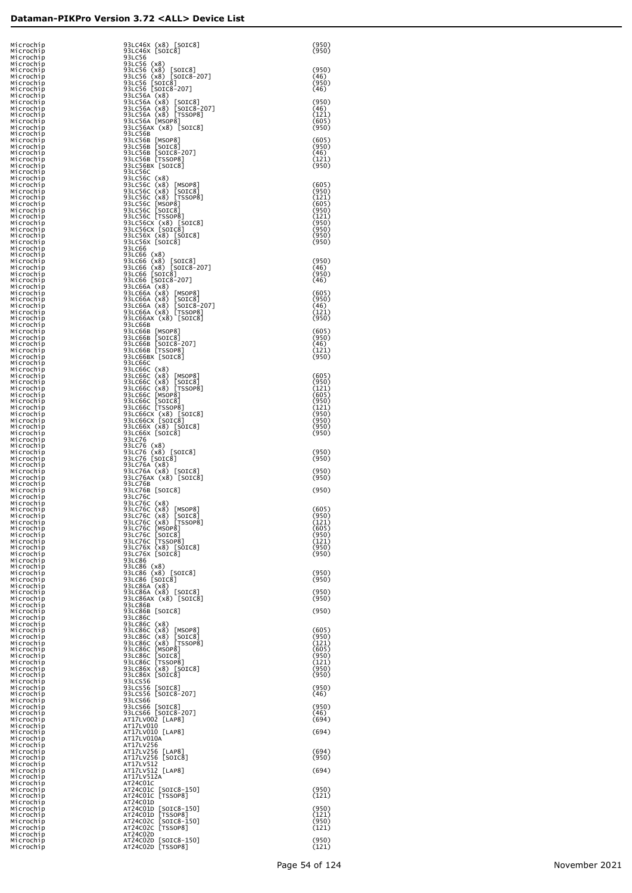# Dataman-PIKPro Version 3.72 <ALL> Device List

| | | |
|---|---|---|
| Microchip | 93LC46X (x8) [SOIC8] | (950) |
| Microchip | 93LC46X [SOIC8] | (950) |
| Microchip | 93LC56 | |
| Microchip | 93LC56 (x8) | |
| Microchip | 93LC56 (x8) [SOIC8] | (950) |
| Microchip | 93LC56 (x8) [SOIC8-207] | (46) |
| Microchip | 93LC56 [SOIC8] | (950) |
| Microchip | 93LC56 [SOIC8-207] | (46) |
| Microchip | 93LC56A (x8) | |
| Microchip | 93LC56A (x8) [SOIC8] | (950) |
| Microchip | 93LC56A (x8) [SOIC8-207] | (46) |
| Microchip | 93LC56A (x8) [TSSOP8] | (121) |
| Microchip | 93LC56A [MSOP8] | (605) |
| Microchip | 93LC56AX (x8) [SOIC8] | (950) |
| Microchip | 93LC56B | |
| Microchip | 93LC56B [MSOP8] | (605) |
| Microchip | 93LC56B [SOIC8] | (950) |
| Microchip | 93LC56B [SOIC8-207] | (46) |
| Microchip | 93LC56B [TSSOP8] | (121) |
| Microchip | 93LC56BX [SOIC8] | (950) |
| Microchip | 93LC56C | |
| Microchip | 93LC56C (x8) | |
| Microchip | 93LC56C (x8) [MSOP8] | (605) |
| Microchip | 93LC56C (x8) [SOIC8] | (950) |
| Microchip | 93LC56C (x8) [TSSOP8] | (121) |
| Microchip | 93LC56C [MSOP8] | (605) |
| Microchip | 93LC56C [SOIC8] | (950) |
| Microchip | 93LC56C [TSSOP8] | (121) |
| Microchip | 93LC56CX (x8) [SOIC8] | (950) |
| Microchip | 93LC56CX [SOIC8] | (950) |
| Microchip | 93LC56X (x8) [SOIC8] | (950) |
| Microchip | 93LC56X [SOIC8] | (950) |
| Microchip | 93LC66 | |
| Microchip | 93LC66 (x8) | |
| Microchip | 93LC66 (x8) [SOIC8] | (950) |
| Microchip | 93LC66 (x8) [SOIC8-207] | (46) |
| Microchip | 93LC66 [SOIC8] | (950) |
| Microchip | 93LC66 [SOIC8-207] | (46) |
| Microchip | 93LC66A (x8) | |
| Microchip | 93LC66A (x8) [MSOP8] | (605) |
| Microchip | 93LC66A (x8) [SOIC8] | (950) |
| Microchip | 93LC66A (x8) [SOIC8-207] | (46) |
| Microchip | 93LC66A (x8) [TSSOP8] | (121) |
| Microchip | 93LC66AX (x8) [SOIC8] | (950) |
| Microchip | 93LC66B | |
| Microchip | 93LC66B [MSOP8] | (605) |
| Microchip | 93LC66B [SOIC8] | (950) |
| Microchip | 93LC66B [SOIC8-207] | (46) |
| Microchip | 93LC66B [TSSOP8] | (121) |
| Microchip | 93LC66BX [SOIC8] | (950) |
| Microchip | 93LC66C | |
| Microchip | 93LC66C (x8) | |
| Microchip | 93LC66C (x8) [MSOP8] | (605) |
| Microchip | 93LC66C (x8) [SOIC8] | (950) |
| Microchip | 93LC66C (x8) [TSSOP8] | (121) |
| Microchip | 93LC66C [MSOP8] | (605) |
| Microchip | 93LC66C [SOIC8] | (950) |
| Microchip | 93LC66C [TSSOP8] | (121) |
| Microchip | 93LC66CX (x8) [SOIC8] | (950) |
| Microchip | 93LC66CX [SOIC8] | (950) |
| Microchip | 93LC66X (x8) [SOIC8] | (950) |
| Microchip | 93LC66X [SOIC8] | (950) |
| Microchip | 93LC76 | |
| Microchip | 93LC76 (x8) | |
| Microchip | 93LC76 (x8) [SOIC8] | (950) |
| Microchip | 93LC76 [SOIC8] | (950) |
| Microchip | 93LC76A (x8) | |
| Microchip | 93LC76A (x8) [SOIC8] | (950) |
| Microchip | 93LC76AX (x8) [SOIC8] | (950) |
| Microchip | 93LC76B | |
| Microchip | 93LC76B [SOIC8] | (950) |
| Microchip | 93LC76C | |
| Microchip | 93LC76C (x8) | |
| Microchip | 93LC76C (x8) [MSOP8] | (605) |
| Microchip | 93LC76C (x8) [SOIC8] | (950) |
| Microchip | 93LC76C (x8) [TSSOP8] | (121) |
| Microchip | 93LC76C [MSOP8] | (605) |
| Microchip | 93LC76C [SOIC8] | (950) |
| Microchip | 93LC76C [TSSOP8] | (121) |
| Microchip | 93LC76X (x8) [SOIC8] | (950) |
| Microchip | 93LC76X [SOIC8] | (950) |
| Microchip | 93LC86 | |
| Microchip | 93LC86 (x8) | |
| Microchip | 93LC86 (x8) [SOIC8] | (950) |
| Microchip | 93LC86 [SOIC8] | (950) |
| Microchip | 93LC86A (x8) | |
| Microchip | 93LC86A (x8) [SOIC8] | (950) |
| Microchip | 93LC86AX (x8) [SOIC8] | (950) |
| Microchip | 93LC86B | |
| Microchip | 93LC86B [SOIC8] | (950) |
| Microchip | 93LC86C | |
| Microchip | 93LC86C (x8) | |
| Microchip | 93LC86C (x8) [MSOP8] | (605) |
| Microchip | 93LC86C (x8) [SOIC8] | (950) |
| Microchip | 93LC86C (x8) [TSSOP8] | (121) |
| Microchip | 93LC86C [MSOP8] | (605) |
| Microchip | 93LC86C [SOIC8] | (950) |
| Microchip | 93LC86C [TSSOP8] | (121) |
| Microchip | 93LC86X (x8) [SOIC8] | (950) |
| Microchip | 93LC86X [SOIC8] | (950) |
| Microchip | 93LCS56 | |
| Microchip | 93LCS56 [SOIC8] | (950) |
| Microchip | 93LCS56 [SOIC8-207] | (46) |
| Microchip | 93LCS66 | |
| Microchip | 93LCS66 [SOIC8] | (950) |
| Microchip | 93LCS66 [SOIC8-207] | (46) |
| Microchip | AT17LV002 [LAP8] | (694) |
| Microchip | AT17LV010 | |
| Microchip | AT17LV010 [LAP8] | (694) |
| Microchip | AT17LV010A | |
| Microchip | AT17LV256 | |
| Microchip | AT17LV256 [LAP8] | (694) |
| Microchip | AT17LV256 [SOIC8] | (950) |
| Microchip | AT17LV512 | |
| Microchip | AT17LV512 [LAP8] | (694) |
| Microchip | AT17LV512A | |
| Microchip | AT24C01C | |
| Microchip | AT24C01C [SOIC8-150] | (950) |
| Microchip | AT24C01C [TSSOP8] | (121) |
| Microchip | AT24C01D | |
| Microchip | AT24C01D [SOIC8-150] | (950) |
| Microchip | AT24C01D [TSSOP8] | (121) |
| Microchip | AT24C02C [SOIC8-150] | (950) |
| Microchip | AT24C02C [TSSOP8] | (121) |
| Microchip | AT24C02D | |
| Microchip | AT24C02D [SOIC8-150] | (950) |
| Microchip | AT24C02D [TSSOP8] | (121) |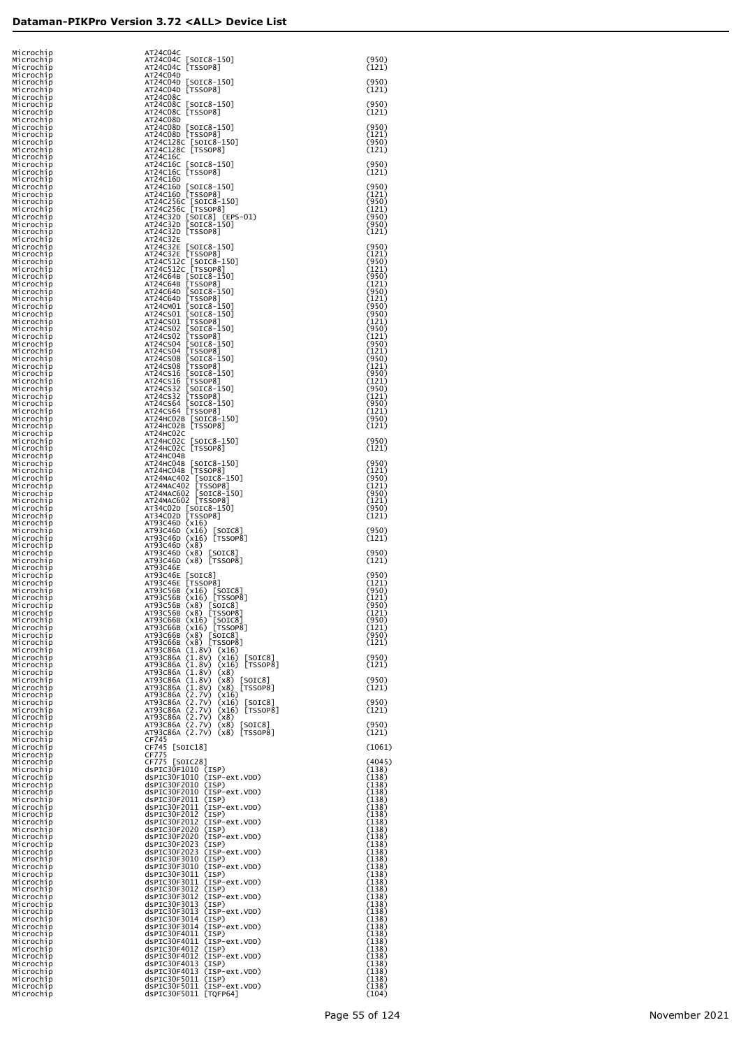| | | |
|---|---|---|
| Microchip | AT24C04C | |
| Microchip | AT24C04C [SOIC8-150] | (950) |
| Microchip | AT24C04C [TSSOP8] | (121) |
| Microchip | AT24C04D | |
| Microchip | AT24C04D [SOIC8-150] | (950) |
| Microchip | AT24C04D [TSSOP8] | (121) |
| Microchip | AT24C08C | |
| Microchip | AT24C08C [SOIC8-150] | (950) |
| Microchip | AT24C08C [TSSOP8] | (121) |
| Microchip | AT24C08D | |
| Microchip | AT24C08D [SOIC8-150] | (950) |
| Microchip | AT24C08D [TSSOP8] | (121) |
| Microchip | AT24C128C [SOIC8-150] | (950) |
| Microchip | AT24C128C [TSSOP8] | (121) |
| Microchip | AT24C16C | |
| Microchip | AT24C16C [SOIC8-150] | (950) |
| Microchip | AT24C16C [TSSOP8] | (121) |
| Microchip | AT24C16D | |
| Microchip | AT24C16D [SOIC8-150] | (950) |
| Microchip | AT24C16D [TSSOP8] | (121) |
| Microchip | AT24C256C [SOIC8-150] | (950) |
| Microchip | AT24C256C [TSSOP8] | (121) |
| Microchip | AT24C32D [SOIC8] (EPS-01) | (950) |
| Microchip | AT24C32D [SOIC8-150] | (950) |
| Microchip | AT24C32D [TSSOP8] | (121) |
| Microchip | AT24C32E | |
| Microchip | AT24C32E [SOIC8-150] | (950) |
| Microchip | AT24C32E [TSSOP8] | (121) |
| Microchip | AT24C512C [SOIC8-150] | (950) |
| Microchip | AT24C512C [TSSOP8] | (121) |
| Microchip | AT24C64B [SOIC8-150] | (950) |
| Microchip | AT24C64B [TSSOP8] | (121) |
| Microchip | AT24C64D [SOIC8-150] | (950) |
| Microchip | AT24C64D [TSSOP8] | (121) |
| Microchip | AT24CM01 [SOIC8-150] | (950) |
| Microchip | AT24CS01 [SOIC8-150] | (950) |
| Microchip | AT24CS01 [TSSOP8] | (121) |
| Microchip | AT24CS02 [SOIC8-150] | (950) |
| Microchip | AT24CS02 [TSSOP8] | (121) |
| Microchip | AT24CS04 [SOIC8-150] | (950) |
| Microchip | AT24CS04 [TSSOP8] | (121) |
| Microchip | AT24CS08 [SOIC8-150] | (950) |
| Microchip | AT24CS08 [TSSOP8] | (121) |
| Microchip | AT24CS16 [SOIC8-150] | (950) |
| Microchip | AT24CS16 [TSSOP8] | (121) |
| Microchip | AT24CS32 [SOIC8-150] | (950) |
| Microchip | AT24CS32 [TSSOP8] | (121) |
| Microchip | AT24CS64 [SOIC8-150] | (950) |
| Microchip | AT24CS64 [TSSOP8] | (121) |
| Microchip | AT24HC02B [SOIC8-150] | (950) |
| Microchip | AT24HC02B [TSSOP8] | (121) |
| Microchip | AT24HC02C | |
| Microchip | AT24HC02C [SOIC8-150] | (950) |
| Microchip | AT24HC02C [TSSOP8] | (121) |
| Microchip | AT24HC04B | |
| Microchip | AT24HC04B [SOIC8-150] | (950) |
| Microchip | AT24HC04B [TSSOP8] | (121) |
| Microchip | AT24MAC402 [SOIC8-150] | (950) |
| Microchip | AT24MAC402 [TSSOP8] | (121) |
| Microchip | AT24MAC602 [SOIC8-150] | (950) |
| Microchip | AT24MAC602 [TSSOP8] | (121) |
| Microchip | AT34C02D [SOIC8-150] | (950) |
| Microchip | AT34C02D [TSSOP8] | (121) |
| Microchip | AT93C46D (x16) | |
| Microchip | AT93C46D (x16) [SOIC8] | (950) |
| Microchip | AT93C46D (x16) [TSSOP8] | (121) |
| Microchip | AT93C46D (x8) | |
| Microchip | AT93C46D (x8) [SOIC8] | (950) |
| Microchip | AT93C46D (x8) [TSSOP8] | (121) |
| Microchip | AT93C46E | |
| Microchip | AT93C46E [SOIC8] | (950) |
| Microchip | AT93C46E [TSSOP8] | (121) |
| Microchip | AT93C56B (x16) [SOIC8] | (950) |
| Microchip | AT93C56B (x16) [TSSOP8] | (121) |
| Microchip | AT93C56B (x8) [SOIC8] | (950) |
| Microchip | AT93C56B (x8) [TSSOP8] | (121) |
| Microchip | AT93C66B (x16) [SOIC8] | (950) |
| Microchip | AT93C66B (x16) [TSSOP8] | (121) |
| Microchip | AT93C66B (x8) [SOIC8] | (950) |
| Microchip | AT93C66B (x8) [TSSOP8] | (121) |
| Microchip | AT93C86A (1.8V) (x16) | |
| Microchip | AT93C86A (1.8V) (x16) [SOIC8] | (950) |
| Microchip | AT93C86A (1.8V) (x16) [TSSOP8] | (121) |
| Microchip | AT93C86A (1.8V) (x8) | |
| Microchip | AT93C86A (1.8V) (x8) [SOIC8] | (950) |
| Microchip | AT93C86A (1.8V) (x8) [TSSOP8] | (121) |
| Microchip | AT93C86A (2.7V) (x16) | |
| Microchip | AT93C86A (2.7V) (x16) [SOIC8] | (950) |
| Microchip | AT93C86A (2.7V) (x16) [TSSOP8] | (121) |
| Microchip | AT93C86A (2.7V) (x8) | |
| Microchip | AT93C86A (2.7V) (x8) [SOIC8] | (950) |
| Microchip | AT93C86A (2.7V) (x8) [TSSOP8] | (121) |
| Microchip | CF745 | |
| Microchip | CF745 [SOIC18] | (1061) |
| Microchip | CF775 | |
| Microchip | CF775 [SOIC28] | (4045) |
| Microchip | dsPIC30F1010 (ISP) | (138) |
| Microchip | dsPIC30F1010 (ISP-ext.VDD) | (138) |
| Microchip | dsPIC30F2010 (ISP) | (138) |
| Microchip | dsPIC30F2010 (ISP-ext.VDD) | (138) |
| Microchip | dsPIC30F2011 (ISP) | (138) |
| Microchip | dsPIC30F2011 (ISP-ext.VDD) | (138) |
| Microchip | dsPIC30F2012 (ISP) | (138) |
| Microchip | dsPIC30F2012 (ISP-ext.VDD) | (138) |
| Microchip | dsPIC30F2020 (ISP) | (138) |
| Microchip | dsPIC30F2020 (ISP-ext.VDD) | (138) |
| Microchip | dsPIC30F2023 (ISP) | (138) |
| Microchip | dsPIC30F2023 (ISP-ext.VDD) | (138) |
| Microchip | dsPIC30F3010 (ISP) | (138) |
| Microchip | dsPIC30F3010 (ISP-ext.VDD) | (138) |
| Microchip | dsPIC30F3011 (ISP) | (138) |
| Microchip | dsPIC30F3011 (ISP-ext.VDD) | (138) |
| Microchip | dsPIC30F3012 (ISP) | (138) |
| Microchip | dsPIC30F3012 (ISP-ext.VDD) | (138) |
| Microchip | dsPIC30F3013 (ISP) | (138) |
| Microchip | dsPIC30F3013 (ISP-ext.VDD) | (138) |
| Microchip | dsPIC30F3014 (ISP) | (138) |
| Microchip | dsPIC30F3014 (ISP-ext.VDD) | (138) |
| Microchip | dsPIC30F4011 (ISP) | (138) |
| Microchip | dsPIC30F4011 (ISP-ext.VDD) | (138) |
| Microchip | dsPIC30F4012 (ISP) | (138) |
| Microchip | dsPIC30F4012 (ISP-ext.VDD) | (138) |
| Microchip | dsPIC30F4013 (ISP) | (138) |
| Microchip | dsPIC30F4013 (ISP-ext.VDD) | (138) |
| Microchip | dsPIC30F5011 (ISP) | (138) |
| Microchip | dsPIC30F5011 (ISP-ext.VDD) | (138) |
| Microchip | dsPIC30F5011 [TQFP64] | (104) |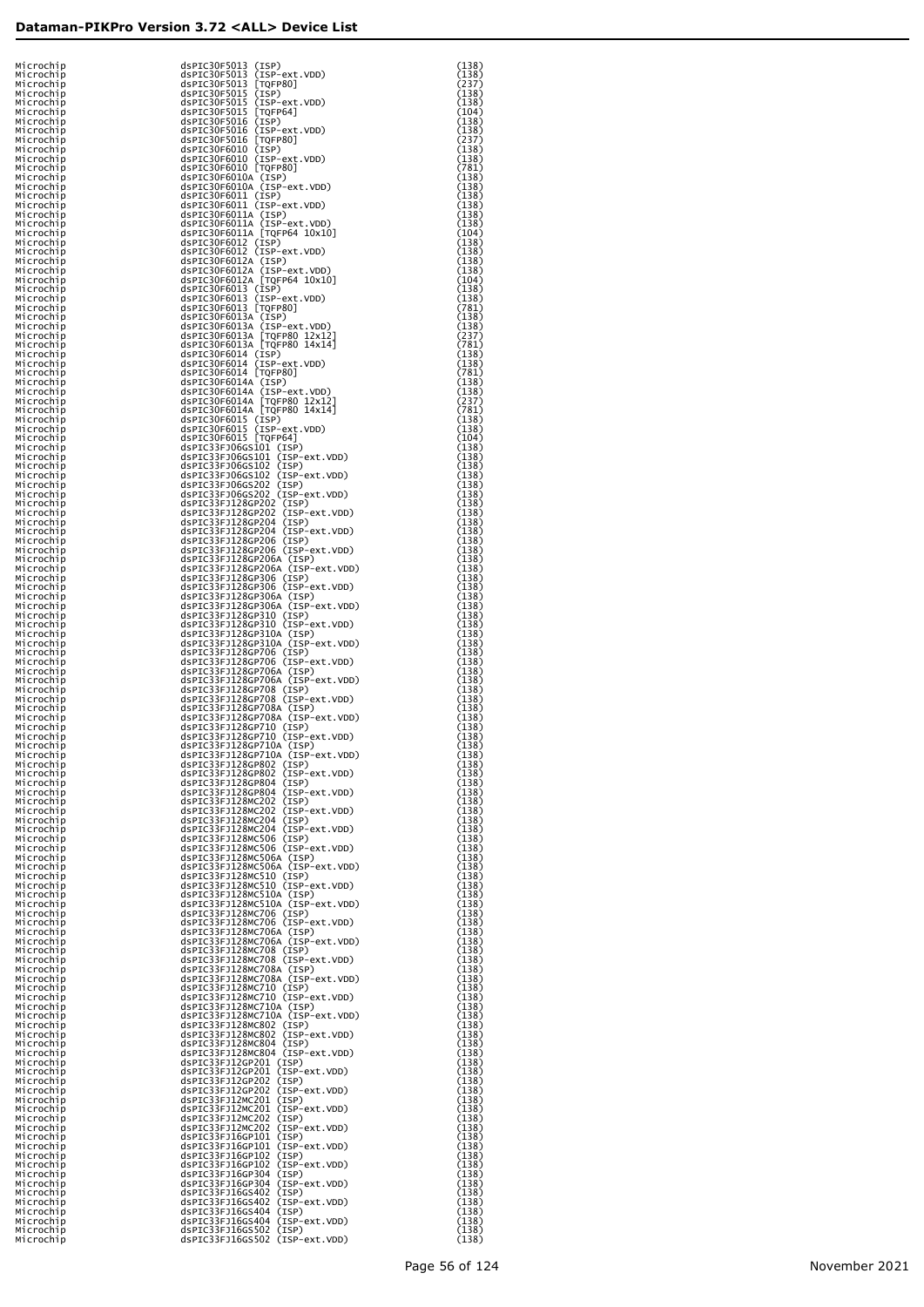| | | |
|---|---|---|
| Microchip | dsPIC30F5013 (ISP) | (138) |
| Microchip | dsPIC30F5013 (ISP-ext.VDD) | (138) |
| Microchip | dsPIC30F5013 [TQFP80] | (237) |
| Microchip | dsPIC30F5015 (ISP) | (138) |
| Microchip | dsPIC30F5015 (ISP-ext.VDD) | (138) |
| Microchip | dsPIC30F5015 [TQFP64] | (104) |
| Microchip | dsPIC30F5016 (ISP) | (138) |
| Microchip | dsPIC30F5016 (ISP-ext.VDD) | (138) |
| Microchip | dsPIC30F5016 [TQFP80] | (237) |
| Microchip | dsPIC30F6010 (ISP) | (138) |
| Microchip | dsPIC30F6010 (ISP-ext.VDD) | (138) |
| Microchip | dsPIC30F6010 [TQFP80] | (781) |
| Microchip | dsPIC30F6010A (ISP) | (138) |
| Microchip | dsPIC30F6010A (ISP-ext.VDD) | (138) |
| Microchip | dsPIC30F6011 (ISP) | (138) |
| Microchip | dsPIC30F6011 (ISP-ext.VDD) | (138) |
| Microchip | dsPIC30F6011A (ISP) | (138) |
| Microchip | dsPIC30F6011A (ISP-ext.VDD) | (138) |
| Microchip | dsPIC30F6011A [TQFP64 10x10] | (104) |
| Microchip | dsPIC30F6012 (ISP) | (138) |
| Microchip | dsPIC30F6012 (ISP-ext.VDD) | (138) |
| Microchip | dsPIC30F6012A (ISP) | (138) |
| Microchip | dsPIC30F6012A (ISP-ext.VDD) | (138) |
| Microchip | dsPIC30F6012A [TQFP64 10x10] | (104) |
| Microchip | dsPIC30F6013 (ISP) | (138) |
| Microchip | dsPIC30F6013 (ISP-ext.VDD) | (138) |
| Microchip | dsPIC30F6013 [TQFP80] | (781) |
| Microchip | dsPIC30F6013A (ISP) | (138) |
| Microchip | dsPIC30F6013A (ISP-ext.VDD) | (138) |
| Microchip | dsPIC30F6013A [TQFP80 12x12] | (237) |
| Microchip | dsPIC30F6013A [TQFP80 14x14] | (781) |
| Microchip | dsPIC30F6014 (ISP) | (138) |
| Microchip | dsPIC30F6014 (ISP-ext.VDD) | (138) |
| Microchip | dsPIC30F6014 [TQFP80] | (781) |
| Microchip | dsPIC30F6014A (ISP) | (138) |
| Microchip | dsPIC30F6014A (ISP-ext.VDD) | (138) |
| Microchip | dsPIC30F6014A [TQFP80 12x12] | (237) |
| Microchip | dsPIC30F6014A [TQFP80 14x14] | (781) |
| Microchip | dsPIC30F6015 (ISP) | (138) |
| Microchip | dsPIC30F6015 (ISP-ext.VDD) | (138) |
| Microchip | dsPIC30F6015 [TQFP64] | (104) |
| Microchip | dsPIC33FJ06GS101 (ISP) | (138) |
| Microchip | dsPIC33FJ06GS101 (ISP-ext.VDD) | (138) |
| Microchip | dsPIC33FJ06GS102 (ISP) | (138) |
| Microchip | dsPIC33FJ06GS102 (ISP-ext.VDD) | (138) |
| Microchip | dsPIC33FJ06GS202 (ISP) | (138) |
| Microchip | dsPIC33FJ06GS202 (ISP-ext.VDD) | (138) |
| Microchip | dsPIC33FJ128GP202 (ISP) | (138) |
| Microchip | dsPIC33FJ128GP202 (ISP-ext.VDD) | (138) |
| Microchip | dsPIC33FJ128GP204 (ISP) | (138) |
| Microchip | dsPIC33FJ128GP204 (ISP-ext.VDD) | (138) |
| Microchip | dsPIC33FJ128GP206 (ISP) | (138) |
| Microchip | dsPIC33FJ128GP206 (ISP-ext.VDD) | (138) |
| Microchip | dsPIC33FJ128GP206A (ISP) | (138) |
| Microchip | dsPIC33FJ128GP206A (ISP-ext.VDD) | (138) |
| Microchip | dsPIC33FJ128GP306 (ISP) | (138) |
| Microchip | dsPIC33FJ128GP306 (ISP-ext.VDD) | (138) |
| Microchip | dsPIC33FJ128GP306A (ISP) | (138) |
| Microchip | dsPIC33FJ128GP306A (ISP-ext.VDD) | (138) |
| Microchip | dsPIC33FJ128GP310 (ISP) | (138) |
| Microchip | dsPIC33FJ128GP310 (ISP-ext.VDD) | (138) |
| Microchip | dsPIC33FJ128GP310A (ISP) | (138) |
| Microchip | dsPIC33FJ128GP310A (ISP-ext.VDD) | (138) |
| Microchip | dsPIC33FJ128GP706 (ISP) | (138) |
| Microchip | dsPIC33FJ128GP706 (ISP-ext.VDD) | (138) |
| Microchip | dsPIC33FJ128GP706A (ISP) | (138) |
| Microchip | dsPIC33FJ128GP706A (ISP-ext.VDD) | (138) |
| Microchip | dsPIC33FJ128GP708 (ISP) | (138) |
| Microchip | dsPIC33FJ128GP708 (ISP-ext.VDD) | (138) |
| Microchip | dsPIC33FJ128GP708A (ISP) | (138) |
| Microchip | dsPIC33FJ128GP708A (ISP-ext.VDD) | (138) |
| Microchip | dsPIC33FJ128GP710 (ISP) | (138) |
| Microchip | dsPIC33FJ128GP710 (ISP-ext.VDD) | (138) |
| Microchip | dsPIC33FJ128GP710A (ISP) | (138) |
| Microchip | dsPIC33FJ128GP710A (ISP-ext.VDD) | (138) |
| Microchip | dsPIC33FJ128GP802 (ISP) | (138) |
| Microchip | dsPIC33FJ128GP802 (ISP-ext.VDD) | (138) |
| Microchip | dsPIC33FJ128GP804 (ISP) | (138) |
| Microchip | dsPIC33FJ128GP804 (ISP-ext.VDD) | (138) |
| Microchip | dsPIC33FJ128MC202 (ISP) | (138) |
| Microchip | dsPIC33FJ128MC202 (ISP-ext.VDD) | (138) |
| Microchip | dsPIC33FJ128MC204 (ISP) | (138) |
| Microchip | dsPIC33FJ128MC204 (ISP-ext.VDD) | (138) |
| Microchip | dsPIC33FJ128MC506 (ISP) | (138) |
| Microchip | dsPIC33FJ128MC506 (ISP-ext.VDD) | (138) |
| Microchip | dsPIC33FJ128MC506A (ISP) | (138) |
| Microchip | dsPIC33FJ128MC506A (ISP-ext.VDD) | (138) |
| Microchip | dsPIC33FJ128MC510 (ISP) | (138) |
| Microchip | dsPIC33FJ128MC510 (ISP-ext.VDD) | (138) |
| Microchip | dsPIC33FJ128MC510A (ISP) | (138) |
| Microchip | dsPIC33FJ128MC510A (ISP-ext.VDD) | (138) |
| Microchip | dsPIC33FJ128MC706 (ISP) | (138) |
| Microchip | dsPIC33FJ128MC706 (ISP-ext.VDD) | (138) |
| Microchip | dsPIC33FJ128MC706A (ISP) | (138) |
| Microchip | dsPIC33FJ128MC706A (ISP-ext.VDD) | (138) |
| Microchip | dsPIC33FJ128MC708 (ISP) | (138) |
| Microchip | dsPIC33FJ128MC708 (ISP-ext.VDD) | (138) |
| Microchip | dsPIC33FJ128MC708A (ISP) | (138) |
| Microchip | dsPIC33FJ128MC708A (ISP-ext.VDD) | (138) |
| Microchip | dsPIC33FJ128MC710 (ISP) | (138) |
| Microchip | dsPIC33FJ128MC710 (ISP-ext.VDD) | (138) |
| Microchip | dsPIC33FJ128MC710A (ISP) | (138) |
| Microchip | dsPIC33FJ128MC710A (ISP-ext.VDD) | (138) |
| Microchip | dsPIC33FJ128MC802 (ISP) | (138) |
| Microchip | dsPIC33FJ128MC802 (ISP-ext.VDD) | (138) |
| Microchip | dsPIC33FJ128MC804 (ISP) | (138) |
| Microchip | dsPIC33FJ128MC804 (ISP-ext.VDD) | (138) |
| Microchip | dsPIC33FJ12GP201 (ISP) | (138) |
| Microchip | dsPIC33FJ12GP201 (ISP-ext.VDD) | (138) |
| Microchip | dsPIC33FJ12GP202 (ISP) | (138) |
| Microchip | dsPIC33FJ12GP202 (ISP-ext.VDD) | (138) |
| Microchip | dsPIC33FJ12MC201 (ISP) | (138) |
| Microchip | dsPIC33FJ12MC201 (ISP-ext.VDD) | (138) |
| Microchip | dsPIC33FJ12MC202 (ISP) | (138) |
| Microchip | dsPIC33FJ12MC202 (ISP-ext.VDD) | (138) |
| Microchip | dsPIC33FJ16GP101 (ISP) | (138) |
| Microchip | dsPIC33FJ16GP101 (ISP-ext.VDD) | (138) |
| Microchip | dsPIC33FJ16GP102 (ISP) | (138) |
| Microchip | dsPIC33FJ16GP102 (ISP-ext.VDD) | (138) |
| Microchip | dsPIC33FJ16GP304 (ISP) | (138) |
| Microchip | dsPIC33FJ16GP304 (ISP-ext.VDD) | (138) |
| Microchip | dsPIC33FJ16GS402 (ISP) | (138) |
| Microchip | dsPIC33FJ16GS402 (ISP-ext.VDD) | (138) |
| Microchip | dsPIC33FJ16GS404 (ISP) | (138) |
| Microchip | dsPIC33FJ16GS404 (ISP-ext.VDD) | (138) |
| Microchip | dsPIC33FJ16GS502 (ISP) | (138) |
| Microchip | dsPIC33FJ16GS502 (ISP-ext.VDD) | (138) |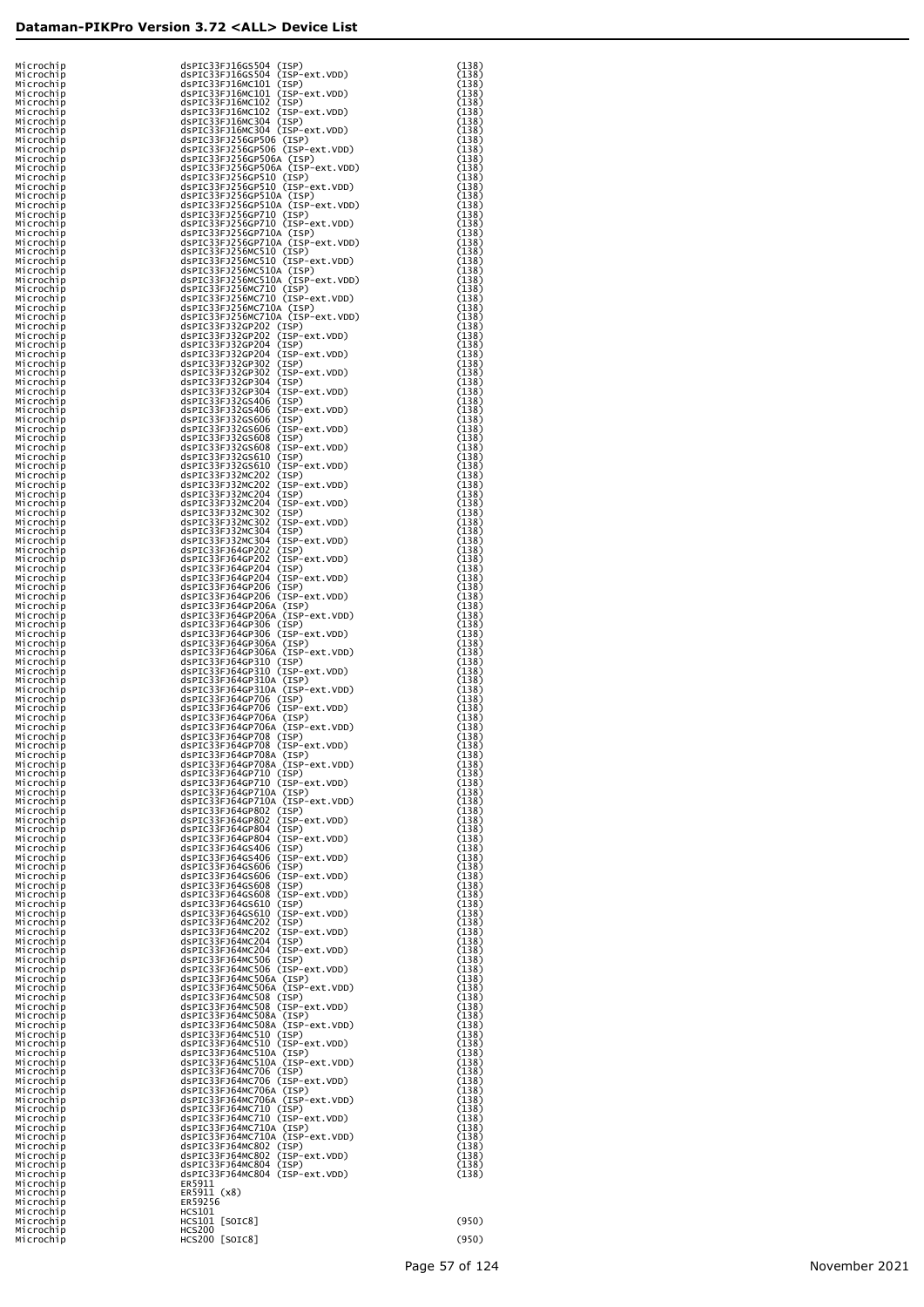# Dataman-PIKPro Version 3.72 <ALL> Device List

| | | |
|---|---|---|
| Microchip | dsPIC33FJ16GS504 (ISP) | (138) |
| Microchip | dsPIC33FJ16GS504 (ISP-ext.VDD) | (138) |
| Microchip | dsPIC33FJ16MC101 (ISP) | (138) |
| Microchip | dsPIC33FJ16MC101 (ISP-ext.VDD) | (138) |
| Microchip | dsPIC33FJ16MC102 (ISP) | (138) |
| Microchip | dsPIC33FJ16MC102 (ISP-ext.VDD) | (138) |
| Microchip | dsPIC33FJ16MC304 (ISP) | (138) |
| Microchip | dsPIC33FJ16MC304 (ISP-ext.VDD) | (138) |
| Microchip | dsPIC33FJ256GP506 (ISP) | (138) |
| Microchip | dsPIC33FJ256GP506 (ISP-ext.VDD) | (138) |
| Microchip | dsPIC33FJ256GP506A (ISP) | (138) |
| Microchip | dsPIC33FJ256GP506A (ISP-ext.VDD) | (138) |
| Microchip | dsPIC33FJ256GP510 (ISP) | (138) |
| Microchip | dsPIC33FJ256GP510 (ISP-ext.VDD) | (138) |
| Microchip | dsPIC33FJ256GP510A (ISP) | (138) |
| Microchip | dsPIC33FJ256GP510A (ISP-ext.VDD) | (138) |
| Microchip | dsPIC33FJ256GP710 (ISP) | (138) |
| Microchip | dsPIC33FJ256GP710 (ISP-ext.VDD) | (138) |
| Microchip | dsPIC33FJ256GP710A (ISP) | (138) |
| Microchip | dsPIC33FJ256GP710A (ISP-ext.VDD) | (138) |
| Microchip | dsPIC33FJ256MC510 (ISP) | (138) |
| Microchip | dsPIC33FJ256MC510 (ISP-ext.VDD) | (138) |
| Microchip | dsPIC33FJ256MC510A (ISP) | (138) |
| Microchip | dsPIC33FJ256MC510A (ISP-ext.VDD) | (138) |
| Microchip | dsPIC33FJ256MC710 (ISP) | (138) |
| Microchip | dsPIC33FJ256MC710 (ISP-ext.VDD) | (138) |
| Microchip | dsPIC33FJ256MC710A (ISP) | (138) |
| Microchip | dsPIC33FJ256MC710A (ISP-ext.VDD) | (138) |
| Microchip | dsPIC33FJ32GP202 (ISP) | (138) |
| Microchip | dsPIC33FJ32GP202 (ISP-ext.VDD) | (138) |
| Microchip | dsPIC33FJ32GP204 (ISP) | (138) |
| Microchip | dsPIC33FJ32GP204 (ISP-ext.VDD) | (138) |
| Microchip | dsPIC33FJ32GP302 (ISP) | (138) |
| Microchip | dsPIC33FJ32GP302 (ISP-ext.VDD) | (138) |
| Microchip | dsPIC33FJ32GP304 (ISP) | (138) |
| Microchip | dsPIC33FJ32GP304 (ISP-ext.VDD) | (138) |
| Microchip | dsPIC33FJ32GS406 (ISP) | (138) |
| Microchip | dsPIC33FJ32GS406 (ISP-ext.VDD) | (138) |
| Microchip | dsPIC33FJ32GS606 (ISP) | (138) |
| Microchip | dsPIC33FJ32GS606 (ISP-ext.VDD) | (138) |
| Microchip | dsPIC33FJ32GS608 (ISP) | (138) |
| Microchip | dsPIC33FJ32GS608 (ISP-ext.VDD) | (138) |
| Microchip | dsPIC33FJ32GS610 (ISP) | (138) |
| Microchip | dsPIC33FJ32GS610 (ISP-ext.VDD) | (138) |
| Microchip | dsPIC33FJ32MC202 (ISP) | (138) |
| Microchip | dsPIC33FJ32MC202 (ISP-ext.VDD) | (138) |
| Microchip | dsPIC33FJ32MC204 (ISP) | (138) |
| Microchip | dsPIC33FJ32MC204 (ISP-ext.VDD) | (138) |
| Microchip | dsPIC33FJ32MC302 (ISP) | (138) |
| Microchip | dsPIC33FJ32MC302 (ISP-ext.VDD) | (138) |
| Microchip | dsPIC33FJ32MC304 (ISP) | (138) |
| Microchip | dsPIC33FJ32MC304 (ISP-ext.VDD) | (138) |
| Microchip | dsPIC33FJ64GP202 (ISP) | (138) |
| Microchip | dsPIC33FJ64GP202 (ISP-ext.VDD) | (138) |
| Microchip | dsPIC33FJ64GP204 (ISP) | (138) |
| Microchip | dsPIC33FJ64GP204 (ISP-ext.VDD) | (138) |
| Microchip | dsPIC33FJ64GP206 (ISP) | (138) |
| Microchip | dsPIC33FJ64GP206 (ISP-ext.VDD) | (138) |
| Microchip | dsPIC33FJ64GP206A (ISP) | (138) |
| Microchip | dsPIC33FJ64GP206A (ISP-ext.VDD) | (138) |
| Microchip | dsPIC33FJ64GP306 (ISP) | (138) |
| Microchip | dsPIC33FJ64GP306 (ISP-ext.VDD) | (138) |
| Microchip | dsPIC33FJ64GP306A (ISP) | (138) |
| Microchip | dsPIC33FJ64GP306A (ISP-ext.VDD) | (138) |
| Microchip | dsPIC33FJ64GP310 (ISP) | (138) |
| Microchip | dsPIC33FJ64GP310 (ISP-ext.VDD) | (138) |
| Microchip | dsPIC33FJ64GP310A (ISP) | (138) |
| Microchip | dsPIC33FJ64GP310A (ISP-ext.VDD) | (138) |
| Microchip | dsPIC33FJ64GP706 (ISP) | (138) |
| Microchip | dsPIC33FJ64GP706 (ISP-ext.VDD) | (138) |
| Microchip | dsPIC33FJ64GP706A (ISP) | (138) |
| Microchip | dsPIC33FJ64GP706A (ISP-ext.VDD) | (138) |
| Microchip | dsPIC33FJ64GP708 (ISP) | (138) |
| Microchip | dsPIC33FJ64GP708 (ISP-ext.VDD) | (138) |
| Microchip | dsPIC33FJ64GP708A (ISP) | (138) |
| Microchip | dsPIC33FJ64GP708A (ISP-ext.VDD) | (138) |
| Microchip | dsPIC33FJ64GP710 (ISP) | (138) |
| Microchip | dsPIC33FJ64GP710 (ISP-ext.VDD) | (138) |
| Microchip | dsPIC33FJ64GP710A (ISP) | (138) |
| Microchip | dsPIC33FJ64GP710A (ISP-ext.VDD) | (138) |
| Microchip | dsPIC33FJ64GP802 (ISP) | (138) |
| Microchip | dsPIC33FJ64GP802 (ISP-ext.VDD) | (138) |
| Microchip | dsPIC33FJ64GP804 (ISP) | (138) |
| Microchip | dsPIC33FJ64GP804 (ISP-ext.VDD) | (138) |
| Microchip | dsPIC33FJ64GS406 (ISP) | (138) |
| Microchip | dsPIC33FJ64GS406 (ISP-ext.VDD) | (138) |
| Microchip | dsPIC33FJ64GS606 (ISP) | (138) |
| Microchip | dsPIC33FJ64GS606 (ISP-ext.VDD) | (138) |
| Microchip | dsPIC33FJ64GS608 (ISP) | (138) |
| Microchip | dsPIC33FJ64GS608 (ISP-ext.VDD) | (138) |
| Microchip | dsPIC33FJ64GS610 (ISP) | (138) |
| Microchip | dsPIC33FJ64GS610 (ISP-ext.VDD) | (138) |
| Microchip | dsPIC33FJ64MC202 (ISP) | (138) |
| Microchip | dsPIC33FJ64MC202 (ISP-ext.VDD) | (138) |
| Microchip | dsPIC33FJ64MC204 (ISP) | (138) |
| Microchip | dsPIC33FJ64MC204 (ISP-ext.VDD) | (138) |
| Microchip | dsPIC33FJ64MC506 (ISP) | (138) |
| Microchip | dsPIC33FJ64MC506 (ISP-ext.VDD) | (138) |
| Microchip | dsPIC33FJ64MC506A (ISP) | (138) |
| Microchip | dsPIC33FJ64MC506A (ISP-ext.VDD) | (138) |
| Microchip | dsPIC33FJ64MC508 (ISP) | (138) |
| Microchip | dsPIC33FJ64MC508 (ISP-ext.VDD) | (138) |
| Microchip | dsPIC33FJ64MC508A (ISP) | (138) |
| Microchip | dsPIC33FJ64MC508A (ISP-ext.VDD) | (138) |
| Microchip | dsPIC33FJ64MC510 (ISP) | (138) |
| Microchip | dsPIC33FJ64MC510 (ISP-ext.VDD) | (138) |
| Microchip | dsPIC33FJ64MC510A (ISP) | (138) |
| Microchip | dsPIC33FJ64MC510A (ISP-ext.VDD) | (138) |
| Microchip | dsPIC33FJ64MC706 (ISP) | (138) |
| Microchip | dsPIC33FJ64MC706 (ISP-ext.VDD) | (138) |
| Microchip | dsPIC33FJ64MC706A (ISP) | (138) |
| Microchip | dsPIC33FJ64MC706A (ISP-ext.VDD) | (138) |
| Microchip | dsPIC33FJ64MC710 (ISP) | (138) |
| Microchip | dsPIC33FJ64MC710 (ISP-ext.VDD) | (138) |
| Microchip | dsPIC33FJ64MC710A (ISP) | (138) |
| Microchip | dsPIC33FJ64MC710A (ISP-ext.VDD) | (138) |
| Microchip | dsPIC33FJ64MC802 (ISP) | (138) |
| Microchip | dsPIC33FJ64MC802 (ISP-ext.VDD) | (138) |
| Microchip | dsPIC33FJ64MC804 (ISP) | (138) |
| Microchip | dsPIC33FJ64MC804 (ISP-ext.VDD) | (138) |
| Microchip | ER5911 | |
| Microchip | ER5911 (x8) | |
| Microchip | ER59256 | |
| Microchip | HCS101 | |
| Microchip | HCS101 [SOIC8] | (950) |
| Microchip | HCS200 | |
| Microchip | HCS200 [SOIC8] | (950) |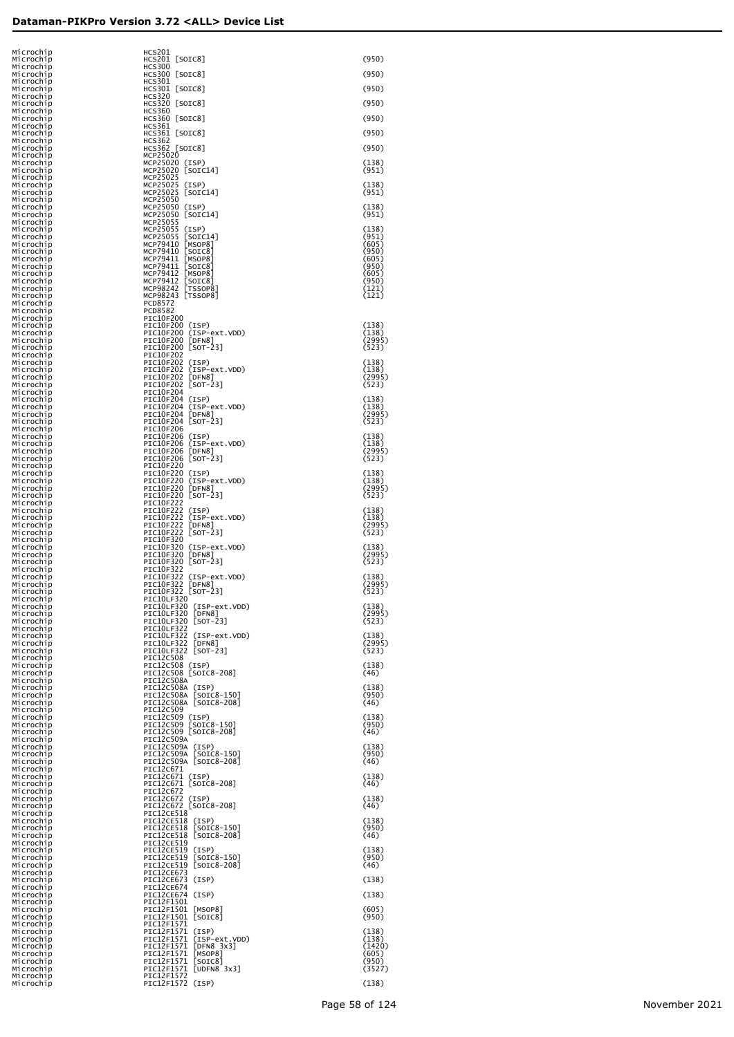| | | |
|---|---|---|
| Microchip | HCS201 | |
| Microchip | HCS201 [SOIC8] | (950) |
| Microchip | HCS300 | |
| Microchip | HCS300 [SOIC8] | (950) |
| Microchip | HCS301 | |
| Microchip | HCS301 [SOIC8] | (950) |
| Microchip | HCS320 | |
| Microchip | HCS320 [SOIC8] | (950) |
| Microchip | HCS360 | |
| Microchip | HCS360 [SOIC8] | (950) |
| Microchip | HCS361 | |
| Microchip | HCS361 [SOIC8] | (950) |
| Microchip | HCS362 | |
| Microchip | HCS362 [SOIC8] | (950) |
| Microchip | MCP25020 | |
| Microchip | MCP25020 (ISP) | (138) |
| Microchip | MCP25020 [SOIC14] | (951) |
| Microchip | MCP25025 | |
| Microchip | MCP25025 (ISP) | (138) |
| Microchip | MCP25025 [SOIC14] | (951) |
| Microchip | MCP25050 | |
| Microchip | MCP25050 (ISP) | (138) |
| Microchip | MCP25050 [SOIC14] | (951) |
| Microchip | MCP25055 | |
| Microchip | MCP25055 (ISP) | (138) |
| Microchip | MCP25055 [SOIC14] | (951) |
| Microchip | MCP79410 [MSOP8] | (605) |
| Microchip | MCP79410 [SOIC8] | (950) |
| Microchip | MCP79411 [MSOP8] | (605) |
| Microchip | MCP79411 [SOIC8] | (950) |
| Microchip | MCP79412 [MSOP8] | (605) |
| Microchip | MCP79412 [SOIC8] | (950) |
| Microchip | MCP98242 [TSSOP8] | (121) |
| Microchip | MCP98243 [TSSOP8] | (121) |
| Microchip | PCD8572 | |
| Microchip | PCD8582 | |
| Microchip | PIC10F200 | |
| Microchip | PIC10F200 (ISP) | (138) |
| Microchip | PIC10F200 (ISP-ext.VDD) | (138) |
| Microchip | PIC10F200 [DFN8] | (2995) |
| Microchip | PIC10F200 [SOT-23] | (523) |
| Microchip | PIC10F202 | |
| Microchip | PIC10F202 (ISP) | (138) |
| Microchip | PIC10F202 (ISP-ext.VDD) | (138) |
| Microchip | PIC10F202 [DFN8] | (2995) |
| Microchip | PIC10F202 [SOT-23] | (523) |
| Microchip | PIC10F204 | |
| Microchip | PIC10F204 (ISP) | (138) |
| Microchip | PIC10F204 (ISP-ext.VDD) | (138) |
| Microchip | PIC10F204 [DFN8] | (2995) |
| Microchip | PIC10F204 [SOT-23] | (523) |
| Microchip | PIC10F206 | |
| Microchip | PIC10F206 (ISP) | (138) |
| Microchip | PIC10F206 (ISP-ext.VDD) | (138) |
| Microchip | PIC10F206 [DFN8] | (2995) |
| Microchip | PIC10F206 [SOT-23] | (523) |
| Microchip | PIC10F220 | |
| Microchip | PIC10F220 (ISP) | (138) |
| Microchip | PIC10F220 (ISP-ext.VDD) | (138) |
| Microchip | PIC10F220 [DFN8] | (2995) |
| Microchip | PIC10F220 [SOT-23] | (523) |
| Microchip | PIC10F222 | |
| Microchip | PIC10F222 (ISP) | (138) |
| Microchip | PIC10F222 (ISP-ext.VDD) | (138) |
| Microchip | PIC10F222 [DFN8] | (2995) |
| Microchip | PIC10F222 [SOT-23] | (523) |
| Microchip | PIC10F320 | |
| Microchip | PIC10F320 (ISP-ext.VDD) | (138) |
| Microchip | PIC10F320 [DFN8] | (2995) |
| Microchip | PIC10F320 [SOT-23] | (523) |
| Microchip | PIC10F322 | |
| Microchip | PIC10F322 (ISP-ext.VDD) | (138) |
| Microchip | PIC10F322 [DFN8] | (2995) |
| Microchip | PIC10F322 [SOT-23] | (523) |
| Microchip | PIC10LF320 | |
| Microchip | PIC10LF320 (ISP-ext.VDD) | (138) |
| Microchip | PIC10LF320 [DFN8] | (2995) |
| Microchip | PIC10LF320 [SOT-23] | (523) |
| Microchip | PIC10LF322 | |
| Microchip | PIC10LF322 (ISP-ext.VDD) | (138) |
| Microchip | PIC10LF322 [DFN8] | (2995) |
| Microchip | PIC10LF322 [SOT-23] | (523) |
| Microchip | PIC12C508 | |
| Microchip | PIC12C508 (ISP) | (138) |
| Microchip | PIC12C508 [SOIC8-208] | (46) |
| Microchip | PIC12C508A | |
| Microchip | PIC12C508A (ISP) | (138) |
| Microchip | PIC12C508A [SOIC8-150] | (950) |
| Microchip | PIC12C508A [SOIC8-208] | (46) |
| Microchip | PIC12C509 | |
| Microchip | PIC12C509 (ISP) | (138) |
| Microchip | PIC12C509 [SOIC8-150] | (950) |
| Microchip | PIC12C509 [SOIC8-208] | (46) |
| Microchip | PIC12C509A | |
| Microchip | PIC12C509A (ISP) | (138) |
| Microchip | PIC12C509A [SOIC8-150] | (950) |
| Microchip | PIC12C509A [SOIC8-208] | (46) |
| Microchip | PIC12C671 | |
| Microchip | PIC12C671 (ISP) | (138) |
| Microchip | PIC12C671 [SOIC8-208] | (46) |
| Microchip | PIC12C672 | |
| Microchip | PIC12C672 (ISP) | (138) |
| Microchip | PIC12C672 [SOIC8-208] | (46) |
| Microchip | PIC12CE518 | |
| Microchip | PIC12CE518 (ISP) | (138) |
| Microchip | PIC12CE518 [SOIC8-150] | (950) |
| Microchip | PIC12CE518 [SOIC8-208] | (46) |
| Microchip | PIC12CE519 | |
| Microchip | PIC12CE519 (ISP) | (138) |
| Microchip | PIC12CE519 [SOIC8-150] | (950) |
| Microchip | PIC12CE519 [SOIC8-208] | (46) |
| Microchip | PIC12CE673 | |
| Microchip | PIC12CE673 (ISP) | (138) |
| Microchip | PIC12CE674 | |
| Microchip | PIC12CE674 (ISP) | (138) |
| Microchip | PIC12F1501 | |
| Microchip | PIC12F1501 [MSOP8] | (605) |
| Microchip | PIC12F1501 [SOIC8] | (950) |
| Microchip | PIC12F1571 | |
| Microchip | PIC12F1571 (ISP) | (138) |
| Microchip | PIC12F1571 (ISP-ext.VDD) | (138) |
| Microchip | PIC12F1571 [DFN8 3x3] | (1420) |
| Microchip | PIC12F1571 [MSOP8] | (605) |
| Microchip | PIC12F1571 [SOIC8] | (950) |
| Microchip | PIC12F1571 [UDFN8 3x3] | (3527) |
| Microchip | PIC12F1572 | |
| Microchip | PIC12F1572 (ISP) | (138) |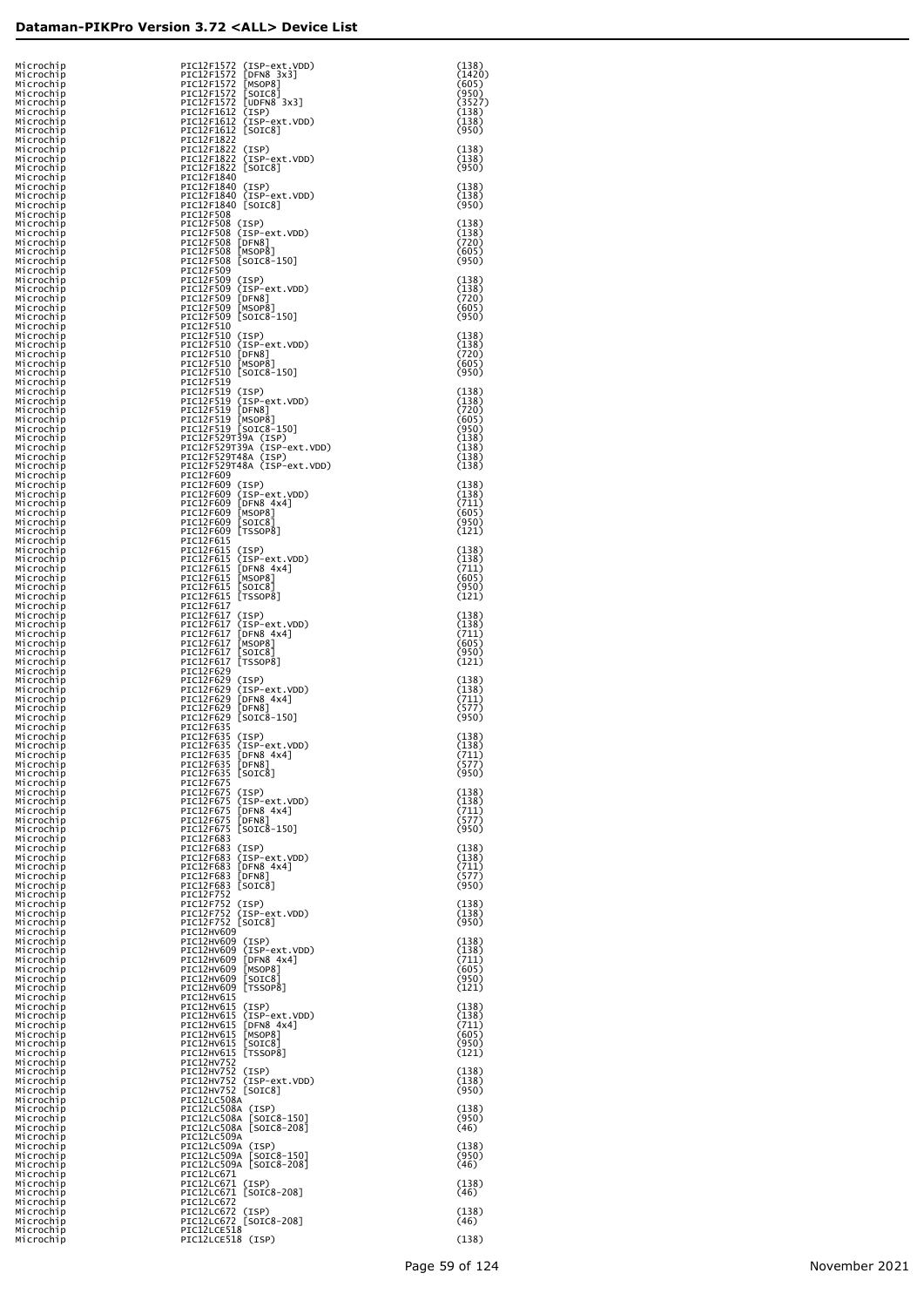| | | |
|---|---|---|
| Microchip | PIC12F1572 (ISP-ext.VDD) | (138) |
| Microchip | PIC12F1572 [DFN8 3x3] | (1420) |
| Microchip | PIC12F1572 [MSOP8] | (605) |
| Microchip | PIC12F1572 [SOIC8] | (950) |
| Microchip | PIC12F1572 [UDFN8 3x3] | (3527) |
| Microchip | PIC12F1612 (ISP) | (138) |
| Microchip | PIC12F1612 (ISP-ext.VDD) | (138) |
| Microchip | PIC12F1612 [SOIC8] | (950) |
| Microchip | PIC12F1822 | |
| Microchip | PIC12F1822 (ISP) | (138) |
| Microchip | PIC12F1822 (ISP-ext.VDD) | (138) |
| Microchip | PIC12F1822 [SOIC8] | (950) |
| Microchip | PIC12F1840 | |
| Microchip | PIC12F1840 (ISP) | (138) |
| Microchip | PIC12F1840 (ISP-ext.VDD) | (138) |
| Microchip | PIC12F1840 [SOIC8] | (950) |
| Microchip | PIC12F508 | |
| Microchip | PIC12F508 (ISP) | (138) |
| Microchip | PIC12F508 (ISP-ext.VDD) | (138) |
| Microchip | PIC12F508 [DFN8] | (720) |
| Microchip | PIC12F508 [MSOP8] | (605) |
| Microchip | PIC12F508 [SOIC8-150] | (950) |
| Microchip | PIC12F509 | |
| Microchip | PIC12F509 (ISP) | (138) |
| Microchip | PIC12F509 (ISP-ext.VDD) | (138) |
| Microchip | PIC12F509 [DFN8] | (720) |
| Microchip | PIC12F509 [MSOP8] | (605) |
| Microchip | PIC12F509 [SOIC8-150] | (950) |
| Microchip | PIC12F510 | |
| Microchip | PIC12F510 (ISP) | (138) |
| Microchip | PIC12F510 (ISP-ext.VDD) | (138) |
| Microchip | PIC12F510 [DFN8] | (720) |
| Microchip | PIC12F510 [MSOP8] | (605) |
| Microchip | PIC12F510 [SOIC8-150] | (950) |
| Microchip | PIC12F519 | |
| Microchip | PIC12F519 (ISP) | (138) |
| Microchip | PIC12F519 (ISP-ext.VDD) | (138) |
| Microchip | PIC12F519 [DFN8] | (720) |
| Microchip | PIC12F519 [MSOP8] | (605) |
| Microchip | PIC12F519 [SOIC8-150] | (950) |
| Microchip | PIC12F529T39A (ISP) | (138) |
| Microchip | PIC12F529T39A (ISP-ext.VDD) | (138) |
| Microchip | PIC12F529T48A (ISP) | (138) |
| Microchip | PIC12F529T48A (ISP-ext.VDD) | (138) |
| Microchip | PIC12F609 | |
| Microchip | PIC12F609 (ISP) | (138) |
| Microchip | PIC12F609 (ISP-ext.VDD) | (138) |
| Microchip | PIC12F609 [DFN8 4x4] | (711) |
| Microchip | PIC12F609 [MSOP8] | (605) |
| Microchip | PIC12F609 [SOIC8] | (950) |
| Microchip | PIC12F609 [TSSOP8] | (121) |
| Microchip | PIC12F615 | |
| Microchip | PIC12F615 (ISP) | (138) |
| Microchip | PIC12F615 (ISP-ext.VDD) | (138) |
| Microchip | PIC12F615 [DFN8 4x4] | (711) |
| Microchip | PIC12F615 [MSOP8] | (605) |
| Microchip | PIC12F615 [SOIC8] | (950) |
| Microchip | PIC12F615 [TSSOP8] | (121) |
| Microchip | PIC12F617 | |
| Microchip | PIC12F617 (ISP) | (138) |
| Microchip | PIC12F617 (ISP-ext.VDD) | (138) |
| Microchip | PIC12F617 [DFN8 4x4] | (711) |
| Microchip | PIC12F617 [MSOP8] | (605) |
| Microchip | PIC12F617 [SOIC8] | (950) |
| Microchip | PIC12F617 [TSSOP8] | (121) |
| Microchip | PIC12F629 | |
| Microchip | PIC12F629 (ISP) | (138) |
| Microchip | PIC12F629 (ISP-ext.VDD) | (138) |
| Microchip | PIC12F629 [DFN8 4x4] | (711) |
| Microchip | PIC12F629 [DFN8] | (577) |
| Microchip | PIC12F629 [SOIC8-150] | (950) |
| Microchip | PIC12F635 | |
| Microchip | PIC12F635 (ISP) | (138) |
| Microchip | PIC12F635 (ISP-ext.VDD) | (138) |
| Microchip | PIC12F635 [DFN8 4x4] | (711) |
| Microchip | PIC12F635 [DFN8] | (577) |
| Microchip | PIC12F635 [SOIC8] | (950) |
| Microchip | PIC12F675 | |
| Microchip | PIC12F675 (ISP) | (138) |
| Microchip | PIC12F675 (ISP-ext.VDD) | (138) |
| Microchip | PIC12F675 [DFN8 4x4] | (711) |
| Microchip | PIC12F675 [DFN8] | (577) |
| Microchip | PIC12F675 [SOIC8-150] | (950) |
| Microchip | PIC12F683 | |
| Microchip | PIC12F683 (ISP) | (138) |
| Microchip | PIC12F683 (ISP-ext.VDD) | (138) |
| Microchip | PIC12F683 [DFN8 4x4] | (711) |
| Microchip | PIC12F683 [DFN8] | (577) |
| Microchip | PIC12F683 [SOIC8] | (950) |
| Microchip | PIC12F752 | |
| Microchip | PIC12F752 (ISP) | (138) |
| Microchip | PIC12F752 (ISP-ext.VDD) | (138) |
| Microchip | PIC12F752 [SOIC8] | (950) |
| Microchip | PIC12HV609 | |
| Microchip | PIC12HV609 (ISP) | (138) |
| Microchip | PIC12HV609 (ISP-ext.VDD) | (138) |
| Microchip | PIC12HV609 [DFN8 4x4] | (711) |
| Microchip | PIC12HV609 [MSOP8] | (605) |
| Microchip | PIC12HV609 [SOIC8] | (950) |
| Microchip | PIC12HV609 [TSSOP8] | (121) |
| Microchip | PIC12HV615 | |
| Microchip | PIC12HV615 (ISP) | (138) |
| Microchip | PIC12HV615 (ISP-ext.VDD) | (138) |
| Microchip | PIC12HV615 [DFN8 4x4] | (711) |
| Microchip | PIC12HV615 [MSOP8] | (605) |
| Microchip | PIC12HV615 [SOIC8] | (950) |
| Microchip | PIC12HV615 [TSSOP8] | (121) |
| Microchip | PIC12HV752 | |
| Microchip | PIC12HV752 (ISP) | (138) |
| Microchip | PIC12HV752 (ISP-ext.VDD) | (138) |
| Microchip | PIC12HV752 [SOIC8] | (950) |
| Microchip | PIC12LC508A | |
| Microchip | PIC12LC508A (ISP) | (138) |
| Microchip | PIC12LC508A [SOIC8-150] | (950) |
| Microchip | PIC12LC508A [SOIC8-208] | (46) |
| Microchip | PIC12LC509A | |
| Microchip | PIC12LC509A (ISP) | (138) |
| Microchip | PIC12LC509A [SOIC8-150] | (950) |
| Microchip | PIC12LC509A [SOIC8-208] | (46) |
| Microchip | PIC12LC671 | |
| Microchip | PIC12LC671 (ISP) | (138) |
| Microchip | PIC12LC671 [SOIC8-208] | (46) |
| Microchip | PIC12LC672 | |
| Microchip | PIC12LC672 (ISP) | (138) |
| Microchip | PIC12LC672 [SOIC8-208] | (46) |
| Microchip | PIC12LCE518 | |
| Microchip | PIC12LCE518 (ISP) | (138) |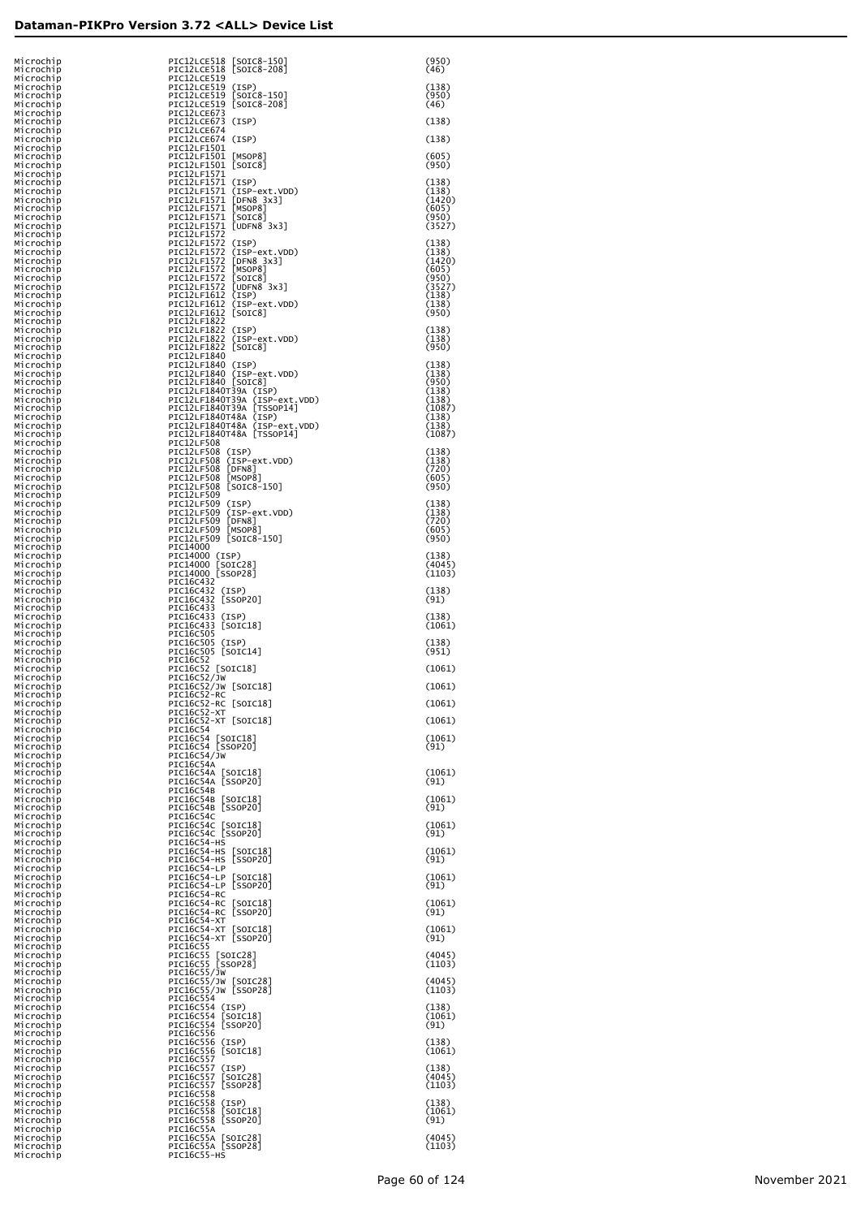| | | |
|---|---|---|
| Microchip | PIC12LCE518 [SOIC8-150] | (950) |
| Microchip | PIC12LCE518 [SOIC8-208] | (46) |
| Microchip | PIC12LCE519 | |
| Microchip | PIC12LCE519 (ISP) | (138) |
| Microchip | PIC12LCE519 [SOIC8-150] | (950) |
| Microchip | PIC12LCE519 [SOIC8-208] | (46) |
| Microchip | PIC12LCE673 | |
| Microchip | PIC12LCE673 (ISP) | (138) |
| Microchip | PIC12LCE674 | |
| Microchip | PIC12LCE674 (ISP) | (138) |
| Microchip | PIC12LF1501 | |
| Microchip | PIC12LF1501 [MSOP8] | (605) |
| Microchip | PIC12LF1501 [SOIC8] | (950) |
| Microchip | PIC12LF1571 | |
| Microchip | PIC12LF1571 (ISP) | (138) |
| Microchip | PIC12LF1571 (ISP-ext.VDD) | (138) |
| Microchip | PIC12LF1571 [DFN8 3x3] | (1420) |
| Microchip | PIC12LF1571 [MSOP8] | (605) |
| Microchip | PIC12LF1571 [SOIC8] | (950) |
| Microchip | PIC12LF1571 [UDFN8 3x3] | (3527) |
| Microchip | PIC12LF1572 | |
| Microchip | PIC12LF1572 (ISP) | (138) |
| Microchip | PIC12LF1572 (ISP-ext.VDD) | (138) |
| Microchip | PIC12LF1572 [DFN8 3x3] | (1420) |
| Microchip | PIC12LF1572 [MSOP8] | (605) |
| Microchip | PIC12LF1572 [SOIC8] | (950) |
| Microchip | PIC12LF1572 [UDFN8 3x3] | (3527) |
| Microchip | PIC12LF1612 (ISP) | (138) |
| Microchip | PIC12LF1612 (ISP-ext.VDD) | (138) |
| Microchip | PIC12LF1612 [SOIC8] | (950) |
| Microchip | PIC12LF1822 | |
| Microchip | PIC12LF1822 (ISP) | (138) |
| Microchip | PIC12LF1822 (ISP-ext.VDD) | (138) |
| Microchip | PIC12LF1822 [SOIC8] | (950) |
| Microchip | PIC12LF1840 | |
| Microchip | PIC12LF1840 (ISP) | (138) |
| Microchip | PIC12LF1840 (ISP-ext.VDD) | (138) |
| Microchip | PIC12LF1840 [SOIC8] | (950) |
| Microchip | PIC12LF1840T39A (ISP) | (138) |
| Microchip | PIC12LF1840T39A (ISP-ext.VDD) | (138) |
| Microchip | PIC12LF1840T39A [TSSOP14] | (1087) |
| Microchip | PIC12LF1840T48A (ISP) | (138) |
| Microchip | PIC12LF1840T48A (ISP-ext.VDD) | (138) |
| Microchip | PIC12LF1840T48A [TSSOP14] | (1087) |
| Microchip | PIC12LF508 | |
| Microchip | PIC12LF508 (ISP) | (138) |
| Microchip | PIC12LF508 (ISP-ext.VDD) | (138) |
| Microchip | PIC12LF508 [DFN8] | (720) |
| Microchip | PIC12LF508 [MSOP8] | (605) |
| Microchip | PIC12LF508 [SOIC8-150] | (950) |
| Microchip | PIC12LF509 | |
| Microchip | PIC12LF509 (ISP) | (138) |
| Microchip | PIC12LF509 (ISP-ext.VDD) | (138) |
| Microchip | PIC12LF509 [DFN8] | (720) |
| Microchip | PIC12LF509 [MSOP8] | (605) |
| Microchip | PIC12LF509 [SOIC8-150] | (950) |
| Microchip | PIC14000 | |
| Microchip | PIC14000 (ISP) | (138) |
| Microchip | PIC14000 [SOIC28] | (4045) |
| Microchip | PIC14000 [SSOP28] | (1103) |
| Microchip | PIC16C432 | |
| Microchip | PIC16C432 (ISP) | (138) |
| Microchip | PIC16C432 [SSOP20] | (91) |
| Microchip | PIC16C433 | |
| Microchip | PIC16C433 (ISP) | (138) |
| Microchip | PIC16C433 [SOIC18] | (1061) |
| Microchip | PIC16C505 | |
| Microchip | PIC16C505 (ISP) | (138) |
| Microchip | PIC16C505 [SOIC14] | (951) |
| Microchip | PIC16C52 | |
| Microchip | PIC16C52 [SOIC18] | (1061) |
| Microchip | PIC16C52/JW | |
| Microchip | PIC16C52/JW [SOIC18] | (1061) |
| Microchip | PIC16C52-RC | |
| Microchip | PIC16C52-RC [SOIC18] | (1061) |
| Microchip | PIC16C52-XT | |
| Microchip | PIC16C52-XT [SOIC18] | (1061) |
| Microchip | PIC16C54 | |
| Microchip | PIC16C54 [SOIC18] | (1061) |
| Microchip | PIC16C54 [SSOP20] | (91) |
| Microchip | PIC16C54/JW | |
| Microchip | PIC16C54A | |
| Microchip | PIC16C54A [SOIC18] | (1061) |
| Microchip | PIC16C54A [SSOP20] | (91) |
| Microchip | PIC16C54B | |
| Microchip | PIC16C54B [SOIC18] | (1061) |
| Microchip | PIC16C54B [SSOP20] | (91) |
| Microchip | PIC16C54C | |
| Microchip | PIC16C54C [SOIC18] | (1061) |
| Microchip | PIC16C54C [SSOP20] | (91) |
| Microchip | PIC16C54-HS | |
| Microchip | PIC16C54-HS [SOIC18] | (1061) |
| Microchip | PIC16C54-HS [SSOP20] | (91) |
| Microchip | PIC16C54-LP | |
| Microchip | PIC16C54-LP [SOIC18] | (1061) |
| Microchip | PIC16C54-LP [SSOP20] | (91) |
| Microchip | PIC16C54-RC | |
| Microchip | PIC16C54-RC [SOIC18] | (1061) |
| Microchip | PIC16C54-RC [SSOP20] | (91) |
| Microchip | PIC16C54-XT | |
| Microchip | PIC16C54-XT [SOIC18] | (1061) |
| Microchip | PIC16C54-XT [SSOP20] | (91) |
| Microchip | PIC16C55 | |
| Microchip | PIC16C55 [SOIC28] | (4045) |
| Microchip | PIC16C55 [SSOP28] | (1103) |
| Microchip | PIC16C55/JW | |
| Microchip | PIC16C55/JW [SOIC28] | (4045) |
| Microchip | PIC16C55/JW [SSOP28] | (1103) |
| Microchip | PIC16C554 | |
| Microchip | PIC16C554 (ISP) | (138) |
| Microchip | PIC16C554 [SOIC18] | (1061) |
| Microchip | PIC16C554 [SSOP20] | (91) |
| Microchip | PIC16C556 | |
| Microchip | PIC16C556 (ISP) | (138) |
| Microchip | PIC16C556 [SOIC18] | (1061) |
| Microchip | PIC16C557 | |
| Microchip | PIC16C557 (ISP) | (138) |
| Microchip | PIC16C557 [SOIC28] | (4045) |
| Microchip | PIC16C557 [SSOP28] | (1103) |
| Microchip | PIC16C558 | |
| Microchip | PIC16C558 (ISP) | (138) |
| Microchip | PIC16C558 [SOIC18] | (1061) |
| Microchip | PIC16C558 [SSOP20] | (91) |
| Microchip | PIC16C55A | |
| Microchip | PIC16C55A [SOIC28] | (4045) |
| Microchip | PIC16C55A [SSOP28] | (1103) |
| Microchip | PIC16C55-HS | |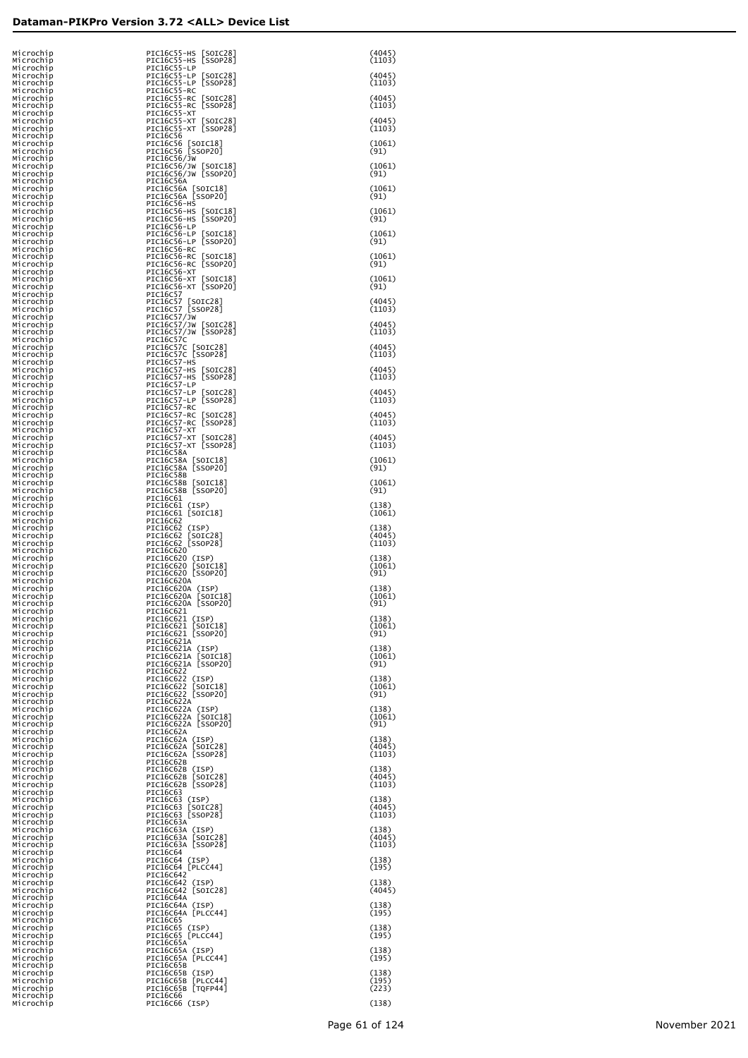| | | |
|---|---|---|
| Microchip | PIC16C55-HS [SOIC28] | (4045) |
| Microchip | PIC16C55-HS [SSOP28] | (1103) |
| Microchip | PIC16C55-LP | |
| Microchip | PIC16C55-LP [SOIC28] | (4045) |
| Microchip | PIC16C55-LP [SSOP28] | (1103) |
| Microchip | PIC16C55-RC | |
| Microchip | PIC16C55-RC [SOIC28] | (4045) |
| Microchip | PIC16C55-RC [SSOP28] | (1103) |
| Microchip | PIC16C55-XT | |
| Microchip | PIC16C55-XT [SOIC28] | (4045) |
| Microchip | PIC16C55-XT [SSOP28] | (1103) |
| Microchip | PIC16C56 | |
| Microchip | PIC16C56 [SOIC18] | (1061) |
| Microchip | PIC16C56 [SSOP20] | (91) |
| Microchip | PIC16C56/JW | |
| Microchip | PIC16C56/JW [SOIC18] | (1061) |
| Microchip | PIC16C56/JW [SSOP20] | (91) |
| Microchip | PIC16C56A | |
| Microchip | PIC16C56A [SOIC18] | (1061) |
| Microchip | PIC16C56A [SSOP20] | (91) |
| Microchip | PIC16C56-HS | |
| Microchip | PIC16C56-HS [SOIC18] | (1061) |
| Microchip | PIC16C56-HS [SSOP20] | (91) |
| Microchip | PIC16C56-LP | |
| Microchip | PIC16C56-LP [SOIC18] | (1061) |
| Microchip | PIC16C56-LP [SSOP20] | (91) |
| Microchip | PIC16C56-RC | |
| Microchip | PIC16C56-RC [SOIC18] | (1061) |
| Microchip | PIC16C56-RC [SSOP20] | (91) |
| Microchip | PIC16C56-XT | |
| Microchip | PIC16C56-XT [SOIC18] | (1061) |
| Microchip | PIC16C56-XT [SSOP20] | (91) |
| Microchip | PIC16C57 | |
| Microchip | PIC16C57 [SOIC28] | (4045) |
| Microchip | PIC16C57 [SSOP28] | (1103) |
| Microchip | PIC16C57/JW | |
| Microchip | PIC16C57/JW [SOIC28] | (4045) |
| Microchip | PIC16C57/JW [SSOP28] | (1103) |
| Microchip | PIC16C57C | |
| Microchip | PIC16C57C [SOIC28] | (4045) |
| Microchip | PIC16C57C [SSOP28] | (1103) |
| Microchip | PIC16C57-HS | |
| Microchip | PIC16C57-HS [SOIC28] | (4045) |
| Microchip | PIC16C57-HS [SSOP28] | (1103) |
| Microchip | PIC16C57-LP | |
| Microchip | PIC16C57-LP [SOIC28] | (4045) |
| Microchip | PIC16C57-LP [SSOP28] | (1103) |
| Microchip | PIC16C57-RC | |
| Microchip | PIC16C57-RC [SOIC28] | (4045) |
| Microchip | PIC16C57-RC [SSOP28] | (1103) |
| Microchip | PIC16C57-XT | |
| Microchip | PIC16C57-XT [SOIC28] | (4045) |
| Microchip | PIC16C57-XT [SSOP28] | (1103) |
| Microchip | PIC16C58A | |
| Microchip | PIC16C58A [SOIC18] | (1061) |
| Microchip | PIC16C58A [SSOP20] | (91) |
| Microchip | PIC16C58B | |
| Microchip | PIC16C58B [SOIC18] | (1061) |
| Microchip | PIC16C58B [SSOP20] | (91) |
| Microchip | PIC16C61 | |
| Microchip | PIC16C61 (ISP) | (138) |
| Microchip | PIC16C61 [SOIC18] | (1061) |
| Microchip | PIC16C62 | |
| Microchip | PIC16C62 (ISP) | (138) |
| Microchip | PIC16C62 [SOIC28] | (4045) |
| Microchip | PIC16C62 [SSOP28] | (1103) |
| Microchip | PIC16C620 | |
| Microchip | PIC16C620 (ISP) | (138) |
| Microchip | PIC16C620 [SOIC18] | (1061) |
| Microchip | PIC16C620 [SSOP20] | (91) |
| Microchip | PIC16C620A | |
| Microchip | PIC16C620A (ISP) | (138) |
| Microchip | PIC16C620A [SOIC18] | (1061) |
| Microchip | PIC16C620A [SSOP20] | (91) |
| Microchip | PIC16C621 | |
| Microchip | PIC16C621 (ISP) | (138) |
| Microchip | PIC16C621 [SOIC18] | (1061) |
| Microchip | PIC16C621 [SSOP20] | (91) |
| Microchip | PIC16C621A | |
| Microchip | PIC16C621A (ISP) | (138) |
| Microchip | PIC16C621A [SOIC18] | (1061) |
| Microchip | PIC16C621A [SSOP20] | (91) |
| Microchip | PIC16C622 | |
| Microchip | PIC16C622 (ISP) | (138) |
| Microchip | PIC16C622 [SOIC18] | (1061) |
| Microchip | PIC16C622 [SSOP20] | (91) |
| Microchip | PIC16C622A | |
| Microchip | PIC16C622A (ISP) | (138) |
| Microchip | PIC16C622A [SOIC18] | (1061) |
| Microchip | PIC16C622A [SSOP20] | (91) |
| Microchip | PIC16C62A | |
| Microchip | PIC16C62A (ISP) | (138) |
| Microchip | PIC16C62A [SOIC28] | (4045) |
| Microchip | PIC16C62A [SSOP28] | (1103) |
| Microchip | PIC16C62B | |
| Microchip | PIC16C62B (ISP) | (138) |
| Microchip | PIC16C62B [SOIC28] | (4045) |
| Microchip | PIC16C62B [SSOP28] | (1103) |
| Microchip | PIC16C63 | |
| Microchip | PIC16C63 (ISP) | (138) |
| Microchip | PIC16C63 [SOIC28] | (4045) |
| Microchip | PIC16C63 [SSOP28] | (1103) |
| Microchip | PIC16C63A | |
| Microchip | PIC16C63A (ISP) | (138) |
| Microchip | PIC16C63A [SOIC28] | (4045) |
| Microchip | PIC16C63A [SSOP28] | (1103) |
| Microchip | PIC16C64 | |
| Microchip | PIC16C64 (ISP) | (138) |
| Microchip | PIC16C64 [PLCC44] | (195) |
| Microchip | PIC16C642 | |
| Microchip | PIC16C642 (ISP) | (138) |
| Microchip | PIC16C642 [SOIC28] | (4045) |
| Microchip | PIC16C64A | |
| Microchip | PIC16C64A (ISP) | (138) |
| Microchip | PIC16C64A [PLCC44] | (195) |
| Microchip | PIC16C65 | |
| Microchip | PIC16C65 (ISP) | (138) |
| Microchip | PIC16C65 [PLCC44] | (195) |
| Microchip | PIC16C65A | |
| Microchip | PIC16C65A (ISP) | (138) |
| Microchip | PIC16C65A [PLCC44] | (195) |
| Microchip | PIC16C65B | |
| Microchip | PIC16C65B (ISP) | (138) |
| Microchip | PIC16C65B [PLCC44] | (195) |
| Microchip | PIC16C65B [TQFP44] | (223) |
| Microchip | PIC16C66 | |
| Microchip | PIC16C66 (ISP) | (138) |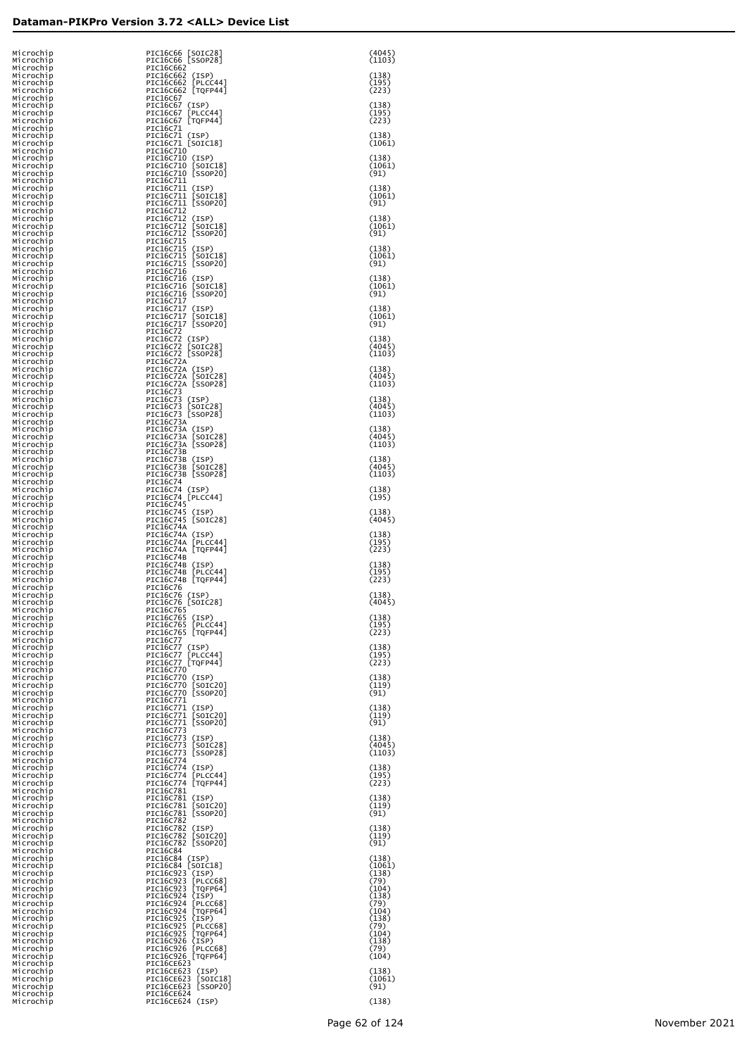## Dataman-PIKPro Version 3.72 <ALL> Device List

| | | |
|---|---|---|
| Microchip | PIC16C66 [SOIC28] | (4045) |
| Microchip | PIC16C66 [SSOP28] | (1103) |
| Microchip | PIC16C662 | |
| Microchip | PIC16C662 (ISP) | (138) |
| Microchip | PIC16C662 [PLCC44] | (195) |
| Microchip | PIC16C662 [TQFP44] | (223) |
| Microchip | PIC16C67 | |
| Microchip | PIC16C67 (ISP) | (138) |
| Microchip | PIC16C67 [PLCC44] | (195) |
| Microchip | PIC16C67 [TQFP44] | (223) |
| Microchip | PIC16C71 | |
| Microchip | PIC16C71 (ISP) | (138) |
| Microchip | PIC16C71 [SOIC18] | (1061) |
| Microchip | PIC16C710 | |
| Microchip | PIC16C710 (ISP) | (138) |
| Microchip | PIC16C710 [SOIC18] | (1061) |
| Microchip | PIC16C710 [SSOP20] | (91) |
| Microchip | PIC16C711 | |
| Microchip | PIC16C711 (ISP) | (138) |
| Microchip | PIC16C711 [SOIC18] | (1061) |
| Microchip | PIC16C711 [SSOP20] | (91) |
| Microchip | PIC16C712 | |
| Microchip | PIC16C712 (ISP) | (138) |
| Microchip | PIC16C712 [SOIC18] | (1061) |
| Microchip | PIC16C712 [SSOP20] | (91) |
| Microchip | PIC16C715 | |
| Microchip | PIC16C715 (ISP) | (138) |
| Microchip | PIC16C715 [SOIC18] | (1061) |
| Microchip | PIC16C715 [SSOP20] | (91) |
| Microchip | PIC16C716 | |
| Microchip | PIC16C716 (ISP) | (138) |
| Microchip | PIC16C716 [SOIC18] | (1061) |
| Microchip | PIC16C716 [SSOP20] | (91) |
| Microchip | PIC16C717 | |
| Microchip | PIC16C717 (ISP) | (138) |
| Microchip | PIC16C717 [SOIC18] | (1061) |
| Microchip | PIC16C717 [SSOP20] | (91) |
| Microchip | PIC16C72 | |
| Microchip | PIC16C72 (ISP) | (138) |
| Microchip | PIC16C72 [SOIC28] | (4045) |
| Microchip | PIC16C72 [SSOP28] | (1103) |
| Microchip | PIC16C72A | |
| Microchip | PIC16C72A (ISP) | (138) |
| Microchip | PIC16C72A [SOIC28] | (4045) |
| Microchip | PIC16C72A [SSOP28] | (1103) |
| Microchip | PIC16C73 | |
| Microchip | PIC16C73 (ISP) | (138) |
| Microchip | PIC16C73 [SOIC28] | (4045) |
| Microchip | PIC16C73 [SSOP28] | (1103) |
| Microchip | PIC16C73A | |
| Microchip | PIC16C73A (ISP) | (138) |
| Microchip | PIC16C73A [SOIC28] | (4045) |
| Microchip | PIC16C73A [SSOP28] | (1103) |
| Microchip | PIC16C73B | |
| Microchip | PIC16C73B (ISP) | (138) |
| Microchip | PIC16C73B [SOIC28] | (4045) |
| Microchip | PIC16C73B [SSOP28] | (1103) |
| Microchip | PIC16C74 | |
| Microchip | PIC16C74 (ISP) | (138) |
| Microchip | PIC16C74 [PLCC44] | (195) |
| Microchip | PIC16C745 | |
| Microchip | PIC16C745 (ISP) | (138) |
| Microchip | PIC16C745 [SOIC28] | (4045) |
| Microchip | PIC16C74A | |
| Microchip | PIC16C74A (ISP) | (138) |
| Microchip | PIC16C74A [PLCC44] | (195) |
| Microchip | PIC16C74A [TQFP44] | (223) |
| Microchip | PIC16C74B | |
| Microchip | PIC16C74B (ISP) | (138) |
| Microchip | PIC16C74B [PLCC44] | (195) |
| Microchip | PIC16C74B [TQFP44] | (223) |
| Microchip | PIC16C76 | |
| Microchip | PIC16C76 (ISP) | (138) |
| Microchip | PIC16C76 [SOIC28] | (4045) |
| Microchip | PIC16C765 | |
| Microchip | PIC16C765 (ISP) | (138) |
| Microchip | PIC16C765 [PLCC44] | (195) |
| Microchip | PIC16C765 [TQFP44] | (223) |
| Microchip | PIC16C77 | |
| Microchip | PIC16C77 (ISP) | (138) |
| Microchip | PIC16C77 [PLCC44] | (195) |
| Microchip | PIC16C77 [TQFP44] | (223) |
| Microchip | PIC16C770 | |
| Microchip | PIC16C770 (ISP) | (138) |
| Microchip | PIC16C770 [SOIC20] | (119) |
| Microchip | PIC16C770 [SSOP20] | (91) |
| Microchip | PIC16C771 | |
| Microchip | PIC16C771 (ISP) | (138) |
| Microchip | PIC16C771 [SOIC20] | (119) |
| Microchip | PIC16C771 [SSOP20] | (91) |
| Microchip | PIC16C773 | |
| Microchip | PIC16C773 (ISP) | (138) |
| Microchip | PIC16C773 [SOIC28] | (4045) |
| Microchip | PIC16C773 [SSOP28] | (1103) |
| Microchip | PIC16C774 | |
| Microchip | PIC16C774 (ISP) | (138) |
| Microchip | PIC16C774 [PLCC44] | (195) |
| Microchip | PIC16C774 [TQFP44] | (223) |
| Microchip | PIC16C781 | |
| Microchip | PIC16C781 (ISP) | (138) |
| Microchip | PIC16C781 [SOIC20] | (119) |
| Microchip | PIC16C781 [SSOP20] | (91) |
| Microchip | PIC16C782 | |
| Microchip | PIC16C782 (ISP) | (138) |
| Microchip | PIC16C782 [SOIC20] | (119) |
| Microchip | PIC16C782 [SSOP20] | (91) |
| Microchip | PIC16C84 | |
| Microchip | PIC16C84 (ISP) | (138) |
| Microchip | PIC16C84 [SOIC18] | (1061) |
| Microchip | PIC16C923 (ISP) | (138) |
| Microchip | PIC16C923 [PLCC68] | (79) |
| Microchip | PIC16C923 [TQFP64] | (104) |
| Microchip | PIC16C924 (ISP) | (138) |
| Microchip | PIC16C924 [PLCC68] | (79) |
| Microchip | PIC16C924 [TQFP64] | (104) |
| Microchip | PIC16C925 (ISP) | (138) |
| Microchip | PIC16C925 [PLCC68] | (79) |
| Microchip | PIC16C925 [TQFP64] | (104) |
| Microchip | PIC16C926 (ISP) | (138) |
| Microchip | PIC16C926 [PLCC68] | (79) |
| Microchip | PIC16C926 [TQFP64] | (104) |
| Microchip | PIC16CE623 | |
| Microchip | PIC16CE623 (ISP) | (138) |
| Microchip | PIC16CE623 [SOIC18] | (1061) |
| Microchip | PIC16CE623 [SSOP20] | (91) |
| Microchip | PIC16CE624 | |
| Microchip | PIC16CE624 (ISP) | (138) |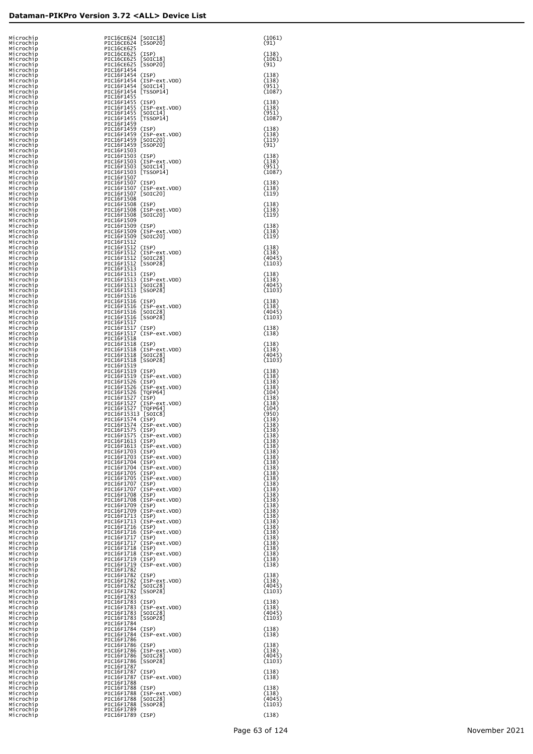## Dataman-PIKPro Version 3.72 <ALL> Device List

| | | |
|---|---|---|
| Microchip | PIC16CE624 [SOIC18] | (1061) |
| Microchip | PIC16CE624 [SSOP20] | (91) |
| Microchip | PIC16CE625 | |
| Microchip | PIC16CE625 (ISP) | (138) |
| Microchip | PIC16CE625 [SOIC18] | (1061) |
| Microchip | PIC16CE625 [SSOP20] | (91) |
| Microchip | PIC16F1454 | |
| Microchip | PIC16F1454 (ISP) | (138) |
| Microchip | PIC16F1454 (ISP-ext.VDD) | (138) |
| Microchip | PIC16F1454 [SOIC14] | (951) |
| Microchip | PIC16F1454 [TSSOP14] | (1087) |
| Microchip | PIC16F1455 | |
| Microchip | PIC16F1455 (ISP) | (138) |
| Microchip | PIC16F1455 (ISP-ext.VDD) | (138) |
| Microchip | PIC16F1455 [SOIC14] | (951) |
| Microchip | PIC16F1455 [TSSOP14] | (1087) |
| Microchip | PIC16F1459 | |
| Microchip | PIC16F1459 (ISP) | (138) |
| Microchip | PIC16F1459 (ISP-ext.VDD) | (138) |
| Microchip | PIC16F1459 [SOIC20] | (119) |
| Microchip | PIC16F1459 [SSOP20] | (91) |
| Microchip | PIC16F1503 | |
| Microchip | PIC16F1503 (ISP) | (138) |
| Microchip | PIC16F1503 (ISP-ext.VDD) | (138) |
| Microchip | PIC16F1503 [SOIC14] | (951) |
| Microchip | PIC16F1503 [TSSOP14] | (1087) |
| Microchip | PIC16F1507 | |
| Microchip | PIC16F1507 (ISP) | (138) |
| Microchip | PIC16F1507 (ISP-ext.VDD) | (138) |
| Microchip | PIC16F1507 [SOIC20] | (119) |
| Microchip | PIC16F1508 | |
| Microchip | PIC16F1508 (ISP) | (138) |
| Microchip | PIC16F1508 (ISP-ext.VDD) | (138) |
| Microchip | PIC16F1508 [SOIC20] | (119) |
| Microchip | PIC16F1509 | |
| Microchip | PIC16F1509 (ISP) | (138) |
| Microchip | PIC16F1509 (ISP-ext.VDD) | (138) |
| Microchip | PIC16F1509 [SOIC20] | (119) |
| Microchip | PIC16F1512 | |
| Microchip | PIC16F1512 (ISP) | (138) |
| Microchip | PIC16F1512 (ISP-ext.VDD) | (138) |
| Microchip | PIC16F1512 [SOIC28] | (4045) |
| Microchip | PIC16F1512 [SSOP28] | (1103) |
| Microchip | PIC16F1513 | |
| Microchip | PIC16F1513 (ISP) | (138) |
| Microchip | PIC16F1513 (ISP-ext.VDD) | (138) |
| Microchip | PIC16F1513 [SOIC28] | (4045) |
| Microchip | PIC16F1513 [SSOP28] | (1103) |
| Microchip | PIC16F1516 | |
| Microchip | PIC16F1516 (ISP) | (138) |
| Microchip | PIC16F1516 (ISP-ext.VDD) | (138) |
| Microchip | PIC16F1516 [SOIC28] | (4045) |
| Microchip | PIC16F1516 [SSOP28] | (1103) |
| Microchip | PIC16F1517 | |
| Microchip | PIC16F1517 (ISP) | (138) |
| Microchip | PIC16F1517 (ISP-ext.VDD) | (138) |
| Microchip | PIC16F1518 | |
| Microchip | PIC16F1518 (ISP) | (138) |
| Microchip | PIC16F1518 (ISP-ext.VDD) | (138) |
| Microchip | PIC16F1518 [SOIC28] | (4045) |
| Microchip | PIC16F1518 [SSOP28] | (1103) |
| Microchip | PIC16F1519 | |
| Microchip | PIC16F1519 (ISP) | (138) |
| Microchip | PIC16F1519 (ISP-ext.VDD) | (138) |
| Microchip | PIC16F1526 (ISP) | (138) |
| Microchip | PIC16F1526 (ISP-ext.VDD) | (138) |
| Microchip | PIC16F1526 [TQFP64] | (104) |
| Microchip | PIC16F1527 (ISP) | (138) |
| Microchip | PIC16F1527 (ISP-ext.VDD) | (138) |
| Microchip | PIC16F1527 [TQFP64] | (104) |
| Microchip | PIC16F15313 [SOIC8] | (950) |
| Microchip | PIC16F1574 (ISP) | (138) |
| Microchip | PIC16F1574 (ISP-ext.VDD) | (138) |
| Microchip | PIC16F1575 (ISP) | (138) |
| Microchip | PIC16F1575 (ISP-ext.VDD) | (138) |
| Microchip | PIC16F1613 (ISP) | (138) |
| Microchip | PIC16F1613 (ISP-ext.VDD) | (138) |
| Microchip | PIC16F1703 (ISP) | (138) |
| Microchip | PIC16F1703 (ISP-ext.VDD) | (138) |
| Microchip | PIC16F1704 (ISP) | (138) |
| Microchip | PIC16F1704 (ISP-ext.VDD) | (138) |
| Microchip | PIC16F1705 (ISP) | (138) |
| Microchip | PIC16F1705 (ISP-ext.VDD) | (138) |
| Microchip | PIC16F1707 (ISP) | (138) |
| Microchip | PIC16F1707 (ISP-ext.VDD) | (138) |
| Microchip | PIC16F1708 (ISP) | (138) |
| Microchip | PIC16F1708 (ISP-ext.VDD) | (138) |
| Microchip | PIC16F1709 (ISP) | (138) |
| Microchip | PIC16F1709 (ISP-ext.VDD) | (138) |
| Microchip | PIC16F1713 (ISP) | (138) |
| Microchip | PIC16F1713 (ISP-ext.VDD) | (138) |
| Microchip | PIC16F1716 (ISP) | (138) |
| Microchip | PIC16F1716 (ISP-ext.VDD) | (138) |
| Microchip | PIC16F1717 (ISP) | (138) |
| Microchip | PIC16F1717 (ISP-ext.VDD) | (138) |
| Microchip | PIC16F1718 (ISP) | (138) |
| Microchip | PIC16F1718 (ISP-ext.VDD) | (138) |
| Microchip | PIC16F1719 (ISP) | (138) |
| Microchip | PIC16F1719 (ISP-ext.VDD) | (138) |
| Microchip | PIC16F1782 | |
| Microchip | PIC16F1782 (ISP) | (138) |
| Microchip | PIC16F1782 (ISP-ext.VDD) | (138) |
| Microchip | PIC16F1782 [SOIC28] | (4045) |
| Microchip | PIC16F1782 [SSOP28] | (1103) |
| Microchip | PIC16F1783 | |
| Microchip | PIC16F1783 (ISP) | (138) |
| Microchip | PIC16F1783 (ISP-ext.VDD) | (138) |
| Microchip | PIC16F1783 [SOIC28] | (4045) |
| Microchip | PIC16F1783 [SSOP28] | (1103) |
| Microchip | PIC16F1784 | |
| Microchip | PIC16F1784 (ISP) | (138) |
| Microchip | PIC16F1784 (ISP-ext.VDD) | (138) |
| Microchip | PIC16F1786 | |
| Microchip | PIC16F1786 (ISP) | (138) |
| Microchip | PIC16F1786 (ISP-ext.VDD) | (138) |
| Microchip | PIC16F1786 [SOIC28] | (4045) |
| Microchip | PIC16F1786 [SSOP28] | (1103) |
| Microchip | PIC16F1787 | |
| Microchip | PIC16F1787 (ISP) | (138) |
| Microchip | PIC16F1787 (ISP-ext.VDD) | (138) |
| Microchip | PIC16F1788 | |
| Microchip | PIC16F1788 (ISP) | (138) |
| Microchip | PIC16F1788 (ISP-ext.VDD) | (138) |
| Microchip | PIC16F1788 [SOIC28] | (4045) |
| Microchip | PIC16F1788 [SSOP28] | (1103) |
| Microchip | PIC16F1789 | |
| Microchip | PIC16F1789 (ISP) | (138) |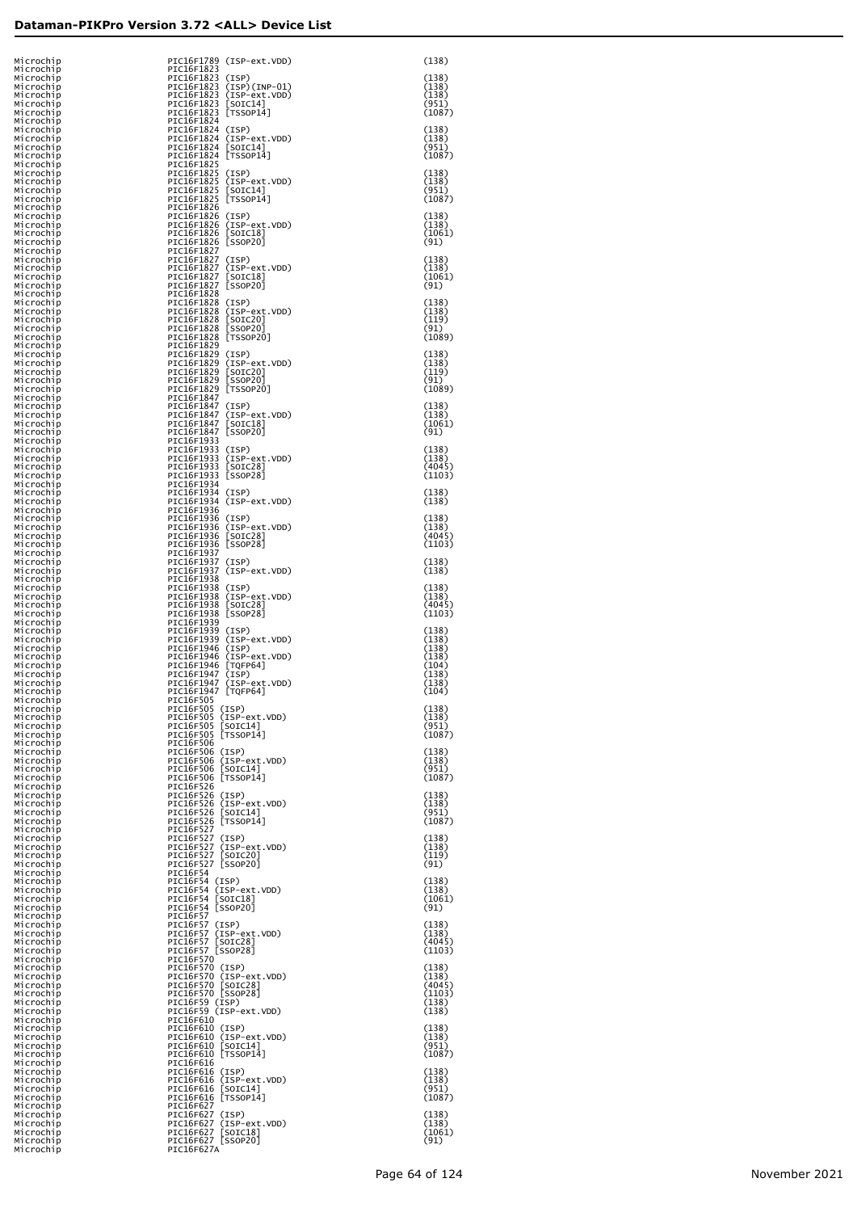| | | |
|---|---|---|
| Microchip | PIC16F1789 (ISP-ext.VDD) | (138) |
| Microchip | PIC16F1823 | |
| Microchip | PIC16F1823 (ISP) | (138) |
| Microchip | PIC16F1823 (ISP)(INP-01) | (138) |
| Microchip | PIC16F1823 (ISP-ext.VDD) | (138) |
| Microchip | PIC16F1823 [SOIC14] | (951) |
| Microchip | PIC16F1823 [TSSOP14] | (1087) |
| Microchip | PIC16F1824 | |
| Microchip | PIC16F1824 (ISP) | (138) |
| Microchip | PIC16F1824 (ISP-ext.VDD) | (138) |
| Microchip | PIC16F1824 [SOIC14] | (951) |
| Microchip | PIC16F1824 [TSSOP14] | (1087) |
| Microchip | PIC16F1825 | |
| Microchip | PIC16F1825 (ISP) | (138) |
| Microchip | PIC16F1825 (ISP-ext.VDD) | (138) |
| Microchip | PIC16F1825 [SOIC14] | (951) |
| Microchip | PIC16F1825 [TSSOP14] | (1087) |
| Microchip | PIC16F1826 | |
| Microchip | PIC16F1826 (ISP) | (138) |
| Microchip | PIC16F1826 (ISP-ext.VDD) | (138) |
| Microchip | PIC16F1826 [SOIC18] | (1061) |
| Microchip | PIC16F1826 [SSOP20] | (91) |
| Microchip | PIC16F1827 | |
| Microchip | PIC16F1827 (ISP) | (138) |
| Microchip | PIC16F1827 (ISP-ext.VDD) | (138) |
| Microchip | PIC16F1827 [SOIC18] | (1061) |
| Microchip | PIC16F1827 [SSOP20] | (91) |
| Microchip | PIC16F1828 | |
| Microchip | PIC16F1828 (ISP) | (138) |
| Microchip | PIC16F1828 (ISP-ext.VDD) | (138) |
| Microchip | PIC16F1828 [SOIC20] | (119) |
| Microchip | PIC16F1828 [SSOP20] | (91) |
| Microchip | PIC16F1828 [TSSOP20] | (1089) |
| Microchip | PIC16F1829 | |
| Microchip | PIC16F1829 (ISP) | (138) |
| Microchip | PIC16F1829 (ISP-ext.VDD) | (138) |
| Microchip | PIC16F1829 [SOIC20] | (119) |
| Microchip | PIC16F1829 [SSOP20] | (91) |
| Microchip | PIC16F1829 [TSSOP20] | (1089) |
| Microchip | PIC16F1847 | |
| Microchip | PIC16F1847 (ISP) | (138) |
| Microchip | PIC16F1847 (ISP-ext.VDD) | (138) |
| Microchip | PIC16F1847 [SOIC18] | (1061) |
| Microchip | PIC16F1847 [SSOP20] | (91) |
| Microchip | PIC16F1933 | |
| Microchip | PIC16F1933 (ISP) | (138) |
| Microchip | PIC16F1933 (ISP-ext.VDD) | (138) |
| Microchip | PIC16F1933 [SOIC28] | (4045) |
| Microchip | PIC16F1933 [SSOP28] | (1103) |
| Microchip | PIC16F1934 | |
| Microchip | PIC16F1934 (ISP) | (138) |
| Microchip | PIC16F1934 (ISP-ext.VDD) | (138) |
| Microchip | PIC16F1936 | |
| Microchip | PIC16F1936 (ISP) | (138) |
| Microchip | PIC16F1936 (ISP-ext.VDD) | (138) |
| Microchip | PIC16F1936 [SOIC28] | (4045) |
| Microchip | PIC16F1936 [SSOP28] | (1103) |
| Microchip | PIC16F1937 | |
| Microchip | PIC16F1937 (ISP) | (138) |
| Microchip | PIC16F1937 (ISP-ext.VDD) | (138) |
| Microchip | PIC16F1938 | |
| Microchip | PIC16F1938 (ISP) | (138) |
| Microchip | PIC16F1938 (ISP-ext.VDD) | (138) |
| Microchip | PIC16F1938 [SOIC28] | (4045) |
| Microchip | PIC16F1938 [SSOP28] | (1103) |
| Microchip | PIC16F1939 | |
| Microchip | PIC16F1939 (ISP) | (138) |
| Microchip | PIC16F1939 (ISP-ext.VDD) | (138) |
| Microchip | PIC16F1946 (ISP) | (138) |
| Microchip | PIC16F1946 (ISP-ext.VDD) | (138) |
| Microchip | PIC16F1946 [TQFP64] | (104) |
| Microchip | PIC16F1947 (ISP) | (138) |
| Microchip | PIC16F1947 (ISP-ext.VDD) | (138) |
| Microchip | PIC16F1947 [TQFP64] | (104) |
| Microchip | PIC16F505 | |
| Microchip | PIC16F505 (ISP) | (138) |
| Microchip | PIC16F505 (ISP-ext.VDD) | (138) |
| Microchip | PIC16F505 [SOIC14] | (951) |
| Microchip | PIC16F505 [TSSOP14] | (1087) |
| Microchip | PIC16F506 | |
| Microchip | PIC16F506 (ISP) | (138) |
| Microchip | PIC16F506 (ISP-ext.VDD) | (138) |
| Microchip | PIC16F506 [SOIC14] | (951) |
| Microchip | PIC16F506 [TSSOP14] | (1087) |
| Microchip | PIC16F526 | |
| Microchip | PIC16F526 (ISP) | (138) |
| Microchip | PIC16F526 (ISP-ext.VDD) | (138) |
| Microchip | PIC16F526 [SOIC14] | (951) |
| Microchip | PIC16F526 [TSSOP14] | (1087) |
| Microchip | PIC16F527 | |
| Microchip | PIC16F527 (ISP) | (138) |
| Microchip | PIC16F527 (ISP-ext.VDD) | (138) |
| Microchip | PIC16F527 [SOIC20] | (119) |
| Microchip | PIC16F527 [SSOP20] | (91) |
| Microchip | PIC16F54 | |
| Microchip | PIC16F54 (ISP) | (138) |
| Microchip | PIC16F54 (ISP-ext.VDD) | (138) |
| Microchip | PIC16F54 [SOIC18] | (1061) |
| Microchip | PIC16F54 [SSOP20] | (91) |
| Microchip | PIC16F57 | |
| Microchip | PIC16F57 (ISP) | (138) |
| Microchip | PIC16F57 (ISP-ext.VDD) | (138) |
| Microchip | PIC16F57 [SOIC28] | (4045) |
| Microchip | PIC16F57 [SSOP28] | (1103) |
| Microchip | PIC16F570 | |
| Microchip | PIC16F570 (ISP) | (138) |
| Microchip | PIC16F570 (ISP-ext.VDD) | (138) |
| Microchip | PIC16F570 [SOIC28] | (4045) |
| Microchip | PIC16F570 [SSOP28] | (1103) |
| Microchip | PIC16F59 (ISP) | (138) |
| Microchip | PIC16F59 (ISP-ext.VDD) | (138) |
| Microchip | PIC16F610 | |
| Microchip | PIC16F610 (ISP) | (138) |
| Microchip | PIC16F610 (ISP-ext.VDD) | (138) |
| Microchip | PIC16F610 [SOIC14] | (951) |
| Microchip | PIC16F610 [TSSOP14] | (1087) |
| Microchip | PIC16F616 | |
| Microchip | PIC16F616 (ISP) | (138) |
| Microchip | PIC16F616 (ISP-ext.VDD) | (138) |
| Microchip | PIC16F616 [SOIC14] | (951) |
| Microchip | PIC16F616 [TSSOP14] | (1087) |
| Microchip | PIC16F627 | |
| Microchip | PIC16F627 (ISP) | (138) |
| Microchip | PIC16F627 (ISP-ext.VDD) | (138) |
| Microchip | PIC16F627 [SOIC18] | (1061) |
| Microchip | PIC16F627 [SSOP20] | (91) |
| Microchip | PIC16F627A | |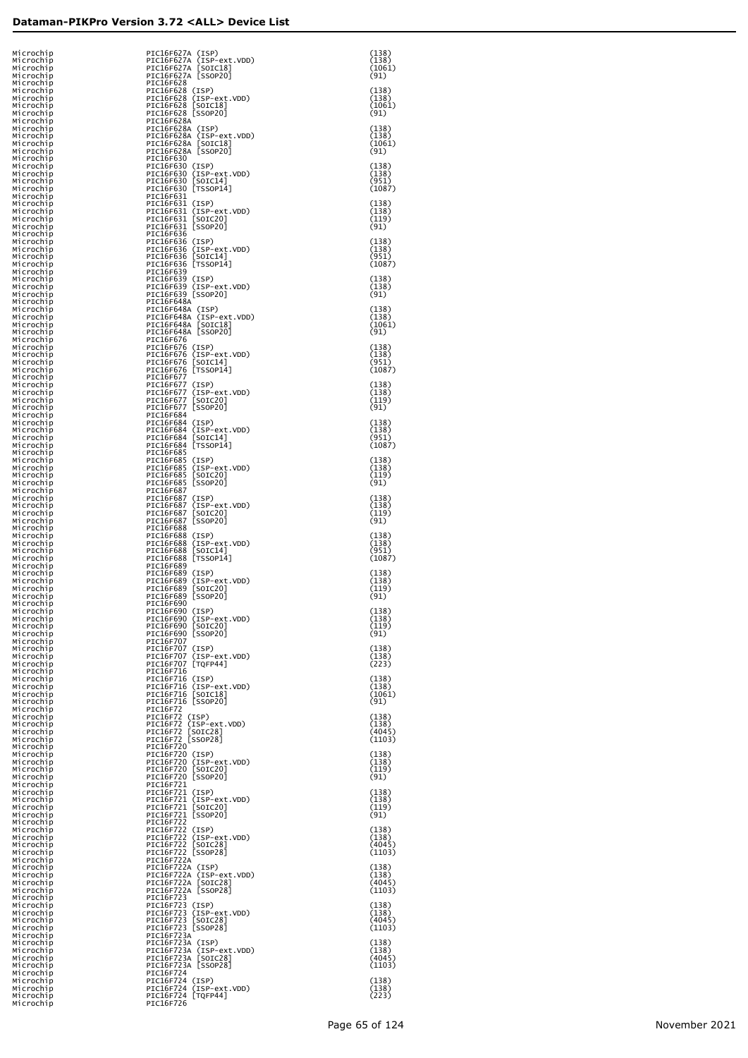| | | |
|---|---|---|
| Microchip | PIC16F627A (ISP) | (138) |
| Microchip | PIC16F627A (ISP-ext.VDD) | (138) |
| Microchip | PIC16F627A [SOIC18] | (1061) |
| Microchip | PIC16F627A [SSOP20] | (91) |
| Microchip | PIC16F628 | |
| Microchip | PIC16F628 (ISP) | (138) |
| Microchip | PIC16F628 (ISP-ext.VDD) | (138) |
| Microchip | PIC16F628 [SOIC18] | (1061) |
| Microchip | PIC16F628 [SSOP20] | (91) |
| Microchip | PIC16F628A | |
| Microchip | PIC16F628A (ISP) | (138) |
| Microchip | PIC16F628A (ISP-ext.VDD) | (138) |
| Microchip | PIC16F628A [SOIC18] | (1061) |
| Microchip | PIC16F628A [SSOP20] | (91) |
| Microchip | PIC16F630 | |
| Microchip | PIC16F630 (ISP) | (138) |
| Microchip | PIC16F630 (ISP-ext.VDD) | (138) |
| Microchip | PIC16F630 [SOIC14] | (951) |
| Microchip | PIC16F630 [TSSOP14] | (1087) |
| Microchip | PIC16F631 | |
| Microchip | PIC16F631 (ISP) | (138) |
| Microchip | PIC16F631 (ISP-ext.VDD) | (138) |
| Microchip | PIC16F631 [SOIC20] | (119) |
| Microchip | PIC16F631 [SSOP20] | (91) |
| Microchip | PIC16F636 | |
| Microchip | PIC16F636 (ISP) | (138) |
| Microchip | PIC16F636 (ISP-ext.VDD) | (138) |
| Microchip | PIC16F636 [SOIC14] | (951) |
| Microchip | PIC16F636 [TSSOP14] | (1087) |
| Microchip | PIC16F639 | |
| Microchip | PIC16F639 (ISP) | (138) |
| Microchip | PIC16F639 (ISP-ext.VDD) | (138) |
| Microchip | PIC16F639 [SSOP20] | (91) |
| Microchip | PIC16F648A | |
| Microchip | PIC16F648A (ISP) | (138) |
| Microchip | PIC16F648A (ISP-ext.VDD) | (138) |
| Microchip | PIC16F648A [SOIC18] | (1061) |
| Microchip | PIC16F648A [SSOP20] | (91) |
| Microchip | PIC16F676 | |
| Microchip | PIC16F676 (ISP) | (138) |
| Microchip | PIC16F676 (ISP-ext.VDD) | (138) |
| Microchip | PIC16F676 [SOIC14] | (951) |
| Microchip | PIC16F676 [TSSOP14] | (1087) |
| Microchip | PIC16F677 | |
| Microchip | PIC16F677 (ISP) | (138) |
| Microchip | PIC16F677 (ISP-ext.VDD) | (138) |
| Microchip | PIC16F677 [SOIC20] | (119) |
| Microchip | PIC16F677 [SSOP20] | (91) |
| Microchip | PIC16F684 | |
| Microchip | PIC16F684 (ISP) | (138) |
| Microchip | PIC16F684 (ISP-ext.VDD) | (138) |
| Microchip | PIC16F684 [SOIC14] | (951) |
| Microchip | PIC16F684 [TSSOP14] | (1087) |
| Microchip | PIC16F685 | |
| Microchip | PIC16F685 (ISP) | (138) |
| Microchip | PIC16F685 (ISP-ext.VDD) | (138) |
| Microchip | PIC16F685 [SOIC20] | (119) |
| Microchip | PIC16F685 [SSOP20] | (91) |
| Microchip | PIC16F687 | |
| Microchip | PIC16F687 (ISP) | (138) |
| Microchip | PIC16F687 (ISP-ext.VDD) | (138) |
| Microchip | PIC16F687 [SOIC20] | (119) |
| Microchip | PIC16F687 [SSOP20] | (91) |
| Microchip | PIC16F688 | |
| Microchip | PIC16F688 (ISP) | (138) |
| Microchip | PIC16F688 (ISP-ext.VDD) | (138) |
| Microchip | PIC16F688 [SOIC14] | (951) |
| Microchip | PIC16F688 [TSSOP14] | (1087) |
| Microchip | PIC16F689 | |
| Microchip | PIC16F689 (ISP) | (138) |
| Microchip | PIC16F689 (ISP-ext.VDD) | (138) |
| Microchip | PIC16F689 [SOIC20] | (119) |
| Microchip | PIC16F689 [SSOP20] | (91) |
| Microchip | PIC16F690 | |
| Microchip | PIC16F690 (ISP) | (138) |
| Microchip | PIC16F690 (ISP-ext.VDD) | (138) |
| Microchip | PIC16F690 [SOIC20] | (119) |
| Microchip | PIC16F690 [SSOP20] | (91) |
| Microchip | PIC16F707 | |
| Microchip | PIC16F707 (ISP) | (138) |
| Microchip | PIC16F707 (ISP-ext.VDD) | (138) |
| Microchip | PIC16F707 [TQFP44] | (223) |
| Microchip | PIC16F716 | |
| Microchip | PIC16F716 (ISP) | (138) |
| Microchip | PIC16F716 (ISP-ext.VDD) | (138) |
| Microchip | PIC16F716 [SOIC18] | (1061) |
| Microchip | PIC16F716 [SSOP20] | (91) |
| Microchip | PIC16F72 | |
| Microchip | PIC16F72 (ISP) | (138) |
| Microchip | PIC16F72 (ISP-ext.VDD) | (138) |
| Microchip | PIC16F72 [SOIC28] | (4045) |
| Microchip | PIC16F72 [SSOP28] | (1103) |
| Microchip | PIC16F720 | |
| Microchip | PIC16F720 (ISP) | (138) |
| Microchip | PIC16F720 (ISP-ext.VDD) | (138) |
| Microchip | PIC16F720 [SOIC20] | (119) |
| Microchip | PIC16F720 [SSOP20] | (91) |
| Microchip | PIC16F721 | |
| Microchip | PIC16F721 (ISP) | (138) |
| Microchip | PIC16F721 (ISP-ext.VDD) | (138) |
| Microchip | PIC16F721 [SOIC20] | (119) |
| Microchip | PIC16F721 [SSOP20] | (91) |
| Microchip | PIC16F722 | |
| Microchip | PIC16F722 (ISP) | (138) |
| Microchip | PIC16F722 (ISP-ext.VDD) | (138) |
| Microchip | PIC16F722 [SOIC28] | (4045) |
| Microchip | PIC16F722 [SSOP28] | (1103) |
| Microchip | PIC16F722A | |
| Microchip | PIC16F722A (ISP) | (138) |
| Microchip | PIC16F722A (ISP-ext.VDD) | (138) |
| Microchip | PIC16F722A [SOIC28] | (4045) |
| Microchip | PIC16F722A [SSOP28] | (1103) |
| Microchip | PIC16F723 | |
| Microchip | PIC16F723 (ISP) | (138) |
| Microchip | PIC16F723 (ISP-ext.VDD) | (138) |
| Microchip | PIC16F723 [SOIC28] | (4045) |
| Microchip | PIC16F723 [SSOP28] | (1103) |
| Microchip | PIC16F723A | |
| Microchip | PIC16F723A (ISP) | (138) |
| Microchip | PIC16F723A (ISP-ext.VDD) | (138) |
| Microchip | PIC16F723A [SOIC28] | (4045) |
| Microchip | PIC16F723A [SSOP28] | (1103) |
| Microchip | PIC16F724 | |
| Microchip | PIC16F724 (ISP) | (138) |
| Microchip | PIC16F724 (ISP-ext.VDD) | (138) |
| Microchip | PIC16F724 [TQFP44] | (223) |
| Microchip | PIC16F726 | |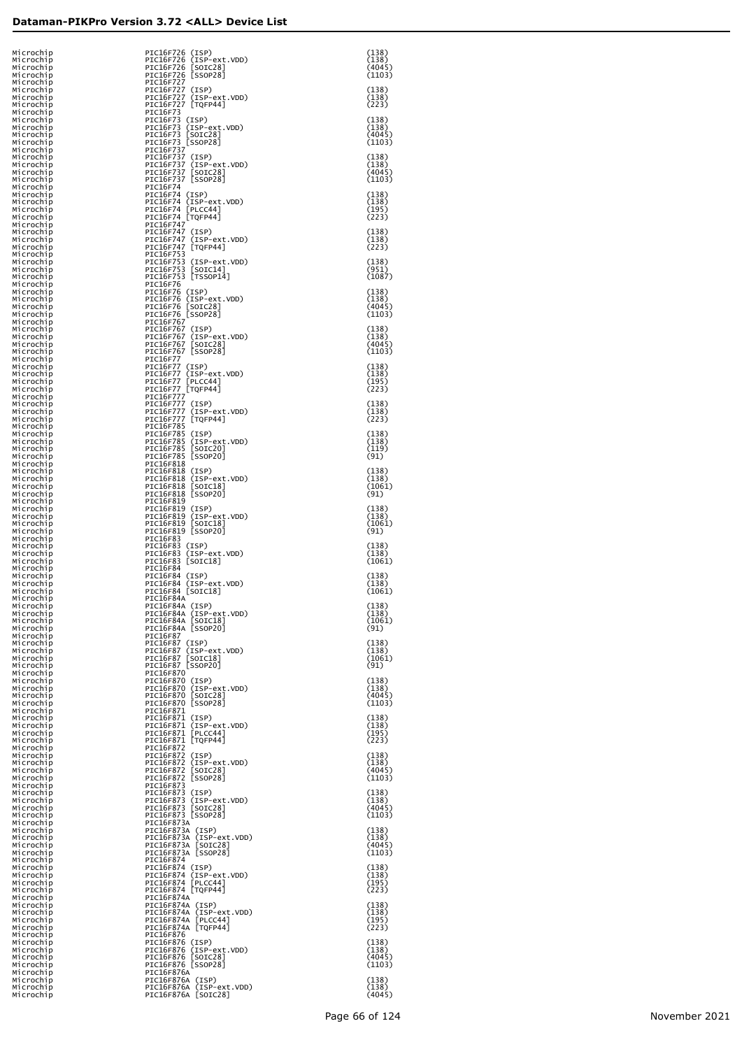| | | |
|---|---|---|
| Microchip | PIC16F726 (ISP) | (138) |
| Microchip | PIC16F726 (ISP-ext.VDD) | (138) |
| Microchip | PIC16F726 [SOIC28] | (4045) |
| Microchip | PIC16F726 [SSOP28] | (1103) |
| Microchip | PIC16F727 | |
| Microchip | PIC16F727 (ISP) | (138) |
| Microchip | PIC16F727 (ISP-ext.VDD) | (138) |
| Microchip | PIC16F727 [TQFP44] | (223) |
| Microchip | PIC16F73 | |
| Microchip | PIC16F73 (ISP) | (138) |
| Microchip | PIC16F73 (ISP-ext.VDD) | (138) |
| Microchip | PIC16F73 [SOIC28] | (4045) |
| Microchip | PIC16F73 [SSOP28] | (1103) |
| Microchip | PIC16F737 | |
| Microchip | PIC16F737 (ISP) | (138) |
| Microchip | PIC16F737 (ISP-ext.VDD) | (138) |
| Microchip | PIC16F737 [SOIC28] | (4045) |
| Microchip | PIC16F737 [SSOP28] | (1103) |
| Microchip | PIC16F74 | |
| Microchip | PIC16F74 (ISP) | (138) |
| Microchip | PIC16F74 (ISP-ext.VDD) | (138) |
| Microchip | PIC16F74 [PLCC44] | (195) |
| Microchip | PIC16F74 [TQFP44] | (223) |
| Microchip | PIC16F747 | |
| Microchip | PIC16F747 (ISP) | (138) |
| Microchip | PIC16F747 (ISP-ext.VDD) | (138) |
| Microchip | PIC16F747 [TQFP44] | (223) |
| Microchip | PIC16F753 | |
| Microchip | PIC16F753 (ISP-ext.VDD) | (138) |
| Microchip | PIC16F753 [SOIC14] | (951) |
| Microchip | PIC16F753 [TSSOP14] | (1087) |
| Microchip | PIC16F76 | |
| Microchip | PIC16F76 (ISP) | (138) |
| Microchip | PIC16F76 (ISP-ext.VDD) | (138) |
| Microchip | PIC16F76 [SOIC28] | (4045) |
| Microchip | PIC16F76 [SSOP28] | (1103) |
| Microchip | PIC16F767 | |
| Microchip | PIC16F767 (ISP) | (138) |
| Microchip | PIC16F767 (ISP-ext.VDD) | (138) |
| Microchip | PIC16F767 [SOIC28] | (4045) |
| Microchip | PIC16F767 [SSOP28] | (1103) |
| Microchip | PIC16F77 | |
| Microchip | PIC16F77 (ISP) | (138) |
| Microchip | PIC16F77 (ISP-ext.VDD) | (138) |
| Microchip | PIC16F77 [PLCC44] | (195) |
| Microchip | PIC16F77 [TQFP44] | (223) |
| Microchip | PIC16F777 | |
| Microchip | PIC16F777 (ISP) | (138) |
| Microchip | PIC16F777 (ISP-ext.VDD) | (138) |
| Microchip | PIC16F777 [TQFP44] | (223) |
| Microchip | PIC16F785 | |
| Microchip | PIC16F785 (ISP) | (138) |
| Microchip | PIC16F785 (ISP-ext.VDD) | (138) |
| Microchip | PIC16F785 [SOIC20] | (119) |
| Microchip | PIC16F785 [SSOP20] | (91) |
| Microchip | PIC16F818 | |
| Microchip | PIC16F818 (ISP) | (138) |
| Microchip | PIC16F818 (ISP-ext.VDD) | (138) |
| Microchip | PIC16F818 [SOIC18] | (1061) |
| Microchip | PIC16F818 [SSOP20] | (91) |
| Microchip | PIC16F819 | |
| Microchip | PIC16F819 (ISP) | (138) |
| Microchip | PIC16F819 (ISP-ext.VDD) | (138) |
| Microchip | PIC16F819 [SOIC18] | (1061) |
| Microchip | PIC16F819 [SSOP20] | (91) |
| Microchip | PIC16F83 | |
| Microchip | PIC16F83 (ISP) | (138) |
| Microchip | PIC16F83 (ISP-ext.VDD) | (138) |
| Microchip | PIC16F83 [SOIC18] | (1061) |
| Microchip | PIC16F84 | |
| Microchip | PIC16F84 (ISP) | (138) |
| Microchip | PIC16F84 (ISP-ext.VDD) | (138) |
| Microchip | PIC16F84 [SOIC18] | (1061) |
| Microchip | PIC16F84A | |
| Microchip | PIC16F84A (ISP) | (138) |
| Microchip | PIC16F84A (ISP-ext.VDD) | (138) |
| Microchip | PIC16F84A [SOIC18] | (1061) |
| Microchip | PIC16F84A [SSOP20] | (91) |
| Microchip | PIC16F87 | |
| Microchip | PIC16F87 (ISP) | (138) |
| Microchip | PIC16F87 (ISP-ext.VDD) | (138) |
| Microchip | PIC16F87 [SOIC18] | (1061) |
| Microchip | PIC16F87 [SSOP20] | (91) |
| Microchip | PIC16F870 | |
| Microchip | PIC16F870 (ISP) | (138) |
| Microchip | PIC16F870 (ISP-ext.VDD) | (138) |
| Microchip | PIC16F870 [SOIC28] | (4045) |
| Microchip | PIC16F870 [SSOP28] | (1103) |
| Microchip | PIC16F871 | |
| Microchip | PIC16F871 (ISP) | (138) |
| Microchip | PIC16F871 (ISP-ext.VDD) | (138) |
| Microchip | PIC16F871 [PLCC44] | (195) |
| Microchip | PIC16F871 [TQFP44] | (223) |
| Microchip | PIC16F872 | |
| Microchip | PIC16F872 (ISP) | (138) |
| Microchip | PIC16F872 (ISP-ext.VDD) | (138) |
| Microchip | PIC16F872 [SOIC28] | (4045) |
| Microchip | PIC16F872 [SSOP28] | (1103) |
| Microchip | PIC16F873 | |
| Microchip | PIC16F873 (ISP) | (138) |
| Microchip | PIC16F873 (ISP-ext.VDD) | (138) |
| Microchip | PIC16F873 [SOIC28] | (4045) |
| Microchip | PIC16F873 [SSOP28] | (1103) |
| Microchip | PIC16F873A | |
| Microchip | PIC16F873A (ISP) | (138) |
| Microchip | PIC16F873A (ISP-ext.VDD) | (138) |
| Microchip | PIC16F873A [SOIC28] | (4045) |
| Microchip | PIC16F873A [SSOP28] | (1103) |
| Microchip | PIC16F874 | |
| Microchip | PIC16F874 (ISP) | (138) |
| Microchip | PIC16F874 (ISP-ext.VDD) | (138) |
| Microchip | PIC16F874 [PLCC44] | (195) |
| Microchip | PIC16F874 [TQFP44] | (223) |
| Microchip | PIC16F874A | |
| Microchip | PIC16F874A (ISP) | (138) |
| Microchip | PIC16F874A (ISP-ext.VDD) | (138) |
| Microchip | PIC16F874A [PLCC44] | (195) |
| Microchip | PIC16F874A [TQFP44] | (223) |
| Microchip | PIC16F876 | |
| Microchip | PIC16F876 (ISP) | (138) |
| Microchip | PIC16F876 (ISP-ext.VDD) | (138) |
| Microchip | PIC16F876 [SOIC28] | (4045) |
| Microchip | PIC16F876 [SSOP28] | (1103) |
| Microchip | PIC16F876A | |
| Microchip | PIC16F876A (ISP) | (138) |
| Microchip | PIC16F876A (ISP-ext.VDD) | (138) |
| Microchip | PIC16F876A [SOIC28] | (4045) |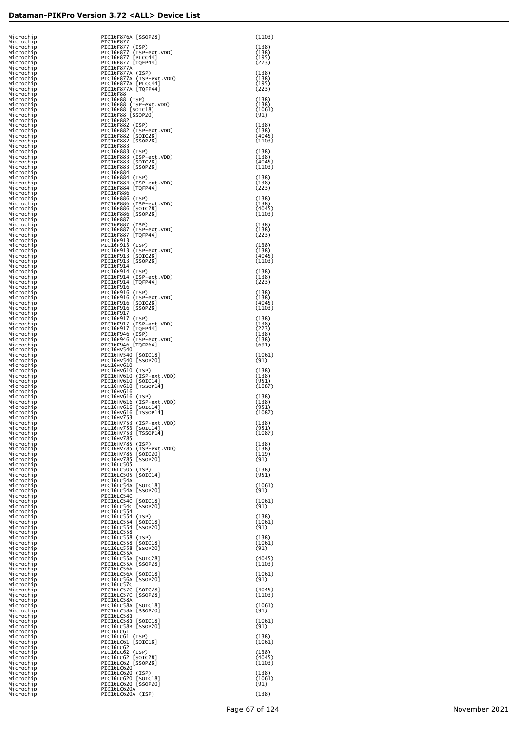| Manufacturer | Device | Adapter |
|---|---|---|
| Microchip | PIC16F876A [SSOP28] | (1103) |
| Microchip | PIC16F877 | |
| Microchip | PIC16F877 (ISP) | (138) |
| Microchip | PIC16F877 (ISP-ext.VDD) | (138) |
| Microchip | PIC16F877 [PLCC44] | (195) |
| Microchip | PIC16F877 [TQFP44] | (223) |
| Microchip | PIC16F877A | |
| Microchip | PIC16F877A (ISP) | (138) |
| Microchip | PIC16F877A (ISP-ext.VDD) | (138) |
| Microchip | PIC16F877A [PLCC44] | (195) |
| Microchip | PIC16F877A [TQFP44] | (223) |
| Microchip | PIC16F88 | |
| Microchip | PIC16F88 (ISP) | (138) |
| Microchip | PIC16F88 (ISP-ext.VDD) | (138) |
| Microchip | PIC16F88 [SOIC18] | (1061) |
| Microchip | PIC16F88 [SSOP20] | (91) |
| Microchip | PIC16F882 | |
| Microchip | PIC16F882 (ISP) | (138) |
| Microchip | PIC16F882 (ISP-ext.VDD) | (138) |
| Microchip | PIC16F882 [SOIC28] | (4045) |
| Microchip | PIC16F882 [SSOP28] | (1103) |
| Microchip | PIC16F883 | |
| Microchip | PIC16F883 (ISP) | (138) |
| Microchip | PIC16F883 (ISP-ext.VDD) | (138) |
| Microchip | PIC16F883 [SOIC28] | (4045) |
| Microchip | PIC16F883 [SSOP28] | (1103) |
| Microchip | PIC16F884 | |
| Microchip | PIC16F884 (ISP) | (138) |
| Microchip | PIC16F884 (ISP-ext.VDD) | (138) |
| Microchip | PIC16F884 [TQFP44] | (223) |
| Microchip | PIC16F886 | |
| Microchip | PIC16F886 (ISP) | (138) |
| Microchip | PIC16F886 (ISP-ext.VDD) | (138) |
| Microchip | PIC16F886 [SOIC28] | (4045) |
| Microchip | PIC16F886 [SSOP28] | (1103) |
| Microchip | PIC16F887 | |
| Microchip | PIC16F887 (ISP) | (138) |
| Microchip | PIC16F887 (ISP-ext.VDD) | (138) |
| Microchip | PIC16F887 [TQFP44] | (223) |
| Microchip | PIC16F913 | |
| Microchip | PIC16F913 (ISP) | (138) |
| Microchip | PIC16F913 (ISP-ext.VDD) | (138) |
| Microchip | PIC16F913 [SOIC28] | (4045) |
| Microchip | PIC16F913 [SSOP28] | (1103) |
| Microchip | PIC16F914 | |
| Microchip | PIC16F914 (ISP) | (138) |
| Microchip | PIC16F914 (ISP-ext.VDD) | (138) |
| Microchip | PIC16F914 [TQFP44] | (223) |
| Microchip | PIC16F916 | |
| Microchip | PIC16F916 (ISP) | (138) |
| Microchip | PIC16F916 (ISP-ext.VDD) | (138) |
| Microchip | PIC16F916 [SOIC28] | (4045) |
| Microchip | PIC16F916 [SSOP28] | (1103) |
| Microchip | PIC16F917 | |
| Microchip | PIC16F917 (ISP) | (138) |
| Microchip | PIC16F917 (ISP-ext.VDD) | (138) |
| Microchip | PIC16F917 [TQFP44] | (223) |
| Microchip | PIC16F946 (ISP) | (138) |
| Microchip | PIC16F946 (ISP-ext.VDD) | (138) |
| Microchip | PIC16F946 [TQFP64] | (691) |
| Microchip | PIC16HV540 | |
| Microchip | PIC16HV540 [SOIC18] | (1061) |
| Microchip | PIC16HV540 [SSOP20] | (91) |
| Microchip | PIC16HV610 | |
| Microchip | PIC16HV610 (ISP) | (138) |
| Microchip | PIC16HV610 (ISP-ext.VDD) | (138) |
| Microchip | PIC16HV610 [SOIC14] | (951) |
| Microchip | PIC16HV610 [TSSOP14] | (1087) |
| Microchip | PIC16HV616 | |
| Microchip | PIC16HV616 (ISP) | (138) |
| Microchip | PIC16HV616 (ISP-ext.VDD) | (138) |
| Microchip | PIC16HV616 [SOIC14] | (951) |
| Microchip | PIC16HV616 [TSSOP14] | (1087) |
| Microchip | PIC16HV753 | |
| Microchip | PIC16HV753 (ISP-ext.VDD) | (138) |
| Microchip | PIC16HV753 [SOIC14] | (951) |
| Microchip | PIC16HV753 [TSSOP14] | (1087) |
| Microchip | PIC16HV785 | |
| Microchip | PIC16HV785 (ISP) | (138) |
| Microchip | PIC16HV785 (ISP-ext.VDD) | (138) |
| Microchip | PIC16HV785 [SOIC20] | (119) |
| Microchip | PIC16HV785 [SSOP20] | (91) |
| Microchip | PIC16LC505 | |
| Microchip | PIC16LC505 (ISP) | (138) |
| Microchip | PIC16LC505 [SOIC14] | (951) |
| Microchip | PIC16LC54A | |
| Microchip | PIC16LC54A [SOIC18] | (1061) |
| Microchip | PIC16LC54A [SSOP20] | (91) |
| Microchip | PIC16LC54C | |
| Microchip | PIC16LC54C [SOIC18] | (1061) |
| Microchip | PIC16LC54C [SSOP20] | (91) |
| Microchip | PIC16LC554 | |
| Microchip | PIC16LC554 (ISP) | (138) |
| Microchip | PIC16LC554 [SOIC18] | (1061) |
| Microchip | PIC16LC554 [SSOP20] | (91) |
| Microchip | PIC16LC558 | |
| Microchip | PIC16LC558 (ISP) | (138) |
| Microchip | PIC16LC558 [SOIC18] | (1061) |
| Microchip | PIC16LC558 [SSOP20] | (91) |
| Microchip | PIC16LC55A | |
| Microchip | PIC16LC55A [SOIC28] | (4045) |
| Microchip | PIC16LC55A [SSOP28] | (1103) |
| Microchip | PIC16LC56A | |
| Microchip | PIC16LC56A [SOIC18] | (1061) |
| Microchip | PIC16LC56A [SSOP20] | (91) |
| Microchip | PIC16LC57C | |
| Microchip | PIC16LC57C [SOIC28] | (4045) |
| Microchip | PIC16LC57C [SSOP28] | (1103) |
| Microchip | PIC16LC58A | |
| Microchip | PIC16LC58A [SOIC18] | (1061) |
| Microchip | PIC16LC58A [SSOP20] | (91) |
| Microchip | PIC16LC58B | |
| Microchip | PIC16LC58B [SOIC18] | (1061) |
| Microchip | PIC16LC58B [SSOP20] | (91) |
| Microchip | PIC16LC61 | |
| Microchip | PIC16LC61 (ISP) | (138) |
| Microchip | PIC16LC61 [SOIC18] | (1061) |
| Microchip | PIC16LC62 | |
| Microchip | PIC16LC62 (ISP) | (138) |
| Microchip | PIC16LC62 [SOIC28] | (4045) |
| Microchip | PIC16LC62 [SSOP28] | (1103) |
| Microchip | PIC16LC620 | |
| Microchip | PIC16LC620 (ISP) | (138) |
| Microchip | PIC16LC620 [SOIC18] | (1061) |
| Microchip | PIC16LC620 [SSOP20] | (91) |
| Microchip | PIC16LC620A | |
| Microchip | PIC16LC620A (ISP) | (138) |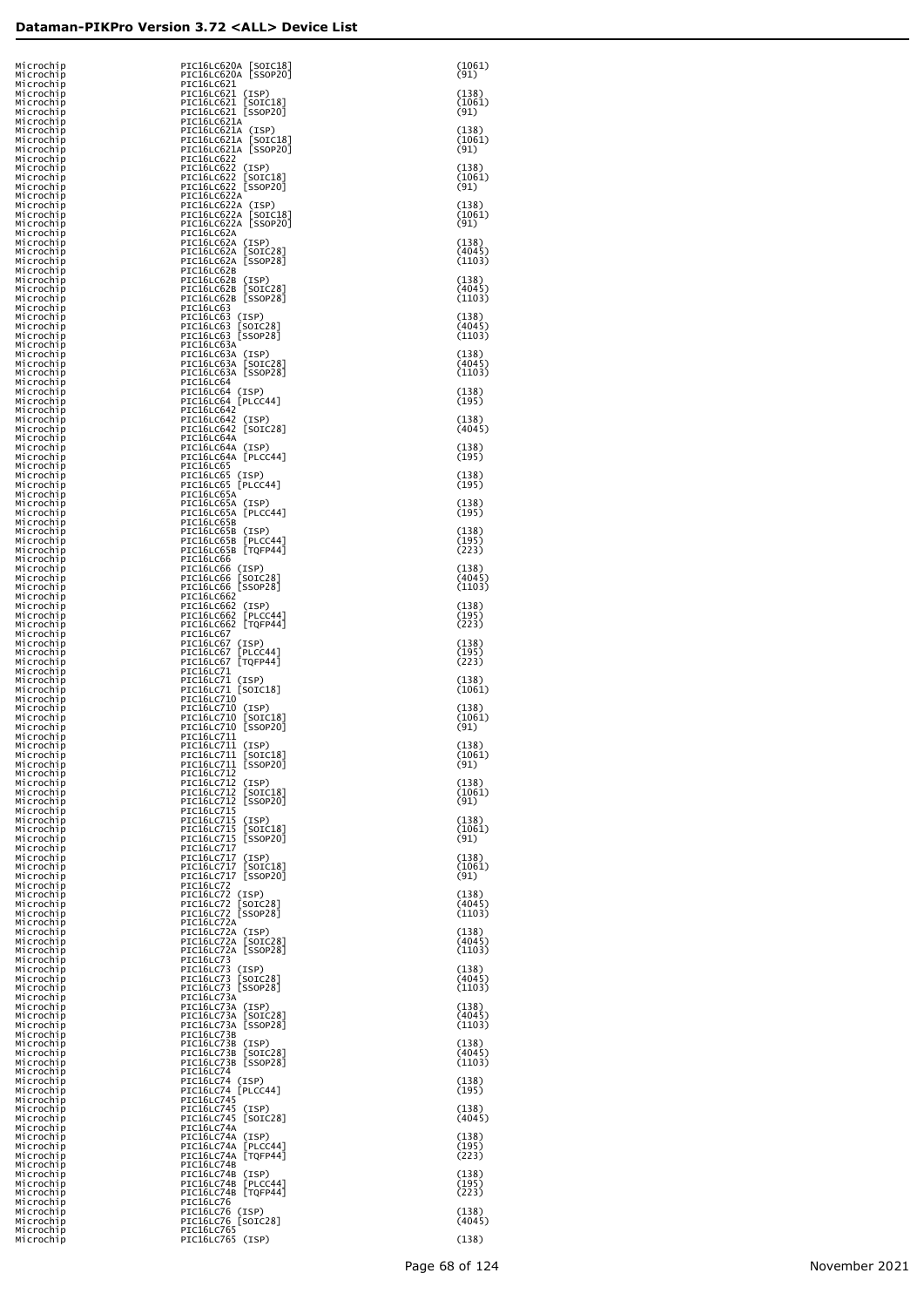## Dataman-PIKPro Version 3.72 <ALL> Device List

| | | |
|---|---|---|
| Microchip | PIC16LC620A [SOIC18] | (1061) |
| Microchip | PIC16LC620A [SSOP20] | (91) |
| Microchip | PIC16LC621 | |
| Microchip | PIC16LC621 (ISP) | (138) |
| Microchip | PIC16LC621 [SOIC18] | (1061) |
| Microchip | PIC16LC621 [SSOP20] | (91) |
| Microchip | PIC16LC621A | |
| Microchip | PIC16LC621A (ISP) | (138) |
| Microchip | PIC16LC621A [SOIC18] | (1061) |
| Microchip | PIC16LC621A [SSOP20] | (91) |
| Microchip | PIC16LC622 | |
| Microchip | PIC16LC622 (ISP) | (138) |
| Microchip | PIC16LC622 [SOIC18] | (1061) |
| Microchip | PIC16LC622 [SSOP20] | (91) |
| Microchip | PIC16LC622A | |
| Microchip | PIC16LC622A (ISP) | (138) |
| Microchip | PIC16LC622A [SOIC18] | (1061) |
| Microchip | PIC16LC622A [SSOP20] | (91) |
| Microchip | PIC16LC62A | |
| Microchip | PIC16LC62A (ISP) | (138) |
| Microchip | PIC16LC62A [SOIC28] | (4045) |
| Microchip | PIC16LC62A [SSOP28] | (1103) |
| Microchip | PIC16LC62B | |
| Microchip | PIC16LC62B (ISP) | (138) |
| Microchip | PIC16LC62B [SOIC28] | (4045) |
| Microchip | PIC16LC62B [SSOP28] | (1103) |
| Microchip | PIC16LC63 | |
| Microchip | PIC16LC63 (ISP) | (138) |
| Microchip | PIC16LC63 [SOIC28] | (4045) |
| Microchip | PIC16LC63 [SSOP28] | (1103) |
| Microchip | PIC16LC63A | |
| Microchip | PIC16LC63A (ISP) | (138) |
| Microchip | PIC16LC63A [SOIC28] | (4045) |
| Microchip | PIC16LC63A [SSOP28] | (1103) |
| Microchip | PIC16LC64 | |
| Microchip | PIC16LC64 (ISP) | (138) |
| Microchip | PIC16LC64 [PLCC44] | (195) |
| Microchip | PIC16LC642 | |
| Microchip | PIC16LC642 (ISP) | (138) |
| Microchip | PIC16LC642 [SOIC28] | (4045) |
| Microchip | PIC16LC64A | |
| Microchip | PIC16LC64A (ISP) | (138) |
| Microchip | PIC16LC64A [PLCC44] | (195) |
| Microchip | PIC16LC65 | |
| Microchip | PIC16LC65 (ISP) | (138) |
| Microchip | PIC16LC65 [PLCC44] | (195) |
| Microchip | PIC16LC65A | |
| Microchip | PIC16LC65A (ISP) | (138) |
| Microchip | PIC16LC65A [PLCC44] | (195) |
| Microchip | PIC16LC65B | |
| Microchip | PIC16LC65B (ISP) | (138) |
| Microchip | PIC16LC65B [PLCC44] | (195) |
| Microchip | PIC16LC65B [TQFP44] | (223) |
| Microchip | PIC16LC66 | |
| Microchip | PIC16LC66 (ISP) | (138) |
| Microchip | PIC16LC66 [SOIC28] | (4045) |
| Microchip | PIC16LC66 [SSOP28] | (1103) |
| Microchip | PIC16LC662 | |
| Microchip | PIC16LC662 (ISP) | (138) |
| Microchip | PIC16LC662 [PLCC44] | (195) |
| Microchip | PIC16LC662 [TQFP44] | (223) |
| Microchip | PIC16LC67 | |
| Microchip | PIC16LC67 (ISP) | (138) |
| Microchip | PIC16LC67 [PLCC44] | (195) |
| Microchip | PIC16LC67 [TQFP44] | (223) |
| Microchip | PIC16LC71 | |
| Microchip | PIC16LC71 (ISP) | (138) |
| Microchip | PIC16LC71 [SOIC18] | (1061) |
| Microchip | PIC16LC710 | |
| Microchip | PIC16LC710 (ISP) | (138) |
| Microchip | PIC16LC710 [SOIC18] | (1061) |
| Microchip | PIC16LC710 [SSOP20] | (91) |
| Microchip | PIC16LC711 | |
| Microchip | PIC16LC711 (ISP) | (138) |
| Microchip | PIC16LC711 [SOIC18] | (1061) |
| Microchip | PIC16LC711 [SSOP20] | (91) |
| Microchip | PIC16LC712 | |
| Microchip | PIC16LC712 (ISP) | (138) |
| Microchip | PIC16LC712 [SOIC18] | (1061) |
| Microchip | PIC16LC712 [SSOP20] | (91) |
| Microchip | PIC16LC715 | |
| Microchip | PIC16LC715 (ISP) | (138) |
| Microchip | PIC16LC715 [SOIC18] | (1061) |
| Microchip | PIC16LC715 [SSOP20] | (91) |
| Microchip | PIC16LC717 | |
| Microchip | PIC16LC717 (ISP) | (138) |
| Microchip | PIC16LC717 [SOIC18] | (1061) |
| Microchip | PIC16LC717 [SSOP20] | (91) |
| Microchip | PIC16LC72 | |
| Microchip | PIC16LC72 (ISP) | (138) |
| Microchip | PIC16LC72 [SOIC28] | (4045) |
| Microchip | PIC16LC72 [SSOP28] | (1103) |
| Microchip | PIC16LC72A | |
| Microchip | PIC16LC72A (ISP) | (138) |
| Microchip | PIC16LC72A [SOIC28] | (4045) |
| Microchip | PIC16LC72A [SSOP28] | (1103) |
| Microchip | PIC16LC73 | |
| Microchip | PIC16LC73 (ISP) | (138) |
| Microchip | PIC16LC73 [SOIC28] | (4045) |
| Microchip | PIC16LC73 [SSOP28] | (1103) |
| Microchip | PIC16LC73A | |
| Microchip | PIC16LC73A (ISP) | (138) |
| Microchip | PIC16LC73A [SOIC28] | (4045) |
| Microchip | PIC16LC73A [SSOP28] | (1103) |
| Microchip | PIC16LC73B | |
| Microchip | PIC16LC73B (ISP) | (138) |
| Microchip | PIC16LC73B [SOIC28] | (4045) |
| Microchip | PIC16LC73B [SSOP28] | (1103) |
| Microchip | PIC16LC74 | |
| Microchip | PIC16LC74 (ISP) | (138) |
| Microchip | PIC16LC74 [PLCC44] | (195) |
| Microchip | PIC16LC745 | |
| Microchip | PIC16LC745 (ISP) | (138) |
| Microchip | PIC16LC745 [SOIC28] | (4045) |
| Microchip | PIC16LC74A | |
| Microchip | PIC16LC74A (ISP) | (138) |
| Microchip | PIC16LC74A [PLCC44] | (195) |
| Microchip | PIC16LC74A [TQFP44] | (223) |
| Microchip | PIC16LC74B | |
| Microchip | PIC16LC74B (ISP) | (138) |
| Microchip | PIC16LC74B [PLCC44] | (195) |
| Microchip | PIC16LC74B [TQFP44] | (223) |
| Microchip | PIC16LC76 | |
| Microchip | PIC16LC76 (ISP) | (138) |
| Microchip | PIC16LC76 [SOIC28] | (4045) |
| Microchip | PIC16LC765 | |
| Microchip | PIC16LC765 (ISP) | (138) |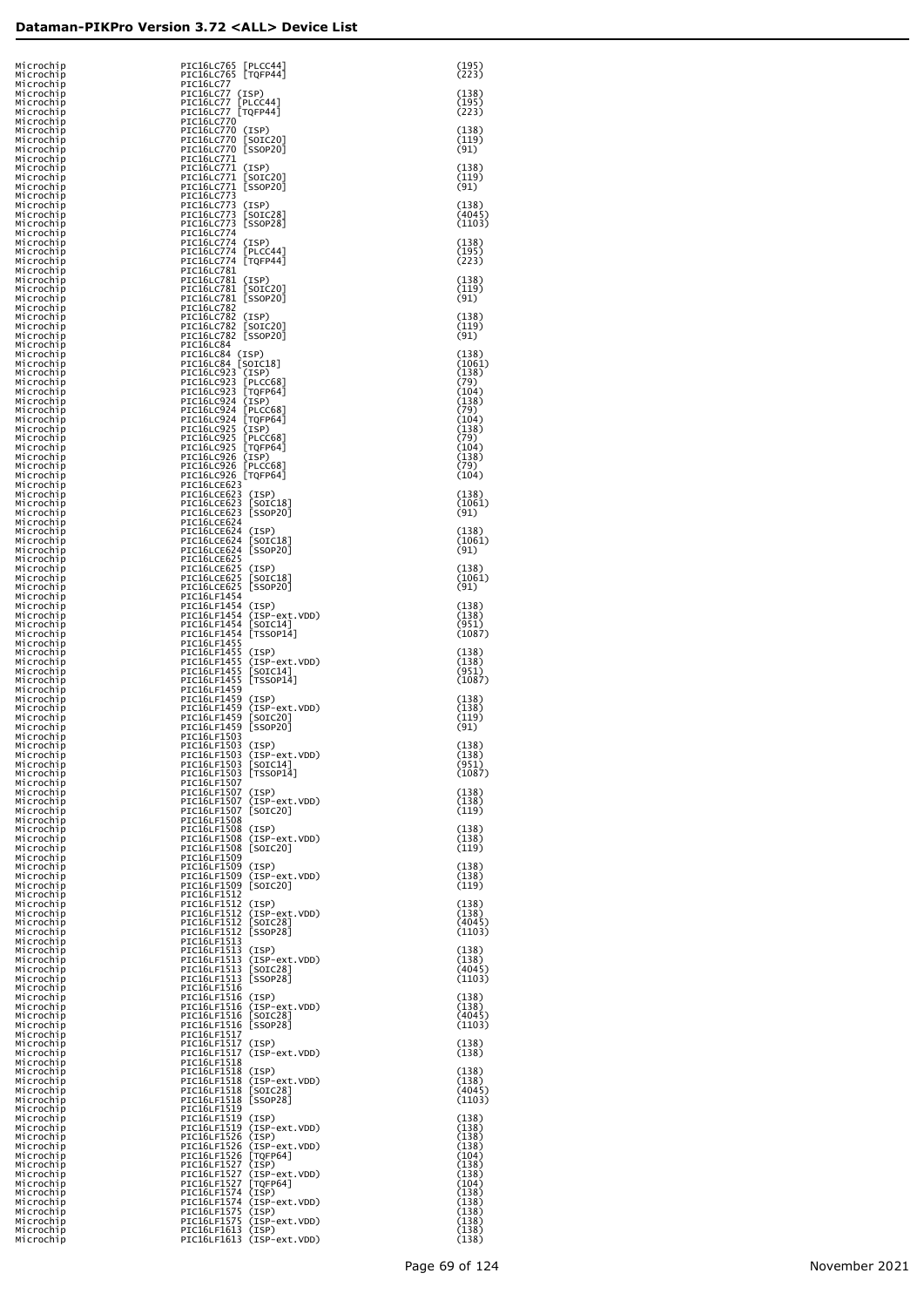| | | |
|---|---|---|
| Microchip | PIC16LC765 [PLCC44] | (195) |
| Microchip | PIC16LC765 [TQFP44] | (223) |
| Microchip | PIC16LC77 | |
| Microchip | PIC16LC77 (ISP) | (138) |
| Microchip | PIC16LC77 [PLCC44] | (195) |
| Microchip | PIC16LC77 [TQFP44] | (223) |
| Microchip | PIC16LC770 | |
| Microchip | PIC16LC770 (ISP) | (138) |
| Microchip | PIC16LC770 [SOIC20] | (119) |
| Microchip | PIC16LC770 [SSOP20] | (91) |
| Microchip | PIC16LC771 | |
| Microchip | PIC16LC771 (ISP) | (138) |
| Microchip | PIC16LC771 [SOIC20] | (119) |
| Microchip | PIC16LC771 [SSOP20] | (91) |
| Microchip | PIC16LC773 | |
| Microchip | PIC16LC773 (ISP) | (138) |
| Microchip | PIC16LC773 [SOIC28] | (4045) |
| Microchip | PIC16LC773 [SSOP28] | (1103) |
| Microchip | PIC16LC774 | |
| Microchip | PIC16LC774 (ISP) | (138) |
| Microchip | PIC16LC774 [PLCC44] | (195) |
| Microchip | PIC16LC774 [TQFP44] | (223) |
| Microchip | PIC16LC781 | |
| Microchip | PIC16LC781 (ISP) | (138) |
| Microchip | PIC16LC781 [SOIC20] | (119) |
| Microchip | PIC16LC781 [SSOP20] | (91) |
| Microchip | PIC16LC782 | |
| Microchip | PIC16LC782 (ISP) | (138) |
| Microchip | PIC16LC782 [SOIC20] | (119) |
| Microchip | PIC16LC782 [SSOP20] | (91) |
| Microchip | PIC16LC84 | |
| Microchip | PIC16LC84 (ISP) | (138) |
| Microchip | PIC16LC84 [SOIC18] | (1061) |
| Microchip | PIC16LC923 (ISP) | (138) |
| Microchip | PIC16LC923 [PLCC68] | (79) |
| Microchip | PIC16LC923 [TQFP64] | (104) |
| Microchip | PIC16LC924 (ISP) | (138) |
| Microchip | PIC16LC924 [PLCC68] | (79) |
| Microchip | PIC16LC924 [TQFP64] | (104) |
| Microchip | PIC16LC925 (ISP) | (138) |
| Microchip | PIC16LC925 [PLCC68] | (79) |
| Microchip | PIC16LC925 [TQFP64] | (104) |
| Microchip | PIC16LC926 (ISP) | (138) |
| Microchip | PIC16LC926 [PLCC68] | (79) |
| Microchip | PIC16LC926 [TQFP64] | (104) |
| Microchip | PIC16LCE623 | |
| Microchip | PIC16LCE623 (ISP) | (138) |
| Microchip | PIC16LCE623 [SOIC18] | (1061) |
| Microchip | PIC16LCE623 [SSOP20] | (91) |
| Microchip | PIC16LCE624 | |
| Microchip | PIC16LCE624 (ISP) | (138) |
| Microchip | PIC16LCE624 [SOIC18] | (1061) |
| Microchip | PIC16LCE624 [SSOP20] | (91) |
| Microchip | PIC16LCE625 | |
| Microchip | PIC16LCE625 (ISP) | (138) |
| Microchip | PIC16LCE625 [SOIC18] | (1061) |
| Microchip | PIC16LCE625 [SSOP20] | (91) |
| Microchip | PIC16LF1454 | |
| Microchip | PIC16LF1454 (ISP) | (138) |
| Microchip | PIC16LF1454 (ISP-ext.VDD) | (138) |
| Microchip | PIC16LF1454 [SOIC14] | (951) |
| Microchip | PIC16LF1454 [TSSOP14] | (1087) |
| Microchip | PIC16LF1455 | |
| Microchip | PIC16LF1455 (ISP) | (138) |
| Microchip | PIC16LF1455 (ISP-ext.VDD) | (138) |
| Microchip | PIC16LF1455 [SOIC14] | (951) |
| Microchip | PIC16LF1455 [TSSOP14] | (1087) |
| Microchip | PIC16LF1459 | |
| Microchip | PIC16LF1459 (ISP) | (138) |
| Microchip | PIC16LF1459 (ISP-ext.VDD) | (138) |
| Microchip | PIC16LF1459 [SOIC20] | (119) |
| Microchip | PIC16LF1459 [SSOP20] | (91) |
| Microchip | PIC16LF1503 | |
| Microchip | PIC16LF1503 (ISP) | (138) |
| Microchip | PIC16LF1503 (ISP-ext.VDD) | (138) |
| Microchip | PIC16LF1503 [SOIC14] | (951) |
| Microchip | PIC16LF1503 [TSSOP14] | (1087) |
| Microchip | PIC16LF1507 | |
| Microchip | PIC16LF1507 (ISP) | (138) |
| Microchip | PIC16LF1507 (ISP-ext.VDD) | (138) |
| Microchip | PIC16LF1507 [SOIC20] | (119) |
| Microchip | PIC16LF1508 | |
| Microchip | PIC16LF1508 (ISP) | (138) |
| Microchip | PIC16LF1508 (ISP-ext.VDD) | (138) |
| Microchip | PIC16LF1508 [SOIC20] | (119) |
| Microchip | PIC16LF1509 | |
| Microchip | PIC16LF1509 (ISP) | (138) |
| Microchip | PIC16LF1509 (ISP-ext.VDD) | (138) |
| Microchip | PIC16LF1509 [SOIC20] | (119) |
| Microchip | PIC16LF1512 | |
| Microchip | PIC16LF1512 (ISP) | (138) |
| Microchip | PIC16LF1512 (ISP-ext.VDD) | (138) |
| Microchip | PIC16LF1512 [SOIC28] | (4045) |
| Microchip | PIC16LF1512 [SSOP28] | (1103) |
| Microchip | PIC16LF1513 | |
| Microchip | PIC16LF1513 (ISP) | (138) |
| Microchip | PIC16LF1513 (ISP-ext.VDD) | (138) |
| Microchip | PIC16LF1513 [SOIC28] | (4045) |
| Microchip | PIC16LF1513 [SSOP28] | (1103) |
| Microchip | PIC16LF1516 | |
| Microchip | PIC16LF1516 (ISP) | (138) |
| Microchip | PIC16LF1516 (ISP-ext.VDD) | (138) |
| Microchip | PIC16LF1516 [SOIC28] | (4045) |
| Microchip | PIC16LF1516 [SSOP28] | (1103) |
| Microchip | PIC16LF1517 | |
| Microchip | PIC16LF1517 (ISP) | (138) |
| Microchip | PIC16LF1517 (ISP-ext.VDD) | (138) |
| Microchip | PIC16LF1518 | |
| Microchip | PIC16LF1518 (ISP) | (138) |
| Microchip | PIC16LF1518 (ISP-ext.VDD) | (138) |
| Microchip | PIC16LF1518 [SOIC28] | (4045) |
| Microchip | PIC16LF1518 [SSOP28] | (1103) |
| Microchip | PIC16LF1519 | |
| Microchip | PIC16LF1519 (ISP) | (138) |
| Microchip | PIC16LF1519 (ISP-ext.VDD) | (138) |
| Microchip | PIC16LF1526 (ISP) | (138) |
| Microchip | PIC16LF1526 (ISP-ext.VDD) | (138) |
| Microchip | PIC16LF1526 [TQFP64] | (104) |
| Microchip | PIC16LF1527 (ISP) | (138) |
| Microchip | PIC16LF1527 (ISP-ext.VDD) | (138) |
| Microchip | PIC16LF1527 [TQFP64] | (104) |
| Microchip | PIC16LF1574 (ISP) | (138) |
| Microchip | PIC16LF1574 (ISP-ext.VDD) | (138) |
| Microchip | PIC16LF1575 (ISP) | (138) |
| Microchip | PIC16LF1575 (ISP-ext.VDD) | (138) |
| Microchip | PIC16LF1613 (ISP) | (138) |
| Microchip | PIC16LF1613 (ISP-ext.VDD) | (138) |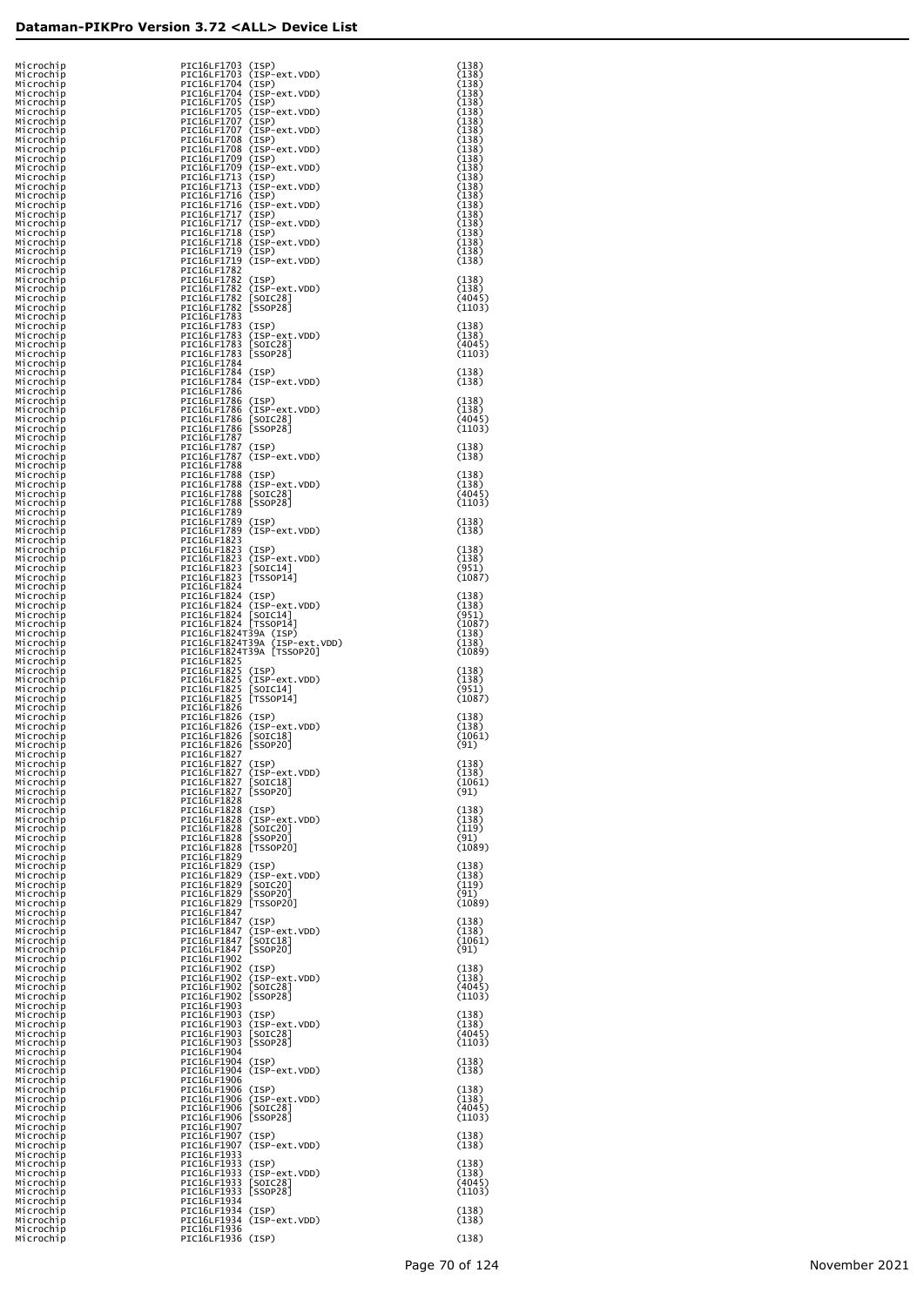| | | |
|---|---|---|
| Microchip | PIC16LF1703 (ISP) | (138) |
| Microchip | PIC16LF1703 (ISP-ext.VDD) | (138) |
| Microchip | PIC16LF1704 (ISP) | (138) |
| Microchip | PIC16LF1704 (ISP-ext.VDD) | (138) |
| Microchip | PIC16LF1705 (ISP) | (138) |
| Microchip | PIC16LF1705 (ISP-ext.VDD) | (138) |
| Microchip | PIC16LF1707 (ISP) | (138) |
| Microchip | PIC16LF1707 (ISP-ext.VDD) | (138) |
| Microchip | PIC16LF1708 (ISP) | (138) |
| Microchip | PIC16LF1708 (ISP-ext.VDD) | (138) |
| Microchip | PIC16LF1709 (ISP) | (138) |
| Microchip | PIC16LF1709 (ISP-ext.VDD) | (138) |
| Microchip | PIC16LF1713 (ISP) | (138) |
| Microchip | PIC16LF1713 (ISP-ext.VDD) | (138) |
| Microchip | PIC16LF1716 (ISP) | (138) |
| Microchip | PIC16LF1716 (ISP-ext.VDD) | (138) |
| Microchip | PIC16LF1717 (ISP) | (138) |
| Microchip | PIC16LF1717 (ISP-ext.VDD) | (138) |
| Microchip | PIC16LF1718 (ISP) | (138) |
| Microchip | PIC16LF1718 (ISP-ext.VDD) | (138) |
| Microchip | PIC16LF1719 (ISP) | (138) |
| Microchip | PIC16LF1719 (ISP-ext.VDD) | (138) |
| Microchip | PIC16LF1782 | |
| Microchip | PIC16LF1782 (ISP) | (138) |
| Microchip | PIC16LF1782 (ISP-ext.VDD) | (138) |
| Microchip | PIC16LF1782 [SOIC28] | (4045) |
| Microchip | PIC16LF1782 [SSOP28] | (1103) |
| Microchip | PIC16LF1783 | |
| Microchip | PIC16LF1783 (ISP) | (138) |
| Microchip | PIC16LF1783 (ISP-ext.VDD) | (138) |
| Microchip | PIC16LF1783 [SOIC28] | (4045) |
| Microchip | PIC16LF1783 [SSOP28] | (1103) |
| Microchip | PIC16LF1784 | |
| Microchip | PIC16LF1784 (ISP) | (138) |
| Microchip | PIC16LF1784 (ISP-ext.VDD) | (138) |
| Microchip | PIC16LF1786 | |
| Microchip | PIC16LF1786 (ISP) | (138) |
| Microchip | PIC16LF1786 (ISP-ext.VDD) | (138) |
| Microchip | PIC16LF1786 [SOIC28] | (4045) |
| Microchip | PIC16LF1786 [SSOP28] | (1103) |
| Microchip | PIC16LF1787 | |
| Microchip | PIC16LF1787 (ISP) | (138) |
| Microchip | PIC16LF1787 (ISP-ext.VDD) | (138) |
| Microchip | PIC16LF1788 | |
| Microchip | PIC16LF1788 (ISP) | (138) |
| Microchip | PIC16LF1788 (ISP-ext.VDD) | (138) |
| Microchip | PIC16LF1788 [SOIC28] | (4045) |
| Microchip | PIC16LF1788 [SSOP28] | (1103) |
| Microchip | PIC16LF1789 | |
| Microchip | PIC16LF1789 (ISP) | (138) |
| Microchip | PIC16LF1789 (ISP-ext.VDD) | (138) |
| Microchip | PIC16LF1823 | |
| Microchip | PIC16LF1823 (ISP) | (138) |
| Microchip | PIC16LF1823 (ISP-ext.VDD) | (138) |
| Microchip | PIC16LF1823 [SOIC14] | (951) |
| Microchip | PIC16LF1823 [TSSOP14] | (1087) |
| Microchip | PIC16LF1824 | |
| Microchip | PIC16LF1824 (ISP) | (138) |
| Microchip | PIC16LF1824 (ISP-ext.VDD) | (138) |
| Microchip | PIC16LF1824 [SOIC14] | (951) |
| Microchip | PIC16LF1824 [TSSOP14] | (1087) |
| Microchip | PIC16LF1824T39A (ISP) | (138) |
| Microchip | PIC16LF1824T39A (ISP-ext.VDD) | (138) |
| Microchip | PIC16LF1824T39A [TSSOP20] | (1089) |
| Microchip | PIC16LF1825 | |
| Microchip | PIC16LF1825 (ISP) | (138) |
| Microchip | PIC16LF1825 (ISP-ext.VDD) | (138) |
| Microchip | PIC16LF1825 [SOIC14] | (951) |
| Microchip | PIC16LF1825 [TSSOP14] | (1087) |
| Microchip | PIC16LF1826 | |
| Microchip | PIC16LF1826 (ISP) | (138) |
| Microchip | PIC16LF1826 (ISP-ext.VDD) | (138) |
| Microchip | PIC16LF1826 [SOIC18] | (1061) |
| Microchip | PIC16LF1826 [SSOP20] | (91) |
| Microchip | PIC16LF1827 | |
| Microchip | PIC16LF1827 (ISP) | (138) |
| Microchip | PIC16LF1827 (ISP-ext.VDD) | (138) |
| Microchip | PIC16LF1827 [SOIC18] | (1061) |
| Microchip | PIC16LF1827 [SSOP20] | (91) |
| Microchip | PIC16LF1828 | |
| Microchip | PIC16LF1828 (ISP) | (138) |
| Microchip | PIC16LF1828 (ISP-ext.VDD) | (138) |
| Microchip | PIC16LF1828 [SOIC20] | (119) |
| Microchip | PIC16LF1828 [SSOP20] | (91) |
| Microchip | PIC16LF1828 [TSSOP20] | (1089) |
| Microchip | PIC16LF1829 | |
| Microchip | PIC16LF1829 (ISP) | (138) |
| Microchip | PIC16LF1829 (ISP-ext.VDD) | (138) |
| Microchip | PIC16LF1829 [SOIC20] | (119) |
| Microchip | PIC16LF1829 [SSOP20] | (91) |
| Microchip | PIC16LF1829 [TSSOP20] | (1089) |
| Microchip | PIC16LF1847 | |
| Microchip | PIC16LF1847 (ISP) | (138) |
| Microchip | PIC16LF1847 (ISP-ext.VDD) | (138) |
| Microchip | PIC16LF1847 [SOIC18] | (1061) |
| Microchip | PIC16LF1847 [SSOP20] | (91) |
| Microchip | PIC16LF1902 | |
| Microchip | PIC16LF1902 (ISP) | (138) |
| Microchip | PIC16LF1902 (ISP-ext.VDD) | (138) |
| Microchip | PIC16LF1902 [SOIC28] | (4045) |
| Microchip | PIC16LF1902 [SSOP28] | (1103) |
| Microchip | PIC16LF1903 | |
| Microchip | PIC16LF1903 (ISP) | (138) |
| Microchip | PIC16LF1903 (ISP-ext.VDD) | (138) |
| Microchip | PIC16LF1903 [SOIC28] | (4045) |
| Microchip | PIC16LF1903 [SSOP28] | (1103) |
| Microchip | PIC16LF1904 | |
| Microchip | PIC16LF1904 (ISP) | (138) |
| Microchip | PIC16LF1904 (ISP-ext.VDD) | (138) |
| Microchip | PIC16LF1906 | |
| Microchip | PIC16LF1906 (ISP) | (138) |
| Microchip | PIC16LF1906 (ISP-ext.VDD) | (138) |
| Microchip | PIC16LF1906 [SOIC28] | (4045) |
| Microchip | PIC16LF1906 [SSOP28] | (1103) |
| Microchip | PIC16LF1907 | |
| Microchip | PIC16LF1907 (ISP) | (138) |
| Microchip | PIC16LF1907 (ISP-ext.VDD) | (138) |
| Microchip | PIC16LF1933 | |
| Microchip | PIC16LF1933 (ISP) | (138) |
| Microchip | PIC16LF1933 (ISP-ext.VDD) | (138) |
| Microchip | PIC16LF1933 [SOIC28] | (4045) |
| Microchip | PIC16LF1933 [SSOP28] | (1103) |
| Microchip | PIC16LF1934 | |
| Microchip | PIC16LF1934 (ISP) | (138) |
| Microchip | PIC16LF1934 (ISP-ext.VDD) | (138) |
| Microchip | PIC16LF1936 | |
| Microchip | PIC16LF1936 (ISP) | (138) |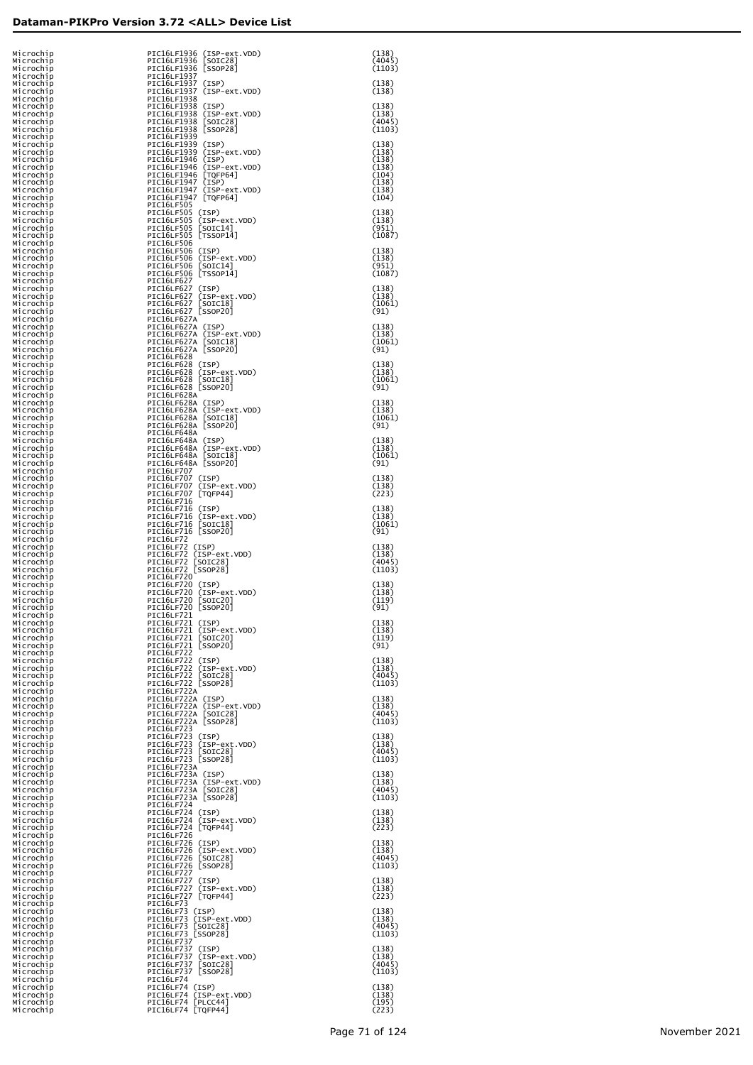## Dataman-PIKPro Version 3.72 <ALL> Device List

| | | |
|---|---|---|
| Microchip | PIC16LF1936 (ISP-ext.VDD) | (138) |
| Microchip | PIC16LF1936 [SOIC28] | (4045) |
| Microchip | PIC16LF1936 [SSOP28] | (1103) |
| Microchip | PIC16LF1937 | |
| Microchip | PIC16LF1937 (ISP) | (138) |
| Microchip | PIC16LF1937 (ISP-ext.VDD) | (138) |
| Microchip | PIC16LF1938 | |
| Microchip | PIC16LF1938 (ISP) | (138) |
| Microchip | PIC16LF1938 (ISP-ext.VDD) | (138) |
| Microchip | PIC16LF1938 [SOIC28] | (4045) |
| Microchip | PIC16LF1938 [SSOP28] | (1103) |
| Microchip | PIC16LF1939 | |
| Microchip | PIC16LF1939 (ISP) | (138) |
| Microchip | PIC16LF1939 (ISP-ext.VDD) | (138) |
| Microchip | PIC16LF1946 (ISP) | (138) |
| Microchip | PIC16LF1946 (ISP-ext.VDD) | (138) |
| Microchip | PIC16LF1946 [TQFP64] | (104) |
| Microchip | PIC16LF1947 (ISP) | (138) |
| Microchip | PIC16LF1947 (ISP-ext.VDD) | (138) |
| Microchip | PIC16LF1947 [TQFP64] | (104) |
| Microchip | PIC16LF505 | |
| Microchip | PIC16LF505 (ISP) | (138) |
| Microchip | PIC16LF505 (ISP-ext.VDD) | (138) |
| Microchip | PIC16LF505 [SOIC14] | (951) |
| Microchip | PIC16LF505 [TSSOP14] | (1087) |
| Microchip | PIC16LF506 | |
| Microchip | PIC16LF506 (ISP) | (138) |
| Microchip | PIC16LF506 (ISP-ext.VDD) | (138) |
| Microchip | PIC16LF506 [SOIC14] | (951) |
| Microchip | PIC16LF506 [TSSOP14] | (1087) |
| Microchip | PIC16LF627 | |
| Microchip | PIC16LF627 (ISP) | (138) |
| Microchip | PIC16LF627 (ISP-ext.VDD) | (138) |
| Microchip | PIC16LF627 [SOIC18] | (1061) |
| Microchip | PIC16LF627 [SSOP20] | (91) |
| Microchip | PIC16LF627A | |
| Microchip | PIC16LF627A (ISP) | (138) |
| Microchip | PIC16LF627A (ISP-ext.VDD) | (138) |
| Microchip | PIC16LF627A [SOIC18] | (1061) |
| Microchip | PIC16LF627A [SSOP20] | (91) |
| Microchip | PIC16LF628 | |
| Microchip | PIC16LF628 (ISP) | (138) |
| Microchip | PIC16LF628 (ISP-ext.VDD) | (138) |
| Microchip | PIC16LF628 [SOIC18] | (1061) |
| Microchip | PIC16LF628 [SSOP20] | (91) |
| Microchip | PIC16LF628A | |
| Microchip | PIC16LF628A (ISP) | (138) |
| Microchip | PIC16LF628A (ISP-ext.VDD) | (138) |
| Microchip | PIC16LF628A [SOIC18] | (1061) |
| Microchip | PIC16LF628A [SSOP20] | (91) |
| Microchip | PIC16LF648A | |
| Microchip | PIC16LF648A (ISP) | (138) |
| Microchip | PIC16LF648A (ISP-ext.VDD) | (138) |
| Microchip | PIC16LF648A [SOIC18] | (1061) |
| Microchip | PIC16LF648A [SSOP20] | (91) |
| Microchip | PIC16LF707 | |
| Microchip | PIC16LF707 (ISP) | (138) |
| Microchip | PIC16LF707 (ISP-ext.VDD) | (138) |
| Microchip | PIC16LF707 [TQFP44] | (223) |
| Microchip | PIC16LF716 | |
| Microchip | PIC16LF716 (ISP) | (138) |
| Microchip | PIC16LF716 (ISP-ext.VDD) | (138) |
| Microchip | PIC16LF716 [SOIC18] | (1061) |
| Microchip | PIC16LF716 [SSOP20] | (91) |
| Microchip | PIC16LF72 | |
| Microchip | PIC16LF72 (ISP) | (138) |
| Microchip | PIC16LF72 (ISP-ext.VDD) | (138) |
| Microchip | PIC16LF72 [SOIC28] | (4045) |
| Microchip | PIC16LF72 [SSOP28] | (1103) |
| Microchip | PIC16LF720 | |
| Microchip | PIC16LF720 (ISP) | (138) |
| Microchip | PIC16LF720 (ISP-ext.VDD) | (138) |
| Microchip | PIC16LF720 [SOIC20] | (119) |
| Microchip | PIC16LF720 [SSOP20] | (91) |
| Microchip | PIC16LF721 | |
| Microchip | PIC16LF721 (ISP) | (138) |
| Microchip | PIC16LF721 (ISP-ext.VDD) | (138) |
| Microchip | PIC16LF721 [SOIC20] | (119) |
| Microchip | PIC16LF721 [SSOP20] | (91) |
| Microchip | PIC16LF722 | |
| Microchip | PIC16LF722 (ISP) | (138) |
| Microchip | PIC16LF722 (ISP-ext.VDD) | (138) |
| Microchip | PIC16LF722 [SOIC28] | (4045) |
| Microchip | PIC16LF722 [SSOP28] | (1103) |
| Microchip | PIC16LF722A | |
| Microchip | PIC16LF722A (ISP) | (138) |
| Microchip | PIC16LF722A (ISP-ext.VDD) | (138) |
| Microchip | PIC16LF722A [SOIC28] | (4045) |
| Microchip | PIC16LF722A [SSOP28] | (1103) |
| Microchip | PIC16LF723 | |
| Microchip | PIC16LF723 (ISP) | (138) |
| Microchip | PIC16LF723 (ISP-ext.VDD) | (138) |
| Microchip | PIC16LF723 [SOIC28] | (4045) |
| Microchip | PIC16LF723 [SSOP28] | (1103) |
| Microchip | PIC16LF723A | |
| Microchip | PIC16LF723A (ISP) | (138) |
| Microchip | PIC16LF723A (ISP-ext.VDD) | (138) |
| Microchip | PIC16LF723A [SOIC28] | (4045) |
| Microchip | PIC16LF723A [SSOP28] | (1103) |
| Microchip | PIC16LF724 | |
| Microchip | PIC16LF724 (ISP) | (138) |
| Microchip | PIC16LF724 (ISP-ext.VDD) | (138) |
| Microchip | PIC16LF724 [TQFP44] | (223) |
| Microchip | PIC16LF726 | |
| Microchip | PIC16LF726 (ISP) | (138) |
| Microchip | PIC16LF726 (ISP-ext.VDD) | (138) |
| Microchip | PIC16LF726 [SOIC28] | (4045) |
| Microchip | PIC16LF726 [SSOP28] | (1103) |
| Microchip | PIC16LF727 | |
| Microchip | PIC16LF727 (ISP) | (138) |
| Microchip | PIC16LF727 (ISP-ext.VDD) | (138) |
| Microchip | PIC16LF727 [TQFP44] | (223) |
| Microchip | PIC16LF73 | |
| Microchip | PIC16LF73 (ISP) | (138) |
| Microchip | PIC16LF73 (ISP-ext.VDD) | (138) |
| Microchip | PIC16LF73 [SOIC28] | (4045) |
| Microchip | PIC16LF73 [SSOP28] | (1103) |
| Microchip | PIC16LF737 | |
| Microchip | PIC16LF737 (ISP) | (138) |
| Microchip | PIC16LF737 (ISP-ext.VDD) | (138) |
| Microchip | PIC16LF737 [SOIC28] | (4045) |
| Microchip | PIC16LF737 [SSOP28] | (1103) |
| Microchip | PIC16LF74 | |
| Microchip | PIC16LF74 (ISP) | (138) |
| Microchip | PIC16LF74 (ISP-ext.VDD) | (138) |
| Microchip | PIC16LF74 [PLCC44] | (195) |
| Microchip | PIC16LF74 [TQFP44] | (223) |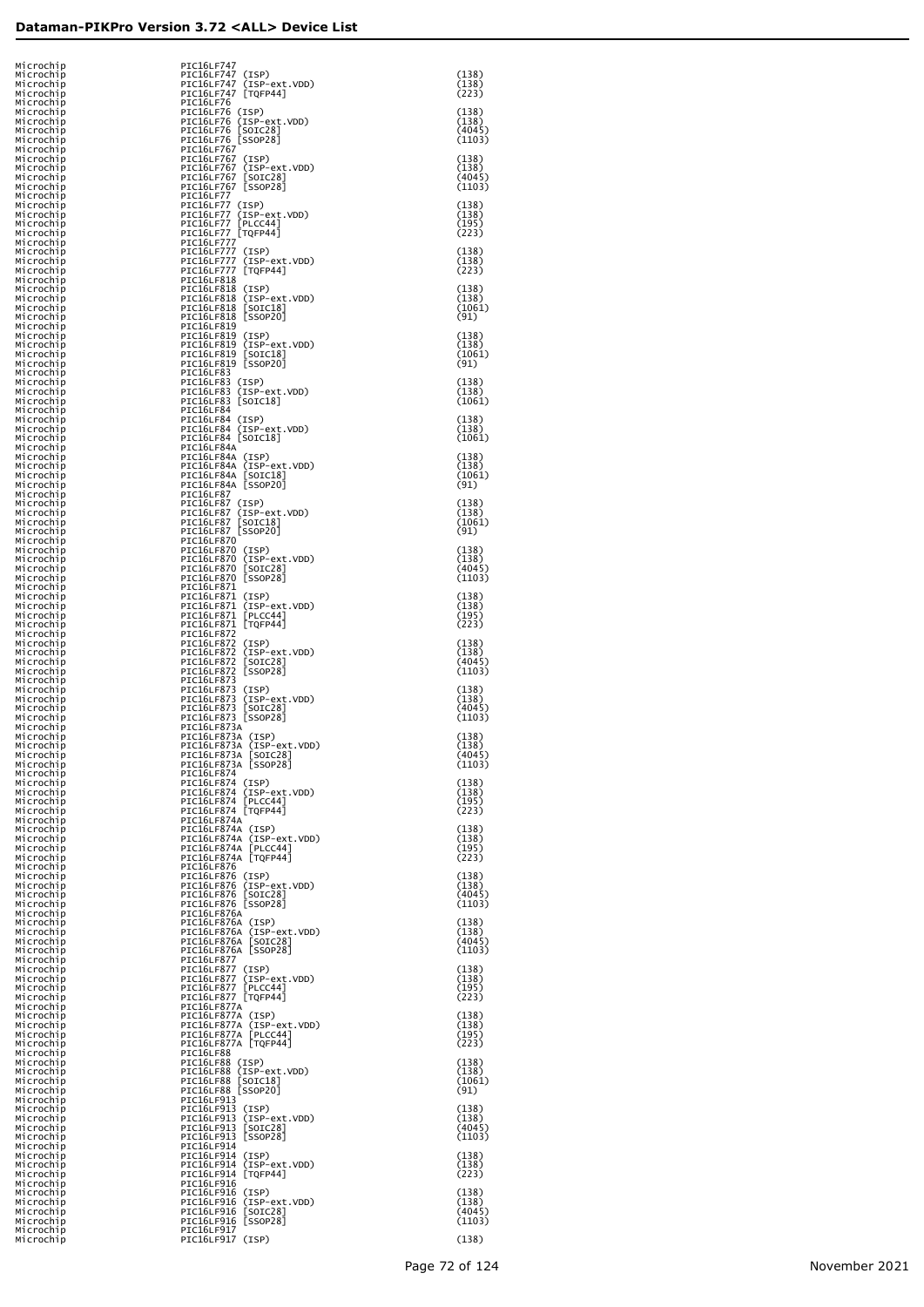## Dataman-PIKPro Version 3.72 <ALL> Device List

| | | |
|---|---|---|
| Microchip | PIC16LF747 | |
| Microchip | PIC16LF747 (ISP) | (138) |
| Microchip | PIC16LF747 (ISP-ext.VDD) | (138) |
| Microchip | PIC16LF747 [TQFP44] | (223) |
| Microchip | PIC16LF76 | |
| Microchip | PIC16LF76 (ISP) | (138) |
| Microchip | PIC16LF76 (ISP-ext.VDD) | (138) |
| Microchip | PIC16LF76 [SOIC28] | (4045) |
| Microchip | PIC16LF76 [SSOP28] | (1103) |
| Microchip | PIC16LF767 | |
| Microchip | PIC16LF767 (ISP) | (138) |
| Microchip | PIC16LF767 (ISP-ext.VDD) | (138) |
| Microchip | PIC16LF767 [SOIC28] | (4045) |
| Microchip | PIC16LF767 [SSOP28] | (1103) |
| Microchip | PIC16LF77 | |
| Microchip | PIC16LF77 (ISP) | (138) |
| Microchip | PIC16LF77 (ISP-ext.VDD) | (138) |
| Microchip | PIC16LF77 [PLCC44] | (195) |
| Microchip | PIC16LF77 [TQFP44] | (223) |
| Microchip | PIC16LF777 | |
| Microchip | PIC16LF777 (ISP) | (138) |
| Microchip | PIC16LF777 (ISP-ext.VDD) | (138) |
| Microchip | PIC16LF777 [TQFP44] | (223) |
| Microchip | PIC16LF818 | |
| Microchip | PIC16LF818 (ISP) | (138) |
| Microchip | PIC16LF818 (ISP-ext.VDD) | (138) |
| Microchip | PIC16LF818 [SOIC18] | (1061) |
| Microchip | PIC16LF818 [SSOP20] | (91) |
| Microchip | PIC16LF819 | |
| Microchip | PIC16LF819 (ISP) | (138) |
| Microchip | PIC16LF819 (ISP-ext.VDD) | (138) |
| Microchip | PIC16LF819 [SOIC18] | (1061) |
| Microchip | PIC16LF819 [SSOP20] | (91) |
| Microchip | PIC16LF83 | |
| Microchip | PIC16LF83 (ISP) | (138) |
| Microchip | PIC16LF83 (ISP-ext.VDD) | (138) |
| Microchip | PIC16LF83 [SOIC18] | (1061) |
| Microchip | PIC16LF84 | |
| Microchip | PIC16LF84 (ISP) | (138) |
| Microchip | PIC16LF84 (ISP-ext.VDD) | (138) |
| Microchip | PIC16LF84 [SOIC18] | (1061) |
| Microchip | PIC16LF84A | |
| Microchip | PIC16LF84A (ISP) | (138) |
| Microchip | PIC16LF84A (ISP-ext.VDD) | (138) |
| Microchip | PIC16LF84A [SOIC18] | (1061) |
| Microchip | PIC16LF84A [SSOP20] | (91) |
| Microchip | PIC16LF87 | |
| Microchip | PIC16LF87 (ISP) | (138) |
| Microchip | PIC16LF87 (ISP-ext.VDD) | (138) |
| Microchip | PIC16LF87 [SOIC18] | (1061) |
| Microchip | PIC16LF87 [SSOP20] | (91) |
| Microchip | PIC16LF870 | |
| Microchip | PIC16LF870 (ISP) | (138) |
| Microchip | PIC16LF870 (ISP-ext.VDD) | (138) |
| Microchip | PIC16LF870 [SOIC28] | (4045) |
| Microchip | PIC16LF870 [SSOP28] | (1103) |
| Microchip | PIC16LF871 | |
| Microchip | PIC16LF871 (ISP) | (138) |
| Microchip | PIC16LF871 (ISP-ext.VDD) | (138) |
| Microchip | PIC16LF871 [PLCC44] | (195) |
| Microchip | PIC16LF871 [TQFP44] | (223) |
| Microchip | PIC16LF872 | |
| Microchip | PIC16LF872 (ISP) | (138) |
| Microchip | PIC16LF872 (ISP-ext.VDD) | (138) |
| Microchip | PIC16LF872 [SOIC28] | (4045) |
| Microchip | PIC16LF872 [SSOP28] | (1103) |
| Microchip | PIC16LF873 | |
| Microchip | PIC16LF873 (ISP) | (138) |
| Microchip | PIC16LF873 (ISP-ext.VDD) | (138) |
| Microchip | PIC16LF873 [SOIC28] | (4045) |
| Microchip | PIC16LF873 [SSOP28] | (1103) |
| Microchip | PIC16LF873A | |
| Microchip | PIC16LF873A (ISP) | (138) |
| Microchip | PIC16LF873A (ISP-ext.VDD) | (138) |
| Microchip | PIC16LF873A [SOIC28] | (4045) |
| Microchip | PIC16LF873A [SSOP28] | (1103) |
| Microchip | PIC16LF874 | |
| Microchip | PIC16LF874 (ISP) | (138) |
| Microchip | PIC16LF874 (ISP-ext.VDD) | (138) |
| Microchip | PIC16LF874 [PLCC44] | (195) |
| Microchip | PIC16LF874 [TQFP44] | (223) |
| Microchip | PIC16LF874A | |
| Microchip | PIC16LF874A (ISP) | (138) |
| Microchip | PIC16LF874A (ISP-ext.VDD) | (138) |
| Microchip | PIC16LF874A [PLCC44] | (195) |
| Microchip | PIC16LF874A [TQFP44] | (223) |
| Microchip | PIC16LF876 | |
| Microchip | PIC16LF876 (ISP) | (138) |
| Microchip | PIC16LF876 (ISP-ext.VDD) | (138) |
| Microchip | PIC16LF876 [SOIC28] | (4045) |
| Microchip | PIC16LF876 [SSOP28] | (1103) |
| Microchip | PIC16LF876A | |
| Microchip | PIC16LF876A (ISP) | (138) |
| Microchip | PIC16LF876A (ISP-ext.VDD) | (138) |
| Microchip | PIC16LF876A [SOIC28] | (4045) |
| Microchip | PIC16LF876A [SSOP28] | (1103) |
| Microchip | PIC16LF877 | |
| Microchip | PIC16LF877 (ISP) | (138) |
| Microchip | PIC16LF877 (ISP-ext.VDD) | (138) |
| Microchip | PIC16LF877 [PLCC44] | (195) |
| Microchip | PIC16LF877 [TQFP44] | (223) |
| Microchip | PIC16LF877A | |
| Microchip | PIC16LF877A (ISP) | (138) |
| Microchip | PIC16LF877A (ISP-ext.VDD) | (138) |
| Microchip | PIC16LF877A [PLCC44] | (195) |
| Microchip | PIC16LF877A [TQFP44] | (223) |
| Microchip | PIC16LF88 | |
| Microchip | PIC16LF88 (ISP) | (138) |
| Microchip | PIC16LF88 (ISP-ext.VDD) | (138) |
| Microchip | PIC16LF88 [SOIC18] | (1061) |
| Microchip | PIC16LF88 [SSOP20] | (91) |
| Microchip | PIC16LF913 | |
| Microchip | PIC16LF913 (ISP) | (138) |
| Microchip | PIC16LF913 (ISP-ext.VDD) | (138) |
| Microchip | PIC16LF913 [SOIC28] | (4045) |
| Microchip | PIC16LF913 [SSOP28] | (1103) |
| Microchip | PIC16LF914 | |
| Microchip | PIC16LF914 (ISP) | (138) |
| Microchip | PIC16LF914 (ISP-ext.VDD) | (138) |
| Microchip | PIC16LF914 [TQFP44] | (223) |
| Microchip | PIC16LF916 | |
| Microchip | PIC16LF916 (ISP) | (138) |
| Microchip | PIC16LF916 (ISP-ext.VDD) | (138) |
| Microchip | PIC16LF916 [SOIC28] | (4045) |
| Microchip | PIC16LF916 [SSOP28] | (1103) |
| Microchip | PIC16LF917 | |
| Microchip | PIC16LF917 (ISP) | (138) |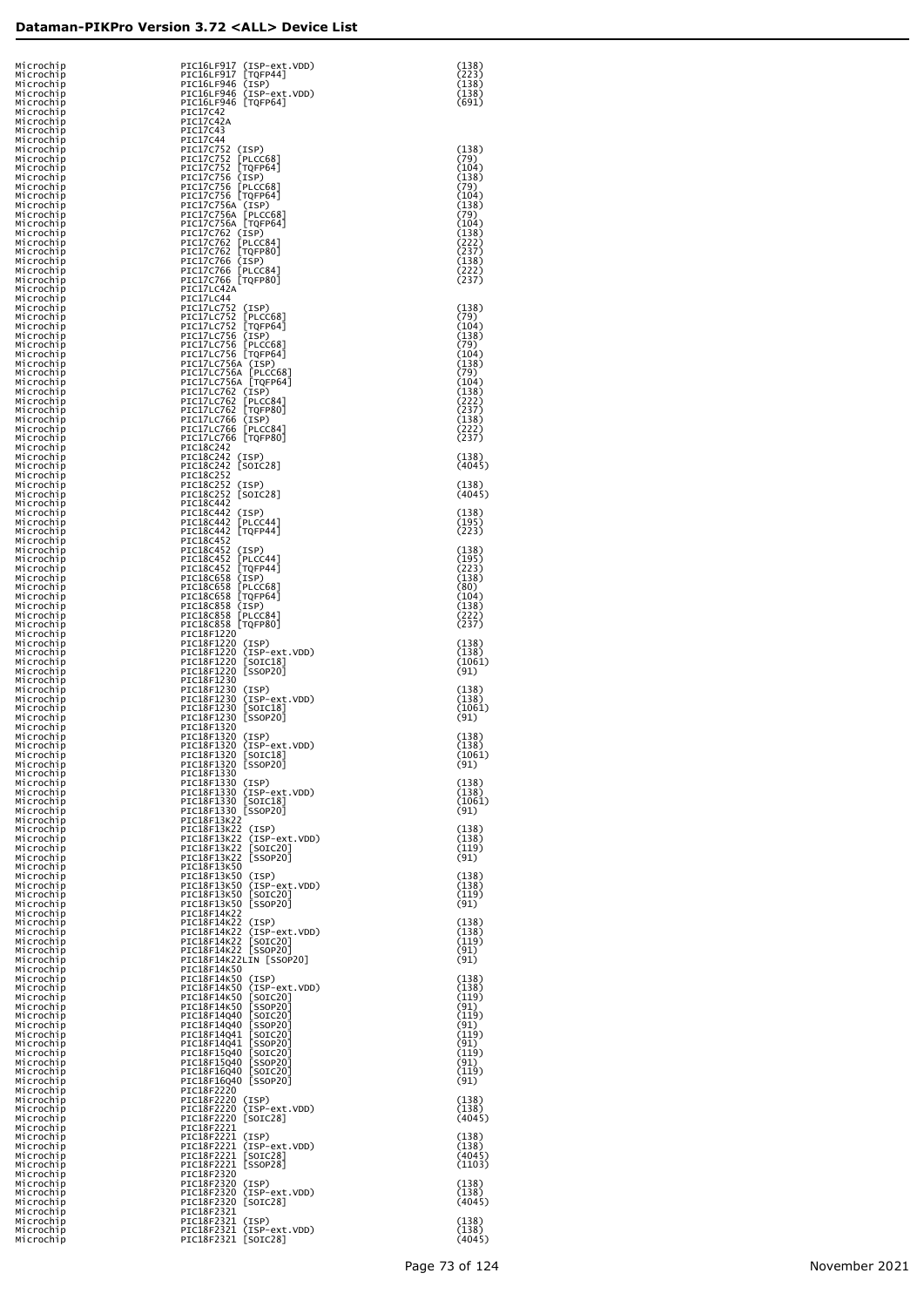| | | |
|---|---|---|
| Microchip | PIC16LF917 (ISP-ext.VDD) | (138) |
| Microchip | PIC16LF917 [TQFP44] | (223) |
| Microchip | PIC16LF946 (ISP) | (138) |
| Microchip | PIC16LF946 (ISP-ext.VDD) | (138) |
| Microchip | PIC16LF946 [TQFP64] | (691) |
| Microchip | PIC17C42 | |
| Microchip | PIC17C42A | |
| Microchip | PIC17C43 | |
| Microchip | PIC17C44 | |
| Microchip | PIC17C752 (ISP) | (138) |
| Microchip | PIC17C752 [PLCC68] | (79) |
| Microchip | PIC17C752 [TQFP64] | (104) |
| Microchip | PIC17C756 (ISP) | (138) |
| Microchip | PIC17C756 [PLCC68] | (79) |
| Microchip | PIC17C756 [TQFP64] | (104) |
| Microchip | PIC17C756A (ISP) | (138) |
| Microchip | PIC17C756A [PLCC68] | (79) |
| Microchip | PIC17C756A [TQFP64] | (104) |
| Microchip | PIC17C762 (ISP) | (138) |
| Microchip | PIC17C762 [PLCC84] | (222) |
| Microchip | PIC17C762 [TQFP80] | (237) |
| Microchip | PIC17C766 (ISP) | (138) |
| Microchip | PIC17C766 [PLCC84] | (222) |
| Microchip | PIC17C766 [TQFP80] | (237) |
| Microchip | PIC17LC42A | |
| Microchip | PIC17LC44 | |
| Microchip | PIC17LC752 (ISP) | (138) |
| Microchip | PIC17LC752 [PLCC68] | (79) |
| Microchip | PIC17LC752 [TQFP64] | (104) |
| Microchip | PIC17LC756 (ISP) | (138) |
| Microchip | PIC17LC756 [PLCC68] | (79) |
| Microchip | PIC17LC756 [TQFP64] | (104) |
| Microchip | PIC17LC756A (ISP) | (138) |
| Microchip | PIC17LC756A [PLCC68] | (79) |
| Microchip | PIC17LC756A [TQFP64] | (104) |
| Microchip | PIC17LC762 (ISP) | (138) |
| Microchip | PIC17LC762 [PLCC84] | (222) |
| Microchip | PIC17LC762 [TQFP80] | (237) |
| Microchip | PIC17LC766 (ISP) | (138) |
| Microchip | PIC17LC766 [PLCC84] | (222) |
| Microchip | PIC17LC766 [TQFP80] | (237) |
| Microchip | PIC18C242 | |
| Microchip | PIC18C242 (ISP) | (138) |
| Microchip | PIC18C242 [SOIC28] | (4045) |
| Microchip | PIC18C252 | |
| Microchip | PIC18C252 (ISP) | (138) |
| Microchip | PIC18C252 [SOIC28] | (4045) |
| Microchip | PIC18C442 | |
| Microchip | PIC18C442 (ISP) | (138) |
| Microchip | PIC18C442 [PLCC44] | (195) |
| Microchip | PIC18C442 [TQFP44] | (223) |
| Microchip | PIC18C452 | |
| Microchip | PIC18C452 (ISP) | (138) |
| Microchip | PIC18C452 [PLCC44] | (195) |
| Microchip | PIC18C452 [TQFP44] | (223) |
| Microchip | PIC18C658 (ISP) | (138) |
| Microchip | PIC18C658 [PLCC68] | (80) |
| Microchip | PIC18C658 [TQFP64] | (104) |
| Microchip | PIC18C858 (ISP) | (138) |
| Microchip | PIC18C858 [PLCC84] | (222) |
| Microchip | PIC18C858 [TQFP80] | (237) |
| Microchip | PIC18F1220 | |
| Microchip | PIC18F1220 (ISP) | (138) |
| Microchip | PIC18F1220 (ISP-ext.VDD) | (138) |
| Microchip | PIC18F1220 [SOIC18] | (1061) |
| Microchip | PIC18F1220 [SSOP20] | (91) |
| Microchip | PIC18F1230 | |
| Microchip | PIC18F1230 (ISP) | (138) |
| Microchip | PIC18F1230 (ISP-ext.VDD) | (138) |
| Microchip | PIC18F1230 [SOIC18] | (1061) |
| Microchip | PIC18F1230 [SSOP20] | (91) |
| Microchip | PIC18F1320 | |
| Microchip | PIC18F1320 (ISP) | (138) |
| Microchip | PIC18F1320 (ISP-ext.VDD) | (138) |
| Microchip | PIC18F1320 [SOIC18] | (1061) |
| Microchip | PIC18F1320 [SSOP20] | (91) |
| Microchip | PIC18F1330 | |
| Microchip | PIC18F1330 (ISP) | (138) |
| Microchip | PIC18F1330 (ISP-ext.VDD) | (138) |
| Microchip | PIC18F1330 [SOIC18] | (1061) |
| Microchip | PIC18F1330 [SSOP20] | (91) |
| Microchip | PIC18F13K22 | |
| Microchip | PIC18F13K22 (ISP) | (138) |
| Microchip | PIC18F13K22 (ISP-ext.VDD) | (138) |
| Microchip | PIC18F13K22 [SOIC20] | (119) |
| Microchip | PIC18F13K22 [SSOP20] | (91) |
| Microchip | PIC18F13K50 | |
| Microchip | PIC18F13K50 (ISP) | (138) |
| Microchip | PIC18F13K50 (ISP-ext.VDD) | (138) |
| Microchip | PIC18F13K50 [SOIC20] | (119) |
| Microchip | PIC18F13K50 [SSOP20] | (91) |
| Microchip | PIC18F14K22 | |
| Microchip | PIC18F14K22 (ISP) | (138) |
| Microchip | PIC18F14K22 (ISP-ext.VDD) | (138) |
| Microchip | PIC18F14K22 [SOIC20] | (119) |
| Microchip | PIC18F14K22 [SSOP20] | (91) |
| Microchip | PIC18F14K22LIN [SSOP20] | (91) |
| Microchip | PIC18F14K50 | |
| Microchip | PIC18F14K50 (ISP) | (138) |
| Microchip | PIC18F14K50 (ISP-ext.VDD) | (138) |
| Microchip | PIC18F14K50 [SOIC20] | (119) |
| Microchip | PIC18F14K50 [SSOP20] | (91) |
| Microchip | PIC18F14Q40 [SOIC20] | (119) |
| Microchip | PIC18F14Q40 [SSOP20] | (91) |
| Microchip | PIC18F14Q41 [SOIC20] | (119) |
| Microchip | PIC18F14Q41 [SSOP20] | (91) |
| Microchip | PIC18F15Q40 [SOIC20] | (119) |
| Microchip | PIC18F15Q40 [SSOP20] | (91) |
| Microchip | PIC18F16Q40 [SOIC20] | (119) |
| Microchip | PIC18F16Q40 [SSOP20] | (91) |
| Microchip | PIC18F2220 | |
| Microchip | PIC18F2220 (ISP) | (138) |
| Microchip | PIC18F2220 (ISP-ext.VDD) | (138) |
| Microchip | PIC18F2220 [SOIC28] | (4045) |
| Microchip | PIC18F2221 | |
| Microchip | PIC18F2221 (ISP) | (138) |
| Microchip | PIC18F2221 (ISP-ext.VDD) | (138) |
| Microchip | PIC18F2221 [SOIC28] | (4045) |
| Microchip | PIC18F2221 [SSOP28] | (1103) |
| Microchip | PIC18F2320 | |
| Microchip | PIC18F2320 (ISP) | (138) |
| Microchip | PIC18F2320 (ISP-ext.VDD) | (138) |
| Microchip | PIC18F2320 [SOIC28] | (4045) |
| Microchip | PIC18F2321 | |
| Microchip | PIC18F2321 (ISP) | (138) |
| Microchip | PIC18F2321 (ISP-ext.VDD) | (138) |
| Microchip | PIC18F2321 [SOIC28] | (4045) |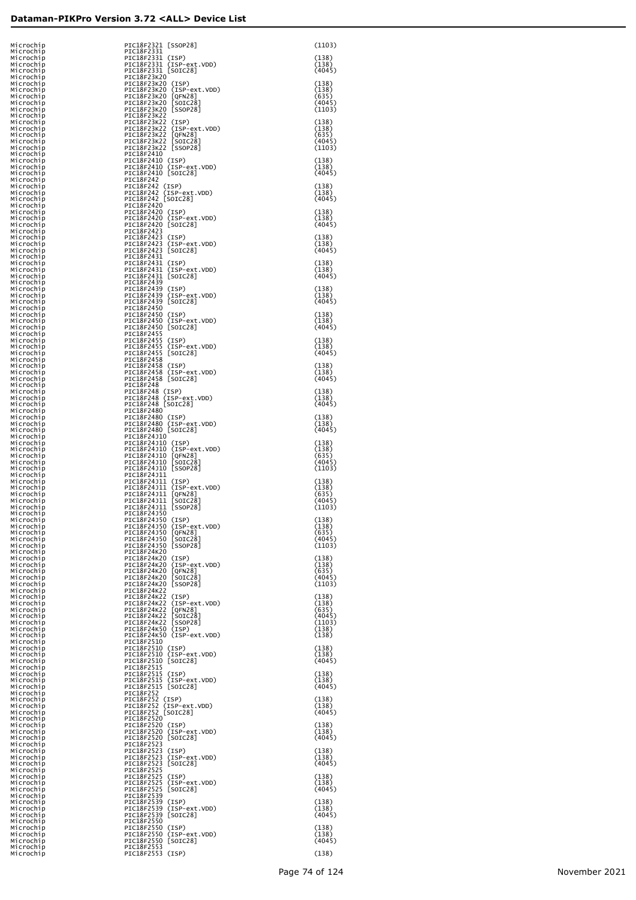## Dataman-PIKPro Version 3.72 <ALL> Device List

| Manufacturer | Device | Adapter |
|---|---|---|
| Microchip | PIC18F2321 [SSOP28] | (1103) |
| Microchip | PIC18F2331 | |
| Microchip | PIC18F2331 (ISP) | (138) |
| Microchip | PIC18F2331 (ISP-ext.VDD) | (138) |
| Microchip | PIC18F2331 [SOIC28] | (4045) |
| Microchip | PIC18F23K20 | |
| Microchip | PIC18F23K20 (ISP) | (138) |
| Microchip | PIC18F23K20 (ISP-ext.VDD) | (138) |
| Microchip | PIC18F23K20 [QFN28] | (635) |
| Microchip | PIC18F23K20 [SOIC28] | (4045) |
| Microchip | PIC18F23K20 [SSOP28] | (1103) |
| Microchip | PIC18F23K22 | |
| Microchip | PIC18F23K22 (ISP) | (138) |
| Microchip | PIC18F23K22 (ISP-ext.VDD) | (138) |
| Microchip | PIC18F23K22 [QFN28] | (635) |
| Microchip | PIC18F23K22 [SOIC28] | (4045) |
| Microchip | PIC18F23K22 [SSOP28] | (1103) |
| Microchip | PIC18F2410 | |
| Microchip | PIC18F2410 (ISP) | (138) |
| Microchip | PIC18F2410 (ISP-ext.VDD) | (138) |
| Microchip | PIC18F2410 [SOIC28] | (4045) |
| Microchip | PIC18F242 | |
| Microchip | PIC18F242 (ISP) | (138) |
| Microchip | PIC18F242 (ISP-ext.VDD) | (138) |
| Microchip | PIC18F242 [SOIC28] | (4045) |
| Microchip | PIC18F2420 | |
| Microchip | PIC18F2420 (ISP) | (138) |
| Microchip | PIC18F2420 (ISP-ext.VDD) | (138) |
| Microchip | PIC18F2420 [SOIC28] | (4045) |
| Microchip | PIC18F2423 | |
| Microchip | PIC18F2423 (ISP) | (138) |
| Microchip | PIC18F2423 (ISP-ext.VDD) | (138) |
| Microchip | PIC18F2423 [SOIC28] | (4045) |
| Microchip | PIC18F2431 | |
| Microchip | PIC18F2431 (ISP) | (138) |
| Microchip | PIC18F2431 (ISP-ext.VDD) | (138) |
| Microchip | PIC18F2431 [SOIC28] | (4045) |
| Microchip | PIC18F2439 | |
| Microchip | PIC18F2439 (ISP) | (138) |
| Microchip | PIC18F2439 (ISP-ext.VDD) | (138) |
| Microchip | PIC18F2439 [SOIC28] | (4045) |
| Microchip | PIC18F2450 | |
| Microchip | PIC18F2450 (ISP) | (138) |
| Microchip | PIC18F2450 (ISP-ext.VDD) | (138) |
| Microchip | PIC18F2450 [SOIC28] | (4045) |
| Microchip | PIC18F2455 | |
| Microchip | PIC18F2455 (ISP) | (138) |
| Microchip | PIC18F2455 (ISP-ext.VDD) | (138) |
| Microchip | PIC18F2455 [SOIC28] | (4045) |
| Microchip | PIC18F2458 | |
| Microchip | PIC18F2458 (ISP) | (138) |
| Microchip | PIC18F2458 (ISP-ext.VDD) | (138) |
| Microchip | PIC18F2458 [SOIC28] | (4045) |
| Microchip | PIC18F248 | |
| Microchip | PIC18F248 (ISP) | (138) |
| Microchip | PIC18F248 (ISP-ext.VDD) | (138) |
| Microchip | PIC18F248 [SOIC28] | (4045) |
| Microchip | PIC18F2480 | |
| Microchip | PIC18F2480 (ISP) | (138) |
| Microchip | PIC18F2480 (ISP-ext.VDD) | (138) |
| Microchip | PIC18F2480 [SOIC28] | (4045) |
| Microchip | PIC18F24J10 | |
| Microchip | PIC18F24J10 (ISP) | (138) |
| Microchip | PIC18F24J10 (ISP-ext.VDD) | (138) |
| Microchip | PIC18F24J10 [QFN28] | (635) |
| Microchip | PIC18F24J10 [SOIC28] | (4045) |
| Microchip | PIC18F24J10 [SSOP28] | (1103) |
| Microchip | PIC18F24J11 | |
| Microchip | PIC18F24J11 (ISP) | (138) |
| Microchip | PIC18F24J11 (ISP-ext.VDD) | (138) |
| Microchip | PIC18F24J11 [QFN28] | (635) |
| Microchip | PIC18F24J11 [SOIC28] | (4045) |
| Microchip | PIC18F24J11 [SSOP28] | (1103) |
| Microchip | PIC18F24J50 | |
| Microchip | PIC18F24J50 (ISP) | (138) |
| Microchip | PIC18F24J50 (ISP-ext.VDD) | (138) |
| Microchip | PIC18F24J50 [QFN28] | (635) |
| Microchip | PIC18F24J50 [SOIC28] | (4045) |
| Microchip | PIC18F24J50 [SSOP28] | (1103) |
| Microchip | PIC18F24K20 | |
| Microchip | PIC18F24K20 (ISP) | (138) |
| Microchip | PIC18F24K20 (ISP-ext.VDD) | (138) |
| Microchip | PIC18F24K20 [QFN28] | (635) |
| Microchip | PIC18F24K20 [SOIC28] | (4045) |
| Microchip | PIC18F24K20 [SSOP28] | (1103) |
| Microchip | PIC18F24K22 | |
| Microchip | PIC18F24K22 (ISP) | (138) |
| Microchip | PIC18F24K22 (ISP-ext.VDD) | (138) |
| Microchip | PIC18F24K22 [QFN28] | (635) |
| Microchip | PIC18F24K22 [SOIC28] | (4045) |
| Microchip | PIC18F24K22 [SSOP28] | (1103) |
| Microchip | PIC18F24K50 (ISP) | (138) |
| Microchip | PIC18F24K50 (ISP-ext.VDD) | (138) |
| Microchip | PIC18F2510 | |
| Microchip | PIC18F2510 (ISP) | (138) |
| Microchip | PIC18F2510 (ISP-ext.VDD) | (138) |
| Microchip | PIC18F2510 [SOIC28] | (4045) |
| Microchip | PIC18F2515 | |
| Microchip | PIC18F2515 (ISP) | (138) |
| Microchip | PIC18F2515 (ISP-ext.VDD) | (138) |
| Microchip | PIC18F2515 [SOIC28] | (4045) |
| Microchip | PIC18F252 | |
| Microchip | PIC18F252 (ISP) | (138) |
| Microchip | PIC18F252 (ISP-ext.VDD) | (138) |
| Microchip | PIC18F252 [SOIC28] | (4045) |
| Microchip | PIC18F2520 | |
| Microchip | PIC18F2520 (ISP) | (138) |
| Microchip | PIC18F2520 (ISP-ext.VDD) | (138) |
| Microchip | PIC18F2520 [SOIC28] | (4045) |
| Microchip | PIC18F2523 | |
| Microchip | PIC18F2523 (ISP) | (138) |
| Microchip | PIC18F2523 (ISP-ext.VDD) | (138) |
| Microchip | PIC18F2523 [SOIC28] | (4045) |
| Microchip | PIC18F2525 | |
| Microchip | PIC18F2525 (ISP) | (138) |
| Microchip | PIC18F2525 (ISP-ext.VDD) | (138) |
| Microchip | PIC18F2525 [SOIC28] | (4045) |
| Microchip | PIC18F2539 | |
| Microchip | PIC18F2539 (ISP) | (138) |
| Microchip | PIC18F2539 (ISP-ext.VDD) | (138) |
| Microchip | PIC18F2539 [SOIC28] | (4045) |
| Microchip | PIC18F2550 | |
| Microchip | PIC18F2550 (ISP) | (138) |
| Microchip | PIC18F2550 (ISP-ext.VDD) | (138) |
| Microchip | PIC18F2550 [SOIC28] | (4045) |
| Microchip | PIC18F2553 | |
| Microchip | PIC18F2553 (ISP) | (138) |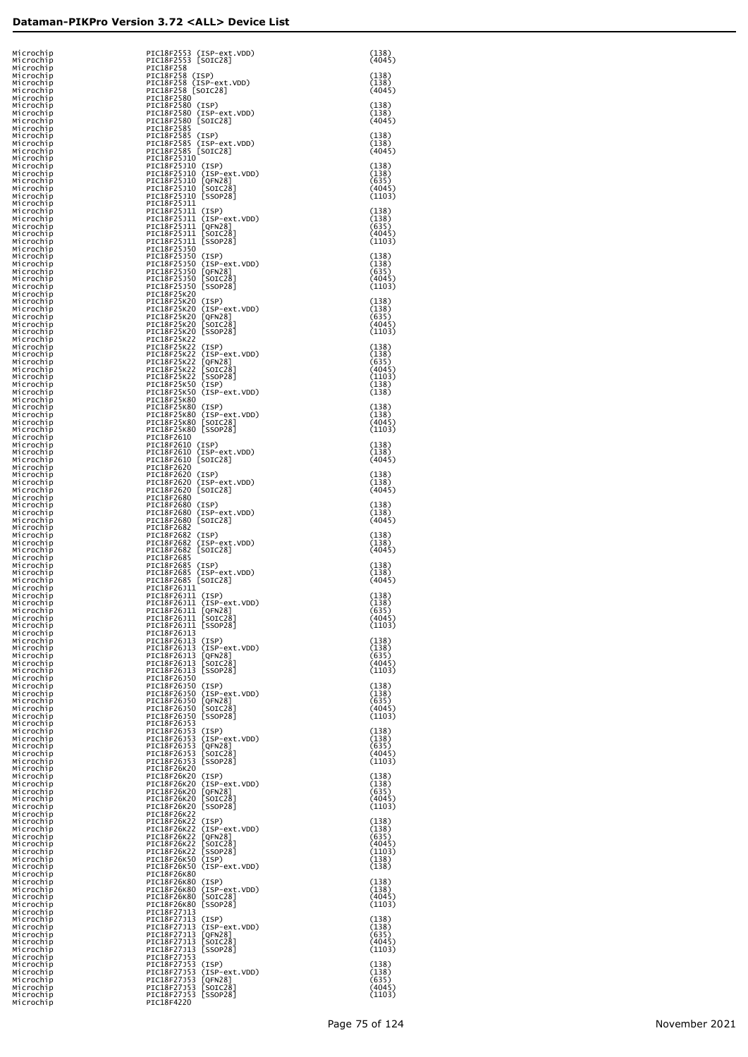| | | |
|---|---|---|
| Microchip | PIC18F2553 (ISP-ext.VDD) | (138) |
| Microchip | PIC18F2553 [SOIC28] | (4045) |
| Microchip | PIC18F258 | |
| Microchip | PIC18F258 (ISP) | (138) |
| Microchip | PIC18F258 (ISP-ext.VDD) | (138) |
| Microchip | PIC18F258 [SOIC28] | (4045) |
| Microchip | PIC18F2580 | |
| Microchip | PIC18F2580 (ISP) | (138) |
| Microchip | PIC18F2580 (ISP-ext.VDD) | (138) |
| Microchip | PIC18F2580 [SOIC28] | (4045) |
| Microchip | PIC18F2585 | |
| Microchip | PIC18F2585 (ISP) | (138) |
| Microchip | PIC18F2585 (ISP-ext.VDD) | (138) |
| Microchip | PIC18F2585 [SOIC28] | (4045) |
| Microchip | PIC18F25J10 | |
| Microchip | PIC18F25J10 (ISP) | (138) |
| Microchip | PIC18F25J10 (ISP-ext.VDD) | (138) |
| Microchip | PIC18F25J10 [QFN28] | (635) |
| Microchip | PIC18F25J10 [SOIC28] | (4045) |
| Microchip | PIC18F25J10 [SSOP28] | (1103) |
| Microchip | PIC18F25J11 | |
| Microchip | PIC18F25J11 (ISP) | (138) |
| Microchip | PIC18F25J11 (ISP-ext.VDD) | (138) |
| Microchip | PIC18F25J11 [QFN28] | (635) |
| Microchip | PIC18F25J11 [SOIC28] | (4045) |
| Microchip | PIC18F25J11 [SSOP28] | (1103) |
| Microchip | PIC18F25J50 | |
| Microchip | PIC18F25J50 (ISP) | (138) |
| Microchip | PIC18F25J50 (ISP-ext.VDD) | (138) |
| Microchip | PIC18F25J50 [QFN28] | (635) |
| Microchip | PIC18F25J50 [SOIC28] | (4045) |
| Microchip | PIC18F25J50 [SSOP28] | (1103) |
| Microchip | PIC18F25K20 | |
| Microchip | PIC18F25K20 (ISP) | (138) |
| Microchip | PIC18F25K20 (ISP-ext.VDD) | (138) |
| Microchip | PIC18F25K20 [QFN28] | (635) |
| Microchip | PIC18F25K20 [SOIC28] | (4045) |
| Microchip | PIC18F25K20 [SSOP28] | (1103) |
| Microchip | PIC18F25K22 | |
| Microchip | PIC18F25K22 (ISP) | (138) |
| Microchip | PIC18F25K22 (ISP-ext.VDD) | (138) |
| Microchip | PIC18F25K22 [QFN28] | (635) |
| Microchip | PIC18F25K22 [SOIC28] | (4045) |
| Microchip | PIC18F25K22 [SSOP28] | (1103) |
| Microchip | PIC18F25K50 (ISP) | (138) |
| Microchip | PIC18F25K50 (ISP-ext.VDD) | (138) |
| Microchip | PIC18F25K80 | |
| Microchip | PIC18F25K80 (ISP) | (138) |
| Microchip | PIC18F25K80 (ISP-ext.VDD) | (138) |
| Microchip | PIC18F25K80 [SOIC28] | (4045) |
| Microchip | PIC18F25K80 [SSOP28] | (1103) |
| Microchip | PIC18F2610 | |
| Microchip | PIC18F2610 (ISP) | (138) |
| Microchip | PIC18F2610 (ISP-ext.VDD) | (138) |
| Microchip | PIC18F2610 [SOIC28] | (4045) |
| Microchip | PIC18F2620 | |
| Microchip | PIC18F2620 (ISP) | (138) |
| Microchip | PIC18F2620 (ISP-ext.VDD) | (138) |
| Microchip | PIC18F2620 [SOIC28] | (4045) |
| Microchip | PIC18F2680 | |
| Microchip | PIC18F2680 (ISP) | (138) |
| Microchip | PIC18F2680 (ISP-ext.VDD) | (138) |
| Microchip | PIC18F2680 [SOIC28] | (4045) |
| Microchip | PIC18F2682 | |
| Microchip | PIC18F2682 (ISP) | (138) |
| Microchip | PIC18F2682 (ISP-ext.VDD) | (138) |
| Microchip | PIC18F2682 [SOIC28] | (4045) |
| Microchip | PIC18F2685 | |
| Microchip | PIC18F2685 (ISP) | (138) |
| Microchip | PIC18F2685 (ISP-ext.VDD) | (138) |
| Microchip | PIC18F2685 [SOIC28] | (4045) |
| Microchip | PIC18F26J11 | |
| Microchip | PIC18F26J11 (ISP) | (138) |
| Microchip | PIC18F26J11 (ISP-ext.VDD) | (138) |
| Microchip | PIC18F26J11 [QFN28] | (635) |
| Microchip | PIC18F26J11 [SOIC28] | (4045) |
| Microchip | PIC18F26J11 [SSOP28] | (1103) |
| Microchip | PIC18F26J13 | |
| Microchip | PIC18F26J13 (ISP) | (138) |
| Microchip | PIC18F26J13 (ISP-ext.VDD) | (138) |
| Microchip | PIC18F26J13 [QFN28] | (635) |
| Microchip | PIC18F26J13 [SOIC28] | (4045) |
| Microchip | PIC18F26J13 [SSOP28] | (1103) |
| Microchip | PIC18F26J50 | |
| Microchip | PIC18F26J50 (ISP) | (138) |
| Microchip | PIC18F26J50 (ISP-ext.VDD) | (138) |
| Microchip | PIC18F26J50 [QFN28] | (635) |
| Microchip | PIC18F26J50 [SOIC28] | (4045) |
| Microchip | PIC18F26J50 [SSOP28] | (1103) |
| Microchip | PIC18F26J53 | |
| Microchip | PIC18F26J53 (ISP) | (138) |
| Microchip | PIC18F26J53 (ISP-ext.VDD) | (138) |
| Microchip | PIC18F26J53 [QFN28] | (635) |
| Microchip | PIC18F26J53 [SOIC28] | (4045) |
| Microchip | PIC18F26J53 [SSOP28] | (1103) |
| Microchip | PIC18F26K20 | |
| Microchip | PIC18F26K20 (ISP) | (138) |
| Microchip | PIC18F26K20 (ISP-ext.VDD) | (138) |
| Microchip | PIC18F26K20 [QFN28] | (635) |
| Microchip | PIC18F26K20 [SOIC28] | (4045) |
| Microchip | PIC18F26K20 [SSOP28] | (1103) |
| Microchip | PIC18F26K22 | |
| Microchip | PIC18F26K22 (ISP) | (138) |
| Microchip | PIC18F26K22 (ISP-ext.VDD) | (138) |
| Microchip | PIC18F26K22 [QFN28] | (635) |
| Microchip | PIC18F26K22 [SOIC28] | (4045) |
| Microchip | PIC18F26K22 [SSOP28] | (1103) |
| Microchip | PIC18F26K50 (ISP) | (138) |
| Microchip | PIC18F26K50 (ISP-ext.VDD) | (138) |
| Microchip | PIC18F26K80 | |
| Microchip | PIC18F26K80 (ISP) | (138) |
| Microchip | PIC18F26K80 (ISP-ext.VDD) | (138) |
| Microchip | PIC18F26K80 [SOIC28] | (4045) |
| Microchip | PIC18F26K80 [SSOP28] | (1103) |
| Microchip | PIC18F27J13 | |
| Microchip | PIC18F27J13 (ISP) | (138) |
| Microchip | PIC18F27J13 (ISP-ext.VDD) | (138) |
| Microchip | PIC18F27J13 [QFN28] | (635) |
| Microchip | PIC18F27J13 [SOIC28] | (4045) |
| Microchip | PIC18F27J13 [SSOP28] | (1103) |
| Microchip | PIC18F27J53 | |
| Microchip | PIC18F27J53 (ISP) | (138) |
| Microchip | PIC18F27J53 (ISP-ext.VDD) | (138) |
| Microchip | PIC18F27J53 [QFN28] | (635) |
| Microchip | PIC18F27J53 [SOIC28] | (4045) |
| Microchip | PIC18F27J53 [SSOP28] | (1103) |
| Microchip | PIC18F4220 | |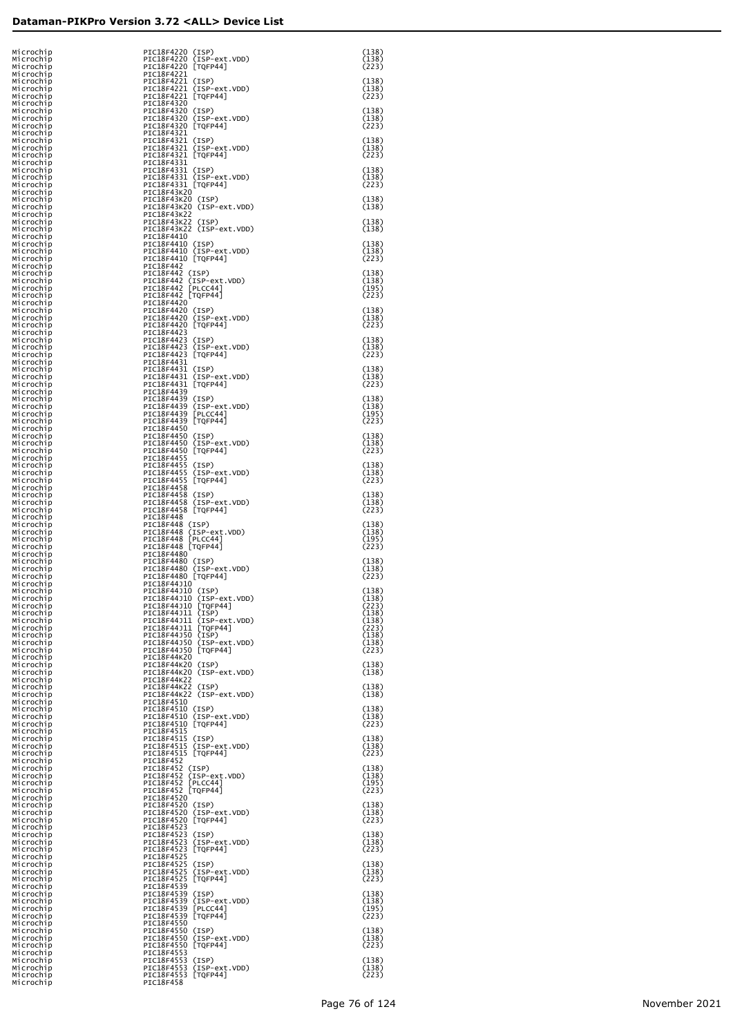| | | |
|---|---|---|
| Microchip | PIC18F4220 (ISP) | (138) |
| Microchip | PIC18F4220 (ISP-ext.VDD) | (138) |
| Microchip | PIC18F4220 [TQFP44] | (223) |
| Microchip | PIC18F4221 | |
| Microchip | PIC18F4221 (ISP) | (138) |
| Microchip | PIC18F4221 (ISP-ext.VDD) | (138) |
| Microchip | PIC18F4221 [TQFP44] | (223) |
| Microchip | PIC18F4320 | |
| Microchip | PIC18F4320 (ISP) | (138) |
| Microchip | PIC18F4320 (ISP-ext.VDD) | (138) |
| Microchip | PIC18F4320 [TQFP44] | (223) |
| Microchip | PIC18F4321 | |
| Microchip | PIC18F4321 (ISP) | (138) |
| Microchip | PIC18F4321 (ISP-ext.VDD) | (138) |
| Microchip | PIC18F4321 [TQFP44] | (223) |
| Microchip | PIC18F4331 | |
| Microchip | PIC18F4331 (ISP) | (138) |
| Microchip | PIC18F4331 (ISP-ext.VDD) | (138) |
| Microchip | PIC18F4331 [TQFP44] | (223) |
| Microchip | PIC18F43K20 | |
| Microchip | PIC18F43K20 (ISP) | (138) |
| Microchip | PIC18F43K20 (ISP-ext.VDD) | (138) |
| Microchip | PIC18F43K22 | |
| Microchip | PIC18F43K22 (ISP) | (138) |
| Microchip | PIC18F43K22 (ISP-ext.VDD) | (138) |
| Microchip | PIC18F4410 | |
| Microchip | PIC18F4410 (ISP) | (138) |
| Microchip | PIC18F4410 (ISP-ext.VDD) | (138) |
| Microchip | PIC18F4410 [TQFP44] | (223) |
| Microchip | PIC18F442 | |
| Microchip | PIC18F442 (ISP) | (138) |
| Microchip | PIC18F442 (ISP-ext.VDD) | (138) |
| Microchip | PIC18F442 [PLCC44] | (195) |
| Microchip | PIC18F442 [TQFP44] | (223) |
| Microchip | PIC18F4420 | |
| Microchip | PIC18F4420 (ISP) | (138) |
| Microchip | PIC18F4420 (ISP-ext.VDD) | (138) |
| Microchip | PIC18F4420 [TQFP44] | (223) |
| Microchip | PIC18F4423 | |
| Microchip | PIC18F4423 (ISP) | (138) |
| Microchip | PIC18F4423 (ISP-ext.VDD) | (138) |
| Microchip | PIC18F4423 [TQFP44] | (223) |
| Microchip | PIC18F4431 | |
| Microchip | PIC18F4431 (ISP) | (138) |
| Microchip | PIC18F4431 (ISP-ext.VDD) | (138) |
| Microchip | PIC18F4431 [TQFP44] | (223) |
| Microchip | PIC18F4439 | |
| Microchip | PIC18F4439 (ISP) | (138) |
| Microchip | PIC18F4439 (ISP-ext.VDD) | (138) |
| Microchip | PIC18F4439 [PLCC44] | (195) |
| Microchip | PIC18F4439 [TQFP44] | (223) |
| Microchip | PIC18F4450 | |
| Microchip | PIC18F4450 (ISP) | (138) |
| Microchip | PIC18F4450 (ISP-ext.VDD) | (138) |
| Microchip | PIC18F4450 [TQFP44] | (223) |
| Microchip | PIC18F4455 | |
| Microchip | PIC18F4455 (ISP) | (138) |
| Microchip | PIC18F4455 (ISP-ext.VDD) | (138) |
| Microchip | PIC18F4455 [TQFP44] | (223) |
| Microchip | PIC18F4458 | |
| Microchip | PIC18F4458 (ISP) | (138) |
| Microchip | PIC18F4458 (ISP-ext.VDD) | (138) |
| Microchip | PIC18F4458 [TQFP44] | (223) |
| Microchip | PIC18F448 | |
| Microchip | PIC18F448 (ISP) | (138) |
| Microchip | PIC18F448 (ISP-ext.VDD) | (138) |
| Microchip | PIC18F448 [PLCC44] | (195) |
| Microchip | PIC18F448 [TQFP44] | (223) |
| Microchip | PIC18F4480 | |
| Microchip | PIC18F4480 (ISP) | (138) |
| Microchip | PIC18F4480 (ISP-ext.VDD) | (138) |
| Microchip | PIC18F4480 [TQFP44] | (223) |
| Microchip | PIC18F44J10 | |
| Microchip | PIC18F44J10 (ISP) | (138) |
| Microchip | PIC18F44J10 (ISP-ext.VDD) | (138) |
| Microchip | PIC18F44J10 [TQFP44] | (223) |
| Microchip | PIC18F44J11 (ISP) | (138) |
| Microchip | PIC18F44J11 (ISP-ext.VDD) | (138) |
| Microchip | PIC18F44J11 [TQFP44] | (223) |
| Microchip | PIC18F44J50 (ISP) | (138) |
| Microchip | PIC18F44J50 (ISP-ext.VDD) | (138) |
| Microchip | PIC18F44J50 [TQFP44] | (223) |
| Microchip | PIC18F44K20 | |
| Microchip | PIC18F44K20 (ISP) | (138) |
| Microchip | PIC18F44K20 (ISP-ext.VDD) | (138) |
| Microchip | PIC18F44K22 | |
| Microchip | PIC18F44K22 (ISP) | (138) |
| Microchip | PIC18F44K22 (ISP-ext.VDD) | (138) |
| Microchip | PIC18F4510 | |
| Microchip | PIC18F4510 (ISP) | (138) |
| Microchip | PIC18F4510 (ISP-ext.VDD) | (138) |
| Microchip | PIC18F4510 [TQFP44] | (223) |
| Microchip | PIC18F4515 | |
| Microchip | PIC18F4515 (ISP) | (138) |
| Microchip | PIC18F4515 (ISP-ext.VDD) | (138) |
| Microchip | PIC18F4515 [TQFP44] | (223) |
| Microchip | PIC18F452 | |
| Microchip | PIC18F452 (ISP) | (138) |
| Microchip | PIC18F452 (ISP-ext.VDD) | (138) |
| Microchip | PIC18F452 [PLCC44] | (195) |
| Microchip | PIC18F452 [TQFP44] | (223) |
| Microchip | PIC18F4520 | |
| Microchip | PIC18F4520 (ISP) | (138) |
| Microchip | PIC18F4520 (ISP-ext.VDD) | (138) |
| Microchip | PIC18F4520 [TQFP44] | (223) |
| Microchip | PIC18F4523 | |
| Microchip | PIC18F4523 (ISP) | (138) |
| Microchip | PIC18F4523 (ISP-ext.VDD) | (138) |
| Microchip | PIC18F4523 [TQFP44] | (223) |
| Microchip | PIC18F4525 | |
| Microchip | PIC18F4525 (ISP) | (138) |
| Microchip | PIC18F4525 (ISP-ext.VDD) | (138) |
| Microchip | PIC18F4525 [TQFP44] | (223) |
| Microchip | PIC18F4539 | |
| Microchip | PIC18F4539 (ISP) | (138) |
| Microchip | PIC18F4539 (ISP-ext.VDD) | (138) |
| Microchip | PIC18F4539 [PLCC44] | (195) |
| Microchip | PIC18F4539 [TQFP44] | (223) |
| Microchip | PIC18F4550 | |
| Microchip | PIC18F4550 (ISP) | (138) |
| Microchip | PIC18F4550 (ISP-ext.VDD) | (138) |
| Microchip | PIC18F4550 [TQFP44] | (223) |
| Microchip | PIC18F4553 | |
| Microchip | PIC18F4553 (ISP) | (138) |
| Microchip | PIC18F4553 (ISP-ext.VDD) | (138) |
| Microchip | PIC18F4553 [TQFP44] | (223) |
| Microchip | PIC18F458 | |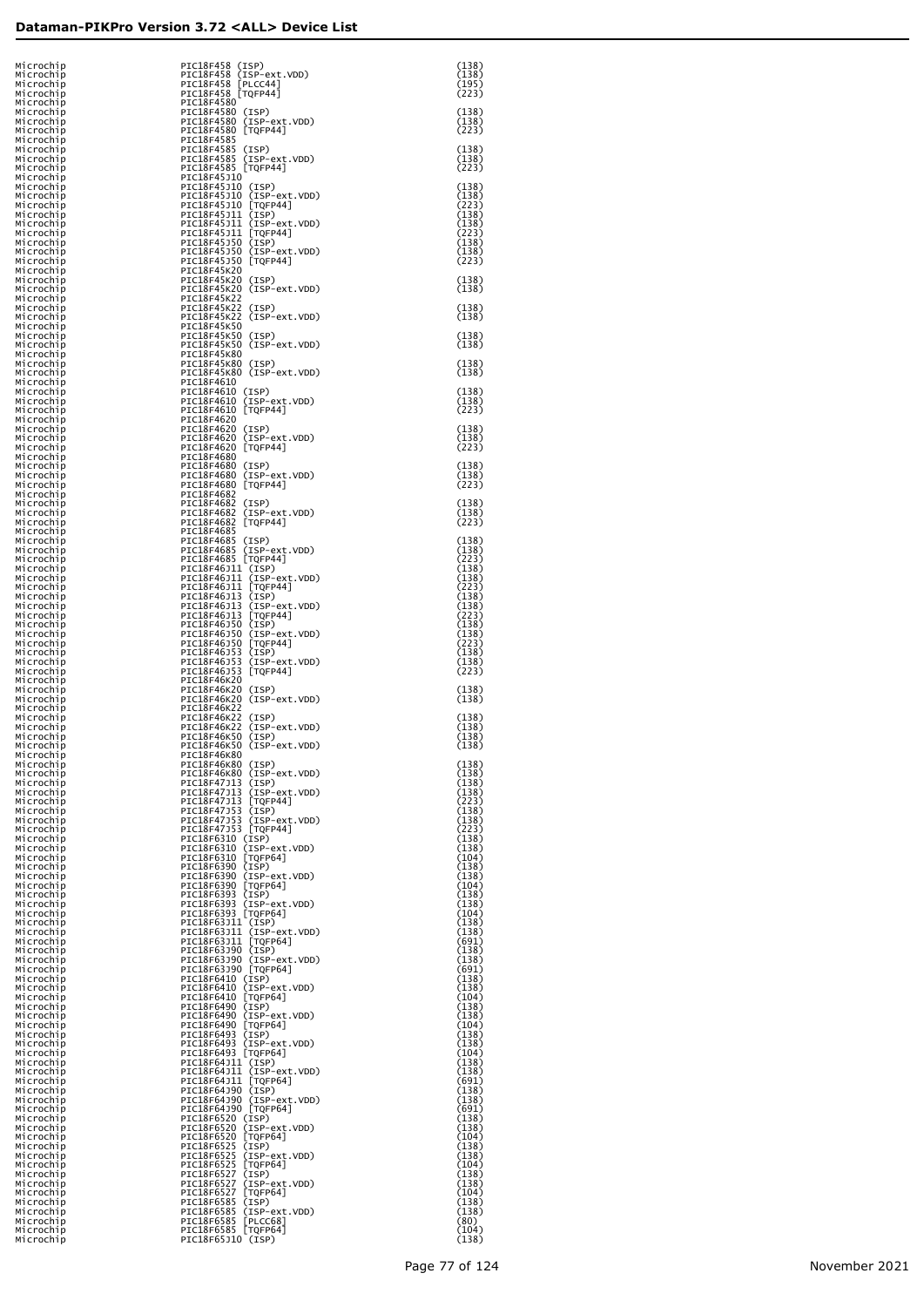## Dataman-PIKPro Version 3.72 <ALL> Device List

| | | |
|---|---|---|
| Microchip | PIC18F458 (ISP) | (138) |
| Microchip | PIC18F458 (ISP-ext.VDD) | (138) |
| Microchip | PIC18F458 [PLCC44] | (195) |
| Microchip | PIC18F458 [TQFP44] | (223) |
| Microchip | PIC18F4580 | |
| Microchip | PIC18F4580 (ISP) | (138) |
| Microchip | PIC18F4580 (ISP-ext.VDD) | (138) |
| Microchip | PIC18F4580 [TQFP44] | (223) |
| Microchip | PIC18F4585 | |
| Microchip | PIC18F4585 (ISP) | (138) |
| Microchip | PIC18F4585 (ISP-ext.VDD) | (138) |
| Microchip | PIC18F4585 [TQFP44] | (223) |
| Microchip | PIC18F45J10 | |
| Microchip | PIC18F45J10 (ISP) | (138) |
| Microchip | PIC18F45J10 (ISP-ext.VDD) | (138) |
| Microchip | PIC18F45J10 [TQFP44] | (223) |
| Microchip | PIC18F45J11 (ISP) | (138) |
| Microchip | PIC18F45J11 (ISP-ext.VDD) | (138) |
| Microchip | PIC18F45J11 [TQFP44] | (223) |
| Microchip | PIC18F45J50 (ISP) | (138) |
| Microchip | PIC18F45J50 (ISP-ext.VDD) | (138) |
| Microchip | PIC18F45J50 [TQFP44] | (223) |
| Microchip | PIC18F45K20 | |
| Microchip | PIC18F45K20 (ISP) | (138) |
| Microchip | PIC18F45K20 (ISP-ext.VDD) | (138) |
| Microchip | PIC18F45K22 | |
| Microchip | PIC18F45K22 (ISP) | (138) |
| Microchip | PIC18F45K22 (ISP-ext.VDD) | (138) |
| Microchip | PIC18F45K50 | |
| Microchip | PIC18F45K50 (ISP) | (138) |
| Microchip | PIC18F45K50 (ISP-ext.VDD) | (138) |
| Microchip | PIC18F45K80 | |
| Microchip | PIC18F45K80 (ISP) | (138) |
| Microchip | PIC18F45K80 (ISP-ext.VDD) | (138) |
| Microchip | PIC18F4610 | |
| Microchip | PIC18F4610 (ISP) | (138) |
| Microchip | PIC18F4610 (ISP-ext.VDD) | (138) |
| Microchip | PIC18F4610 [TQFP44] | (223) |
| Microchip | PIC18F4620 | |
| Microchip | PIC18F4620 (ISP) | (138) |
| Microchip | PIC18F4620 (ISP-ext.VDD) | (138) |
| Microchip | PIC18F4620 [TQFP44] | (223) |
| Microchip | PIC18F4680 | |
| Microchip | PIC18F4680 (ISP) | (138) |
| Microchip | PIC18F4680 (ISP-ext.VDD) | (138) |
| Microchip | PIC18F4680 [TQFP44] | (223) |
| Microchip | PIC18F4682 | |
| Microchip | PIC18F4682 (ISP) | (138) |
| Microchip | PIC18F4682 (ISP-ext.VDD) | (138) |
| Microchip | PIC18F4682 [TQFP44] | (223) |
| Microchip | PIC18F4685 | |
| Microchip | PIC18F4685 (ISP) | (138) |
| Microchip | PIC18F4685 (ISP-ext.VDD) | (138) |
| Microchip | PIC18F4685 [TQFP44] | (223) |
| Microchip | PIC18F46J11 (ISP) | (138) |
| Microchip | PIC18F46J11 (ISP-ext.VDD) | (138) |
| Microchip | PIC18F46J11 [TQFP44] | (223) |
| Microchip | PIC18F46J13 (ISP) | (138) |
| Microchip | PIC18F46J13 (ISP-ext.VDD) | (138) |
| Microchip | PIC18F46J13 [TQFP44] | (223) |
| Microchip | PIC18F46J50 (ISP) | (138) |
| Microchip | PIC18F46J50 (ISP-ext.VDD) | (138) |
| Microchip | PIC18F46J50 [TQFP44] | (223) |
| Microchip | PIC18F46J53 (ISP) | (138) |
| Microchip | PIC18F46J53 (ISP-ext.VDD) | (138) |
| Microchip | PIC18F46J53 [TQFP44] | (223) |
| Microchip | PIC18F46K20 | |
| Microchip | PIC18F46K20 (ISP) | (138) |
| Microchip | PIC18F46K20 (ISP-ext.VDD) | (138) |
| Microchip | PIC18F46K22 | |
| Microchip | PIC18F46K22 (ISP) | (138) |
| Microchip | PIC18F46K22 (ISP-ext.VDD) | (138) |
| Microchip | PIC18F46K50 (ISP) | (138) |
| Microchip | PIC18F46K50 (ISP-ext.VDD) | (138) |
| Microchip | PIC18F46K80 | |
| Microchip | PIC18F46K80 (ISP) | (138) |
| Microchip | PIC18F46K80 (ISP-ext.VDD) | (138) |
| Microchip | PIC18F47J13 (ISP) | (138) |
| Microchip | PIC18F47J13 (ISP-ext.VDD) | (138) |
| Microchip | PIC18F47J13 [TQFP44] | (223) |
| Microchip | PIC18F47J53 (ISP) | (138) |
| Microchip | PIC18F47J53 (ISP-ext.VDD) | (138) |
| Microchip | PIC18F47J53 [TQFP44] | (223) |
| Microchip | PIC18F6310 (ISP) | (138) |
| Microchip | PIC18F6310 (ISP-ext.VDD) | (138) |
| Microchip | PIC18F6310 [TQFP64] | (104) |
| Microchip | PIC18F6390 (ISP) | (138) |
| Microchip | PIC18F6390 (ISP-ext.VDD) | (138) |
| Microchip | PIC18F6390 [TQFP64] | (104) |
| Microchip | PIC18F6393 (ISP) | (138) |
| Microchip | PIC18F6393 (ISP-ext.VDD) | (138) |
| Microchip | PIC18F6393 [TQFP64] | (104) |
| Microchip | PIC18F63J11 (ISP) | (138) |
| Microchip | PIC18F63J11 (ISP-ext.VDD) | (138) |
| Microchip | PIC18F63J11 [TQFP64] | (691) |
| Microchip | PIC18F63J90 (ISP) | (138) |
| Microchip | PIC18F63J90 (ISP-ext.VDD) | (138) |
| Microchip | PIC18F63J90 [TQFP64] | (691) |
| Microchip | PIC18F6410 (ISP) | (138) |
| Microchip | PIC18F6410 (ISP-ext.VDD) | (138) |
| Microchip | PIC18F6410 [TQFP64] | (104) |
| Microchip | PIC18F6490 (ISP) | (138) |
| Microchip | PIC18F6490 (ISP-ext.VDD) | (138) |
| Microchip | PIC18F6490 [TQFP64] | (104) |
| Microchip | PIC18F6493 (ISP) | (138) |
| Microchip | PIC18F6493 (ISP-ext.VDD) | (138) |
| Microchip | PIC18F6493 [TQFP64] | (104) |
| Microchip | PIC18F64J11 (ISP) | (138) |
| Microchip | PIC18F64J11 (ISP-ext.VDD) | (138) |
| Microchip | PIC18F64J11 [TQFP64] | (691) |
| Microchip | PIC18F64J90 (ISP) | (138) |
| Microchip | PIC18F64J90 (ISP-ext.VDD) | (138) |
| Microchip | PIC18F64J90 [TQFP64] | (691) |
| Microchip | PIC18F6520 (ISP) | (138) |
| Microchip | PIC18F6520 (ISP-ext.VDD) | (138) |
| Microchip | PIC18F6520 [TQFP64] | (104) |
| Microchip | PIC18F6525 (ISP) | (138) |
| Microchip | PIC18F6525 (ISP-ext.VDD) | (138) |
| Microchip | PIC18F6525 [TQFP64] | (104) |
| Microchip | PIC18F6527 (ISP) | (138) |
| Microchip | PIC18F6527 (ISP-ext.VDD) | (138) |
| Microchip | PIC18F6527 [TQFP64] | (104) |
| Microchip | PIC18F6585 (ISP) | (138) |
| Microchip | PIC18F6585 (ISP-ext.VDD) | (138) |
| Microchip | PIC18F6585 [PLCC68] | (80) |
| Microchip | PIC18F6585 [TQFP64] | (104) |
| Microchip | PIC18F65J10 (ISP) | (138) |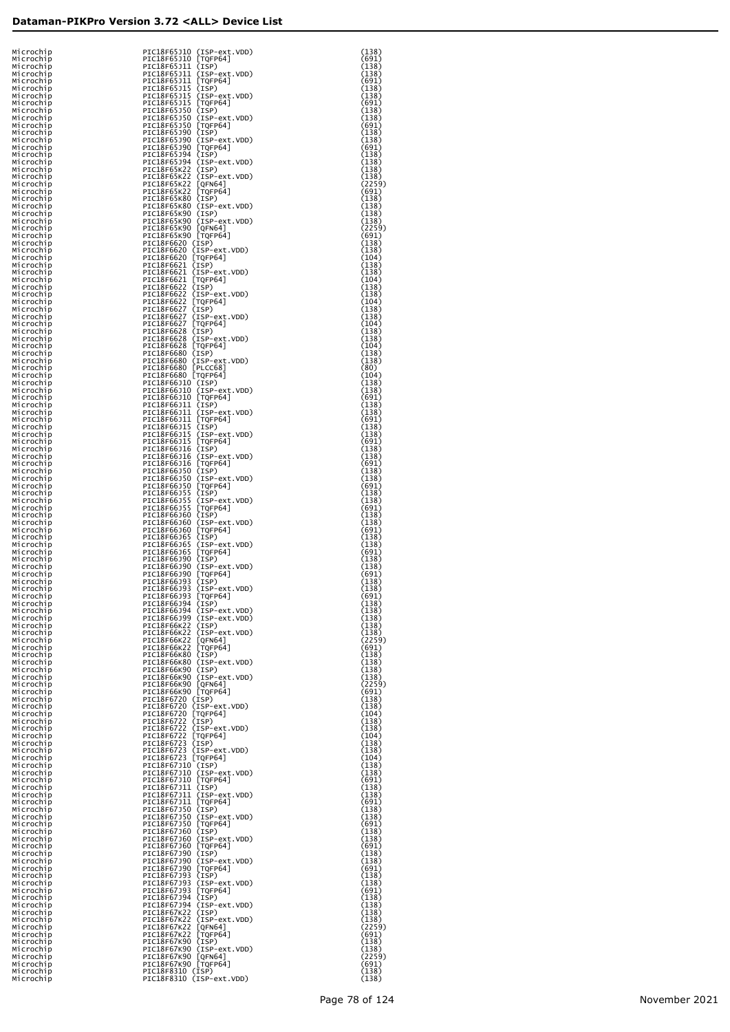| Manufacturer | Device | Package |
|---|---|---|
| Microchip | PIC18F65J10 (ISP-ext.VDD) | (138) |
| Microchip | PIC18F65J10 [TQFP64] | (691) |
| Microchip | PIC18F65J11 (ISP) | (138) |
| Microchip | PIC18F65J11 (ISP-ext.VDD) | (138) |
| Microchip | PIC18F65J11 [TQFP64] | (691) |
| Microchip | PIC18F65J15 (ISP) | (138) |
| Microchip | PIC18F65J15 (ISP-ext.VDD) | (138) |
| Microchip | PIC18F65J15 [TQFP64] | (691) |
| Microchip | PIC18F65J50 (ISP) | (138) |
| Microchip | PIC18F65J50 (ISP-ext.VDD) | (138) |
| Microchip | PIC18F65J50 [TQFP64] | (691) |
| Microchip | PIC18F65J90 (ISP) | (138) |
| Microchip | PIC18F65J90 (ISP-ext.VDD) | (138) |
| Microchip | PIC18F65J90 [TQFP64] | (691) |
| Microchip | PIC18F65J94 (ISP) | (138) |
| Microchip | PIC18F65J94 (ISP-ext.VDD) | (138) |
| Microchip | PIC18F65K22 (ISP) | (138) |
| Microchip | PIC18F65K22 (ISP-ext.VDD) | (138) |
| Microchip | PIC18F65K22 [QFN64] | (2259) |
| Microchip | PIC18F65K22 [TQFP64] | (691) |
| Microchip | PIC18F65K80 (ISP) | (138) |
| Microchip | PIC18F65K80 (ISP-ext.VDD) | (138) |
| Microchip | PIC18F65K90 (ISP) | (138) |
| Microchip | PIC18F65K90 (ISP-ext.VDD) | (138) |
| Microchip | PIC18F65K90 [QFN64] | (2259) |
| Microchip | PIC18F65K90 [TQFP64] | (691) |
| Microchip | PIC18F6620 (ISP) | (138) |
| Microchip | PIC18F6620 (ISP-ext.VDD) | (138) |
| Microchip | PIC18F6620 [TQFP64] | (104) |
| Microchip | PIC18F6621 (ISP) | (138) |
| Microchip | PIC18F6621 (ISP-ext.VDD) | (138) |
| Microchip | PIC18F6621 [TQFP64] | (104) |
| Microchip | PIC18F6622 (ISP) | (138) |
| Microchip | PIC18F6622 (ISP-ext.VDD) | (138) |
| Microchip | PIC18F6622 [TQFP64] | (104) |
| Microchip | PIC18F6627 (ISP) | (138) |
| Microchip | PIC18F6627 (ISP-ext.VDD) | (138) |
| Microchip | PIC18F6627 [TQFP64] | (104) |
| Microchip | PIC18F6628 (ISP) | (138) |
| Microchip | PIC18F6628 (ISP-ext.VDD) | (138) |
| Microchip | PIC18F6628 [TQFP64] | (104) |
| Microchip | PIC18F6680 (ISP) | (138) |
| Microchip | PIC18F6680 (ISP-ext.VDD) | (138) |
| Microchip | PIC18F6680 [PLCC68] | (80) |
| Microchip | PIC18F6680 [TQFP64] | (104) |
| Microchip | PIC18F66J10 (ISP) | (138) |
| Microchip | PIC18F66J10 (ISP-ext.VDD) | (138) |
| Microchip | PIC18F66J10 [TQFP64] | (691) |
| Microchip | PIC18F66J11 (ISP) | (138) |
| Microchip | PIC18F66J11 (ISP-ext.VDD) | (138) |
| Microchip | PIC18F66J11 [TQFP64] | (691) |
| Microchip | PIC18F66J15 (ISP) | (138) |
| Microchip | PIC18F66J15 (ISP-ext.VDD) | (138) |
| Microchip | PIC18F66J15 [TQFP64] | (691) |
| Microchip | PIC18F66J16 (ISP) | (138) |
| Microchip | PIC18F66J16 (ISP-ext.VDD) | (138) |
| Microchip | PIC18F66J16 [TQFP64] | (691) |
| Microchip | PIC18F66J50 (ISP) | (138) |
| Microchip | PIC18F66J50 (ISP-ext.VDD) | (138) |
| Microchip | PIC18F66J50 [TQFP64] | (691) |
| Microchip | PIC18F66J55 (ISP) | (138) |
| Microchip | PIC18F66J55 (ISP-ext.VDD) | (138) |
| Microchip | PIC18F66J55 [TQFP64] | (691) |
| Microchip | PIC18F66J60 (ISP) | (138) |
| Microchip | PIC18F66J60 (ISP-ext.VDD) | (138) |
| Microchip | PIC18F66J60 [TQFP64] | (691) |
| Microchip | PIC18F66J65 (ISP) | (138) |
| Microchip | PIC18F66J65 (ISP-ext.VDD) | (138) |
| Microchip | PIC18F66J65 [TQFP64] | (691) |
| Microchip | PIC18F66J90 (ISP) | (138) |
| Microchip | PIC18F66J90 (ISP-ext.VDD) | (138) |
| Microchip | PIC18F66J90 [TQFP64] | (691) |
| Microchip | PIC18F66J93 (ISP) | (138) |
| Microchip | PIC18F66J93 (ISP-ext.VDD) | (138) |
| Microchip | PIC18F66J93 [TQFP64] | (691) |
| Microchip | PIC18F66J94 (ISP) | (138) |
| Microchip | PIC18F66J94 (ISP-ext.VDD) | (138) |
| Microchip | PIC18F66J99 (ISP-ext.VDD) | (138) |
| Microchip | PIC18F66K22 (ISP) | (138) |
| Microchip | PIC18F66K22 (ISP-ext.VDD) | (138) |
| Microchip | PIC18F66K22 [QFN64] | (2259) |
| Microchip | PIC18F66K22 [TQFP64] | (691) |
| Microchip | PIC18F66K80 (ISP) | (138) |
| Microchip | PIC18F66K80 (ISP-ext.VDD) | (138) |
| Microchip | PIC18F66K90 (ISP) | (138) |
| Microchip | PIC18F66K90 (ISP-ext.VDD) | (138) |
| Microchip | PIC18F66K90 [QFN64] | (2259) |
| Microchip | PIC18F66K90 [TQFP64] | (691) |
| Microchip | PIC18F6720 (ISP) | (138) |
| Microchip | PIC18F6720 (ISP-ext.VDD) | (138) |
| Microchip | PIC18F6720 [TQFP64] | (104) |
| Microchip | PIC18F6722 (ISP) | (138) |
| Microchip | PIC18F6722 (ISP-ext.VDD) | (138) |
| Microchip | PIC18F6722 [TQFP64] | (104) |
| Microchip | PIC18F6723 (ISP) | (138) |
| Microchip | PIC18F6723 (ISP-ext.VDD) | (138) |
| Microchip | PIC18F6723 [TQFP64] | (104) |
| Microchip | PIC18F67J10 (ISP) | (138) |
| Microchip | PIC18F67J10 (ISP-ext.VDD) | (138) |
| Microchip | PIC18F67J10 [TQFP64] | (691) |
| Microchip | PIC18F67J11 (ISP) | (138) |
| Microchip | PIC18F67J11 (ISP-ext.VDD) | (138) |
| Microchip | PIC18F67J11 [TQFP64] | (691) |
| Microchip | PIC18F67J50 (ISP) | (138) |
| Microchip | PIC18F67J50 (ISP-ext.VDD) | (138) |
| Microchip | PIC18F67J50 [TQFP64] | (691) |
| Microchip | PIC18F67J60 (ISP) | (138) |
| Microchip | PIC18F67J60 (ISP-ext.VDD) | (138) |
| Microchip | PIC18F67J60 [TQFP64] | (691) |
| Microchip | PIC18F67J90 (ISP) | (138) |
| Microchip | PIC18F67J90 (ISP-ext.VDD) | (138) |
| Microchip | PIC18F67J90 [TQFP64] | (691) |
| Microchip | PIC18F67J93 (ISP) | (138) |
| Microchip | PIC18F67J93 (ISP-ext.VDD) | (138) |
| Microchip | PIC18F67J93 [TQFP64] | (691) |
| Microchip | PIC18F67J94 (ISP) | (138) |
| Microchip | PIC18F67J94 (ISP-ext.VDD) | (138) |
| Microchip | PIC18F67K22 (ISP) | (138) |
| Microchip | PIC18F67K22 (ISP-ext.VDD) | (138) |
| Microchip | PIC18F67K22 [QFN64] | (2259) |
| Microchip | PIC18F67K22 [TQFP64] | (691) |
| Microchip | PIC18F67K90 (ISP) | (138) |
| Microchip | PIC18F67K90 (ISP-ext.VDD) | (138) |
| Microchip | PIC18F67K90 [QFN64] | (2259) |
| Microchip | PIC18F67K90 [TQFP64] | (691) |
| Microchip | PIC18F8310 (ISP) | (138) |
| Microchip | PIC18F8310 (ISP-ext.VDD) | (138) |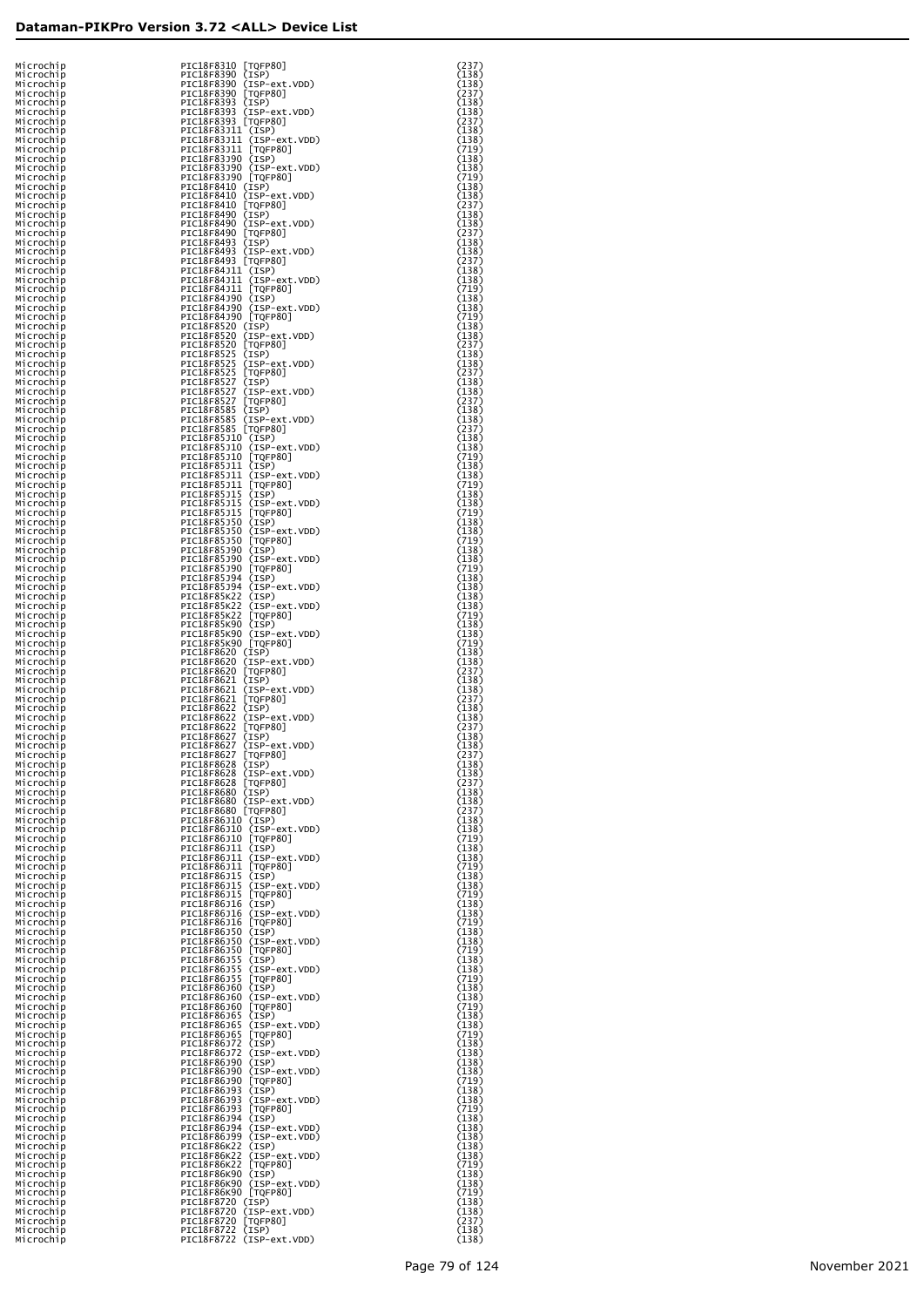## Dataman-PIKPro Version 3.72 <ALL> Device List

| | | |
|---|---|---|
| Microchip | PIC18F8310 [TQFP80] | (237) |
| Microchip | PIC18F8390 (ISP) | (138) |
| Microchip | PIC18F8390 (ISP-ext.VDD) | (138) |
| Microchip | PIC18F8390 [TQFP80] | (237) |
| Microchip | PIC18F8393 (ISP) | (138) |
| Microchip | PIC18F8393 (ISP-ext.VDD) | (138) |
| Microchip | PIC18F8393 [TQFP80] | (237) |
| Microchip | PIC18F83J11 (ISP) | (138) |
| Microchip | PIC18F83J11 (ISP-ext.VDD) | (138) |
| Microchip | PIC18F83J11 [TQFP80] | (719) |
| Microchip | PIC18F83J90 (ISP) | (138) |
| Microchip | PIC18F83J90 (ISP-ext.VDD) | (138) |
| Microchip | PIC18F83J90 [TQFP80] | (719) |
| Microchip | PIC18F8410 (ISP) | (138) |
| Microchip | PIC18F8410 (ISP-ext.VDD) | (138) |
| Microchip | PIC18F8410 [TQFP80] | (237) |
| Microchip | PIC18F8490 (ISP) | (138) |
| Microchip | PIC18F8490 (ISP-ext.VDD) | (138) |
| Microchip | PIC18F8490 [TQFP80] | (237) |
| Microchip | PIC18F8493 (ISP) | (138) |
| Microchip | PIC18F8493 (ISP-ext.VDD) | (138) |
| Microchip | PIC18F8493 [TQFP80] | (237) |
| Microchip | PIC18F84J11 (ISP) | (138) |
| Microchip | PIC18F84J11 (ISP-ext.VDD) | (138) |
| Microchip | PIC18F84J11 [TQFP80] | (719) |
| Microchip | PIC18F84J90 (ISP) | (138) |
| Microchip | PIC18F84J90 (ISP-ext.VDD) | (138) |
| Microchip | PIC18F84J90 [TQFP80] | (719) |
| Microchip | PIC18F8520 (ISP) | (138) |
| Microchip | PIC18F8520 (ISP-ext.VDD) | (138) |
| Microchip | PIC18F8520 [TQFP80] | (237) |
| Microchip | PIC18F8525 (ISP) | (138) |
| Microchip | PIC18F8525 (ISP-ext.VDD) | (138) |
| Microchip | PIC18F8525 [TQFP80] | (237) |
| Microchip | PIC18F8527 (ISP) | (138) |
| Microchip | PIC18F8527 (ISP-ext.VDD) | (138) |
| Microchip | PIC18F8527 [TQFP80] | (237) |
| Microchip | PIC18F8585 (ISP) | (138) |
| Microchip | PIC18F8585 (ISP-ext.VDD) | (138) |
| Microchip | PIC18F8585 [TQFP80] | (237) |
| Microchip | PIC18F85J10 (ISP) | (138) |
| Microchip | PIC18F85J10 (ISP-ext.VDD) | (138) |
| Microchip | PIC18F85J10 [TQFP80] | (719) |
| Microchip | PIC18F85J11 (ISP) | (138) |
| Microchip | PIC18F85J11 (ISP-ext.VDD) | (138) |
| Microchip | PIC18F85J11 [TQFP80] | (719) |
| Microchip | PIC18F85J15 (ISP) | (138) |
| Microchip | PIC18F85J15 (ISP-ext.VDD) | (138) |
| Microchip | PIC18F85J15 [TQFP80] | (719) |
| Microchip | PIC18F85J50 (ISP) | (138) |
| Microchip | PIC18F85J50 (ISP-ext.VDD) | (138) |
| Microchip | PIC18F85J50 [TQFP80] | (719) |
| Microchip | PIC18F85J90 (ISP) | (138) |
| Microchip | PIC18F85J90 (ISP-ext.VDD) | (138) |
| Microchip | PIC18F85J90 [TQFP80] | (719) |
| Microchip | PIC18F85J94 (ISP) | (138) |
| Microchip | PIC18F85J94 (ISP-ext.VDD) | (138) |
| Microchip | PIC18F85K22 (ISP) | (138) |
| Microchip | PIC18F85K22 (ISP-ext.VDD) | (138) |
| Microchip | PIC18F85K22 [TQFP80] | (719) |
| Microchip | PIC18F85K90 (ISP) | (138) |
| Microchip | PIC18F85K90 (ISP-ext.VDD) | (138) |
| Microchip | PIC18F85K90 [TQFP80] | (719) |
| Microchip | PIC18F8620 (ISP) | (138) |
| Microchip | PIC18F8620 (ISP-ext.VDD) | (138) |
| Microchip | PIC18F8620 [TQFP80] | (237) |
| Microchip | PIC18F8621 (ISP) | (138) |
| Microchip | PIC18F8621 (ISP-ext.VDD) | (138) |
| Microchip | PIC18F8621 [TQFP80] | (237) |
| Microchip | PIC18F8622 (ISP) | (138) |
| Microchip | PIC18F8622 (ISP-ext.VDD) | (138) |
| Microchip | PIC18F8622 [TQFP80] | (237) |
| Microchip | PIC18F8627 (ISP) | (138) |
| Microchip | PIC18F8627 (ISP-ext.VDD) | (138) |
| Microchip | PIC18F8627 [TQFP80] | (237) |
| Microchip | PIC18F8628 (ISP) | (138) |
| Microchip | PIC18F8628 (ISP-ext.VDD) | (138) |
| Microchip | PIC18F8628 [TQFP80] | (237) |
| Microchip | PIC18F8680 (ISP) | (138) |
| Microchip | PIC18F8680 (ISP-ext.VDD) | (138) |
| Microchip | PIC18F8680 [TQFP80] | (237) |
| Microchip | PIC18F86J10 (ISP) | (138) |
| Microchip | PIC18F86J10 (ISP-ext.VDD) | (138) |
| Microchip | PIC18F86J10 [TQFP80] | (719) |
| Microchip | PIC18F86J11 (ISP) | (138) |
| Microchip | PIC18F86J11 (ISP-ext.VDD) | (138) |
| Microchip | PIC18F86J11 [TQFP80] | (719) |
| Microchip | PIC18F86J15 (ISP) | (138) |
| Microchip | PIC18F86J15 (ISP-ext.VDD) | (138) |
| Microchip | PIC18F86J15 [TQFP80] | (719) |
| Microchip | PIC18F86J16 (ISP) | (138) |
| Microchip | PIC18F86J16 (ISP-ext.VDD) | (138) |
| Microchip | PIC18F86J16 [TQFP80] | (719) |
| Microchip | PIC18F86J50 (ISP) | (138) |
| Microchip | PIC18F86J50 (ISP-ext.VDD) | (138) |
| Microchip | PIC18F86J50 [TQFP80] | (719) |
| Microchip | PIC18F86J55 (ISP) | (138) |
| Microchip | PIC18F86J55 (ISP-ext.VDD) | (138) |
| Microchip | PIC18F86J55 [TQFP80] | (719) |
| Microchip | PIC18F86J60 (ISP) | (138) |
| Microchip | PIC18F86J60 (ISP-ext.VDD) | (138) |
| Microchip | PIC18F86J60 [TQFP80] | (719) |
| Microchip | PIC18F86J65 (ISP) | (138) |
| Microchip | PIC18F86J65 (ISP-ext.VDD) | (138) |
| Microchip | PIC18F86J65 [TQFP80] | (719) |
| Microchip | PIC18F86J72 (ISP) | (138) |
| Microchip | PIC18F86J72 (ISP-ext.VDD) | (138) |
| Microchip | PIC18F86J90 (ISP) | (138) |
| Microchip | PIC18F86J90 (ISP-ext.VDD) | (138) |
| Microchip | PIC18F86J90 [TQFP80] | (719) |
| Microchip | PIC18F86J93 (ISP) | (138) |
| Microchip | PIC18F86J93 (ISP-ext.VDD) | (138) |
| Microchip | PIC18F86J93 [TQFP80] | (719) |
| Microchip | PIC18F86J94 (ISP) | (138) |
| Microchip | PIC18F86J94 (ISP-ext.VDD) | (138) |
| Microchip | PIC18F86J99 (ISP-ext.VDD) | (138) |
| Microchip | PIC18F86K22 (ISP) | (138) |
| Microchip | PIC18F86K22 (ISP-ext.VDD) | (138) |
| Microchip | PIC18F86K22 [TQFP80] | (719) |
| Microchip | PIC18F86K90 (ISP) | (138) |
| Microchip | PIC18F86K90 (ISP-ext.VDD) | (138) |
| Microchip | PIC18F86K90 [TQFP80] | (719) |
| Microchip | PIC18F8720 (ISP) | (138) |
| Microchip | PIC18F8720 (ISP-ext.VDD) | (138) |
| Microchip | PIC18F8720 [TQFP80] | (237) |
| Microchip | PIC18F8722 (ISP) | (138) |
| Microchip | PIC18F8722 (ISP-ext.VDD) | (138) |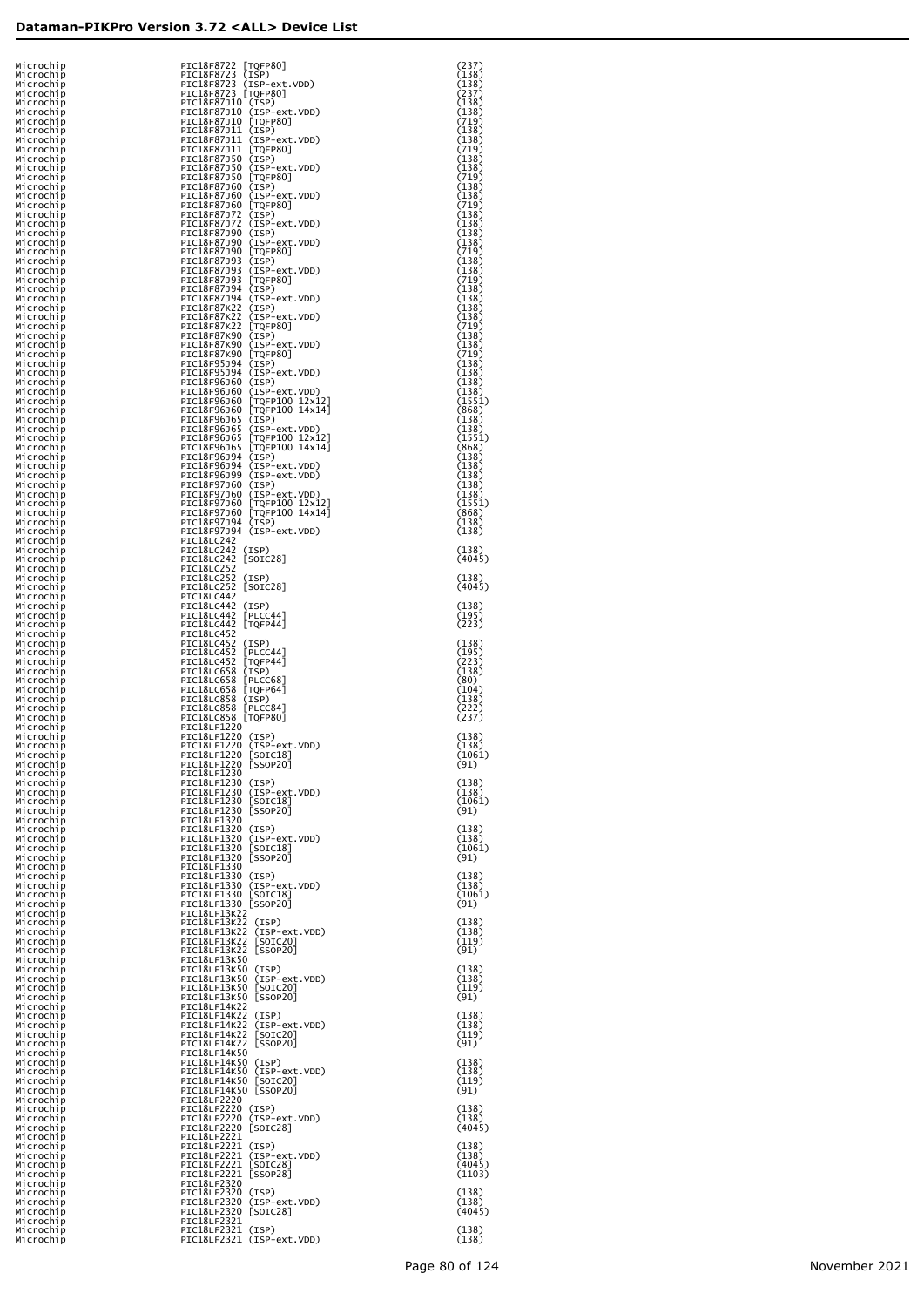## Dataman-PIKPro Version 3.72 <ALL> Device List

| | | |
|---|---|---|
| Microchip | PIC18F8722 [TQFP80] | (237) |
| Microchip | PIC18F8723 (ISP) | (138) |
| Microchip | PIC18F8723 (ISP-ext.VDD) | (138) |
| Microchip | PIC18F8723 [TQFP80] | (237) |
| Microchip | PIC18F87J10 (ISP) | (138) |
| Microchip | PIC18F87J10 (ISP-ext.VDD) | (138) |
| Microchip | PIC18F87J10 [TQFP80] | (719) |
| Microchip | PIC18F87J11 (ISP) | (138) |
| Microchip | PIC18F87J11 (ISP-ext.VDD) | (138) |
| Microchip | PIC18F87J11 [TQFP80] | (719) |
| Microchip | PIC18F87J50 (ISP) | (138) |
| Microchip | PIC18F87J50 (ISP-ext.VDD) | (138) |
| Microchip | PIC18F87J50 [TQFP80] | (719) |
| Microchip | PIC18F87J60 (ISP) | (138) |
| Microchip | PIC18F87J60 (ISP-ext.VDD) | (138) |
| Microchip | PIC18F87J60 [TQFP80] | (719) |
| Microchip | PIC18F87J72 (ISP) | (138) |
| Microchip | PIC18F87J72 (ISP-ext.VDD) | (138) |
| Microchip | PIC18F87J90 (ISP) | (138) |
| Microchip | PIC18F87J90 (ISP-ext.VDD) | (138) |
| Microchip | PIC18F87J90 [TQFP80] | (719) |
| Microchip | PIC18F87J93 (ISP) | (138) |
| Microchip | PIC18F87J93 (ISP-ext.VDD) | (138) |
| Microchip | PIC18F87J93 [TQFP80] | (719) |
| Microchip | PIC18F87J94 (ISP) | (138) |
| Microchip | PIC18F87J94 (ISP-ext.VDD) | (138) |
| Microchip | PIC18F87K22 (ISP) | (138) |
| Microchip | PIC18F87K22 (ISP-ext.VDD) | (138) |
| Microchip | PIC18F87K22 [TQFP80] | (719) |
| Microchip | PIC18F87K90 (ISP) | (138) |
| Microchip | PIC18F87K90 (ISP-ext.VDD) | (138) |
| Microchip | PIC18F87K90 [TQFP80] | (719) |
| Microchip | PIC18F95J94 (ISP) | (138) |
| Microchip | PIC18F95J94 (ISP-ext.VDD) | (138) |
| Microchip | PIC18F96J60 (ISP) | (138) |
| Microchip | PIC18F96J60 (ISP-ext.VDD) | (138) |
| Microchip | PIC18F96J60 [TQFP100 12x12] | (1551) |
| Microchip | PIC18F96J60 [TQFP100 14x14] | (868) |
| Microchip | PIC18F96J65 (ISP) | (138) |
| Microchip | PIC18F96J65 (ISP-ext.VDD) | (138) |
| Microchip | PIC18F96J65 [TQFP100 12x12] | (1551) |
| Microchip | PIC18F96J65 [TQFP100 14x14] | (868) |
| Microchip | PIC18F96J94 (ISP) | (138) |
| Microchip | PIC18F96J94 (ISP-ext.VDD) | (138) |
| Microchip | PIC18F96J99 (ISP-ext.VDD) | (138) |
| Microchip | PIC18F97J60 (ISP) | (138) |
| Microchip | PIC18F97J60 (ISP-ext.VDD) | (138) |
| Microchip | PIC18F97J60 [TQFP100 12x12] | (1551) |
| Microchip | PIC18F97J60 [TQFP100 14x14] | (868) |
| Microchip | PIC18F97J94 (ISP) | (138) |
| Microchip | PIC18F97J94 (ISP-ext.VDD) | (138) |
| Microchip | PIC18LC242 | |
| Microchip | PIC18LC242 (ISP) | (138) |
| Microchip | PIC18LC242 [SOIC28] | (4045) |
| Microchip | PIC18LC252 | |
| Microchip | PIC18LC252 (ISP) | (138) |
| Microchip | PIC18LC252 [SOIC28] | (4045) |
| Microchip | PIC18LC442 | |
| Microchip | PIC18LC442 (ISP) | (138) |
| Microchip | PIC18LC442 [PLCC44] | (195) |
| Microchip | PIC18LC442 [TQFP44] | (223) |
| Microchip | PIC18LC452 | |
| Microchip | PIC18LC452 (ISP) | (138) |
| Microchip | PIC18LC452 [PLCC44] | (195) |
| Microchip | PIC18LC452 [TQFP44] | (223) |
| Microchip | PIC18LC658 (ISP) | (138) |
| Microchip | PIC18LC658 [PLCC68] | (80) |
| Microchip | PIC18LC658 [TQFP64] | (104) |
| Microchip | PIC18LC858 (ISP) | (138) |
| Microchip | PIC18LC858 [PLCC84] | (222) |
| Microchip | PIC18LC858 [TQFP80] | (237) |
| Microchip | PIC18LF1220 | |
| Microchip | PIC18LF1220 (ISP) | (138) |
| Microchip | PIC18LF1220 (ISP-ext.VDD) | (138) |
| Microchip | PIC18LF1220 [SOIC18] | (1061) |
| Microchip | PIC18LF1220 [SSOP20] | (91) |
| Microchip | PIC18LF1230 | |
| Microchip | PIC18LF1230 (ISP) | (138) |
| Microchip | PIC18LF1230 (ISP-ext.VDD) | (138) |
| Microchip | PIC18LF1230 [SOIC18] | (1061) |
| Microchip | PIC18LF1230 [SSOP20] | (91) |
| Microchip | PIC18LF1320 | |
| Microchip | PIC18LF1320 (ISP) | (138) |
| Microchip | PIC18LF1320 (ISP-ext.VDD) | (138) |
| Microchip | PIC18LF1320 [SOIC18] | (1061) |
| Microchip | PIC18LF1320 [SSOP20] | (91) |
| Microchip | PIC18LF1330 | |
| Microchip | PIC18LF1330 (ISP) | (138) |
| Microchip | PIC18LF1330 (ISP-ext.VDD) | (138) |
| Microchip | PIC18LF1330 [SOIC18] | (1061) |
| Microchip | PIC18LF1330 [SSOP20] | (91) |
| Microchip | PIC18LF13K22 | |
| Microchip | PIC18LF13K22 (ISP) | (138) |
| Microchip | PIC18LF13K22 (ISP-ext.VDD) | (138) |
| Microchip | PIC18LF13K22 [SOIC20] | (119) |
| Microchip | PIC18LF13K22 [SSOP20] | (91) |
| Microchip | PIC18LF13K50 | |
| Microchip | PIC18LF13K50 (ISP) | (138) |
| Microchip | PIC18LF13K50 (ISP-ext.VDD) | (138) |
| Microchip | PIC18LF13K50 [SOIC20] | (119) |
| Microchip | PIC18LF13K50 [SSOP20] | (91) |
| Microchip | PIC18LF14K22 | |
| Microchip | PIC18LF14K22 (ISP) | (138) |
| Microchip | PIC18LF14K22 (ISP-ext.VDD) | (138) |
| Microchip | PIC18LF14K22 [SOIC20] | (119) |
| Microchip | PIC18LF14K22 [SSOP20] | (91) |
| Microchip | PIC18LF14K50 | |
| Microchip | PIC18LF14K50 (ISP) | (138) |
| Microchip | PIC18LF14K50 (ISP-ext.VDD) | (138) |
| Microchip | PIC18LF14K50 [SOIC20] | (119) |
| Microchip | PIC18LF14K50 [SSOP20] | (91) |
| Microchip | PIC18LF2220 | |
| Microchip | PIC18LF2220 (ISP) | (138) |
| Microchip | PIC18LF2220 (ISP-ext.VDD) | (138) |
| Microchip | PIC18LF2220 [SOIC28] | (4045) |
| Microchip | PIC18LF2221 | |
| Microchip | PIC18LF2221 (ISP) | (138) |
| Microchip | PIC18LF2221 (ISP-ext.VDD) | (138) |
| Microchip | PIC18LF2221 [SOIC28] | (4045) |
| Microchip | PIC18LF2221 [SSOP28] | (1103) |
| Microchip | PIC18LF2320 | |
| Microchip | PIC18LF2320 (ISP) | (138) |
| Microchip | PIC18LF2320 (ISP-ext.VDD) | (138) |
| Microchip | PIC18LF2320 [SOIC28] | (4045) |
| Microchip | PIC18LF2321 | |
| Microchip | PIC18LF2321 (ISP) | (138) |
| Microchip | PIC18LF2321 (ISP-ext.VDD) | (138) |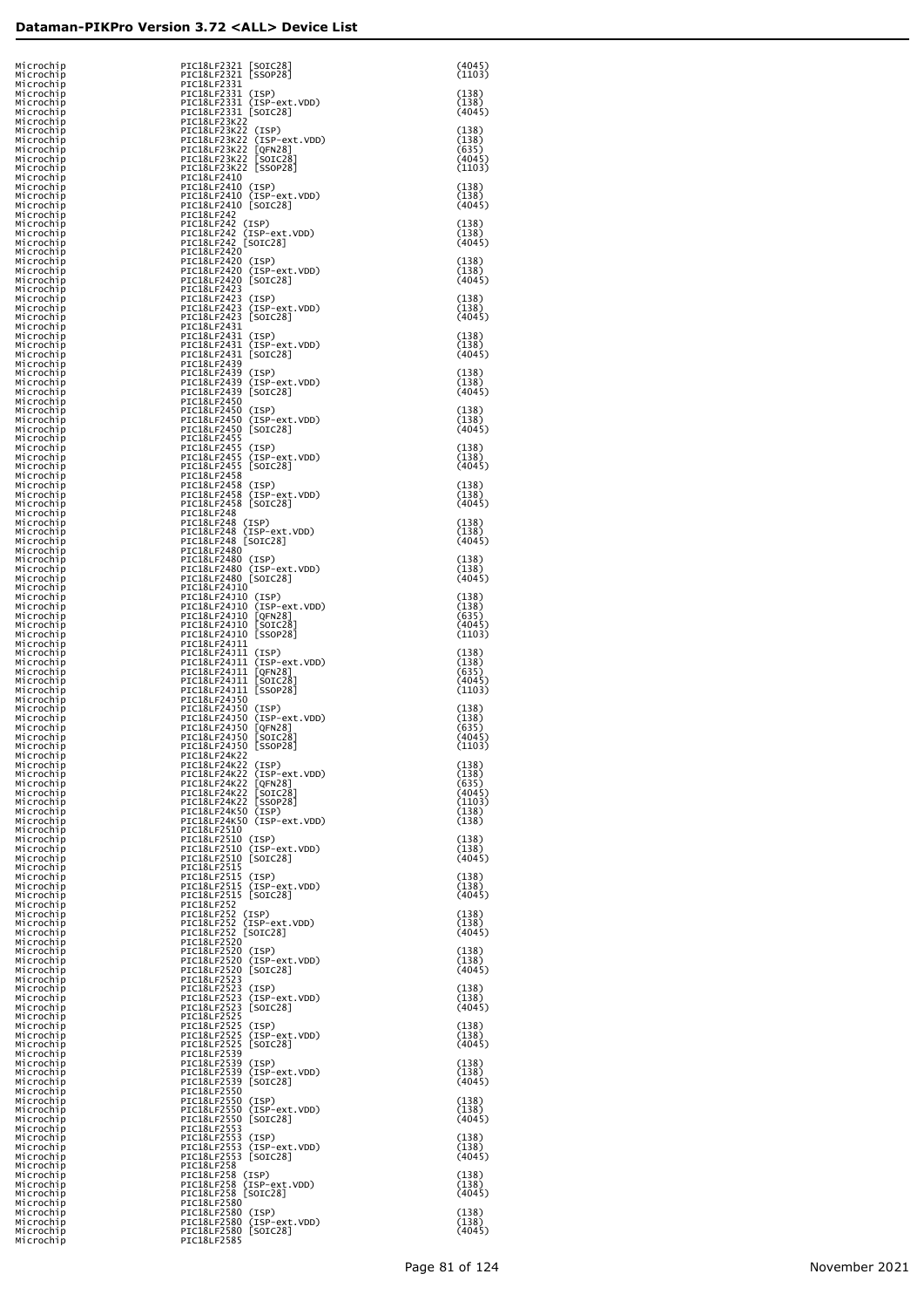| | | |
|---|---|---|
| Microchip | PIC18LF2321 [SOIC28] | (4045) |
| Microchip | PIC18LF2321 [SSOP28] | (1103) |
| Microchip | PIC18LF2331 | |
| Microchip | PIC18LF2331 (ISP) | (138) |
| Microchip | PIC18LF2331 (ISP-ext.VDD) | (138) |
| Microchip | PIC18LF2331 [SOIC28] | (4045) |
| Microchip | PIC18LF23K22 | |
| Microchip | PIC18LF23K22 (ISP) | (138) |
| Microchip | PIC18LF23K22 (ISP-ext.VDD) | (138) |
| Microchip | PIC18LF23K22 [QFN28] | (635) |
| Microchip | PIC18LF23K22 [SOIC28] | (4045) |
| Microchip | PIC18LF23K22 [SSOP28] | (1103) |
| Microchip | PIC18LF2410 | |
| Microchip | PIC18LF2410 (ISP) | (138) |
| Microchip | PIC18LF2410 (ISP-ext.VDD) | (138) |
| Microchip | PIC18LF2410 [SOIC28] | (4045) |
| Microchip | PIC18LF242 | |
| Microchip | PIC18LF242 (ISP) | (138) |
| Microchip | PIC18LF242 (ISP-ext.VDD) | (138) |
| Microchip | PIC18LF242 [SOIC28] | (4045) |
| Microchip | PIC18LF2420 | |
| Microchip | PIC18LF2420 (ISP) | (138) |
| Microchip | PIC18LF2420 (ISP-ext.VDD) | (138) |
| Microchip | PIC18LF2420 [SOIC28] | (4045) |
| Microchip | PIC18LF2423 | |
| Microchip | PIC18LF2423 (ISP) | (138) |
| Microchip | PIC18LF2423 (ISP-ext.VDD) | (138) |
| Microchip | PIC18LF2423 [SOIC28] | (4045) |
| Microchip | PIC18LF2431 | |
| Microchip | PIC18LF2431 (ISP) | (138) |
| Microchip | PIC18LF2431 (ISP-ext.VDD) | (138) |
| Microchip | PIC18LF2431 [SOIC28] | (4045) |
| Microchip | PIC18LF2439 | |
| Microchip | PIC18LF2439 (ISP) | (138) |
| Microchip | PIC18LF2439 (ISP-ext.VDD) | (138) |
| Microchip | PIC18LF2439 [SOIC28] | (4045) |
| Microchip | PIC18LF2450 | |
| Microchip | PIC18LF2450 (ISP) | (138) |
| Microchip | PIC18LF2450 (ISP-ext.VDD) | (138) |
| Microchip | PIC18LF2450 [SOIC28] | (4045) |
| Microchip | PIC18LF2455 | |
| Microchip | PIC18LF2455 (ISP) | (138) |
| Microchip | PIC18LF2455 (ISP-ext.VDD) | (138) |
| Microchip | PIC18LF2455 [SOIC28] | (4045) |
| Microchip | PIC18LF2458 | |
| Microchip | PIC18LF2458 (ISP) | (138) |
| Microchip | PIC18LF2458 (ISP-ext.VDD) | (138) |
| Microchip | PIC18LF2458 [SOIC28] | (4045) |
| Microchip | PIC18LF248 | |
| Microchip | PIC18LF248 (ISP) | (138) |
| Microchip | PIC18LF248 (ISP-ext.VDD) | (138) |
| Microchip | PIC18LF248 [SOIC28] | (4045) |
| Microchip | PIC18LF2480 | |
| Microchip | PIC18LF2480 (ISP) | (138) |
| Microchip | PIC18LF2480 (ISP-ext.VDD) | (138) |
| Microchip | PIC18LF2480 [SOIC28] | (4045) |
| Microchip | PIC18LF24J10 | |
| Microchip | PIC18LF24J10 (ISP) | (138) |
| Microchip | PIC18LF24J10 (ISP-ext.VDD) | (138) |
| Microchip | PIC18LF24J10 [QFN28] | (635) |
| Microchip | PIC18LF24J10 [SOIC28] | (4045) |
| Microchip | PIC18LF24J10 [SSOP28] | (1103) |
| Microchip | PIC18LF24J11 | |
| Microchip | PIC18LF24J11 (ISP) | (138) |
| Microchip | PIC18LF24J11 (ISP-ext.VDD) | (138) |
| Microchip | PIC18LF24J11 [QFN28] | (635) |
| Microchip | PIC18LF24J11 [SOIC28] | (4045) |
| Microchip | PIC18LF24J11 [SSOP28] | (1103) |
| Microchip | PIC18LF24J50 | |
| Microchip | PIC18LF24J50 (ISP) | (138) |
| Microchip | PIC18LF24J50 (ISP-ext.VDD) | (138) |
| Microchip | PIC18LF24J50 [QFN28] | (635) |
| Microchip | PIC18LF24J50 [SOIC28] | (4045) |
| Microchip | PIC18LF24J50 [SSOP28] | (1103) |
| Microchip | PIC18LF24K22 | |
| Microchip | PIC18LF24K22 (ISP) | (138) |
| Microchip | PIC18LF24K22 (ISP-ext.VDD) | (138) |
| Microchip | PIC18LF24K22 [QFN28] | (635) |
| Microchip | PIC18LF24K22 [SOIC28] | (4045) |
| Microchip | PIC18LF24K22 [SSOP28] | (1103) |
| Microchip | PIC18LF24K50 (ISP) | (138) |
| Microchip | PIC18LF24K50 (ISP-ext.VDD) | (138) |
| Microchip | PIC18LF2510 | |
| Microchip | PIC18LF2510 (ISP) | (138) |
| Microchip | PIC18LF2510 (ISP-ext.VDD) | (138) |
| Microchip | PIC18LF2510 [SOIC28] | (4045) |
| Microchip | PIC18LF2515 | |
| Microchip | PIC18LF2515 (ISP) | (138) |
| Microchip | PIC18LF2515 (ISP-ext.VDD) | (138) |
| Microchip | PIC18LF2515 [SOIC28] | (4045) |
| Microchip | PIC18LF252 | |
| Microchip | PIC18LF252 (ISP) | (138) |
| Microchip | PIC18LF252 (ISP-ext.VDD) | (138) |
| Microchip | PIC18LF252 [SOIC28] | (4045) |
| Microchip | PIC18LF2520 | |
| Microchip | PIC18LF2520 (ISP) | (138) |
| Microchip | PIC18LF2520 (ISP-ext.VDD) | (138) |
| Microchip | PIC18LF2520 [SOIC28] | (4045) |
| Microchip | PIC18LF2523 | |
| Microchip | PIC18LF2523 (ISP) | (138) |
| Microchip | PIC18LF2523 (ISP-ext.VDD) | (138) |
| Microchip | PIC18LF2523 [SOIC28] | (4045) |
| Microchip | PIC18LF2525 | |
| Microchip | PIC18LF2525 (ISP) | (138) |
| Microchip | PIC18LF2525 (ISP-ext.VDD) | (138) |
| Microchip | PIC18LF2525 [SOIC28] | (4045) |
| Microchip | PIC18LF2539 | |
| Microchip | PIC18LF2539 (ISP) | (138) |
| Microchip | PIC18LF2539 (ISP-ext.VDD) | (138) |
| Microchip | PIC18LF2539 [SOIC28] | (4045) |
| Microchip | PIC18LF2550 | |
| Microchip | PIC18LF2550 (ISP) | (138) |
| Microchip | PIC18LF2550 (ISP-ext.VDD) | (138) |
| Microchip | PIC18LF2550 [SOIC28] | (4045) |
| Microchip | PIC18LF2553 | |
| Microchip | PIC18LF2553 (ISP) | (138) |
| Microchip | PIC18LF2553 (ISP-ext.VDD) | (138) |
| Microchip | PIC18LF2553 [SOIC28] | (4045) |
| Microchip | PIC18LF258 | |
| Microchip | PIC18LF258 (ISP) | (138) |
| Microchip | PIC18LF258 (ISP-ext.VDD) | (138) |
| Microchip | PIC18LF258 [SOIC28] | (4045) |
| Microchip | PIC18LF2580 | |
| Microchip | PIC18LF2580 (ISP) | (138) |
| Microchip | PIC18LF2580 (ISP-ext.VDD) | (138) |
| Microchip | PIC18LF2580 [SOIC28] | (4045) |
| Microchip | PIC18LF2585 | |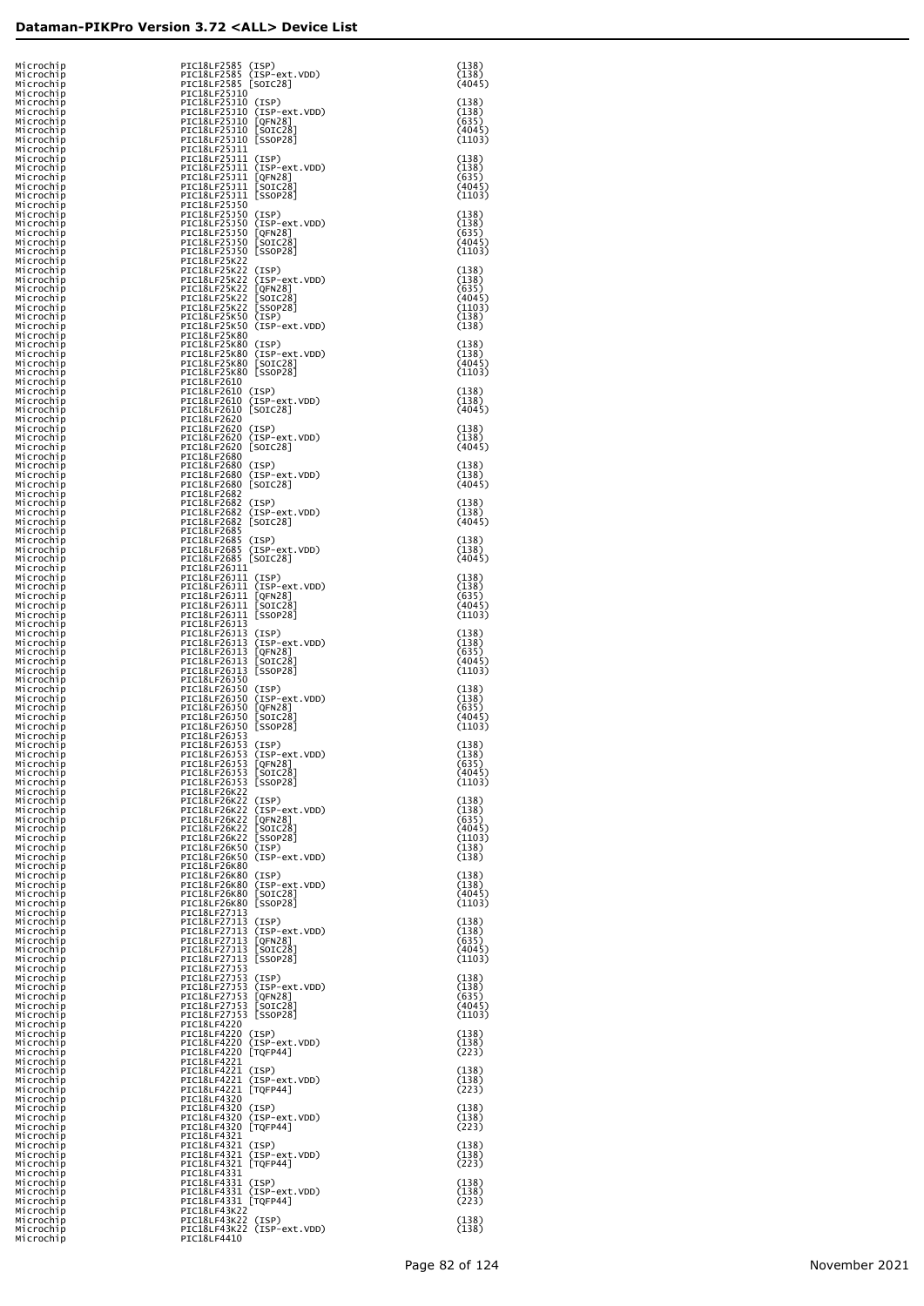| | | |
|---|---|---|
| Microchip | PIC18LF2585 (ISP) | (138) |
| Microchip | PIC18LF2585 (ISP-ext.VDD) | (138) |
| Microchip | PIC18LF2585 [SOIC28] | (4045) |
| Microchip | PIC18LF25J10 | |
| Microchip | PIC18LF25J10 (ISP) | (138) |
| Microchip | PIC18LF25J10 (ISP-ext.VDD) | (138) |
| Microchip | PIC18LF25J10 [QFN28] | (635) |
| Microchip | PIC18LF25J10 [SOIC28] | (4045) |
| Microchip | PIC18LF25J10 [SSOP28] | (1103) |
| Microchip | PIC18LF25J11 | |
| Microchip | PIC18LF25J11 (ISP) | (138) |
| Microchip | PIC18LF25J11 (ISP-ext.VDD) | (138) |
| Microchip | PIC18LF25J11 [QFN28] | (635) |
| Microchip | PIC18LF25J11 [SOIC28] | (4045) |
| Microchip | PIC18LF25J11 [SSOP28] | (1103) |
| Microchip | PIC18LF25J50 | |
| Microchip | PIC18LF25J50 (ISP) | (138) |
| Microchip | PIC18LF25J50 (ISP-ext.VDD) | (138) |
| Microchip | PIC18LF25J50 [QFN28] | (635) |
| Microchip | PIC18LF25J50 [SOIC28] | (4045) |
| Microchip | PIC18LF25J50 [SSOP28] | (1103) |
| Microchip | PIC18LF25K22 | |
| Microchip | PIC18LF25K22 (ISP) | (138) |
| Microchip | PIC18LF25K22 (ISP-ext.VDD) | (138) |
| Microchip | PIC18LF25K22 [QFN28] | (635) |
| Microchip | PIC18LF25K22 [SOIC28] | (4045) |
| Microchip | PIC18LF25K22 [SSOP28] | (1103) |
| Microchip | PIC18LF25K50 (ISP) | (138) |
| Microchip | PIC18LF25K50 (ISP-ext.VDD) | (138) |
| Microchip | PIC18LF25K80 | |
| Microchip | PIC18LF25K80 (ISP) | (138) |
| Microchip | PIC18LF25K80 (ISP-ext.VDD) | (138) |
| Microchip | PIC18LF25K80 [SOIC28] | (4045) |
| Microchip | PIC18LF25K80 [SSOP28] | (1103) |
| Microchip | PIC18LF2610 | |
| Microchip | PIC18LF2610 (ISP) | (138) |
| Microchip | PIC18LF2610 (ISP-ext.VDD) | (138) |
| Microchip | PIC18LF2610 [SOIC28] | (4045) |
| Microchip | PIC18LF2620 | |
| Microchip | PIC18LF2620 (ISP) | (138) |
| Microchip | PIC18LF2620 (ISP-ext.VDD) | (138) |
| Microchip | PIC18LF2620 [SOIC28] | (4045) |
| Microchip | PIC18LF2680 | |
| Microchip | PIC18LF2680 (ISP) | (138) |
| Microchip | PIC18LF2680 (ISP-ext.VDD) | (138) |
| Microchip | PIC18LF2680 [SOIC28] | (4045) |
| Microchip | PIC18LF2682 | |
| Microchip | PIC18LF2682 (ISP) | (138) |
| Microchip | PIC18LF2682 (ISP-ext.VDD) | (138) |
| Microchip | PIC18LF2682 [SOIC28] | (4045) |
| Microchip | PIC18LF2685 | |
| Microchip | PIC18LF2685 (ISP) | (138) |
| Microchip | PIC18LF2685 (ISP-ext.VDD) | (138) |
| Microchip | PIC18LF2685 [SOIC28] | (4045) |
| Microchip | PIC18LF26J11 | |
| Microchip | PIC18LF26J11 (ISP) | (138) |
| Microchip | PIC18LF26J11 (ISP-ext.VDD) | (138) |
| Microchip | PIC18LF26J11 [QFN28] | (635) |
| Microchip | PIC18LF26J11 [SOIC28] | (4045) |
| Microchip | PIC18LF26J11 [SSOP28] | (1103) |
| Microchip | PIC18LF26J13 | |
| Microchip | PIC18LF26J13 (ISP) | (138) |
| Microchip | PIC18LF26J13 (ISP-ext.VDD) | (138) |
| Microchip | PIC18LF26J13 [QFN28] | (635) |
| Microchip | PIC18LF26J13 [SOIC28] | (4045) |
| Microchip | PIC18LF26J13 [SSOP28] | (1103) |
| Microchip | PIC18LF26J50 | |
| Microchip | PIC18LF26J50 (ISP) | (138) |
| Microchip | PIC18LF26J50 (ISP-ext.VDD) | (138) |
| Microchip | PIC18LF26J50 [QFN28] | (635) |
| Microchip | PIC18LF26J50 [SOIC28] | (4045) |
| Microchip | PIC18LF26J50 [SSOP28] | (1103) |
| Microchip | PIC18LF26J53 | |
| Microchip | PIC18LF26J53 (ISP) | (138) |
| Microchip | PIC18LF26J53 (ISP-ext.VDD) | (138) |
| Microchip | PIC18LF26J53 [QFN28] | (635) |
| Microchip | PIC18LF26J53 [SOIC28] | (4045) |
| Microchip | PIC18LF26J53 [SSOP28] | (1103) |
| Microchip | PIC18LF26K22 | |
| Microchip | PIC18LF26K22 (ISP) | (138) |
| Microchip | PIC18LF26K22 (ISP-ext.VDD) | (138) |
| Microchip | PIC18LF26K22 [QFN28] | (635) |
| Microchip | PIC18LF26K22 [SOIC28] | (4045) |
| Microchip | PIC18LF26K22 [SSOP28] | (1103) |
| Microchip | PIC18LF26K50 (ISP) | (138) |
| Microchip | PIC18LF26K50 (ISP-ext.VDD) | (138) |
| Microchip | PIC18LF26K80 | |
| Microchip | PIC18LF26K80 (ISP) | (138) |
| Microchip | PIC18LF26K80 (ISP-ext.VDD) | (138) |
| Microchip | PIC18LF26K80 [SOIC28] | (4045) |
| Microchip | PIC18LF26K80 [SSOP28] | (1103) |
| Microchip | PIC18LF27J13 | |
| Microchip | PIC18LF27J13 (ISP) | (138) |
| Microchip | PIC18LF27J13 (ISP-ext.VDD) | (138) |
| Microchip | PIC18LF27J13 [QFN28] | (635) |
| Microchip | PIC18LF27J13 [SOIC28] | (4045) |
| Microchip | PIC18LF27J13 [SSOP28] | (1103) |
| Microchip | PIC18LF27J53 | |
| Microchip | PIC18LF27J53 (ISP) | (138) |
| Microchip | PIC18LF27J53 (ISP-ext.VDD) | (138) |
| Microchip | PIC18LF27J53 [QFN28] | (635) |
| Microchip | PIC18LF27J53 [SOIC28] | (4045) |
| Microchip | PIC18LF27J53 [SSOP28] | (1103) |
| Microchip | PIC18LF4220 | |
| Microchip | PIC18LF4220 (ISP) | (138) |
| Microchip | PIC18LF4220 (ISP-ext.VDD) | (138) |
| Microchip | PIC18LF4220 [TQFP44] | (223) |
| Microchip | PIC18LF4221 | |
| Microchip | PIC18LF4221 (ISP) | (138) |
| Microchip | PIC18LF4221 (ISP-ext.VDD) | (138) |
| Microchip | PIC18LF4221 [TQFP44] | (223) |
| Microchip | PIC18LF4320 | |
| Microchip | PIC18LF4320 (ISP) | (138) |
| Microchip | PIC18LF4320 (ISP-ext.VDD) | (138) |
| Microchip | PIC18LF4320 [TQFP44] | (223) |
| Microchip | PIC18LF4321 | |
| Microchip | PIC18LF4321 (ISP) | (138) |
| Microchip | PIC18LF4321 (ISP-ext.VDD) | (138) |
| Microchip | PIC18LF4321 [TQFP44] | (223) |
| Microchip | PIC18LF4331 | |
| Microchip | PIC18LF4331 (ISP) | (138) |
| Microchip | PIC18LF4331 (ISP-ext.VDD) | (138) |
| Microchip | PIC18LF4331 [TQFP44] | (223) |
| Microchip | PIC18LF43K22 | |
| Microchip | PIC18LF43K22 (ISP) | (138) |
| Microchip | PIC18LF43K22 (ISP-ext.VDD) | (138) |
| Microchip | PIC18LF4410 | |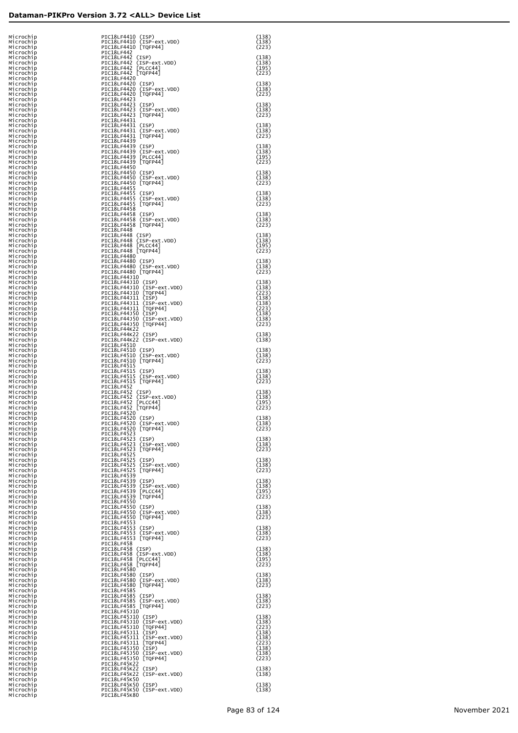| | | |
|---|---|---|
| Microchip | PIC18LF4410 (ISP) | (138) |
| Microchip | PIC18LF4410 (ISP-ext.VDD) | (138) |
| Microchip | PIC18LF4410 [TQFP44] | (223) |
| Microchip | PIC18LF442 | |
| Microchip | PIC18LF442 (ISP) | (138) |
| Microchip | PIC18LF442 (ISP-ext.VDD) | (138) |
| Microchip | PIC18LF442 [PLCC44] | (195) |
| Microchip | PIC18LF442 [TQFP44] | (223) |
| Microchip | PIC18LF4420 | |
| Microchip | PIC18LF4420 (ISP) | (138) |
| Microchip | PIC18LF4420 (ISP-ext.VDD) | (138) |
| Microchip | PIC18LF4420 [TQFP44] | (223) |
| Microchip | PIC18LF4423 | |
| Microchip | PIC18LF4423 (ISP) | (138) |
| Microchip | PIC18LF4423 (ISP-ext.VDD) | (138) |
| Microchip | PIC18LF4423 [TQFP44] | (223) |
| Microchip | PIC18LF4431 | |
| Microchip | PIC18LF4431 (ISP) | (138) |
| Microchip | PIC18LF4431 (ISP-ext.VDD) | (138) |
| Microchip | PIC18LF4431 [TQFP44] | (223) |
| Microchip | PIC18LF4439 | |
| Microchip | PIC18LF4439 (ISP) | (138) |
| Microchip | PIC18LF4439 (ISP-ext.VDD) | (138) |
| Microchip | PIC18LF4439 [PLCC44] | (195) |
| Microchip | PIC18LF4439 [TQFP44] | (223) |
| Microchip | PIC18LF4450 | |
| Microchip | PIC18LF4450 (ISP) | (138) |
| Microchip | PIC18LF4450 (ISP-ext.VDD) | (138) |
| Microchip | PIC18LF4450 [TQFP44] | (223) |
| Microchip | PIC18LF4455 | |
| Microchip | PIC18LF4455 (ISP) | (138) |
| Microchip | PIC18LF4455 (ISP-ext.VDD) | (138) |
| Microchip | PIC18LF4455 [TQFP44] | (223) |
| Microchip | PIC18LF4458 | |
| Microchip | PIC18LF4458 (ISP) | (138) |
| Microchip | PIC18LF4458 (ISP-ext.VDD) | (138) |
| Microchip | PIC18LF4458 [TQFP44] | (223) |
| Microchip | PIC18LF448 | |
| Microchip | PIC18LF448 (ISP) | (138) |
| Microchip | PIC18LF448 (ISP-ext.VDD) | (138) |
| Microchip | PIC18LF448 [PLCC44] | (195) |
| Microchip | PIC18LF448 [TQFP44] | (223) |
| Microchip | PIC18LF4480 | |
| Microchip | PIC18LF4480 (ISP) | (138) |
| Microchip | PIC18LF4480 (ISP-ext.VDD) | (138) |
| Microchip | PIC18LF4480 [TQFP44] | (223) |
| Microchip | PIC18LF44J10 | |
| Microchip | PIC18LF44J10 (ISP) | (138) |
| Microchip | PIC18LF44J10 (ISP-ext.VDD) | (138) |
| Microchip | PIC18LF44J10 [TQFP44] | (223) |
| Microchip | PIC18LF44J11 (ISP) | (138) |
| Microchip | PIC18LF44J11 (ISP-ext.VDD) | (138) |
| Microchip | PIC18LF44J11 [TQFP44] | (223) |
| Microchip | PIC18LF44J50 (ISP) | (138) |
| Microchip | PIC18LF44J50 (ISP-ext.VDD) | (138) |
| Microchip | PIC18LF44J50 [TQFP44] | (223) |
| Microchip | PIC18LF44K22 | |
| Microchip | PIC18LF44K22 (ISP) | (138) |
| Microchip | PIC18LF44K22 (ISP-ext.VDD) | (138) |
| Microchip | PIC18LF4510 | |
| Microchip | PIC18LF4510 (ISP) | (138) |
| Microchip | PIC18LF4510 (ISP-ext.VDD) | (138) |
| Microchip | PIC18LF4510 [TQFP44] | (223) |
| Microchip | PIC18LF4515 | |
| Microchip | PIC18LF4515 (ISP) | (138) |
| Microchip | PIC18LF4515 (ISP-ext.VDD) | (138) |
| Microchip | PIC18LF4515 [TQFP44] | (223) |
| Microchip | PIC18LF452 | |
| Microchip | PIC18LF452 (ISP) | (138) |
| Microchip | PIC18LF452 (ISP-ext.VDD) | (138) |
| Microchip | PIC18LF452 [PLCC44] | (195) |
| Microchip | PIC18LF452 [TQFP44] | (223) |
| Microchip | PIC18LF4520 | |
| Microchip | PIC18LF4520 (ISP) | (138) |
| Microchip | PIC18LF4520 (ISP-ext.VDD) | (138) |
| Microchip | PIC18LF4520 [TQFP44] | (223) |
| Microchip | PIC18LF4523 | |
| Microchip | PIC18LF4523 (ISP) | (138) |
| Microchip | PIC18LF4523 (ISP-ext.VDD) | (138) |
| Microchip | PIC18LF4523 [TQFP44] | (223) |
| Microchip | PIC18LF4525 | |
| Microchip | PIC18LF4525 (ISP) | (138) |
| Microchip | PIC18LF4525 (ISP-ext.VDD) | (138) |
| Microchip | PIC18LF4525 [TQFP44] | (223) |
| Microchip | PIC18LF4539 | |
| Microchip | PIC18LF4539 (ISP) | (138) |
| Microchip | PIC18LF4539 (ISP-ext.VDD) | (138) |
| Microchip | PIC18LF4539 [PLCC44] | (195) |
| Microchip | PIC18LF4539 [TQFP44] | (223) |
| Microchip | PIC18LF4550 | |
| Microchip | PIC18LF4550 (ISP) | (138) |
| Microchip | PIC18LF4550 (ISP-ext.VDD) | (138) |
| Microchip | PIC18LF4550 [TQFP44] | (223) |
| Microchip | PIC18LF4553 | |
| Microchip | PIC18LF4553 (ISP) | (138) |
| Microchip | PIC18LF4553 (ISP-ext.VDD) | (138) |
| Microchip | PIC18LF4553 [TQFP44] | (223) |
| Microchip | PIC18LF458 | |
| Microchip | PIC18LF458 (ISP) | (138) |
| Microchip | PIC18LF458 (ISP-ext.VDD) | (138) |
| Microchip | PIC18LF458 [PLCC44] | (195) |
| Microchip | PIC18LF458 [TQFP44] | (223) |
| Microchip | PIC18LF4580 | |
| Microchip | PIC18LF4580 (ISP) | (138) |
| Microchip | PIC18LF4580 (ISP-ext.VDD) | (138) |
| Microchip | PIC18LF4580 [TQFP44] | (223) |
| Microchip | PIC18LF4585 | |
| Microchip | PIC18LF4585 (ISP) | (138) |
| Microchip | PIC18LF4585 (ISP-ext.VDD) | (138) |
| Microchip | PIC18LF4585 [TQFP44] | (223) |
| Microchip | PIC18LF45J10 | |
| Microchip | PIC18LF45J10 (ISP) | (138) |
| Microchip | PIC18LF45J10 (ISP-ext.VDD) | (138) |
| Microchip | PIC18LF45J10 [TQFP44] | (223) |
| Microchip | PIC18LF45J11 (ISP) | (138) |
| Microchip | PIC18LF45J11 (ISP-ext.VDD) | (138) |
| Microchip | PIC18LF45J11 [TQFP44] | (223) |
| Microchip | PIC18LF45J50 (ISP) | (138) |
| Microchip | PIC18LF45J50 (ISP-ext.VDD) | (138) |
| Microchip | PIC18LF45J50 [TQFP44] | (223) |
| Microchip | PIC18LF45K22 | |
| Microchip | PIC18LF45K22 (ISP) | (138) |
| Microchip | PIC18LF45K22 (ISP-ext.VDD) | (138) |
| Microchip | PIC18LF45K50 | |
| Microchip | PIC18LF45K50 (ISP) | (138) |
| Microchip | PIC18LF45K50 (ISP-ext.VDD) | (138) |
| Microchip | PIC18LF45K80 | |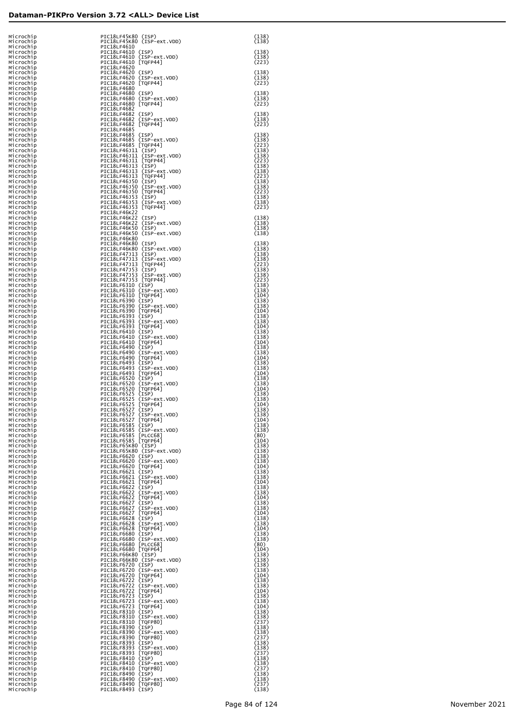| | | |
|---|---|---|
| Microchip | PIC18LF45K80 (ISP) | (138) |
| Microchip | PIC18LF45K80 (ISP-ext.VDD) | (138) |
| Microchip | PIC18LF4610 | |
| Microchip | PIC18LF4610 (ISP) | (138) |
| Microchip | PIC18LF4610 (ISP-ext.VDD) | (138) |
| Microchip | PIC18LF4610 [TQFP44] | (223) |
| Microchip | PIC18LF4620 | |
| Microchip | PIC18LF4620 (ISP) | (138) |
| Microchip | PIC18LF4620 (ISP-ext.VDD) | (138) |
| Microchip | PIC18LF4620 [TQFP44] | (223) |
| Microchip | PIC18LF4680 | |
| Microchip | PIC18LF4680 (ISP) | (138) |
| Microchip | PIC18LF4680 (ISP-ext.VDD) | (138) |
| Microchip | PIC18LF4680 [TQFP44] | (223) |
| Microchip | PIC18LF4682 | |
| Microchip | PIC18LF4682 (ISP) | (138) |
| Microchip | PIC18LF4682 (ISP-ext.VDD) | (138) |
| Microchip | PIC18LF4682 [TQFP44] | (223) |
| Microchip | PIC18LF4685 | |
| Microchip | PIC18LF4685 (ISP) | (138) |
| Microchip | PIC18LF4685 (ISP-ext.VDD) | (138) |
| Microchip | PIC18LF4685 [TQFP44] | (223) |
| Microchip | PIC18LF46J11 (ISP) | (138) |
| Microchip | PIC18LF46J11 (ISP-ext.VDD) | (138) |
| Microchip | PIC18LF46J11 [TQFP44] | (223) |
| Microchip | PIC18LF46J13 (ISP) | (138) |
| Microchip | PIC18LF46J13 (ISP-ext.VDD) | (138) |
| Microchip | PIC18LF46J13 [TQFP44] | (223) |
| Microchip | PIC18LF46J50 (ISP) | (138) |
| Microchip | PIC18LF46J50 (ISP-ext.VDD) | (138) |
| Microchip | PIC18LF46J50 [TQFP44] | (223) |
| Microchip | PIC18LF46J53 (ISP) | (138) |
| Microchip | PIC18LF46J53 (ISP-ext.VDD) | (138) |
| Microchip | PIC18LF46J53 [TQFP44] | (223) |
| Microchip | PIC18LF46K22 | |
| Microchip | PIC18LF46K22 (ISP) | (138) |
| Microchip | PIC18LF46K22 (ISP-ext.VDD) | (138) |
| Microchip | PIC18LF46K50 (ISP) | (138) |
| Microchip | PIC18LF46K50 (ISP-ext.VDD) | (138) |
| Microchip | PIC18LF46K80 | |
| Microchip | PIC18LF46K80 (ISP) | (138) |
| Microchip | PIC18LF46K80 (ISP-ext.VDD) | (138) |
| Microchip | PIC18LF47J13 (ISP) | (138) |
| Microchip | PIC18LF47J13 (ISP-ext.VDD) | (138) |
| Microchip | PIC18LF47J13 [TQFP44] | (223) |
| Microchip | PIC18LF47J53 (ISP) | (138) |
| Microchip | PIC18LF47J53 (ISP-ext.VDD) | (138) |
| Microchip | PIC18LF47J53 [TQFP44] | (223) |
| Microchip | PIC18LF6310 (ISP) | (138) |
| Microchip | PIC18LF6310 (ISP-ext.VDD) | (138) |
| Microchip | PIC18LF6310 [TQFP64] | (104) |
| Microchip | PIC18LF6390 (ISP) | (138) |
| Microchip | PIC18LF6390 (ISP-ext.VDD) | (138) |
| Microchip | PIC18LF6390 [TQFP64] | (104) |
| Microchip | PIC18LF6393 (ISP) | (138) |
| Microchip | PIC18LF6393 (ISP-ext.VDD) | (138) |
| Microchip | PIC18LF6393 [TQFP64] | (104) |
| Microchip | PIC18LF6410 (ISP) | (138) |
| Microchip | PIC18LF6410 (ISP-ext.VDD) | (138) |
| Microchip | PIC18LF6410 [TQFP64] | (104) |
| Microchip | PIC18LF6490 (ISP) | (138) |
| Microchip | PIC18LF6490 (ISP-ext.VDD) | (138) |
| Microchip | PIC18LF6490 [TQFP64] | (104) |
| Microchip | PIC18LF6493 (ISP) | (138) |
| Microchip | PIC18LF6493 (ISP-ext.VDD) | (138) |
| Microchip | PIC18LF6493 [TQFP64] | (104) |
| Microchip | PIC18LF6520 (ISP) | (138) |
| Microchip | PIC18LF6520 (ISP-ext.VDD) | (138) |
| Microchip | PIC18LF6520 [TQFP64] | (104) |
| Microchip | PIC18LF6525 (ISP) | (138) |
| Microchip | PIC18LF6525 (ISP-ext.VDD) | (138) |
| Microchip | PIC18LF6525 [TQFP64] | (104) |
| Microchip | PIC18LF6527 (ISP) | (138) |
| Microchip | PIC18LF6527 (ISP-ext.VDD) | (138) |
| Microchip | PIC18LF6527 [TQFP64] | (104) |
| Microchip | PIC18LF6585 (ISP) | (138) |
| Microchip | PIC18LF6585 (ISP-ext.VDD) | (138) |
| Microchip | PIC18LF6585 [PLCC68] | (80) |
| Microchip | PIC18LF6585 [TQFP64] | (104) |
| Microchip | PIC18LF65K80 (ISP) | (138) |
| Microchip | PIC18LF65K80 (ISP-ext.VDD) | (138) |
| Microchip | PIC18LF6620 (ISP) | (138) |
| Microchip | PIC18LF6620 (ISP-ext.VDD) | (138) |
| Microchip | PIC18LF6620 [TQFP64] | (104) |
| Microchip | PIC18LF6621 (ISP) | (138) |
| Microchip | PIC18LF6621 (ISP-ext.VDD) | (138) |
| Microchip | PIC18LF6621 [TQFP64] | (104) |
| Microchip | PIC18LF6622 (ISP) | (138) |
| Microchip | PIC18LF6622 (ISP-ext.VDD) | (138) |
| Microchip | PIC18LF6622 [TQFP64] | (104) |
| Microchip | PIC18LF6627 (ISP) | (138) |
| Microchip | PIC18LF6627 (ISP-ext.VDD) | (138) |
| Microchip | PIC18LF6627 [TQFP64] | (104) |
| Microchip | PIC18LF6628 (ISP) | (138) |
| Microchip | PIC18LF6628 (ISP-ext.VDD) | (138) |
| Microchip | PIC18LF6628 [TQFP64] | (104) |
| Microchip | PIC18LF6680 (ISP) | (138) |
| Microchip | PIC18LF6680 (ISP-ext.VDD) | (138) |
| Microchip | PIC18LF6680 [PLCC68] | (80) |
| Microchip | PIC18LF6680 [TQFP64] | (104) |
| Microchip | PIC18LF66K80 (ISP) | (138) |
| Microchip | PIC18LF66K80 (ISP-ext.VDD) | (138) |
| Microchip | PIC18LF6720 (ISP) | (138) |
| Microchip | PIC18LF6720 (ISP-ext.VDD) | (138) |
| Microchip | PIC18LF6720 [TQFP64] | (104) |
| Microchip | PIC18LF6722 (ISP) | (138) |
| Microchip | PIC18LF6722 (ISP-ext.VDD) | (138) |
| Microchip | PIC18LF6722 [TQFP64] | (104) |
| Microchip | PIC18LF6723 (ISP) | (138) |
| Microchip | PIC18LF6723 (ISP-ext.VDD) | (138) |
| Microchip | PIC18LF6723 [TQFP64] | (104) |
| Microchip | PIC18LF8310 (ISP) | (138) |
| Microchip | PIC18LF8310 (ISP-ext.VDD) | (138) |
| Microchip | PIC18LF8310 [TQFP80] | (237) |
| Microchip | PIC18LF8390 (ISP) | (138) |
| Microchip | PIC18LF8390 (ISP-ext.VDD) | (138) |
| Microchip | PIC18LF8390 [TQFP80] | (237) |
| Microchip | PIC18LF8393 (ISP) | (138) |
| Microchip | PIC18LF8393 (ISP-ext.VDD) | (138) |
| Microchip | PIC18LF8393 [TQFP80] | (237) |
| Microchip | PIC18LF8410 (ISP) | (138) |
| Microchip | PIC18LF8410 (ISP-ext.VDD) | (138) |
| Microchip | PIC18LF8410 [TQFP80] | (237) |
| Microchip | PIC18LF8490 (ISP) | (138) |
| Microchip | PIC18LF8490 (ISP-ext.VDD) | (138) |
| Microchip | PIC18LF8490 [TQFP80] | (237) |
| Microchip | PIC18LF8493 (ISP) | (138) |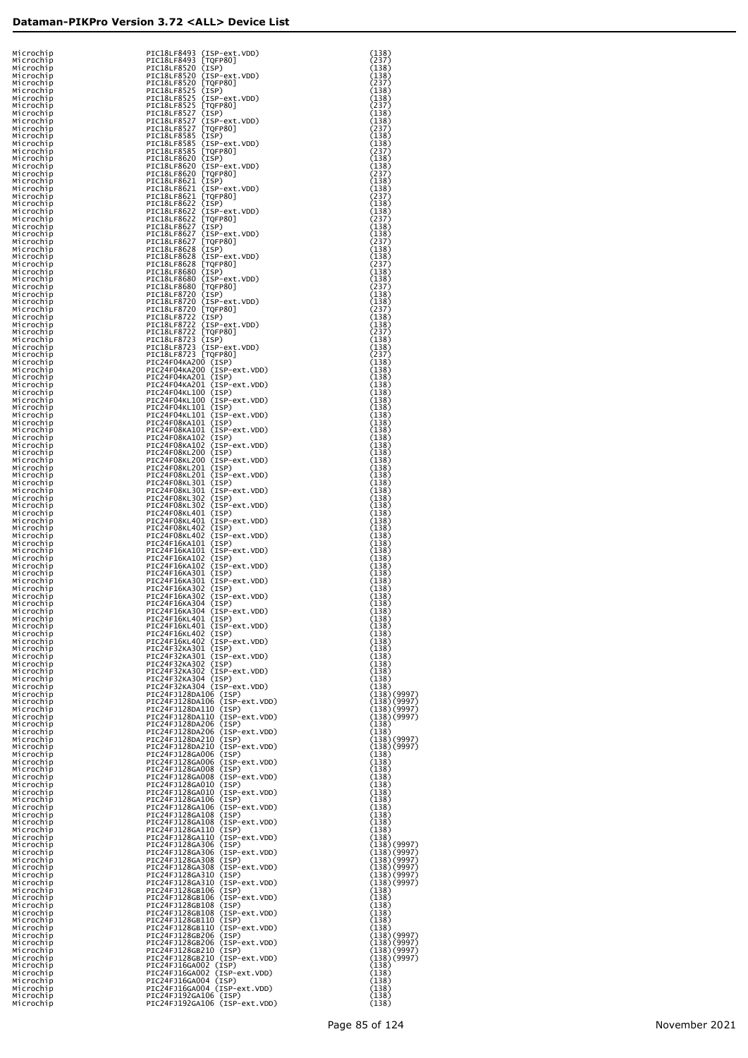| | | |
|---|---|---|
| Microchip | PIC18LF8493 (ISP-ext.VDD) | (138) |
| Microchip | PIC18LF8493 [TQFP80] | (237) |
| Microchip | PIC18LF8520 (ISP) | (138) |
| Microchip | PIC18LF8520 (ISP-ext.VDD) | (138) |
| Microchip | PIC18LF8520 [TQFP80] | (237) |
| Microchip | PIC18LF8525 (ISP) | (138) |
| Microchip | PIC18LF8525 (ISP-ext.VDD) | (138) |
| Microchip | PIC18LF8525 [TQFP80] | (237) |
| Microchip | PIC18LF8527 (ISP) | (138) |
| Microchip | PIC18LF8527 (ISP-ext.VDD) | (138) |
| Microchip | PIC18LF8527 [TQFP80] | (237) |
| Microchip | PIC18LF8585 (ISP) | (138) |
| Microchip | PIC18LF8585 (ISP-ext.VDD) | (138) |
| Microchip | PIC18LF8585 [TQFP80] | (237) |
| Microchip | PIC18LF8620 (ISP) | (138) |
| Microchip | PIC18LF8620 (ISP-ext.VDD) | (138) |
| Microchip | PIC18LF8620 [TQFP80] | (237) |
| Microchip | PIC18LF8621 (ISP) | (138) |
| Microchip | PIC18LF8621 (ISP-ext.VDD) | (138) |
| Microchip | PIC18LF8621 [TQFP80] | (237) |
| Microchip | PIC18LF8622 (ISP) | (138) |
| Microchip | PIC18LF8622 (ISP-ext.VDD) | (138) |
| Microchip | PIC18LF8622 [TQFP80] | (237) |
| Microchip | PIC18LF8627 (ISP) | (138) |
| Microchip | PIC18LF8627 (ISP-ext.VDD) | (138) |
| Microchip | PIC18LF8627 [TQFP80] | (237) |
| Microchip | PIC18LF8628 (ISP) | (138) |
| Microchip | PIC18LF8628 (ISP-ext.VDD) | (138) |
| Microchip | PIC18LF8628 [TQFP80] | (237) |
| Microchip | PIC18LF8680 (ISP) | (138) |
| Microchip | PIC18LF8680 (ISP-ext.VDD) | (138) |
| Microchip | PIC18LF8680 [TQFP80] | (237) |
| Microchip | PIC18LF8720 (ISP) | (138) |
| Microchip | PIC18LF8720 (ISP-ext.VDD) | (138) |
| Microchip | PIC18LF8720 [TQFP80] | (237) |
| Microchip | PIC18LF8722 (ISP) | (138) |
| Microchip | PIC18LF8722 (ISP-ext.VDD) | (138) |
| Microchip | PIC18LF8722 [TQFP80] | (237) |
| Microchip | PIC18LF8723 (ISP) | (138) |
| Microchip | PIC18LF8723 (ISP-ext.VDD) | (138) |
| Microchip | PIC18LF8723 [TQFP80] | (237) |
| Microchip | PIC24F04KA200 (ISP) | (138) |
| Microchip | PIC24F04KA200 (ISP-ext.VDD) | (138) |
| Microchip | PIC24F04KA201 (ISP) | (138) |
| Microchip | PIC24F04KA201 (ISP-ext.VDD) | (138) |
| Microchip | PIC24F04KL100 (ISP) | (138) |
| Microchip | PIC24F04KL100 (ISP-ext.VDD) | (138) |
| Microchip | PIC24F04KL101 (ISP) | (138) |
| Microchip | PIC24F04KL101 (ISP-ext.VDD) | (138) |
| Microchip | PIC24F08KA101 (ISP) | (138) |
| Microchip | PIC24F08KA101 (ISP-ext.VDD) | (138) |
| Microchip | PIC24F08KA102 (ISP) | (138) |
| Microchip | PIC24F08KA102 (ISP-ext.VDD) | (138) |
| Microchip | PIC24F08KL200 (ISP) | (138) |
| Microchip | PIC24F08KL200 (ISP-ext.VDD) | (138) |
| Microchip | PIC24F08KL201 (ISP) | (138) |
| Microchip | PIC24F08KL201 (ISP-ext.VDD) | (138) |
| Microchip | PIC24F08KL301 (ISP) | (138) |
| Microchip | PIC24F08KL301 (ISP-ext.VDD) | (138) |
| Microchip | PIC24F08KL302 (ISP) | (138) |
| Microchip | PIC24F08KL302 (ISP-ext.VDD) | (138) |
| Microchip | PIC24F08KL401 (ISP) | (138) |
| Microchip | PIC24F08KL401 (ISP-ext.VDD) | (138) |
| Microchip | PIC24F08KL402 (ISP) | (138) |
| Microchip | PIC24F08KL402 (ISP-ext.VDD) | (138) |
| Microchip | PIC24F16KA101 (ISP) | (138) |
| Microchip | PIC24F16KA101 (ISP-ext.VDD) | (138) |
| Microchip | PIC24F16KA102 (ISP) | (138) |
| Microchip | PIC24F16KA102 (ISP-ext.VDD) | (138) |
| Microchip | PIC24F16KA301 (ISP) | (138) |
| Microchip | PIC24F16KA301 (ISP-ext.VDD) | (138) |
| Microchip | PIC24F16KA302 (ISP) | (138) |
| Microchip | PIC24F16KA302 (ISP-ext.VDD) | (138) |
| Microchip | PIC24F16KA304 (ISP) | (138) |
| Microchip | PIC24F16KA304 (ISP-ext.VDD) | (138) |
| Microchip | PIC24F16KL401 (ISP) | (138) |
| Microchip | PIC24F16KL401 (ISP-ext.VDD) | (138) |
| Microchip | PIC24F16KL402 (ISP) | (138) |
| Microchip | PIC24F16KL402 (ISP-ext.VDD) | (138) |
| Microchip | PIC24F32KA301 (ISP) | (138) |
| Microchip | PIC24F32KA301 (ISP-ext.VDD) | (138) |
| Microchip | PIC24F32KA302 (ISP) | (138) |
| Microchip | PIC24F32KA302 (ISP-ext.VDD) | (138) |
| Microchip | PIC24F32KA304 (ISP) | (138) |
| Microchip | PIC24F32KA304 (ISP-ext.VDD) | (138) |
| Microchip | PIC24FJ128DA106 (ISP) | (138)(9997) |
| Microchip | PIC24FJ128DA106 (ISP-ext.VDD) | (138)(9997) |
| Microchip | PIC24FJ128DA110 (ISP) | (138)(9997) |
| Microchip | PIC24FJ128DA110 (ISP-ext.VDD) | (138)(9997) |
| Microchip | PIC24FJ128DA206 (ISP) | (138) |
| Microchip | PIC24FJ128DA206 (ISP-ext.VDD) | (138) |
| Microchip | PIC24FJ128DA210 (ISP) | (138)(9997) |
| Microchip | PIC24FJ128DA210 (ISP-ext.VDD) | (138)(9997) |
| Microchip | PIC24FJ128GA006 (ISP) | (138) |
| Microchip | PIC24FJ128GA006 (ISP-ext.VDD) | (138) |
| Microchip | PIC24FJ128GA008 (ISP) | (138) |
| Microchip | PIC24FJ128GA008 (ISP-ext.VDD) | (138) |
| Microchip | PIC24FJ128GA010 (ISP) | (138) |
| Microchip | PIC24FJ128GA010 (ISP-ext.VDD) | (138) |
| Microchip | PIC24FJ128GA106 (ISP) | (138) |
| Microchip | PIC24FJ128GA106 (ISP-ext.VDD) | (138) |
| Microchip | PIC24FJ128GA108 (ISP) | (138) |
| Microchip | PIC24FJ128GA108 (ISP-ext.VDD) | (138) |
| Microchip | PIC24FJ128GA110 (ISP) | (138) |
| Microchip | PIC24FJ128GA110 (ISP-ext.VDD) | (138) |
| Microchip | PIC24FJ128GA306 (ISP) | (138)(9997) |
| Microchip | PIC24FJ128GA306 (ISP-ext.VDD) | (138)(9997) |
| Microchip | PIC24FJ128GA308 (ISP) | (138)(9997) |
| Microchip | PIC24FJ128GA308 (ISP-ext.VDD) | (138)(9997) |
| Microchip | PIC24FJ128GA310 (ISP) | (138)(9997) |
| Microchip | PIC24FJ128GA310 (ISP-ext.VDD) | (138)(9997) |
| Microchip | PIC24FJ128GB106 (ISP) | (138) |
| Microchip | PIC24FJ128GB106 (ISP-ext.VDD) | (138) |
| Microchip | PIC24FJ128GB108 (ISP) | (138) |
| Microchip | PIC24FJ128GB108 (ISP-ext.VDD) | (138) |
| Microchip | PIC24FJ128GB110 (ISP) | (138) |
| Microchip | PIC24FJ128GB110 (ISP-ext.VDD) | (138) |
| Microchip | PIC24FJ128GB206 (ISP) | (138)(9997) |
| Microchip | PIC24FJ128GB206 (ISP-ext.VDD) | (138)(9997) |
| Microchip | PIC24FJ128GB210 (ISP) | (138)(9997) |
| Microchip | PIC24FJ128GB210 (ISP-ext.VDD) | (138)(9997) |
| Microchip | PIC24FJ16GA002 (ISP) | (138) |
| Microchip | PIC24FJ16GA002 (ISP-ext.VDD) | (138) |
| Microchip | PIC24FJ16GA004 (ISP) | (138) |
| Microchip | PIC24FJ16GA004 (ISP-ext.VDD) | (138) |
| Microchip | PIC24FJ192GA106 (ISP) | (138) |
| Microchip | PIC24FJ192GA106 (ISP-ext.VDD) | (138) |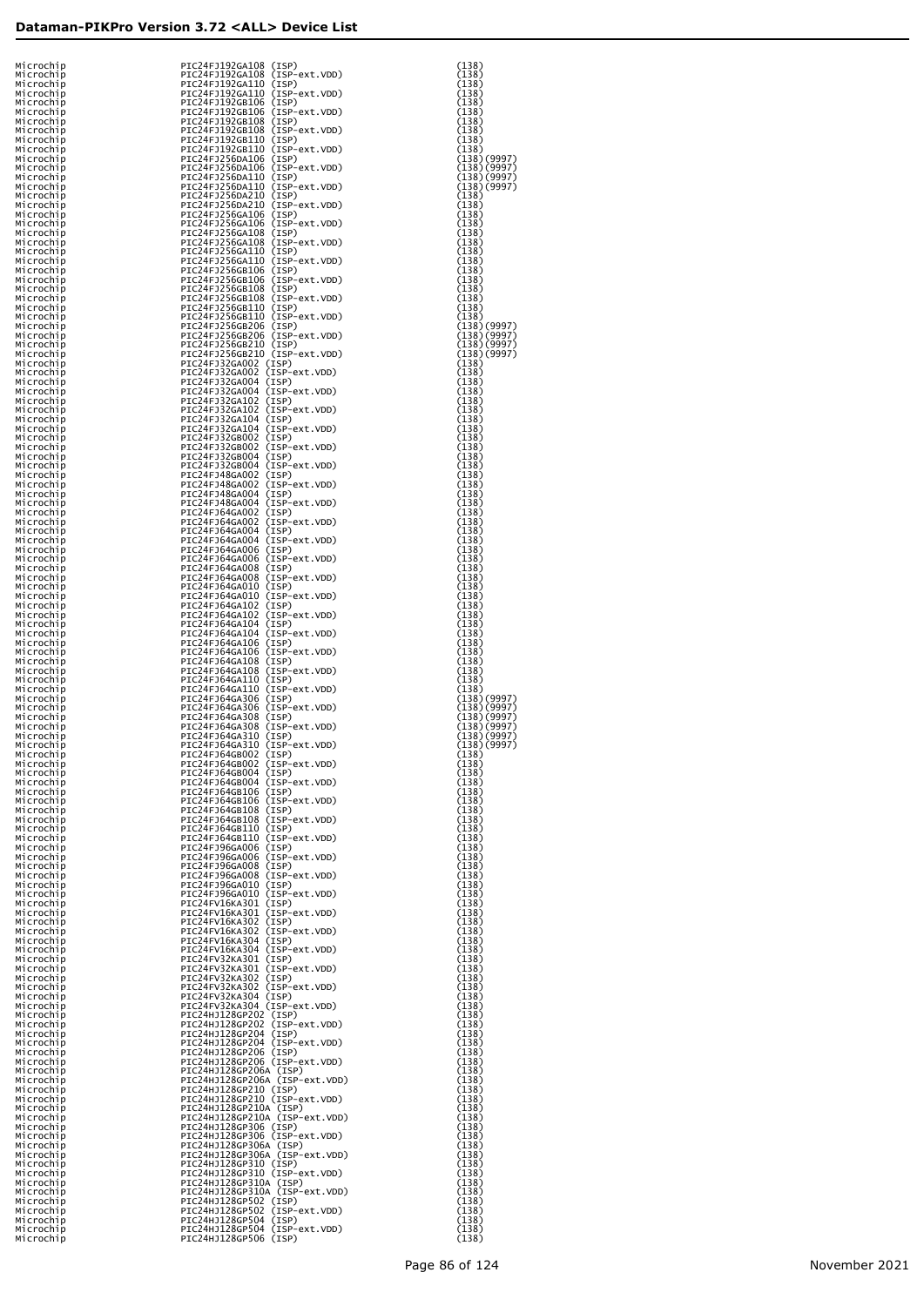## Dataman-PIKPro Version 3.72 <ALL> Device List

| | | |
|---|---|---|
| Microchip | PIC24FJ192GA108 (ISP) | (138) |
| Microchip | PIC24FJ192GA108 (ISP-ext.VDD) | (138) |
| Microchip | PIC24FJ192GA110 (ISP) | (138) |
| Microchip | PIC24FJ192GA110 (ISP-ext.VDD) | (138) |
| Microchip | PIC24FJ192GB106 (ISP) | (138) |
| Microchip | PIC24FJ192GB106 (ISP-ext.VDD) | (138) |
| Microchip | PIC24FJ192GB108 (ISP) | (138) |
| Microchip | PIC24FJ192GB108 (ISP-ext.VDD) | (138) |
| Microchip | PIC24FJ192GB110 (ISP) | (138) |
| Microchip | PIC24FJ192GB110 (ISP-ext.VDD) | (138) |
| Microchip | PIC24FJ256DA106 (ISP) | (138)(9997) |
| Microchip | PIC24FJ256DA106 (ISP-ext.VDD) | (138)(9997) |
| Microchip | PIC24FJ256DA110 (ISP) | (138)(9997) |
| Microchip | PIC24FJ256DA110 (ISP-ext.VDD) | (138)(9997) |
| Microchip | PIC24FJ256DA210 (ISP) | (138) |
| Microchip | PIC24FJ256DA210 (ISP-ext.VDD) | (138) |
| Microchip | PIC24FJ256GA106 (ISP) | (138) |
| Microchip | PIC24FJ256GA106 (ISP-ext.VDD) | (138) |
| Microchip | PIC24FJ256GA108 (ISP) | (138) |
| Microchip | PIC24FJ256GA108 (ISP-ext.VDD) | (138) |
| Microchip | PIC24FJ256GA110 (ISP) | (138) |
| Microchip | PIC24FJ256GA110 (ISP-ext.VDD) | (138) |
| Microchip | PIC24FJ256GB106 (ISP) | (138) |
| Microchip | PIC24FJ256GB106 (ISP-ext.VDD) | (138) |
| Microchip | PIC24FJ256GB108 (ISP) | (138) |
| Microchip | PIC24FJ256GB108 (ISP-ext.VDD) | (138) |
| Microchip | PIC24FJ256GB110 (ISP) | (138) |
| Microchip | PIC24FJ256GB110 (ISP-ext.VDD) | (138) |
| Microchip | PIC24FJ256GB206 (ISP) | (138)(9997) |
| Microchip | PIC24FJ256GB206 (ISP-ext.VDD) | (138)(9997) |
| Microchip | PIC24FJ256GB210 (ISP) | (138)(9997) |
| Microchip | PIC24FJ256GB210 (ISP-ext.VDD) | (138)(9997) |
| Microchip | PIC24FJ32GA002 (ISP) | (138) |
| Microchip | PIC24FJ32GA002 (ISP-ext.VDD) | (138) |
| Microchip | PIC24FJ32GA004 (ISP) | (138) |
| Microchip | PIC24FJ32GA004 (ISP-ext.VDD) | (138) |
| Microchip | PIC24FJ32GA102 (ISP) | (138) |
| Microchip | PIC24FJ32GA102 (ISP-ext.VDD) | (138) |
| Microchip | PIC24FJ32GA104 (ISP) | (138) |
| Microchip | PIC24FJ32GA104 (ISP-ext.VDD) | (138) |
| Microchip | PIC24FJ32GB002 (ISP) | (138) |
| Microchip | PIC24FJ32GB002 (ISP-ext.VDD) | (138) |
| Microchip | PIC24FJ32GB004 (ISP) | (138) |
| Microchip | PIC24FJ32GB004 (ISP-ext.VDD) | (138) |
| Microchip | PIC24FJ48GA002 (ISP) | (138) |
| Microchip | PIC24FJ48GA002 (ISP-ext.VDD) | (138) |
| Microchip | PIC24FJ48GA004 (ISP) | (138) |
| Microchip | PIC24FJ48GA004 (ISP-ext.VDD) | (138) |
| Microchip | PIC24FJ64GA002 (ISP) | (138) |
| Microchip | PIC24FJ64GA002 (ISP-ext.VDD) | (138) |
| Microchip | PIC24FJ64GA004 (ISP) | (138) |
| Microchip | PIC24FJ64GA004 (ISP-ext.VDD) | (138) |
| Microchip | PIC24FJ64GA006 (ISP) | (138) |
| Microchip | PIC24FJ64GA006 (ISP-ext.VDD) | (138) |
| Microchip | PIC24FJ64GA008 (ISP) | (138) |
| Microchip | PIC24FJ64GA008 (ISP-ext.VDD) | (138) |
| Microchip | PIC24FJ64GA010 (ISP) | (138) |
| Microchip | PIC24FJ64GA010 (ISP-ext.VDD) | (138) |
| Microchip | PIC24FJ64GA102 (ISP) | (138) |
| Microchip | PIC24FJ64GA102 (ISP-ext.VDD) | (138) |
| Microchip | PIC24FJ64GA104 (ISP) | (138) |
| Microchip | PIC24FJ64GA104 (ISP-ext.VDD) | (138) |
| Microchip | PIC24FJ64GA106 (ISP) | (138) |
| Microchip | PIC24FJ64GA106 (ISP-ext.VDD) | (138) |
| Microchip | PIC24FJ64GA108 (ISP) | (138) |
| Microchip | PIC24FJ64GA108 (ISP-ext.VDD) | (138) |
| Microchip | PIC24FJ64GA110 (ISP) | (138) |
| Microchip | PIC24FJ64GA110 (ISP-ext.VDD) | (138) |
| Microchip | PIC24FJ64GA306 (ISP) | (138)(9997) |
| Microchip | PIC24FJ64GA306 (ISP-ext.VDD) | (138)(9997) |
| Microchip | PIC24FJ64GA308 (ISP) | (138)(9997) |
| Microchip | PIC24FJ64GA308 (ISP-ext.VDD) | (138)(9997) |
| Microchip | PIC24FJ64GA310 (ISP) | (138)(9997) |
| Microchip | PIC24FJ64GA310 (ISP-ext.VDD) | (138)(9997) |
| Microchip | PIC24FJ64GB002 (ISP) | (138) |
| Microchip | PIC24FJ64GB002 (ISP-ext.VDD) | (138) |
| Microchip | PIC24FJ64GB004 (ISP) | (138) |
| Microchip | PIC24FJ64GB004 (ISP-ext.VDD) | (138) |
| Microchip | PIC24FJ64GB106 (ISP) | (138) |
| Microchip | PIC24FJ64GB106 (ISP-ext.VDD) | (138) |
| Microchip | PIC24FJ64GB108 (ISP) | (138) |
| Microchip | PIC24FJ64GB108 (ISP-ext.VDD) | (138) |
| Microchip | PIC24FJ64GB110 (ISP) | (138) |
| Microchip | PIC24FJ64GB110 (ISP-ext.VDD) | (138) |
| Microchip | PIC24FJ96GA006 (ISP) | (138) |
| Microchip | PIC24FJ96GA006 (ISP-ext.VDD) | (138) |
| Microchip | PIC24FJ96GA008 (ISP) | (138) |
| Microchip | PIC24FJ96GA008 (ISP-ext.VDD) | (138) |
| Microchip | PIC24FJ96GA010 (ISP) | (138) |
| Microchip | PIC24FJ96GA010 (ISP-ext.VDD) | (138) |
| Microchip | PIC24FV16KA301 (ISP) | (138) |
| Microchip | PIC24FV16KA301 (ISP-ext.VDD) | (138) |
| Microchip | PIC24FV16KA302 (ISP) | (138) |
| Microchip | PIC24FV16KA302 (ISP-ext.VDD) | (138) |
| Microchip | PIC24FV16KA304 (ISP) | (138) |
| Microchip | PIC24FV16KA304 (ISP-ext.VDD) | (138) |
| Microchip | PIC24FV32KA301 (ISP) | (138) |
| Microchip | PIC24FV32KA301 (ISP-ext.VDD) | (138) |
| Microchip | PIC24FV32KA302 (ISP) | (138) |
| Microchip | PIC24FV32KA302 (ISP-ext.VDD) | (138) |
| Microchip | PIC24FV32KA304 (ISP) | (138) |
| Microchip | PIC24FV32KA304 (ISP-ext.VDD) | (138) |
| Microchip | PIC24HJ128GP202 (ISP) | (138) |
| Microchip | PIC24HJ128GP202 (ISP-ext.VDD) | (138) |
| Microchip | PIC24HJ128GP204 (ISP) | (138) |
| Microchip | PIC24HJ128GP204 (ISP-ext.VDD) | (138) |
| Microchip | PIC24HJ128GP206 (ISP) | (138) |
| Microchip | PIC24HJ128GP206 (ISP-ext.VDD) | (138) |
| Microchip | PIC24HJ128GP206A (ISP) | (138) |
| Microchip | PIC24HJ128GP206A (ISP-ext.VDD) | (138) |
| Microchip | PIC24HJ128GP210 (ISP) | (138) |
| Microchip | PIC24HJ128GP210 (ISP-ext.VDD) | (138) |
| Microchip | PIC24HJ128GP210A (ISP) | (138) |
| Microchip | PIC24HJ128GP210A (ISP-ext.VDD) | (138) |
| Microchip | PIC24HJ128GP306 (ISP) | (138) |
| Microchip | PIC24HJ128GP306 (ISP-ext.VDD) | (138) |
| Microchip | PIC24HJ128GP306A (ISP) | (138) |
| Microchip | PIC24HJ128GP306A (ISP-ext.VDD) | (138) |
| Microchip | PIC24HJ128GP310 (ISP) | (138) |
| Microchip | PIC24HJ128GP310 (ISP-ext.VDD) | (138) |
| Microchip | PIC24HJ128GP310A (ISP) | (138) |
| Microchip | PIC24HJ128GP310A (ISP-ext.VDD) | (138) |
| Microchip | PIC24HJ128GP502 (ISP) | (138) |
| Microchip | PIC24HJ128GP502 (ISP-ext.VDD) | (138) |
| Microchip | PIC24HJ128GP504 (ISP) | (138) |
| Microchip | PIC24HJ128GP504 (ISP-ext.VDD) | (138) |
| Microchip | PIC24HJ128GP506 (ISP) | (138) |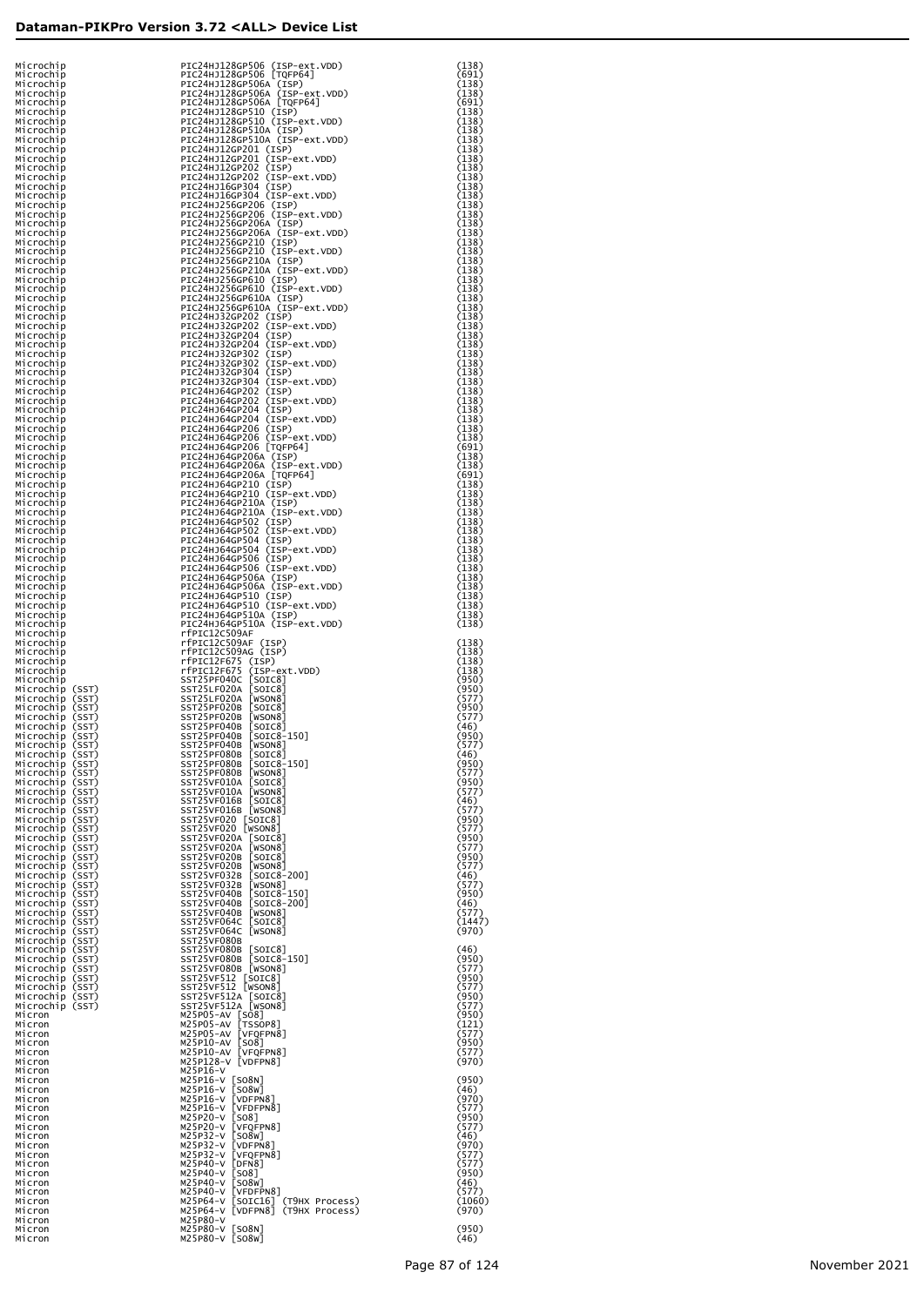| Manufacturer | Device | Code |
|---|---|---|
| Microchip | PIC24HJ128GP506 (ISP-ext.VDD) | (138) |
| Microchip | PIC24HJ128GP506 [TQFP64] | (691) |
| Microchip | PIC24HJ128GP506A (ISP) | (138) |
| Microchip | PIC24HJ128GP506A (ISP-ext.VDD) | (138) |
| Microchip | PIC24HJ128GP506A [TQFP64] | (691) |
| Microchip | PIC24HJ128GP510 (ISP) | (138) |
| Microchip | PIC24HJ128GP510 (ISP-ext.VDD) | (138) |
| Microchip | PIC24HJ128GP510A (ISP) | (138) |
| Microchip | PIC24HJ128GP510A (ISP-ext.VDD) | (138) |
| Microchip | PIC24HJ12GP201 (ISP) | (138) |
| Microchip | PIC24HJ12GP201 (ISP-ext.VDD) | (138) |
| Microchip | PIC24HJ12GP202 (ISP) | (138) |
| Microchip | PIC24HJ12GP202 (ISP-ext.VDD) | (138) |
| Microchip | PIC24HJ16GP304 (ISP) | (138) |
| Microchip | PIC24HJ16GP304 (ISP-ext.VDD) | (138) |
| Microchip | PIC24HJ256GP206 (ISP) | (138) |
| Microchip | PIC24HJ256GP206 (ISP-ext.VDD) | (138) |
| Microchip | PIC24HJ256GP206A (ISP) | (138) |
| Microchip | PIC24HJ256GP206A (ISP-ext.VDD) | (138) |
| Microchip | PIC24HJ256GP210 (ISP) | (138) |
| Microchip | PIC24HJ256GP210 (ISP-ext.VDD) | (138) |
| Microchip | PIC24HJ256GP210A (ISP) | (138) |
| Microchip | PIC24HJ256GP210A (ISP-ext.VDD) | (138) |
| Microchip | PIC24HJ256GP610 (ISP) | (138) |
| Microchip | PIC24HJ256GP610 (ISP-ext.VDD) | (138) |
| Microchip | PIC24HJ256GP610A (ISP) | (138) |
| Microchip | PIC24HJ256GP610A (ISP-ext.VDD) | (138) |
| Microchip | PIC24HJ32GP202 (ISP) | (138) |
| Microchip | PIC24HJ32GP202 (ISP-ext.VDD) | (138) |
| Microchip | PIC24HJ32GP204 (ISP) | (138) |
| Microchip | PIC24HJ32GP204 (ISP-ext.VDD) | (138) |
| Microchip | PIC24HJ32GP302 (ISP) | (138) |
| Microchip | PIC24HJ32GP302 (ISP-ext.VDD) | (138) |
| Microchip | PIC24HJ32GP304 (ISP) | (138) |
| Microchip | PIC24HJ32GP304 (ISP-ext.VDD) | (138) |
| Microchip | PIC24HJ64GP202 (ISP) | (138) |
| Microchip | PIC24HJ64GP202 (ISP-ext.VDD) | (138) |
| Microchip | PIC24HJ64GP204 (ISP) | (138) |
| Microchip | PIC24HJ64GP204 (ISP-ext.VDD) | (138) |
| Microchip | PIC24HJ64GP206 (ISP) | (138) |
| Microchip | PIC24HJ64GP206 (ISP-ext.VDD) | (138) |
| Microchip | PIC24HJ64GP206 [TQFP64] | (691) |
| Microchip | PIC24HJ64GP206A (ISP) | (138) |
| Microchip | PIC24HJ64GP206A (ISP-ext.VDD) | (138) |
| Microchip | PIC24HJ64GP206A [TQFP64] | (691) |
| Microchip | PIC24HJ64GP210 (ISP) | (138) |
| Microchip | PIC24HJ64GP210 (ISP-ext.VDD) | (138) |
| Microchip | PIC24HJ64GP210A (ISP) | (138) |
| Microchip | PIC24HJ64GP210A (ISP-ext.VDD) | (138) |
| Microchip | PIC24HJ64GP502 (ISP) | (138) |
| Microchip | PIC24HJ64GP502 (ISP-ext.VDD) | (138) |
| Microchip | PIC24HJ64GP504 (ISP) | (138) |
| Microchip | PIC24HJ64GP504 (ISP-ext.VDD) | (138) |
| Microchip | PIC24HJ64GP506 (ISP) | (138) |
| Microchip | PIC24HJ64GP506 (ISP-ext.VDD) | (138) |
| Microchip | PIC24HJ64GP506A (ISP) | (138) |
| Microchip | PIC24HJ64GP506A (ISP-ext.VDD) | (138) |
| Microchip | PIC24HJ64GP510 (ISP) | (138) |
| Microchip | PIC24HJ64GP510 (ISP-ext.VDD) | (138) |
| Microchip | PIC24HJ64GP510A (ISP) | (138) |
| Microchip | PIC24HJ64GP510A (ISP-ext.VDD) | (138) |
| Microchip | rfPIC12C509AF | |
| Microchip | rfPIC12C509AF (ISP) | (138) |
| Microchip | rfPIC12C509AG (ISP) | (138) |
| Microchip | rfPIC12F675 (ISP) | (138) |
| Microchip | rfPIC12F675 (ISP-ext.VDD) | (138) |
| Microchip | SST25PF040C [SOIC8] | (950) |
| Microchip (SST) | SST25LF020A [SOIC8] | (950) |
| Microchip (SST) | SST25LF020A [WSON8] | (577) |
| Microchip (SST) | SST25PF020B [SOIC8] | (950) |
| Microchip (SST) | SST25PF020B [WSON8] | (577) |
| Microchip (SST) | SST25PF040B [SOIC8] | (46) |
| Microchip (SST) | SST25PF040B [SOIC8-150] | (950) |
| Microchip (SST) | SST25PF040B [WSON8] | (577) |
| Microchip (SST) | SST25PF080B [SOIC8] | (46) |
| Microchip (SST) | SST25PF080B [SOIC8-150] | (950) |
| Microchip (SST) | SST25PF080B [WSON8] | (577) |
| Microchip (SST) | SST25VF010A [SOIC8] | (950) |
| Microchip (SST) | SST25VF010A [WSON8] | (577) |
| Microchip (SST) | SST25VF016B [SOIC8] | (46) |
| Microchip (SST) | SST25VF016B [WSON8] | (577) |
| Microchip (SST) | SST25VF020 [SOIC8] | (950) |
| Microchip (SST) | SST25VF020 [WSON8] | (577) |
| Microchip (SST) | SST25VF020A [SOIC8] | (950) |
| Microchip (SST) | SST25VF020A [WSON8] | (577) |
| Microchip (SST) | SST25VF020B [SOIC8] | (950) |
| Microchip (SST) | SST25VF020B [WSON8] | (577) |
| Microchip (SST) | SST25VF032B [SOIC8-200] | (46) |
| Microchip (SST) | SST25VF032B [WSON8] | (577) |
| Microchip (SST) | SST25VF040B [SOIC8-150] | (950) |
| Microchip (SST) | SST25VF040B [SOIC8-200] | (46) |
| Microchip (SST) | SST25VF040B [WSON8] | (577) |
| Microchip (SST) | SST25VF064C [SOIC8] | (1447) |
| Microchip (SST) | SST25VF064C [WSON8] | (970) |
| Microchip (SST) | SST25VF080B | |
| Microchip (SST) | SST25VF080B [SOIC8] | (46) |
| Microchip (SST) | SST25VF080B [SOIC8-150] | (950) |
| Microchip (SST) | SST25VF080B [WSON8] | (577) |
| Microchip (SST) | SST25VF512 [SOIC8] | (950) |
| Microchip (SST) | SST25VF512 [WSON8] | (577) |
| Microchip (SST) | SST25VF512A [SOIC8] | (950) |
| Microchip (SST) | SST25VF512A [WSON8] | (577) |
| Micron | M25P05-AV [SO8] | (950) |
| Micron | M25P05-AV [TSSOP8] | (121) |
| Micron | M25P05-AV [VFQFPN8] | (577) |
| Micron | M25P10-AV [SO8] | (950) |
| Micron | M25P10-AV [VFQFPN8] | (577) |
| Micron | M25P128-V [VDFPN8] | (970) |
| Micron | M25P16-V | |
| Micron | M25P16-V [SO8N] | (950) |
| Micron | M25P16-V [SO8W] | (46) |
| Micron | M25P16-V [VDFPN8] | (970) |
| Micron | M25P16-V [VFDFPN8] | (577) |
| Micron | M25P20-V [SO8] | (950) |
| Micron | M25P20-V [VFQFPN8] | (577) |
| Micron | M25P32-V [SO8W] | (46) |
| Micron | M25P32-V [VDFPN8] | (970) |
| Micron | M25P32-V [VFQFPN8] | (577) |
| Micron | M25P40-V [DFN8] | (577) |
| Micron | M25P40-V [SO8] | (950) |
| Micron | M25P40-V [SO8W] | (46) |
| Micron | M25P40-V [VFDFPN8] | (577) |
| Micron | M25P64-V [SOIC16] (T9HX Process) | (1060) |
| Micron | M25P64-V [VDFPN8] (T9HX Process) | (970) |
| Micron | M25P80-V | |
| Micron | M25P80-V [SO8N] | (950) |
| Micron | M25P80-V [SO8W] | (46) |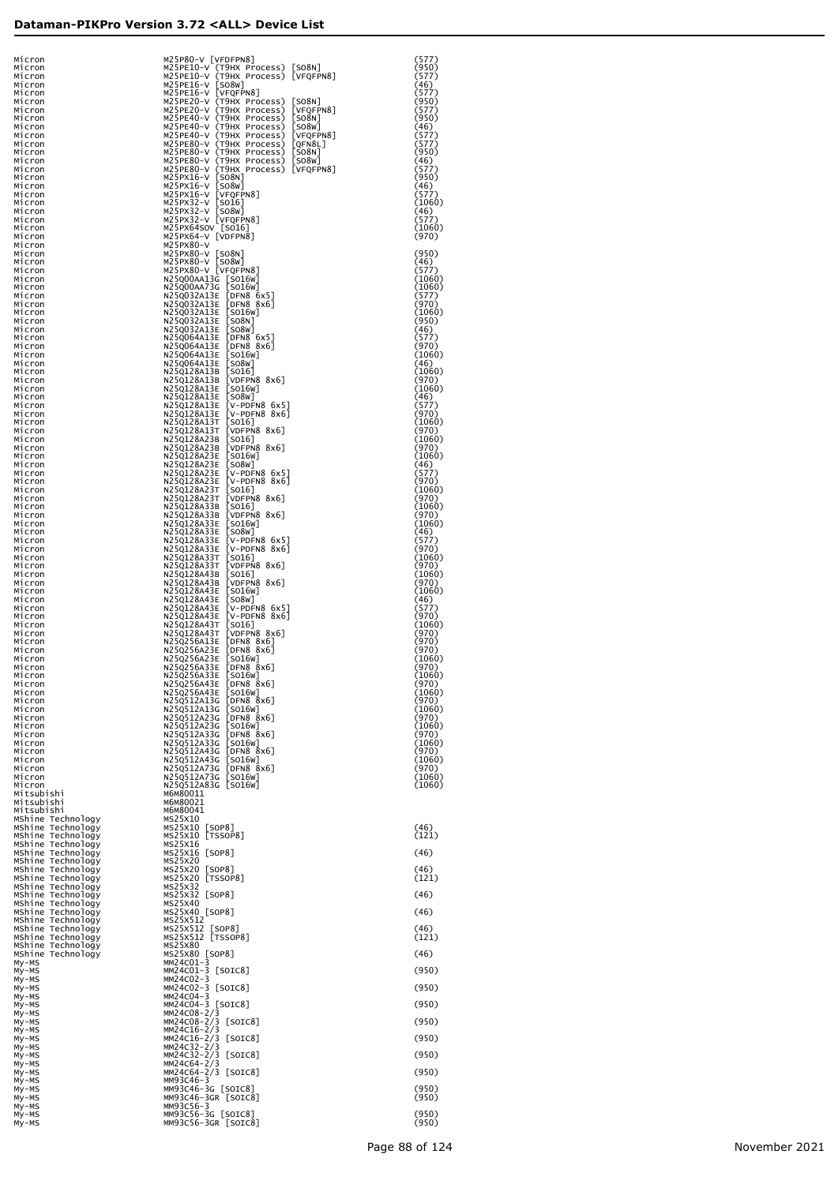| | | |
|---|---|---|
| Micron | M25P80-V [VFDFPN8] | (577) |
| Micron | M25PE10-V (T9HX Process) [SO8N] | (950) |
| Micron | M25PE10-V (T9HX Process) [VFQFPN8] | (577) |
| Micron | M25PE16-V [SO8W] | (46) |
| Micron | M25PE16-V [VFQFPN8] | (577) |
| Micron | M25PE20-V (T9HX Process) [SO8N] | (950) |
| Micron | M25PE20-V (T9HX Process) [VFQFPN8] | (577) |
| Micron | M25PE40-V (T9HX Process) [SO8N] | (950) |
| Micron | M25PE40-V (T9HX Process) [SO8W] | (46) |
| Micron | M25PE40-V (T9HX Process) [VFQFPN8] | (577) |
| Micron | M25PE80-V (T9HX Process) [QFN8L] | (577) |
| Micron | M25PE80-V (T9HX Process) [SO8N] | (950) |
| Micron | M25PE80-V (T9HX Process) [SO8W] | (46) |
| Micron | M25PE80-V (T9HX Process) [VFQFPN8] | (577) |
| Micron | M25PX16-V [SO8N] | (950) |
| Micron | M25PX16-V [SO8W] | (46) |
| Micron | M25PX16-V [VFQFPN8] | (577) |
| Micron | M25PX32-V [SO16] | (1060) |
| Micron | M25PX32-V [SO8W] | (46) |
| Micron | M25PX32-V [VFQFPN8] | (577) |
| Micron | M25PX64SOV [SO16] | (1060) |
| Micron | M25PX64-V [VDFPN8] | (970) |
| Micron | M25PX80-V | |
| Micron | M25PX80-V [SO8N] | (950) |
| Micron | M25PX80-V [SO8W] | (46) |
| Micron | M25PX80-V [VFQFPN8] | (577) |
| Micron | N25Q00AA13G [SO16W] | (1060) |
| Micron | N25Q00AA73G [SO16W] | (1060) |
| Micron | N25Q032A13E [DFN8 6x5] | (577) |
| Micron | N25Q032A13E [DFN8 8x6] | (970) |
| Micron | N25Q032A13E [SO16W] | (1060) |
| Micron | N25Q032A13E [SO8N] | (950) |
| Micron | N25Q032A13E [SO8W] | (46) |
| Micron | N25Q064A13E [DFN8 6x5] | (577) |
| Micron | N25Q064A13E [DFN8 8x6] | (970) |
| Micron | N25Q064A13E [SO16W] | (1060) |
| Micron | N25Q064A13E [SO8W] | (46) |
| Micron | N25Q128A13B [SO16] | (1060) |
| Micron | N25Q128A13B [VDFPN8 8x6] | (970) |
| Micron | N25Q128A13E [SO16W] | (1060) |
| Micron | N25Q128A13E [SO8W] | (46) |
| Micron | N25Q128A13E [V-PDFN8 6x5] | (577) |
| Micron | N25Q128A13E [V-PDFN8 8x6] | (970) |
| Micron | N25Q128A13T [SO16] | (1060) |
| Micron | N25Q128A13T [VDFPN8 8x6] | (970) |
| Micron | N25Q128A23B [SO16] | (1060) |
| Micron | N25Q128A23B [VDFPN8 8x6] | (970) |
| Micron | N25Q128A23E [SO16W] | (1060) |
| Micron | N25Q128A23E [SO8W] | (46) |
| Micron | N25Q128A23E [V-PDFN8 6x5] | (577) |
| Micron | N25Q128A23E [V-PDFN8 8x6] | (970) |
| Micron | N25Q128A23T [SO16] | (1060) |
| Micron | N25Q128A23T [VDFPN8 8x6] | (970) |
| Micron | N25Q128A33B [SO16] | (1060) |
| Micron | N25Q128A33B [VDFPN8 8x6] | (970) |
| Micron | N25Q128A33E [SO16W] | (1060) |
| Micron | N25Q128A33E [SO8W] | (46) |
| Micron | N25Q128A33E [V-PDFN8 6x5] | (577) |
| Micron | N25Q128A33E [V-PDFN8 8x6] | (970) |
| Micron | N25Q128A33T [SO16] | (1060) |
| Micron | N25Q128A33T [VDFPN8 8x6] | (970) |
| Micron | N25Q128A43B [SO16] | (1060) |
| Micron | N25Q128A43B [VDFPN8 8x6] | (970) |
| Micron | N25Q128A43E [SO16W] | (1060) |
| Micron | N25Q128A43E [SO8W] | (46) |
| Micron | N25Q128A43E [V-PDFN8 6x5] | (577) |
| Micron | N25Q128A43E [V-PDFN8 8x6] | (970) |
| Micron | N25Q128A43T [SO16] | (1060) |
| Micron | N25Q128A43T [VDFPN8 8x6] | (970) |
| Micron | N25Q256A13E [DFN8 8x6] | (970) |
| Micron | N25Q256A23E [DFN8 8x6] | (970) |
| Micron | N25Q256A23E [SO16W] | (1060) |
| Micron | N25Q256A33E [DFN8 8x6] | (970) |
| Micron | N25Q256A33E [SO16W] | (1060) |
| Micron | N25Q256A43E [DFN8 8x6] | (970) |
| Micron | N25Q256A43E [SO16W] | (1060) |
| Micron | N25Q512A13G [DFN8 8x6] | (970) |
| Micron | N25Q512A13G [SO16W] | (1060) |
| Micron | N25Q512A23G [DFN8 8x6] | (970) |
| Micron | N25Q512A23G [SO16W] | (1060) |
| Micron | N25Q512A33G [DFN8 8x6] | (970) |
| Micron | N25Q512A33G [SO16W] | (1060) |
| Micron | N25Q512A43G [DFN8 8x6] | (970) |
| Micron | N25Q512A43G [SO16W] | (1060) |
| Micron | N25Q512A73G [DFN8 8x6] | (970) |
| Micron | N25Q512A73G [SO16W] | (1060) |
| Micron | N25Q512A83G [SO16W] | (1060) |
| Mitsubishi | M6M80011 | |
| Mitsubishi | M6M80021 | |
| Mitsubishi | M6M80041 | |
| MShine Technology | MS25X10 | |
| MShine Technology | MS25X10 [SOP8] | (46) |
| MShine Technology | MS25X10 [TSSOP8] | (121) |
| MShine Technology | MS25X16 | |
| MShine Technology | MS25X16 [SOP8] | (46) |
| MShine Technology | MS25X20 | |
| MShine Technology | MS25X20 [SOP8] | (46) |
| MShine Technology | MS25X20 [TSSOP8] | (121) |
| MShine Technology | MS25X32 | |
| MShine Technology | MS25X32 [SOP8] | (46) |
| MShine Technology | MS25X40 | |
| MShine Technology | MS25X40 [SOP8] | (46) |
| MShine Technology | MS25X512 | |
| MShine Technology | MS25X512 [SOP8] | (46) |
| MShine Technology | MS25X512 [TSSOP8] | (121) |
| MShine Technology | MS25X80 | |
| MShine Technology | MS25X80 [SOP8] | (46) |
| My-MS | MM24C01-3 | |
| My-MS | MM24C01-3 [SOIC8] | (950) |
| My-MS | MM24C02-3 | |
| My-MS | MM24C02-3 [SOIC8] | (950) |
| My-MS | MM24C04-3 | |
| My-MS | MM24C04-3 [SOIC8] | (950) |
| My-MS | MM24C08-2/3 | |
| My-MS | MM24C08-2/3 [SOIC8] | (950) |
| My-MS | MM24C16-2/3 | |
| My-MS | MM24C16-2/3 [SOIC8] | (950) |
| My-MS | MM24C32-2/3 | |
| My-MS | MM24C32-2/3 [SOIC8] | (950) |
| My-MS | MM24C64-2/3 | |
| My-MS | MM24C64-2/3 [SOIC8] | (950) |
| My-MS | MM93C46-3 | |
| My-MS | MM93C46-3G [SOIC8] | (950) |
| My-MS | MM93C46-3GR [SOIC8] | (950) |
| My-MS | MM93C56-3 | |
| My-MS | MM93C56-3G [SOIC8] | (950) |
| My-MS | MM93C56-3GR [SOIC8] | (950) |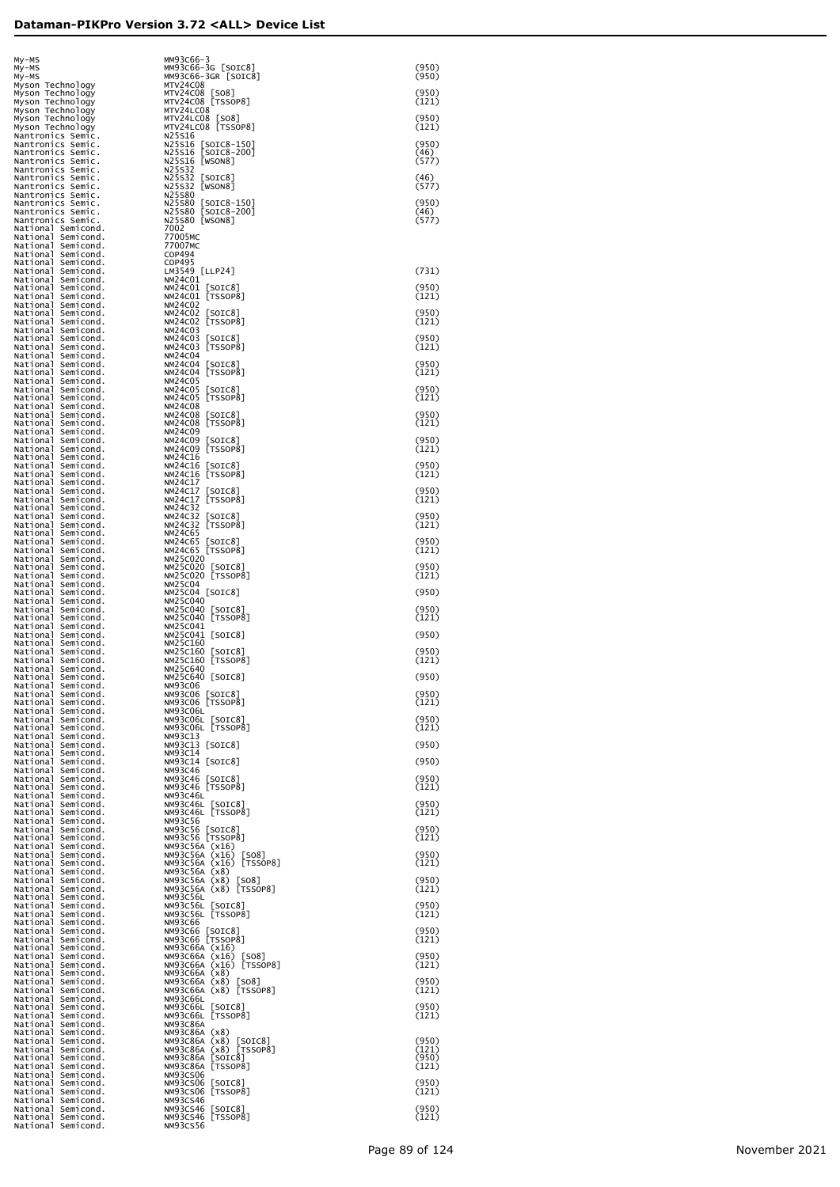| | | |
|---|---|---|
| My-MS | MM93C66-3 | |
| My-MS | MM93C66-3G [SOIC8] | (950) |
| My-MS | MM93C66-3GR [SOIC8] | (950) |
| Myson Technology | MTV24C08 | |
| Myson Technology | MTV24C08 [SO8] | (950) |
| Myson Technology | MTV24C08 [TSSOP8] | (121) |
| Myson Technology | MTV24LC08 | |
| Myson Technology | MTV24LC08 [SO8] | (950) |
| Myson Technology | MTV24LC08 [TSSOP8] | (121) |
| Nantronics Semic. | N25S16 | |
| Nantronics Semic. | N25S16 [SOIC8-150] | (950) |
| Nantronics Semic. | N25S16 [SOIC8-200] | (46) |
| Nantronics Semic. | N25S16 [WSON8] | (577) |
| Nantronics Semic. | N25S32 | |
| Nantronics Semic. | N25S32 [SOIC8] | (46) |
| Nantronics Semic. | N25S32 [WSON8] | (577) |
| Nantronics Semic. | N25S80 | |
| Nantronics Semic. | N25S80 [SOIC8-150] | (950) |
| Nantronics Semic. | N25S80 [SOIC8-200] | (46) |
| Nantronics Semic. | N25S80 [WSON8] | (577) |
| National Semicond. | 7002 | |
| National Semicond. | 77005MC | |
| National Semicond. | 77007MC | |
| National Semicond. | COP494 | |
| National Semicond. | COP495 | |
| National Semicond. | LM3549 [LLP24] | (731) |
| National Semicond. | NM24C01 | |
| National Semicond. | NM24C01 [SOIC8] | (950) |
| National Semicond. | NM24C01 [TSSOP8] | (121) |
| National Semicond. | NM24C02 | |
| National Semicond. | NM24C02 [SOIC8] | (950) |
| National Semicond. | NM24C02 [TSSOP8] | (121) |
| National Semicond. | NM24C03 | |
| National Semicond. | NM24C03 [SOIC8] | (950) |
| National Semicond. | NM24C03 [TSSOP8] | (121) |
| National Semicond. | NM24C04 | |
| National Semicond. | NM24C04 [SOIC8] | (950) |
| National Semicond. | NM24C04 [TSSOP8] | (121) |
| National Semicond. | NM24C05 | |
| National Semicond. | NM24C05 [SOIC8] | (950) |
| National Semicond. | NM24C05 [TSSOP8] | (121) |
| National Semicond. | NM24C08 | |
| National Semicond. | NM24C08 [SOIC8] | (950) |
| National Semicond. | NM24C08 [TSSOP8] | (121) |
| National Semicond. | NM24C09 | |
| National Semicond. | NM24C09 [SOIC8] | (950) |
| National Semicond. | NM24C09 [TSSOP8] | (121) |
| National Semicond. | NM24C16 | |
| National Semicond. | NM24C16 [SOIC8] | (950) |
| National Semicond. | NM24C16 [TSSOP8] | (121) |
| National Semicond. | NM24C17 | |
| National Semicond. | NM24C17 [SOIC8] | (950) |
| National Semicond. | NM24C17 [TSSOP8] | (121) |
| National Semicond. | NM24C32 | |
| National Semicond. | NM24C32 [SOIC8] | (950) |
| National Semicond. | NM24C32 [TSSOP8] | (121) |
| National Semicond. | NM24C65 | |
| National Semicond. | NM24C65 [SOIC8] | (950) |
| National Semicond. | NM24C65 [TSSOP8] | (121) |
| National Semicond. | NM25C020 | |
| National Semicond. | NM25C020 [SOIC8] | (950) |
| National Semicond. | NM25C020 [TSSOP8] | (121) |
| National Semicond. | NM25C04 | |
| National Semicond. | NM25C04 [SOIC8] | (950) |
| National Semicond. | NM25C040 | |
| National Semicond. | NM25C040 [SOIC8] | (950) |
| National Semicond. | NM25C040 [TSSOP8] | (121) |
| National Semicond. | NM25C041 | |
| National Semicond. | NM25C041 [SOIC8] | (950) |
| National Semicond. | NM25C160 | |
| National Semicond. | NM25C160 [SOIC8] | (950) |
| National Semicond. | NM25C160 [TSSOP8] | (121) |
| National Semicond. | NM25C640 | |
| National Semicond. | NM25C640 [SOIC8] | (950) |
| National Semicond. | NM93C06 | |
| National Semicond. | NM93C06 [SOIC8] | (950) |
| National Semicond. | NM93C06 [TSSOP8] | (121) |
| National Semicond. | NM93C06L | |
| National Semicond. | NM93C06L [SOIC8] | (950) |
| National Semicond. | NM93C06L [TSSOP8] | (121) |
| National Semicond. | NM93C13 | |
| National Semicond. | NM93C13 [SOIC8] | (950) |
| National Semicond. | NM93C14 | |
| National Semicond. | NM93C14 [SOIC8] | (950) |
| National Semicond. | NM93C46 | |
| National Semicond. | NM93C46 [SOIC8] | (950) |
| National Semicond. | NM93C46 [TSSOP8] | (121) |
| National Semicond. | NM93C46L | |
| National Semicond. | NM93C46L [SOIC8] | (950) |
| National Semicond. | NM93C46L [TSSOP8] | (121) |
| National Semicond. | NM93C56 | |
| National Semicond. | NM93C56 [SOIC8] | (950) |
| National Semicond. | NM93C56 [TSSOP8] | (121) |
| National Semicond. | NM93C56A (x16) | |
| National Semicond. | NM93C56A (x16) [SO8] | (950) |
| National Semicond. | NM93C56A (x16) [TSSOP8] | (121) |
| National Semicond. | NM93C56A (x8) | |
| National Semicond. | NM93C56A (x8) [SO8] | (950) |
| National Semicond. | NM93C56A (x8) [TSSOP8] | (121) |
| National Semicond. | NM93C56L | |
| National Semicond. | NM93C56L [SOIC8] | (950) |
| National Semicond. | NM93C56L [TSSOP8] | (121) |
| National Semicond. | NM93C66 | |
| National Semicond. | NM93C66 [SOIC8] | (950) |
| National Semicond. | NM93C66 [TSSOP8] | (121) |
| National Semicond. | NM93C66A (x16) | |
| National Semicond. | NM93C66A (x16) [SO8] | (950) |
| National Semicond. | NM93C66A (x16) [TSSOP8] | (121) |
| National Semicond. | NM93C66A (x8) | |
| National Semicond. | NM93C66A (x8) [SO8] | (950) |
| National Semicond. | NM93C66A (x8) [TSSOP8] | (121) |
| National Semicond. | NM93C66L | |
| National Semicond. | NM93C66L [SOIC8] | (950) |
| National Semicond. | NM93C66L [TSSOP8] | (121) |
| National Semicond. | NM93C86A | |
| National Semicond. | NM93C86A (x8) | |
| National Semicond. | NM93C86A (x8) [SOIC8] | (950) |
| National Semicond. | NM93C86A (x8) [TSSOP8] | (121) |
| National Semicond. | NM93C86A [SOIC8] | (950) |
| National Semicond. | NM93C86A [TSSOP8] | (121) |
| National Semicond. | NM93CS06 | |
| National Semicond. | NM93CS06 [SOIC8] | (950) |
| National Semicond. | NM93CS06 [TSSOP8] | (121) |
| National Semicond. | NM93CS46 | |
| National Semicond. | NM93CS46 [SOIC8] | (950) |
| National Semicond. | NM93CS46 [TSSOP8] | (121) |
| National Semicond. | NM93CS56 | |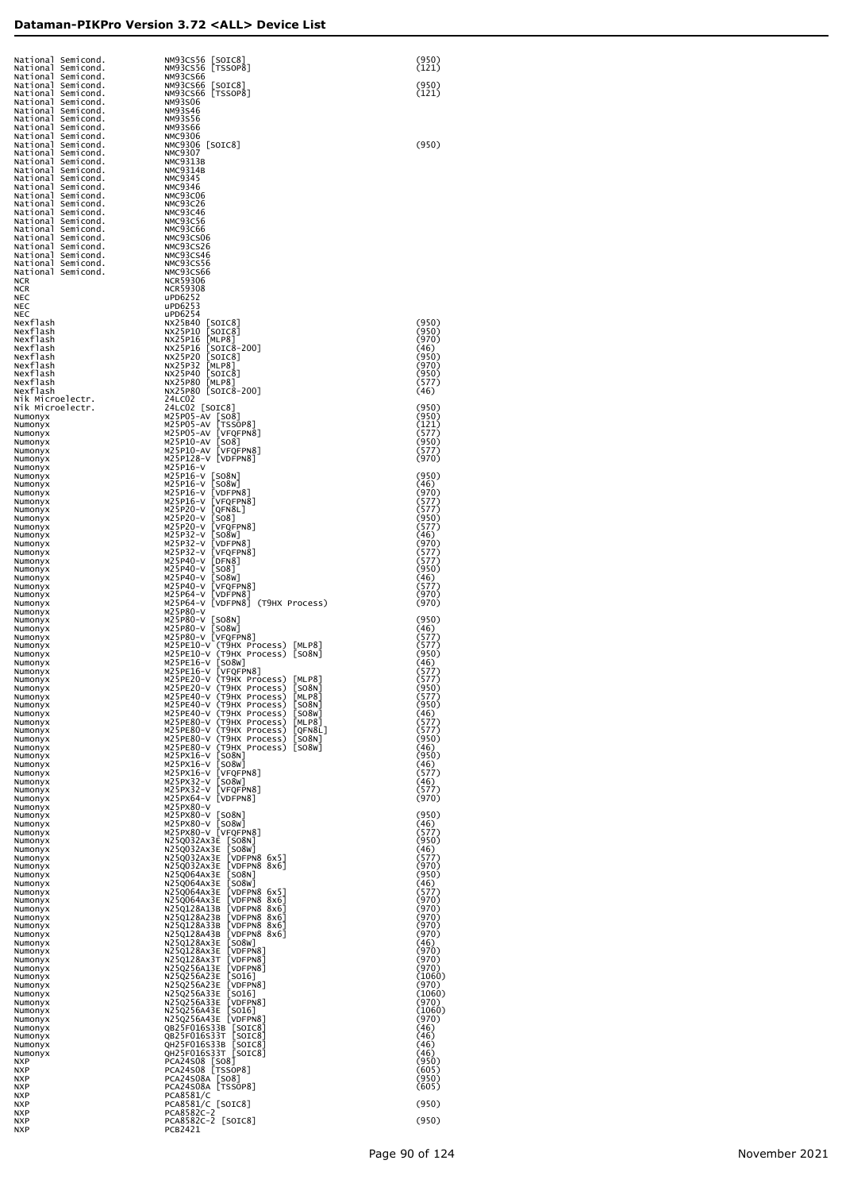## Dataman-PIKPro Version 3.72 <ALL> Device List

| | | |
|---|---|---|
| National Semicond. | NM93CS56 [SOIC8] | (950) |
| National Semicond. | NM93CS56 [TSSOP8] | (121) |
| National Semicond. | NM93CS66 | |
| National Semicond. | NM93CS66 [SOIC8] | (950) |
| National Semicond. | NM93CS66 [TSSOP8] | (121) |
| National Semicond. | NM93S06 | |
| National Semicond. | NM93S46 | |
| National Semicond. | NM93S56 | |
| National Semicond. | NM93S66 | |
| National Semicond. | NMC9306 | |
| National Semicond. | NMC9306 [SOIC8] | (950) |
| National Semicond. | NMC9307 | |
| National Semicond. | NMC9313B | |
| National Semicond. | NMC9314B | |
| National Semicond. | NMC9345 | |
| National Semicond. | NMC9346 | |
| National Semicond. | NMC93C06 | |
| National Semicond. | NMC93C26 | |
| National Semicond. | NMC93C46 | |
| National Semicond. | NMC93C56 | |
| National Semicond. | NMC93C66 | |
| National Semicond. | NMC93CS06 | |
| National Semicond. | NMC93CS26 | |
| National Semicond. | NMC93CS46 | |
| National Semicond. | NMC93CS56 | |
| National Semicond. | NMC93CS66 | |
| NCR | NCR59306 | |
| NCR | NCR59308 | |
| NEC | uPD6252 | |
| NEC | uPD6253 | |
| NEC | uPD6254 | |
| Nexflash | NX25B40 [SOIC8] | (950) |
| Nexflash | NX25P10 [SOIC8] | (950) |
| Nexflash | NX25P16 [MLP8] | (970) |
| Nexflash | NX25P16 [SOIC8-200] | (46) |
| Nexflash | NX25P20 [SOIC8] | (950) |
| Nexflash | NX25P32 [MLP8] | (970) |
| Nexflash | NX25P40 [SOIC8] | (950) |
| Nexflash | NX25P80 [MLP8] | (577) |
| Nexflash | NX25P80 [SOIC8-200] | (46) |
| Nik Microelectr. | 24LC02 | |
| Nik Microelectr. | 24LC02 [SOIC8] | (950) |
| Numonyx | M25P05-AV [SO8] | (950) |
| Numonyx | M25P05-AV [TSSOP8] | (121) |
| Numonyx | M25P05-AV [VFQFPN8] | (577) |
| Numonyx | M25P10-AV [SO8] | (950) |
| Numonyx | M25P10-AV [VFQFPN8] | (577) |
| Numonyx | M25P128-V [VDFPN8] | (970) |
| Numonyx | M25P16-V | |
| Numonyx | M25P16-V [SO8N] | (950) |
| Numonyx | M25P16-V [SO8W] | (46) |
| Numonyx | M25P16-V [VDFPN8] | (970) |
| Numonyx | M25P16-V [VFQFPN8] | (577) |
| Numonyx | M25P20-V [QFN8L] | (577) |
| Numonyx | M25P20-V [SO8] | (950) |
| Numonyx | M25P20-V [VFQFPN8] | (577) |
| Numonyx | M25P32-V [SO8W] | (46) |
| Numonyx | M25P32-V [VDFPN8] | (970) |
| Numonyx | M25P32-V [VFQFPN8] | (577) |
| Numonyx | M25P40-V [DFN8] | (577) |
| Numonyx | M25P40-V [SO8] | (950) |
| Numonyx | M25P40-V [SO8W] | (46) |
| Numonyx | M25P40-V [VFQFPN8] | (577) |
| Numonyx | M25P64-V [VDFPN8] | (970) |
| Numonyx | M25P64-V [VDFPN8] (T9HX Process) | (970) |
| Numonyx | M25P80-V | |
| Numonyx | M25P80-V [SO8N] | (950) |
| Numonyx | M25P80-V [SO8W] | (46) |
| Numonyx | M25P80-V [VFQFPN8] | (577) |
| Numonyx | M25PE10-V (T9HX Process) [MLP8] | (577) |
| Numonyx | M25PE10-V (T9HX Process) [SO8N] | (950) |
| Numonyx | M25PE16-V [SO8W] | (46) |
| Numonyx | M25PE16-V [VFQFPN8] | (577) |
| Numonyx | M25PE20-V (T9HX Process) [MLP8] | (577) |
| Numonyx | M25PE20-V (T9HX Process) [SO8N] | (950) |
| Numonyx | M25PE40-V (T9HX Process) [MLP8] | (577) |
| Numonyx | M25PE40-V (T9HX Process) [SO8N] | (950) |
| Numonyx | M25PE40-V (T9HX Process) [SO8W] | (46) |
| Numonyx | M25PE80-V (T9HX Process) [MLP8] | (577) |
| Numonyx | M25PE80-V (T9HX Process) [QFN8L] | (577) |
| Numonyx | M25PE80-V (T9HX Process) [SO8N] | (950) |
| Numonyx | M25PE80-V (T9HX Process) [SO8W] | (46) |
| Numonyx | M25PX16-V [SO8N] | (950) |
| Numonyx | M25PX16-V [SO8W] | (46) |
| Numonyx | M25PX16-V [VFQFPN8] | (577) |
| Numonyx | M25PX32-V [SO8W] | (46) |
| Numonyx | M25PX32-V [VFQFPN8] | (577) |
| Numonyx | M25PX64-V [VDFPN8] | (970) |
| Numonyx | M25PX80-V | |
| Numonyx | M25PX80-V [SO8N] | (950) |
| Numonyx | M25PX80-V [SO8W] | (46) |
| Numonyx | M25PX80-V [VFQFPN8] | (577) |
| Numonyx | N25Q032Ax3E [SO8N] | (950) |
| Numonyx | N25Q032Ax3E [SO8W] | (46) |
| Numonyx | N25Q032Ax3E [VDFPN8 6x5] | (577) |
| Numonyx | N25Q032Ax3E [VDFPN8 8x6] | (970) |
| Numonyx | N25Q064Ax3E [SO8N] | (950) |
| Numonyx | N25Q064Ax3E [SO8W] | (46) |
| Numonyx | N25Q064Ax3E [VDFPN8 6x5] | (577) |
| Numonyx | N25Q064Ax3E [VDFPN8 8x6] | (970) |
| Numonyx | N25Q128A13B [VDFPN8 8x6] | (970) |
| Numonyx | N25Q128A23B [VDFPN8 8x6] | (970) |
| Numonyx | N25Q128A33B [VDFPN8 8x6] | (970) |
| Numonyx | N25Q128A43B [VDFPN8 8x6] | (970) |
| Numonyx | N25Q128Ax3E [SO8W] | (46) |
| Numonyx | N25Q128Ax3E [VDFPN8] | (970) |
| Numonyx | N25Q128Ax3T [VDFPN8] | (970) |
| Numonyx | N25Q256A13E [VDFPN8] | (970) |
| Numonyx | N25Q256A23E [SO16] | (1060) |
| Numonyx | N25Q256A23E [VDFPN8] | (970) |
| Numonyx | N25Q256A33E [SO16] | (1060) |
| Numonyx | N25Q256A33E [VDFPN8] | (970) |
| Numonyx | N25Q256A43E [SO16] | (1060) |
| Numonyx | N25Q256A43E [VDFPN8] | (970) |
| Numonyx | QB25F016S33B [SOIC8] | (46) |
| Numonyx | QB25F016S33T [SOIC8] | (46) |
| Numonyx | QH25F016S33B [SOIC8] | (46) |
| Numonyx | QH25F016S33T [SOIC8] | (46) |
| NXP | PCA24S08 [SO8] | (950) |
| NXP | PCA24S08 [TSSOP8] | (605) |
| NXP | PCA24S08A [SO8] | (950) |
| NXP | PCA24S08A [TSSOP8] | (605) |
| NXP | PCA8581/C | |
| NXP | PCA8581/C [SOIC8] | (950) |
| NXP | PCA8582C-2 | |
| NXP | PCA8582C-2 [SOIC8] | (950) |
| NXP | PCB2421 | |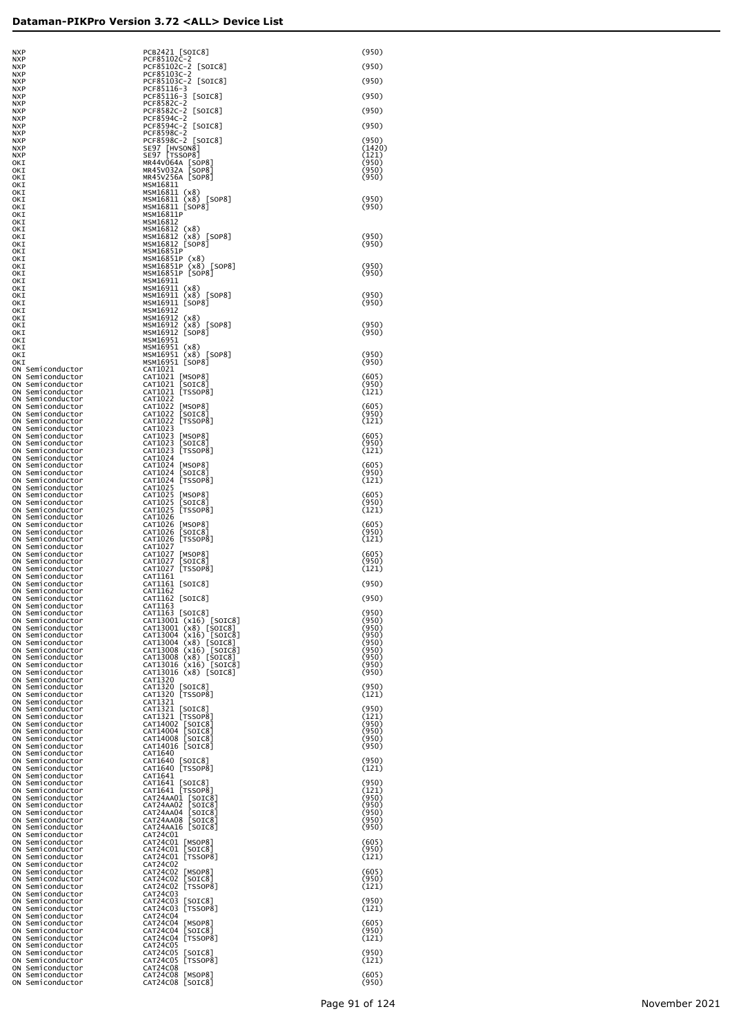| | | |
|---|---|---|
| NXP | PCB2421 [SOIC8] | (950) |
| NXP | PCF85102C-2 | |
| NXP | PCF85102C-2 [SOIC8] | (950) |
| NXP | PCF85103C-2 | |
| NXP | PCF85103C-2 [SOIC8] | (950) |
| NXP | PCF85116-3 | |
| NXP | PCF85116-3 [SOIC8] | (950) |
| NXP | PCF8582C-2 | |
| NXP | PCF8582C-2 [SOIC8] | (950) |
| NXP | PCF8594C-2 | |
| NXP | PCF8594C-2 [SOIC8] | (950) |
| NXP | PCF8598C-2 | |
| NXP | PCF8598C-2 [SOIC8] | (950) |
| NXP | SE97 [HVSON8] | (1420) |
| NXP | SE97 [TSSOP8] | (121) |
| OKI | MR44V064A [SOP8] | (950) |
| OKI | MR45V032A [SOP8] | (950) |
| OKI | MR45V256A [SOP8] | (950) |
| OKI | MSM16811 | |
| OKI | MSM16811 (x8) | |
| OKI | MSM16811 (x8) [SOP8] | (950) |
| OKI | MSM16811 [SOP8] | (950) |
| OKI | MSM16811P | |
| OKI | MSM16812 | |
| OKI | MSM16812 (x8) | |
| OKI | MSM16812 (x8) [SOP8] | (950) |
| OKI | MSM16812 [SOP8] | (950) |
| OKI | MSM16851P | |
| OKI | MSM16851P (x8) | |
| OKI | MSM16851P (x8) [SOP8] | (950) |
| OKI | MSM16851P [SOP8] | (950) |
| OKI | MSM16911 | |
| OKI | MSM16911 (x8) | |
| OKI | MSM16911 (x8) [SOP8] | (950) |
| OKI | MSM16911 [SOP8] | (950) |
| OKI | MSM16912 | |
| OKI | MSM16912 (x8) | |
| OKI | MSM16912 (x8) [SOP8] | (950) |
| OKI | MSM16912 [SOP8] | (950) |
| OKI | MSM16951 | |
| OKI | MSM16951 (x8) | |
| OKI | MSM16951 (x8) [SOP8] | (950) |
| OKI | MSM16951 [SOP8] | (950) |
| ON Semiconductor | CAT1021 | |
| ON Semiconductor | CAT1021 [MSOP8] | (605) |
| ON Semiconductor | CAT1021 [SOIC8] | (950) |
| ON Semiconductor | CAT1021 [TSSOP8] | (121) |
| ON Semiconductor | CAT1022 | |
| ON Semiconductor | CAT1022 [MSOP8] | (605) |
| ON Semiconductor | CAT1022 [SOIC8] | (950) |
| ON Semiconductor | CAT1022 [TSSOP8] | (121) |
| ON Semiconductor | CAT1023 | |
| ON Semiconductor | CAT1023 [MSOP8] | (605) |
| ON Semiconductor | CAT1023 [SOIC8] | (950) |
| ON Semiconductor | CAT1023 [TSSOP8] | (121) |
| ON Semiconductor | CAT1024 | |
| ON Semiconductor | CAT1024 [MSOP8] | (605) |
| ON Semiconductor | CAT1024 [SOIC8] | (950) |
| ON Semiconductor | CAT1024 [TSSOP8] | (121) |
| ON Semiconductor | CAT1025 | |
| ON Semiconductor | CAT1025 [MSOP8] | (605) |
| ON Semiconductor | CAT1025 [SOIC8] | (950) |
| ON Semiconductor | CAT1025 [TSSOP8] | (121) |
| ON Semiconductor | CAT1026 | |
| ON Semiconductor | CAT1026 [MSOP8] | (605) |
| ON Semiconductor | CAT1026 [SOIC8] | (950) |
| ON Semiconductor | CAT1026 [TSSOP8] | (121) |
| ON Semiconductor | CAT1027 | |
| ON Semiconductor | CAT1027 [MSOP8] | (605) |
| ON Semiconductor | CAT1027 [SOIC8] | (950) |
| ON Semiconductor | CAT1027 [TSSOP8] | (121) |
| ON Semiconductor | CAT1161 | |
| ON Semiconductor | CAT1161 [SOIC8] | (950) |
| ON Semiconductor | CAT1162 | |
| ON Semiconductor | CAT1162 [SOIC8] | (950) |
| ON Semiconductor | CAT1163 | |
| ON Semiconductor | CAT1163 [SOIC8] | (950) |
| ON Semiconductor | CAT13001 (x16) [SOIC8] | (950) |
| ON Semiconductor | CAT13001 (x8) [SOIC8] | (950) |
| ON Semiconductor | CAT13004 (x16) [SOIC8] | (950) |
| ON Semiconductor | CAT13004 (x8) [SOIC8] | (950) |
| ON Semiconductor | CAT13008 (x16) [SOIC8] | (950) |
| ON Semiconductor | CAT13008 (x8) [SOIC8] | (950) |
| ON Semiconductor | CAT13016 (x16) [SOIC8] | (950) |
| ON Semiconductor | CAT13016 (x8) [SOIC8] | (950) |
| ON Semiconductor | CAT1320 | |
| ON Semiconductor | CAT1320 [SOIC8] | (950) |
| ON Semiconductor | CAT1320 [TSSOP8] | (121) |
| ON Semiconductor | CAT1321 | |
| ON Semiconductor | CAT1321 [SOIC8] | (950) |
| ON Semiconductor | CAT1321 [TSSOP8] | (121) |
| ON Semiconductor | CAT14002 [SOIC8] | (950) |
| ON Semiconductor | CAT14004 [SOIC8] | (950) |
| ON Semiconductor | CAT14008 [SOIC8] | (950) |
| ON Semiconductor | CAT14016 [SOIC8] | (950) |
| ON Semiconductor | CAT1640 | |
| ON Semiconductor | CAT1640 [SOIC8] | (950) |
| ON Semiconductor | CAT1640 [TSSOP8] | (121) |
| ON Semiconductor | CAT1641 | |
| ON Semiconductor | CAT1641 [SOIC8] | (950) |
| ON Semiconductor | CAT1641 [TSSOP8] | (121) |
| ON Semiconductor | CAT24AA01 [SOIC8] | (950) |
| ON Semiconductor | CAT24AA02 [SOIC8] | (950) |
| ON Semiconductor | CAT24AA04 [SOIC8] | (950) |
| ON Semiconductor | CAT24AA08 [SOIC8] | (950) |
| ON Semiconductor | CAT24AA16 [SOIC8] | (950) |
| ON Semiconductor | CAT24C01 | |
| ON Semiconductor | CAT24C01 [MSOP8] | (605) |
| ON Semiconductor | CAT24C01 [SOIC8] | (950) |
| ON Semiconductor | CAT24C01 [TSSOP8] | (121) |
| ON Semiconductor | CAT24C02 | |
| ON Semiconductor | CAT24C02 [MSOP8] | (605) |
| ON Semiconductor | CAT24C02 [SOIC8] | (950) |
| ON Semiconductor | CAT24C02 [TSSOP8] | (121) |
| ON Semiconductor | CAT24C03 | |
| ON Semiconductor | CAT24C03 [SOIC8] | (950) |
| ON Semiconductor | CAT24C03 [TSSOP8] | (121) |
| ON Semiconductor | CAT24C04 | |
| ON Semiconductor | CAT24C04 [MSOP8] | (605) |
| ON Semiconductor | CAT24C04 [SOIC8] | (950) |
| ON Semiconductor | CAT24C04 [TSSOP8] | (121) |
| ON Semiconductor | CAT24C05 | |
| ON Semiconductor | CAT24C05 [SOIC8] | (950) |
| ON Semiconductor | CAT24C05 [TSSOP8] | (121) |
| ON Semiconductor | CAT24C08 | |
| ON Semiconductor | CAT24C08 [MSOP8] | (605) |
| ON Semiconductor | CAT24C08 [SOIC8] | (950) |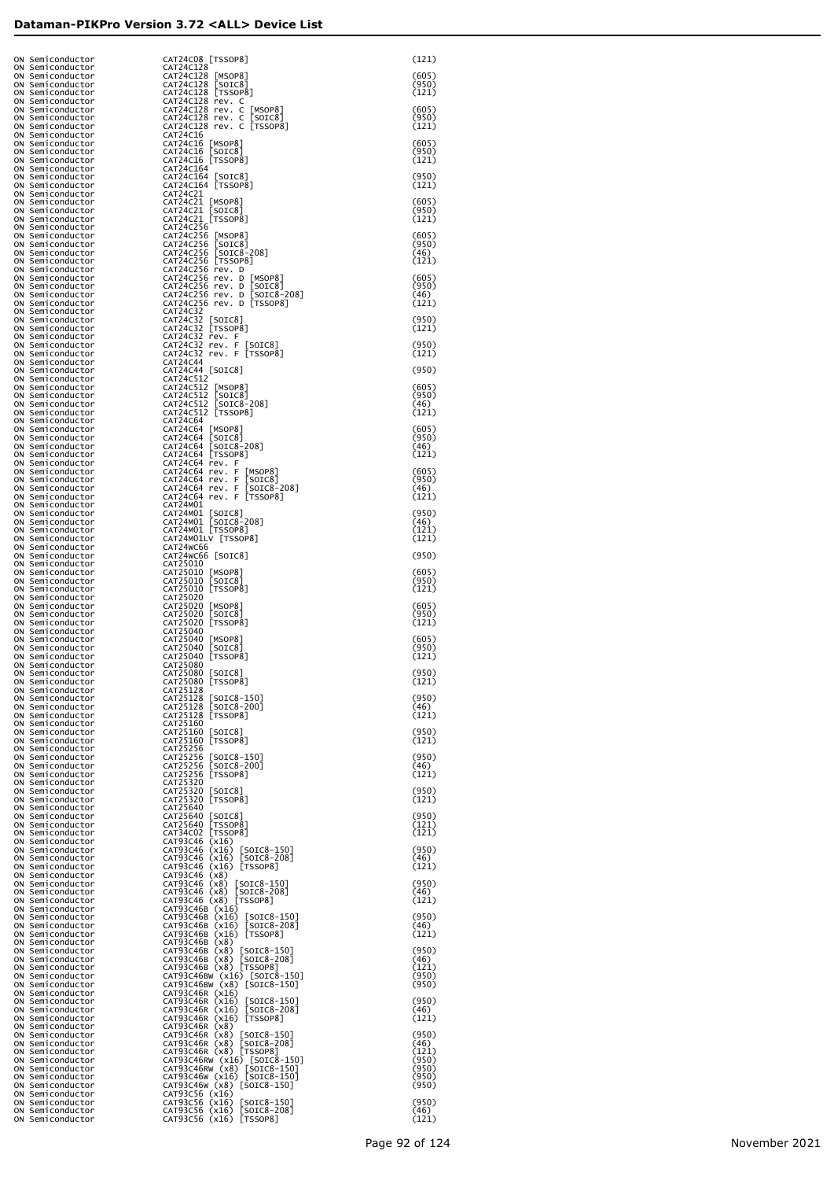| | | |
|---|---|---|
| ON Semiconductor | CAT24C08 [TSSOP8] | (121) |
| ON Semiconductor | CAT24C128 | |
| ON Semiconductor | CAT24C128 [MSOP8] | (605) |
| ON Semiconductor | CAT24C128 [SOIC8] | (950) |
| ON Semiconductor | CAT24C128 [TSSOP8] | (121) |
| ON Semiconductor | CAT24C128 rev. C | |
| ON Semiconductor | CAT24C128 rev. C [MSOP8] | (605) |
| ON Semiconductor | CAT24C128 rev. C [SOIC8] | (950) |
| ON Semiconductor | CAT24C128 rev. C [TSSOP8] | (121) |
| ON Semiconductor | CAT24C16 | |
| ON Semiconductor | CAT24C16 [MSOP8] | (605) |
| ON Semiconductor | CAT24C16 [SOIC8] | (950) |
| ON Semiconductor | CAT24C16 [TSSOP8] | (121) |
| ON Semiconductor | CAT24C164 | |
| ON Semiconductor | CAT24C164 [SOIC8] | (950) |
| ON Semiconductor | CAT24C164 [TSSOP8] | (121) |
| ON Semiconductor | CAT24C21 | |
| ON Semiconductor | CAT24C21 [MSOP8] | (605) |
| ON Semiconductor | CAT24C21 [SOIC8] | (950) |
| ON Semiconductor | CAT24C21 [TSSOP8] | (121) |
| ON Semiconductor | CAT24C256 | |
| ON Semiconductor | CAT24C256 [MSOP8] | (605) |
| ON Semiconductor | CAT24C256 [SOIC8] | (950) |
| ON Semiconductor | CAT24C256 [SOIC8-208] | (46) |
| ON Semiconductor | CAT24C256 [TSSOP8] | (121) |
| ON Semiconductor | CAT24C256 rev. D | |
| ON Semiconductor | CAT24C256 rev. D [MSOP8] | (605) |
| ON Semiconductor | CAT24C256 rev. D [SOIC8] | (950) |
| ON Semiconductor | CAT24C256 rev. D [SOIC8-208] | (46) |
| ON Semiconductor | CAT24C256 rev. D [TSSOP8] | (121) |
| ON Semiconductor | CAT24C32 | |
| ON Semiconductor | CAT24C32 [SOIC8] | (950) |
| ON Semiconductor | CAT24C32 [TSSOP8] | (121) |
| ON Semiconductor | CAT24C32 rev. F | |
| ON Semiconductor | CAT24C32 rev. F [SOIC8] | (950) |
| ON Semiconductor | CAT24C32 rev. F [TSSOP8] | (121) |
| ON Semiconductor | CAT24C44 | |
| ON Semiconductor | CAT24C44 [SOIC8] | (950) |
| ON Semiconductor | CAT24C512 | |
| ON Semiconductor | CAT24C512 [MSOP8] | (605) |
| ON Semiconductor | CAT24C512 [SOIC8] | (950) |
| ON Semiconductor | CAT24C512 [SOIC8-208] | (46) |
| ON Semiconductor | CAT24C512 [TSSOP8] | (121) |
| ON Semiconductor | CAT24C64 | |
| ON Semiconductor | CAT24C64 [MSOP8] | (605) |
| ON Semiconductor | CAT24C64 [SOIC8] | (950) |
| ON Semiconductor | CAT24C64 [SOIC8-208] | (46) |
| ON Semiconductor | CAT24C64 [TSSOP8] | (121) |
| ON Semiconductor | CAT24C64 rev. F | |
| ON Semiconductor | CAT24C64 rev. F [MSOP8] | (605) |
| ON Semiconductor | CAT24C64 rev. F [SOIC8] | (950) |
| ON Semiconductor | CAT24C64 rev. F [SOIC8-208] | (46) |
| ON Semiconductor | CAT24C64 rev. F [TSSOP8] | (121) |
| ON Semiconductor | CAT24M01 | |
| ON Semiconductor | CAT24M01 [SOIC8] | (950) |
| ON Semiconductor | CAT24M01 [SOIC8-208] | (46) |
| ON Semiconductor | CAT24M01 [TSSOP8] | (121) |
| ON Semiconductor | CAT24M01LV [TSSOP8] | (121) |
| ON Semiconductor | CAT24WC66 | |
| ON Semiconductor | CAT24WC66 [SOIC8] | (950) |
| ON Semiconductor | CAT25010 | |
| ON Semiconductor | CAT25010 [MSOP8] | (605) |
| ON Semiconductor | CAT25010 [SOIC8] | (950) |
| ON Semiconductor | CAT25010 [TSSOP8] | (121) |
| ON Semiconductor | CAT25020 | |
| ON Semiconductor | CAT25020 [MSOP8] | (605) |
| ON Semiconductor | CAT25020 [SOIC8] | (950) |
| ON Semiconductor | CAT25020 [TSSOP8] | (121) |
| ON Semiconductor | CAT25040 | |
| ON Semiconductor | CAT25040 [MSOP8] | (605) |
| ON Semiconductor | CAT25040 [SOIC8] | (950) |
| ON Semiconductor | CAT25040 [TSSOP8] | (121) |
| ON Semiconductor | CAT25080 | |
| ON Semiconductor | CAT25080 [SOIC8] | (950) |
| ON Semiconductor | CAT25080 [TSSOP8] | (121) |
| ON Semiconductor | CAT25128 | |
| ON Semiconductor | CAT25128 [SOIC8-150] | (950) |
| ON Semiconductor | CAT25128 [SOIC8-200] | (46) |
| ON Semiconductor | CAT25128 [TSSOP8] | (121) |
| ON Semiconductor | CAT25160 | |
| ON Semiconductor | CAT25160 [SOIC8] | (950) |
| ON Semiconductor | CAT25160 [TSSOP8] | (121) |
| ON Semiconductor | CAT25256 | |
| ON Semiconductor | CAT25256 [SOIC8-150] | (950) |
| ON Semiconductor | CAT25256 [SOIC8-200] | (46) |
| ON Semiconductor | CAT25256 [TSSOP8] | (121) |
| ON Semiconductor | CAT25320 | |
| ON Semiconductor | CAT25320 [SOIC8] | (950) |
| ON Semiconductor | CAT25320 [TSSOP8] | (121) |
| ON Semiconductor | CAT25640 | |
| ON Semiconductor | CAT25640 [SOIC8] | (950) |
| ON Semiconductor | CAT25640 [TSSOP8] | (121) |
| ON Semiconductor | CAT34C02 [TSSOP8] | (121) |
| ON Semiconductor | CAT93C46 (x16) | |
| ON Semiconductor | CAT93C46 (x16) [SOIC8-150] | (950) |
| ON Semiconductor | CAT93C46 (x16) [SOIC8-208] | (46) |
| ON Semiconductor | CAT93C46 (x16) [TSSOP8] | (121) |
| ON Semiconductor | CAT93C46 (x8) | |
| ON Semiconductor | CAT93C46 (x8) [SOIC8-150] | (950) |
| ON Semiconductor | CAT93C46 (x8) [SOIC8-208] | (46) |
| ON Semiconductor | CAT93C46 (x8) [TSSOP8] | (121) |
| ON Semiconductor | CAT93C46B (x16) | |
| ON Semiconductor | CAT93C46B (x16) [SOIC8-150] | (950) |
| ON Semiconductor | CAT93C46B (x16) [SOIC8-208] | (46) |
| ON Semiconductor | CAT93C46B (x16) [TSSOP8] | (121) |
| ON Semiconductor | CAT93C46B (x8) | |
| ON Semiconductor | CAT93C46B (x8) [SOIC8-150] | (950) |
| ON Semiconductor | CAT93C46B (x8) [SOIC8-208] | (46) |
| ON Semiconductor | CAT93C46B (x8) [TSSOP8] | (121) |
| ON Semiconductor | CAT93C46BW (x16) [SOIC8-150] | (950) |
| ON Semiconductor | CAT93C46BW (x8) [SOIC8-150] | (950) |
| ON Semiconductor | CAT93C46R (x16) | |
| ON Semiconductor | CAT93C46R (x16) [SOIC8-150] | (950) |
| ON Semiconductor | CAT93C46R (x16) [SOIC8-208] | (46) |
| ON Semiconductor | CAT93C46R (x16) [TSSOP8] | (121) |
| ON Semiconductor | CAT93C46R (x8) | |
| ON Semiconductor | CAT93C46R (x8) [SOIC8-150] | (950) |
| ON Semiconductor | CAT93C46R (x8) [SOIC8-208] | (46) |
| ON Semiconductor | CAT93C46R (x8) [TSSOP8] | (121) |
| ON Semiconductor | CAT93C46RW (x16) [SOIC8-150] | (950) |
| ON Semiconductor | CAT93C46RW (x8) [SOIC8-150] | (950) |
| ON Semiconductor | CAT93C46W (x16) [SOIC8-150] | (950) |
| ON Semiconductor | CAT93C46W (x8) [SOIC8-150] | (950) |
| ON Semiconductor | CAT93C56 (x16) | |
| ON Semiconductor | CAT93C56 (x16) [SOIC8-150] | (950) |
| ON Semiconductor | CAT93C56 (x16) [SOIC8-208] | (46) |
| ON Semiconductor | CAT93C56 (x16) [TSSOP8] | (121) |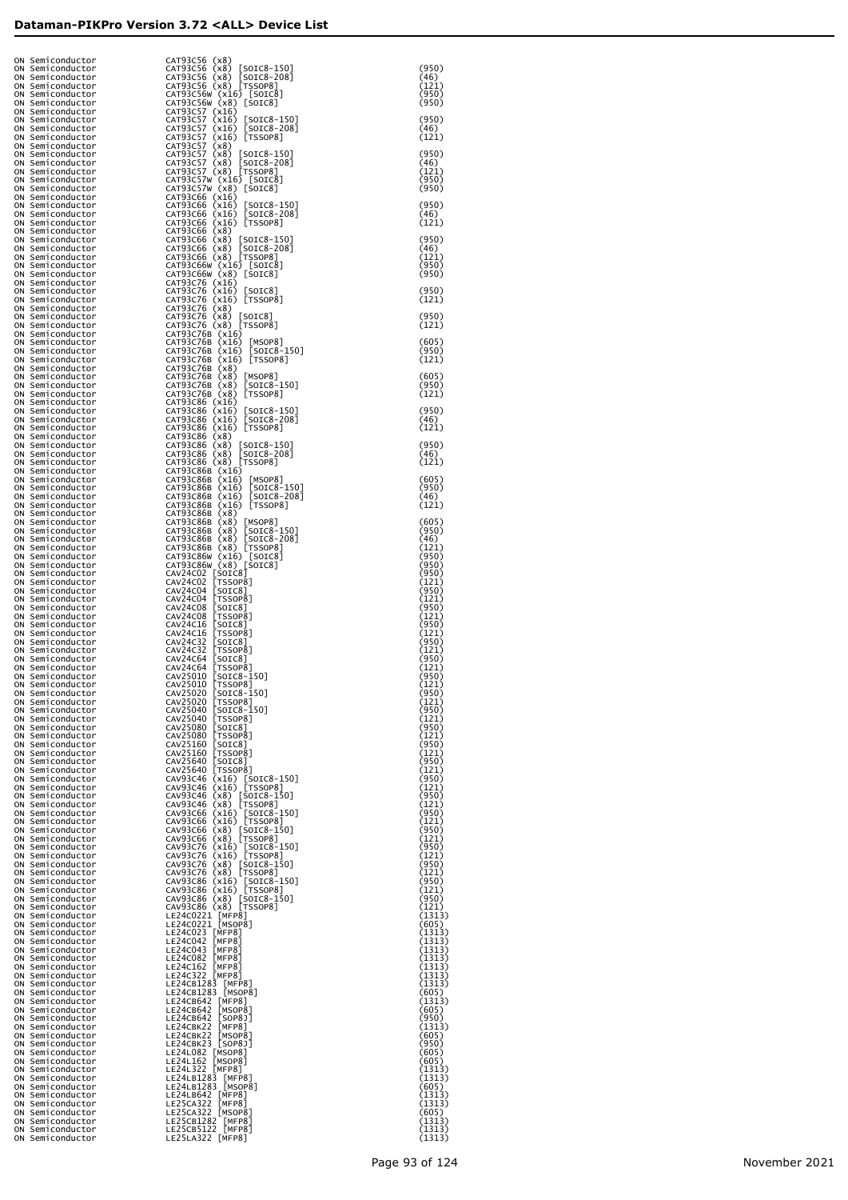| | | |
|---|---|---|
| ON Semiconductor | CAT93C56 (x8) | |
| ON Semiconductor | CAT93C56 (x8) [SOIC8-150] | (950) |
| ON Semiconductor | CAT93C56 (x8) [SOIC8-208] | (46) |
| ON Semiconductor | CAT93C56 (x8) [TSSOP8] | (121) |
| ON Semiconductor | CAT93C56W (x16) [SOIC8] | (950) |
| ON Semiconductor | CAT93C56W (x8) [SOIC8] | (950) |
| ON Semiconductor | CAT93C57 (x16) | |
| ON Semiconductor | CAT93C57 (x16) [SOIC8-150] | (950) |
| ON Semiconductor | CAT93C57 (x16) [SOIC8-208] | (46) |
| ON Semiconductor | CAT93C57 (x16) [TSSOP8] | (121) |
| ON Semiconductor | CAT93C57 (x8) | |
| ON Semiconductor | CAT93C57 (x8) [SOIC8-150] | (950) |
| ON Semiconductor | CAT93C57 (x8) [SOIC8-208] | (46) |
| ON Semiconductor | CAT93C57 (x8) [TSSOP8] | (121) |
| ON Semiconductor | CAT93C57W (x16) [SOIC8] | (950) |
| ON Semiconductor | CAT93C57W (x8) [SOIC8] | (950) |
| ON Semiconductor | CAT93C66 (x16) | |
| ON Semiconductor | CAT93C66 (x16) [SOIC8-150] | (950) |
| ON Semiconductor | CAT93C66 (x16) [SOIC8-208] | (46) |
| ON Semiconductor | CAT93C66 (x16) [TSSOP8] | (121) |
| ON Semiconductor | CAT93C66 (x8) | |
| ON Semiconductor | CAT93C66 (x8) [SOIC8-150] | (950) |
| ON Semiconductor | CAT93C66 (x8) [SOIC8-208] | (46) |
| ON Semiconductor | CAT93C66 (x8) [TSSOP8] | (121) |
| ON Semiconductor | CAT93C66W (x16) [SOIC8] | (950) |
| ON Semiconductor | CAT93C66W (x8) [SOIC8] | (950) |
| ON Semiconductor | CAT93C76 (x16) | |
| ON Semiconductor | CAT93C76 (x16) [SOIC8] | (950) |
| ON Semiconductor | CAT93C76 (x16) [TSSOP8] | (121) |
| ON Semiconductor | CAT93C76 (x8) | |
| ON Semiconductor | CAT93C76 (x8) [SOIC8] | (950) |
| ON Semiconductor | CAT93C76 (x8) [TSSOP8] | (121) |
| ON Semiconductor | CAT93C76B (x16) | |
| ON Semiconductor | CAT93C76B (x16) [MSOP8] | (605) |
| ON Semiconductor | CAT93C76B (x16) [SOIC8-150] | (950) |
| ON Semiconductor | CAT93C76B (x16) [TSSOP8] | (121) |
| ON Semiconductor | CAT93C76B (x8) | |
| ON Semiconductor | CAT93C76B (x8) [MSOP8] | (605) |
| ON Semiconductor | CAT93C76B (x8) [SOIC8-150] | (950) |
| ON Semiconductor | CAT93C76B (x8) [TSSOP8] | (121) |
| ON Semiconductor | CAT93C86 (x16) | |
| ON Semiconductor | CAT93C86 (x16) [SOIC8-150] | (950) |
| ON Semiconductor | CAT93C86 (x16) [SOIC8-208] | (46) |
| ON Semiconductor | CAT93C86 (x16) [TSSOP8] | (121) |
| ON Semiconductor | CAT93C86 (x8) | |
| ON Semiconductor | CAT93C86 (x8) [SOIC8-150] | (950) |
| ON Semiconductor | CAT93C86 (x8) [SOIC8-208] | (46) |
| ON Semiconductor | CAT93C86 (x8) [TSSOP8] | (121) |
| ON Semiconductor | CAT93C86B (x16) | |
| ON Semiconductor | CAT93C86B (x16) [MSOP8] | (605) |
| ON Semiconductor | CAT93C86B (x16) [SOIC8-150] | (950) |
| ON Semiconductor | CAT93C86B (x16) [SOIC8-208] | (46) |
| ON Semiconductor | CAT93C86B (x16) [TSSOP8] | (121) |
| ON Semiconductor | CAT93C86B (x8) | |
| ON Semiconductor | CAT93C86B (x8) [MSOP8] | (605) |
| ON Semiconductor | CAT93C86B (x8) [SOIC8-150] | (950) |
| ON Semiconductor | CAT93C86B (x8) [SOIC8-208] | (46) |
| ON Semiconductor | CAT93C86B (x8) [TSSOP8] | (121) |
| ON Semiconductor | CAT93C86W (x16) [SOIC8] | (950) |
| ON Semiconductor | CAT93C86W (x8) [SOIC8] | (950) |
| ON Semiconductor | CAV24C02 [SOIC8] | (950) |
| ON Semiconductor | CAV24C02 [TSSOP8] | (121) |
| ON Semiconductor | CAV24C04 [SOIC8] | (950) |
| ON Semiconductor | CAV24C04 [TSSOP8] | (121) |
| ON Semiconductor | CAV24C08 [SOIC8] | (950) |
| ON Semiconductor | CAV24C08 [TSSOP8] | (121) |
| ON Semiconductor | CAV24C16 [SOIC8] | (950) |
| ON Semiconductor | CAV24C16 [TSSOP8] | (121) |
| ON Semiconductor | CAV24C32 [SOIC8] | (950) |
| ON Semiconductor | CAV24C32 [TSSOP8] | (121) |
| ON Semiconductor | CAV24C64 [SOIC8] | (950) |
| ON Semiconductor | CAV24C64 [TSSOP8] | (121) |
| ON Semiconductor | CAV25010 [SOIC8-150] | (950) |
| ON Semiconductor | CAV25010 [TSSOP8] | (121) |
| ON Semiconductor | CAV25020 [SOIC8-150] | (950) |
| ON Semiconductor | CAV25020 [TSSOP8] | (121) |
| ON Semiconductor | CAV25040 [SOIC8-150] | (950) |
| ON Semiconductor | CAV25040 [TSSOP8] | (121) |
| ON Semiconductor | CAV25080 [SOIC8] | (950) |
| ON Semiconductor | CAV25080 [TSSOP8] | (121) |
| ON Semiconductor | CAV25160 [SOIC8] | (950) |
| ON Semiconductor | CAV25160 [TSSOP8] | (121) |
| ON Semiconductor | CAV25640 [SOIC8] | (950) |
| ON Semiconductor | CAV25640 [TSSOP8] | (121) |
| ON Semiconductor | CAV93C46 (x16) [SOIC8-150] | (950) |
| ON Semiconductor | CAV93C46 (x16) [TSSOP8] | (121) |
| ON Semiconductor | CAV93C46 (x8) [SOIC8-150] | (950) |
| ON Semiconductor | CAV93C46 (x8) [TSSOP8] | (121) |
| ON Semiconductor | CAV93C66 (x16) [SOIC8-150] | (950) |
| ON Semiconductor | CAV93C66 (x16) [TSSOP8] | (121) |
| ON Semiconductor | CAV93C66 (x8) [SOIC8-150] | (950) |
| ON Semiconductor | CAV93C66 (x8) [TSSOP8] | (121) |
| ON Semiconductor | CAV93C76 (x16) [SOIC8-150] | (950) |
| ON Semiconductor | CAV93C76 (x16) [TSSOP8] | (121) |
| ON Semiconductor | CAV93C76 (x8) [SOIC8-150] | (950) |
| ON Semiconductor | CAV93C76 (x8) [TSSOP8] | (121) |
| ON Semiconductor | CAV93C86 (x16) [SOIC8-150] | (950) |
| ON Semiconductor | CAV93C86 (x16) [TSSOP8] | (121) |
| ON Semiconductor | CAV93C86 (x8) [SOIC8-150] | (950) |
| ON Semiconductor | CAV93C86 (x8) [TSSOP8] | (121) |
| ON Semiconductor | LE24C0221 [MFP8] | (1313) |
| ON Semiconductor | LE24C0221 [MSOP8] | (605) |
| ON Semiconductor | LE24C023 [MFP8] | (1313) |
| ON Semiconductor | LE24C042 [MFP8] | (1313) |
| ON Semiconductor | LE24C043 [MFP8] | (1313) |
| ON Semiconductor | LE24C082 [MFP8] | (1313) |
| ON Semiconductor | LE24C162 [MFP8] | (1313) |
| ON Semiconductor | LE24C322 [MFP8] | (1313) |
| ON Semiconductor | LE24CB1283 [MFP8] | (1313) |
| ON Semiconductor | LE24CB1283 [MSOP8] | (605) |
| ON Semiconductor | LE24CB642 [MFP8] | (1313) |
| ON Semiconductor | LE24CB642 [MSOP8] | (605) |
| ON Semiconductor | LE24CB642 [SOP8] | (950) |
| ON Semiconductor | LE24CBK22 [MFP8] | (1313) |
| ON Semiconductor | LE24CBK22 [MSOP8] | (605) |
| ON Semiconductor | LE24CBK23 [SOP8] | (950) |
| ON Semiconductor | LE24L082 [MSOP8] | (605) |
| ON Semiconductor | LE24L162 [MSOP8] | (605) |
| ON Semiconductor | LE24L322 [MFP8] | (1313) |
| ON Semiconductor | LE24LB1283 [MFP8] | (1313) |
| ON Semiconductor | LE24LB1283 [MSOP8] | (605) |
| ON Semiconductor | LE24LB642 [MFP8] | (1313) |
| ON Semiconductor | LE25CA322 [MFP8] | (1313) |
| ON Semiconductor | LE25CA322 [MSOP8] | (605) |
| ON Semiconductor | LE25CB1282 [MFP8] | (1313) |
| ON Semiconductor | LE25CB5122 [MFP8] | (1313) |
| ON Semiconductor | LE25LA322 [MFP8] | (1313) |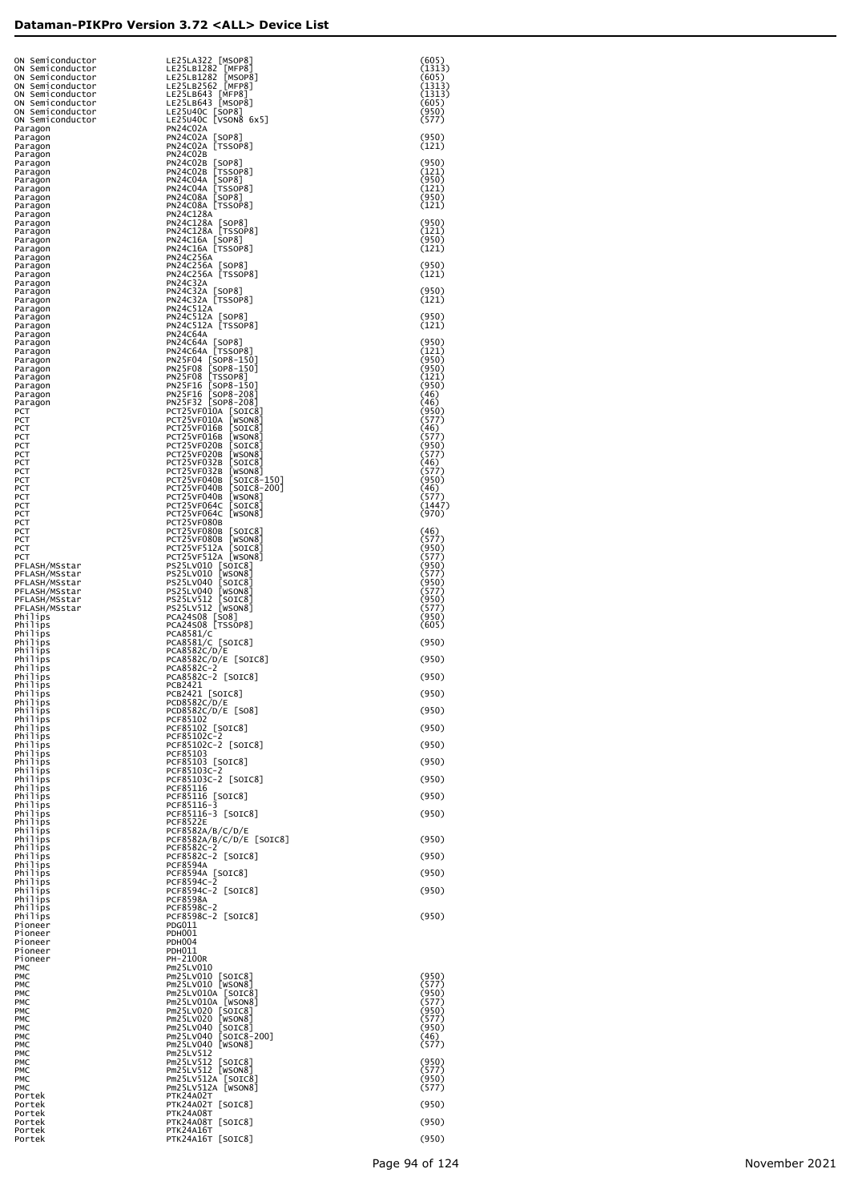| | | |
|---|---|---|
| ON Semiconductor | LE25LA322 [MSOP8] | (605) |
| ON Semiconductor | LE25LB1282 [MFP8] | (1313) |
| ON Semiconductor | LE25LB1282 [MSOP8] | (605) |
| ON Semiconductor | LE25LB2562 [MFP8] | (1313) |
| ON Semiconductor | LE25LB643 [MFP8] | (1313) |
| ON Semiconductor | LE25LB643 [MSOP8] | (605) |
| ON Semiconductor | LE25U40C [SOP8] | (950) |
| ON Semiconductor | LE25U40C [VSON8 6x5] | (577) |
| Paragon | PN24C02A | |
| Paragon | PN24C02A [SOP8] | (950) |
| Paragon | PN24C02A [TSSOP8] | (121) |
| Paragon | PN24C02B | |
| Paragon | PN24C02B [SOP8] | (950) |
| Paragon | PN24C02B [TSSOP8] | (121) |
| Paragon | PN24C04A [SOP8] | (950) |
| Paragon | PN24C04A [TSSOP8] | (121) |
| Paragon | PN24C08A [SOP8] | (950) |
| Paragon | PN24C08A [TSSOP8] | (121) |
| Paragon | PN24C128A | |
| Paragon | PN24C128A [SOP8] | (950) |
| Paragon | PN24C128A [TSSOP8] | (121) |
| Paragon | PN24C16A [SOP8] | (950) |
| Paragon | PN24C16A [TSSOP8] | (121) |
| Paragon | PN24C256A | |
| Paragon | PN24C256A [SOP8] | (950) |
| Paragon | PN24C256A [TSSOP8] | (121) |
| Paragon | PN24C32A | |
| Paragon | PN24C32A [SOP8] | (950) |
| Paragon | PN24C32A [TSSOP8] | (121) |
| Paragon | PN24C512A | |
| Paragon | PN24C512A [SOP8] | (950) |
| Paragon | PN24C512A [TSSOP8] | (121) |
| Paragon | PN24C64A | |
| Paragon | PN24C64A [SOP8] | (950) |
| Paragon | PN24C64A [TSSOP8] | (121) |
| Paragon | PN25F04 [SOP8-150] | (950) |
| Paragon | PN25F08 [SOP8-150] | (950) |
| Paragon | PN25F08 [TSSOP8] | (121) |
| Paragon | PN25F16 [SOP8-150] | (950) |
| Paragon | PN25F16 [SOP8-208] | (46) |
| Paragon | PN25F32 [SOP8-208] | (46) |
| PCT | PCT25VF010A [SOIC8] | (950) |
| PCT | PCT25VF010A [WSON8] | (577) |
| PCT | PCT25VF016B [SOIC8] | (46) |
| PCT | PCT25VF016B [WSON8] | (577) |
| PCT | PCT25VF020B [SOIC8] | (950) |
| PCT | PCT25VF020B [WSON8] | (577) |
| PCT | PCT25VF032B [SOIC8] | (46) |
| PCT | PCT25VF032B [WSON8] | (577) |
| PCT | PCT25VF040B [SOIC8-150] | (950) |
| PCT | PCT25VF040B [SOIC8-200] | (46) |
| PCT | PCT25VF040B [WSON8] | (577) |
| PCT | PCT25VF064C [SOIC8] | (1447) |
| PCT | PCT25VF064C [WSON8] | (970) |
| PCT | PCT25VF080B | |
| PCT | PCT25VF080B [SOIC8] | (46) |
| PCT | PCT25VF080B [WSON8] | (577) |
| PCT | PCT25VF512A [SOIC8] | (950) |
| PCT | PCT25VF512A [WSON8] | (577) |
| PFLASH/MSstar | PS25LV010 [SOIC8] | (950) |
| PFLASH/MSstar | PS25LV010 [WSON8] | (577) |
| PFLASH/MSstar | PS25LV040 [SOIC8] | (950) |
| PFLASH/MSstar | PS25LV040 [WSON8] | (577) |
| PFLASH/MSstar | PS25LV512 [SOIC8] | (950) |
| PFLASH/MSstar | PS25LV512 [WSON8] | (577) |
| Philips | PCA24S08 [SO8] | (950) |
| Philips | PCA24S08 [TSSOP8] | (605) |
| Philips | PCA8581/C | |
| Philips | PCA8581/C [SOIC8] | (950) |
| Philips | PCA8582C/D/E | |
| Philips | PCA8582C/D/E [SOIC8] | (950) |
| Philips | PCA8582C-2 | |
| Philips | PCA8582C-2 [SOIC8] | (950) |
| Philips | PCB2421 | |
| Philips | PCB2421 [SOIC8] | (950) |
| Philips | PCD8582C/D/E | |
| Philips | PCD8582C/D/E [SO8] | (950) |
| Philips | PCF85102 | |
| Philips | PCF85102 [SOIC8] | (950) |
| Philips | PCF85102C-2 | |
| Philips | PCF85102C-2 [SOIC8] | (950) |
| Philips | PCF85103 | |
| Philips | PCF85103 [SOIC8] | (950) |
| Philips | PCF85103C-2 | |
| Philips | PCF85103C-2 [SOIC8] | (950) |
| Philips | PCF85116 | |
| Philips | PCF85116 [SOIC8] | (950) |
| Philips | PCF85116-3 | |
| Philips | PCF85116-3 [SOIC8] | (950) |
| Philips | PCF8522E | |
| Philips | PCF8582A/B/C/D/E | |
| Philips | PCF8582A/B/C/D/E [SOIC8] | (950) |
| Philips | PCF8582C-2 | |
| Philips | PCF8582C-2 [SOIC8] | (950) |
| Philips | PCF8594A | |
| Philips | PCF8594A [SOIC8] | (950) |
| Philips | PCF8594C-2 | |
| Philips | PCF8594C-2 [SOIC8] | (950) |
| Philips | PCF8598A | |
| Philips | PCF8598C-2 | |
| Philips | PCF8598C-2 [SOIC8] | (950) |
| Pioneer | PDG011 | |
| Pioneer | PDH001 | |
| Pioneer | PDH004 | |
| Pioneer | PDH011 | |
| Pioneer | PH-2100R | |
| PMC | Pm25LV010 | |
| PMC | Pm25LV010 [SOIC8] | (950) |
| PMC | Pm25LV010 [WSON8] | (577) |
| PMC | Pm25LV010A [SOIC8] | (950) |
| PMC | Pm25LV010A [WSON8] | (577) |
| PMC | Pm25LV020 [SOIC8] | (950) |
| PMC | Pm25LV020 [WSON8] | (577) |
| PMC | Pm25LV040 [SOIC8] | (950) |
| PMC | Pm25LV040 [SOIC8-200] | (46) |
| PMC | Pm25LV040 [WSON8] | (577) |
| PMC | Pm25LV512 | |
| PMC | Pm25LV512 [SOIC8] | (950) |
| PMC | Pm25LV512 [WSON8] | (577) |
| PMC | Pm25LV512A [SOIC8] | (950) |
| PMC | Pm25LV512A [WSON8] | (577) |
| Portek | PTK24A02T | |
| Portek | PTK24A02T [SOIC8] | (950) |
| Portek | PTK24A08T | |
| Portek | PTK24A08T [SOIC8] | (950) |
| Portek | PTK24A16T | |
| Portek | PTK24A16T [SOIC8] | (950) |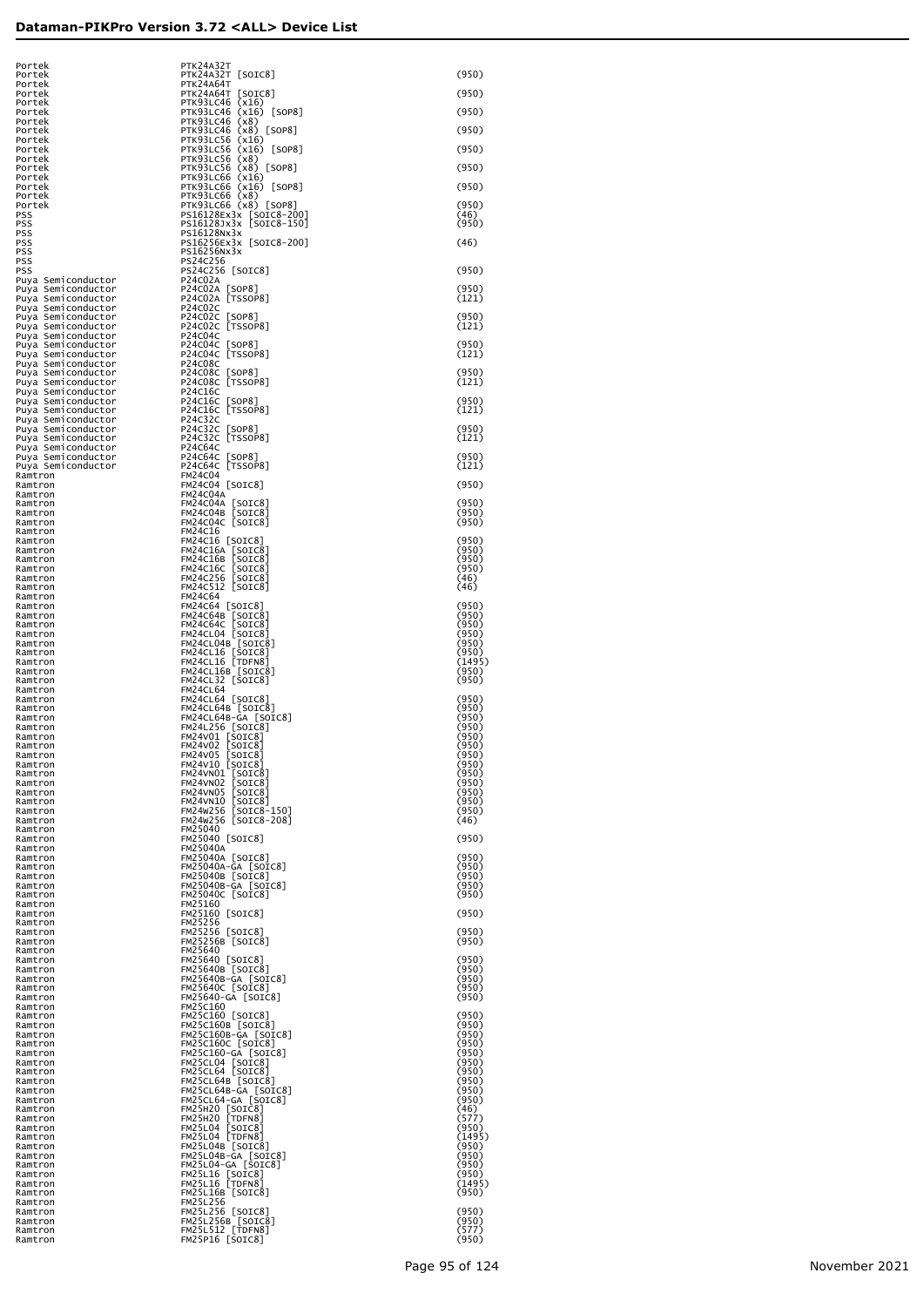| Manufacturer | Device | |
|---|---|---|
| Portek | PTK24A32T | |
| Portek | PTK24A32T [SOIC8] | (950) |
| Portek | PTK24A64T | |
| Portek | PTK24A64T [SOIC8] | (950) |
| Portek | PTK93LC46 (x16) | |
| Portek | PTK93LC46 (x16) [SOP8] | (950) |
| Portek | PTK93LC46 (x8) | |
| Portek | PTK93LC46 (x8) [SOP8] | (950) |
| Portek | PTK93LC56 (x16) | |
| Portek | PTK93LC56 (x16) [SOP8] | (950) |
| Portek | PTK93LC56 (x8) | |
| Portek | PTK93LC56 (x8) [SOP8] | (950) |
| Portek | PTK93LC66 (x16) | |
| Portek | PTK93LC66 (x16) [SOP8] | (950) |
| Portek | PTK93LC66 (x8) | |
| Portek | PTK93LC66 (x8) [SOP8] | (950) |
| PSS | PS16128Ex3x [SOIC8-200] | (46) |
| PSS | PS16128Jx3x [SOIC8-150] | (950) |
| PSS | PS16128Nx3x | |
| PSS | PS16256Ex3x [SOIC8-200] | (46) |
| PSS | PS16256Nx3x | |
| PSS | PS24C256 | |
| PSS | PS24C256 [SOIC8] | (950) |
| Puya Semiconductor | P24C02A | |
| Puya Semiconductor | P24C02A [SOP8] | (950) |
| Puya Semiconductor | P24C02A [TSSOP8] | (121) |
| Puya Semiconductor | P24C02C | |
| Puya Semiconductor | P24C02C [SOP8] | (950) |
| Puya Semiconductor | P24C02C [TSSOP8] | (121) |
| Puya Semiconductor | P24C04C | |
| Puya Semiconductor | P24C04C [SOP8] | (950) |
| Puya Semiconductor | P24C04C [TSSOP8] | (121) |
| Puya Semiconductor | P24C08C | |
| Puya Semiconductor | P24C08C [SOP8] | (950) |
| Puya Semiconductor | P24C08C [TSSOP8] | (121) |
| Puya Semiconductor | P24C16C | |
| Puya Semiconductor | P24C16C [SOP8] | (950) |
| Puya Semiconductor | P24C16C [TSSOP8] | (121) |
| Puya Semiconductor | P24C32C | |
| Puya Semiconductor | P24C32C [SOP8] | (950) |
| Puya Semiconductor | P24C32C [TSSOP8] | (121) |
| Puya Semiconductor | P24C64C | |
| Puya Semiconductor | P24C64C [SOP8] | (950) |
| Puya Semiconductor | P24C64C [TSSOP8] | (121) |
| Ramtron | FM24C04 | |
| Ramtron | FM24C04 [SOIC8] | (950) |
| Ramtron | FM24C04A | |
| Ramtron | FM24C04A [SOIC8] | (950) |
| Ramtron | FM24C04B [SOIC8] | (950) |
| Ramtron | FM24C04C [SOIC8] | (950) |
| Ramtron | FM24C16 | |
| Ramtron | FM24C16 [SOIC8] | (950) |
| Ramtron | FM24C16A [SOIC8] | (950) |
| Ramtron | FM24C16B [SOIC8] | (950) |
| Ramtron | FM24C16C [SOIC8] | (950) |
| Ramtron | FM24C256 [SOIC8] | (46) |
| Ramtron | FM24C512 [SOIC8] | (46) |
| Ramtron | FM24C64 | |
| Ramtron | FM24C64 [SOIC8] | (950) |
| Ramtron | FM24C64B [SOIC8] | (950) |
| Ramtron | FM24C64C [SOIC8] | (950) |
| Ramtron | FM24CL04 [SOIC8] | (950) |
| Ramtron | FM24CL04B [SOIC8] | (950) |
| Ramtron | FM24CL16 [SOIC8] | (950) |
| Ramtron | FM24CL16 [TDFN8] | (1495) |
| Ramtron | FM24CL16B [SOIC8] | (950) |
| Ramtron | FM24CL32 [SOIC8] | (950) |
| Ramtron | FM24CL64 | |
| Ramtron | FM24CL64 [SOIC8] | (950) |
| Ramtron | FM24CL64B [SOIC8] | (950) |
| Ramtron | FM24CL64B-GA [SOIC8] | (950) |
| Ramtron | FM24L256 [SOIC8] | (950) |
| Ramtron | FM24V01 [SOIC8] | (950) |
| Ramtron | FM24V02 [SOIC8] | (950) |
| Ramtron | FM24V05 [SOIC8] | (950) |
| Ramtron | FM24V10 [SOIC8] | (950) |
| Ramtron | FM24VN01 [SOIC8] | (950) |
| Ramtron | FM24VN02 [SOIC8] | (950) |
| Ramtron | FM24VN05 [SOIC8] | (950) |
| Ramtron | FM24VN10 [SOIC8] | (950) |
| Ramtron | FM24W256 [SOIC8-150] | (950) |
| Ramtron | FM24W256 [SOIC8-208] | (46) |
| Ramtron | FM25040 | |
| Ramtron | FM25040 [SOIC8] | (950) |
| Ramtron | FM25040A | |
| Ramtron | FM25040A [SOIC8] | (950) |
| Ramtron | FM25040A-GA [SOIC8] | (950) |
| Ramtron | FM25040B [SOIC8] | (950) |
| Ramtron | FM25040B-GA [SOIC8] | (950) |
| Ramtron | FM25040C [SOIC8] | (950) |
| Ramtron | FM25160 | |
| Ramtron | FM25160 [SOIC8] | (950) |
| Ramtron | FM25256 | |
| Ramtron | FM25256 [SOIC8] | (950) |
| Ramtron | FM25256B [SOIC8] | (950) |
| Ramtron | FM25640 | |
| Ramtron | FM25640 [SOIC8] | (950) |
| Ramtron | FM25640B [SOIC8] | (950) |
| Ramtron | FM25640B-GA [SOIC8] | (950) |
| Ramtron | FM25640C [SOIC8] | (950) |
| Ramtron | FM25640-GA [SOIC8] | (950) |
| Ramtron | FM25C160 | |
| Ramtron | FM25C160 [SOIC8] | (950) |
| Ramtron | FM25C160B [SOIC8] | (950) |
| Ramtron | FM25C160B-GA [SOIC8] | (950) |
| Ramtron | FM25C160C [SOIC8] | (950) |
| Ramtron | FM25C160-GA [SOIC8] | (950) |
| Ramtron | FM25CL04 [SOIC8] | (950) |
| Ramtron | FM25CL64 [SOIC8] | (950) |
| Ramtron | FM25CL64B [SOIC8] | (950) |
| Ramtron | FM25CL64B-GA [SOIC8] | (950) |
| Ramtron | FM25CL64-GA [SOIC8] | (950) |
| Ramtron | FM25H20 [SOIC8] | (46) |
| Ramtron | FM25H20 [TDFN8] | (577) |
| Ramtron | FM25L04 [SOIC8] | (950) |
| Ramtron | FM25L04 [TDFN8] | (1495) |
| Ramtron | FM25L04B [SOIC8] | (950) |
| Ramtron | FM25L04B-GA [SOIC8] | (950) |
| Ramtron | FM25L04-GA [SOIC8] | (950) |
| Ramtron | FM25L16 [SOIC8] | (950) |
| Ramtron | FM25L16 [TDFN8] | (1495) |
| Ramtron | FM25L16B [SOIC8] | (950) |
| Ramtron | FM25L256 | |
| Ramtron | FM25L256 [SOIC8] | (950) |
| Ramtron | FM25L256B [SOIC8] | (950) |
| Ramtron | FM25L512 [TDFN8] | (577) |
| Ramtron | FM25P16 [SOIC8] | (950) |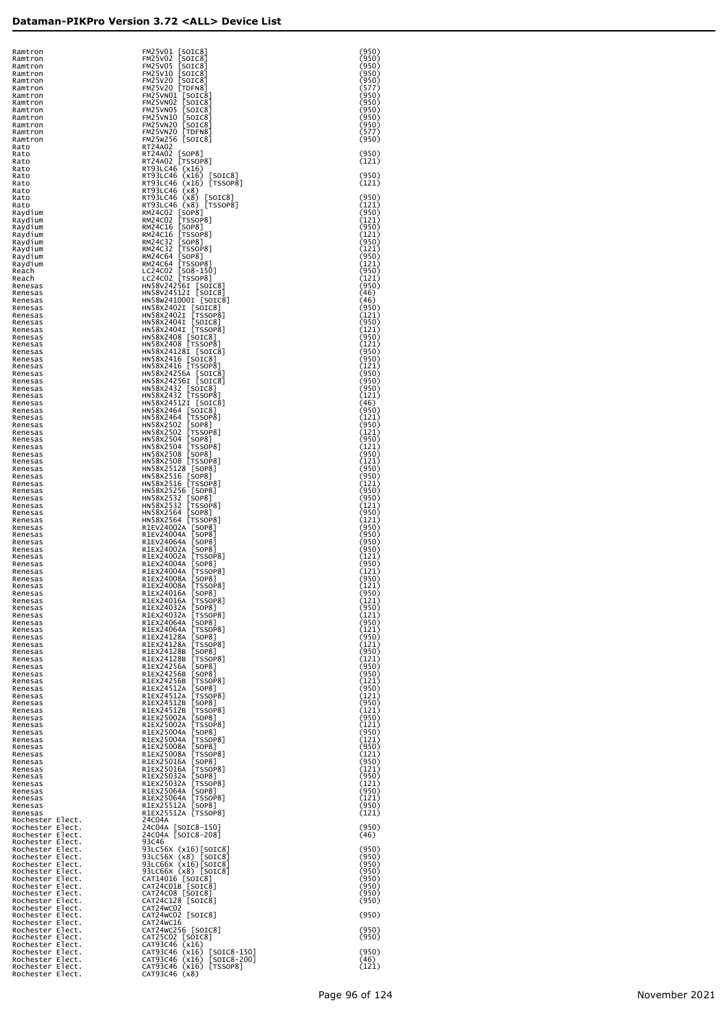| | | |
|---|---|---|
| Ramtron | FM25V01 [SOIC8] | (950) |
| Ramtron | FM25V02 [SOIC8] | (950) |
| Ramtron | FM25V05 [SOIC8] | (950) |
| Ramtron | FM25V10 [SOIC8] | (950) |
| Ramtron | FM25V20 [SOIC8] | (950) |
| Ramtron | FM25V20 [TDFN8] | (577) |
| Ramtron | FM25VN01 [SOIC8] | (950) |
| Ramtron | FM25VN02 [SOIC8] | (950) |
| Ramtron | FM25VN05 [SOIC8] | (950) |
| Ramtron | FM25VN10 [SOIC8] | (950) |
| Ramtron | FM25VN20 [SOIC8] | (950) |
| Ramtron | FM25VN20 [TDFN8] | (577) |
| Ramtron | FM25W256 [SOIC8] | (950) |
| Rato | RT24A02 | |
| Rato | RT24A02 [SOP8] | (950) |
| Rato | RT24A02 [TSSOP8] | (121) |
| Rato | RT93LC46 (x16) | |
| Rato | RT93LC46 (x16) [SOIC8] | (950) |
| Rato | RT93LC46 (x16) [TSSOP8] | (121) |
| Rato | RT93LC46 (x8) | |
| Rato | RT93LC46 (x8) [SOIC8] | (950) |
| Rato | RT93LC46 (x8) [TSSOP8] | (121) |
| Raydium | RM24C02 [SOP8] | (950) |
| Raydium | RM24C02 [TSSOP8] | (121) |
| Raydium | RM24C16 [SOP8] | (950) |
| Raydium | RM24C16 [TSSOP8] | (121) |
| Raydium | RM24C32 [SOP8] | (950) |
| Raydium | RM24C32 [TSSOP8] | (121) |
| Raydium | RM24C64 [SOP8] | (950) |
| Raydium | RM24C64 [TSSOP8] | (121) |
| Reach | LC24C02 [SO8-150] | (950) |
| Reach | LC24C02 [TSSOP8] | (121) |
| Renesas | HN58V24256I [SOIC8] | (950) |
| Renesas | HN58V24512I [SOIC8] | (46) |
| Renesas | HN58W241000I [SOIC8] | (46) |
| Renesas | HN58X2402I [SOIC8] | (950) |
| Renesas | HN58X2402I [TSSOP8] | (121) |
| Renesas | HN58X2404I [SOIC8] | (950) |
| Renesas | HN58X2404I [TSSOP8] | (121) |
| Renesas | HN58X2408 [SOIC8] | (950) |
| Renesas | HN58X2408 [TSSOP8] | (121) |
| Renesas | HN58X24128I [SOIC8] | (950) |
| Renesas | HN58X2416 [SOIC8] | (950) |
| Renesas | HN58X2416 [TSSOP8] | (121) |
| Renesas | HN58X24256A [SOIC8] | (950) |
| Renesas | HN58X24256I [SOIC8] | (950) |
| Renesas | HN58X2432 [SOIC8] | (950) |
| Renesas | HN58X2432 [TSSOP8] | (121) |
| Renesas | HN58X24512I [SOIC8] | (46) |
| Renesas | HN58X2464 [SOIC8] | (950) |
| Renesas | HN58X2464 [TSSOP8] | (121) |
| Renesas | HN58X2502 [SOP8] | (950) |
| Renesas | HN58X2502 [TSSOP8] | (121) |
| Renesas | HN58X2504 [SOP8] | (950) |
| Renesas | HN58X2504 [TSSOP8] | (121) |
| Renesas | HN58X2508 [SOP8] | (950) |
| Renesas | HN58X2508 [TSSOP8] | (121) |
| Renesas | HN58X25128 [SOP8] | (950) |
| Renesas | HN58X2516 [SOP8] | (950) |
| Renesas | HN58X2516 [TSSOP8] | (121) |
| Renesas | HN58X25256 [SOP8] | (950) |
| Renesas | HN58X2532 [SOP8] | (950) |
| Renesas | HN58X2532 [TSSOP8] | (121) |
| Renesas | HN58X2564 [SOP8] | (950) |
| Renesas | HN58X2564 [TSSOP8] | (121) |
| Renesas | R1EV24002A [SOP8] | (950) |
| Renesas | R1EV24004A [SOP8] | (950) |
| Renesas | R1EV24064A [SOP8] | (950) |
| Renesas | R1EX24002A [SOP8] | (950) |
| Renesas | R1EX24002A [TSSOP8] | (121) |
| Renesas | R1EX24004A [SOP8] | (950) |
| Renesas | R1EX24004A [TSSOP8] | (121) |
| Renesas | R1EX24008A [SOP8] | (950) |
| Renesas | R1EX24008A [TSSOP8] | (121) |
| Renesas | R1EX24016A [SOP8] | (950) |
| Renesas | R1EX24016A [TSSOP8] | (121) |
| Renesas | R1EX24032A [SOP8] | (950) |
| Renesas | R1EX24032A [TSSOP8] | (121) |
| Renesas | R1EX24064A [SOP8] | (950) |
| Renesas | R1EX24064A [TSSOP8] | (121) |
| Renesas | R1EX24128A [SOP8] | (950) |
| Renesas | R1EX24128A [TSSOP8] | (121) |
| Renesas | R1EX24128B [SOP8] | (950) |
| Renesas | R1EX24128B [TSSOP8] | (121) |
| Renesas | R1EX24256A [SOP8] | (950) |
| Renesas | R1EX24256B [SOP8] | (950) |
| Renesas | R1EX24256B [TSSOP8] | (121) |
| Renesas | R1EX24512A [SOP8] | (950) |
| Renesas | R1EX24512A [TSSOP8] | (121) |
| Renesas | R1EX24512B [SOP8] | (950) |
| Renesas | R1EX24512B [TSSOP8] | (121) |
| Renesas | R1EX25002A [SOP8] | (950) |
| Renesas | R1EX25002A [TSSOP8] | (121) |
| Renesas | R1EX25004A [SOP8] | (950) |
| Renesas | R1EX25004A [TSSOP8] | (121) |
| Renesas | R1EX25008A [SOP8] | (950) |
| Renesas | R1EX25008A [TSSOP8] | (121) |
| Renesas | R1EX25016A [SOP8] | (950) |
| Renesas | R1EX25016A [TSSOP8] | (121) |
| Renesas | R1EX25032A [SOP8] | (950) |
| Renesas | R1EX25032A [TSSOP8] | (121) |
| Renesas | R1EX25064A [SOP8] | (950) |
| Renesas | R1EX25064A [TSSOP8] | (121) |
| Renesas | R1EX25512A [SOP8] | (950) |
| Renesas | R1EX25512A [TSSOP8] | (121) |
| Rochester Elect. | 24C04A | |
| Rochester Elect. | 24C04A [SOIC8-150] | (950) |
| Rochester Elect. | 24C04A [SOIC8-208] | (46) |
| Rochester Elect. | 93C46 | |
| Rochester Elect. | 93LC56X (x16)[SOIC8] | (950) |
| Rochester Elect. | 93LC56X (x8) [SOIC8] | (950) |
| Rochester Elect. | 93LC66X (x16)[SOIC8] | (950) |
| Rochester Elect. | 93LC66X (x8) [SOIC8] | (950) |
| Rochester Elect. | CAT14016 [SOIC8] | (950) |
| Rochester Elect. | CAT24C01B [SOIC8] | (950) |
| Rochester Elect. | CAT24C08 [SOIC8] | (950) |
| Rochester Elect. | CAT24C128 [SOIC8] | (950) |
| Rochester Elect. | CAT24WC02 | |
| Rochester Elect. | CAT24WC02 [SOIC8] | (950) |
| Rochester Elect. | CAT24WC16 | |
| Rochester Elect. | CAT24WC256 [SOIC8] | (950) |
| Rochester Elect. | CAT25C02 [SOIC8] | (950) |
| Rochester Elect. | CAT93C46 (x16) | |
| Rochester Elect. | CAT93C46 (x16) [SOIC8-150] | (950) |
| Rochester Elect. | CAT93C46 (x16) [SOIC8-200] | (46) |
| Rochester Elect. | CAT93C46 (x16) [TSSOP8] | (121) |
| Rochester Elect. | CAT93C46 (x8) | |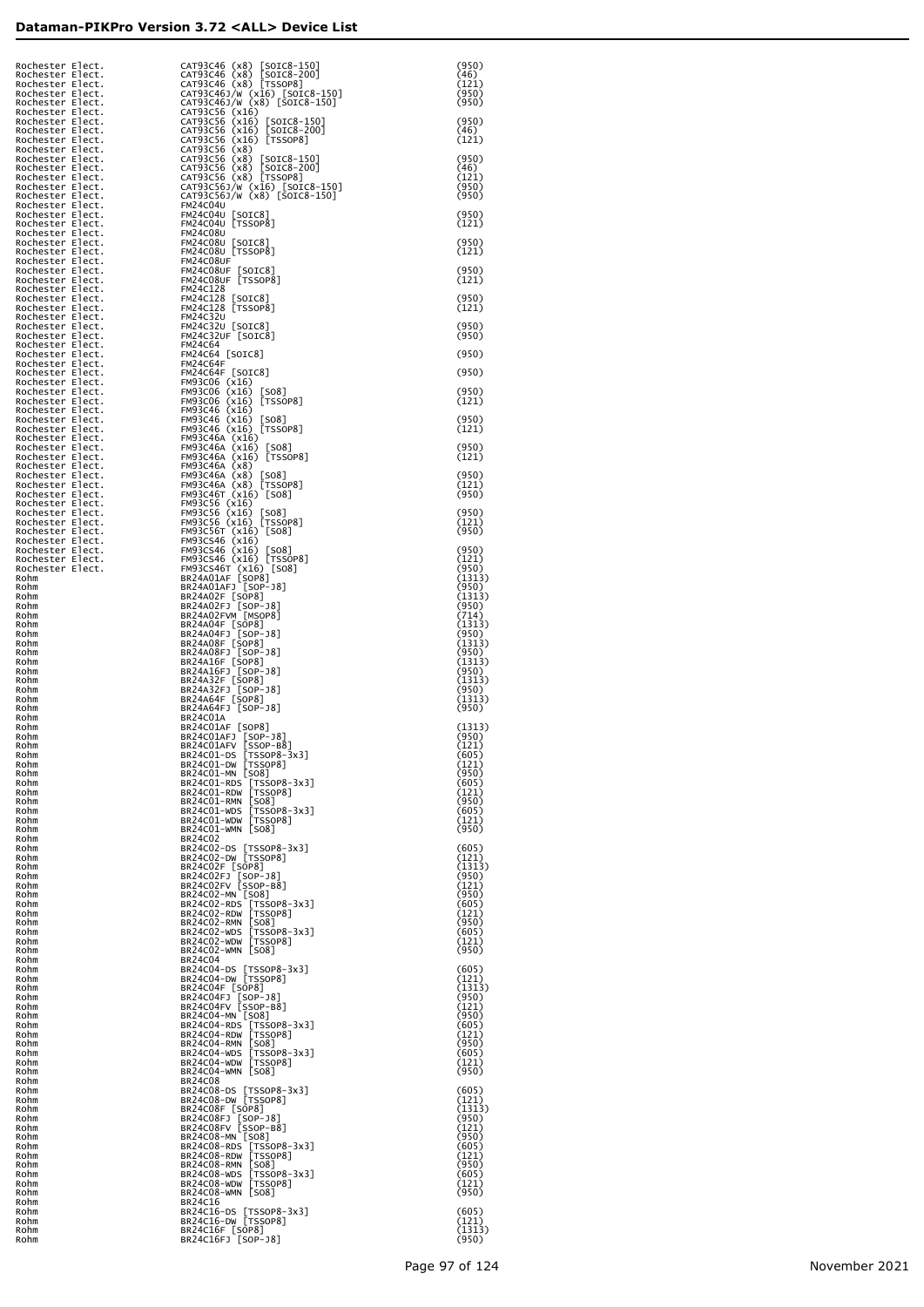| | | |
|---|---|---|
| Rochester Elect. | CAT93C46 (x8) [SOIC8-150] | (950) |
| Rochester Elect. | CAT93C46 (x8) [SOIC8-200] | (46) |
| Rochester Elect. | CAT93C46 (x8) [TSSOP8] | (121) |
| Rochester Elect. | CAT93C46J/W (x16) [SOIC8-150] | (950) |
| Rochester Elect. | CAT93C46J/W (x8) [SOIC8-150] | (950) |
| Rochester Elect. | CAT93C56 (x16) | |
| Rochester Elect. | CAT93C56 (x16) [SOIC8-150] | (950) |
| Rochester Elect. | CAT93C56 (x16) [SOIC8-200] | (46) |
| Rochester Elect. | CAT93C56 (x16) [TSSOP8] | (121) |
| Rochester Elect. | CAT93C56 (x8) | |
| Rochester Elect. | CAT93C56 (x8) [SOIC8-150] | (950) |
| Rochester Elect. | CAT93C56 (x8) [SOIC8-200] | (46) |
| Rochester Elect. | CAT93C56 (x8) [TSSOP8] | (121) |
| Rochester Elect. | CAT93C56J/W (x16) [SOIC8-150] | (950) |
| Rochester Elect. | CAT93C56J/W (x8) [SOIC8-150] | (950) |
| Rochester Elect. | FM24C04U | |
| Rochester Elect. | FM24C04U [SOIC8] | (950) |
| Rochester Elect. | FM24C04U [TSSOP8] | (121) |
| Rochester Elect. | FM24C08U | |
| Rochester Elect. | FM24C08U [SOIC8] | (950) |
| Rochester Elect. | FM24C08U [TSSOP8] | (121) |
| Rochester Elect. | FM24C08UF | |
| Rochester Elect. | FM24C08UF [SOIC8] | (950) |
| Rochester Elect. | FM24C08UF [TSSOP8] | (121) |
| Rochester Elect. | FM24C128 | |
| Rochester Elect. | FM24C128 [SOIC8] | (950) |
| Rochester Elect. | FM24C128 [TSSOP8] | (121) |
| Rochester Elect. | FM24C32U | |
| Rochester Elect. | FM24C32U [SOIC8] | (950) |
| Rochester Elect. | FM24C32UF [SOIC8] | (950) |
| Rochester Elect. | FM24C64 | |
| Rochester Elect. | FM24C64 [SOIC8] | (950) |
| Rochester Elect. | FM24C64F | |
| Rochester Elect. | FM24C64F [SOIC8] | (950) |
| Rochester Elect. | FM93C06 (x16) | |
| Rochester Elect. | FM93C06 (x16) [SO8] | (950) |
| Rochester Elect. | FM93C06 (x16) [TSSOP8] | (121) |
| Rochester Elect. | FM93C46 (x16) | |
| Rochester Elect. | FM93C46 (x16) [SO8] | (950) |
| Rochester Elect. | FM93C46 (x16) [TSSOP8] | (121) |
| Rochester Elect. | FM93C46A (x16) | |
| Rochester Elect. | FM93C46A (x16) [SO8] | (950) |
| Rochester Elect. | FM93C46A (x16) [TSSOP8] | (121) |
| Rochester Elect. | FM93C46A (x8) | |
| Rochester Elect. | FM93C46A (x8) [SO8] | (950) |
| Rochester Elect. | FM93C46A (x8) [TSSOP8] | (121) |
| Rochester Elect. | FM93C46T (x16) [SO8] | (950) |
| Rochester Elect. | FM93C56 (x16) | |
| Rochester Elect. | FM93C56 (x16) [SO8] | (950) |
| Rochester Elect. | FM93C56 (x16) [TSSOP8] | (121) |
| Rochester Elect. | FM93C56T (x16) [SO8] | (950) |
| Rochester Elect. | FM93CS46 (x16) | |
| Rochester Elect. | FM93CS46 (x16) [SO8] | (950) |
| Rochester Elect. | FM93CS46 (x16) [TSSOP8] | (121) |
| Rochester Elect. | FM93CS46T (x16) [SO8] | (950) |
| Rohm | BR24A01AF [SOP8] | (1313) |
| Rohm | BR24A01AFJ [SOP-J8] | (950) |
| Rohm | BR24A02F [SOP8] | (1313) |
| Rohm | BR24A02FJ [SOP-J8] | (950) |
| Rohm | BR24A02FVM [MSOP8] | (714) |
| Rohm | BR24A04F [SOP8] | (1313) |
| Rohm | BR24A04FJ [SOP-J8] | (950) |
| Rohm | BR24A08F [SOP8] | (1313) |
| Rohm | BR24A08FJ [SOP-J8] | (950) |
| Rohm | BR24A16F [SOP8] | (1313) |
| Rohm | BR24A16FJ [SOP-J8] | (950) |
| Rohm | BR24A32F [SOP8] | (1313) |
| Rohm | BR24A32FJ [SOP-J8] | (950) |
| Rohm | BR24A64F [SOP8] | (1313) |
| Rohm | BR24A64FJ [SOP-J8] | (950) |
| Rohm | BR24C01A | |
| Rohm | BR24C01AF [SOP8] | (1313) |
| Rohm | BR24C01AFJ [SOP-J8] | (950) |
| Rohm | BR24C01AFV [SSOP-B8] | (121) |
| Rohm | BR24C01-DS [TSSOP8-3x3] | (605) |
| Rohm | BR24C01-DW [TSSOP8] | (121) |
| Rohm | BR24C01-MN [SO8] | (950) |
| Rohm | BR24C01-RDS [TSSOP8-3x3] | (605) |
| Rohm | BR24C01-RDW [TSSOP8] | (121) |
| Rohm | BR24C01-RMN [SO8] | (950) |
| Rohm | BR24C01-WDS [TSSOP8-3x3] | (605) |
| Rohm | BR24C01-WDW [TSSOP8] | (121) |
| Rohm | BR24C01-WMN [SO8] | (950) |
| Rohm | BR24C02 | |
| Rohm | BR24C02-DS [TSSOP8-3x3] | (605) |
| Rohm | BR24C02-DW [TSSOP8] | (121) |
| Rohm | BR24C02F [SOP8] | (1313) |
| Rohm | BR24C02FJ [SOP-J8] | (950) |
| Rohm | BR24C02FV [SSOP-B8] | (121) |
| Rohm | BR24C02-MN [SO8] | (950) |
| Rohm | BR24C02-RDS [TSSOP8-3x3] | (605) |
| Rohm | BR24C02-RDW [TSSOP8] | (121) |
| Rohm | BR24C02-RMN [SO8] | (950) |
| Rohm | BR24C02-WDS [TSSOP8-3x3] | (605) |
| Rohm | BR24C02-WDW [TSSOP8] | (121) |
| Rohm | BR24C02-WMN [SO8] | (950) |
| Rohm | BR24C04 | |
| Rohm | BR24C04-DS [TSSOP8-3x3] | (605) |
| Rohm | BR24C04-DW [TSSOP8] | (121) |
| Rohm | BR24C04F [SOP8] | (1313) |
| Rohm | BR24C04FJ [SOP-J8] | (950) |
| Rohm | BR24C04FV [SSOP-B8] | (121) |
| Rohm | BR24C04-MN [SO8] | (950) |
| Rohm | BR24C04-RDS [TSSOP8-3x3] | (605) |
| Rohm | BR24C04-RDW [TSSOP8] | (121) |
| Rohm | BR24C04-RMN [SO8] | (950) |
| Rohm | BR24C04-WDS [TSSOP8-3x3] | (605) |
| Rohm | BR24C04-WDW [TSSOP8] | (121) |
| Rohm | BR24C04-WMN [SO8] | (950) |
| Rohm | BR24C08 | |
| Rohm | BR24C08-DS [TSSOP8-3x3] | (605) |
| Rohm | BR24C08-DW [TSSOP8] | (121) |
| Rohm | BR24C08F [SOP8] | (1313) |
| Rohm | BR24C08FJ [SOP-J8] | (950) |
| Rohm | BR24C08FV [SSOP-B8] | (121) |
| Rohm | BR24C08-MN [SO8] | (950) |
| Rohm | BR24C08-RDS [TSSOP8-3x3] | (605) |
| Rohm | BR24C08-RDW [TSSOP8] | (121) |
| Rohm | BR24C08-RMN [SO8] | (950) |
| Rohm | BR24C08-WDS [TSSOP8-3x3] | (605) |
| Rohm | BR24C08-WDW [TSSOP8] | (121) |
| Rohm | BR24C08-WMN [SO8] | (950) |
| Rohm | BR24C16 | |
| Rohm | BR24C16-DS [TSSOP8-3x3] | (605) |
| Rohm | BR24C16-DW [TSSOP8] | (121) |
| Rohm | BR24C16F [SOP8] | (1313) |
| Rohm | BR24C16FJ [SOP-J8] | (950) |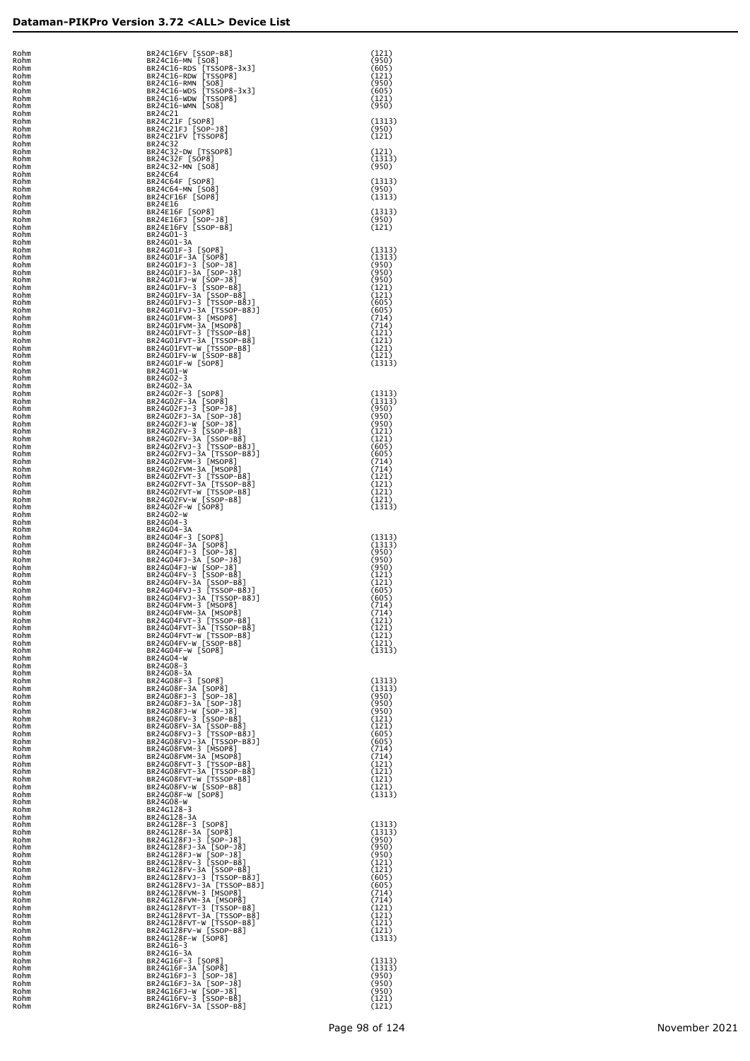| | | |
|---|---|---|
| Rohm | BR24C16FV [SSOP-B8] | (121) |
| Rohm | BR24C16-MN [SO8] | (950) |
| Rohm | BR24C16-RDS [TSSOP8-3x3] | (605) |
| Rohm | BR24C16-RDW [TSSOP8] | (121) |
| Rohm | BR24C16-RMN [SO8] | (950) |
| Rohm | BR24C16-WDS [TSSOP8-3x3] | (605) |
| Rohm | BR24C16-WDW [TSSOP8] | (121) |
| Rohm | BR24C16-WMN [SO8] | (950) |
| Rohm | BR24C21 | |
| Rohm | BR24C21F [SOP8] | (1313) |
| Rohm | BR24C21FJ [SOP-J8] | (950) |
| Rohm | BR24C21FV [TSSOP8] | (121) |
| Rohm | BR24C32 | |
| Rohm | BR24C32-DW [TSSOP8] | (121) |
| Rohm | BR24C32F [SOP8] | (1313) |
| Rohm | BR24C32-MN [SO8] | (950) |
| Rohm | BR24C64 | |
| Rohm | BR24C64F [SOP8] | (1313) |
| Rohm | BR24C64-MN [SO8] | (950) |
| Rohm | BR24CF16F [SOP8] | (1313) |
| Rohm | BR24E16 | |
| Rohm | BR24E16F [SOP8] | (1313) |
| Rohm | BR24E16FJ [SOP-J8] | (950) |
| Rohm | BR24E16FV [SSOP-B8] | (121) |
| Rohm | BR24G01-3 | |
| Rohm | BR24G01-3A | |
| Rohm | BR24G01F-3 [SOP8] | (1313) |
| Rohm | BR24G01F-3A [SOP8] | (1313) |
| Rohm | BR24G01FJ-3 [SOP-J8] | (950) |
| Rohm | BR24G01FJ-3A [SOP-J8] | (950) |
| Rohm | BR24G01FJ-W [SOP-J8] | (950) |
| Rohm | BR24G01FV-3 [SSOP-B8] | (121) |
| Rohm | BR24G01FV-3A [SSOP-B8] | (121) |
| Rohm | BR24G01FVJ-3 [TSSOP-B8J] | (605) |
| Rohm | BR24G01FVJ-3A [TSSOP-B8J] | (605) |
| Rohm | BR24G01FVM-3 [MSOP8] | (714) |
| Rohm | BR24G01FVM-3A [MSOP8] | (714) |
| Rohm | BR24G01FVT-3 [TSSOP-B8] | (121) |
| Rohm | BR24G01FVT-3A [TSSOP-B8] | (121) |
| Rohm | BR24G01FVT-W [TSSOP-B8] | (121) |
| Rohm | BR24G01FV-W [SSOP-B8] | (121) |
| Rohm | BR24G01F-W [SOP8] | (1313) |
| Rohm | BR24G01-W | |
| Rohm | BR24G02-3 | |
| Rohm | BR24G02-3A | |
| Rohm | BR24G02F-3 [SOP8] | (1313) |
| Rohm | BR24G02F-3A [SOP8] | (1313) |
| Rohm | BR24G02FJ-3 [SOP-J8] | (950) |
| Rohm | BR24G02FJ-3A [SOP-J8] | (950) |
| Rohm | BR24G02FJ-W [SOP-J8] | (950) |
| Rohm | BR24G02FV-3 [SSOP-B8] | (121) |
| Rohm | BR24G02FV-3A [SSOP-B8] | (121) |
| Rohm | BR24G02FVJ-3 [TSSOP-B8J] | (605) |
| Rohm | BR24G02FVJ-3A [TSSOP-B8J] | (605) |
| Rohm | BR24G02FVM-3 [MSOP8] | (714) |
| Rohm | BR24G02FVM-3A [MSOP8] | (714) |
| Rohm | BR24G02FVT-3 [TSSOP-B8] | (121) |
| Rohm | BR24G02FVT-3A [TSSOP-B8] | (121) |
| Rohm | BR24G02FVT-W [TSSOP-B8] | (121) |
| Rohm | BR24G02FV-W [SSOP-B8] | (121) |
| Rohm | BR24G02F-W [SOP8] | (1313) |
| Rohm | BR24G02-W | |
| Rohm | BR24G04-3 | |
| Rohm | BR24G04-3A | |
| Rohm | BR24G04F-3 [SOP8] | (1313) |
| Rohm | BR24G04F-3A [SOP8] | (1313) |
| Rohm | BR24G04FJ-3 [SOP-J8] | (950) |
| Rohm | BR24G04FJ-3A [SOP-J8] | (950) |
| Rohm | BR24G04FJ-W [SOP-J8] | (950) |
| Rohm | BR24G04FV-3 [SSOP-B8] | (121) |
| Rohm | BR24G04FV-3A [SSOP-B8] | (121) |
| Rohm | BR24G04FVJ-3 [TSSOP-B8J] | (605) |
| Rohm | BR24G04FVJ-3A [TSSOP-B8J] | (605) |
| Rohm | BR24G04FVM-3 [MSOP8] | (714) |
| Rohm | BR24G04FVM-3A [MSOP8] | (714) |
| Rohm | BR24G04FVT-3 [TSSOP-B8] | (121) |
| Rohm | BR24G04FVT-3A [TSSOP-B8] | (121) |
| Rohm | BR24G04FVT-W [TSSOP-B8] | (121) |
| Rohm | BR24G04FV-W [SSOP-B8] | (121) |
| Rohm | BR24G04F-W [SOP8] | (1313) |
| Rohm | BR24G04-W | |
| Rohm | BR24G08-3 | |
| Rohm | BR24G08-3A | |
| Rohm | BR24G08F-3 [SOP8] | (1313) |
| Rohm | BR24G08F-3A [SOP8] | (1313) |
| Rohm | BR24G08FJ-3 [SOP-J8] | (950) |
| Rohm | BR24G08FJ-3A [SOP-J8] | (950) |
| Rohm | BR24G08FJ-W [SOP-J8] | (950) |
| Rohm | BR24G08FV-3 [SSOP-B8] | (121) |
| Rohm | BR24G08FV-3A [SSOP-B8] | (121) |
| Rohm | BR24G08FVJ-3 [TSSOP-B8J] | (605) |
| Rohm | BR24G08FVJ-3A [TSSOP-B8J] | (605) |
| Rohm | BR24G08FVM-3 [MSOP8] | (714) |
| Rohm | BR24G08FVM-3A [MSOP8] | (714) |
| Rohm | BR24G08FVT-3 [TSSOP-B8] | (121) |
| Rohm | BR24G08FVT-3A [TSSOP-B8] | (121) |
| Rohm | BR24G08FVT-W [TSSOP-B8] | (121) |
| Rohm | BR24G08FV-W [SSOP-B8] | (121) |
| Rohm | BR24G08F-W [SOP8] | (1313) |
| Rohm | BR24G08-W | |
| Rohm | BR24G128-3 | |
| Rohm | BR24G128-3A | |
| Rohm | BR24G128F-3 [SOP8] | (1313) |
| Rohm | BR24G128F-3A [SOP8] | (1313) |
| Rohm | BR24G128FJ-3 [SOP-J8] | (950) |
| Rohm | BR24G128FJ-3A [SOP-J8] | (950) |
| Rohm | BR24G128FJ-W [SOP-J8] | (950) |
| Rohm | BR24G128FV-3 [SSOP-B8] | (121) |
| Rohm | BR24G128FV-3A [SSOP-B8] | (121) |
| Rohm | BR24G128FVJ-3 [TSSOP-B8J] | (605) |
| Rohm | BR24G128FVJ-3A [TSSOP-B8J] | (605) |
| Rohm | BR24G128FVM-3 [MSOP8] | (714) |
| Rohm | BR24G128FVM-3A [MSOP8] | (714) |
| Rohm | BR24G128FVT-3 [TSSOP-B8] | (121) |
| Rohm | BR24G128FVT-3A [TSSOP-B8] | (121) |
| Rohm | BR24G128FVT-W [TSSOP-B8] | (121) |
| Rohm | BR24G128FV-W [SSOP-B8] | (121) |
| Rohm | BR24G128F-W [SOP8] | (1313) |
| Rohm | BR24G16-3 | |
| Rohm | BR24G16-3A | |
| Rohm | BR24G16F-3 [SOP8] | (1313) |
| Rohm | BR24G16F-3A [SOP8] | (1313) |
| Rohm | BR24G16FJ-3 [SOP-J8] | (950) |
| Rohm | BR24G16FJ-3A [SOP-J8] | (950) |
| Rohm | BR24G16FJ-W [SOP-J8] | (950) |
| Rohm | BR24G16FV-3 [SSOP-B8] | (121) |
| Rohm | BR24G16FV-3A [SSOP-B8] | (121) |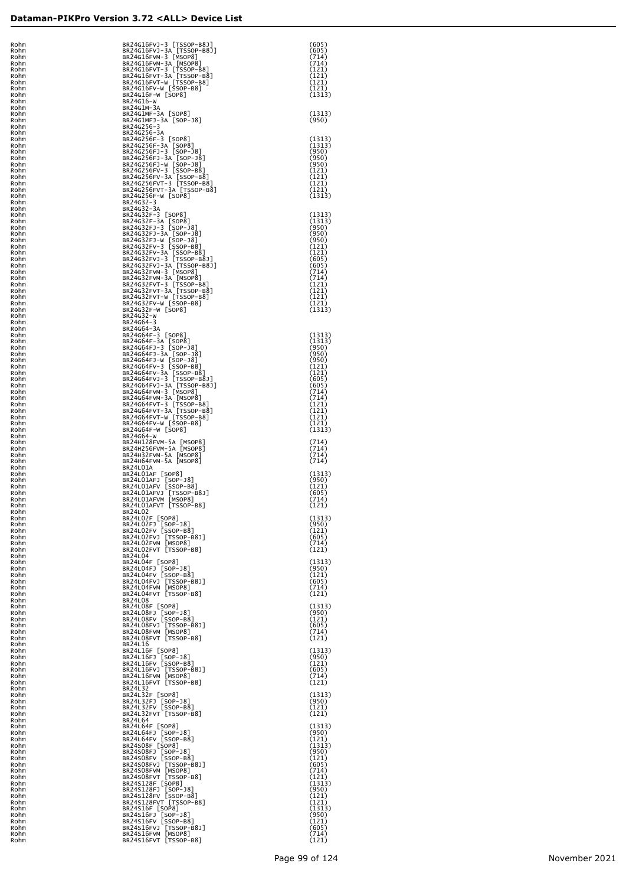| | | |
|---|---|---|
| Rohm | BR24G16FVJ-3 [TSSOP-B8J] | (605) |
| Rohm | BR24G16FVJ-3A [TSSOP-B8J] | (605) |
| Rohm | BR24G16FVM-3 [MSOP8] | (714) |
| Rohm | BR24G16FVM-3A [MSOP8] | (714) |
| Rohm | BR24G16FVT-3 [TSSOP-B8] | (121) |
| Rohm | BR24G16FVT-3A [TSSOP-B8] | (121) |
| Rohm | BR24G16FVT-W [TSSOP-B8] | (121) |
| Rohm | BR24G16FV-W [SSOP-B8] | (121) |
| Rohm | BR24G16F-W [SOP8] | (1313) |
| Rohm | BR24G16-W | |
| Rohm | BR24G1M-3A | |
| Rohm | BR24G1MF-3A [SOP8] | (1313) |
| Rohm | BR24G1MFJ-3A [SOP-J8] | (950) |
| Rohm | BR24G256-3 | |
| Rohm | BR24G256-3A | |
| Rohm | BR24G256F-3 [SOP8] | (1313) |
| Rohm | BR24G256F-3A [SOP8] | (1313) |
| Rohm | BR24G256FJ-3 [SOP-J8] | (950) |
| Rohm | BR24G256FJ-3A [SOP-J8] | (950) |
| Rohm | BR24G256FJ-W [SOP-J8] | (950) |
| Rohm | BR24G256FV-3 [SSOP-B8] | (121) |
| Rohm | BR24G256FV-3A [SSOP-B8] | (121) |
| Rohm | BR24G256FVT-3 [TSSOP-B8] | (121) |
| Rohm | BR24G256FVT-3A [TSSOP-B8] | (121) |
| Rohm | BR24G256F-W [SOP8] | (1313) |
| Rohm | BR24G32-3 | |
| Rohm | BR24G32-3A | |
| Rohm | BR24G32F-3 [SOP8] | (1313) |
| Rohm | BR24G32F-3A [SOP8] | (1313) |
| Rohm | BR24G32FJ-3 [SOP-J8] | (950) |
| Rohm | BR24G32FJ-3A [SOP-J8] | (950) |
| Rohm | BR24G32FJ-W [SOP-J8] | (950) |
| Rohm | BR24G32FV-3 [SSOP-B8] | (121) |
| Rohm | BR24G32FV-3A [SSOP-B8] | (121) |
| Rohm | BR24G32FVJ-3 [TSSOP-B8J] | (605) |
| Rohm | BR24G32FVJ-3A [TSSOP-B8J] | (605) |
| Rohm | BR24G32FVM-3 [MSOP8] | (714) |
| Rohm | BR24G32FVM-3A [MSOP8] | (714) |
| Rohm | BR24G32FVT-3 [TSSOP-B8] | (121) |
| Rohm | BR24G32FVT-3A [TSSOP-B8] | (121) |
| Rohm | BR24G32FVT-W [TSSOP-B8] | (121) |
| Rohm | BR24G32FV-W [SSOP-B8] | (121) |
| Rohm | BR24G32F-W [SOP8] | (1313) |
| Rohm | BR24G32-W | |
| Rohm | BR24G64-3 | |
| Rohm | BR24G64-3A | |
| Rohm | BR24G64F-3 [SOP8] | (1313) |
| Rohm | BR24G64F-3A [SOP8] | (1313) |
| Rohm | BR24G64FJ-3 [SOP-J8] | (950) |
| Rohm | BR24G64FJ-3A [SOP-J8] | (950) |
| Rohm | BR24G64FJ-W [SOP-J8] | (950) |
| Rohm | BR24G64FV-3 [SSOP-B8] | (121) |
| Rohm | BR24G64FV-3A [SSOP-B8] | (121) |
| Rohm | BR24G64FVJ-3 [TSSOP-B8J] | (605) |
| Rohm | BR24G64FVJ-3A [TSSOP-B8J] | (605) |
| Rohm | BR24G64FVM-3 [MSOP8] | (714) |
| Rohm | BR24G64FVM-3A [MSOP8] | (714) |
| Rohm | BR24G64FVT-3 [TSSOP-B8] | (121) |
| Rohm | BR24G64FVT-3A [TSSOP-B8] | (121) |
| Rohm | BR24G64FVT-W [TSSOP-B8] | (121) |
| Rohm | BR24G64FV-W [SSOP-B8] | (121) |
| Rohm | BR24G64F-W [SOP8] | (1313) |
| Rohm | BR24G64-W | |
| Rohm | BR24H128FVM-5A [MSOP8] | (714) |
| Rohm | BR24H256FVM-5A [MSOP8] | (714) |
| Rohm | BR24H32FVM-5A [MSOP8] | (714) |
| Rohm | BR24H64FVM-5A [MSOP8] | (714) |
| Rohm | BR24L01A | |
| Rohm | BR24L01AF [SOP8] | (1313) |
| Rohm | BR24L01AFJ [SOP-J8] | (950) |
| Rohm | BR24L01AFV [SSOP-B8] | (121) |
| Rohm | BR24L01AFVJ [TSSOP-B8J] | (605) |
| Rohm | BR24L01AFVM [MSOP8] | (714) |
| Rohm | BR24L01AFVT [TSSOP-B8] | (121) |
| Rohm | BR24L02 | |
| Rohm | BR24L02F [SOP8] | (1313) |
| Rohm | BR24L02FJ [SOP-J8] | (950) |
| Rohm | BR24L02FV [SSOP-B8] | (121) |
| Rohm | BR24L02FVJ [TSSOP-B8J] | (605) |
| Rohm | BR24L02FVM [MSOP8] | (714) |
| Rohm | BR24L02FVT [TSSOP-B8] | (121) |
| Rohm | BR24L04 | |
| Rohm | BR24L04F [SOP8] | (1313) |
| Rohm | BR24L04FJ [SOP-J8] | (950) |
| Rohm | BR24L04FV [SSOP-B8] | (121) |
| Rohm | BR24L04FVJ [TSSOP-B8J] | (605) |
| Rohm | BR24L04FVM [MSOP8] | (714) |
| Rohm | BR24L04FVT [TSSOP-B8] | (121) |
| Rohm | BR24L08 | |
| Rohm | BR24L08F [SOP8] | (1313) |
| Rohm | BR24L08FJ [SOP-J8] | (950) |
| Rohm | BR24L08FV [SSOP-B8] | (121) |
| Rohm | BR24L08FVJ [TSSOP-B8J] | (605) |
| Rohm | BR24L08FVM [MSOP8] | (714) |
| Rohm | BR24L08FVT [TSSOP-B8] | (121) |
| Rohm | BR24L16 | |
| Rohm | BR24L16F [SOP8] | (1313) |
| Rohm | BR24L16FJ [SOP-J8] | (950) |
| Rohm | BR24L16FV [SSOP-B8] | (121) |
| Rohm | BR24L16FVJ [TSSOP-B8J] | (605) |
| Rohm | BR24L16FVM [MSOP8] | (714) |
| Rohm | BR24L16FVT [TSSOP-B8] | (121) |
| Rohm | BR24L32 | |
| Rohm | BR24L32F [SOP8] | (1313) |
| Rohm | BR24L32FJ [SOP-J8] | (950) |
| Rohm | BR24L32FV [SSOP-B8] | (121) |
| Rohm | BR24L32FVT [TSSOP-B8] | (121) |
| Rohm | BR24L64 | |
| Rohm | BR24L64F [SOP8] | (1313) |
| Rohm | BR24L64FJ [SOP-J8] | (950) |
| Rohm | BR24L64FV [SSOP-B8] | (121) |
| Rohm | BR24S08F [SOP8] | (1313) |
| Rohm | BR24S08FJ [SOP-J8] | (950) |
| Rohm | BR24S08FV [SSOP-B8] | (121) |
| Rohm | BR24S08FVJ [TSSOP-B8J] | (605) |
| Rohm | BR24S08FVM [MSOP8] | (714) |
| Rohm | BR24S08FVT [TSSOP-B8] | (121) |
| Rohm | BR24S128F [SOP8] | (1313) |
| Rohm | BR24S128FJ [SOP-J8] | (950) |
| Rohm | BR24S128FV [SSOP-B8] | (121) |
| Rohm | BR24S128FVT [TSSOP-B8] | (121) |
| Rohm | BR24S16F [SOP8] | (1313) |
| Rohm | BR24S16FJ [SOP-J8] | (950) |
| Rohm | BR24S16FV [SSOP-B8] | (121) |
| Rohm | BR24S16FVJ [TSSOP-B8J] | (605) |
| Rohm | BR24S16FVM [MSOP8] | (714) |
| Rohm | BR24S16FVT [TSSOP-B8] | (121) |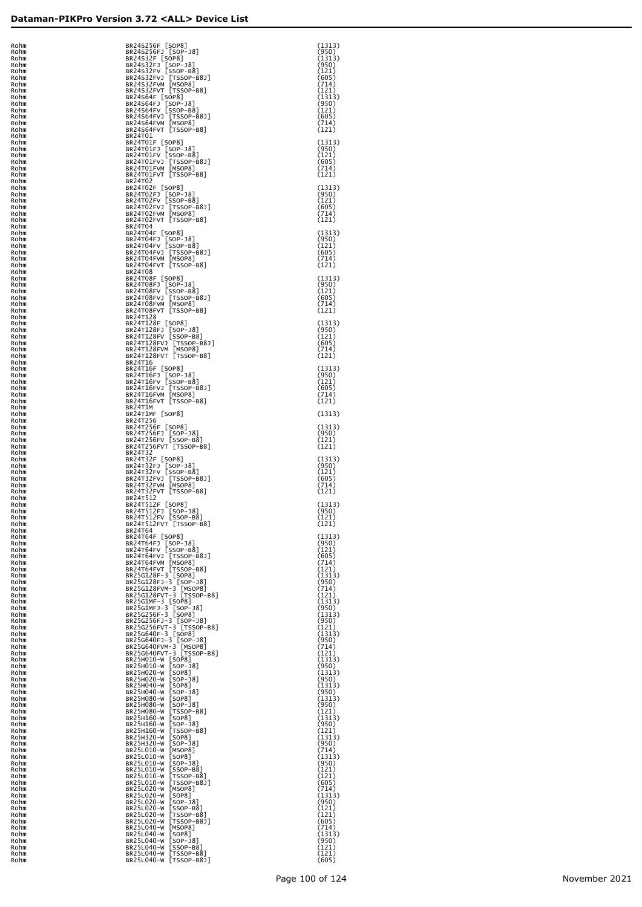| | | |
|---|---|---|
| Rohm | BR24S256F [SOP8] | (1313) |
| Rohm | BR24S256FJ [SOP-J8] | (950) |
| Rohm | BR24S32F [SOP8] | (1313) |
| Rohm | BR24S32FJ [SOP-J8] | (950) |
| Rohm | BR24S32FV [SSOP-B8] | (121) |
| Rohm | BR24S32FVJ [TSSOP-B8J] | (605) |
| Rohm | BR24S32FVM [MSOP8] | (714) |
| Rohm | BR24S32FVT [TSSOP-B8] | (121) |
| Rohm | BR24S64F [SOP8] | (1313) |
| Rohm | BR24S64FJ [SOP-J8] | (950) |
| Rohm | BR24S64FV [SSOP-B8] | (121) |
| Rohm | BR24S64FVJ [TSSOP-B8J] | (605) |
| Rohm | BR24S64FVM [MSOP8] | (714) |
| Rohm | BR24S64FVT [TSSOP-B8] | (121) |
| Rohm | BR24T01 | |
| Rohm | BR24T01F [SOP8] | (1313) |
| Rohm | BR24T01FJ [SOP-J8] | (950) |
| Rohm | BR24T01FV [SSOP-B8] | (121) |
| Rohm | BR24T01FVJ [TSSOP-B8J] | (605) |
| Rohm | BR24T01FVM [MSOP8] | (714) |
| Rohm | BR24T01FVT [TSSOP-B8] | (121) |
| Rohm | BR24T02 | |
| Rohm | BR24T02F [SOP8] | (1313) |
| Rohm | BR24T02FJ [SOP-J8] | (950) |
| Rohm | BR24T02FV [SSOP-B8] | (121) |
| Rohm | BR24T02FVJ [TSSOP-B8J] | (605) |
| Rohm | BR24T02FVM [MSOP8] | (714) |
| Rohm | BR24T02FVT [TSSOP-B8] | (121) |
| Rohm | BR24T04 | |
| Rohm | BR24T04F [SOP8] | (1313) |
| Rohm | BR24T04FJ [SOP-J8] | (950) |
| Rohm | BR24T04FV [SSOP-B8] | (121) |
| Rohm | BR24T04FVJ [TSSOP-B8J] | (605) |
| Rohm | BR24T04FVM [MSOP8] | (714) |
| Rohm | BR24T04FVT [TSSOP-B8] | (121) |
| Rohm | BR24T08 | |
| Rohm | BR24T08F [SOP8] | (1313) |
| Rohm | BR24T08FJ [SOP-J8] | (950) |
| Rohm | BR24T08FV [SSOP-B8] | (121) |
| Rohm | BR24T08FVJ [TSSOP-B8J] | (605) |
| Rohm | BR24T08FVM [MSOP8] | (714) |
| Rohm | BR24T08FVT [TSSOP-B8] | (121) |
| Rohm | BR24T128 | |
| Rohm | BR24T128F [SOP8] | (1313) |
| Rohm | BR24T128FJ [SOP-J8] | (950) |
| Rohm | BR24T128FV [SSOP-B8] | (121) |
| Rohm | BR24T128FVJ [TSSOP-B8J] | (605) |
| Rohm | BR24T128FVM [MSOP8] | (714) |
| Rohm | BR24T128FVT [TSSOP-B8] | (121) |
| Rohm | BR24T16 | |
| Rohm | BR24T16F [SOP8] | (1313) |
| Rohm | BR24T16FJ [SOP-J8] | (950) |
| Rohm | BR24T16FV [SSOP-B8] | (121) |
| Rohm | BR24T16FVJ [TSSOP-B8J] | (605) |
| Rohm | BR24T16FVM [MSOP8] | (714) |
| Rohm | BR24T16FVT [TSSOP-B8] | (121) |
| Rohm | BR24T1M | |
| Rohm | BR24T1MF [SOP8] | (1313) |
| Rohm | BR24T256 | |
| Rohm | BR24T256F [SOP8] | (1313) |
| Rohm | BR24T256FJ [SOP-J8] | (950) |
| Rohm | BR24T256FV [SSOP-B8] | (121) |
| Rohm | BR24T256FVT [TSSOP-B8] | (121) |
| Rohm | BR24T32 | |
| Rohm | BR24T32F [SOP8] | (1313) |
| Rohm | BR24T32FJ [SOP-J8] | (950) |
| Rohm | BR24T32FV [SSOP-B8] | (121) |
| Rohm | BR24T32FVJ [TSSOP-B8J] | (605) |
| Rohm | BR24T32FVM [MSOP8] | (714) |
| Rohm | BR24T32FVT [TSSOP-B8] | (121) |
| Rohm | BR24T512 | |
| Rohm | BR24T512F [SOP8] | (1313) |
| Rohm | BR24T512FJ [SOP-J8] | (950) |
| Rohm | BR24T512FV [SSOP-B8] | (121) |
| Rohm | BR24T512FVT [TSSOP-B8] | (121) |
| Rohm | BR24T64 | |
| Rohm | BR24T64F [SOP8] | (1313) |
| Rohm | BR24T64FJ [SOP-J8] | (950) |
| Rohm | BR24T64FV [SSOP-B8] | (121) |
| Rohm | BR24T64FVJ [TSSOP-B8J] | (605) |
| Rohm | BR24T64FVM [MSOP8] | (714) |
| Rohm | BR24T64FVT [TSSOP-B8] | (121) |
| Rohm | BR25G128F-3 [SOP8] | (1313) |
| Rohm | BR25G128FJ-3 [SOP-J8] | (950) |
| Rohm | BR25G128FVM-3 [MSOP8] | (714) |
| Rohm | BR25G128FVT-3 [TSSOP-B8] | (121) |
| Rohm | BR25G1MF-3 [SOP8] | (1313) |
| Rohm | BR25G1MFJ-3 [SOP-J8] | (950) |
| Rohm | BR25G256F-3 [SOP8] | (1313) |
| Rohm | BR25G256FJ-3 [SOP-J8] | (950) |
| Rohm | BR25G256FVT-3 [TSSOP-B8] | (121) |
| Rohm | BR25G640F-3 [SOP8] | (1313) |
| Rohm | BR25G640FJ-3 [SOP-J8] | (950) |
| Rohm | BR25G640FVM-3 [MSOP8] | (714) |
| Rohm | BR25G640FVT-3 [TSSOP-B8] | (121) |
| Rohm | BR25H010-W [SOP8] | (1313) |
| Rohm | BR25H010-W [SOP-J8] | (950) |
| Rohm | BR25H020-W [SOP8] | (1313) |
| Rohm | BR25H020-W [SOP-J8] | (950) |
| Rohm | BR25H040-W [SOP8] | (1313) |
| Rohm | BR25H040-W [SOP-J8] | (950) |
| Rohm | BR25H080-W [SOP8] | (1313) |
| Rohm | BR25H080-W [SOP-J8] | (950) |
| Rohm | BR25H080-W [TSSOP-B8] | (121) |
| Rohm | BR25H160-W [SOP8] | (1313) |
| Rohm | BR25H160-W [SOP-J8] | (950) |
| Rohm | BR25H160-W [TSSOP-B8] | (121) |
| Rohm | BR25H320-W [SOP8] | (1313) |
| Rohm | BR25H320-W [SOP-J8] | (950) |
| Rohm | BR25L010-W [MSOP8] | (714) |
| Rohm | BR25L010-W [SOP8] | (1313) |
| Rohm | BR25L010-W [SOP-J8] | (950) |
| Rohm | BR25L010-W [SSOP-B8] | (121) |
| Rohm | BR25L010-W [TSSOP-B8] | (121) |
| Rohm | BR25L010-W [TSSOP-B8J] | (605) |
| Rohm | BR25L020-W [MSOP8] | (714) |
| Rohm | BR25L020-W [SOP8] | (1313) |
| Rohm | BR25L020-W [SOP-J8] | (950) |
| Rohm | BR25L020-W [SSOP-B8] | (121) |
| Rohm | BR25L020-W [TSSOP-B8] | (121) |
| Rohm | BR25L020-W [TSSOP-B8J] | (605) |
| Rohm | BR25L040-W [MSOP8] | (714) |
| Rohm | BR25L040-W [SOP8] | (1313) |
| Rohm | BR25L040-W [SOP-J8] | (950) |
| Rohm | BR25L040-W [SSOP-B8] | (121) |
| Rohm | BR25L040-W [TSSOP-B8] | (121) |
| Rohm | BR25L040-W [TSSOP-B8J] | (605) |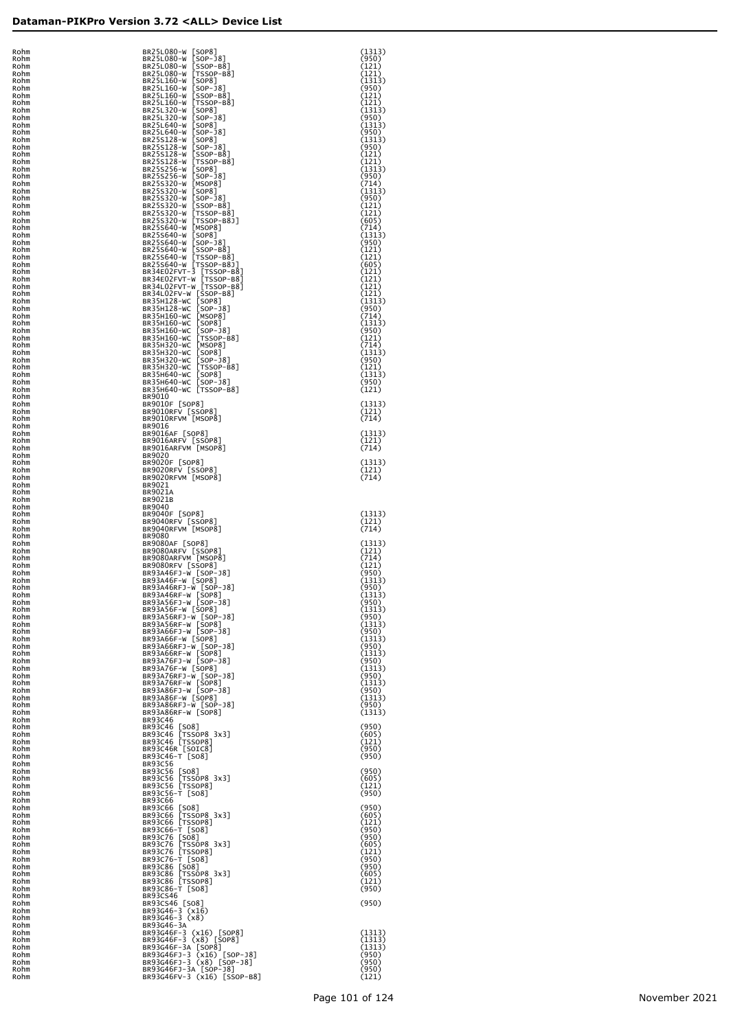## Dataman-PIKPro Version 3.72 <ALL> Device List

| Manufacturer | Device | Code |
|---|---|---|
| Rohm | BR25L080-W [SOP8] | (1313) |
| Rohm | BR25L080-W [SOP-J8] | (950) |
| Rohm | BR25L080-W [SSOP-B8] | (121) |
| Rohm | BR25L080-W [TSSOP-B8] | (121) |
| Rohm | BR25L160-W [SOP8] | (1313) |
| Rohm | BR25L160-W [SOP-J8] | (950) |
| Rohm | BR25L160-W [SSOP-B8] | (121) |
| Rohm | BR25L160-W [TSSOP-B8] | (121) |
| Rohm | BR25L320-W [SOP8] | (1313) |
| Rohm | BR25L320-W [SOP-J8] | (950) |
| Rohm | BR25L640-W [SOP8] | (1313) |
| Rohm | BR25L640-W [SOP-J8] | (950) |
| Rohm | BR25S128-W [SOP8] | (1313) |
| Rohm | BR25S128-W [SOP-J8] | (950) |
| Rohm | BR25S128-W [SSOP-B8] | (121) |
| Rohm | BR25S128-W [TSSOP-B8] | (121) |
| Rohm | BR25S256-W [SOP8] | (1313) |
| Rohm | BR25S256-W [SOP-J8] | (950) |
| Rohm | BR25S320-W [MSOP8] | (714) |
| Rohm | BR25S320-W [SOP8] | (1313) |
| Rohm | BR25S320-W [SOP-J8] | (950) |
| Rohm | BR25S320-W [SSOP-B8] | (121) |
| Rohm | BR25S320-W [TSSOP-B8] | (121) |
| Rohm | BR25S320-W [TSSOP-B8J] | (605) |
| Rohm | BR25S640-W [MSOP8] | (714) |
| Rohm | BR25S640-W [SOP8] | (1313) |
| Rohm | BR25S640-W [SOP-J8] | (950) |
| Rohm | BR25S640-W [SSOP-B8] | (121) |
| Rohm | BR25S640-W [TSSOP-B8] | (121) |
| Rohm | BR25S640-W [TSSOP-B8J] | (605) |
| Rohm | BR34E02FVT-3 [TSSOP-B8] | (121) |
| Rohm | BR34E02FVT-W [TSSOP-B8] | (121) |
| Rohm | BR34L02FVT-W [TSSOP-B8] | (121) |
| Rohm | BR34L02FV-W [SSOP-B8] | (121) |
| Rohm | BR35H128-WC [SOP8] | (1313) |
| Rohm | BR35H128-WC [SOP-J8] | (950) |
| Rohm | BR35H160-WC [MSOP8] | (714) |
| Rohm | BR35H160-WC [SOP8] | (1313) |
| Rohm | BR35H160-WC [SOP-J8] | (950) |
| Rohm | BR35H160-WC [TSSOP-B8] | (121) |
| Rohm | BR35H320-WC [MSOP8] | (714) |
| Rohm | BR35H320-WC [SOP8] | (1313) |
| Rohm | BR35H320-WC [SOP-J8] | (950) |
| Rohm | BR35H320-WC [TSSOP-B8] | (121) |
| Rohm | BR35H640-WC [SOP8] | (1313) |
| Rohm | BR35H640-WC [SOP-J8] | (950) |
| Rohm | BR35H640-WC [TSSOP-B8] | (121) |
| Rohm | BR9010 | |
| Rohm | BR9010F [SOP8] | (1313) |
| Rohm | BR9010RFV [SSOP8] | (121) |
| Rohm | BR9010RFVM [MSOP8] | (714) |
| Rohm | BR9016 | |
| Rohm | BR9016AF [SOP8] | (1313) |
| Rohm | BR9016ARFV [SSOP8] | (121) |
| Rohm | BR9016ARFVM [MSOP8] | (714) |
| Rohm | BR9020 | |
| Rohm | BR9020F [SOP8] | (1313) |
| Rohm | BR9020RFV [SSOP8] | (121) |
| Rohm | BR9020RFVM [MSOP8] | (714) |
| Rohm | BR9021 | |
| Rohm | BR9021A | |
| Rohm | BR9021B | |
| Rohm | BR9040 | |
| Rohm | BR9040F [SOP8] | (1313) |
| Rohm | BR9040RFV [SSOP8] | (121) |
| Rohm | BR9040RFVM [MSOP8] | (714) |
| Rohm | BR9080 | |
| Rohm | BR9080AF [SOP8] | (1313) |
| Rohm | BR9080ARFV [SSOP8] | (121) |
| Rohm | BR9080ARFVM [MSOP8] | (714) |
| Rohm | BR9080RFV [SSOP8] | (121) |
| Rohm | BR93A46FJ-W [SOP-J8] | (950) |
| Rohm | BR93A46F-W [SOP8] | (1313) |
| Rohm | BR93A46RFJ-W [SOP-J8] | (950) |
| Rohm | BR93A46RF-W [SOP8] | (1313) |
| Rohm | BR93A56FJ-W [SOP-J8] | (950) |
| Rohm | BR93A56F-W [SOP8] | (1313) |
| Rohm | BR93A56RFJ-W [SOP-J8] | (950) |
| Rohm | BR93A56RF-W [SOP8] | (1313) |
| Rohm | BR93A66FJ-W [SOP-J8] | (950) |
| Rohm | BR93A66F-W [SOP8] | (1313) |
| Rohm | BR93A66RFJ-W [SOP-J8] | (950) |
| Rohm | BR93A66RF-W [SOP8] | (1313) |
| Rohm | BR93A76FJ-W [SOP-J8] | (950) |
| Rohm | BR93A76F-W [SOP8] | (1313) |
| Rohm | BR93A76RFJ-W [SOP-J8] | (950) |
| Rohm | BR93A76RF-W [SOP8] | (1313) |
| Rohm | BR93A86FJ-W [SOP-J8] | (950) |
| Rohm | BR93A86F-W [SOP8] | (1313) |
| Rohm | BR93A86RFJ-W [SOP-J8] | (950) |
| Rohm | BR93A86RF-W [SOP8] | (1313) |
| Rohm | BR93C46 | |
| Rohm | BR93C46 [SO8] | (950) |
| Rohm | BR93C46 [TSSOP8 3x3] | (605) |
| Rohm | BR93C46 [TSSOP8] | (121) |
| Rohm | BR93C46R [SOIC8] | (950) |
| Rohm | BR93C46-T [SO8] | (950) |
| Rohm | BR93C56 | |
| Rohm | BR93C56 [SO8] | (950) |
| Rohm | BR93C56 [TSSOP8 3x3] | (605) |
| Rohm | BR93C56 [TSSOP8] | (121) |
| Rohm | BR93C56-T [SO8] | (950) |
| Rohm | BR93C66 | |
| Rohm | BR93C66 [SO8] | (950) |
| Rohm | BR93C66 [TSSOP8 3x3] | (605) |
| Rohm | BR93C66 [TSSOP8] | (121) |
| Rohm | BR93C66-T [SO8] | (950) |
| Rohm | BR93C76 [SO8] | (950) |
| Rohm | BR93C76 [TSSOP8 3x3] | (605) |
| Rohm | BR93C76 [TSSOP8] | (121) |
| Rohm | BR93C76-T [SO8] | (950) |
| Rohm | BR93C86 [SO8] | (950) |
| Rohm | BR93C86 [TSSOP8 3x3] | (605) |
| Rohm | BR93C86 [TSSOP8] | (121) |
| Rohm | BR93C86-T [SO8] | (950) |
| Rohm | BR93CS46 | |
| Rohm | BR93CS46 [SO8] | (950) |
| Rohm | BR93G46-3 (x16) | |
| Rohm | BR93G46-3 (x8) | |
| Rohm | BR93G46-3A | |
| Rohm | BR93G46F-3 (x16) [SOP8] | (1313) |
| Rohm | BR93G46F-3 (x8) [SOP8] | (1313) |
| Rohm | BR93G46F-3A [SOP8] | (1313) |
| Rohm | BR93G46FJ-3 (x16) [SOP-J8] | (950) |
| Rohm | BR93G46FJ-3 (x8) [SOP-J8] | (950) |
| Rohm | BR93G46FJ-3A [SOP-J8] | (950) |
| Rohm | BR93G46FV-3 (x16) [SSOP-B8] | (121) |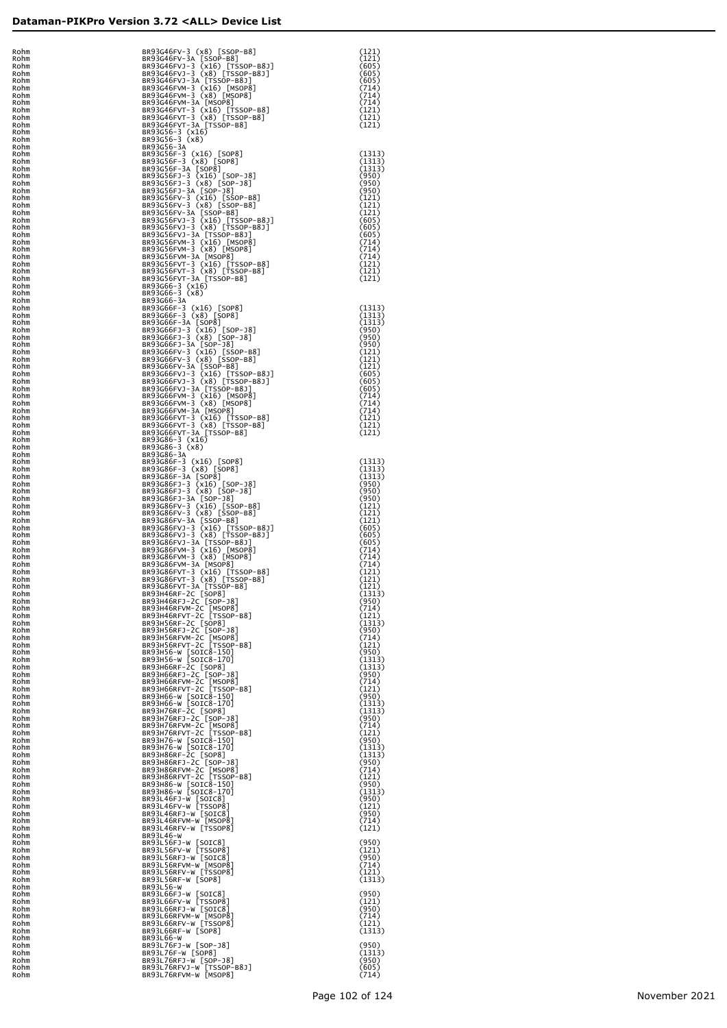| | | |
|---|---|---|
| Rohm | BR93G46FV-3 (x8) [SSOP-B8] | (121) |
| Rohm | BR93G46FV-3A [SSOP-B8] | (121) |
| Rohm | BR93G46FVJ-3 (x16) [TSSOP-B8J] | (605) |
| Rohm | BR93G46FVJ-3 (x8) [TSSOP-B8J] | (605) |
| Rohm | BR93G46FVJ-3A [TSSOP-B8J] | (605) |
| Rohm | BR93G46FVM-3 (x16) [MSOP8] | (714) |
| Rohm | BR93G46FVM-3 (x8) [MSOP8] | (714) |
| Rohm | BR93G46FVM-3A [MSOP8] | (714) |
| Rohm | BR93G46FVT-3 (x16) [TSSOP-B8] | (121) |
| Rohm | BR93G46FVT-3 (x8) [TSSOP-B8] | (121) |
| Rohm | BR93G46FVT-3A [TSSOP-B8] | (121) |
| Rohm | BR93G56-3 (x16) | |
| Rohm | BR93G56-3 (x8) | |
| Rohm | BR93G56-3A | |
| Rohm | BR93G56F-3 (x16) [SOP8] | (1313) |
| Rohm | BR93G56F-3 (x8) [SOP8] | (1313) |
| Rohm | BR93G56F-3A [SOP8] | (1313) |
| Rohm | BR93G56FJ-3 (x16) [SOP-J8] | (950) |
| Rohm | BR93G56FJ-3 (x8) [SOP-J8] | (950) |
| Rohm | BR93G56FJ-3A [SOP-J8] | (950) |
| Rohm | BR93G56FV-3 (x16) [SSOP-B8] | (121) |
| Rohm | BR93G56FV-3 (x8) [SSOP-B8] | (121) |
| Rohm | BR93G56FV-3A [SSOP-B8] | (121) |
| Rohm | BR93G56FVJ-3 (x16) [TSSOP-B8J] | (605) |
| Rohm | BR93G56FVJ-3 (x8) [TSSOP-B8J] | (605) |
| Rohm | BR93G56FVJ-3A [TSSOP-B8J] | (605) |
| Rohm | BR93G56FVM-3 (x16) [MSOP8] | (714) |
| Rohm | BR93G56FVM-3 (x8) [MSOP8] | (714) |
| Rohm | BR93G56FVM-3A [MSOP8] | (714) |
| Rohm | BR93G56FVT-3 (x16) [TSSOP-B8] | (121) |
| Rohm | BR93G56FVT-3 (x8) [TSSOP-B8] | (121) |
| Rohm | BR93G56FVT-3A [TSSOP-B8] | (121) |
| Rohm | BR93G66-3 (x16) | |
| Rohm | BR93G66-3 (x8) | |
| Rohm | BR93G66-3A | |
| Rohm | BR93G66F-3 (x16) [SOP8] | (1313) |
| Rohm | BR93G66F-3 (x8) [SOP8] | (1313) |
| Rohm | BR93G66F-3A [SOP8] | (1313) |
| Rohm | BR93G66FJ-3 (x16) [SOP-J8] | (950) |
| Rohm | BR93G66FJ-3 (x8) [SOP-J8] | (950) |
| Rohm | BR93G66FJ-3A [SOP-J8] | (950) |
| Rohm | BR93G66FV-3 (x16) [SSOP-B8] | (121) |
| Rohm | BR93G66FV-3 (x8) [SSOP-B8] | (121) |
| Rohm | BR93G66FV-3A [SSOP-B8] | (121) |
| Rohm | BR93G66FVJ-3 (x16) [TSSOP-B8J] | (605) |
| Rohm | BR93G66FVJ-3 (x8) [TSSOP-B8J] | (605) |
| Rohm | BR93G66FVJ-3A [TSSOP-B8J] | (605) |
| Rohm | BR93G66FVM-3 (x16) [MSOP8] | (714) |
| Rohm | BR93G66FVM-3 (x8) [MSOP8] | (714) |
| Rohm | BR93G66FVM-3A [MSOP8] | (714) |
| Rohm | BR93G66FVT-3 (x16) [TSSOP-B8] | (121) |
| Rohm | BR93G66FVT-3 (x8) [TSSOP-B8] | (121) |
| Rohm | BR93G66FVT-3A [TSSOP-B8] | (121) |
| Rohm | BR93G86-3 (x16) | |
| Rohm | BR93G86-3 (x8) | |
| Rohm | BR93G86-3A | |
| Rohm | BR93G86F-3 (x16) [SOP8] | (1313) |
| Rohm | BR93G86F-3 (x8) [SOP8] | (1313) |
| Rohm | BR93G86F-3A [SOP8] | (1313) |
| Rohm | BR93G86FJ-3 (x16) [SOP-J8] | (950) |
| Rohm | BR93G86FJ-3 (x8) [SOP-J8] | (950) |
| Rohm | BR93G86FJ-3A [SOP-J8] | (950) |
| Rohm | BR93G86FV-3 (x16) [SSOP-B8] | (121) |
| Rohm | BR93G86FV-3 (x8) [SSOP-B8] | (121) |
| Rohm | BR93G86FV-3A [SSOP-B8] | (121) |
| Rohm | BR93G86FVJ-3 (x16) [TSSOP-B8J] | (605) |
| Rohm | BR93G86FVJ-3 (x8) [TSSOP-B8J] | (605) |
| Rohm | BR93G86FVJ-3A [TSSOP-B8J] | (605) |
| Rohm | BR93G86FVM-3 (x16) [MSOP8] | (714) |
| Rohm | BR93G86FVM-3 (x8) [MSOP8] | (714) |
| Rohm | BR93G86FVM-3A [MSOP8] | (714) |
| Rohm | BR93G86FVT-3 (x16) [TSSOP-B8] | (121) |
| Rohm | BR93G86FVT-3 (x8) [TSSOP-B8] | (121) |
| Rohm | BR93G86FVT-3A [TSSOP-B8] | (121) |
| Rohm | BR93H46RF-2C [SOP8] | (1313) |
| Rohm | BR93H46RFJ-2C [SOP-J8] | (950) |
| Rohm | BR93H46RFVM-2C [MSOP8] | (714) |
| Rohm | BR93H46RFVT-2C [TSSOP-B8] | (121) |
| Rohm | BR93H56RF-2C [SOP8] | (1313) |
| Rohm | BR93H56RFJ-2C [SOP-J8] | (950) |
| Rohm | BR93H56RFVM-2C [MSOP8] | (714) |
| Rohm | BR93H56RFVT-2C [TSSOP-B8] | (121) |
| Rohm | BR93H56-W [SOIC8-150] | (950) |
| Rohm | BR93H56-W [SOIC8-170] | (1313) |
| Rohm | BR93H66RF-2C [SOP8] | (1313) |
| Rohm | BR93H66RFJ-2C [SOP-J8] | (950) |
| Rohm | BR93H66RFVM-2C [MSOP8] | (714) |
| Rohm | BR93H66RFVT-2C [TSSOP-B8] | (121) |
| Rohm | BR93H66-W [SOIC8-150] | (950) |
| Rohm | BR93H66-W [SOIC8-170] | (1313) |
| Rohm | BR93H76RF-2C [SOP8] | (1313) |
| Rohm | BR93H76RFJ-2C [SOP-J8] | (950) |
| Rohm | BR93H76RFVM-2C [MSOP8] | (714) |
| Rohm | BR93H76RFVT-2C [TSSOP-B8] | (121) |
| Rohm | BR93H76-W [SOIC8-150] | (950) |
| Rohm | BR93H76-W [SOIC8-170] | (1313) |
| Rohm | BR93H86RF-2C [SOP8] | (1313) |
| Rohm | BR93H86RFJ-2C [SOP-J8] | (950) |
| Rohm | BR93H86RFVM-2C [MSOP8] | (714) |
| Rohm | BR93H86RFVT-2C [TSSOP-B8] | (121) |
| Rohm | BR93H86-W [SOIC8-150] | (950) |
| Rohm | BR93H86-W [SOIC8-170] | (1313) |
| Rohm | BR93L46FJ-W [SOIC8] | (950) |
| Rohm | BR93L46FV-W [TSSOP8] | (121) |
| Rohm | BR93L46RFJ-W [SOIC8] | (950) |
| Rohm | BR93L46RFVM-W [MSOP8] | (714) |
| Rohm | BR93L46RFV-W [TSSOP8] | (121) |
| Rohm | BR93L46-W | |
| Rohm | BR93L56FJ-W [SOIC8] | (950) |
| Rohm | BR93L56FV-W [TSSOP8] | (121) |
| Rohm | BR93L56RFJ-W [SOIC8] | (950) |
| Rohm | BR93L56RFVM-W [MSOP8] | (714) |
| Rohm | BR93L56RFV-W [TSSOP8] | (121) |
| Rohm | BR93L56RF-W [SOP8] | (1313) |
| Rohm | BR93L56-W | |
| Rohm | BR93L66FJ-W [SOIC8] | (950) |
| Rohm | BR93L66FV-W [TSSOP8] | (121) |
| Rohm | BR93L66RFJ-W [SOIC8] | (950) |
| Rohm | BR93L66RFVM-W [MSOP8] | (714) |
| Rohm | BR93L66RFV-W [TSSOP8] | (121) |
| Rohm | BR93L66RF-W [SOP8] | (1313) |
| Rohm | BR93L66-W | |
| Rohm | BR93L76FJ-W [SOP-J8] | (950) |
| Rohm | BR93L76F-W [SOP8] | (1313) |
| Rohm | BR93L76RFJ-W [SOP-J8] | (950) |
| Rohm | BR93L76RFVJ-W [TSSOP-B8J] | (605) |
| Rohm | BR93L76RFVM-W [MSOP8] | (714) |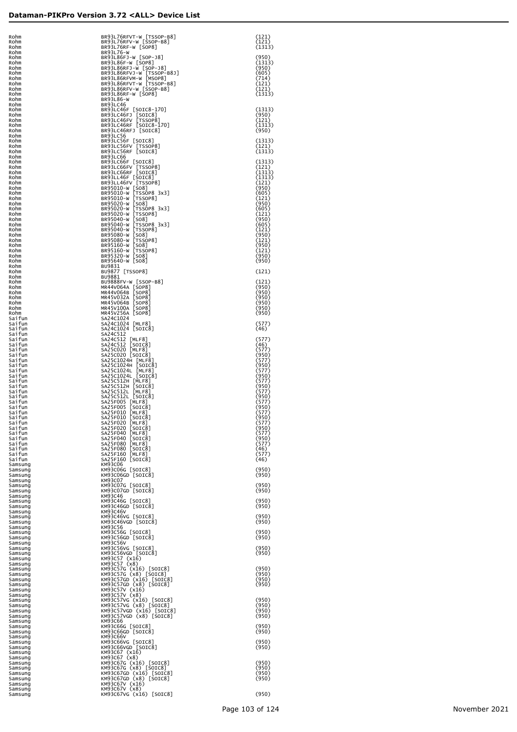# Dataman-PIKPro Version 3.72 <ALL> Device List

| | | |
|---|---|---|
| Rohm | BR93L76RFVT-W [TSSOP-B8] | (121) |
| Rohm | BR93L76RFV-W [SSOP-B8] | (121) |
| Rohm | BR93L76RF-W [SOP8] | (1313) |
| Rohm | BR93L76-W | |
| Rohm | BR93L86FJ-W [SOP-J8] | (950) |
| Rohm | BR93L86F-W [SOP8] | (1313) |
| Rohm | BR93L86RFJ-W [SOP-J8] | (950) |
| Rohm | BR93L86RFVJ-W [TSSOP-B8J] | (605) |
| Rohm | BR93L86RFVM-W [MSOP8] | (714) |
| Rohm | BR93L86RFVT-W [TSSOP-B8] | (121) |
| Rohm | BR93L86RFV-W [SSOP-B8] | (121) |
| Rohm | BR93L86RF-W [SOP8] | (1313) |
| Rohm | BR93L86-W | |
| Rohm | BR93LC46 | |
| Rohm | BR93LC46F [SOIC8-170] | (1313) |
| Rohm | BR93LC46FJ [SOIC8] | (950) |
| Rohm | BR93LC46FV [TSSOP8] | (121) |
| Rohm | BR93LC46RF [SOIC8-170] | (1313) |
| Rohm | BR93LC46RFJ [SOIC8] | (950) |
| Rohm | BR93LC56 | |
| Rohm | BR93LC56F [SOIC8] | (1313) |
| Rohm | BR93LC56FV [TSSOP8] | (121) |
| Rohm | BR93LC56RF [SOIC8] | (1313) |
| Rohm | BR93LC66 | |
| Rohm | BR93LC66F [SOIC8] | (1313) |
| Rohm | BR93LC66FV [TSSOP8] | (121) |
| Rohm | BR93LC66RF [SOIC8] | (1313) |
| Rohm | BR93LL46F [SOIC8] | (1313) |
| Rohm | BR93LL46FV [TSSOP8] | (121) |
| Rohm | BR95010-W [SO8] | (950) |
| Rohm | BR95010-W [TSSOP8 3x3] | (605) |
| Rohm | BR95010-W [TSSOP8] | (121) |
| Rohm | BR95020-W [SO8] | (950) |
| Rohm | BR95020-W [TSSOP8 3x3] | (605) |
| Rohm | BR95020-W [TSSOP8] | (121) |
| Rohm | BR95040-W [SO8] | (950) |
| Rohm | BR95040-W [TSSOP8 3x3] | (605) |
| Rohm | BR95040-W [TSSOP8] | (121) |
| Rohm | BR95080-W [SO8] | (950) |
| Rohm | BR95080-W [TSSOP8] | (121) |
| Rohm | BR95160-W [SO8] | (950) |
| Rohm | BR95160-W [TSSOP8] | (121) |
| Rohm | BR95320-W [SO8] | (950) |
| Rohm | BR95640-W [SO8] | (950) |
| Rohm | BU9831 | |
| Rohm | BU9877 [TSSOP8] | (121) |
| Rohm | BU9881 | |
| Rohm | BU9888FV-W [SSOP-B8] | (121) |
| Rohm | MR44V064A [SOP8] | (950) |
| Rohm | MR44V064B [SOP8] | (950) |
| Rohm | MR45V032A [SOP8] | (950) |
| Rohm | MR45V064B [SOP8] | (950) |
| Rohm | MR45V100A [SOP8] | (950) |
| Rohm | MR45V256A [SOP8] | (950) |
| Saifun | SA24C1024 | |
| Saifun | SA24C1024 [MLF8] | (577) |
| Saifun | SA24C1024 [SOIC8] | (46) |
| Saifun | SA24C512 | |
| Saifun | SA24C512 [MLF8] | (577) |
| Saifun | SA24C512 [SOIC8] | (46) |
| Saifun | SA25C020 [MLF8] | (577) |
| Saifun | SA25C020 [SOIC8] | (950) |
| Saifun | SA25C1024H [MLF8] | (577) |
| Saifun | SA25C1024H [SOIC8] | (950) |
| Saifun | SA25C1024L [MLF8] | (577) |
| Saifun | SA25C1024L [SOIC8] | (950) |
| Saifun | SA25C512H [MLF8] | (577) |
| Saifun | SA25C512H [SOIC8] | (950) |
| Saifun | SA25C512L [MLF8] | (577) |
| Saifun | SA25C512L [SOIC8] | (950) |
| Saifun | SA25F005 [MLF8] | (577) |
| Saifun | SA25F005 [SOIC8] | (950) |
| Saifun | SA25F010 [MLF8] | (577) |
| Saifun | SA25F010 [SOIC8] | (950) |
| Saifun | SA25F020 [MLF8] | (577) |
| Saifun | SA25F020 [SOIC8] | (950) |
| Saifun | SA25F040 [MLF8] | (577) |
| Saifun | SA25F040 [SOIC8] | (950) |
| Saifun | SA25F080 [MLF8] | (577) |
| Saifun | SA25F080 [SOIC8] | (46) |
| Saifun | SA25F160 [MLF8] | (577) |
| Saifun | SA25F160 [SOIC8] | (46) |
| Samsung | KM93C06 | |
| Samsung | KM93C06G [SOIC8] | (950) |
| Samsung | KM93C06GD [SOIC8] | (950) |
| Samsung | KM93C07 | |
| Samsung | KM93C07G [SOIC8] | (950) |
| Samsung | KM93C07GD [SOIC8] | (950) |
| Samsung | KM93C46 | |
| Samsung | KM93C46G [SOIC8] | (950) |
| Samsung | KM93C46GD [SOIC8] | (950) |
| Samsung | KM93C46V | |
| Samsung | KM93C46VG [SOIC8] | (950) |
| Samsung | KM93C46VGD [SOIC8] | (950) |
| Samsung | KM93C56 | |
| Samsung | KM93C56G [SOIC8] | (950) |
| Samsung | KM93C56GD [SOIC8] | (950) |
| Samsung | KM93C56V | |
| Samsung | KM93C56VG [SOIC8] | (950) |
| Samsung | KM93C56VGD [SOIC8] | (950) |
| Samsung | KM93C57 (x16) | |
| Samsung | KM93C57 (x8) | |
| Samsung | KM93C57G (x16) [SOIC8] | (950) |
| Samsung | KM93C57G (x8) [SOIC8] | (950) |
| Samsung | KM93C57GD (x16) [SOIC8] | (950) |
| Samsung | KM93C57GD (x8) [SOIC8] | (950) |
| Samsung | KM93C57V (x16) | |
| Samsung | KM93C57V (x8) | |
| Samsung | KM93C57VG (x16) [SOIC8] | (950) |
| Samsung | KM93C57VG (x8) [SOIC8] | (950) |
| Samsung | KM93C57VGD (x16) [SOIC8] | (950) |
| Samsung | KM93C57VGD (x8) [SOIC8] | (950) |
| Samsung | KM93C66 | |
| Samsung | KM93C66G [SOIC8] | (950) |
| Samsung | KM93C66GD [SOIC8] | (950) |
| Samsung | KM93C66V | |
| Samsung | KM93C66VG [SOIC8] | (950) |
| Samsung | KM93C66VGD [SOIC8] | (950) |
| Samsung | KM93C67 (x16) | |
| Samsung | KM93C67 (x8) | |
| Samsung | KM93C67G (x16) [SOIC8] | (950) |
| Samsung | KM93C67G (x8) [SOIC8] | (950) |
| Samsung | KM93C67GD (x16) [SOIC8] | (950) |
| Samsung | KM93C67GD (x8) [SOIC8] | (950) |
| Samsung | KM93C67V (x16) | |
| Samsung | KM93C67V (x8) | |
| Samsung | KM93C67VG (x16) [SOIC8] | (950) |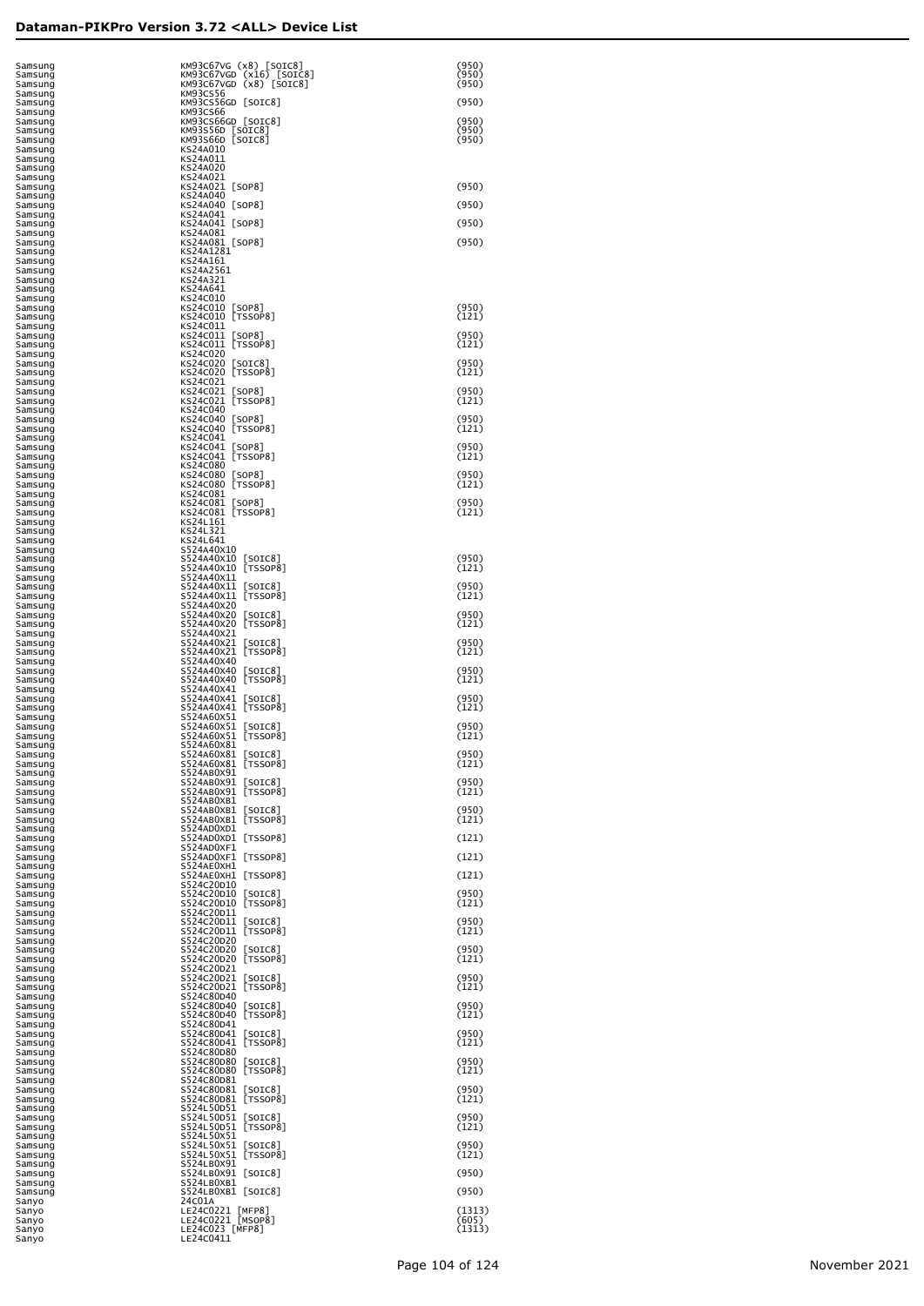| | | |
|---|---|---|
| Samsung | KM93C67VG (x8) [SOIC8] | (950) |
| Samsung | KM93C67VGD (x16) [SOIC8] | (950) |
| Samsung | KM93C67VGD (x8) [SOIC8] | (950) |
| Samsung | KM93CS56 | |
| Samsung | KM93CS56GD [SOIC8] | (950) |
| Samsung | KM93CS66 | |
| Samsung | KM93CS66GD [SOIC8] | (950) |
| Samsung | KM93S56D [SOIC8] | (950) |
| Samsung | KM93S66D [SOIC8] | (950) |
| Samsung | KS24A010 | |
| Samsung | KS24A011 | |
| Samsung | KS24A020 | |
| Samsung | KS24A021 | |
| Samsung | KS24A021 [SOP8] | (950) |
| Samsung | KS24A040 | |
| Samsung | KS24A040 [SOP8] | (950) |
| Samsung | KS24A041 | |
| Samsung | KS24A041 [SOP8] | (950) |
| Samsung | KS24A081 | |
| Samsung | KS24A081 [SOP8] | (950) |
| Samsung | KS24A1281 | |
| Samsung | KS24A161 | |
| Samsung | KS24A2561 | |
| Samsung | KS24A321 | |
| Samsung | KS24A641 | |
| Samsung | KS24C010 | |
| Samsung | KS24C010 [SOP8] | (950) |
| Samsung | KS24C010 [TSSOP8] | (121) |
| Samsung | KS24C011 | |
| Samsung | KS24C011 [SOP8] | (950) |
| Samsung | KS24C011 [TSSOP8] | (121) |
| Samsung | KS24C020 | |
| Samsung | KS24C020 [SOIC8] | (950) |
| Samsung | KS24C020 [TSSOP8] | (121) |
| Samsung | KS24C021 | |
| Samsung | KS24C021 [SOP8] | (950) |
| Samsung | KS24C021 [TSSOP8] | (121) |
| Samsung | KS24C040 | |
| Samsung | KS24C040 [SOP8] | (950) |
| Samsung | KS24C040 [TSSOP8] | (121) |
| Samsung | KS24C041 | |
| Samsung | KS24C041 [SOP8] | (950) |
| Samsung | KS24C041 [TSSOP8] | (121) |
| Samsung | KS24C080 | |
| Samsung | KS24C080 [SOP8] | (950) |
| Samsung | KS24C080 [TSSOP8] | (121) |
| Samsung | KS24C081 | |
| Samsung | KS24C081 [SOP8] | (950) |
| Samsung | KS24C081 [TSSOP8] | (121) |
| Samsung | KS24L161 | |
| Samsung | KS24L321 | |
| Samsung | KS24L641 | |
| Samsung | S524A40X10 | |
| Samsung | S524A40X10 [SOIC8] | (950) |
| Samsung | S524A40X10 [TSSOP8] | (121) |
| Samsung | S524A40X11 | |
| Samsung | S524A40X11 [SOIC8] | (950) |
| Samsung | S524A40X11 [TSSOP8] | (121) |
| Samsung | S524A40X20 | |
| Samsung | S524A40X20 [SOIC8] | (950) |
| Samsung | S524A40X20 [TSSOP8] | (121) |
| Samsung | S524A40X21 | |
| Samsung | S524A40X21 [SOIC8] | (950) |
| Samsung | S524A40X21 [TSSOP8] | (121) |
| Samsung | S524A40X40 | |
| Samsung | S524A40X40 [SOIC8] | (950) |
| Samsung | S524A40X40 [TSSOP8] | (121) |
| Samsung | S524A40X41 | |
| Samsung | S524A40X41 [SOIC8] | (950) |
| Samsung | S524A40X41 [TSSOP8] | (121) |
| Samsung | S524A60X51 | |
| Samsung | S524A60X51 [SOIC8] | (950) |
| Samsung | S524A60X51 [TSSOP8] | (121) |
| Samsung | S524A60X81 | |
| Samsung | S524A60X81 [SOIC8] | (950) |
| Samsung | S524A60X81 [TSSOP8] | (121) |
| Samsung | S524AB0X91 | |
| Samsung | S524AB0X91 [SOIC8] | (950) |
| Samsung | S524AB0X91 [TSSOP8] | (121) |
| Samsung | S524AB0XB1 | |
| Samsung | S524AB0XB1 [SOIC8] | (950) |
| Samsung | S524AB0XB1 [TSSOP8] | (121) |
| Samsung | S524AD0XD1 | |
| Samsung | S524AD0XD1 [TSSOP8] | (121) |
| Samsung | S524AD0XF1 | |
| Samsung | S524AD0XF1 [TSSOP8] | (121) |
| Samsung | S524AE0XH1 | |
| Samsung | S524AE0XH1 [TSSOP8] | (121) |
| Samsung | S524C20D10 | |
| Samsung | S524C20D10 [SOIC8] | (950) |
| Samsung | S524C20D10 [TSSOP8] | (121) |
| Samsung | S524C20D11 | |
| Samsung | S524C20D11 [SOIC8] | (950) |
| Samsung | S524C20D11 [TSSOP8] | (121) |
| Samsung | S524C20D20 | |
| Samsung | S524C20D20 [SOIC8] | (950) |
| Samsung | S524C20D20 [TSSOP8] | (121) |
| Samsung | S524C20D21 | |
| Samsung | S524C20D21 [SOIC8] | (950) |
| Samsung | S524C20D21 [TSSOP8] | (121) |
| Samsung | S524C80D40 | |
| Samsung | S524C80D40 [SOIC8] | (950) |
| Samsung | S524C80D40 [TSSOP8] | (121) |
| Samsung | S524C80D41 | |
| Samsung | S524C80D41 [SOIC8] | (950) |
| Samsung | S524C80D41 [TSSOP8] | (121) |
| Samsung | S524C80D80 | |
| Samsung | S524C80D80 [SOIC8] | (950) |
| Samsung | S524C80D80 [TSSOP8] | (121) |
| Samsung | S524C80D81 | |
| Samsung | S524C80D81 [SOIC8] | (950) |
| Samsung | S524C80D81 [TSSOP8] | (121) |
| Samsung | S524L50D51 | |
| Samsung | S524L50D51 [SOIC8] | (950) |
| Samsung | S524L50D51 [TSSOP8] | (121) |
| Samsung | S524L50X51 | |
| Samsung | S524L50X51 [SOIC8] | (950) |
| Samsung | S524L50X51 [TSSOP8] | (121) |
| Samsung | S524LB0X91 | |
| Samsung | S524LB0X91 [SOIC8] | (950) |
| Samsung | S524LB0XB1 | |
| Samsung | S524LB0XB1 [SOIC8] | (950) |
| Sanyo | 24C01A | |
| Sanyo | LE24C0221 [MFP8] | (1313) |
| Sanyo | LE24C0221 [MSOP8] | (605) |
| Sanyo | LE24C023 [MFP8] | (1313) |
| Sanyo | LE24C0411 | |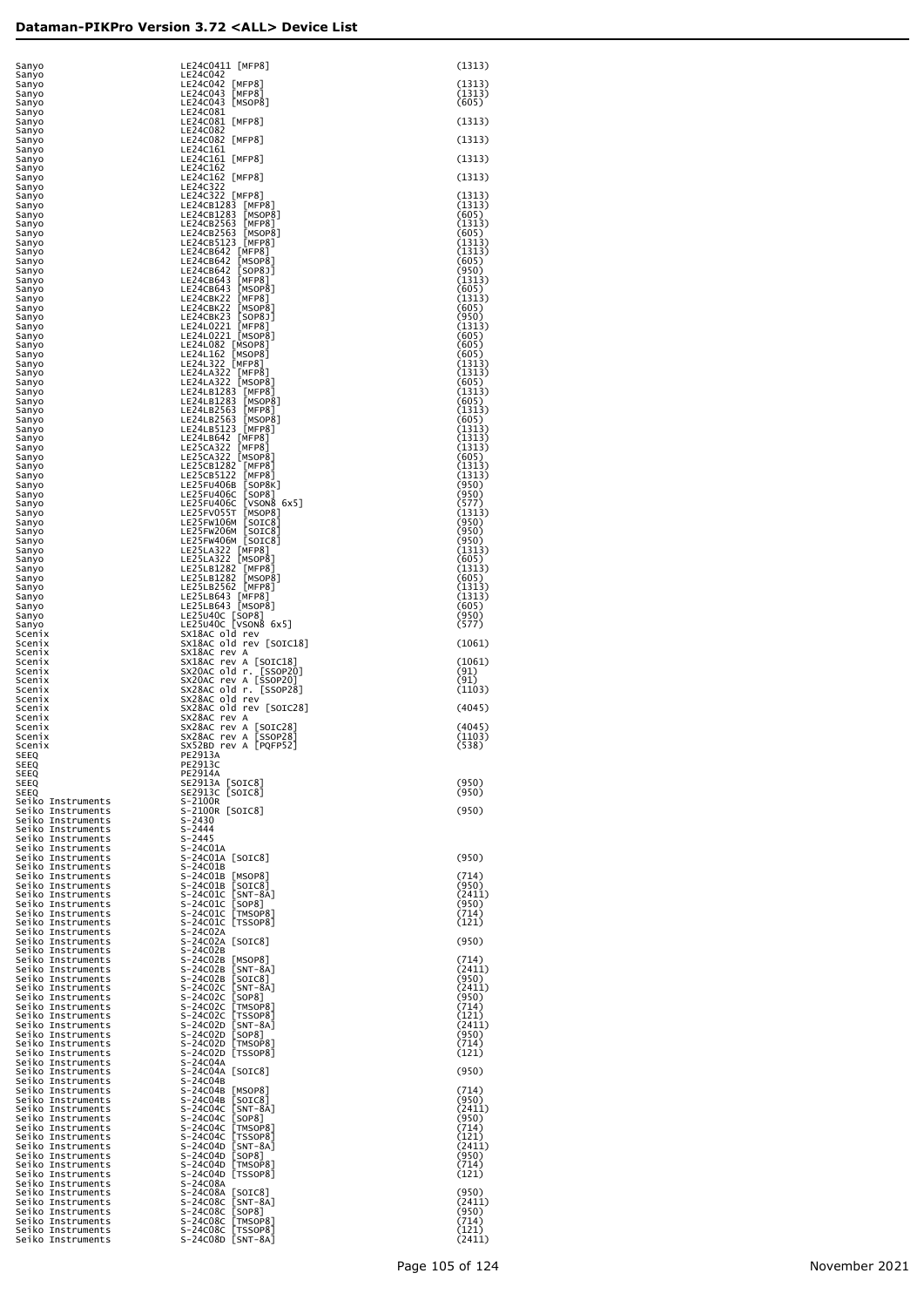# Dataman-PIKPro Version 3.72 <ALL> Device List

| Manufacturer | Device | Adapter |
|---|---|---|
| Sanyo | LE24C0411 [MFP8] | (1313) |
| Sanyo | LE24C042 | |
| Sanyo | LE24C042 [MFP8] | (1313) |
| Sanyo | LE24C043 [MFP8] | (1313) |
| Sanyo | LE24C043 [MSOP8] | (605) |
| Sanyo | LE24C081 | |
| Sanyo | LE24C081 [MFP8] | (1313) |
| Sanyo | LE24C082 | |
| Sanyo | LE24C082 [MFP8] | (1313) |
| Sanyo | LE24C161 | |
| Sanyo | LE24C161 [MFP8] | (1313) |
| Sanyo | LE24C162 | |
| Sanyo | LE24C162 [MFP8] | (1313) |
| Sanyo | LE24C322 | |
| Sanyo | LE24C322 [MFP8] | (1313) |
| Sanyo | LE24CB1283 [MFP8] | (1313) |
| Sanyo | LE24CB1283 [MSOP8] | (605) |
| Sanyo | LE24CB2563 [MFP8] | (1313) |
| Sanyo | LE24CB2563 [MSOP8] | (605) |
| Sanyo | LE24CB5123 [MFP8] | (1313) |
| Sanyo | LE24CB642 [MFP8] | (1313) |
| Sanyo | LE24CB642 [MSOP8] | (605) |
| Sanyo | LE24CB642 [SOP8] | (950) |
| Sanyo | LE24CB643 [MFP8] | (1313) |
| Sanyo | LE24CB643 [MSOP8] | (605) |
| Sanyo | LE24CBK22 [MFP8] | (1313) |
| Sanyo | LE24CBK22 [MSOP8] | (605) |
| Sanyo | LE24CBK23 [SOP8] | (950) |
| Sanyo | LE24L0221 [MFP8] | (1313) |
| Sanyo | LE24L0221 [MSOP8] | (605) |
| Sanyo | LE24L082 [MSOP8] | (605) |
| Sanyo | LE24L162 [MSOP8] | (605) |
| Sanyo | LE24L322 [MFP8] | (1313) |
| Sanyo | LE24LA322 [MFP8] | (1313) |
| Sanyo | LE24LA322 [MSOP8] | (605) |
| Sanyo | LE24LB1283 [MFP8] | (1313) |
| Sanyo | LE24LB1283 [MSOP8] | (605) |
| Sanyo | LE24LB2563 [MFP8] | (1313) |
| Sanyo | LE24LB2563 [MSOP8] | (605) |
| Sanyo | LE24LB5123 [MFP8] | (1313) |
| Sanyo | LE24LB642 [MFP8] | (1313) |
| Sanyo | LE25CA322 [MFP8] | (1313) |
| Sanyo | LE25CA322 [MSOP8] | (605) |
| Sanyo | LE25CB1282 [MFP8] | (1313) |
| Sanyo | LE25CB5122 [MFP8] | (1313) |
| Sanyo | LE25FU406B [SOP8K] | (950) |
| Sanyo | LE25FU406C [SOP8] | (950) |
| Sanyo | LE25FU406C [VSON8 6x5] | (577) |
| Sanyo | LE25FV055T [MSOP8] | (1313) |
| Sanyo | LE25FW106M [SOIC8] | (950) |
| Sanyo | LE25FW206M [SOIC8] | (950) |
| Sanyo | LE25FW406M [SOIC8] | (950) |
| Sanyo | LE25LA322 [MFP8] | (1313) |
| Sanyo | LE25LA322 [MSOP8] | (605) |
| Sanyo | LE25LB1282 [MFP8] | (1313) |
| Sanyo | LE25LB1282 [MSOP8] | (605) |
| Sanyo | LE25LB2562 [MFP8] | (1313) |
| Sanyo | LE25LB643 [MFP8] | (1313) |
| Sanyo | LE25LB643 [MSOP8] | (605) |
| Sanyo | LE25U40C [SOP8] | (950) |
| Sanyo | LE25U40C [VSON8 6x5] | (577) |
| Scenix | SX18AC old rev | |
| Scenix | SX18AC old rev [SOIC18] | (1061) |
| Scenix | SX18AC rev A | |
| Scenix | SX18AC rev A [SOIC18] | (1061) |
| Scenix | SX20AC old r. [SSOP20] | (91) |
| Scenix | SX20AC rev A [SSOP20] | (91) |
| Scenix | SX28AC old r. [SSOP28] | (1103) |
| Scenix | SX28AC old rev | |
| Scenix | SX28AC old rev [SOIC28] | (4045) |
| Scenix | SX28AC rev A | |
| Scenix | SX28AC rev A [SOIC28] | (4045) |
| Scenix | SX28AC rev A [SSOP28] | (1103) |
| Scenix | SX52BD rev A [PQFP52] | (538) |
| SEEQ | PE2913A | |
| SEEQ | PE2913C | |
| SEEQ | PE2914A | |
| SEEQ | SE2913A [SOIC8] | (950) |
| SEEQ | SE2913C [SOIC8] | (950) |
| Seiko Instruments | S-2100R | |
| Seiko Instruments | S-2100R [SOIC8] | (950) |
| Seiko Instruments | S-2430 | |
| Seiko Instruments | S-2444 | |
| Seiko Instruments | S-2445 | |
| Seiko Instruments | S-24C01A | |
| Seiko Instruments | S-24C01A [SOIC8] | (950) |
| Seiko Instruments | S-24C01B | |
| Seiko Instruments | S-24C01B [MSOP8] | (714) |
| Seiko Instruments | S-24C01B [SOIC8] | (950) |
| Seiko Instruments | S-24C01C [SNT-8A] | (2411) |
| Seiko Instruments | S-24C01C [SOP8] | (950) |
| Seiko Instruments | S-24C01C [TMSOP8] | (714) |
| Seiko Instruments | S-24C01C [TSSOP8] | (121) |
| Seiko Instruments | S-24C02A | |
| Seiko Instruments | S-24C02A [SOIC8] | (950) |
| Seiko Instruments | S-24C02B | |
| Seiko Instruments | S-24C02B [MSOP8] | (714) |
| Seiko Instruments | S-24C02B [SNT-8A] | (2411) |
| Seiko Instruments | S-24C02B [SOIC8] | (950) |
| Seiko Instruments | S-24C02C [SNT-8A] | (2411) |
| Seiko Instruments | S-24C02C [SOP8] | (950) |
| Seiko Instruments | S-24C02C [TMSOP8] | (714) |
| Seiko Instruments | S-24C02C [TSSOP8] | (121) |
| Seiko Instruments | S-24C02D [SNT-8A] | (2411) |
| Seiko Instruments | S-24C02D [SOP8] | (950) |
| Seiko Instruments | S-24C02D [TMSOP8] | (714) |
| Seiko Instruments | S-24C02D [TSSOP8] | (121) |
| Seiko Instruments | S-24C04A | |
| Seiko Instruments | S-24C04A [SOIC8] | (950) |
| Seiko Instruments | S-24C04B | |
| Seiko Instruments | S-24C04B [MSOP8] | (714) |
| Seiko Instruments | S-24C04B [SOIC8] | (950) |
| Seiko Instruments | S-24C04C [SNT-8A] | (2411) |
| Seiko Instruments | S-24C04C [SOP8] | (950) |
| Seiko Instruments | S-24C04C [TMSOP8] | (714) |
| Seiko Instruments | S-24C04C [TSSOP8] | (121) |
| Seiko Instruments | S-24C04D [SNT-8A] | (2411) |
| Seiko Instruments | S-24C04D [SOP8] | (950) |
| Seiko Instruments | S-24C04D [TMSOP8] | (714) |
| Seiko Instruments | S-24C04D [TSSOP8] | (121) |
| Seiko Instruments | S-24C08A | |
| Seiko Instruments | S-24C08A [SOIC8] | (950) |
| Seiko Instruments | S-24C08C [SNT-8A] | (2411) |
| Seiko Instruments | S-24C08C [SOP8] | (950) |
| Seiko Instruments | S-24C08C [TMSOP8] | (714) |
| Seiko Instruments | S-24C08C [TSSOP8] | (121) |
| Seiko Instruments | S-24C08D [SNT-8A] | (2411) |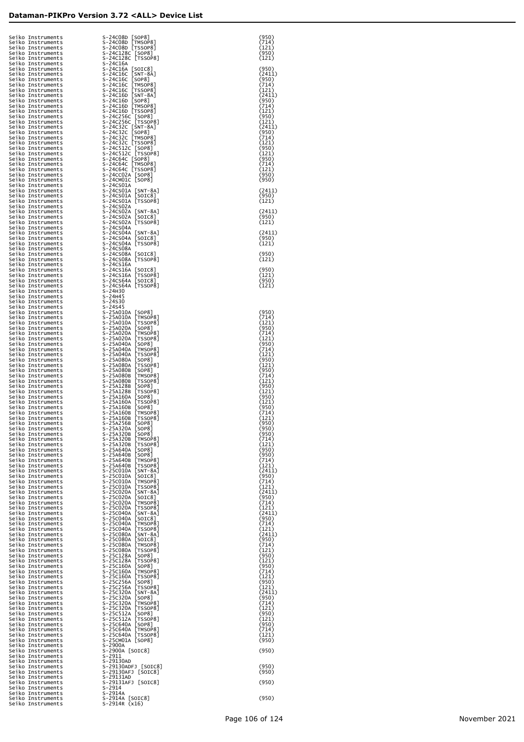# Dataman-PIKPro Version 3.72 <ALL> Device List

| Manufacturer | Device | Adapter |
|---|---|---|
| Seiko Instruments | S-24C08D [SOP8] | (950) |
| Seiko Instruments | S-24C08D [TMSOP8] | (714) |
| Seiko Instruments | S-24C08D [TSSOP8] | (121) |
| Seiko Instruments | S-24C128C [SOP8] | (950) |
| Seiko Instruments | S-24C128C [TSSOP8] | (121) |
| Seiko Instruments | S-24C16A | |
| Seiko Instruments | S-24C16A [SOIC8] | (950) |
| Seiko Instruments | S-24C16C [SNT-8A] | (2411) |
| Seiko Instruments | S-24C16C [SOP8] | (950) |
| Seiko Instruments | S-24C16C [TMSOP8] | (714) |
| Seiko Instruments | S-24C16C [TSSOP8] | (121) |
| Seiko Instruments | S-24C16D [SNT-8A] | (2411) |
| Seiko Instruments | S-24C16D [SOP8] | (950) |
| Seiko Instruments | S-24C16D [TMSOP8] | (714) |
| Seiko Instruments | S-24C16D [TSSOP8] | (121) |
| Seiko Instruments | S-24C256C [SOP8] | (950) |
| Seiko Instruments | S-24C256C [TSSOP8] | (121) |
| Seiko Instruments | S-24C32C [SNT-8A] | (2411) |
| Seiko Instruments | S-24C32C [SOP8] | (950) |
| Seiko Instruments | S-24C32C [TMSOP8] | (714) |
| Seiko Instruments | S-24C32C [TSSOP8] | (121) |
| Seiko Instruments | S-24C512C [SOP8] | (950) |
| Seiko Instruments | S-24C512C [TSSOP8] | (121) |
| Seiko Instruments | S-24C64C [SOP8] | (950) |
| Seiko Instruments | S-24C64C [TMSOP8] | (714) |
| Seiko Instruments | S-24C64C [TSSOP8] | (121) |
| Seiko Instruments | S-24CC02A [SOP8] | (950) |
| Seiko Instruments | S-24CM01C [SOP8] | (950) |
| Seiko Instruments | S-24CS01A | |
| Seiko Instruments | S-24CS01A [SNT-8A] | (2411) |
| Seiko Instruments | S-24CS01A [SOIC8] | (950) |
| Seiko Instruments | S-24CS01A [TSSOP8] | (121) |
| Seiko Instruments | S-24CS02A | |
| Seiko Instruments | S-24CS02A [SNT-8A] | (2411) |
| Seiko Instruments | S-24CS02A [SOIC8] | (950) |
| Seiko Instruments | S-24CS02A [TSSOP8] | (121) |
| Seiko Instruments | S-24CS04A | |
| Seiko Instruments | S-24CS04A [SNT-8A] | (2411) |
| Seiko Instruments | S-24CS04A [SOIC8] | (950) |
| Seiko Instruments | S-24CS04A [TSSOP8] | (121) |
| Seiko Instruments | S-24CS08A | |
| Seiko Instruments | S-24CS08A [SOIC8] | (950) |
| Seiko Instruments | S-24CS08A [TSSOP8] | (121) |
| Seiko Instruments | S-24CS16A | |
| Seiko Instruments | S-24CS16A [SOIC8] | (950) |
| Seiko Instruments | S-24CS16A [TSSOP8] | (121) |
| Seiko Instruments | S-24CS64A [SOIC8] | (950) |
| Seiko Instruments | S-24CS64A [TSSOP8] | (121) |
| Seiko Instruments | S-24H30 | |
| Seiko Instruments | S-24H45 | |
| Seiko Instruments | S-24S30 | |
| Seiko Instruments | S-24S45 | |
| Seiko Instruments | S-25A010A [SOP8] | (950) |
| Seiko Instruments | S-25A010A [TMSOP8] | (714) |
| Seiko Instruments | S-25A010A [TSSOP8] | (121) |
| Seiko Instruments | S-25A020A [SOP8] | (950) |
| Seiko Instruments | S-25A020A [TMSOP8] | (714) |
| Seiko Instruments | S-25A020A [TSSOP8] | (121) |
| Seiko Instruments | S-25A040A [SOP8] | (950) |
| Seiko Instruments | S-25A040A [TMSOP8] | (714) |
| Seiko Instruments | S-25A040A [TSSOP8] | (121) |
| Seiko Instruments | S-25A080A [SOP8] | (950) |
| Seiko Instruments | S-25A080A [TSSOP8] | (121) |
| Seiko Instruments | S-25A080B [SOP8] | (950) |
| Seiko Instruments | S-25A080B [TMSOP8] | (714) |
| Seiko Instruments | S-25A080B [TSSOP8] | (121) |
| Seiko Instruments | S-25A128B [SOP8] | (950) |
| Seiko Instruments | S-25A128B [TSSOP8] | (121) |
| Seiko Instruments | S-25A160A [SOP8] | (950) |
| Seiko Instruments | S-25A160A [TSSOP8] | (121) |
| Seiko Instruments | S-25A160B [SOP8] | (950) |
| Seiko Instruments | S-25A160B [TMSOP8] | (714) |
| Seiko Instruments | S-25A160B [TSSOP8] | (121) |
| Seiko Instruments | S-25A256B [SOP8] | (950) |
| Seiko Instruments | S-25A320A [SOP8] | (950) |
| Seiko Instruments | S-25A320B [SOP8] | (950) |
| Seiko Instruments | S-25A320B [TMSOP8] | (714) |
| Seiko Instruments | S-25A320B [TSSOP8] | (121) |
| Seiko Instruments | S-25A640A [SOP8] | (950) |
| Seiko Instruments | S-25A640B [SOP8] | (950) |
| Seiko Instruments | S-25A640B [TMSOP8] | (714) |
| Seiko Instruments | S-25A640B [TSSOP8] | (121) |
| Seiko Instruments | S-25C010A [SNT-8A] | (2411) |
| Seiko Instruments | S-25C010A [SOIC8] | (950) |
| Seiko Instruments | S-25C010A [TMSOP8] | (714) |
| Seiko Instruments | S-25C010A [TSSOP8] | (121) |
| Seiko Instruments | S-25C020A [SNT-8A] | (2411) |
| Seiko Instruments | S-25C020A [SOIC8] | (950) |
| Seiko Instruments | S-25C020A [TMSOP8] | (714) |
| Seiko Instruments | S-25C020A [TSSOP8] | (121) |
| Seiko Instruments | S-25C040A [SNT-8A] | (2411) |
| Seiko Instruments | S-25C040A [SOIC8] | (950) |
| Seiko Instruments | S-25C040A [TMSOP8] | (714) |
| Seiko Instruments | S-25C040A [TSSOP8] | (121) |
| Seiko Instruments | S-25C080A [SNT-8A] | (2411) |
| Seiko Instruments | S-25C080A [SOIC8] | (950) |
| Seiko Instruments | S-25C080A [TMSOP8] | (714) |
| Seiko Instruments | S-25C080A [TSSOP8] | (121) |
| Seiko Instruments | S-25C128A [SOP8] | (950) |
| Seiko Instruments | S-25C128A [TSSOP8] | (121) |
| Seiko Instruments | S-25C160A [SOP8] | (950) |
| Seiko Instruments | S-25C160A [TMSOP8] | (714) |
| Seiko Instruments | S-25C160A [TSSOP8] | (121) |
| Seiko Instruments | S-25C256A [SOP8] | (950) |
| Seiko Instruments | S-25C256A [TSSOP8] | (121) |
| Seiko Instruments | S-25C320A [SNT-8A] | (2411) |
| Seiko Instruments | S-25C320A [SOP8] | (950) |
| Seiko Instruments | S-25C320A [TMSOP8] | (714) |
| Seiko Instruments | S-25C320A [TSSOP8] | (121) |
| Seiko Instruments | S-25C512A [SOP8] | (950) |
| Seiko Instruments | S-25C512A [TSSOP8] | (121) |
| Seiko Instruments | S-25C640A [SOP8] | (950) |
| Seiko Instruments | S-25C640A [TMSOP8] | (714) |
| Seiko Instruments | S-25C640A [TSSOP8] | (121) |
| Seiko Instruments | S-25CM01A [SOP8] | (950) |
| Seiko Instruments | S-2900A | |
| Seiko Instruments | S-2900A [SOIC8] | (950) |
| Seiko Instruments | S-2911 | |
| Seiko Instruments | S-29130AD | |
| Seiko Instruments | S-29130ADFJ [SOIC8] | (950) |
| Seiko Instruments | S-29130AFJ [SOIC8] | (950) |
| Seiko Instruments | S-29131AD | |
| Seiko Instruments | S-29131AFJ [SOIC8] | (950) |
| Seiko Instruments | S-2914 | |
| Seiko Instruments | S-2914A | |
| Seiko Instruments | S-2914A [SOIC8] | (950) |
| Seiko Instruments | S-2914R (x16) | |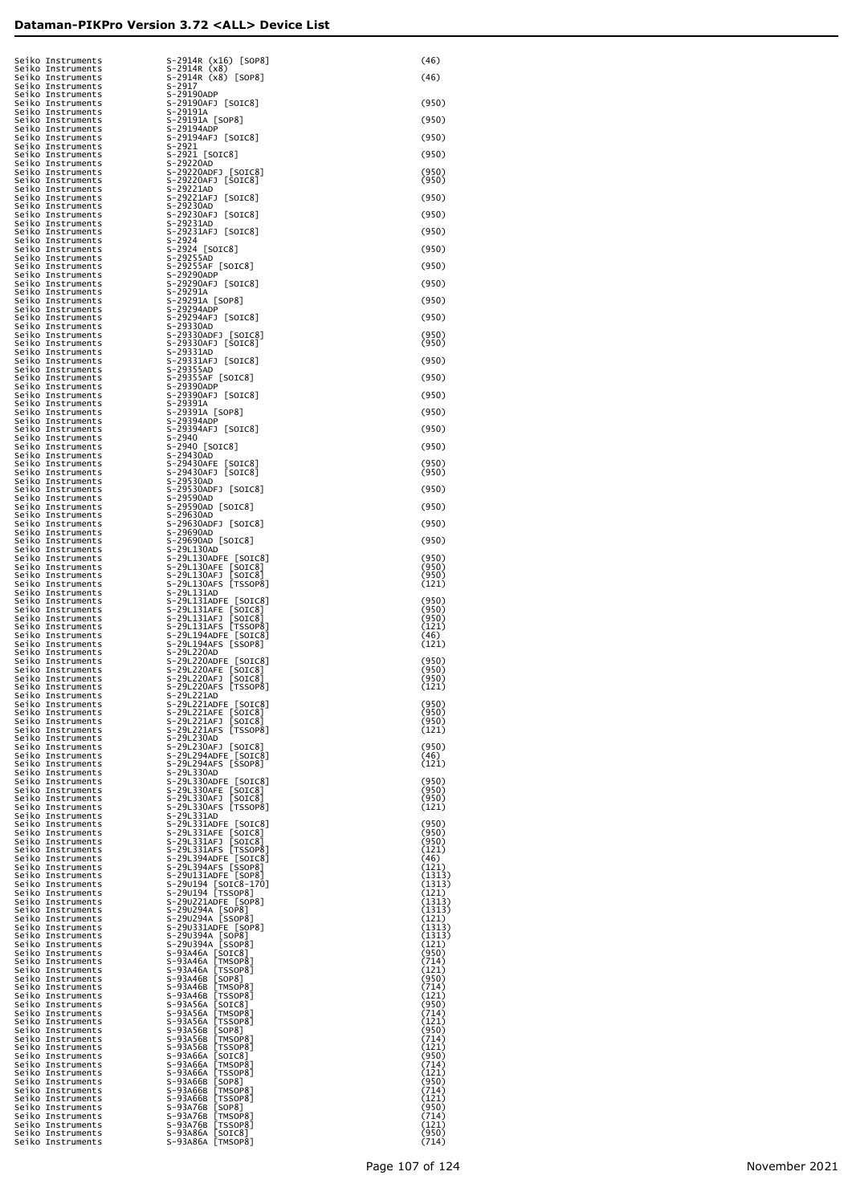| | | |
|---|---|---|
| Seiko Instruments | S-2914R (x16) [SOP8] | (46) |
| Seiko Instruments | S-2914R (x8) | |
| Seiko Instruments | S-2914R (x8) [SOP8] | (46) |
| Seiko Instruments | S-2917 | |
| Seiko Instruments | S-29190ADP | |
| Seiko Instruments | S-29190AFJ [SOIC8] | (950) |
| Seiko Instruments | S-29191A | |
| Seiko Instruments | S-29191A [SOP8] | (950) |
| Seiko Instruments | S-29194ADP | |
| Seiko Instruments | S-29194AFJ [SOIC8] | (950) |
| Seiko Instruments | S-2921 | |
| Seiko Instruments | S-2921 [SOIC8] | (950) |
| Seiko Instruments | S-29220AD | |
| Seiko Instruments | S-29220ADFJ [SOIC8] | (950) |
| Seiko Instruments | S-29220AFJ [SOIC8] | (950) |
| Seiko Instruments | S-29221AD | |
| Seiko Instruments | S-29221AFJ [SOIC8] | (950) |
| Seiko Instruments | S-29230AD | |
| Seiko Instruments | S-29230AFJ [SOIC8] | (950) |
| Seiko Instruments | S-29231AD | |
| Seiko Instruments | S-29231AFJ [SOIC8] | (950) |
| Seiko Instruments | S-2924 | |
| Seiko Instruments | S-2924 [SOIC8] | (950) |
| Seiko Instruments | S-29255AD | |
| Seiko Instruments | S-29255AF [SOIC8] | (950) |
| Seiko Instruments | S-29290ADP | |
| Seiko Instruments | S-29290AFJ [SOIC8] | (950) |
| Seiko Instruments | S-29291A | |
| Seiko Instruments | S-29291A [SOP8] | (950) |
| Seiko Instruments | S-29294ADP | |
| Seiko Instruments | S-29294AFJ [SOIC8] | (950) |
| Seiko Instruments | S-29330AD | |
| Seiko Instruments | S-29330ADFJ [SOIC8] | (950) |
| Seiko Instruments | S-29330AFJ [SOIC8] | (950) |
| Seiko Instruments | S-29331AD | |
| Seiko Instruments | S-29331AFJ [SOIC8] | (950) |
| Seiko Instruments | S-29355AD | |
| Seiko Instruments | S-29355AF [SOIC8] | (950) |
| Seiko Instruments | S-29390ADP | |
| Seiko Instruments | S-29390AFJ [SOIC8] | (950) |
| Seiko Instruments | S-29391A | |
| Seiko Instruments | S-29391A [SOP8] | (950) |
| Seiko Instruments | S-29394ADP | |
| Seiko Instruments | S-29394AFJ [SOIC8] | (950) |
| Seiko Instruments | S-2940 | |
| Seiko Instruments | S-2940 [SOIC8] | (950) |
| Seiko Instruments | S-29430AD | |
| Seiko Instruments | S-29430AFE [SOIC8] | (950) |
| Seiko Instruments | S-29430AFJ [SOIC8] | (950) |
| Seiko Instruments | S-29530AD | |
| Seiko Instruments | S-29530ADFJ [SOIC8] | (950) |
| Seiko Instruments | S-29590AD | |
| Seiko Instruments | S-29590AD [SOIC8] | (950) |
| Seiko Instruments | S-29630AD | |
| Seiko Instruments | S-29630ADFJ [SOIC8] | (950) |
| Seiko Instruments | S-29690AD | |
| Seiko Instruments | S-29690AD [SOIC8] | (950) |
| Seiko Instruments | S-29L130AD | |
| Seiko Instruments | S-29L130ADFE [SOIC8] | (950) |
| Seiko Instruments | S-29L130AFE [SOIC8] | (950) |
| Seiko Instruments | S-29L130AFJ [SOIC8] | (950) |
| Seiko Instruments | S-29L130AFS [TSSOP8] | (121) |
| Seiko Instruments | S-29L131AD | |
| Seiko Instruments | S-29L131ADFE [SOIC8] | (950) |
| Seiko Instruments | S-29L131AFE [SOIC8] | (950) |
| Seiko Instruments | S-29L131AFJ [SOIC8] | (950) |
| Seiko Instruments | S-29L131AFS [TSSOP8] | (121) |
| Seiko Instruments | S-29L194ADFE [SOIC8] | (46) |
| Seiko Instruments | S-29L194AFS [SSOP8] | (121) |
| Seiko Instruments | S-29L220AD | |
| Seiko Instruments | S-29L220ADFE [SOIC8] | (950) |
| Seiko Instruments | S-29L220AFE [SOIC8] | (950) |
| Seiko Instruments | S-29L220AFJ [SOIC8] | (950) |
| Seiko Instruments | S-29L220AFS [TSSOP8] | (121) |
| Seiko Instruments | S-29L221AD | |
| Seiko Instruments | S-29L221ADFE [SOIC8] | (950) |
| Seiko Instruments | S-29L221AFE [SOIC8] | (950) |
| Seiko Instruments | S-29L221AFJ [SOIC8] | (950) |
| Seiko Instruments | S-29L221AFS [TSSOP8] | (121) |
| Seiko Instruments | S-29L230AD | |
| Seiko Instruments | S-29L230AFJ [SOIC8] | (950) |
| Seiko Instruments | S-29L294ADFE [SOIC8] | (46) |
| Seiko Instruments | S-29L294AFS [SSOP8] | (121) |
| Seiko Instruments | S-29L330AD | |
| Seiko Instruments | S-29L330ADFE [SOIC8] | (950) |
| Seiko Instruments | S-29L330AFE [SOIC8] | (950) |
| Seiko Instruments | S-29L330AFJ [SOIC8] | (950) |
| Seiko Instruments | S-29L330AFS [TSSOP8] | (121) |
| Seiko Instruments | S-29L331AD | |
| Seiko Instruments | S-29L331ADFE [SOIC8] | (950) |
| Seiko Instruments | S-29L331AFE [SOIC8] | (950) |
| Seiko Instruments | S-29L331AFJ [SOIC8] | (950) |
| Seiko Instruments | S-29L331AFS [TSSOP8] | (121) |
| Seiko Instruments | S-29L394ADFE [SOIC8] | (46) |
| Seiko Instruments | S-29L394AFS [SSOP8] | (121) |
| Seiko Instruments | S-29U131ADFE [SOP8] | (1313) |
| Seiko Instruments | S-29U194 [SOIC8-170] | (1313) |
| Seiko Instruments | S-29U194 [TSSOP8] | (121) |
| Seiko Instruments | S-29U221ADFE [SOP8] | (1313) |
| Seiko Instruments | S-29U294A [SOP8] | (1313) |
| Seiko Instruments | S-29U294A [SSOP8] | (121) |
| Seiko Instruments | S-29U331ADFE [SOP8] | (1313) |
| Seiko Instruments | S-29U394A [SOP8] | (1313) |
| Seiko Instruments | S-29U394A [SSOP8] | (121) |
| Seiko Instruments | S-93A46A [SOIC8] | (950) |
| Seiko Instruments | S-93A46A [TMSOP8] | (714) |
| Seiko Instruments | S-93A46A [TSSOP8] | (121) |
| Seiko Instruments | S-93A46B [SOP8] | (950) |
| Seiko Instruments | S-93A46B [TMSOP8] | (714) |
| Seiko Instruments | S-93A46B [TSSOP8] | (121) |
| Seiko Instruments | S-93A56A [SOIC8] | (950) |
| Seiko Instruments | S-93A56A [TMSOP8] | (714) |
| Seiko Instruments | S-93A56A [TSSOP8] | (121) |
| Seiko Instruments | S-93A56B [SOP8] | (950) |
| Seiko Instruments | S-93A56B [TMSOP8] | (714) |
| Seiko Instruments | S-93A56B [TSSOP8] | (121) |
| Seiko Instruments | S-93A66A [SOIC8] | (950) |
| Seiko Instruments | S-93A66A [TMSOP8] | (714) |
| Seiko Instruments | S-93A66A [TSSOP8] | (121) |
| Seiko Instruments | S-93A66B [SOP8] | (950) |
| Seiko Instruments | S-93A66B [TMSOP8] | (714) |
| Seiko Instruments | S-93A66B [TSSOP8] | (121) |
| Seiko Instruments | S-93A76B [SOP8] | (950) |
| Seiko Instruments | S-93A76B [TMSOP8] | (714) |
| Seiko Instruments | S-93A76B [TSSOP8] | (121) |
| Seiko Instruments | S-93A86A [SOIC8] | (950) |
| Seiko Instruments | S-93A86A [TMSOP8] | (714) |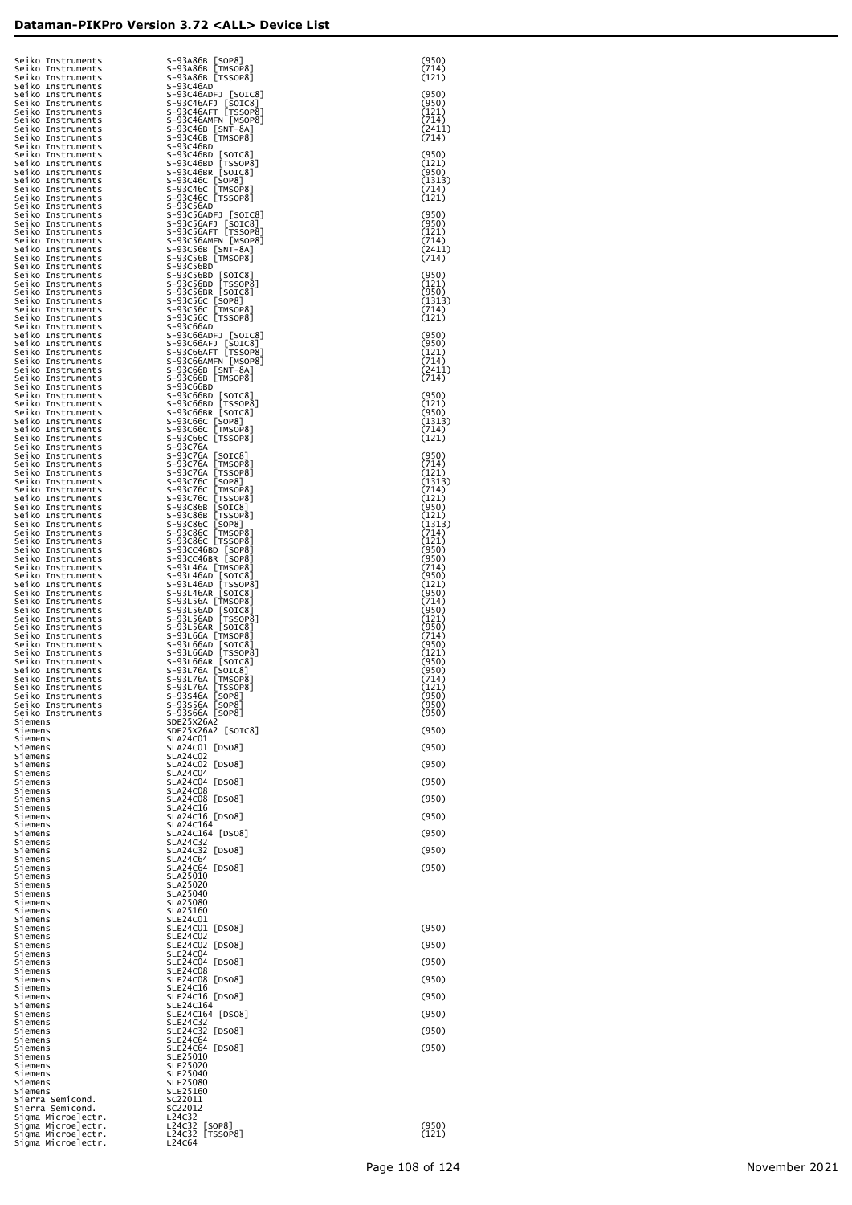| | | |
|---|---|---|
| Seiko Instruments | S-93A86B [SOP8] | (950) |
| Seiko Instruments | S-93A86B [TMSOP8] | (714) |
| Seiko Instruments | S-93A86B [TSSOP8] | (121) |
| Seiko Instruments | S-93C46AD | |
| Seiko Instruments | S-93C46ADFJ [SOIC8] | (950) |
| Seiko Instruments | S-93C46AFJ [SOIC8] | (950) |
| Seiko Instruments | S-93C46AFT [TSSOP8] | (121) |
| Seiko Instruments | S-93C46AMFN [MSOP8] | (714) |
| Seiko Instruments | S-93C46B [SNT-8A] | (2411) |
| Seiko Instruments | S-93C46B [TMSOP8] | (714) |
| Seiko Instruments | S-93C46BD | |
| Seiko Instruments | S-93C46BD [SOIC8] | (950) |
| Seiko Instruments | S-93C46BD [TSSOP8] | (121) |
| Seiko Instruments | S-93C46BR [SOIC8] | (950) |
| Seiko Instruments | S-93C46C [SOP8] | (1313) |
| Seiko Instruments | S-93C46C [TMSOP8] | (714) |
| Seiko Instruments | S-93C46C [TSSOP8] | (121) |
| Seiko Instruments | S-93C56AD | |
| Seiko Instruments | S-93C56ADFJ [SOIC8] | (950) |
| Seiko Instruments | S-93C56AFJ [SOIC8] | (950) |
| Seiko Instruments | S-93C56AFT [TSSOP8] | (121) |
| Seiko Instruments | S-93C56AMFN [MSOP8] | (714) |
| Seiko Instruments | S-93C56B [SNT-8A] | (2411) |
| Seiko Instruments | S-93C56B [TMSOP8] | (714) |
| Seiko Instruments | S-93C56BD | |
| Seiko Instruments | S-93C56BD [SOIC8] | (950) |
| Seiko Instruments | S-93C56BD [TSSOP8] | (121) |
| Seiko Instruments | S-93C56BR [SOIC8] | (950) |
| Seiko Instruments | S-93C56C [SOP8] | (1313) |
| Seiko Instruments | S-93C56C [TMSOP8] | (714) |
| Seiko Instruments | S-93C56C [TSSOP8] | (121) |
| Seiko Instruments | S-93C66AD | |
| Seiko Instruments | S-93C66ADFJ [SOIC8] | (950) |
| Seiko Instruments | S-93C66AFJ [SOIC8] | (950) |
| Seiko Instruments | S-93C66AFT [TSSOP8] | (121) |
| Seiko Instruments | S-93C66AMFN [MSOP8] | (714) |
| Seiko Instruments | S-93C66B [SNT-8A] | (2411) |
| Seiko Instruments | S-93C66B [TMSOP8] | (714) |
| Seiko Instruments | S-93C66BD | |
| Seiko Instruments | S-93C66BD [SOIC8] | (950) |
| Seiko Instruments | S-93C66BD [TSSOP8] | (121) |
| Seiko Instruments | S-93C66BR [SOIC8] | (950) |
| Seiko Instruments | S-93C66C [SOP8] | (1313) |
| Seiko Instruments | S-93C66C [TMSOP8] | (714) |
| Seiko Instruments | S-93C66C [TSSOP8] | (121) |
| Seiko Instruments | S-93C76A | |
| Seiko Instruments | S-93C76A [SOIC8] | (950) |
| Seiko Instruments | S-93C76A [TMSOP8] | (714) |
| Seiko Instruments | S-93C76A [TSSOP8] | (121) |
| Seiko Instruments | S-93C76C [SOP8] | (1313) |
| Seiko Instruments | S-93C76C [TMSOP8] | (714) |
| Seiko Instruments | S-93C76C [TSSOP8] | (121) |
| Seiko Instruments | S-93C86B [SOIC8] | (950) |
| Seiko Instruments | S-93C86B [TSSOP8] | (121) |
| Seiko Instruments | S-93C86C [SOP8] | (1313) |
| Seiko Instruments | S-93C86C [TMSOP8] | (714) |
| Seiko Instruments | S-93C86C [TSSOP8] | (121) |
| Seiko Instruments | S-93CC46BD [SOP8] | (950) |
| Seiko Instruments | S-93CC46BR [SOP8] | (950) |
| Seiko Instruments | S-93L46A [TMSOP8] | (714) |
| Seiko Instruments | S-93L46AD [SOIC8] | (950) |
| Seiko Instruments | S-93L46AD [TSSOP8] | (121) |
| Seiko Instruments | S-93L46AR [SOIC8] | (950) |
| Seiko Instruments | S-93L56A [TMSOP8] | (714) |
| Seiko Instruments | S-93L56AD [SOIC8] | (950) |
| Seiko Instruments | S-93L56AD [TSSOP8] | (121) |
| Seiko Instruments | S-93L56AR [SOIC8] | (950) |
| Seiko Instruments | S-93L66A [TMSOP8] | (714) |
| Seiko Instruments | S-93L66AD [SOIC8] | (950) |
| Seiko Instruments | S-93L66AD [TSSOP8] | (121) |
| Seiko Instruments | S-93L66AR [SOIC8] | (950) |
| Seiko Instruments | S-93L76A [SOIC8] | (950) |
| Seiko Instruments | S-93L76A [TMSOP8] | (714) |
| Seiko Instruments | S-93L76A [TSSOP8] | (121) |
| Seiko Instruments | S-93S46A [SOP8] | (950) |
| Seiko Instruments | S-93S56A [SOP8] | (950) |
| Seiko Instruments | S-93S66A [SOP8] | (950) |
| Siemens | SDE25X26A2 | |
| Siemens | SDE25X26A2 [SOIC8] | (950) |
| Siemens | SLA24C01 | |
| Siemens | SLA24C01 [DSO8] | (950) |
| Siemens | SLA24C02 | |
| Siemens | SLA24C02 [DSO8] | (950) |
| Siemens | SLA24C04 | |
| Siemens | SLA24C04 [DSO8] | (950) |
| Siemens | SLA24C08 | |
| Siemens | SLA24C08 [DSO8] | (950) |
| Siemens | SLA24C16 | |
| Siemens | SLA24C16 [DSO8] | (950) |
| Siemens | SLA24C164 | |
| Siemens | SLA24C164 [DSO8] | (950) |
| Siemens | SLA24C32 | |
| Siemens | SLA24C32 [DSO8] | (950) |
| Siemens | SLA24C64 | |
| Siemens | SLA24C64 [DSO8] | (950) |
| Siemens | SLA25010 | |
| Siemens | SLA25020 | |
| Siemens | SLA25040 | |
| Siemens | SLA25080 | |
| Siemens | SLA25160 | |
| Siemens | SLE24C01 | |
| Siemens | SLE24C01 [DSO8] | (950) |
| Siemens | SLE24C02 | |
| Siemens | SLE24C02 [DSO8] | (950) |
| Siemens | SLE24C04 | |
| Siemens | SLE24C04 [DSO8] | (950) |
| Siemens | SLE24C08 | |
| Siemens | SLE24C08 [DSO8] | (950) |
| Siemens | SLE24C16 | |
| Siemens | SLE24C16 [DSO8] | (950) |
| Siemens | SLE24C164 | |
| Siemens | SLE24C164 [DSO8] | (950) |
| Siemens | SLE24C32 | |
| Siemens | SLE24C32 [DSO8] | (950) |
| Siemens | SLE24C64 | |
| Siemens | SLE24C64 [DSO8] | (950) |
| Siemens | SLE25010 | |
| Siemens | SLE25020 | |
| Siemens | SLE25040 | |
| Siemens | SLE25080 | |
| Siemens | SLE25160 | |
| Sierra Semicond. | SC22011 | |
| Sierra Semicond. | SC22012 | |
| Sigma Microelectr. | L24C32 | |
| Sigma Microelectr. | L24C32 [SOP8] | (950) |
| Sigma Microelectr. | L24C32 [TSSOP8] | (121) |
| Sigma Microelectr. | L24C64 | |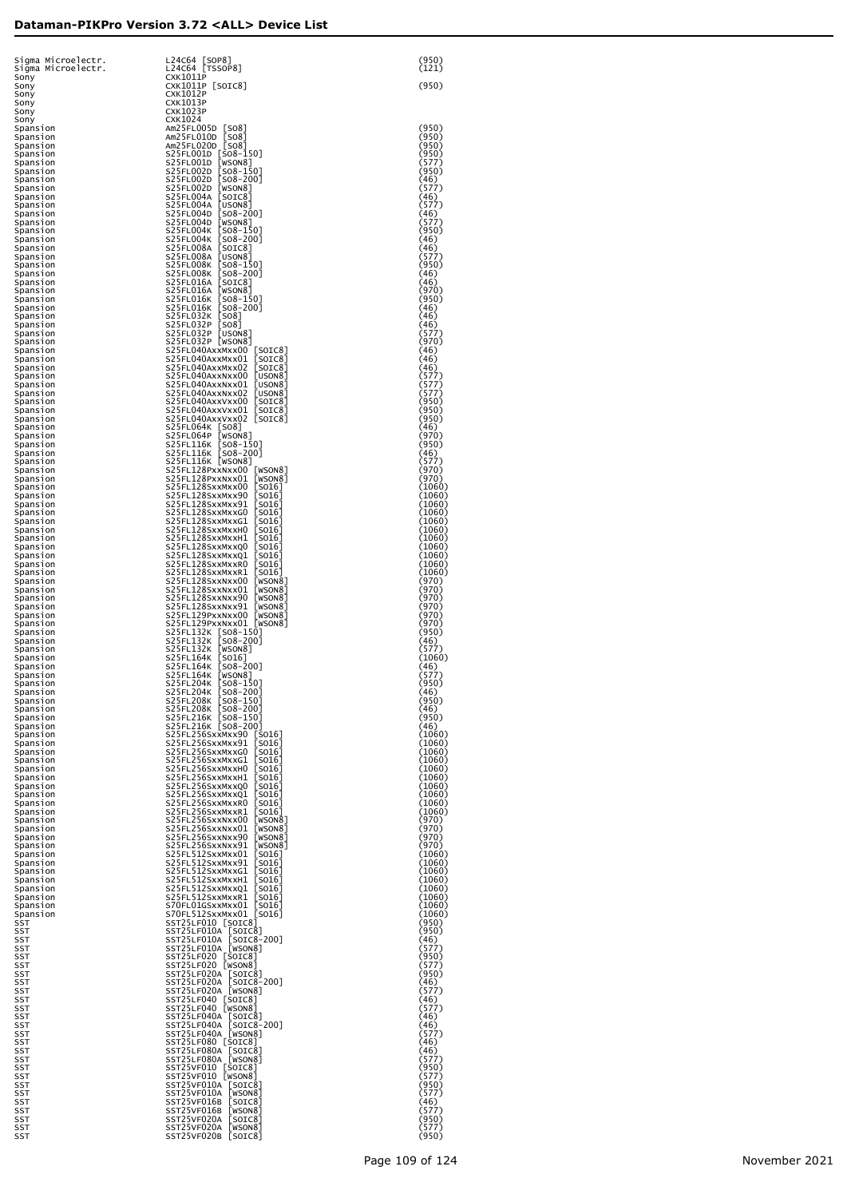| Manufacturer | Device | Adapter |
|---|---|---|
| Sigma Microelectr. | L24C64 [SOP8] | (950) |
| Sigma Microelectr. | L24C64 [TSSOP8] | (121) |
| Sony | CXK1011P | |
| Sony | CXK1011P [SOIC8] | (950) |
| Sony | CXK1012P | |
| Sony | CXK1013P | |
| Sony | CXK1023P | |
| Sony | CXK1024 | |
| Spansion | Am25FL005D [SO8] | (950) |
| Spansion | Am25FL010D [SO8] | (950) |
| Spansion | Am25FL020D [SO8] | (950) |
| Spansion | S25FL001D [SO8-150] | (950) |
| Spansion | S25FL001D [WSON8] | (577) |
| Spansion | S25FL002D [SO8-150] | (950) |
| Spansion | S25FL002D [SO8-200] | (46) |
| Spansion | S25FL002D [WSON8] | (577) |
| Spansion | S25FL004A [SOIC8] | (46) |
| Spansion | S25FL004A [USON8] | (577) |
| Spansion | S25FL004D [SO8-200] | (46) |
| Spansion | S25FL004D [WSON8] | (577) |
| Spansion | S25FL004K [SO8-150] | (950) |
| Spansion | S25FL004K [SO8-200] | (46) |
| Spansion | S25FL008A [SOIC8] | (46) |
| Spansion | S25FL008A [USON8] | (577) |
| Spansion | S25FL008K [SO8-150] | (950) |
| Spansion | S25FL008K [SO8-200] | (46) |
| Spansion | S25FL016A [SOIC8] | (46) |
| Spansion | S25FL016A [WSON8] | (970) |
| Spansion | S25FL016K [SO8-150] | (950) |
| Spansion | S25FL016K [SO8-200] | (46) |
| Spansion | S25FL032K [SO8] | (46) |
| Spansion | S25FL032P [SO8] | (46) |
| Spansion | S25FL032P [USON8] | (577) |
| Spansion | S25FL032P [WSON8] | (970) |
| Spansion | S25FL040AxxMxx00 [SOIC8] | (46) |
| Spansion | S25FL040AxxMxx01 [SOIC8] | (46) |
| Spansion | S25FL040AxxMxx02 [SOIC8] | (46) |
| Spansion | S25FL040AxxNxx00 [USON8] | (577) |
| Spansion | S25FL040AxxNxx01 [USON8] | (577) |
| Spansion | S25FL040AxxNxx02 [USON8] | (577) |
| Spansion | S25FL040AxxVxx00 [SOIC8] | (950) |
| Spansion | S25FL040AxxVxx01 [SOIC8] | (950) |
| Spansion | S25FL040AxxVxx02 [SOIC8] | (950) |
| Spansion | S25FL064K [SO8] | (46) |
| Spansion | S25FL064P [WSON8] | (970) |
| Spansion | S25FL116K [SO8-150] | (950) |
| Spansion | S25FL116K [SO8-200] | (46) |
| Spansion | S25FL116K [WSON8] | (577) |
| Spansion | S25FL128PxxNxx00 [WSON8] | (970) |
| Spansion | S25FL128PxxNxx01 [WSON8] | (970) |
| Spansion | S25FL128SxxMxx00 [SO16] | (1060) |
| Spansion | S25FL128SxxMxx90 [SO16] | (1060) |
| Spansion | S25FL128SxxMxx91 [SO16] | (1060) |
| Spansion | S25FL128SxxMxxG0 [SO16] | (1060) |
| Spansion | S25FL128SxxMxxG1 [SO16] | (1060) |
| Spansion | S25FL128SxxMxxH0 [SO16] | (1060) |
| Spansion | S25FL128SxxMxxH1 [SO16] | (1060) |
| Spansion | S25FL128SxxMxxQ0 [SO16] | (1060) |
| Spansion | S25FL128SxxMxxQ1 [SO16] | (1060) |
| Spansion | S25FL128SxxMxxR0 [SO16] | (1060) |
| Spansion | S25FL128SxxMxxR1 [SO16] | (1060) |
| Spansion | S25FL128SxxNxx00 [WSON8] | (970) |
| Spansion | S25FL128SxxNxx01 [WSON8] | (970) |
| Spansion | S25FL128SxxNxx90 [WSON8] | (970) |
| Spansion | S25FL128SxxNxx91 [WSON8] | (970) |
| Spansion | S25FL129PxxNxx00 [WSON8] | (970) |
| Spansion | S25FL129PxxNxx01 [WSON8] | (970) |
| Spansion | S25FL132K [SO8-150] | (950) |
| Spansion | S25FL132K [SO8-200] | (46) |
| Spansion | S25FL132K [WSON8] | (577) |
| Spansion | S25FL164K [SO16] | (1060) |
| Spansion | S25FL164K [SO8-200] | (46) |
| Spansion | S25FL164K [WSON8] | (577) |
| Spansion | S25FL204K [SO8-150] | (950) |
| Spansion | S25FL204K [SO8-200] | (46) |
| Spansion | S25FL208K [SO8-150] | (950) |
| Spansion | S25FL208K [SO8-200] | (46) |
| Spansion | S25FL216K [SO8-150] | (950) |
| Spansion | S25FL216K [SO8-200] | (46) |
| Spansion | S25FL256SxxMxx90 [SO16] | (1060) |
| Spansion | S25FL256SxxMxx91 [SO16] | (1060) |
| Spansion | S25FL256SxxMxxG0 [SO16] | (1060) |
| Spansion | S25FL256SxxMxxG1 [SO16] | (1060) |
| Spansion | S25FL256SxxMxxH0 [SO16] | (1060) |
| Spansion | S25FL256SxxMxxH1 [SO16] | (1060) |
| Spansion | S25FL256SxxMxxQ0 [SO16] | (1060) |
| Spansion | S25FL256SxxMxxQ1 [SO16] | (1060) |
| Spansion | S25FL256SxxMxxR0 [SO16] | (1060) |
| Spansion | S25FL256SxxMxxR1 [SO16] | (1060) |
| Spansion | S25FL256SxxNxx00 [WSON8] | (970) |
| Spansion | S25FL256SxxNxx01 [WSON8] | (970) |
| Spansion | S25FL256SxxNxx90 [WSON8] | (970) |
| Spansion | S25FL256SxxNxx91 [WSON8] | (970) |
| Spansion | S25FL512SxxMxx01 [SO16] | (1060) |
| Spansion | S25FL512SxxMxx91 [SO16] | (1060) |
| Spansion | S25FL512SxxMxxG1 [SO16] | (1060) |
| Spansion | S25FL512SxxMxxH1 [SO16] | (1060) |
| Spansion | S25FL512SxxMxxQ1 [SO16] | (1060) |
| Spansion | S25FL512SxxMxxR1 [SO16] | (1060) |
| Spansion | S70FL01GSxxMx01 [SO16] | (1060) |
| Spansion | S70FL512SxxMx01 [SO16] | (1060) |
| SST | SST25LF010 [SOIC8] | (950) |
| SST | SST25LF010A [SOIC8] | (950) |
| SST | SST25LF010A [SOIC8-200] | (46) |
| SST | SST25LF010A [WSON8] | (577) |
| SST | SST25LF020 [SOIC8] | (950) |
| SST | SST25LF020 [WSON8] | (577) |
| SST | SST25LF020A [SOIC8] | (950) |
| SST | SST25LF020A [SOIC8-200] | (46) |
| SST | SST25LF020A [WSON8] | (577) |
| SST | SST25LF040 [SOIC8] | (46) |
| SST | SST25LF040 [WSON8] | (577) |
| SST | SST25LF040A [SOIC8] | (46) |
| SST | SST25LF040A [SOIC8-200] | (46) |
| SST | SST25LF040A [WSON8] | (577) |
| SST | SST25LF080 [SOIC8] | (46) |
| SST | SST25LF080A [SOIC8] | (46) |
| SST | SST25LF080A [WSON8] | (577) |
| SST | SST25VF010 [SOIC8] | (950) |
| SST | SST25VF010 [WSON8] | (577) |
| SST | SST25VF010A [SOIC8] | (950) |
| SST | SST25VF010A [WSON8] | (577) |
| SST | SST25VF016B [SOIC8] | (46) |
| SST | SST25VF016B [WSON8] | (577) |
| SST | SST25VF020A [SOIC8] | (950) |
| SST | SST25VF020A [WSON8] | (577) |
| SST | SST25VF020B [SOIC8] | (950) |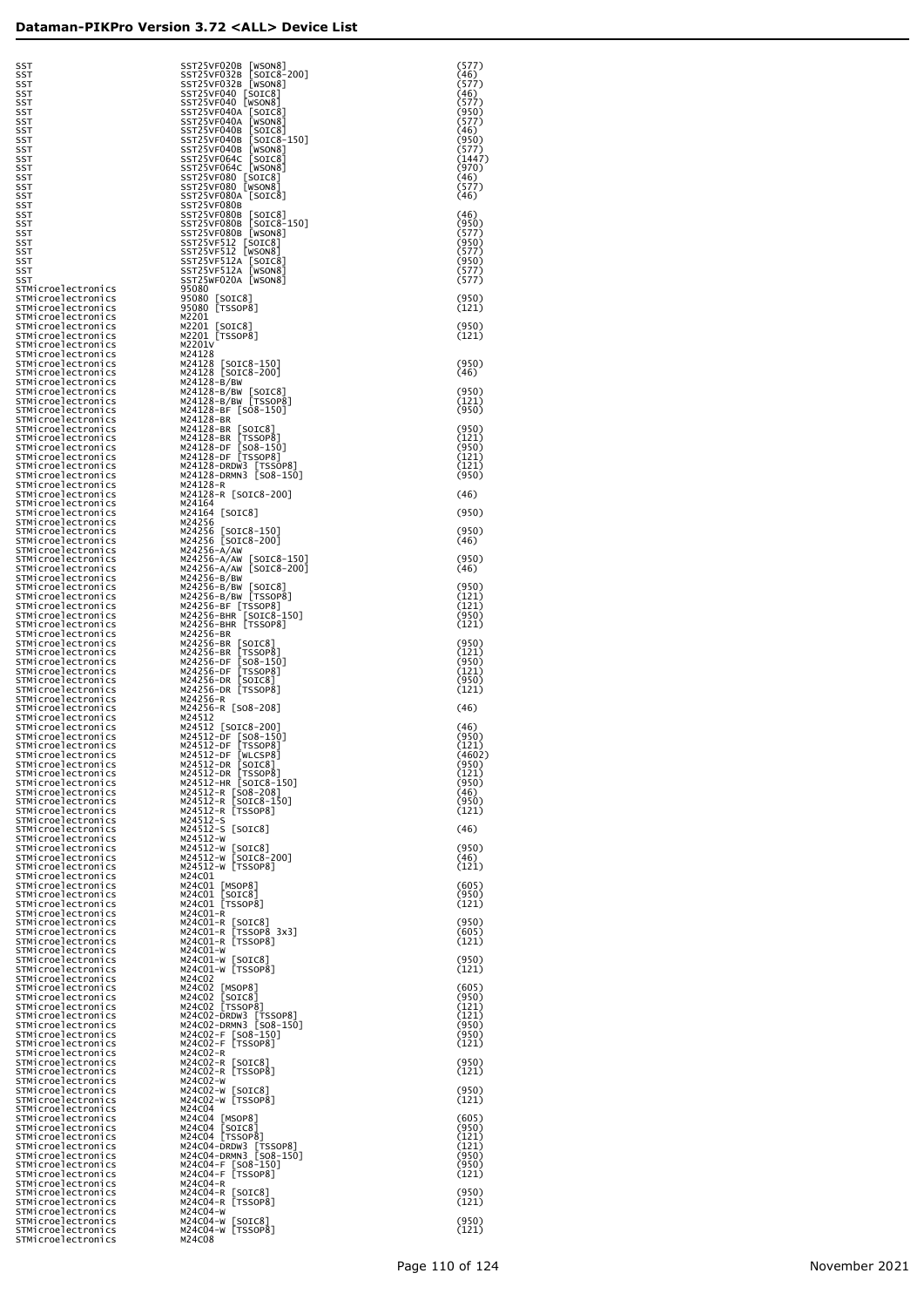| | | |
|---|---|---|
| SST | SST25VF020B [WSON8] | (577) |
| SST | SST25VF032B [SOIC8-200] | (46) |
| SST | SST25VF032B [WSON8] | (577) |
| SST | SST25VF040 [SOIC8] | (46) |
| SST | SST25VF040 [WSON8] | (577) |
| SST | SST25VF040A [SOIC8] | (950) |
| SST | SST25VF040A [WSON8] | (577) |
| SST | SST25VF040B [SOIC8] | (46) |
| SST | SST25VF040B [SOIC8-150] | (950) |
| SST | SST25VF040B [WSON8] | (577) |
| SST | SST25VF064C [SOIC8] | (1447) |
| SST | SST25VF064C [WSON8] | (970) |
| SST | SST25VF080 [SOIC8] | (46) |
| SST | SST25VF080 [WSON8] | (577) |
| SST | SST25VF080A [SOIC8] | (46) |
| SST | SST25VF080B | |
| SST | SST25VF080B [SOIC8] | (46) |
| SST | SST25VF080B [SOIC8-150] | (950) |
| SST | SST25VF080B [WSON8] | (577) |
| SST | SST25VF512 [SOIC8] | (950) |
| SST | SST25VF512 [WSON8] | (577) |
| SST | SST25VF512A [SOIC8] | (950) |
| SST | SST25VF512A [WSON8] | (577) |
| SST | SST25WF020A [WSON8] | (577) |
| STMicroelectronics | 95080 | |
| STMicroelectronics | 95080 [SOIC8] | (950) |
| STMicroelectronics | 95080 [TSSOP8] | (121) |
| STMicroelectronics | M2201 | |
| STMicroelectronics | M2201 [SOIC8] | (950) |
| STMicroelectronics | M2201 [TSSOP8] | (121) |
| STMicroelectronics | M2201V | |
| STMicroelectronics | M24128 | |
| STMicroelectronics | M24128 [SOIC8-150] | (950) |
| STMicroelectronics | M24128 [SOIC8-200] | (46) |
| STMicroelectronics | M24128-B/BW | |
| STMicroelectronics | M24128-B/BW [SOIC8] | (950) |
| STMicroelectronics | M24128-B/BW [TSSOP8] | (121) |
| STMicroelectronics | M24128-BF [SO8-150] | (950) |
| STMicroelectronics | M24128-BR | |
| STMicroelectronics | M24128-BR [SOIC8] | (950) |
| STMicroelectronics | M24128-BR [TSSOP8] | (121) |
| STMicroelectronics | M24128-DF [SO8-150] | (950) |
| STMicroelectronics | M24128-DF [TSSOP8] | (121) |
| STMicroelectronics | M24128-DRDW3 [TSSOP8] | (121) |
| STMicroelectronics | M24128-DRMN3 [SO8-150] | (950) |
| STMicroelectronics | M24128-R | |
| STMicroelectronics | M24128-R [SOIC8-200] | (46) |
| STMicroelectronics | M24164 | |
| STMicroelectronics | M24164 [SOIC8] | (950) |
| STMicroelectronics | M24256 | |
| STMicroelectronics | M24256 [SOIC8-150] | (950) |
| STMicroelectronics | M24256 [SOIC8-200] | (46) |
| STMicroelectronics | M24256-A/AW | |
| STMicroelectronics | M24256-A/AW [SOIC8-150] | (950) |
| STMicroelectronics | M24256-A/AW [SOIC8-200] | (46) |
| STMicroelectronics | M24256-B/BW | |
| STMicroelectronics | M24256-B/BW [SOIC8] | (950) |
| STMicroelectronics | M24256-B/BW [TSSOP8] | (121) |
| STMicroelectronics | M24256-BF [TSSOP8] | (121) |
| STMicroelectronics | M24256-BHR [SOIC8-150] | (950) |
| STMicroelectronics | M24256-BHR [TSSOP8] | (121) |
| STMicroelectronics | M24256-BR | |
| STMicroelectronics | M24256-BR [SOIC8] | (950) |
| STMicroelectronics | M24256-BR [TSSOP8] | (121) |
| STMicroelectronics | M24256-DF [SO8-150] | (950) |
| STMicroelectronics | M24256-DF [TSSOP8] | (121) |
| STMicroelectronics | M24256-DR [SOIC8] | (950) |
| STMicroelectronics | M24256-DR [TSSOP8] | (121) |
| STMicroelectronics | M24256-R | |
| STMicroelectronics | M24256-R [SO8-208] | (46) |
| STMicroelectronics | M24512 | |
| STMicroelectronics | M24512 [SOIC8-200] | (46) |
| STMicroelectronics | M24512-DF [SO8-150] | (950) |
| STMicroelectronics | M24512-DF [TSSOP8] | (121) |
| STMicroelectronics | M24512-DF [WLCSP8] | (4602) |
| STMicroelectronics | M24512-DR [SOIC8] | (950) |
| STMicroelectronics | M24512-DR [TSSOP8] | (121) |
| STMicroelectronics | M24512-HR [SOIC8-150] | (950) |
| STMicroelectronics | M24512-R [SO8-208] | (46) |
| STMicroelectronics | M24512-R [SOIC8-150] | (950) |
| STMicroelectronics | M24512-R [TSSOP8] | (121) |
| STMicroelectronics | M24512-S | |
| STMicroelectronics | M24512-S [SOIC8] | (46) |
| STMicroelectronics | M24512-W | |
| STMicroelectronics | M24512-W [SOIC8] | (950) |
| STMicroelectronics | M24512-W [SOIC8-200] | (46) |
| STMicroelectronics | M24512-W [TSSOP8] | (121) |
| STMicroelectronics | M24C01 | |
| STMicroelectronics | M24C01 [MSOP8] | (605) |
| STMicroelectronics | M24C01 [SOIC8] | (950) |
| STMicroelectronics | M24C01 [TSSOP8] | (121) |
| STMicroelectronics | M24C01-R | |
| STMicroelectronics | M24C01-R [SOIC8] | (950) |
| STMicroelectronics | M24C01-R [TSSOP8 3x3] | (605) |
| STMicroelectronics | M24C01-R [TSSOP8] | (121) |
| STMicroelectronics | M24C01-W | |
| STMicroelectronics | M24C01-W [SOIC8] | (950) |
| STMicroelectronics | M24C01-W [TSSOP8] | (121) |
| STMicroelectronics | M24C02 | |
| STMicroelectronics | M24C02 [MSOP8] | (605) |
| STMicroelectronics | M24C02 [SOIC8] | (950) |
| STMicroelectronics | M24C02 [TSSOP8] | (121) |
| STMicroelectronics | M24C02-DRDW3 [TSSOP8] | (121) |
| STMicroelectronics | M24C02-DRMN3 [SO8-150] | (950) |
| STMicroelectronics | M24C02-F [SO8-150] | (950) |
| STMicroelectronics | M24C02-F [TSSOP8] | (121) |
| STMicroelectronics | M24C02-R | |
| STMicroelectronics | M24C02-R [SOIC8] | (950) |
| STMicroelectronics | M24C02-R [TSSOP8] | (121) |
| STMicroelectronics | M24C02-W | |
| STMicroelectronics | M24C02-W [SOIC8] | (950) |
| STMicroelectronics | M24C02-W [TSSOP8] | (121) |
| STMicroelectronics | M24C04 | |
| STMicroelectronics | M24C04 [MSOP8] | (605) |
| STMicroelectronics | M24C04 [SOIC8] | (950) |
| STMicroelectronics | M24C04 [TSSOP8] | (121) |
| STMicroelectronics | M24C04-DRDW3 [TSSOP8] | (121) |
| STMicroelectronics | M24C04-DRMN3 [SO8-150] | (950) |
| STMicroelectronics | M24C04-F [SO8-150] | (950) |
| STMicroelectronics | M24C04-F [TSSOP8] | (121) |
| STMicroelectronics | M24C04-R | |
| STMicroelectronics | M24C04-R [SOIC8] | (950) |
| STMicroelectronics | M24C04-R [TSSOP8] | (121) |
| STMicroelectronics | M24C04-W | |
| STMicroelectronics | M24C04-W [SOIC8] | (950) |
| STMicroelectronics | M24C04-W [TSSOP8] | (121) |
| STMicroelectronics | M24C08 | |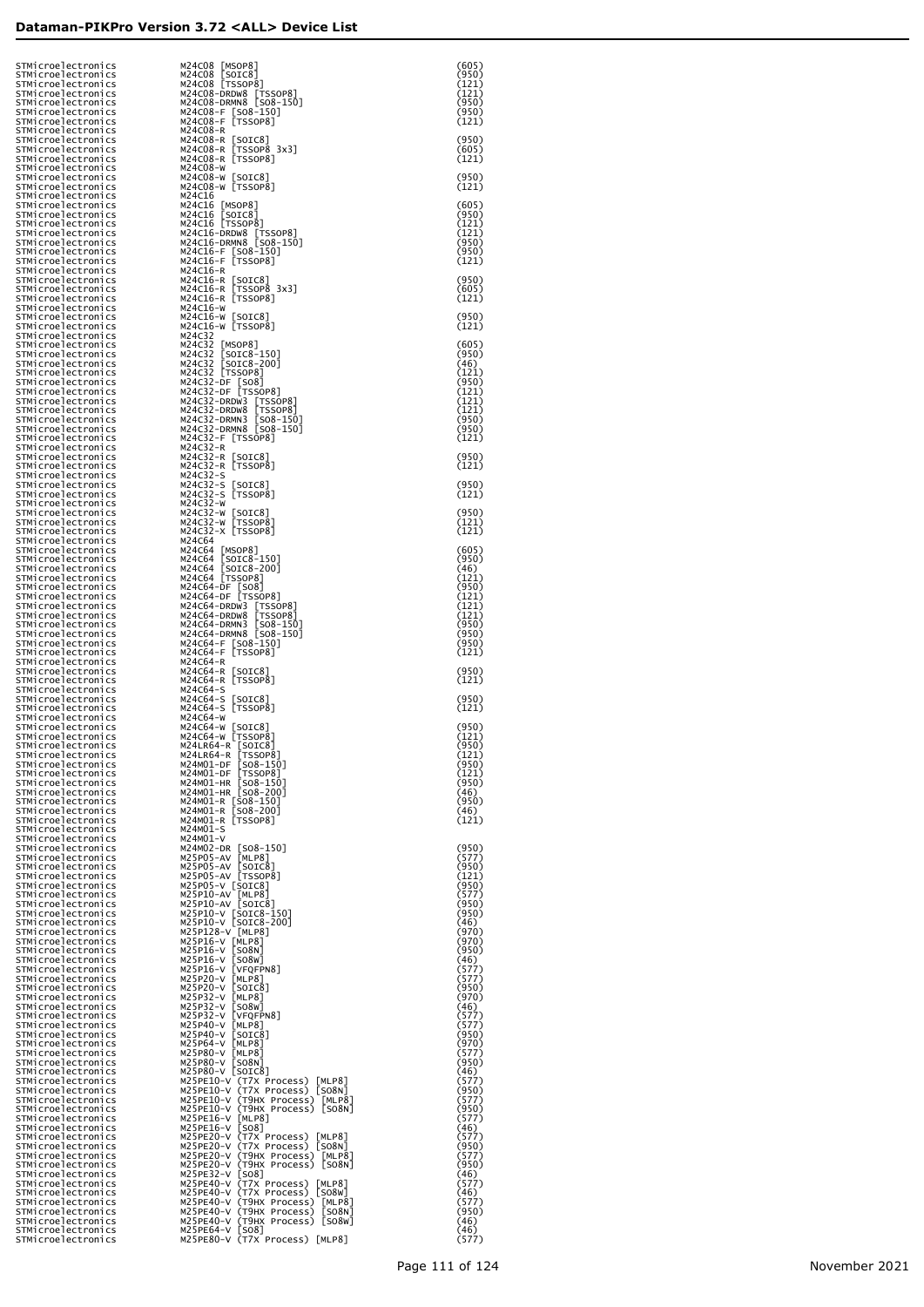| Manufacturer | Device | Code |
|---|---|---|
| STMicroelectronics | M24C08 [MSOP8] | (605) |
| STMicroelectronics | M24C08 [SOIC8] | (950) |
| STMicroelectronics | M24C08 [TSSOP8] | (121) |
| STMicroelectronics | M24C08-DRDW8 [TSSOP8] | (121) |
| STMicroelectronics | M24C08-DRMN8 [SO8-150] | (950) |
| STMicroelectronics | M24C08-F [SO8-150] | (950) |
| STMicroelectronics | M24C08-F [TSSOP8] | (121) |
| STMicroelectronics | M24C08-R | |
| STMicroelectronics | M24C08-R [SOIC8] | (950) |
| STMicroelectronics | M24C08-R [TSSOP8 3x3] | (605) |
| STMicroelectronics | M24C08-R [TSSOP8] | (121) |
| STMicroelectronics | M24C08-W | |
| STMicroelectronics | M24C08-W [SOIC8] | (950) |
| STMicroelectronics | M24C08-W [TSSOP8] | (121) |
| STMicroelectronics | M24C16 | |
| STMicroelectronics | M24C16 [MSOP8] | (605) |
| STMicroelectronics | M24C16 [SOIC8] | (950) |
| STMicroelectronics | M24C16 [TSSOP8] | (121) |
| STMicroelectronics | M24C16-DRDW8 [TSSOP8] | (121) |
| STMicroelectronics | M24C16-DRMN8 [SO8-150] | (950) |
| STMicroelectronics | M24C16-F [SO8-150] | (950) |
| STMicroelectronics | M24C16-F [TSSOP8] | (121) |
| STMicroelectronics | M24C16-R | |
| STMicroelectronics | M24C16-R [SOIC8] | (950) |
| STMicroelectronics | M24C16-R [TSSOP8 3x3] | (605) |
| STMicroelectronics | M24C16-R [TSSOP8] | (121) |
| STMicroelectronics | M24C16-W | |
| STMicroelectronics | M24C16-W [SOIC8] | (950) |
| STMicroelectronics | M24C16-W [TSSOP8] | (121) |
| STMicroelectronics | M24C32 | |
| STMicroelectronics | M24C32 [MSOP8] | (605) |
| STMicroelectronics | M24C32 [SOIC8-150] | (950) |
| STMicroelectronics | M24C32 [SOIC8-200] | (46) |
| STMicroelectronics | M24C32 [TSSOP8] | (121) |
| STMicroelectronics | M24C32-DF [SO8] | (950) |
| STMicroelectronics | M24C32-DF [TSSOP8] | (121) |
| STMicroelectronics | M24C32-DRDW3 [TSSOP8] | (121) |
| STMicroelectronics | M24C32-DRDW8 [TSSOP8] | (121) |
| STMicroelectronics | M24C32-DRMN3 [SO8-150] | (950) |
| STMicroelectronics | M24C32-DRMN8 [SO8-150] | (950) |
| STMicroelectronics | M24C32-F [TSSOP8] | (121) |
| STMicroelectronics | M24C32-R | |
| STMicroelectronics | M24C32-R [SOIC8] | (950) |
| STMicroelectronics | M24C32-R [TSSOP8] | (121) |
| STMicroelectronics | M24C32-S | |
| STMicroelectronics | M24C32-S [SOIC8] | (950) |
| STMicroelectronics | M24C32-S [TSSOP8] | (121) |
| STMicroelectronics | M24C32-W | |
| STMicroelectronics | M24C32-W [SOIC8] | (950) |
| STMicroelectronics | M24C32-W [TSSOP8] | (121) |
| STMicroelectronics | M24C32-X [TSSOP8] | (121) |
| STMicroelectronics | M24C64 | |
| STMicroelectronics | M24C64 [MSOP8] | (605) |
| STMicroelectronics | M24C64 [SOIC8-150] | (950) |
| STMicroelectronics | M24C64 [SOIC8-200] | (46) |
| STMicroelectronics | M24C64 [TSSOP8] | (121) |
| STMicroelectronics | M24C64-DF [SO8] | (950) |
| STMicroelectronics | M24C64-DF [TSSOP8] | (121) |
| STMicroelectronics | M24C64-DRDW3 [TSSOP8] | (121) |
| STMicroelectronics | M24C64-DRDW8 [TSSOP8] | (121) |
| STMicroelectronics | M24C64-DRMN3 [SO8-150] | (950) |
| STMicroelectronics | M24C64-DRMN8 [SO8-150] | (950) |
| STMicroelectronics | M24C64-F [SO8-150] | (950) |
| STMicroelectronics | M24C64-F [TSSOP8] | (121) |
| STMicroelectronics | M24C64-R | |
| STMicroelectronics | M24C64-R [SOIC8] | (950) |
| STMicroelectronics | M24C64-R [TSSOP8] | (121) |
| STMicroelectronics | M24C64-S | |
| STMicroelectronics | M24C64-S [SOIC8] | (950) |
| STMicroelectronics | M24C64-S [TSSOP8] | (121) |
| STMicroelectronics | M24C64-W | |
| STMicroelectronics | M24C64-W [SOIC8] | (950) |
| STMicroelectronics | M24C64-W [TSSOP8] | (121) |
| STMicroelectronics | M24LR64-R [SOIC8] | (950) |
| STMicroelectronics | M24LR64-R [TSSOP8] | (121) |
| STMicroelectronics | M24M01-DF [SO8-150] | (950) |
| STMicroelectronics | M24M01-DF [TSSOP8] | (121) |
| STMicroelectronics | M24M01-HR [SO8-150] | (950) |
| STMicroelectronics | M24M01-HR [SO8-200] | (46) |
| STMicroelectronics | M24M01-R [SO8-150] | (950) |
| STMicroelectronics | M24M01-R [SO8-200] | (46) |
| STMicroelectronics | M24M01-R [TSSOP8] | (121) |
| STMicroelectronics | M24M01-S | |
| STMicroelectronics | M24M01-V | |
| STMicroelectronics | M24M02-DR [SO8-150] | (950) |
| STMicroelectronics | M25P05-AV [MLP8] | (577) |
| STMicroelectronics | M25P05-AV [SOIC8] | (950) |
| STMicroelectronics | M25P05-AV [TSSOP8] | (121) |
| STMicroelectronics | M25P05-V [SOIC8] | (950) |
| STMicroelectronics | M25P10-AV [MLP8] | (577) |
| STMicroelectronics | M25P10-AV [SOIC8] | (950) |
| STMicroelectronics | M25P10-V [SOIC8-150] | (950) |
| STMicroelectronics | M25P10-V [SOIC8-200] | (46) |
| STMicroelectronics | M25P128-V [MLP8] | (970) |
| STMicroelectronics | M25P16-V [MLP8] | (970) |
| STMicroelectronics | M25P16-V [SO8N] | (950) |
| STMicroelectronics | M25P16-V [SO8W] | (46) |
| STMicroelectronics | M25P16-V [VFQFPN8] | (577) |
| STMicroelectronics | M25P20-V [MLP8] | (577) |
| STMicroelectronics | M25P20-V [SOIC8] | (950) |
| STMicroelectronics | M25P32-V [MLP8] | (970) |
| STMicroelectronics | M25P32-V [SO8W] | (46) |
| STMicroelectronics | M25P32-V [VFQFPN8] | (577) |
| STMicroelectronics | M25P40-V [MLP8] | (577) |
| STMicroelectronics | M25P40-V [SOIC8] | (950) |
| STMicroelectronics | M25P64-V [MLP8] | (970) |
| STMicroelectronics | M25P80-V [MLP8] | (577) |
| STMicroelectronics | M25P80-V [SO8N] | (950) |
| STMicroelectronics | M25P80-V [SOIC8] | (46) |
| STMicroelectronics | M25PE10-V (T7X Process) [MLP8] | (577) |
| STMicroelectronics | M25PE10-V (T7X Process) [SO8N] | (950) |
| STMicroelectronics | M25PE10-V (T9HX Process) [MLP8] | (577) |
| STMicroelectronics | M25PE10-V (T9HX Process) [SO8N] | (950) |
| STMicroelectronics | M25PE16-V [MLP8] | (577) |
| STMicroelectronics | M25PE16-V [SO8] | (46) |
| STMicroelectronics | M25PE20-V (T7X Process) [MLP8] | (577) |
| STMicroelectronics | M25PE20-V (T7X Process) [SO8N] | (950) |
| STMicroelectronics | M25PE20-V (T9HX Process) [MLP8] | (577) |
| STMicroelectronics | M25PE20-V (T9HX Process) [SO8N] | (950) |
| STMicroelectronics | M25PE32-V [SO8] | (46) |
| STMicroelectronics | M25PE40-V (T7X Process) [MLP8] | (577) |
| STMicroelectronics | M25PE40-V (T7X Process) [SO8W] | (46) |
| STMicroelectronics | M25PE40-V (T9HX Process) [MLP8] | (577) |
| STMicroelectronics | M25PE40-V (T9HX Process) [SO8N] | (950) |
| STMicroelectronics | M25PE40-V (T9HX Process) [SO8W] | (46) |
| STMicroelectronics | M25PE64-V [SO8] | (46) |
| STMicroelectronics | M25PE80-V (T7X Process) [MLP8] | (577) |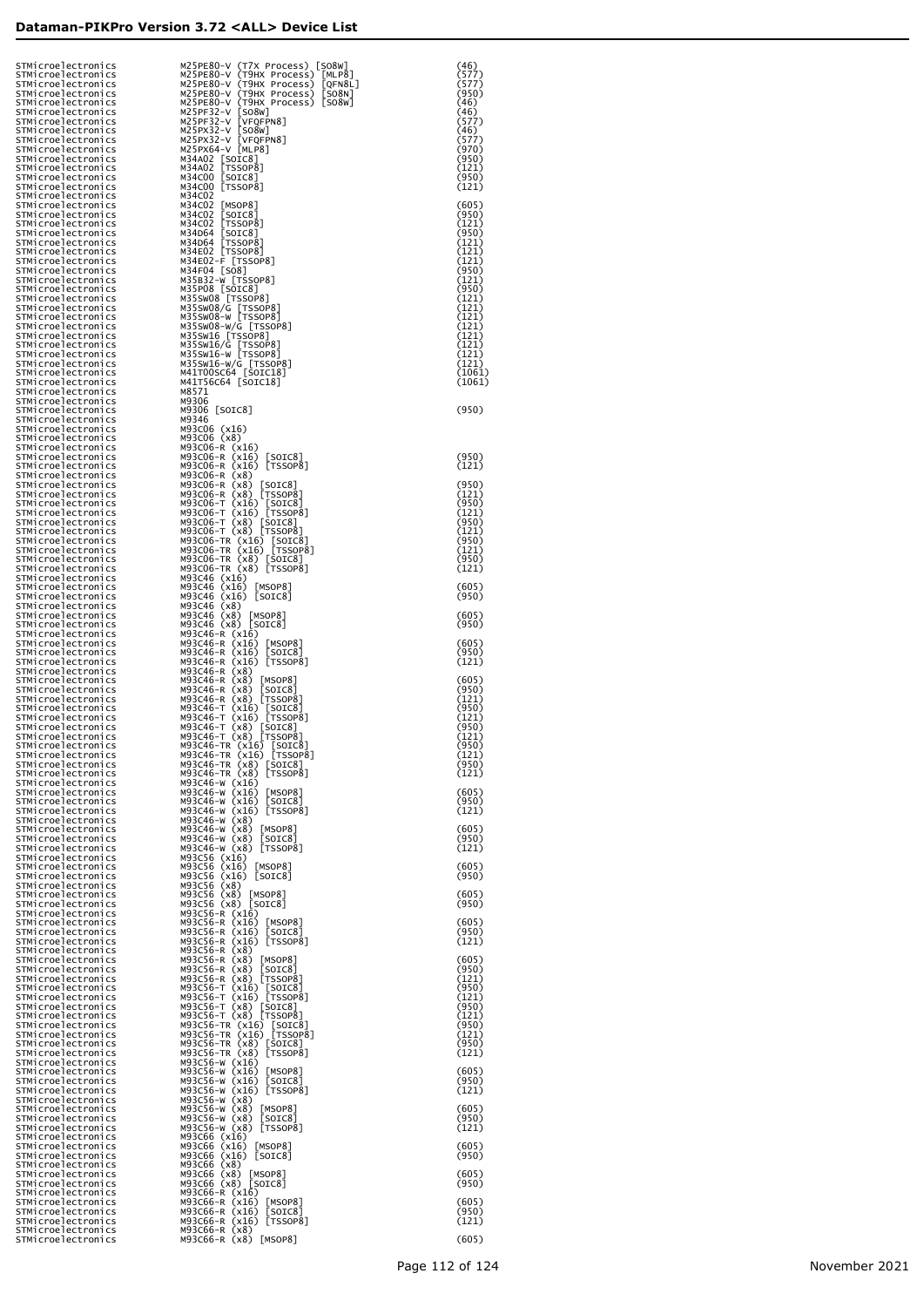| | | |
|---|---|---|
| STMicroelectronics | M25PE80-V (T7X Process) [SO8W] | (46) |
| STMicroelectronics | M25PE80-V (T9HX Process) [MLP8] | (577) |
| STMicroelectronics | M25PE80-V (T9HX Process) [QFN8L] | (577) |
| STMicroelectronics | M25PE80-V (T9HX Process) [SO8N] | (950) |
| STMicroelectronics | M25PE80-V (T9HX Process) [SO8W] | (46) |
| STMicroelectronics | M25PF32-V [SO8W] | (46) |
| STMicroelectronics | M25PF32-V [VFQFPN8] | (577) |
| STMicroelectronics | M25PX32-V [SO8W] | (46) |
| STMicroelectronics | M25PX32-V [VFQFPN8] | (577) |
| STMicroelectronics | M25PX64-V [MLP8] | (970) |
| STMicroelectronics | M34A02 [SOIC8] | (950) |
| STMicroelectronics | M34A02 [TSSOP8] | (121) |
| STMicroelectronics | M34C00 [SOIC8] | (950) |
| STMicroelectronics | M34C00 [TSSOP8] | (121) |
| STMicroelectronics | M34C02 | |
| STMicroelectronics | M34C02 [MSOP8] | (605) |
| STMicroelectronics | M34C02 [SOIC8] | (950) |
| STMicroelectronics | M34C02 [TSSOP8] | (121) |
| STMicroelectronics | M34D64 [SOIC8] | (950) |
| STMicroelectronics | M34D64 [TSSOP8] | (121) |
| STMicroelectronics | M34E02 [TSSOP8] | (121) |
| STMicroelectronics | M34E02-F [TSSOP8] | (121) |
| STMicroelectronics | M34F04 [SO8] | (950) |
| STMicroelectronics | M35B32-W [TSSOP8] | (121) |
| STMicroelectronics | M35P08 [SOIC8] | (950) |
| STMicroelectronics | M35SW08 [TSSOP8] | (121) |
| STMicroelectronics | M35SW08/G [TSSOP8] | (121) |
| STMicroelectronics | M35SW08-W [TSSOP8] | (121) |
| STMicroelectronics | M35SW08-W/G [TSSOP8] | (121) |
| STMicroelectronics | M35SW16 [TSSOP8] | (121) |
| STMicroelectronics | M35SW16/G [TSSOP8] | (121) |
| STMicroelectronics | M35SW16-W [TSSOP8] | (121) |
| STMicroelectronics | M35SW16-W/G [TSSOP8] | (121) |
| STMicroelectronics | M41T00SC64 [SOIC18] | (1061) |
| STMicroelectronics | M41T56C64 [SOIC18] | (1061) |
| STMicroelectronics | M8571 | |
| STMicroelectronics | M9306 | |
| STMicroelectronics | M9306 [SOIC8] | (950) |
| STMicroelectronics | M9346 | |
| STMicroelectronics | M93C06 (x16) | |
| STMicroelectronics | M93C06 (x8) | |
| STMicroelectronics | M93C06-R (x16) | |
| STMicroelectronics | M93C06-R (x16) [SOIC8] | (950) |
| STMicroelectronics | M93C06-R (x16) [TSSOP8] | (121) |
| STMicroelectronics | M93C06-R (x8) | |
| STMicroelectronics | M93C06-R (x8) [SOIC8] | (950) |
| STMicroelectronics | M93C06-R (x8) [TSSOP8] | (121) |
| STMicroelectronics | M93C06-T (x16) [SOIC8] | (950) |
| STMicroelectronics | M93C06-T (x16) [TSSOP8] | (121) |
| STMicroelectronics | M93C06-T (x8) [SOIC8] | (950) |
| STMicroelectronics | M93C06-T (x8) [TSSOP8] | (121) |
| STMicroelectronics | M93C06-TR (x16) [SOIC8] | (950) |
| STMicroelectronics | M93C06-TR (x16) [TSSOP8] | (121) |
| STMicroelectronics | M93C06-TR (x8) [SOIC8] | (950) |
| STMicroelectronics | M93C06-TR (x8) [TSSOP8] | (121) |
| STMicroelectronics | M93C46 (x16) | |
| STMicroelectronics | M93C46 (x16) [MSOP8] | (605) |
| STMicroelectronics | M93C46 (x16) [SOIC8] | (950) |
| STMicroelectronics | M93C46 (x8) | |
| STMicroelectronics | M93C46 (x8) [MSOP8] | (605) |
| STMicroelectronics | M93C46 (x8) [SOIC8] | (950) |
| STMicroelectronics | M93C46-R (x16) | |
| STMicroelectronics | M93C46-R (x16) [MSOP8] | (605) |
| STMicroelectronics | M93C46-R (x16) [SOIC8] | (950) |
| STMicroelectronics | M93C46-R (x16) [TSSOP8] | (121) |
| STMicroelectronics | M93C46-R (x8) | |
| STMicroelectronics | M93C46-R (x8) [MSOP8] | (605) |
| STMicroelectronics | M93C46-R (x8) [SOIC8] | (950) |
| STMicroelectronics | M93C46-R (x8) [TSSOP8] | (121) |
| STMicroelectronics | M93C46-T (x16) [SOIC8] | (950) |
| STMicroelectronics | M93C46-T (x16) [TSSOP8] | (121) |
| STMicroelectronics | M93C46-T (x8) [SOIC8] | (950) |
| STMicroelectronics | M93C46-T (x8) [TSSOP8] | (121) |
| STMicroelectronics | M93C46-TR (x16) [SOIC8] | (950) |
| STMicroelectronics | M93C46-TR (x16) [TSSOP8] | (121) |
| STMicroelectronics | M93C46-TR (x8) [SOIC8] | (950) |
| STMicroelectronics | M93C46-TR (x8) [TSSOP8] | (121) |
| STMicroelectronics | M93C46-W (x16) | |
| STMicroelectronics | M93C46-W (x16) [MSOP8] | (605) |
| STMicroelectronics | M93C46-W (x16) [SOIC8] | (950) |
| STMicroelectronics | M93C46-W (x16) [TSSOP8] | (121) |
| STMicroelectronics | M93C46-W (x8) | |
| STMicroelectronics | M93C46-W (x8) [MSOP8] | (605) |
| STMicroelectronics | M93C46-W (x8) [SOIC8] | (950) |
| STMicroelectronics | M93C46-W (x8) [TSSOP8] | (121) |
| STMicroelectronics | M93C56 (x16) | |
| STMicroelectronics | M93C56 (x16) [MSOP8] | (605) |
| STMicroelectronics | M93C56 (x16) [SOIC8] | (950) |
| STMicroelectronics | M93C56 (x8) | |
| STMicroelectronics | M93C56 (x8) [MSOP8] | (605) |
| STMicroelectronics | M93C56 (x8) [SOIC8] | (950) |
| STMicroelectronics | M93C56-R (x16) | |
| STMicroelectronics | M93C56-R (x16) [MSOP8] | (605) |
| STMicroelectronics | M93C56-R (x16) [SOIC8] | (950) |
| STMicroelectronics | M93C56-R (x16) [TSSOP8] | (121) |
| STMicroelectronics | M93C56-R (x8) | |
| STMicroelectronics | M93C56-R (x8) [MSOP8] | (605) |
| STMicroelectronics | M93C56-R (x8) [SOIC8] | (950) |
| STMicroelectronics | M93C56-R (x8) [TSSOP8] | (121) |
| STMicroelectronics | M93C56-T (x16) [SOIC8] | (950) |
| STMicroelectronics | M93C56-T (x16) [TSSOP8] | (121) |
| STMicroelectronics | M93C56-T (x8) [SOIC8] | (950) |
| STMicroelectronics | M93C56-T (x8) [TSSOP8] | (121) |
| STMicroelectronics | M93C56-TR (x16) [SOIC8] | (950) |
| STMicroelectronics | M93C56-TR (x16) [TSSOP8] | (121) |
| STMicroelectronics | M93C56-TR (x8) [SOIC8] | (950) |
| STMicroelectronics | M93C56-TR (x8) [TSSOP8] | (121) |
| STMicroelectronics | M93C56-W (x16) | |
| STMicroelectronics | M93C56-W (x16) [MSOP8] | (605) |
| STMicroelectronics | M93C56-W (x16) [SOIC8] | (950) |
| STMicroelectronics | M93C56-W (x16) [TSSOP8] | (121) |
| STMicroelectronics | M93C56-W (x8) | |
| STMicroelectronics | M93C56-W (x8) [MSOP8] | (605) |
| STMicroelectronics | M93C56-W (x8) [SOIC8] | (950) |
| STMicroelectronics | M93C56-W (x8) [TSSOP8] | (121) |
| STMicroelectronics | M93C66 (x16) | |
| STMicroelectronics | M93C66 (x16) [MSOP8] | (605) |
| STMicroelectronics | M93C66 (x16) [SOIC8] | (950) |
| STMicroelectronics | M93C66 (x8) | |
| STMicroelectronics | M93C66 (x8) [MSOP8] | (605) |
| STMicroelectronics | M93C66 (x8) [SOIC8] | (950) |
| STMicroelectronics | M93C66-R (x16) | |
| STMicroelectronics | M93C66-R (x16) [MSOP8] | (605) |
| STMicroelectronics | M93C66-R (x16) [SOIC8] | (950) |
| STMicroelectronics | M93C66-R (x16) [TSSOP8] | (121) |
| STMicroelectronics | M93C66-R (x8) | |
| STMicroelectronics | M93C66-R (x8) [MSOP8] | (605) |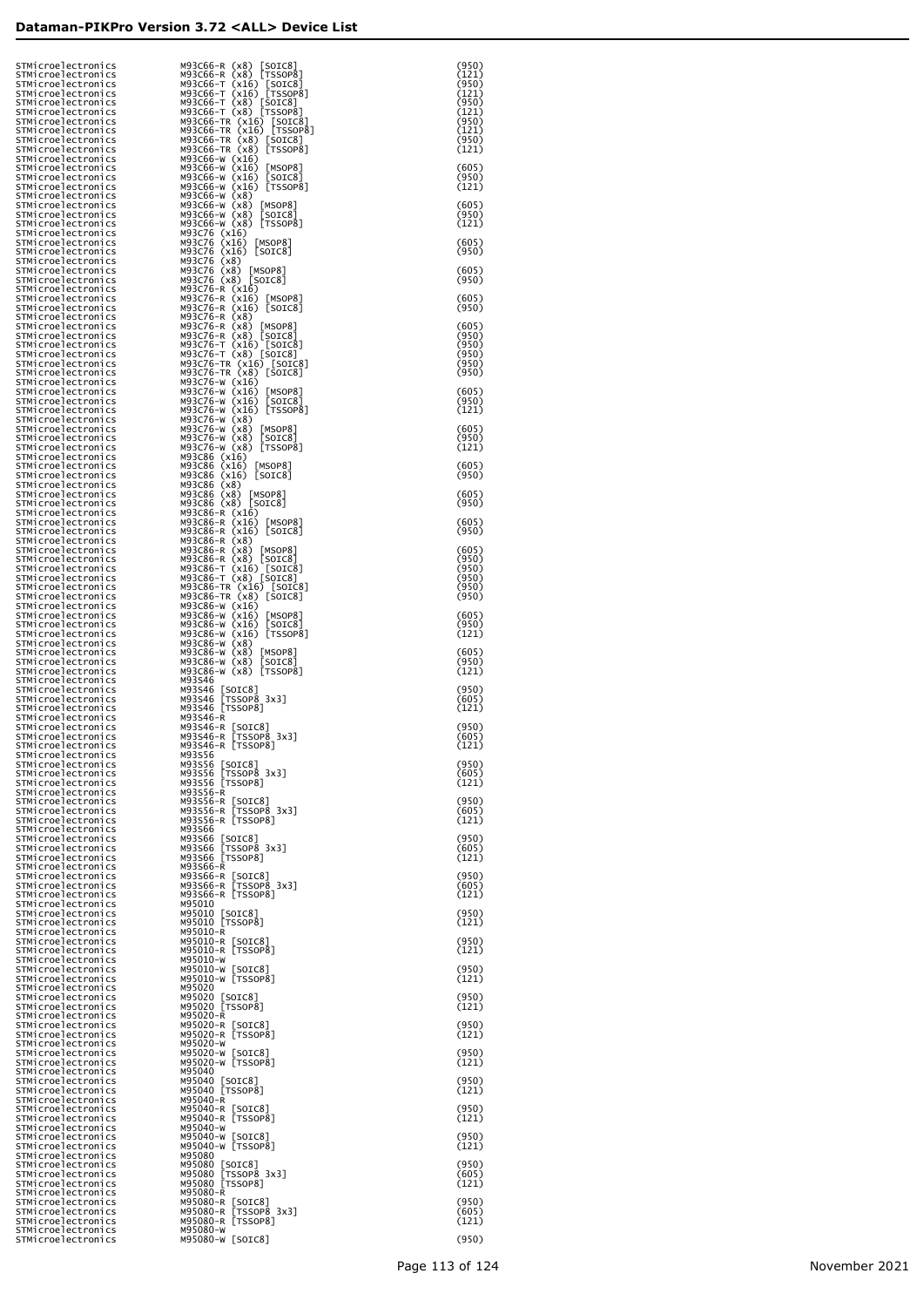| | | |
|---|---|---|
| STMicroelectronics | M93C66-R (x8) [SOIC8] | (950) |
| STMicroelectronics | M93C66-R (x8) [TSSOP8] | (121) |
| STMicroelectronics | M93C66-T (x16) [SOIC8] | (950) |
| STMicroelectronics | M93C66-T (x16) [TSSOP8] | (121) |
| STMicroelectronics | M93C66-T (x8) [SOIC8] | (950) |
| STMicroelectronics | M93C66-T (x8) [TSSOP8] | (121) |
| STMicroelectronics | M93C66-TR (x16) [SOIC8] | (950) |
| STMicroelectronics | M93C66-TR (x16) [TSSOP8] | (121) |
| STMicroelectronics | M93C66-TR (x8) [SOIC8] | (950) |
| STMicroelectronics | M93C66-TR (x8) [TSSOP8] | (121) |
| STMicroelectronics | M93C66-W (x16) | |
| STMicroelectronics | M93C66-W (x16) [MSOP8] | (605) |
| STMicroelectronics | M93C66-W (x16) [SOIC8] | (950) |
| STMicroelectronics | M93C66-W (x16) [TSSOP8] | (121) |
| STMicroelectronics | M93C66-W (x8) | |
| STMicroelectronics | M93C66-W (x8) [MSOP8] | (605) |
| STMicroelectronics | M93C66-W (x8) [SOIC8] | (950) |
| STMicroelectronics | M93C66-W (x8) [TSSOP8] | (121) |
| STMicroelectronics | M93C76 (x16) | |
| STMicroelectronics | M93C76 (x16) [MSOP8] | (605) |
| STMicroelectronics | M93C76 (x16) [SOIC8] | (950) |
| STMicroelectronics | M93C76 (x8) | |
| STMicroelectronics | M93C76 (x8) [MSOP8] | (605) |
| STMicroelectronics | M93C76 (x8) [SOIC8] | (950) |
| STMicroelectronics | M93C76-R (x16) | |
| STMicroelectronics | M93C76-R (x16) [MSOP8] | (605) |
| STMicroelectronics | M93C76-R (x16) [SOIC8] | (950) |
| STMicroelectronics | M93C76-R (x8) | |
| STMicroelectronics | M93C76-R (x8) [MSOP8] | (605) |
| STMicroelectronics | M93C76-R (x8) [SOIC8] | (950) |
| STMicroelectronics | M93C76-T (x16) [SOIC8] | (950) |
| STMicroelectronics | M93C76-T (x8) [SOIC8] | (950) |
| STMicroelectronics | M93C76-TR (x16) [SOIC8] | (950) |
| STMicroelectronics | M93C76-TR (x8) [SOIC8] | (950) |
| STMicroelectronics | M93C76-W (x16) | |
| STMicroelectronics | M93C76-W (x16) [MSOP8] | (605) |
| STMicroelectronics | M93C76-W (x16) [SOIC8] | (950) |
| STMicroelectronics | M93C76-W (x16) [TSSOP8] | (121) |
| STMicroelectronics | M93C76-W (x8) | |
| STMicroelectronics | M93C76-W (x8) [MSOP8] | (605) |
| STMicroelectronics | M93C76-W (x8) [SOIC8] | (950) |
| STMicroelectronics | M93C76-W (x8) [TSSOP8] | (121) |
| STMicroelectronics | M93C86 (x16) | |
| STMicroelectronics | M93C86 (x16) [MSOP8] | (605) |
| STMicroelectronics | M93C86 (x16) [SOIC8] | (950) |
| STMicroelectronics | M93C86 (x8) | |
| STMicroelectronics | M93C86 (x8) [MSOP8] | (605) |
| STMicroelectronics | M93C86 (x8) [SOIC8] | (950) |
| STMicroelectronics | M93C86-R (x16) | |
| STMicroelectronics | M93C86-R (x16) [MSOP8] | (605) |
| STMicroelectronics | M93C86-R (x16) [SOIC8] | (950) |
| STMicroelectronics | M93C86-R (x8) | |
| STMicroelectronics | M93C86-R (x8) [MSOP8] | (605) |
| STMicroelectronics | M93C86-R (x8) [SOIC8] | (950) |
| STMicroelectronics | M93C86-T (x16) [SOIC8] | (950) |
| STMicroelectronics | M93C86-T (x8) [SOIC8] | (950) |
| STMicroelectronics | M93C86-TR (x16) [SOIC8] | (950) |
| STMicroelectronics | M93C86-TR (x8) [SOIC8] | (950) |
| STMicroelectronics | M93C86-W (x16) | |
| STMicroelectronics | M93C86-W (x16) [MSOP8] | (605) |
| STMicroelectronics | M93C86-W (x16) [SOIC8] | (950) |
| STMicroelectronics | M93C86-W (x16) [TSSOP8] | (121) |
| STMicroelectronics | M93C86-W (x8) | |
| STMicroelectronics | M93C86-W (x8) [MSOP8] | (605) |
| STMicroelectronics | M93C86-W (x8) [SOIC8] | (950) |
| STMicroelectronics | M93C86-W (x8) [TSSOP8] | (121) |
| STMicroelectronics | M93S46 | |
| STMicroelectronics | M93S46 [SOIC8] | (950) |
| STMicroelectronics | M93S46 [TSSOP8 3x3] | (605) |
| STMicroelectronics | M93S46 [TSSOP8] | (121) |
| STMicroelectronics | M93S46-R | |
| STMicroelectronics | M93S46-R [SOIC8] | (950) |
| STMicroelectronics | M93S46-R [TSSOP8 3x3] | (605) |
| STMicroelectronics | M93S46-R [TSSOP8] | (121) |
| STMicroelectronics | M93S56 | |
| STMicroelectronics | M93S56 [SOIC8] | (950) |
| STMicroelectronics | M93S56 [TSSOP8 3x3] | (605) |
| STMicroelectronics | M93S56 [TSSOP8] | (121) |
| STMicroelectronics | M93S56-R | |
| STMicroelectronics | M93S56-R [SOIC8] | (950) |
| STMicroelectronics | M93S56-R [TSSOP8 3x3] | (605) |
| STMicroelectronics | M93S56-R [TSSOP8] | (121) |
| STMicroelectronics | M93S66 | |
| STMicroelectronics | M93S66 [SOIC8] | (950) |
| STMicroelectronics | M93S66 [TSSOP8 3x3] | (605) |
| STMicroelectronics | M93S66 [TSSOP8] | (121) |
| STMicroelectronics | M93S66-R | |
| STMicroelectronics | M93S66-R [SOIC8] | (950) |
| STMicroelectronics | M93S66-R [TSSOP8 3x3] | (605) |
| STMicroelectronics | M93S66-R [TSSOP8] | (121) |
| STMicroelectronics | M95010 | |
| STMicroelectronics | M95010 [SOIC8] | (950) |
| STMicroelectronics | M95010 [TSSOP8] | (121) |
| STMicroelectronics | M95010-R | |
| STMicroelectronics | M95010-R [SOIC8] | (950) |
| STMicroelectronics | M95010-R [TSSOP8] | (121) |
| STMicroelectronics | M95010-W | |
| STMicroelectronics | M95010-W [SOIC8] | (950) |
| STMicroelectronics | M95010-W [TSSOP8] | (121) |
| STMicroelectronics | M95020 | |
| STMicroelectronics | M95020 [SOIC8] | (950) |
| STMicroelectronics | M95020 [TSSOP8] | (121) |
| STMicroelectronics | M95020-R | |
| STMicroelectronics | M95020-R [SOIC8] | (950) |
| STMicroelectronics | M95020-R [TSSOP8] | (121) |
| STMicroelectronics | M95020-W | |
| STMicroelectronics | M95020-W [SOIC8] | (950) |
| STMicroelectronics | M95020-W [TSSOP8] | (121) |
| STMicroelectronics | M95040 | |
| STMicroelectronics | M95040 [SOIC8] | (950) |
| STMicroelectronics | M95040 [TSSOP8] | (121) |
| STMicroelectronics | M95040-R | |
| STMicroelectronics | M95040-R [SOIC8] | (950) |
| STMicroelectronics | M95040-R [TSSOP8] | (121) |
| STMicroelectronics | M95040-W | |
| STMicroelectronics | M95040-W [SOIC8] | (950) |
| STMicroelectronics | M95040-W [TSSOP8] | (121) |
| STMicroelectronics | M95080 | |
| STMicroelectronics | M95080 [SOIC8] | (950) |
| STMicroelectronics | M95080 [TSSOP8 3x3] | (605) |
| STMicroelectronics | M95080 [TSSOP8] | (121) |
| STMicroelectronics | M95080-R | |
| STMicroelectronics | M95080-R [SOIC8] | (950) |
| STMicroelectronics | M95080-R [TSSOP8 3x3] | (605) |
| STMicroelectronics | M95080-R [TSSOP8] | (121) |
| STMicroelectronics | M95080-W | |
| STMicroelectronics | M95080-W [SOIC8] | (950) |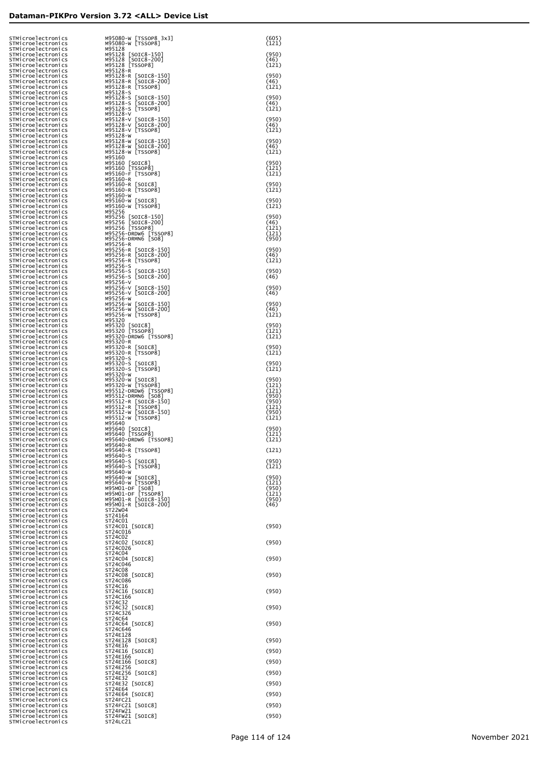| | | |
|---|---|---|
| STMicroelectronics | M95080-W [TSSOP8 3x3] | (605) |
| STMicroelectronics | M95080-W [TSSOP8] | (121) |
| STMicroelectronics | M95128 | |
| STMicroelectronics | M95128 [SOIC8-150] | (950) |
| STMicroelectronics | M95128 [SOIC8-200] | (46) |
| STMicroelectronics | M95128 [TSSOP8] | (121) |
| STMicroelectronics | M95128-R | |
| STMicroelectronics | M95128-R [SOIC8-150] | (950) |
| STMicroelectronics | M95128-R [SOIC8-200] | (46) |
| STMicroelectronics | M95128-R [TSSOP8] | (121) |
| STMicroelectronics | M95128-S | |
| STMicroelectronics | M95128-S [SOIC8-150] | (950) |
| STMicroelectronics | M95128-S [SOIC8-200] | (46) |
| STMicroelectronics | M95128-S [TSSOP8] | (121) |
| STMicroelectronics | M95128-V | |
| STMicroelectronics | M95128-V [SOIC8-150] | (950) |
| STMicroelectronics | M95128-V [SOIC8-200] | (46) |
| STMicroelectronics | M95128-V [TSSOP8] | (121) |
| STMicroelectronics | M95128-W | |
| STMicroelectronics | M95128-W [SOIC8-150] | (950) |
| STMicroelectronics | M95128-W [SOIC8-200] | (46) |
| STMicroelectronics | M95128-W [TSSOP8] | (121) |
| STMicroelectronics | M95160 | |
| STMicroelectronics | M95160 [SOIC8] | (950) |
| STMicroelectronics | M95160 [TSSOP8] | (121) |
| STMicroelectronics | M95160-F [TSSOP8] | (121) |
| STMicroelectronics | M95160-R | |
| STMicroelectronics | M95160-R [SOIC8] | (950) |
| STMicroelectronics | M95160-R [TSSOP8] | (121) |
| STMicroelectronics | M95160-W | |
| STMicroelectronics | M95160-W [SOIC8] | (950) |
| STMicroelectronics | M95160-W [TSSOP8] | (121) |
| STMicroelectronics | M95256 | |
| STMicroelectronics | M95256 [SOIC8-150] | (950) |
| STMicroelectronics | M95256 [SOIC8-200] | (46) |
| STMicroelectronics | M95256 [TSSOP8] | (121) |
| STMicroelectronics | M95256-DRDW6 [TSSOP8] | (121) |
| STMicroelectronics | M95256-DRMN6 [SO8] | (950) |
| STMicroelectronics | M95256-R | |
| STMicroelectronics | M95256-R [SOIC8-150] | (950) |
| STMicroelectronics | M95256-R [SOIC8-200] | (46) |
| STMicroelectronics | M95256-R [TSSOP8] | (121) |
| STMicroelectronics | M95256-S | |
| STMicroelectronics | M95256-S [SOIC8-150] | (950) |
| STMicroelectronics | M95256-S [SOIC8-200] | (46) |
| STMicroelectronics | M95256-V | |
| STMicroelectronics | M95256-V [SOIC8-150] | (950) |
| STMicroelectronics | M95256-V [SOIC8-200] | (46) |
| STMicroelectronics | M95256-W | |
| STMicroelectronics | M95256-W [SOIC8-150] | (950) |
| STMicroelectronics | M95256-W [SOIC8-200] | (46) |
| STMicroelectronics | M95256-W [TSSOP8] | (121) |
| STMicroelectronics | M95320 | |
| STMicroelectronics | M95320 [SOIC8] | (950) |
| STMicroelectronics | M95320 [TSSOP8] | (121) |
| STMicroelectronics | M95320-DRDW6 [TSSOP8] | (121) |
| STMicroelectronics | M95320-R | |
| STMicroelectronics | M95320-R [SOIC8] | (950) |
| STMicroelectronics | M95320-R [TSSOP8] | (121) |
| STMicroelectronics | M95320-S | |
| STMicroelectronics | M95320-S [SOIC8] | (950) |
| STMicroelectronics | M95320-S [TSSOP8] | (121) |
| STMicroelectronics | M95320-W | |
| STMicroelectronics | M95320-W [SOIC8] | (950) |
| STMicroelectronics | M95320-W [TSSOP8] | (121) |
| STMicroelectronics | M95512-DRDW6 [TSSOP8] | (121) |
| STMicroelectronics | M95512-DRMN6 [SO8] | (950) |
| STMicroelectronics | M95512-R [SOIC8-150] | (950) |
| STMicroelectronics | M95512-R [TSSOP8] | (121) |
| STMicroelectronics | M95512-W [SOIC8-150] | (950) |
| STMicroelectronics | M95512-W [TSSOP8] | (121) |
| STMicroelectronics | M95640 | |
| STMicroelectronics | M95640 [SOIC8] | (950) |
| STMicroelectronics | M95640 [TSSOP8] | (121) |
| STMicroelectronics | M95640-DRDW6 [TSSOP8] | (121) |
| STMicroelectronics | M95640-R | |
| STMicroelectronics | M95640-R [TSSOP8] | (121) |
| STMicroelectronics | M95640-S | |
| STMicroelectronics | M95640-S [SOIC8] | (950) |
| STMicroelectronics | M95640-S [TSSOP8] | (121) |
| STMicroelectronics | M95640-W | |
| STMicroelectronics | M95640-W [SOIC8] | (950) |
| STMicroelectronics | M95640-W [TSSOP8] | (121) |
| STMicroelectronics | M95M01-DF [SO8] | (950) |
| STMicroelectronics | M95M01-DF [TSSOP8] | (121) |
| STMicroelectronics | M95M01-R [SOIC8-150] | (950) |
| STMicroelectronics | M95M01-R [SOIC8-200] | (46) |
| STMicroelectronics | ST22W04 | |
| STMicroelectronics | ST24164 | |
| STMicroelectronics | ST24C01 | |
| STMicroelectronics | ST24C01 [SOIC8] | (950) |
| STMicroelectronics | ST24C016 | |
| STMicroelectronics | ST24C02 | |
| STMicroelectronics | ST24C02 [SOIC8] | (950) |
| STMicroelectronics | ST24C026 | |
| STMicroelectronics | ST24C04 | |
| STMicroelectronics | ST24C04 [SOIC8] | (950) |
| STMicroelectronics | ST24C046 | |
| STMicroelectronics | ST24C08 | |
| STMicroelectronics | ST24C08 [SOIC8] | (950) |
| STMicroelectronics | ST24C086 | |
| STMicroelectronics | ST24C16 | |
| STMicroelectronics | ST24C16 [SOIC8] | (950) |
| STMicroelectronics | ST24C166 | |
| STMicroelectronics | ST24C32 | |
| STMicroelectronics | ST24C32 [SOIC8] | (950) |
| STMicroelectronics | ST24C326 | |
| STMicroelectronics | ST24C64 | |
| STMicroelectronics | ST24C64 [SOIC8] | (950) |
| STMicroelectronics | ST24C646 | |
| STMicroelectronics | ST24E128 | |
| STMicroelectronics | ST24E128 [SOIC8] | (950) |
| STMicroelectronics | ST24E16 | |
| STMicroelectronics | ST24E16 [SOIC8] | (950) |
| STMicroelectronics | ST24E166 | |
| STMicroelectronics | ST24E166 [SOIC8] | (950) |
| STMicroelectronics | ST24E256 | |
| STMicroelectronics | ST24E256 [SOIC8] | (950) |
| STMicroelectronics | ST24E32 | |
| STMicroelectronics | ST24E32 [SOIC8] | (950) |
| STMicroelectronics | ST24E64 | |
| STMicroelectronics | ST24E64 [SOIC8] | (950) |
| STMicroelectronics | ST24FC21 | |
| STMicroelectronics | ST24FC21 [SOIC8] | (950) |
| STMicroelectronics | ST24FW21 | |
| STMicroelectronics | ST24FW21 [SOIC8] | (950) |
| STMicroelectronics | ST24LC21 | |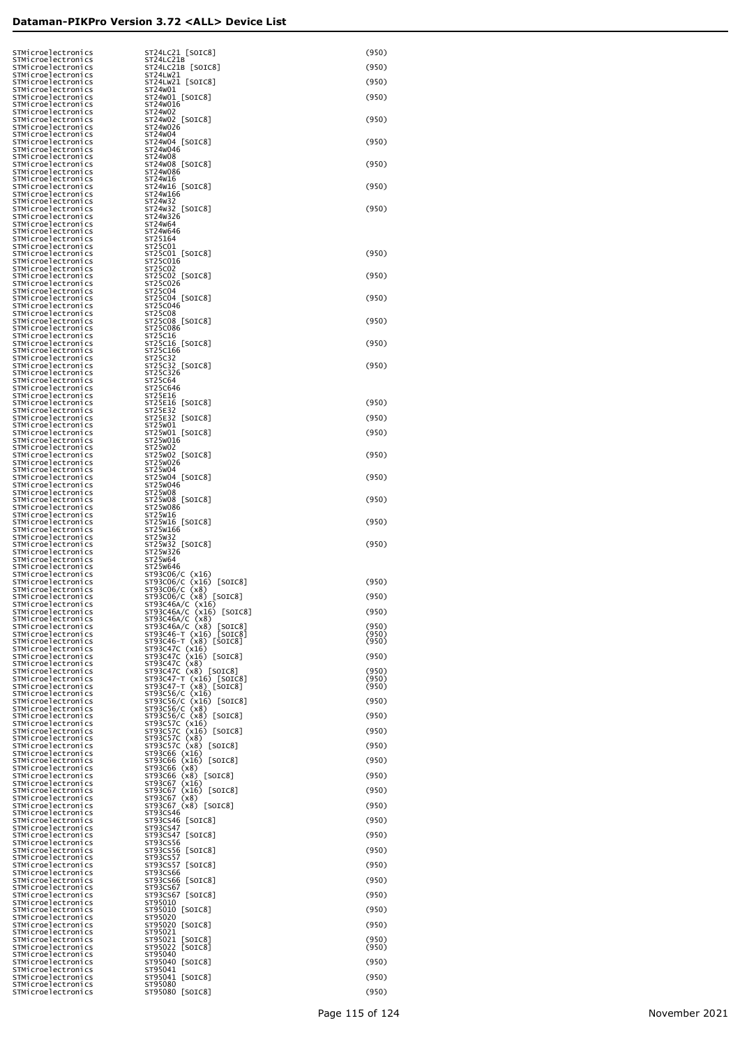| | | |
|---|---|---|
| STMicroelectronics | ST24LC21 [SOIC8] | (950) |
| STMicroelectronics | ST24LC21B | |
| STMicroelectronics | ST24LC21B [SOIC8] | (950) |
| STMicroelectronics | ST24LW21 | |
| STMicroelectronics | ST24LW21 [SOIC8] | (950) |
| STMicroelectronics | ST24W01 | |
| STMicroelectronics | ST24W01 [SOIC8] | (950) |
| STMicroelectronics | ST24W016 | |
| STMicroelectronics | ST24W02 | |
| STMicroelectronics | ST24W02 [SOIC8] | (950) |
| STMicroelectronics | ST24W026 | |
| STMicroelectronics | ST24W04 | |
| STMicroelectronics | ST24W04 [SOIC8] | (950) |
| STMicroelectronics | ST24W046 | |
| STMicroelectronics | ST24W08 | |
| STMicroelectronics | ST24W08 [SOIC8] | (950) |
| STMicroelectronics | ST24W086 | |
| STMicroelectronics | ST24W16 | |
| STMicroelectronics | ST24W16 [SOIC8] | (950) |
| STMicroelectronics | ST24W166 | |
| STMicroelectronics | ST24W32 | |
| STMicroelectronics | ST24W32 [SOIC8] | (950) |
| STMicroelectronics | ST24W326 | |
| STMicroelectronics | ST24W64 | |
| STMicroelectronics | ST24W646 | |
| STMicroelectronics | ST25164 | |
| STMicroelectronics | ST25C01 | |
| STMicroelectronics | ST25C01 [SOIC8] | (950) |
| STMicroelectronics | ST25C016 | |
| STMicroelectronics | ST25C02 | |
| STMicroelectronics | ST25C02 [SOIC8] | (950) |
| STMicroelectronics | ST25C026 | |
| STMicroelectronics | ST25C04 | |
| STMicroelectronics | ST25C04 [SOIC8] | (950) |
| STMicroelectronics | ST25C046 | |
| STMicroelectronics | ST25C08 | |
| STMicroelectronics | ST25C08 [SOIC8] | (950) |
| STMicroelectronics | ST25C086 | |
| STMicroelectronics | ST25C16 | |
| STMicroelectronics | ST25C16 [SOIC8] | (950) |
| STMicroelectronics | ST25C166 | |
| STMicroelectronics | ST25C32 | |
| STMicroelectronics | ST25C32 [SOIC8] | (950) |
| STMicroelectronics | ST25C326 | |
| STMicroelectronics | ST25C64 | |
| STMicroelectronics | ST25C646 | |
| STMicroelectronics | ST25E16 | |
| STMicroelectronics | ST25E16 [SOIC8] | (950) |
| STMicroelectronics | ST25E32 | |
| STMicroelectronics | ST25E32 [SOIC8] | (950) |
| STMicroelectronics | ST25W01 | |
| STMicroelectronics | ST25W01 [SOIC8] | (950) |
| STMicroelectronics | ST25W016 | |
| STMicroelectronics | ST25W02 | |
| STMicroelectronics | ST25W02 [SOIC8] | (950) |
| STMicroelectronics | ST25W026 | |
| STMicroelectronics | ST25W04 | |
| STMicroelectronics | ST25W04 [SOIC8] | (950) |
| STMicroelectronics | ST25W046 | |
| STMicroelectronics | ST25W08 | |
| STMicroelectronics | ST25W08 [SOIC8] | (950) |
| STMicroelectronics | ST25W086 | |
| STMicroelectronics | ST25W16 | |
| STMicroelectronics | ST25W16 [SOIC8] | (950) |
| STMicroelectronics | ST25W166 | |
| STMicroelectronics | ST25W32 | |
| STMicroelectronics | ST25W32 [SOIC8] | (950) |
| STMicroelectronics | ST25W326 | |
| STMicroelectronics | ST25W64 | |
| STMicroelectronics | ST25W646 | |
| STMicroelectronics | ST93C06/C (x16) | |
| STMicroelectronics | ST93C06/C (x16) [SOIC8] | (950) |
| STMicroelectronics | ST93C06/C (x8) | |
| STMicroelectronics | ST93C06/C (x8) [SOIC8] | (950) |
| STMicroelectronics | ST93C46A/C (x16) | |
| STMicroelectronics | ST93C46A/C (x16) [SOIC8] | (950) |
| STMicroelectronics | ST93C46A/C (x8) | |
| STMicroelectronics | ST93C46A/C (x8) [SOIC8] | (950) |
| STMicroelectronics | ST93C46-T (x16) [SOIC8] | (950) |
| STMicroelectronics | ST93C46-T (x8) [SOIC8] | (950) |
| STMicroelectronics | ST93C47C (x16) | |
| STMicroelectronics | ST93C47C (x16) [SOIC8] | (950) |
| STMicroelectronics | ST93C47C (x8) | |
| STMicroelectronics | ST93C47C (x8) [SOIC8] | (950) |
| STMicroelectronics | ST93C47-T (x16) [SOIC8] | (950) |
| STMicroelectronics | ST93C47-T (x8) [SOIC8] | (950) |
| STMicroelectronics | ST93C56/C (x16) | |
| STMicroelectronics | ST93C56/C (x16) [SOIC8] | (950) |
| STMicroelectronics | ST93C56/C (x8) | |
| STMicroelectronics | ST93C56/C (x8) [SOIC8] | (950) |
| STMicroelectronics | ST93C57C (x16) | |
| STMicroelectronics | ST93C57C (x16) [SOIC8] | (950) |
| STMicroelectronics | ST93C57C (x8) | |
| STMicroelectronics | ST93C57C (x8) [SOIC8] | (950) |
| STMicroelectronics | ST93C66 (x16) | |
| STMicroelectronics | ST93C66 (x16) [SOIC8] | (950) |
| STMicroelectronics | ST93C66 (x8) | |
| STMicroelectronics | ST93C66 (x8) [SOIC8] | (950) |
| STMicroelectronics | ST93C67 (x16) | |
| STMicroelectronics | ST93C67 (x16) [SOIC8] | (950) |
| STMicroelectronics | ST93C67 (x8) | |
| STMicroelectronics | ST93C67 (x8) [SOIC8] | (950) |
| STMicroelectronics | ST93CS46 | |
| STMicroelectronics | ST93CS46 [SOIC8] | (950) |
| STMicroelectronics | ST93CS47 | |
| STMicroelectronics | ST93CS47 [SOIC8] | (950) |
| STMicroelectronics | ST93CS56 | |
| STMicroelectronics | ST93CS56 [SOIC8] | (950) |
| STMicroelectronics | ST93CS57 | |
| STMicroelectronics | ST93CS57 [SOIC8] | (950) |
| STMicroelectronics | ST93CS66 | |
| STMicroelectronics | ST93CS66 [SOIC8] | (950) |
| STMicroelectronics | ST93CS67 | |
| STMicroelectronics | ST93CS67 [SOIC8] | (950) |
| STMicroelectronics | ST95010 | |
| STMicroelectronics | ST95010 [SOIC8] | (950) |
| STMicroelectronics | ST95020 | |
| STMicroelectronics | ST95020 [SOIC8] | (950) |
| STMicroelectronics | ST95021 | |
| STMicroelectronics | ST95021 [SOIC8] | (950) |
| STMicroelectronics | ST95022 [SOIC8] | (950) |
| STMicroelectronics | ST95040 | |
| STMicroelectronics | ST95040 [SOIC8] | (950) |
| STMicroelectronics | ST95041 | |
| STMicroelectronics | ST95041 [SOIC8] | (950) |
| STMicroelectronics | ST95080 | |
| STMicroelectronics | ST95080 [SOIC8] | (950) |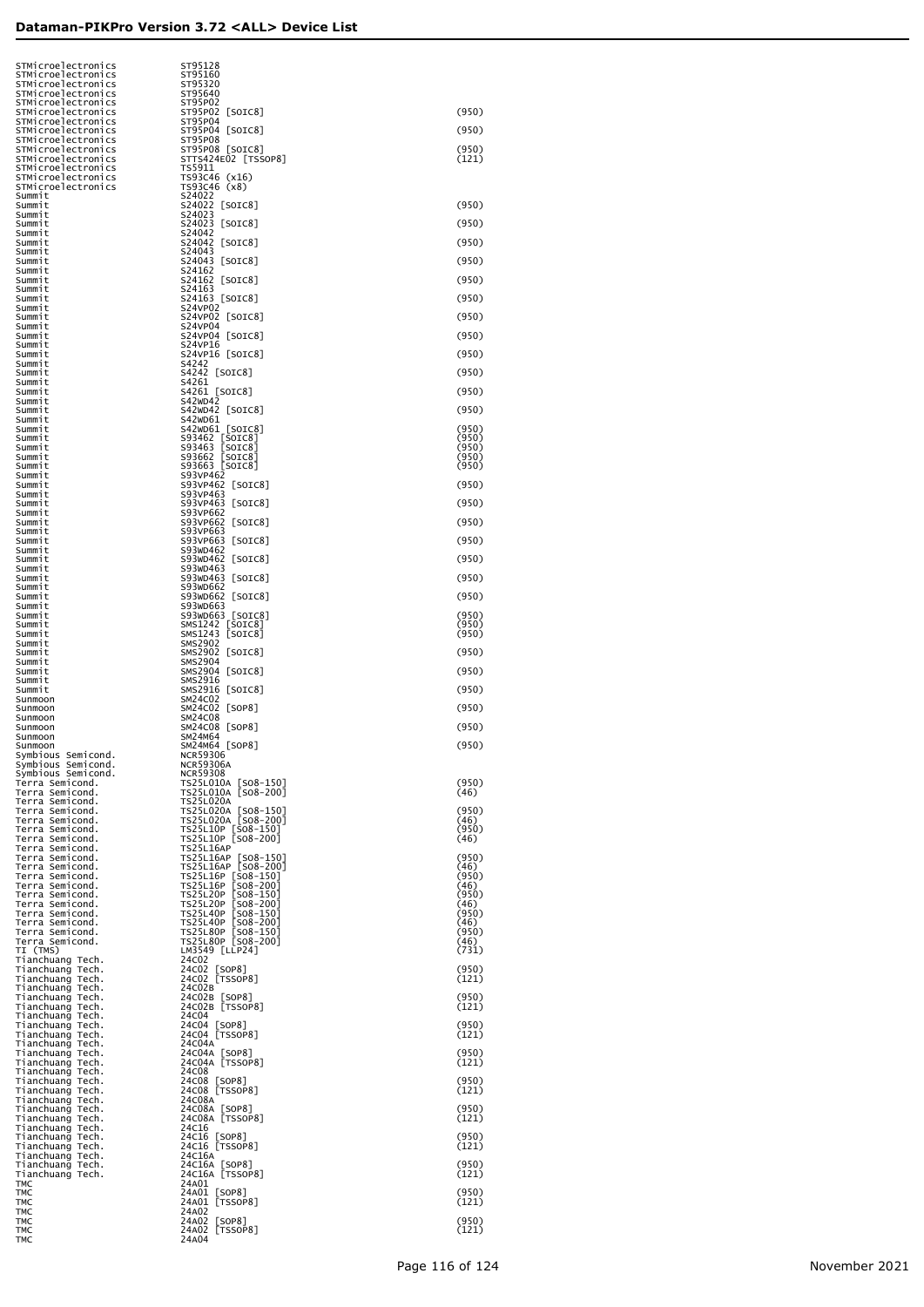| Manufacturer | Device | Note |
|---|---|---|
| STMicroelectronics | ST95128 | |
| STMicroelectronics | ST95160 | |
| STMicroelectronics | ST95320 | |
| STMicroelectronics | ST95640 | |
| STMicroelectronics | ST95P02 | |
| STMicroelectronics | ST95P02 [SOIC8] | (950) |
| STMicroelectronics | ST95P04 | |
| STMicroelectronics | ST95P04 [SOIC8] | (950) |
| STMicroelectronics | ST95P08 | |
| STMicroelectronics | ST95P08 [SOIC8] | (950) |
| STMicroelectronics | STTS424E02 [TSSOP8] | (121) |
| STMicroelectronics | TS5911 | |
| STMicroelectronics | TS93C46 (x16) | |
| STMicroelectronics | TS93C46 (x8) | |
| Summit | S24022 | |
| Summit | S24022 [SOIC8] | (950) |
| Summit | S24023 | |
| Summit | S24023 [SOIC8] | (950) |
| Summit | S24042 | |
| Summit | S24042 [SOIC8] | (950) |
| Summit | S24043 | |
| Summit | S24043 [SOIC8] | (950) |
| Summit | S24162 | |
| Summit | S24162 [SOIC8] | (950) |
| Summit | S24163 | |
| Summit | S24163 [SOIC8] | (950) |
| Summit | S24VP02 | |
| Summit | S24VP02 [SOIC8] | (950) |
| Summit | S24VP04 | |
| Summit | S24VP04 [SOIC8] | (950) |
| Summit | S24VP16 | |
| Summit | S24VP16 [SOIC8] | (950) |
| Summit | S4242 | |
| Summit | S4242 [SOIC8] | (950) |
| Summit | S4261 | |
| Summit | S4261 [SOIC8] | (950) |
| Summit | S42WD42 | |
| Summit | S42WD42 [SOIC8] | (950) |
| Summit | S42WD61 | |
| Summit | S42WD61 [SOIC8] | (950) |
| Summit | S93462 [SOIC8] | (950) |
| Summit | S93463 [SOIC8] | (950) |
| Summit | S93662 [SOIC8] | (950) |
| Summit | S93663 [SOIC8] | (950) |
| Summit | S93VP462 | |
| Summit | S93VP462 [SOIC8] | (950) |
| Summit | S93VP463 | |
| Summit | S93VP463 [SOIC8] | (950) |
| Summit | S93VP662 | |
| Summit | S93VP662 [SOIC8] | (950) |
| Summit | S93VP663 | |
| Summit | S93VP663 [SOIC8] | (950) |
| Summit | S93WD462 | |
| Summit | S93WD462 [SOIC8] | (950) |
| Summit | S93WD463 | |
| Summit | S93WD463 [SOIC8] | (950) |
| Summit | S93WD662 | |
| Summit | S93WD662 [SOIC8] | (950) |
| Summit | S93WD663 | |
| Summit | S93WD663 [SOIC8] | (950) |
| Summit | SMS1242 [SOIC8] | (950) |
| Summit | SMS1243 [SOIC8] | (950) |
| Summit | SMS2902 | |
| Summit | SMS2902 [SOIC8] | (950) |
| Summit | SMS2904 | |
| Summit | SMS2904 [SOIC8] | (950) |
| Summit | SMS2916 | |
| Summit | SMS2916 [SOIC8] | (950) |
| Sunmoon | SM24C02 | |
| Sunmoon | SM24C02 [SOP8] | (950) |
| Sunmoon | SM24C08 | |
| Sunmoon | SM24C08 [SOP8] | (950) |
| Sunmoon | SM24M64 | |
| Sunmoon | SM24M64 [SOP8] | (950) |
| Symbious Semicond. | NCR59306 | |
| Symbious Semicond. | NCR59306A | |
| Symbious Semicond. | NCR59308 | |
| Terra Semicond. | TS25L010A [SO8-150] | (950) |
| Terra Semicond. | TS25L010A [SO8-200] | (46) |
| Terra Semicond. | TS25L020A | |
| Terra Semicond. | TS25L020A [SO8-150] | (950) |
| Terra Semicond. | TS25L020A [SO8-200] | (46) |
| Terra Semicond. | TS25L10P [SO8-150] | (950) |
| Terra Semicond. | TS25L10P [SO8-200] | (46) |
| Terra Semicond. | TS25L16AP | |
| Terra Semicond. | TS25L16AP [SO8-150] | (950) |
| Terra Semicond. | TS25L16AP [SO8-200] | (46) |
| Terra Semicond. | TS25L16P [SO8-150] | (950) |
| Terra Semicond. | TS25L16P [SO8-200] | (46) |
| Terra Semicond. | TS25L20P [SO8-150] | (950) |
| Terra Semicond. | TS25L20P [SO8-200] | (46) |
| Terra Semicond. | TS25L40P [SO8-150] | (950) |
| Terra Semicond. | TS25L40P [SO8-200] | (46) |
| Terra Semicond. | TS25L80P [SO8-150] | (950) |
| Terra Semicond. | TS25L80P [SO8-200] | (46) |
| TI (TMS) | LM3549 [LLP24] | (731) |
| Tianchuang Tech. | 24C02 | |
| Tianchuang Tech. | 24C02 [SOP8] | (950) |
| Tianchuang Tech. | 24C02 [TSSOP8] | (121) |
| Tianchuang Tech. | 24C02B | |
| Tianchuang Tech. | 24C02B [SOP8] | (950) |
| Tianchuang Tech. | 24C02B [TSSOP8] | (121) |
| Tianchuang Tech. | 24C04 | |
| Tianchuang Tech. | 24C04 [SOP8] | (950) |
| Tianchuang Tech. | 24C04 [TSSOP8] | (121) |
| Tianchuang Tech. | 24C04A | |
| Tianchuang Tech. | 24C04A [SOP8] | (950) |
| Tianchuang Tech. | 24C04A [TSSOP8] | (121) |
| Tianchuang Tech. | 24C08 | |
| Tianchuang Tech. | 24C08 [SOP8] | (950) |
| Tianchuang Tech. | 24C08 [TSSOP8] | (121) |
| Tianchuang Tech. | 24C08A | |
| Tianchuang Tech. | 24C08A [SOP8] | (950) |
| Tianchuang Tech. | 24C08A [TSSOP8] | (121) |
| Tianchuang Tech. | 24C16 | |
| Tianchuang Tech. | 24C16 [SOP8] | (950) |
| Tianchuang Tech. | 24C16 [TSSOP8] | (121) |
| Tianchuang Tech. | 24C16A | |
| Tianchuang Tech. | 24C16A [SOP8] | (950) |
| Tianchuang Tech. | 24C16A [TSSOP8] | (121) |
| TMC | 24A01 | |
| TMC | 24A01 [SOP8] | (950) |
| TMC | 24A01 [TSSOP8] | (121) |
| TMC | 24A02 | |
| TMC | 24A02 [SOP8] | (950) |
| TMC | 24A02 [TSSOP8] | (121) |
| TMC | 24A04 | |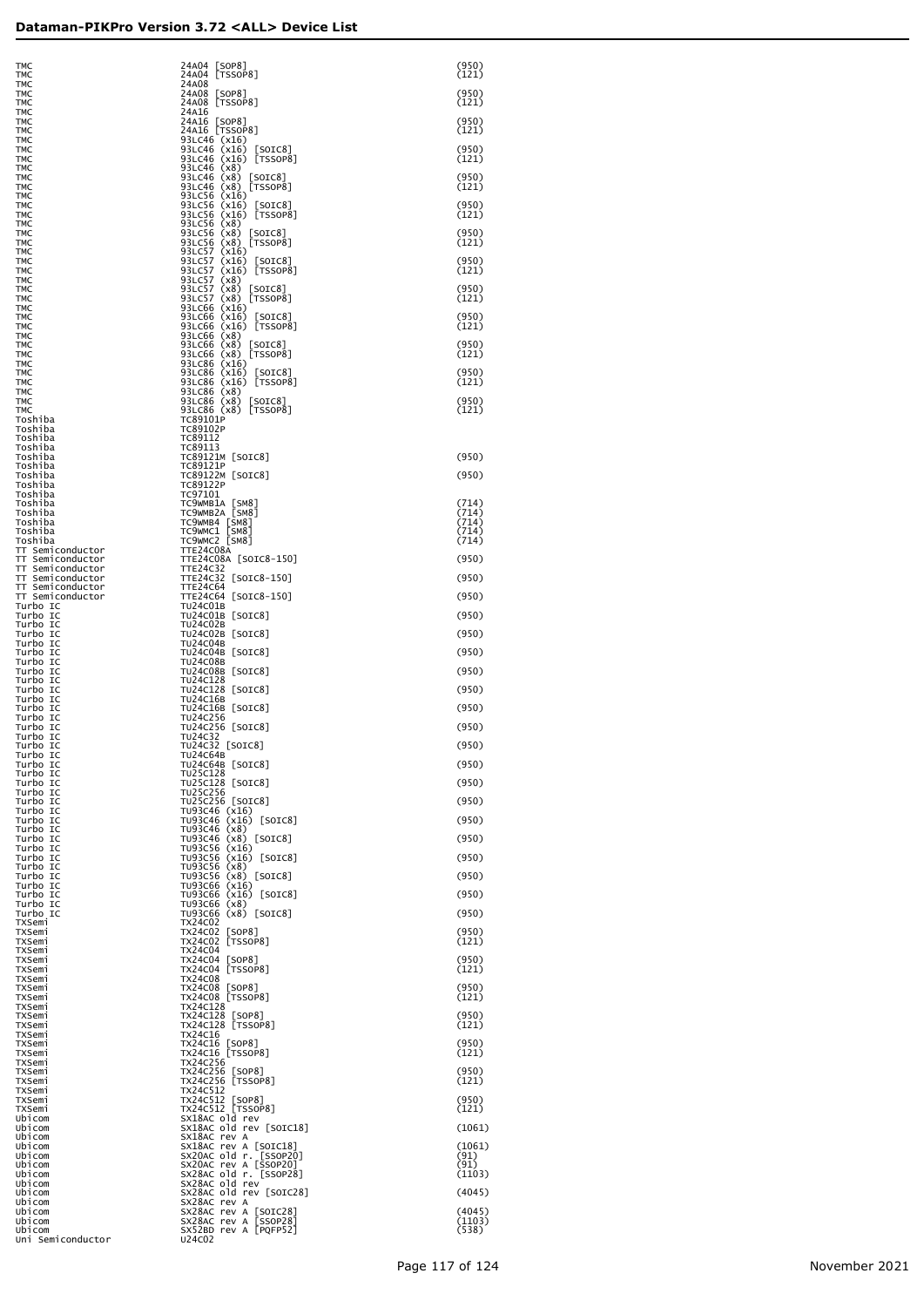| Manufacturer | Device | Adapter |
|---|---|---|
| TMC | 24A04 [SOP8] | (950) |
| TMC | 24A04 [TSSOP8] | (121) |
| TMC | 24A08 | |
| TMC | 24A08 [SOP8] | (950) |
| TMC | 24A08 [TSSOP8] | (121) |
| TMC | 24A16 | |
| TMC | 24A16 [SOP8] | (950) |
| TMC | 24A16 [TSSOP8] | (121) |
| TMC | 93LC46 (x16) | |
| TMC | 93LC46 (x16) [SOIC8] | (950) |
| TMC | 93LC46 (x16) [TSSOP8] | (121) |
| TMC | 93LC46 (x8) | |
| TMC | 93LC46 (x8) [SOIC8] | (950) |
| TMC | 93LC46 (x8) [TSSOP8] | (121) |
| TMC | 93LC56 (x16) | |
| TMC | 93LC56 (x16) [SOIC8] | (950) |
| TMC | 93LC56 (x16) [TSSOP8] | (121) |
| TMC | 93LC56 (x8) | |
| TMC | 93LC56 (x8) [SOIC8] | (950) |
| TMC | 93LC56 (x8) [TSSOP8] | (121) |
| TMC | 93LC57 (x16) | |
| TMC | 93LC57 (x16) [SOIC8] | (950) |
| TMC | 93LC57 (x16) [TSSOP8] | (121) |
| TMC | 93LC57 (x8) | |
| TMC | 93LC57 (x8) [SOIC8] | (950) |
| TMC | 93LC57 (x8) [TSSOP8] | (121) |
| TMC | 93LC66 (x16) | |
| TMC | 93LC66 (x16) [SOIC8] | (950) |
| TMC | 93LC66 (x16) [TSSOP8] | (121) |
| TMC | 93LC66 (x8) | |
| TMC | 93LC66 (x8) [SOIC8] | (950) |
| TMC | 93LC66 (x8) [TSSOP8] | (121) |
| TMC | 93LC86 (x16) | |
| TMC | 93LC86 (x16) [SOIC8] | (950) |
| TMC | 93LC86 (x16) [TSSOP8] | (121) |
| TMC | 93LC86 (x8) | |
| TMC | 93LC86 (x8) [SOIC8] | (950) |
| TMC | 93LC86 (x8) [TSSOP8] | (121) |
| Toshiba | TC89101P | |
| Toshiba | TC89102P | |
| Toshiba | TC89112 | |
| Toshiba | TC89113 | |
| Toshiba | TC89121M [SOIC8] | (950) |
| Toshiba | TC89121P | |
| Toshiba | TC89122M [SOIC8] | (950) |
| Toshiba | TC89122P | |
| Toshiba | TC97101 | |
| Toshiba | TC9WMB1A [SM8] | (714) |
| Toshiba | TC9WMB2A [SM8] | (714) |
| Toshiba | TC9WMB4 [SM8] | (714) |
| Toshiba | TC9WMC1 [SM8] | (714) |
| Toshiba | TC9WMC2 [SM8] | (714) |
| TT Semiconductor | TTE24C08A | |
| TT Semiconductor | TTE24C08A [SOIC8-150] | (950) |
| TT Semiconductor | TTE24C32 | |
| TT Semiconductor | TTE24C32 [SOIC8-150] | (950) |
| TT Semiconductor | TTE24C64 | |
| TT Semiconductor | TTE24C64 [SOIC8-150] | (950) |
| Turbo IC | TU24C01B | |
| Turbo IC | TU24C01B [SOIC8] | (950) |
| Turbo IC | TU24C02B | |
| Turbo IC | TU24C02B [SOIC8] | (950) |
| Turbo IC | TU24C04B | |
| Turbo IC | TU24C04B [SOIC8] | (950) |
| Turbo IC | TU24C08B | |
| Turbo IC | TU24C08B [SOIC8] | (950) |
| Turbo IC | TU24C128 | |
| Turbo IC | TU24C128 [SOIC8] | (950) |
| Turbo IC | TU24C16B | |
| Turbo IC | TU24C16B [SOIC8] | (950) |
| Turbo IC | TU24C256 | |
| Turbo IC | TU24C256 [SOIC8] | (950) |
| Turbo IC | TU24C32 | |
| Turbo IC | TU24C32 [SOIC8] | (950) |
| Turbo IC | TU24C64B | |
| Turbo IC | TU24C64B [SOIC8] | (950) |
| Turbo IC | TU25C128 | |
| Turbo IC | TU25C128 [SOIC8] | (950) |
| Turbo IC | TU25C256 | |
| Turbo IC | TU25C256 [SOIC8] | (950) |
| Turbo IC | TU93C46 (x16) | |
| Turbo IC | TU93C46 (x16) [SOIC8] | (950) |
| Turbo IC | TU93C46 (x8) | |
| Turbo IC | TU93C46 (x8) [SOIC8] | (950) |
| Turbo IC | TU93C56 (x16) | |
| Turbo IC | TU93C56 (x16) [SOIC8] | (950) |
| Turbo IC | TU93C56 (x8) | |
| Turbo IC | TU93C56 (x8) [SOIC8] | (950) |
| Turbo IC | TU93C66 (x16) | |
| Turbo IC | TU93C66 (x16) [SOIC8] | (950) |
| Turbo IC | TU93C66 (x8) | |
| Turbo IC | TU93C66 (x8) [SOIC8] | (950) |
| TXSemi | TX24C02 | |
| TXSemi | TX24C02 [SOP8] | (950) |
| TXSemi | TX24C02 [TSSOP8] | (121) |
| TXSemi | TX24C04 | |
| TXSemi | TX24C04 [SOP8] | (950) |
| TXSemi | TX24C04 [TSSOP8] | (121) |
| TXSemi | TX24C08 | |
| TXSemi | TX24C08 [SOP8] | (950) |
| TXSemi | TX24C08 [TSSOP8] | (121) |
| TXSemi | TX24C128 | |
| TXSemi | TX24C128 [SOP8] | (950) |
| TXSemi | TX24C128 [TSSOP8] | (121) |
| TXSemi | TX24C16 | |
| TXSemi | TX24C16 [SOP8] | (950) |
| TXSemi | TX24C16 [TSSOP8] | (121) |
| TXSemi | TX24C256 | |
| TXSemi | TX24C256 [SOP8] | (950) |
| TXSemi | TX24C256 [TSSOP8] | (121) |
| TXSemi | TX24C512 | |
| TXSemi | TX24C512 [SOP8] | (950) |
| TXSemi | TX24C512 [TSSOP8] | (121) |
| Ubicom | SX18AC old rev | |
| Ubicom | SX18AC old rev [SOIC18] | (1061) |
| Ubicom | SX18AC rev A | |
| Ubicom | SX18AC rev A [SOIC18] | (1061) |
| Ubicom | SX20AC old r. [SSOP20] | (91) |
| Ubicom | SX20AC rev A [SSOP20] | (91) |
| Ubicom | SX28AC old r. [SSOP28] | (1103) |
| Ubicom | SX28AC old rev | |
| Ubicom | SX28AC old rev [SOIC28] | (4045) |
| Ubicom | SX28AC rev A | |
| Ubicom | SX28AC rev A [SOIC28] | (4045) |
| Ubicom | SX28AC rev A [SSOP28] | (1103) |
| Ubicom | SX52BD rev A [PQFP52] | (538) |
| Uni Semiconductor | U24C02 | |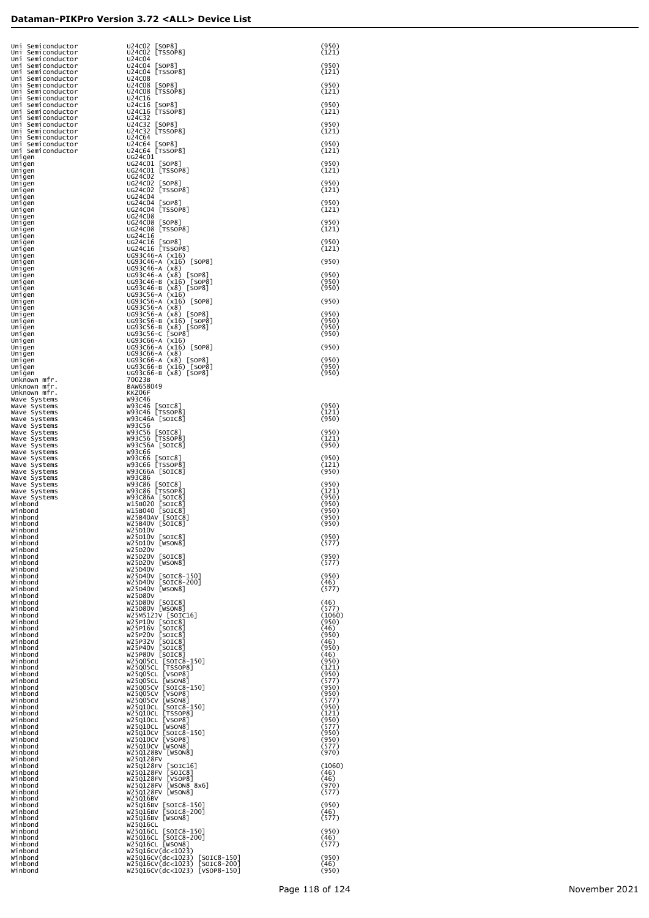| Manufacturer | Device | Adapter |
|---|---|---|
| Uni Semiconductor | U24C02 [SOP8] | (950) |
| Uni Semiconductor | U24C02 [TSSOP8] | (121) |
| Uni Semiconductor | U24C04 | |
| Uni Semiconductor | U24C04 [SOP8] | (950) |
| Uni Semiconductor | U24C04 [TSSOP8] | (121) |
| Uni Semiconductor | U24C08 | |
| Uni Semiconductor | U24C08 [SOP8] | (950) |
| Uni Semiconductor | U24C08 [TSSOP8] | (121) |
| Uni Semiconductor | U24C16 | |
| Uni Semiconductor | U24C16 [SOP8] | (950) |
| Uni Semiconductor | U24C16 [TSSOP8] | (121) |
| Uni Semiconductor | U24C32 | |
| Uni Semiconductor | U24C32 [SOP8] | (950) |
| Uni Semiconductor | U24C32 [TSSOP8] | (121) |
| Uni Semiconductor | U24C64 | |
| Uni Semiconductor | U24C64 [SOP8] | (950) |
| Uni Semiconductor | U24C64 [TSSOP8] | (121) |
| Unigen | UG24C01 | |
| Unigen | UG24C01 [SOP8] | (950) |
| Unigen | UG24C01 [TSSOP8] | (121) |
| Unigen | UG24C02 | |
| Unigen | UG24C02 [SOP8] | (950) |
| Unigen | UG24C02 [TSSOP8] | (121) |
| Unigen | UG24C04 | |
| Unigen | UG24C04 [SOP8] | (950) |
| Unigen | UG24C04 [TSSOP8] | (121) |
| Unigen | UG24C08 | |
| Unigen | UG24C08 [SOP8] | (950) |
| Unigen | UG24C08 [TSSOP8] | (121) |
| Unigen | UG24C16 | |
| Unigen | UG24C16 [SOP8] | (950) |
| Unigen | UG24C16 [TSSOP8] | (121) |
| Unigen | UG93C46-A (x16) | |
| Unigen | UG93C46-A (x16) [SOP8] | (950) |
| Unigen | UG93C46-A (x8) | |
| Unigen | UG93C46-A (x8) [SOP8] | (950) |
| Unigen | UG93C46-B (x16) [SOP8] | (950) |
| Unigen | UG93C46-B (x8) [SOP8] | (950) |
| Unigen | UG93C56-A (x16) | |
| Unigen | UG93C56-A (x16) [SOP8] | (950) |
| Unigen | UG93C56-A (x8) | |
| Unigen | UG93C56-A (x8) [SOP8] | (950) |
| Unigen | UG93C56-B (x16) [SOP8] | (950) |
| Unigen | UG93C56-B (x8) [SOP8] | (950) |
| Unigen | UG93C56-C [SOP8] | (950) |
| Unigen | UG93C66-A (x16) | |
| Unigen | UG93C66-A (x16) [SOP8] | (950) |
| Unigen | UG93C66-A (x8) | |
| Unigen | UG93C66-A (x8) [SOP8] | (950) |
| Unigen | UG93C66-B (x16) [SOP8] | (950) |
| Unigen | UG93C66-B (x8) [SOP8] | (950) |
| Unknown mfr. | 70023B | |
| Unknown mfr. | BAW658049 | |
| Unknown mfr. | KKZ06F | |
| Wave Systems | W93C46 | |
| Wave Systems | W93C46 [SOIC8] | (950) |
| Wave Systems | W93C46 [TSSOP8] | (121) |
| Wave Systems | W93C46A [SOIC8] | (950) |
| Wave Systems | W93C56 | |
| Wave Systems | W93C56 [SOIC8] | (950) |
| Wave Systems | W93C56 [TSSOP8] | (121) |
| Wave Systems | W93C56A [SOIC8] | (950) |
| Wave Systems | W93C66 | |
| Wave Systems | W93C66 [SOIC8] | (950) |
| Wave Systems | W93C66 [TSSOP8] | (121) |
| Wave Systems | W93C66A [SOIC8] | (950) |
| Wave Systems | W93C86 | |
| Wave Systems | W93C86 [SOIC8] | (950) |
| Wave Systems | W93C86 [TSSOP8] | (121) |
| Wave Systems | W93C86A [SOIC8] | (950) |
| Winbond | W15B020 [SOIC8] | (950) |
| Winbond | W15B040 [SOIC8] | (950) |
| Winbond | W25B40AV [SOIC8] | (950) |
| Winbond | W25B40V [SOIC8] | (950) |
| Winbond | W25D10V | |
| Winbond | W25D10V [SOIC8] | (950) |
| Winbond | W25D10V [WSON8] | (577) |
| Winbond | W25D20V | |
| Winbond | W25D20V [SOIC8] | (950) |
| Winbond | W25D20V [WSON8] | (577) |
| Winbond | W25D40V | |
| Winbond | W25D40V [SOIC8-150] | (950) |
| Winbond | W25D40V [SOIC8-200] | (46) |
| Winbond | W25D40V [WSON8] | (577) |
| Winbond | W25D80V | |
| Winbond | W25D80V [SOIC8] | (46) |
| Winbond | W25D80V [WSON8] | (577) |
| Winbond | W25M512JV [SOIC16] | (1060) |
| Winbond | W25P10V [SOIC8] | (950) |
| Winbond | W25P16V [SOIC8] | (46) |
| Winbond | W25P20V [SOIC8] | (950) |
| Winbond | W25P32V [SOIC8] | (46) |
| Winbond | W25P40V [SOIC8] | (950) |
| Winbond | W25P80V [SOIC8] | (46) |
| Winbond | W25Q05CL [SOIC8-150] | (950) |
| Winbond | W25Q05CL [TSSOP8] | (121) |
| Winbond | W25Q05CL [VSOP8] | (950) |
| Winbond | W25Q05CL [WSON8] | (577) |
| Winbond | W25Q05CV [SOIC8-150] | (950) |
| Winbond | W25Q05CV [VSOP8] | (950) |
| Winbond | W25Q05CV [WSON8] | (577) |
| Winbond | W25Q10CL [SOIC8-150] | (950) |
| Winbond | W25Q10CL [TSSOP8] | (121) |
| Winbond | W25Q10CL [VSOP8] | (950) |
| Winbond | W25Q10CL [WSON8] | (577) |
| Winbond | W25Q10CV [SOIC8-150] | (950) |
| Winbond | W25Q10CV [VSOP8] | (950) |
| Winbond | W25Q10CV [WSON8] | (577) |
| Winbond | W25Q128BV [WSON8] | (970) |
| Winbond | W25Q128FV | |
| Winbond | W25Q128FV [SOIC16] | (1060) |
| Winbond | W25Q128FV [SOIC8] | (46) |
| Winbond | W25Q128FV [VSOP8] | (46) |
| Winbond | W25Q128FV [WSON8 8x6] | (970) |
| Winbond | W25Q128FV [WSON8] | (577) |
| Winbond | W25Q16BV | |
| Winbond | W25Q16BV [SOIC8-150] | (950) |
| Winbond | W25Q16BV [SOIC8-200] | (46) |
| Winbond | W25Q16BV [WSON8] | (577) |
| Winbond | W25Q16CL | |
| Winbond | W25Q16CL [SOIC8-150] | (950) |
| Winbond | W25Q16CL [SOIC8-200] | (46) |
| Winbond | W25Q16CL [WSON8] | (577) |
| Winbond | W25Q16CV(dc<1023) | |
| Winbond | W25Q16CV(dc<1023) [SOIC8-150] | (950) |
| Winbond | W25Q16CV(dc<1023) [SOIC8-200] | (46) |
| Winbond | W25Q16CV(dc<1023) [VSOP8-150] | (950) |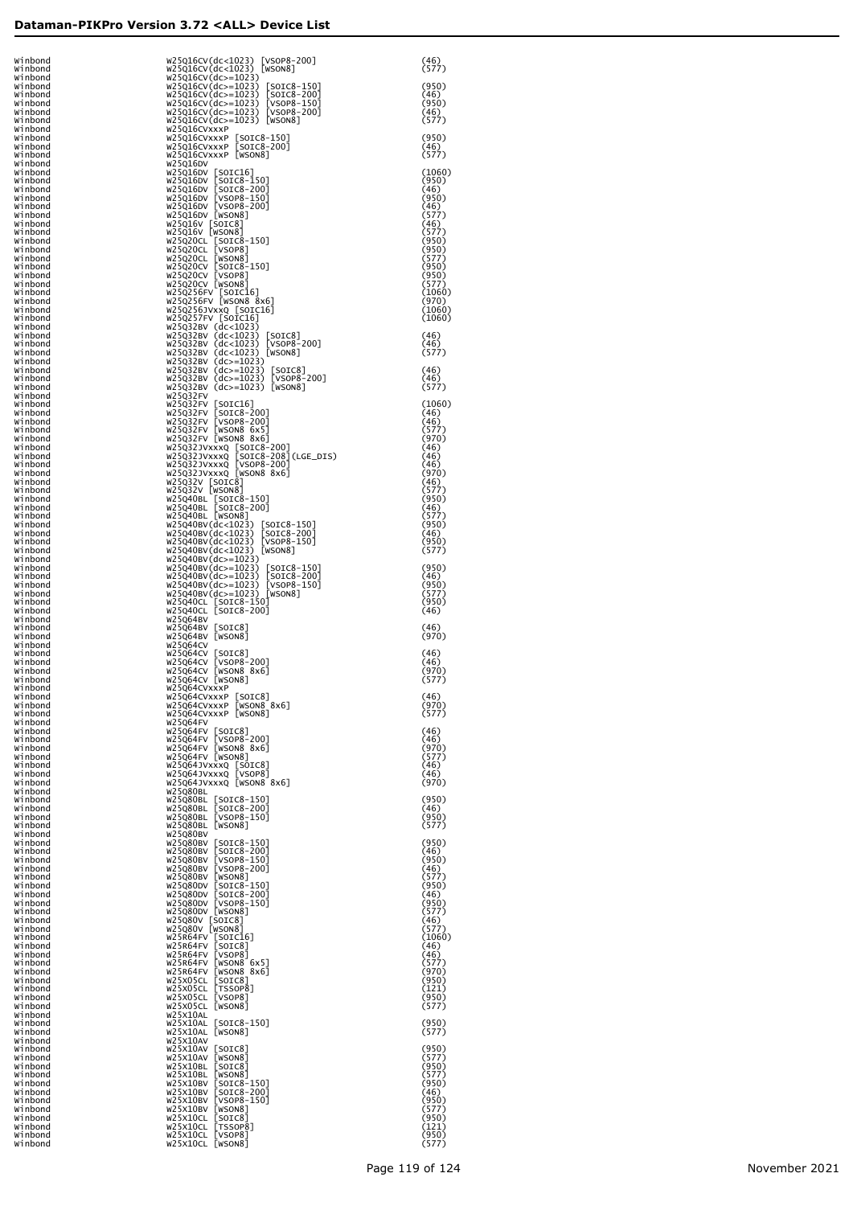## Dataman-PIKPro Version 3.72 <ALL> Device List

| | | |
|---|---|---|
| Winbond | W25Q16CV(dc<1023) [VSOP8-200] | (46) |
| Winbond | W25Q16CV(dc<1023) [WSON8] | (577) |
| Winbond | W25Q16CV(dc>=1023) | |
| Winbond | W25Q16CV(dc>=1023) [SOIC8-150] | (950) |
| Winbond | W25Q16CV(dc>=1023) [SOIC8-200] | (46) |
| Winbond | W25Q16CV(dc>=1023) [VSOP8-150] | (950) |
| Winbond | W25Q16CV(dc>=1023) [VSOP8-200] | (46) |
| Winbond | W25Q16CV(dc>=1023) [WSON8] | (577) |
| Winbond | W25Q16CVxxxP | |
| Winbond | W25Q16CVxxxP [SOIC8-150] | (950) |
| Winbond | W25Q16CVxxxP [SOIC8-200] | (46) |
| Winbond | W25Q16CVxxxP [WSON8] | (577) |
| Winbond | W25Q16DV | |
| Winbond | W25Q16DV [SOIC16] | (1060) |
| Winbond | W25Q16DV [SOIC8-150] | (950) |
| Winbond | W25Q16DV [SOIC8-200] | (46) |
| Winbond | W25Q16DV [VSOP8-150] | (950) |
| Winbond | W25Q16DV [VSOP8-200] | (46) |
| Winbond | W25Q16DV [WSON8] | (577) |
| Winbond | W25Q16V [SOIC8] | (46) |
| Winbond | W25Q16V [WSON8] | (577) |
| Winbond | W25Q20CL [SOIC8-150] | (950) |
| Winbond | W25Q20CL [VSOP8] | (950) |
| Winbond | W25Q20CL [WSON8] | (577) |
| Winbond | W25Q20CV [SOIC8-150] | (950) |
| Winbond | W25Q20CV [VSOP8] | (950) |
| Winbond | W25Q20CV [WSON8] | (577) |
| Winbond | W25Q256FV [SOIC16] | (1060) |
| Winbond | W25Q256FV [WSON8 8x6] | (970) |
| Winbond | W25Q256JVxxQ [SOIC16] | (1060) |
| Winbond | W25Q257FV [SOIC16] | (1060) |
| Winbond | W25Q32BV (dc<1023) | |
| Winbond | W25Q32BV (dc<1023) [SOIC8] | (46) |
| Winbond | W25Q32BV (dc<1023) [VSOP8-200] | (46) |
| Winbond | W25Q32BV (dc<1023) [WSON8] | (577) |
| Winbond | W25Q32BV (dc>=1023) | |
| Winbond | W25Q32BV (dc>=1023) [SOIC8] | (46) |
| Winbond | W25Q32BV (dc>=1023) [VSOP8-200] | (46) |
| Winbond | W25Q32BV (dc>=1023) [WSON8] | (577) |
| Winbond | W25Q32FV | |
| Winbond | W25Q32FV [SOIC16] | (1060) |
| Winbond | W25Q32FV [SOIC8-200] | (46) |
| Winbond | W25Q32FV [VSOP8-200] | (46) |
| Winbond | W25Q32FV [WSON8 6x5] | (577) |
| Winbond | W25Q32FV [WSON8 8x6] | (970) |
| Winbond | W25Q32JVxxxQ [SOIC8-200] | (46) |
| Winbond | W25Q32JVxxxQ [SOIC8-208](LGE_DIS) | (46) |
| Winbond | W25Q32JVxxxQ [VSOP8-200] | (46) |
| Winbond | W25Q32JVxxxQ [WSON8 8x6] | (970) |
| Winbond | W25Q32V [SOIC8] | (46) |
| Winbond | W25Q32V [WSON8] | (577) |
| Winbond | W25Q40BL [SOIC8-150] | (950) |
| Winbond | W25Q40BL [SOIC8-200] | (46) |
| Winbond | W25Q40BL [WSON8] | (577) |
| Winbond | W25Q40BV(dc<1023) [SOIC8-150] | (950) |
| Winbond | W25Q40BV(dc<1023) [SOIC8-200] | (46) |
| Winbond | W25Q40BV(dc<1023) [VSOP8-150] | (950) |
| Winbond | W25Q40BV(dc<1023) [WSON8] | (577) |
| Winbond | W25Q40BV(dc>=1023) | |
| Winbond | W25Q40BV(dc>=1023) [SOIC8-150] | (950) |
| Winbond | W25Q40BV(dc>=1023) [SOIC8-200] | (46) |
| Winbond | W25Q40BV(dc>=1023) [VSOP8-150] | (950) |
| Winbond | W25Q40BV(dc>=1023) [WSON8] | (577) |
| Winbond | W25Q40CL [SOIC8-150] | (950) |
| Winbond | W25Q40CL [SOIC8-200] | (46) |
| Winbond | W25Q64BV | |
| Winbond | W25Q64BV [SOIC8] | (46) |
| Winbond | W25Q64BV [WSON8] | (970) |
| Winbond | W25Q64CV | |
| Winbond | W25Q64CV [SOIC8] | (46) |
| Winbond | W25Q64CV [VSOP8-200] | (46) |
| Winbond | W25Q64CV [WSON8 8x6] | (970) |
| Winbond | W25Q64CV [WSON8] | (577) |
| Winbond | W25Q64CVxxxP | |
| Winbond | W25Q64CVxxxP [SOIC8] | (46) |
| Winbond | W25Q64CVxxxP [WSON8 8x6] | (970) |
| Winbond | W25Q64CVxxxP [WSON8] | (577) |
| Winbond | W25Q64FV | |
| Winbond | W25Q64FV [SOIC8] | (46) |
| Winbond | W25Q64FV [VSOP8-200] | (46) |
| Winbond | W25Q64FV [WSON8 8x6] | (970) |
| Winbond | W25Q64FV [WSON8] | (577) |
| Winbond | W25Q64JVxxxQ [SOIC8] | (46) |
| Winbond | W25Q64JVxxxQ [VSOP8] | (46) |
| Winbond | W25Q64JVxxxQ [WSON8 8x6] | (970) |
| Winbond | W25Q80BL | |
| Winbond | W25Q80BL [SOIC8-150] | (950) |
| Winbond | W25Q80BL [SOIC8-200] | (46) |
| Winbond | W25Q80BL [VSOP8-150] | (950) |
| Winbond | W25Q80BL [WSON8] | (577) |
| Winbond | W25Q80BV | |
| Winbond | W25Q80BV [SOIC8-150] | (950) |
| Winbond | W25Q80BV [SOIC8-200] | (46) |
| Winbond | W25Q80BV [VSOP8-150] | (950) |
| Winbond | W25Q80BV [VSOP8-200] | (46) |
| Winbond | W25Q80BV [WSON8] | (577) |
| Winbond | W25Q80DV [SOIC8-150] | (950) |
| Winbond | W25Q80DV [SOIC8-200] | (46) |
| Winbond | W25Q80DV [VSOP8-150] | (950) |
| Winbond | W25Q80DV [WSON8] | (577) |
| Winbond | W25Q80V [SOIC8] | (46) |
| Winbond | W25Q80V [WSON8] | (577) |
| Winbond | W25R64FV [SOIC16] | (1060) |
| Winbond | W25R64FV [SOIC8] | (46) |
| Winbond | W25R64FV [VSOP8] | (46) |
| Winbond | W25R64FV [WSON8 6x5] | (577) |
| Winbond | W25R64FV [WSON8 8x6] | (970) |
| Winbond | W25X05CL [SOIC8] | (950) |
| Winbond | W25X05CL [TSSOP8] | (121) |
| Winbond | W25X05CL [VSOP8] | (950) |
| Winbond | W25X05CL [WSON8] | (577) |
| Winbond | W25X10AL | |
| Winbond | W25X10AL [SOIC8-150] | (950) |
| Winbond | W25X10AL [WSON8] | (577) |
| Winbond | W25X10AV | |
| Winbond | W25X10AV [SOIC8] | (950) |
| Winbond | W25X10AV [WSON8] | (577) |
| Winbond | W25X10BL [SOIC8] | (950) |
| Winbond | W25X10BL [WSON8] | (577) |
| Winbond | W25X10BV [SOIC8-150] | (950) |
| Winbond | W25X10BV [SOIC8-200] | (46) |
| Winbond | W25X10BV [VSOP8-150] | (950) |
| Winbond | W25X10BV [WSON8] | (577) |
| Winbond | W25X10CL [SOIC8] | (950) |
| Winbond | W25X10CL [TSSOP8] | (121) |
| Winbond | W25X10CL [VSOP8] | (950) |
| Winbond | W25X10CL [WSON8] | (577) |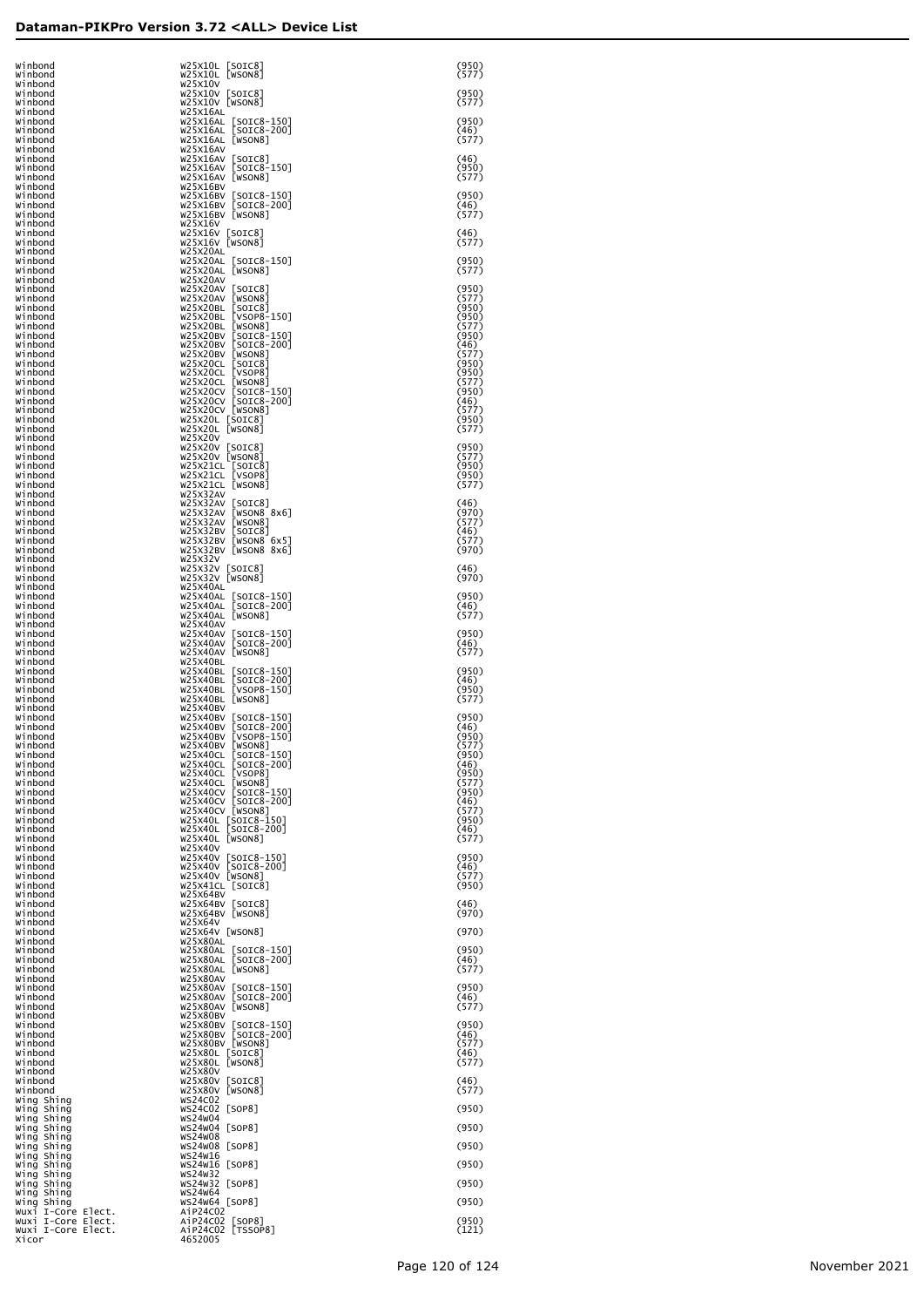| Manufacturer | Device | Code |
|---|---|---|
| Winbond | W25X10L [SOIC8] | (950) |
| Winbond | W25X10L [WSON8] | (577) |
| Winbond | W25X10V | |
| Winbond | W25X10V [SOIC8] | (950) |
| Winbond | W25X10V [WSON8] | (577) |
| Winbond | W25X16AL | |
| Winbond | W25X16AL [SOIC8-150] | (950) |
| Winbond | W25X16AL [SOIC8-200] | (46) |
| Winbond | W25X16AL [WSON8] | (577) |
| Winbond | W25X16AV | |
| Winbond | W25X16AV [SOIC8] | (46) |
| Winbond | W25X16AV [SOIC8-150] | (950) |
| Winbond | W25X16AV [WSON8] | (577) |
| Winbond | W25X16BV | |
| Winbond | W25X16BV [SOIC8-150] | (950) |
| Winbond | W25X16BV [SOIC8-200] | (46) |
| Winbond | W25X16BV [WSON8] | (577) |
| Winbond | W25X16V | |
| Winbond | W25X16V [SOIC8] | (46) |
| Winbond | W25X16V [WSON8] | (577) |
| Winbond | W25X20AL | |
| Winbond | W25X20AL [SOIC8-150] | (950) |
| Winbond | W25X20AL [WSON8] | (577) |
| Winbond | W25X20AV | |
| Winbond | W25X20AV [SOIC8] | (950) |
| Winbond | W25X20AV [WSON8] | (577) |
| Winbond | W25X20BL [SOIC8] | (950) |
| Winbond | W25X20BL [VSOP8-150] | (950) |
| Winbond | W25X20BL [WSON8] | (577) |
| Winbond | W25X20BV [SOIC8-150] | (950) |
| Winbond | W25X20BV [SOIC8-200] | (46) |
| Winbond | W25X20BV [WSON8] | (577) |
| Winbond | W25X20CL [SOIC8] | (950) |
| Winbond | W25X20CL [VSOP8] | (950) |
| Winbond | W25X20CL [WSON8] | (577) |
| Winbond | W25X20CV [SOIC8-150] | (950) |
| Winbond | W25X20CV [SOIC8-200] | (46) |
| Winbond | W25X20CV [WSON8] | (577) |
| Winbond | W25X20L [SOIC8] | (950) |
| Winbond | W25X20L [WSON8] | (577) |
| Winbond | W25X20V | |
| Winbond | W25X20V [SOIC8] | (950) |
| Winbond | W25X20V [WSON8] | (577) |
| Winbond | W25X21CL [SOIC8] | (950) |
| Winbond | W25X21CL [VSOP8] | (950) |
| Winbond | W25X21CL [WSON8] | (577) |
| Winbond | W25X32AV | |
| Winbond | W25X32AV [SOIC8] | (46) |
| Winbond | W25X32AV [WSON8 8x6] | (970) |
| Winbond | W25X32AV [WSON8] | (577) |
| Winbond | W25X32BV [SOIC8] | (46) |
| Winbond | W25X32BV [WSON8 6x5] | (577) |
| Winbond | W25X32BV [WSON8 8x6] | (970) |
| Winbond | W25X32V | |
| Winbond | W25X32V [SOIC8] | (46) |
| Winbond | W25X32V [WSON8] | (970) |
| Winbond | W25X40AL | |
| Winbond | W25X40AL [SOIC8-150] | (950) |
| Winbond | W25X40AL [SOIC8-200] | (46) |
| Winbond | W25X40AL [WSON8] | (577) |
| Winbond | W25X40AV | |
| Winbond | W25X40AV [SOIC8-150] | (950) |
| Winbond | W25X40AV [SOIC8-200] | (46) |
| Winbond | W25X40AV [WSON8] | (577) |
| Winbond | W25X40BL | |
| Winbond | W25X40BL [SOIC8-150] | (950) |
| Winbond | W25X40BL [SOIC8-200] | (46) |
| Winbond | W25X40BL [VSOP8-150] | (950) |
| Winbond | W25X40BL [WSON8] | (577) |
| Winbond | W25X40BV | |
| Winbond | W25X40BV [SOIC8-150] | (950) |
| Winbond | W25X40BV [SOIC8-200] | (46) |
| Winbond | W25X40BV [VSOP8-150] | (950) |
| Winbond | W25X40BV [WSON8] | (577) |
| Winbond | W25X40CL [SOIC8-150] | (950) |
| Winbond | W25X40CL [SOIC8-200] | (46) |
| Winbond | W25X40CL [VSOP8] | (950) |
| Winbond | W25X40CL [WSON8] | (577) |
| Winbond | W25X40CV [SOIC8-150] | (950) |
| Winbond | W25X40CV [SOIC8-200] | (46) |
| Winbond | W25X40CV [WSON8] | (577) |
| Winbond | W25X40L [SOIC8-150] | (950) |
| Winbond | W25X40L [SOIC8-200] | (46) |
| Winbond | W25X40L [WSON8] | (577) |
| Winbond | W25X40V | |
| Winbond | W25X40V [SOIC8-150] | (950) |
| Winbond | W25X40V [SOIC8-200] | (46) |
| Winbond | W25X40V [WSON8] | (577) |
| Winbond | W25X41CL [SOIC8] | (950) |
| Winbond | W25X64BV | |
| Winbond | W25X64BV [SOIC8] | (46) |
| Winbond | W25X64BV [WSON8] | (970) |
| Winbond | W25X64V | |
| Winbond | W25X64V [WSON8] | (970) |
| Winbond | W25X80AL | |
| Winbond | W25X80AL [SOIC8-150] | (950) |
| Winbond | W25X80AL [SOIC8-200] | (46) |
| Winbond | W25X80AL [WSON8] | (577) |
| Winbond | W25X80AV | |
| Winbond | W25X80AV [SOIC8-150] | (950) |
| Winbond | W25X80AV [SOIC8-200] | (46) |
| Winbond | W25X80AV [WSON8] | (577) |
| Winbond | W25X80BV | |
| Winbond | W25X80BV [SOIC8-150] | (950) |
| Winbond | W25X80BV [SOIC8-200] | (46) |
| Winbond | W25X80BV [WSON8] | (577) |
| Winbond | W25X80L [SOIC8] | (46) |
| Winbond | W25X80L [WSON8] | (577) |
| Winbond | W25X80V | |
| Winbond | W25X80V [SOIC8] | (46) |
| Winbond | W25X80V [WSON8] | (577) |
| Wing Shing | WS24C02 | |
| Wing Shing | WS24C02 [SOP8] | (950) |
| Wing Shing | WS24W04 | |
| Wing Shing | WS24W04 [SOP8] | (950) |
| Wing Shing | WS24W08 | |
| Wing Shing | WS24W08 [SOP8] | (950) |
| Wing Shing | WS24W16 | |
| Wing Shing | WS24W16 [SOP8] | (950) |
| Wing Shing | WS24W32 | |
| Wing Shing | WS24W32 [SOP8] | (950) |
| Wing Shing | WS24W64 | |
| Wing Shing | WS24W64 [SOP8] | (950) |
| Wuxi I-Core Elect. | AiP24C02 | |
| Wuxi I-Core Elect. | AiP24C02 [SOP8] | (950) |
| Wuxi I-Core Elect. | AiP24C02 [TSSOP8] | (121) |
| Xicor | 4652005 | |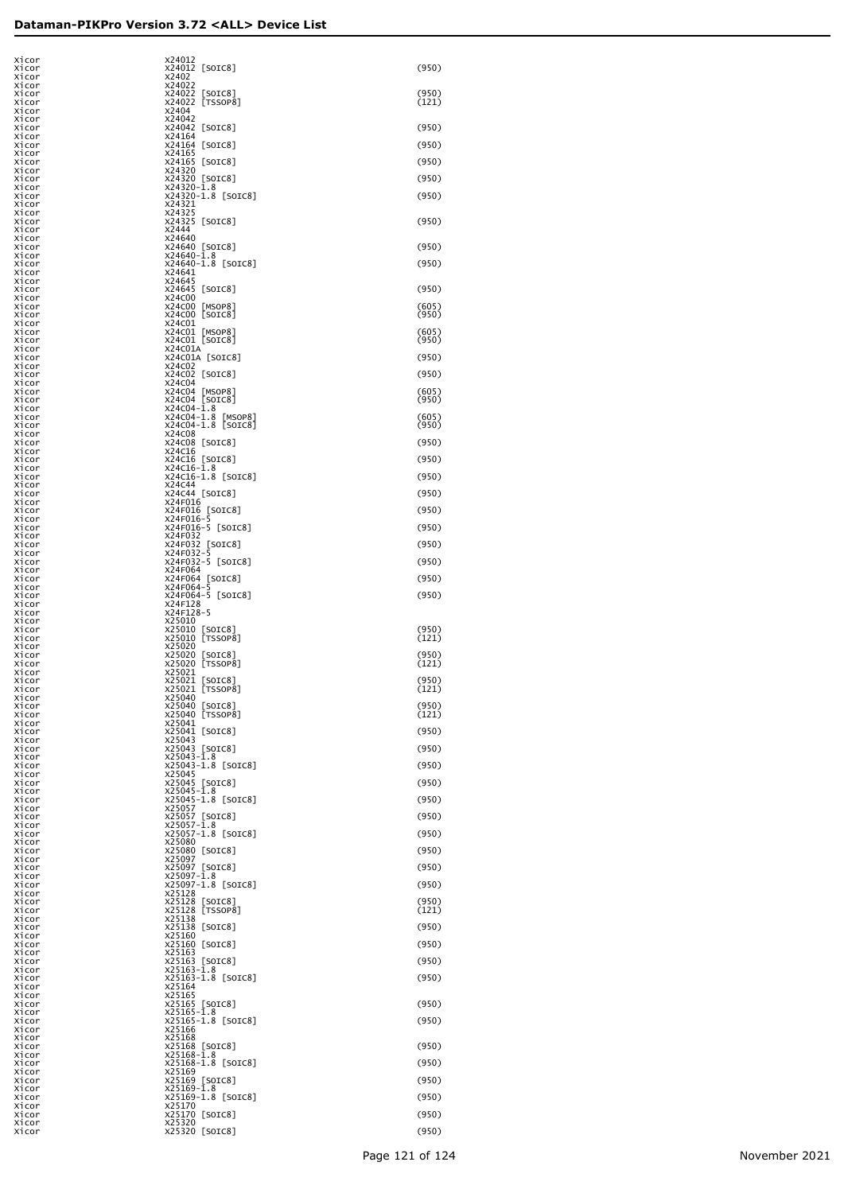| | | |
|---|---|---|
| Xicor | X24012 | |
| Xicor | X24012 [SOIC8] | (950) |
| Xicor | X2402 | |
| Xicor | X24022 | |
| Xicor | X24022 [SOIC8] | (950) |
| Xicor | X24022 [TSSOP8] | (121) |
| Xicor | X2404 | |
| Xicor | X24042 | |
| Xicor | X24042 [SOIC8] | (950) |
| Xicor | X24164 | |
| Xicor | X24164 [SOIC8] | (950) |
| Xicor | X24165 | |
| Xicor | X24165 [SOIC8] | (950) |
| Xicor | X24320 | |
| Xicor | X24320 [SOIC8] | (950) |
| Xicor | X24320-1.8 | |
| Xicor | X24320-1.8 [SOIC8] | (950) |
| Xicor | X24321 | |
| Xicor | X24325 | |
| Xicor | X24325 [SOIC8] | (950) |
| Xicor | X2444 | |
| Xicor | X24640 | |
| Xicor | X24640 [SOIC8] | (950) |
| Xicor | X24640-1.8 | |
| Xicor | X24640-1.8 [SOIC8] | (950) |
| Xicor | X24641 | |
| Xicor | X24645 | |
| Xicor | X24645 [SOIC8] | (950) |
| Xicor | X24C00 | |
| Xicor | X24C00 [MSOP8] | (605) |
| Xicor | X24C00 [SOIC8] | (950) |
| Xicor | X24C01 | |
| Xicor | X24C01 [MSOP8] | (605) |
| Xicor | X24C01 [SOIC8] | (950) |
| Xicor | X24C01A | |
| Xicor | X24C01A [SOIC8] | (950) |
| Xicor | X24C02 | |
| Xicor | X24C02 [SOIC8] | (950) |
| Xicor | X24C04 | |
| Xicor | X24C04 [MSOP8] | (605) |
| Xicor | X24C04 [SOIC8] | (950) |
| Xicor | X24C04-1.8 | |
| Xicor | X24C04-1.8 [MSOP8] | (605) |
| Xicor | X24C04-1.8 [SOIC8] | (950) |
| Xicor | X24C08 | |
| Xicor | X24C08 [SOIC8] | (950) |
| Xicor | X24C16 | |
| Xicor | X24C16 [SOIC8] | (950) |
| Xicor | X24C16-1.8 | |
| Xicor | X24C16-1.8 [SOIC8] | (950) |
| Xicor | X24C44 | |
| Xicor | X24C44 [SOIC8] | (950) |
| Xicor | X24F016 | |
| Xicor | X24F016 [SOIC8] | (950) |
| Xicor | X24F016-5 | |
| Xicor | X24F016-5 [SOIC8] | (950) |
| Xicor | X24F032 | |
| Xicor | X24F032 [SOIC8] | (950) |
| Xicor | X24F032-5 | |
| Xicor | X24F032-5 [SOIC8] | (950) |
| Xicor | X24F064 | |
| Xicor | X24F064 [SOIC8] | (950) |
| Xicor | X24F064-5 | |
| Xicor | X24F064-5 [SOIC8] | (950) |
| Xicor | X24F128 | |
| Xicor | X24F128-5 | |
| Xicor | X25010 | |
| Xicor | X25010 [SOIC8] | (950) |
| Xicor | X25010 [TSSOP8] | (121) |
| Xicor | X25020 | |
| Xicor | X25020 [SOIC8] | (950) |
| Xicor | X25020 [TSSOP8] | (121) |
| Xicor | X25021 | |
| Xicor | X25021 [SOIC8] | (950) |
| Xicor | X25021 [TSSOP8] | (121) |
| Xicor | X25040 | |
| Xicor | X25040 [SOIC8] | (950) |
| Xicor | X25040 [TSSOP8] | (121) |
| Xicor | X25041 | |
| Xicor | X25041 [SOIC8] | (950) |
| Xicor | X25043 | |
| Xicor | X25043 [SOIC8] | (950) |
| Xicor | X25043-1.8 | |
| Xicor | X25043-1.8 [SOIC8] | (950) |
| Xicor | X25045 | |
| Xicor | X25045 [SOIC8] | (950) |
| Xicor | X25045-1.8 | |
| Xicor | X25045-1.8 [SOIC8] | (950) |
| Xicor | X25057 | |
| Xicor | X25057 [SOIC8] | (950) |
| Xicor | X25057-1.8 | |
| Xicor | X25057-1.8 [SOIC8] | (950) |
| Xicor | X25080 | |
| Xicor | X25080 [SOIC8] | (950) |
| Xicor | X25097 | |
| Xicor | X25097 [SOIC8] | (950) |
| Xicor | X25097-1.8 | |
| Xicor | X25097-1.8 [SOIC8] | (950) |
| Xicor | X25128 | |
| Xicor | X25128 [SOIC8] | (950) |
| Xicor | X25128 [TSSOP8] | (121) |
| Xicor | X25138 | |
| Xicor | X25138 [SOIC8] | (950) |
| Xicor | X25160 | |
| Xicor | X25160 [SOIC8] | (950) |
| Xicor | X25163 | |
| Xicor | X25163 [SOIC8] | (950) |
| Xicor | X25163-1.8 | |
| Xicor | X25163-1.8 [SOIC8] | (950) |
| Xicor | X25164 | |
| Xicor | X25165 | |
| Xicor | X25165 [SOIC8] | (950) |
| Xicor | X25165-1.8 | |
| Xicor | X25165-1.8 [SOIC8] | (950) |
| Xicor | X25166 | |
| Xicor | X25168 | |
| Xicor | X25168 [SOIC8] | (950) |
| Xicor | X25168-1.8 | |
| Xicor | X25168-1.8 [SOIC8] | (950) |
| Xicor | X25169 | |
| Xicor | X25169 [SOIC8] | (950) |
| Xicor | X25169-1.8 | |
| Xicor | X25169-1.8 [SOIC8] | (950) |
| Xicor | X25170 | |
| Xicor | X25170 [SOIC8] | (950) |
| Xicor | X25320 | |
| Xicor | X25320 [SOIC8] | (950) |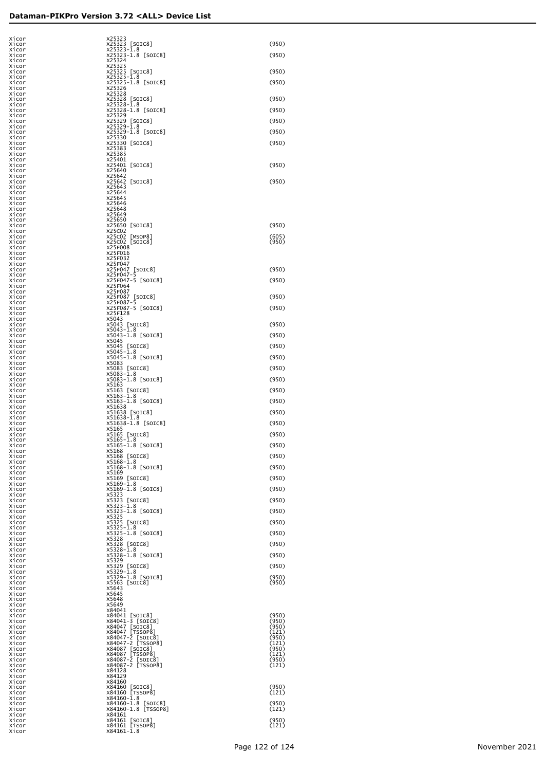| | | |
|---|---|---|
| Xicor | X25323 | |
| Xicor | X25323 [SOIC8] | (950) |
| Xicor | X25323-1.8 | |
| Xicor | X25323-1.8 [SOIC8] | (950) |
| Xicor | X25324 | |
| Xicor | X25325 | |
| Xicor | X25325 [SOIC8] | (950) |
| Xicor | X25325-1.8 | |
| Xicor | X25325-1.8 [SOIC8] | (950) |
| Xicor | X25326 | |
| Xicor | X25328 | |
| Xicor | X25328 [SOIC8] | (950) |
| Xicor | X25328-1.8 | |
| Xicor | X25328-1.8 [SOIC8] | (950) |
| Xicor | X25329 | |
| Xicor | X25329 [SOIC8] | (950) |
| Xicor | X25329-1.8 | |
| Xicor | X25329-1.8 [SOIC8] | (950) |
| Xicor | X25330 | |
| Xicor | X25330 [SOIC8] | (950) |
| Xicor | X25383 | |
| Xicor | X25385 | |
| Xicor | X25401 | |
| Xicor | X25401 [SOIC8] | (950) |
| Xicor | X25640 | |
| Xicor | X25642 | |
| Xicor | X25642 [SOIC8] | (950) |
| Xicor | X25643 | |
| Xicor | X25644 | |
| Xicor | X25645 | |
| Xicor | X25646 | |
| Xicor | X25648 | |
| Xicor | X25649 | |
| Xicor | X25650 | |
| Xicor | X25650 [SOIC8] | (950) |
| Xicor | X25C02 | |
| Xicor | X25C02 [MSOP8] | (605) |
| Xicor | X25C02 [SOIC8] | (950) |
| Xicor | X25F008 | |
| Xicor | X25F016 | |
| Xicor | X25F032 | |
| Xicor | X25F047 | |
| Xicor | X25F047 [SOIC8] | (950) |
| Xicor | X25F047-5 | |
| Xicor | X25F047-5 [SOIC8] | (950) |
| Xicor | X25F064 | |
| Xicor | X25F087 | |
| Xicor | X25F087 [SOIC8] | (950) |
| Xicor | X25F087-5 | |
| Xicor | X25F087-5 [SOIC8] | (950) |
| Xicor | X25F128 | |
| Xicor | X5043 | |
| Xicor | X5043 [SOIC8] | (950) |
| Xicor | X5043-1.8 | |
| Xicor | X5043-1.8 [SOIC8] | (950) |
| Xicor | X5045 | |
| Xicor | X5045 [SOIC8] | (950) |
| Xicor | X5045-1.8 | |
| Xicor | X5045-1.8 [SOIC8] | (950) |
| Xicor | X5083 | |
| Xicor | X5083 [SOIC8] | (950) |
| Xicor | X5083-1.8 | |
| Xicor | X5083-1.8 [SOIC8] | (950) |
| Xicor | X5163 | |
| Xicor | X5163 [SOIC8] | (950) |
| Xicor | X5163-1.8 | |
| Xicor | X5163-1.8 [SOIC8] | (950) |
| Xicor | X51638 | |
| Xicor | X51638 [SOIC8] | (950) |
| Xicor | X51638-1.8 | |
| Xicor | X51638-1.8 [SOIC8] | (950) |
| Xicor | X5165 | |
| Xicor | X5165 [SOIC8] | (950) |
| Xicor | X5165-1.8 | |
| Xicor | X5165-1.8 [SOIC8] | (950) |
| Xicor | X5168 | |
| Xicor | X5168 [SOIC8] | (950) |
| Xicor | X5168-1.8 | |
| Xicor | X5168-1.8 [SOIC8] | (950) |
| Xicor | X5169 | |
| Xicor | X5169 [SOIC8] | (950) |
| Xicor | X5169-1.8 | |
| Xicor | X5169-1.8 [SOIC8] | (950) |
| Xicor | X5323 | |
| Xicor | X5323 [SOIC8] | (950) |
| Xicor | X5323-1.8 | |
| Xicor | X5323-1.8 [SOIC8] | (950) |
| Xicor | X5325 | |
| Xicor | X5325 [SOIC8] | (950) |
| Xicor | X5325-1.8 | |
| Xicor | X5325-1.8 [SOIC8] | (950) |
| Xicor | X5328 | |
| Xicor | X5328 [SOIC8] | (950) |
| Xicor | X5328-1.8 | |
| Xicor | X5328-1.8 [SOIC8] | (950) |
| Xicor | X5329 | |
| Xicor | X5329 [SOIC8] | (950) |
| Xicor | X5329-1.8 | |
| Xicor | X5329-1.8 [SOIC8] | (950) |
| Xicor | X5563 [SOIC8] | (950) |
| Xicor | X5643 | |
| Xicor | X5645 | |
| Xicor | X5648 | |
| Xicor | X5649 | |
| Xicor | X84041 | |
| Xicor | X84041 [SOIC8] | (950) |
| Xicor | X84041-3 [SOIC8] | (950) |
| Xicor | X84047 [SOIC8] | (950) |
| Xicor | X84047 [TSSOP8] | (121) |
| Xicor | X84047-2 [SOIC8] | (950) |
| Xicor | X84047-2 [TSSOP8] | (121) |
| Xicor | X84087 [SOIC8] | (950) |
| Xicor | X84087 [TSSOP8] | (121) |
| Xicor | X84087-2 [SOIC8] | (950) |
| Xicor | X84087-2 [TSSOP8] | (121) |
| Xicor | X84128 | |
| Xicor | X84129 | |
| Xicor | X84160 | |
| Xicor | X84160 [SOIC8] | (950) |
| Xicor | X84160 [TSSOP8] | (121) |
| Xicor | X84160-1.8 | |
| Xicor | X84160-1.8 [SOIC8] | (950) |
| Xicor | X84160-1.8 [TSSOP8] | (121) |
| Xicor | X84161 | |
| Xicor | X84161 [SOIC8] | (950) |
| Xicor | X84161 [TSSOP8] | (121) |
| Xicor | X84161-1.8 | |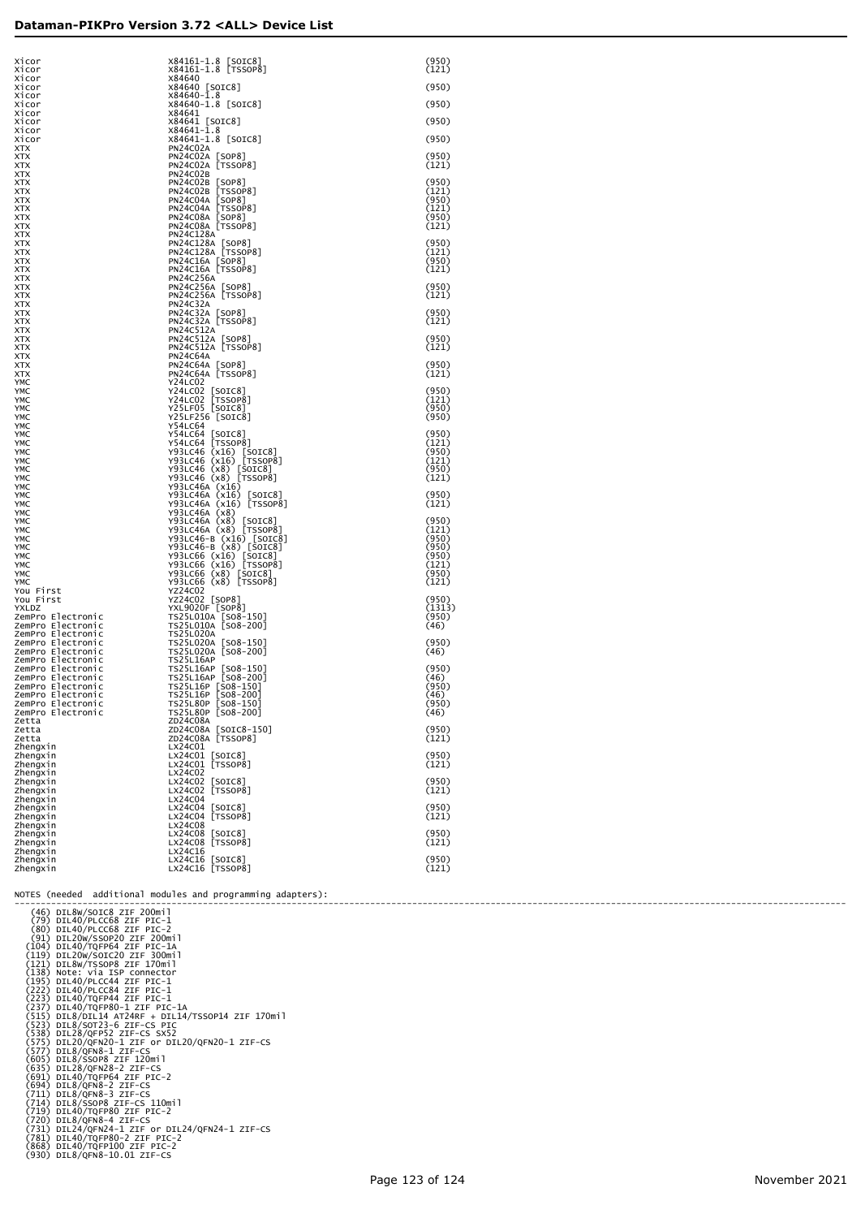| | | |
|---|---|---|
| Xicor | X84161-1.8 [SOIC8] | (950) |
| Xicor | X84161-1.8 [TSSOP8] | (121) |
| Xicor | X84640 | |
| Xicor | X84640 [SOIC8] | (950) |
| Xicor | X84640-1.8 | |
| Xicor | X84640-1.8 [SOIC8] | (950) |
| Xicor | X84641 | |
| Xicor | X84641 [SOIC8] | (950) |
| Xicor | X84641-1.8 | |
| Xicor | X84641-1.8 [SOIC8] | (950) |
| XTX | PN24C02A | |
| XTX | PN24C02A [SOP8] | (950) |
| XTX | PN24C02A [TSSOP8] | (121) |
| XTX | PN24C02B | |
| XTX | PN24C02B [SOP8] | (950) |
| XTX | PN24C02B [TSSOP8] | (121) |
| XTX | PN24C04A [SOP8] | (950) |
| XTX | PN24C04A [TSSOP8] | (121) |
| XTX | PN24C08A [SOP8] | (950) |
| XTX | PN24C08A [TSSOP8] | (121) |
| XTX | PN24C128A | |
| XTX | PN24C128A [SOP8] | (950) |
| XTX | PN24C128A [TSSOP8] | (121) |
| XTX | PN24C16A [SOP8] | (950) |
| XTX | PN24C16A [TSSOP8] | (121) |
| XTX | PN24C256A | |
| XTX | PN24C256A [SOP8] | (950) |
| XTX | PN24C256A [TSSOP8] | (121) |
| XTX | PN24C32A | |
| XTX | PN24C32A [SOP8] | (950) |
| XTX | PN24C32A [TSSOP8] | (121) |
| XTX | PN24C512A | |
| XTX | PN24C512A [SOP8] | (950) |
| XTX | PN24C512A [TSSOP8] | (121) |
| XTX | PN24C64A | |
| XTX | PN24C64A [SOP8] | (950) |
| XTX | PN24C64A [TSSOP8] | (121) |
| YMC | Y24LC02 | |
| YMC | Y24LC02 [SOIC8] | (950) |
| YMC | Y24LC02 [TSSOP8] | (121) |
| YMC | Y25LF05 [SOIC8] | (950) |
| YMC | Y25LF256 [SOIC8] | (950) |
| YMC | Y54LC64 | |
| YMC | Y54LC64 [SOIC8] | (950) |
| YMC | Y54LC64 [TSSOP8] | (121) |
| YMC | Y93LC46 (x16) [SOIC8] | (950) |
| YMC | Y93LC46 (x16) [TSSOP8] | (121) |
| YMC | Y93LC46 (x8) [SOIC8] | (950) |
| YMC | Y93LC46 (x8) [TSSOP8] | (121) |
| YMC | Y93LC46A (x16) | |
| YMC | Y93LC46A (x16) [SOIC8] | (950) |
| YMC | Y93LC46A (x16) [TSSOP8] | (121) |
| YMC | Y93LC46A (x8) | |
| YMC | Y93LC46A (x8) [SOIC8] | (950) |
| YMC | Y93LC46A (x8) [TSSOP8] | (121) |
| YMC | Y93LC46-B (x16) [SOIC8] | (950) |
| YMC | Y93LC46-B (x8) [SOIC8] | (950) |
| YMC | Y93LC66 (x16) [SOIC8] | (950) |
| YMC | Y93LC66 (x16) [TSSOP8] | (121) |
| YMC | Y93LC66 (x8) [SOIC8] | (950) |
| YMC | Y93LC66 (x8) [TSSOP8] | (121) |
| You First | YZ24C02 | |
| You First | YZ24C02 [SOP8] | (950) |
| YXLDZ | YXL9020F [SOP8] | (1313) |
| ZemPro Electronic | TS25L010A [SO8-150] | (950) |
| ZemPro Electronic | TS25L010A [SO8-200] | (46) |
| ZemPro Electronic | TS25L020A | |
| ZemPro Electronic | TS25L020A [SO8-150] | (950) |
| ZemPro Electronic | TS25L020A [SO8-200] | (46) |
| ZemPro Electronic | TS25L16AP | |
| ZemPro Electronic | TS25L16AP [SO8-150] | (950) |
| ZemPro Electronic | TS25L16AP [SO8-200] | (46) |
| ZemPro Electronic | TS25L16P [SO8-150] | (950) |
| ZemPro Electronic | TS25L16P [SO8-200] | (46) |
| ZemPro Electronic | TS25L80P [SO8-150] | (950) |
| ZemPro Electronic | TS25L80P [SO8-200] | (46) |
| Zetta | ZD24C08A | |
| Zetta | ZD24C08A [SOIC8-150] | (950) |
| Zetta | ZD24C08A [TSSOP8] | (121) |
| Zhengxin | LX24C01 | |
| Zhengxin | LX24C01 [SOIC8] | (950) |
| Zhengxin | LX24C01 [TSSOP8] | (121) |
| Zhengxin | LX24C02 | |
| Zhengxin | LX24C02 [SOIC8] | (950) |
| Zhengxin | LX24C02 [TSSOP8] | (121) |
| Zhengxin | LX24C04 | |
| Zhengxin | LX24C04 [SOIC8] | (950) |
| Zhengxin | LX24C04 [TSSOP8] | (121) |
| Zhengxin | LX24C08 | |
| Zhengxin | LX24C08 [SOIC8] | (950) |
| Zhengxin | LX24C08 [TSSOP8] | (121) |
| Zhengxin | LX24C16 | |
| Zhengxin | LX24C16 [SOIC8] | (950) |
| Zhengxin | LX24C16 [TSSOP8] | (121) |

NOTES (needed additional modules and programming adapters):

---

- (46) DIL8W/SOIC8 ZIF 200mil
- (79) DIL40/PLCC68 ZIF PIC-1
- (80) DIL40/PLCC68 ZIF PIC-2
- (91) DIL20W/SSOP20 ZIF 200mil
- (104) DIL40/TQFP64 ZIF PIC-1A
- (119) DIL20W/SOIC20 ZIF 300mil
- (121) DIL8W/TSSOP8 ZIF 170mil
- (138) Note: via ISP connector
- (195) DIL40/PLCC44 ZIF PIC-1
- (222) DIL40/PLCC84 ZIF PIC-1
- (223) DIL40/TQFP44 ZIF PIC-1
- (237) DIL40/TQFP80-1 ZIF PIC-1A
- (515) DIL8/DIL14 AT24RF + DIL14/TSSOP14 ZIF 170mil
- (523) DIL8/SOT23-6 ZIF-CS PIC
- (538) DIL28/QFP52 ZIF-CS SX52
- (575) DIL20/QFN20-1 ZIF or DIL20/QFN20-1 ZIF-CS
- (577) DIL8/QFN8-1 ZIF-CS
- (605) DIL8/SSOP8 ZIF 120mil
- (635) DIL28/QFN28-2 ZIF-CS
- (691) DIL40/TQFP64 ZIF PIC-2
- (694) DIL8/QFN8-2 ZIF-CS
- (711) DIL8/QFN8-3 ZIF-CS
- (714) DIL8/SSOP8 ZIF-CS 110mil
- (719) DIL40/TQFP80 ZIF PIC-2
- (720) DIL8/QFN8-4 ZIF-CS
- (731) DIL24/QFN24-1 ZIF or DIL24/QFN24-1 ZIF-CS
- (781) DIL40/TQFP80-2 ZIF PIC-2
- (868) DIL40/TQFP100 ZIF PIC-2
- (930) DIL8/QFN8-10.01 ZIF-CS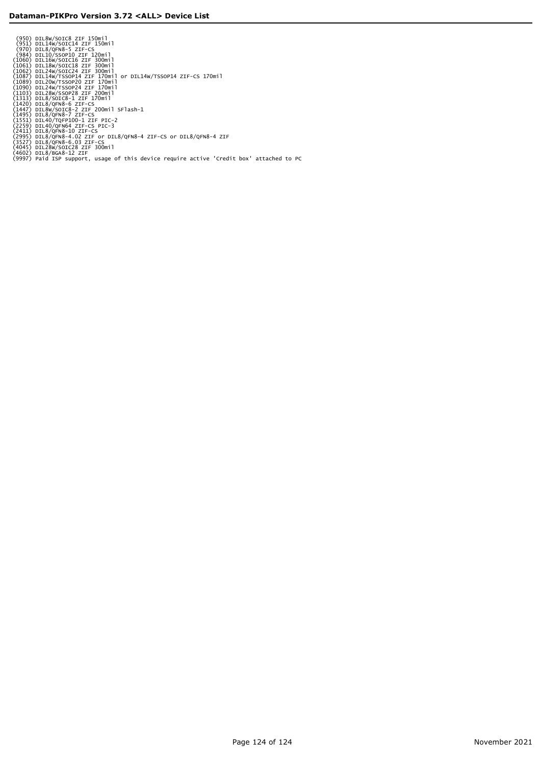```
 (950) DIL8W/SOIC8 ZIF 150mil
 (951) DIL14W/SOIC14 ZIF 150mil
 (970) DIL8/QFN8-5 ZIF-CS
 (984) DIL10/SSOP10 ZIF 120mil
(1060) DIL16W/SOIC16 ZIF 300mil
(1061) DIL18W/SOIC18 ZIF 300mil
(1062) DIL24W/SOIC24 ZIF 300mil
(1087) DIL14W/TSSOP14 ZIF 170mil or DIL14W/TSSOP14 ZIF-CS 170mil
(1089) DIL20W/TSSOP20 ZIF 170mil
(1090) DIL24W/TSSOP24 ZIF 170mil
(1103) DIL28W/SSOP28 ZIF 200mil
(1313) DIL8/SOIC8-1 ZIF 170mil
(1420) DIL8/QFN8-6 ZIF-CS
(1447) DIL8W/SOIC8-2 ZIF 200mil SFlash-1
(1495) DIL8/QFN8-7 ZIF-CS
(1551) DIL40/TQFP100-1 ZIF PIC-2
(2259) DIL40/QFN64 ZIF-CS PIC-3
(2411) DIL8/QFN8-10 ZIF-CS
(2995) DIL8/QFN8-4.02 ZIF or DIL8/QFN8-4 ZIF-CS or DIL8/QFN8-4 ZIF
(3527) DIL8/QFN8-6.03 ZIF-CS
(4045) DIL28W/SOIC28 ZIF 300mil
(4602) DIL8/BGA8-12 ZIF
(9997) Paid ISP support, usage of this device require active 'Credit box' attached to PC
```